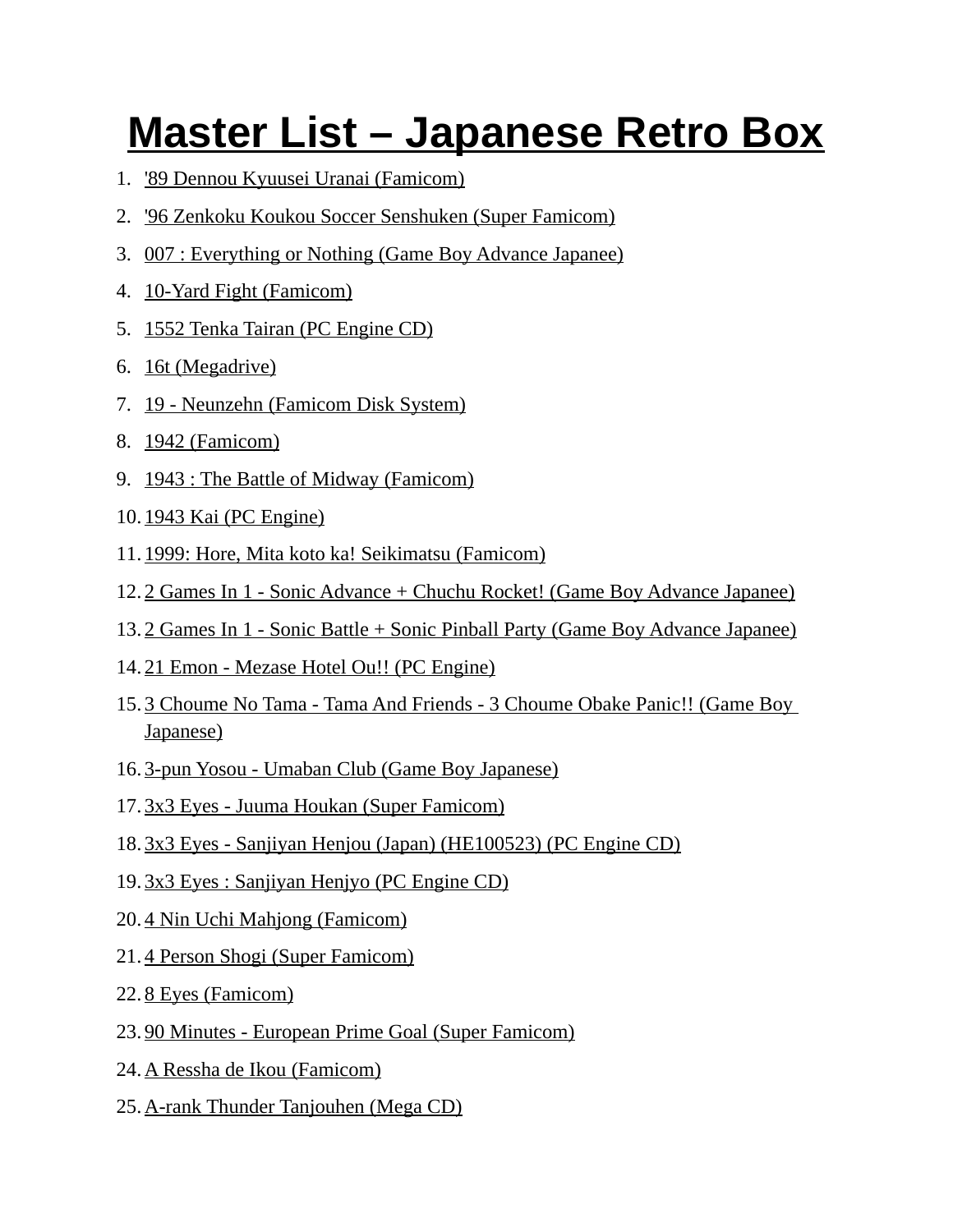# Master List – Japanese Retro Box

1. '89 Dennou Kyuusei Uranai (Famicom)
2. '96 Zenkoku Koukou Soccer Senshuken (Super Famicom)
3. 007 : Everything or Nothing (Game Boy Advance Japanee)
4. 10-Yard Fight (Famicom)
5. 1552 Tenka Tairan (PC Engine CD)
6. 16t (Megadrive)
7. 19 - Neunzehn (Famicom Disk System)
8. 1942 (Famicom)
9. 1943 : The Battle of Midway (Famicom)
10. 1943 Kai (PC Engine)
11. 1999: Hore, Mita koto ka! Seikimatsu (Famicom)
12. 2 Games In 1 - Sonic Advance + Chuchu Rocket! (Game Boy Advance Japanee)
13. 2 Games In 1 - Sonic Battle + Sonic Pinball Party (Game Boy Advance Japanee)
14. 21 Emon - Mezase Hotel Ou!! (PC Engine)
15. 3 Choume No Tama - Tama And Friends - 3 Choume Obake Panic!! (Game Boy Japanese)
16. 3-pun Yosou - Umaban Club (Game Boy Japanese)
17. 3x3 Eyes - Juuma Houkan (Super Famicom)
18. 3x3 Eyes - Sanjiyan Henjou (Japan) (HE100523) (PC Engine CD)
19. 3x3 Eyes : Sanjiyan Henjyo (PC Engine CD)
20. 4 Nin Uchi Mahjong (Famicom)
21. 4 Person Shogi (Super Famicom)
22. 8 Eyes (Famicom)
23. 90 Minutes - European Prime Goal (Super Famicom)
24. A Ressha de Ikou (Famicom)
25. A-rank Thunder Tanjouhen (Mega CD)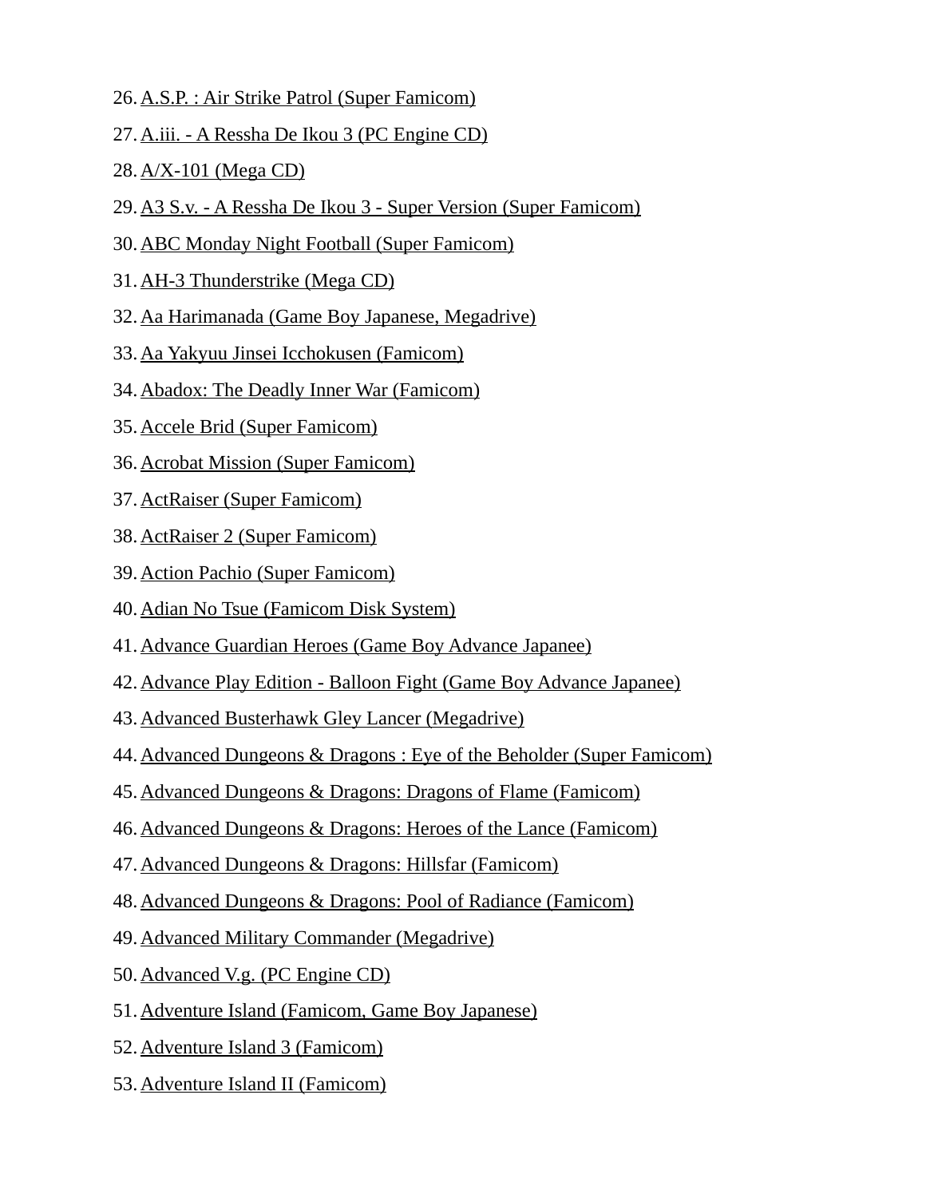26. A.S.P. : Air Strike Patrol (Super Famicom)
27. A.iii. - A Ressha De Ikou 3 (PC Engine CD)
28. A/X-101 (Mega CD)
29. A3 S.v. - A Ressha De Ikou 3 - Super Version (Super Famicom)
30. ABC Monday Night Football (Super Famicom)
31. AH-3 Thunderstrike (Mega CD)
32. Aa Harimanada (Game Boy Japanese, Megadrive)
33. Aa Yakyuu Jinsei Icchokusen (Famicom)
34. Abadox: The Deadly Inner War (Famicom)
35. Accele Brid (Super Famicom)
36. Acrobat Mission (Super Famicom)
37. ActRaiser (Super Famicom)
38. ActRaiser 2 (Super Famicom)
39. Action Pachio (Super Famicom)
40. Adian No Tsue (Famicom Disk System)
41. Advance Guardian Heroes (Game Boy Advance Japanee)
42. Advance Play Edition - Balloon Fight (Game Boy Advance Japanee)
43. Advanced Busterhawk Gley Lancer (Megadrive)
44. Advanced Dungeons & Dragons : Eye of the Beholder (Super Famicom)
45. Advanced Dungeons & Dragons: Dragons of Flame (Famicom)
46. Advanced Dungeons & Dragons: Heroes of the Lance (Famicom)
47. Advanced Dungeons & Dragons: Hillsfar (Famicom)
48. Advanced Dungeons & Dragons: Pool of Radiance (Famicom)
49. Advanced Military Commander (Megadrive)
50. Advanced V.g. (PC Engine CD)
51. Adventure Island (Famicom, Game Boy Japanese)
52. Adventure Island 3 (Famicom)
53. Adventure Island II (Famicom)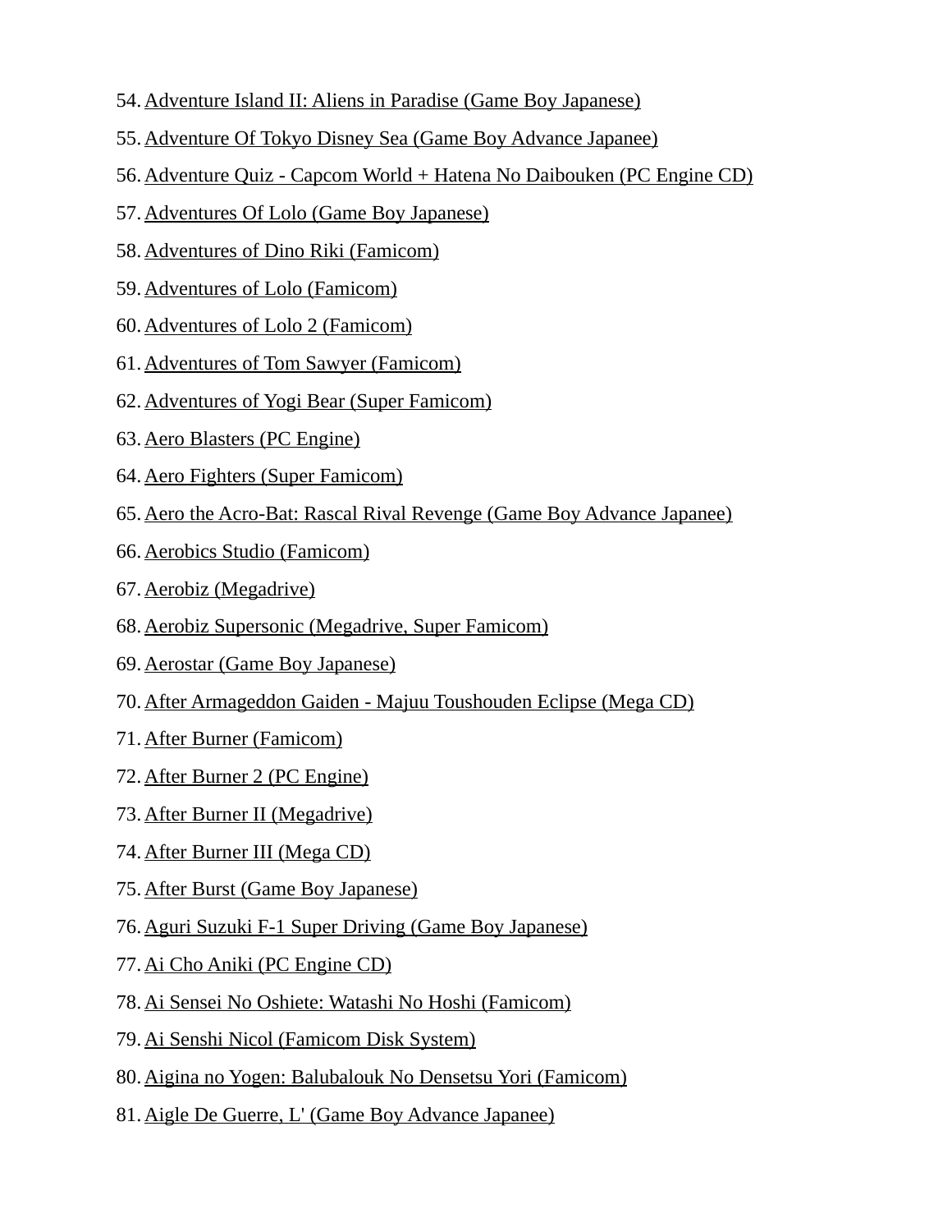54. Adventure Island II: Aliens in Paradise (Game Boy Japanese)
55. Adventure Of Tokyo Disney Sea (Game Boy Advance Japanee)
56. Adventure Quiz - Capcom World + Hatena No Daibouken (PC Engine CD)
57. Adventures Of Lolo (Game Boy Japanese)
58. Adventures of Dino Riki (Famicom)
59. Adventures of Lolo (Famicom)
60. Adventures of Lolo 2 (Famicom)
61. Adventures of Tom Sawyer (Famicom)
62. Adventures of Yogi Bear (Super Famicom)
63. Aero Blasters (PC Engine)
64. Aero Fighters (Super Famicom)
65. Aero the Acro-Bat: Rascal Rival Revenge (Game Boy Advance Japanee)
66. Aerobics Studio (Famicom)
67. Aerobiz (Megadrive)
68. Aerobiz Supersonic (Megadrive, Super Famicom)
69. Aerostar (Game Boy Japanese)
70. After Armageddon Gaiden - Majuu Toushouden Eclipse (Mega CD)
71. After Burner (Famicom)
72. After Burner 2 (PC Engine)
73. After Burner II (Megadrive)
74. After Burner III (Mega CD)
75. After Burst (Game Boy Japanese)
76. Aguri Suzuki F-1 Super Driving (Game Boy Japanese)
77. Ai Cho Aniki (PC Engine CD)
78. Ai Sensei No Oshiete: Watashi No Hoshi (Famicom)
79. Ai Senshi Nicol (Famicom Disk System)
80. Aigina no Yogen: Balubalouk No Densetsu Yori (Famicom)
81. Aigle De Guerre, L' (Game Boy Advance Japanee)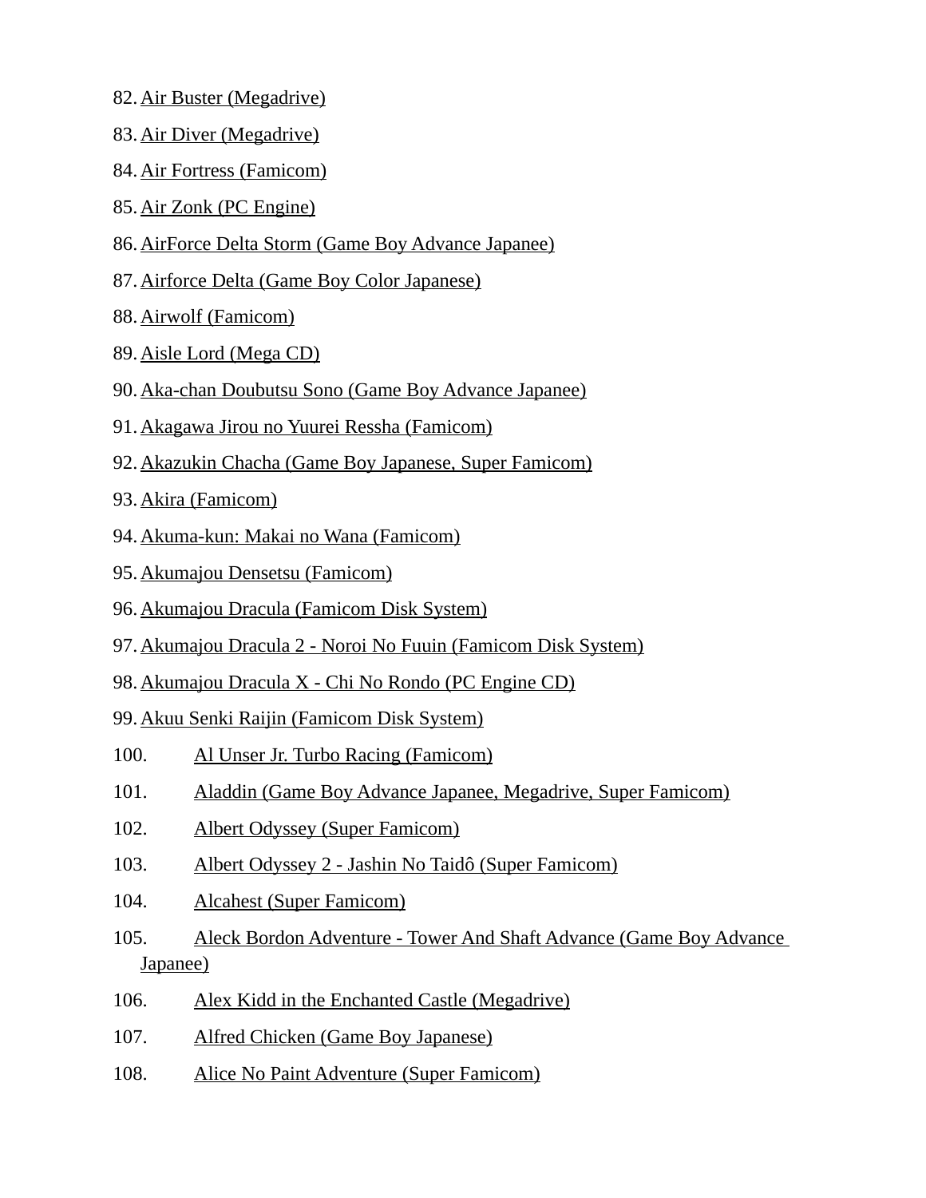82. Air Buster (Megadrive)
83. Air Diver (Megadrive)
84. Air Fortress (Famicom)
85. Air Zonk (PC Engine)
86. AirForce Delta Storm (Game Boy Advance Japanee)
87. Airforce Delta (Game Boy Color Japanese)
88. Airwolf (Famicom)
89. Aisle Lord (Mega CD)
90. Aka-chan Doubutsu Sono (Game Boy Advance Japanee)
91. Akagawa Jirou no Yuurei Ressha (Famicom)
92. Akazukin Chacha (Game Boy Japanese, Super Famicom)
93. Akira (Famicom)
94. Akuma-kun: Makai no Wana (Famicom)
95. Akumajou Densetsu (Famicom)
96. Akumajou Dracula (Famicom Disk System)
97. Akumajou Dracula 2 - Noroi No Fuuin (Famicom Disk System)
98. Akumajou Dracula X - Chi No Rondo (PC Engine CD)
99. Akuu Senki Raijin (Famicom Disk System)
100. Al Unser Jr. Turbo Racing (Famicom)
101. Aladdin (Game Boy Advance Japanee, Megadrive, Super Famicom)
102. Albert Odyssey (Super Famicom)
103. Albert Odyssey 2 - Jashin No Taidô (Super Famicom)
104. Alcahest (Super Famicom)
105. Aleck Bordon Adventure - Tower And Shaft Advance (Game Boy Advance Japanee)
106. Alex Kidd in the Enchanted Castle (Megadrive)
107. Alfred Chicken (Game Boy Japanese)
108. Alice No Paint Adventure (Super Famicom)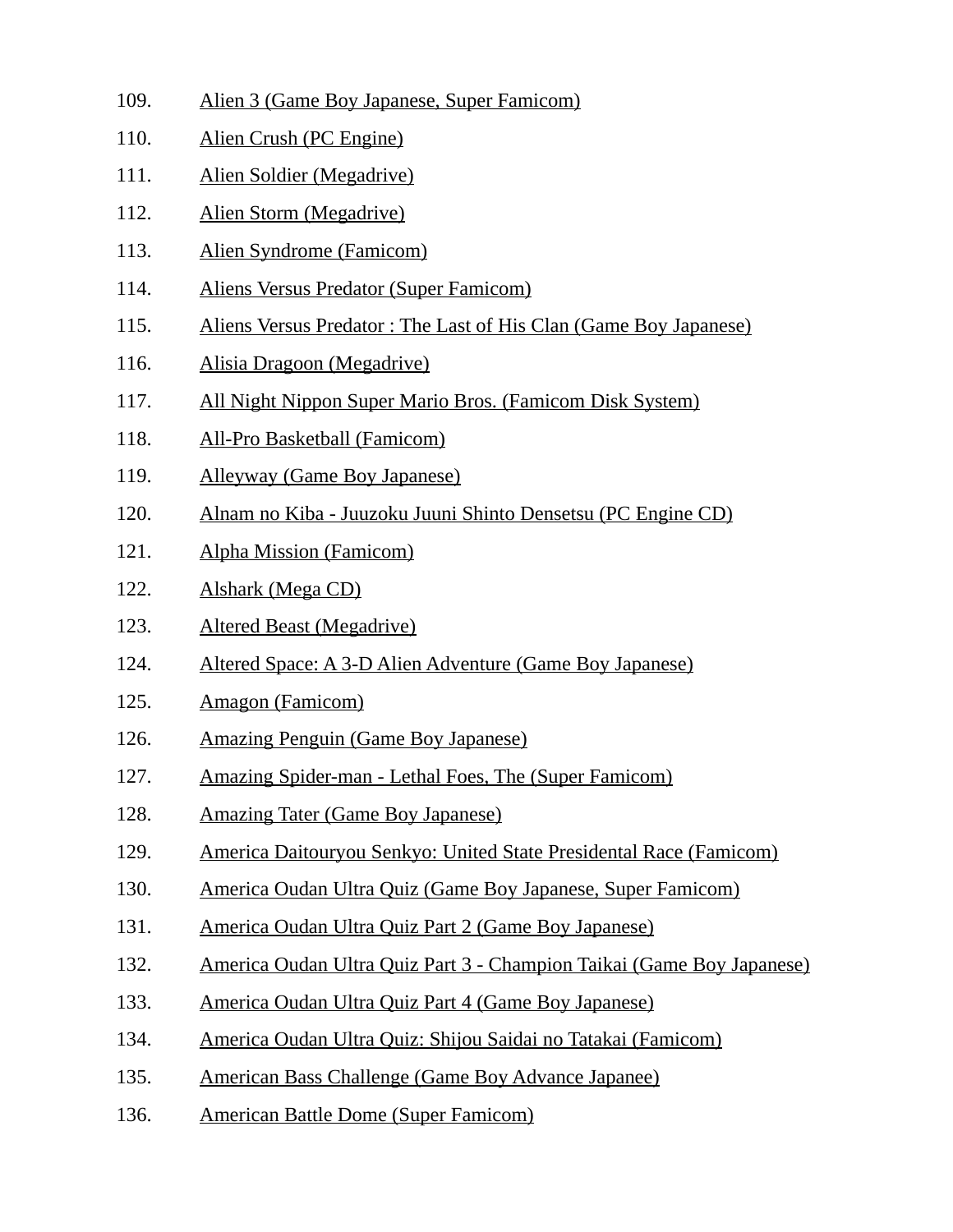109. Alien 3 (Game Boy Japanese, Super Famicom)
110. Alien Crush (PC Engine)
111. Alien Soldier (Megadrive)
112. Alien Storm (Megadrive)
113. Alien Syndrome (Famicom)
114. Aliens Versus Predator (Super Famicom)
115. Aliens Versus Predator : The Last of His Clan (Game Boy Japanese)
116. Alisia Dragoon (Megadrive)
117. All Night Nippon Super Mario Bros. (Famicom Disk System)
118. All-Pro Basketball (Famicom)
119. Alleyway (Game Boy Japanese)
120. Alnam no Kiba - Juuzoku Juuni Shinto Densetsu (PC Engine CD)
121. Alpha Mission (Famicom)
122. Alshark (Mega CD)
123. Altered Beast (Megadrive)
124. Altered Space: A 3-D Alien Adventure (Game Boy Japanese)
125. Amagon (Famicom)
126. Amazing Penguin (Game Boy Japanese)
127. Amazing Spider-man - Lethal Foes, The (Super Famicom)
128. Amazing Tater (Game Boy Japanese)
129. America Daitouryou Senkyo: United State Presidental Race (Famicom)
130. America Oudan Ultra Quiz (Game Boy Japanese, Super Famicom)
131. America Oudan Ultra Quiz Part 2 (Game Boy Japanese)
132. America Oudan Ultra Quiz Part 3 - Champion Taikai (Game Boy Japanese)
133. America Oudan Ultra Quiz Part 4 (Game Boy Japanese)
134. America Oudan Ultra Quiz: Shijou Saidai no Tatakai (Famicom)
135. American Bass Challenge (Game Boy Advance Japanee)
136. American Battle Dome (Super Famicom)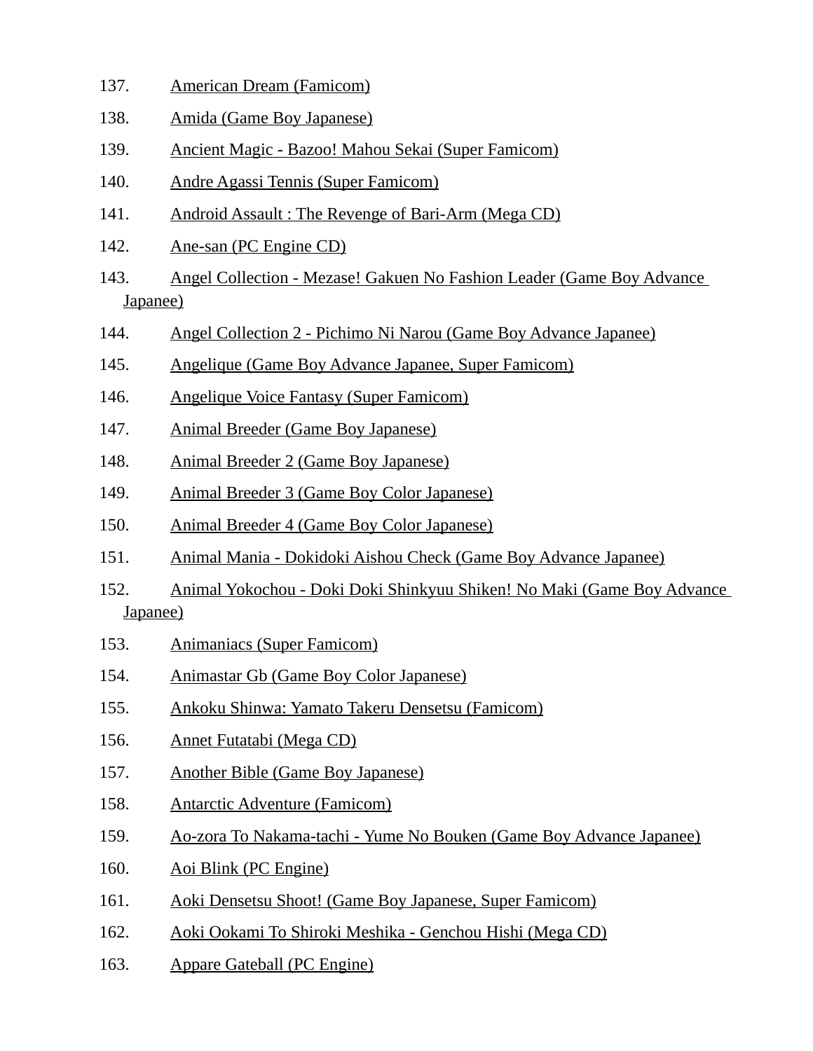137. American Dream (Famicom)
138. Amida (Game Boy Japanese)
139. Ancient Magic - Bazoo! Mahou Sekai (Super Famicom)
140. Andre Agassi Tennis (Super Famicom)
141. Android Assault : The Revenge of Bari-Arm (Mega CD)
142. Ane-san (PC Engine CD)
143. Angel Collection - Mezase! Gakuen No Fashion Leader (Game Boy Advance Japanee)
144. Angel Collection 2 - Pichimo Ni Narou (Game Boy Advance Japanee)
145. Angelique (Game Boy Advance Japanee, Super Famicom)
146. Angelique Voice Fantasy (Super Famicom)
147. Animal Breeder (Game Boy Japanese)
148. Animal Breeder 2 (Game Boy Japanese)
149. Animal Breeder 3 (Game Boy Color Japanese)
150. Animal Breeder 4 (Game Boy Color Japanese)
151. Animal Mania - Dokidoki Aishou Check (Game Boy Advance Japanee)
152. Animal Yokochou - Doki Doki Shinkyuu Shiken! No Maki (Game Boy Advance Japanee)
153. Animaniacs (Super Famicom)
154. Animastar Gb (Game Boy Color Japanese)
155. Ankoku Shinwa: Yamato Takeru Densetsu (Famicom)
156. Annet Futatabi (Mega CD)
157. Another Bible (Game Boy Japanese)
158. Antarctic Adventure (Famicom)
159. Ao-zora To Nakama-tachi - Yume No Bouken (Game Boy Advance Japanee)
160. Aoi Blink (PC Engine)
161. Aoki Densetsu Shoot! (Game Boy Japanese, Super Famicom)
162. Aoki Ookami To Shiroki Meshika - Genchou Hishi (Mega CD)
163. Appare Gateball (PC Engine)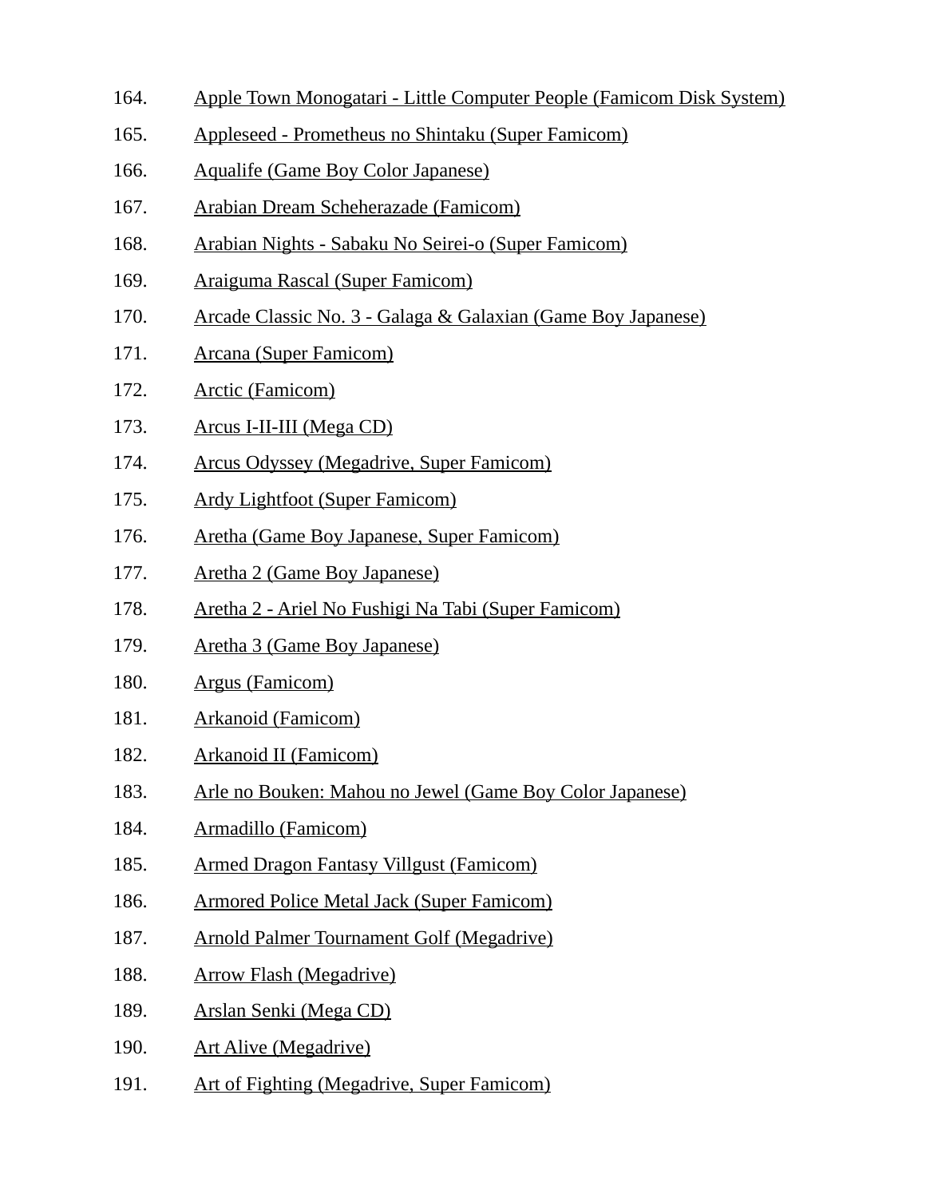164. Apple Town Monogatari - Little Computer People (Famicom Disk System)
165. Appleseed - Prometheus no Shintaku (Super Famicom)
166. Aqualife (Game Boy Color Japanese)
167. Arabian Dream Scheherazade (Famicom)
168. Arabian Nights - Sabaku No Seirei-o (Super Famicom)
169. Araiguma Rascal (Super Famicom)
170. Arcade Classic No. 3 - Galaga & Galaxian (Game Boy Japanese)
171. Arcana (Super Famicom)
172. Arctic (Famicom)
173. Arcus I-II-III (Mega CD)
174. Arcus Odyssey (Megadrive, Super Famicom)
175. Ardy Lightfoot (Super Famicom)
176. Aretha (Game Boy Japanese, Super Famicom)
177. Aretha 2 (Game Boy Japanese)
178. Aretha 2 - Ariel No Fushigi Na Tabi (Super Famicom)
179. Aretha 3 (Game Boy Japanese)
180. Argus (Famicom)
181. Arkanoid (Famicom)
182. Arkanoid II (Famicom)
183. Arle no Bouken: Mahou no Jewel (Game Boy Color Japanese)
184. Armadillo (Famicom)
185. Armed Dragon Fantasy Villgust (Famicom)
186. Armored Police Metal Jack (Super Famicom)
187. Arnold Palmer Tournament Golf (Megadrive)
188. Arrow Flash (Megadrive)
189. Arslan Senki (Mega CD)
190. Art Alive (Megadrive)
191. Art of Fighting (Megadrive, Super Famicom)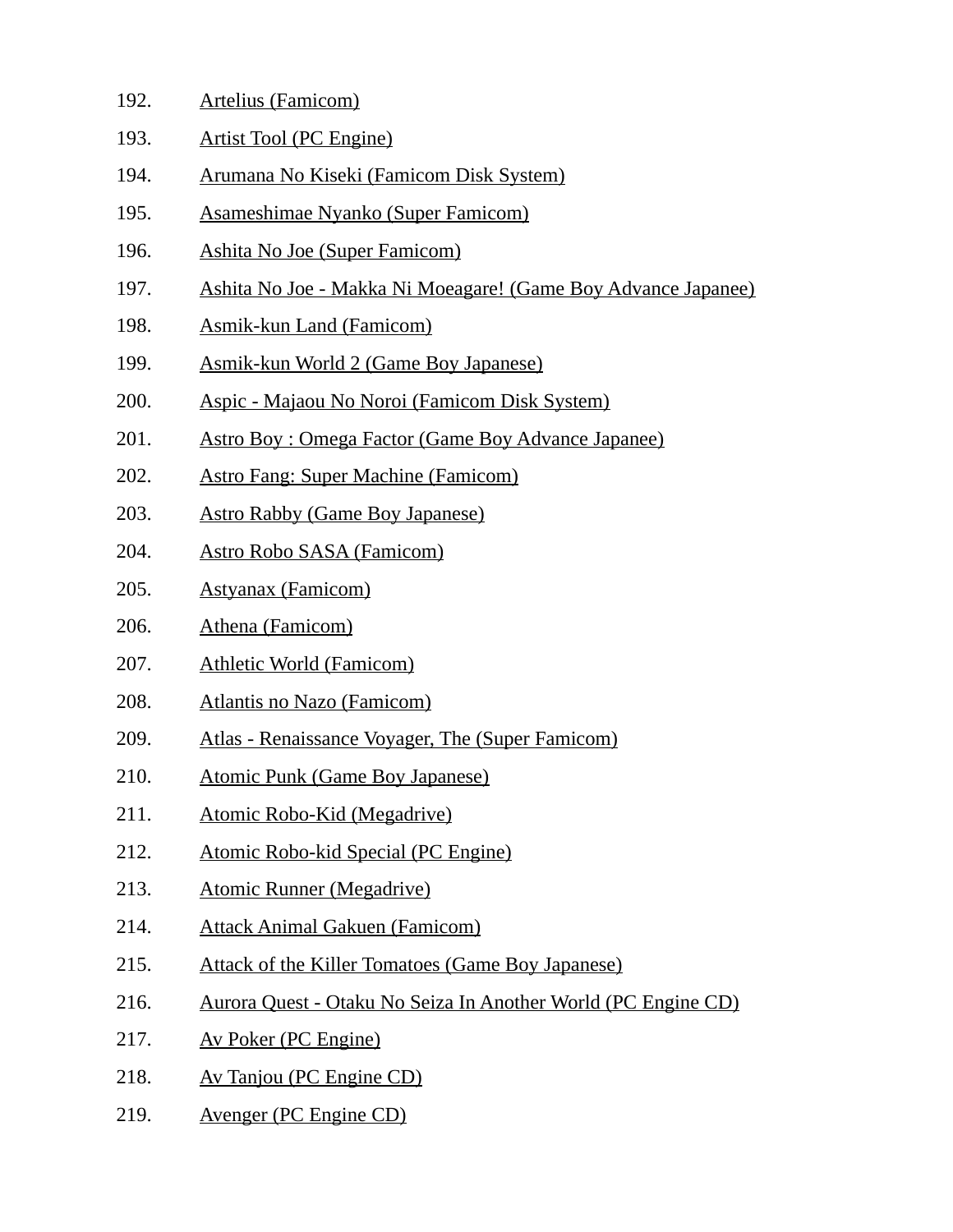192. Artelius (Famicom)
193. Artist Tool (PC Engine)
194. Arumana No Kiseki (Famicom Disk System)
195. Asameshimae Nyanko (Super Famicom)
196. Ashita No Joe (Super Famicom)
197. Ashita No Joe - Makka Ni Moeagare! (Game Boy Advance Japanee)
198. Asmik-kun Land (Famicom)
199. Asmik-kun World 2 (Game Boy Japanese)
200. Aspic - Majaou No Noroi (Famicom Disk System)
201. Astro Boy : Omega Factor (Game Boy Advance Japanee)
202. Astro Fang: Super Machine (Famicom)
203. Astro Rabby (Game Boy Japanese)
204. Astro Robo SASA (Famicom)
205. Astyanax (Famicom)
206. Athena (Famicom)
207. Athletic World (Famicom)
208. Atlantis no Nazo (Famicom)
209. Atlas - Renaissance Voyager, The (Super Famicom)
210. Atomic Punk (Game Boy Japanese)
211. Atomic Robo-Kid (Megadrive)
212. Atomic Robo-kid Special (PC Engine)
213. Atomic Runner (Megadrive)
214. Attack Animal Gakuen (Famicom)
215. Attack of the Killer Tomatoes (Game Boy Japanese)
216. Aurora Quest - Otaku No Seiza In Another World (PC Engine CD)
217. Av Poker (PC Engine)
218. Av Tanjou (PC Engine CD)
219. Avenger (PC Engine CD)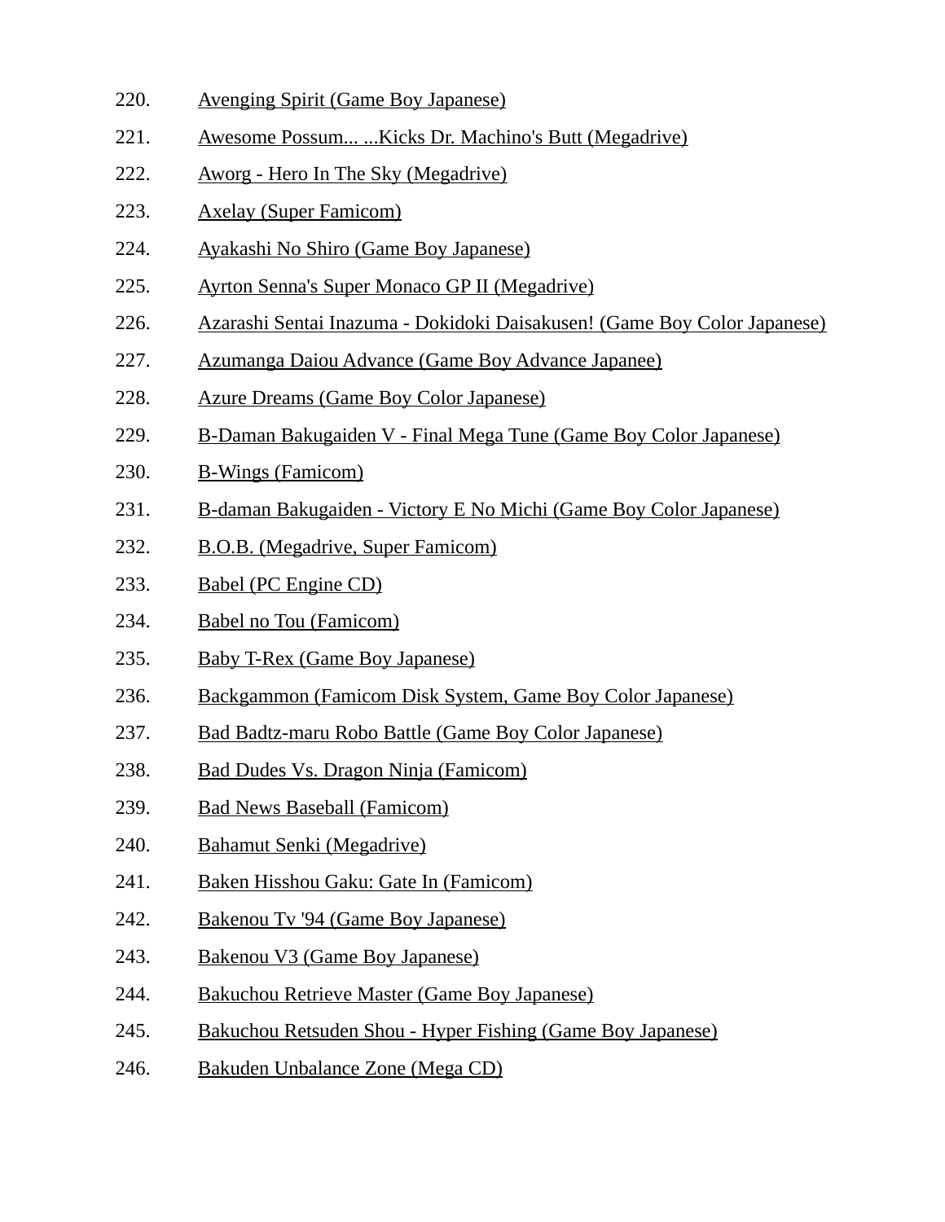220. Avenging Spirit (Game Boy Japanese)
221. Awesome Possum... ...Kicks Dr. Machino's Butt (Megadrive)
222. Aworg - Hero In The Sky (Megadrive)
223. Axelay (Super Famicom)
224. Ayakashi No Shiro (Game Boy Japanese)
225. Ayrton Senna's Super Monaco GP II (Megadrive)
226. Azarashi Sentai Inazuma - Dokidoki Daisakusen! (Game Boy Color Japanese)
227. Azumanga Daiou Advance (Game Boy Advance Japanee)
228. Azure Dreams (Game Boy Color Japanese)
229. B-Daman Bakugaiden V - Final Mega Tune (Game Boy Color Japanese)
230. B-Wings (Famicom)
231. B-daman Bakugaiden - Victory E No Michi (Game Boy Color Japanese)
232. B.O.B. (Megadrive, Super Famicom)
233. Babel (PC Engine CD)
234. Babel no Tou (Famicom)
235. Baby T-Rex (Game Boy Japanese)
236. Backgammon (Famicom Disk System, Game Boy Color Japanese)
237. Bad Badtz-maru Robo Battle (Game Boy Color Japanese)
238. Bad Dudes Vs. Dragon Ninja (Famicom)
239. Bad News Baseball (Famicom)
240. Bahamut Senki (Megadrive)
241. Baken Hisshou Gaku: Gate In (Famicom)
242. Bakenou Tv '94 (Game Boy Japanese)
243. Bakenou V3 (Game Boy Japanese)
244. Bakuchou Retrieve Master (Game Boy Japanese)
245. Bakuchou Retsuden Shou - Hyper Fishing (Game Boy Japanese)
246. Bakuden Unbalance Zone (Mega CD)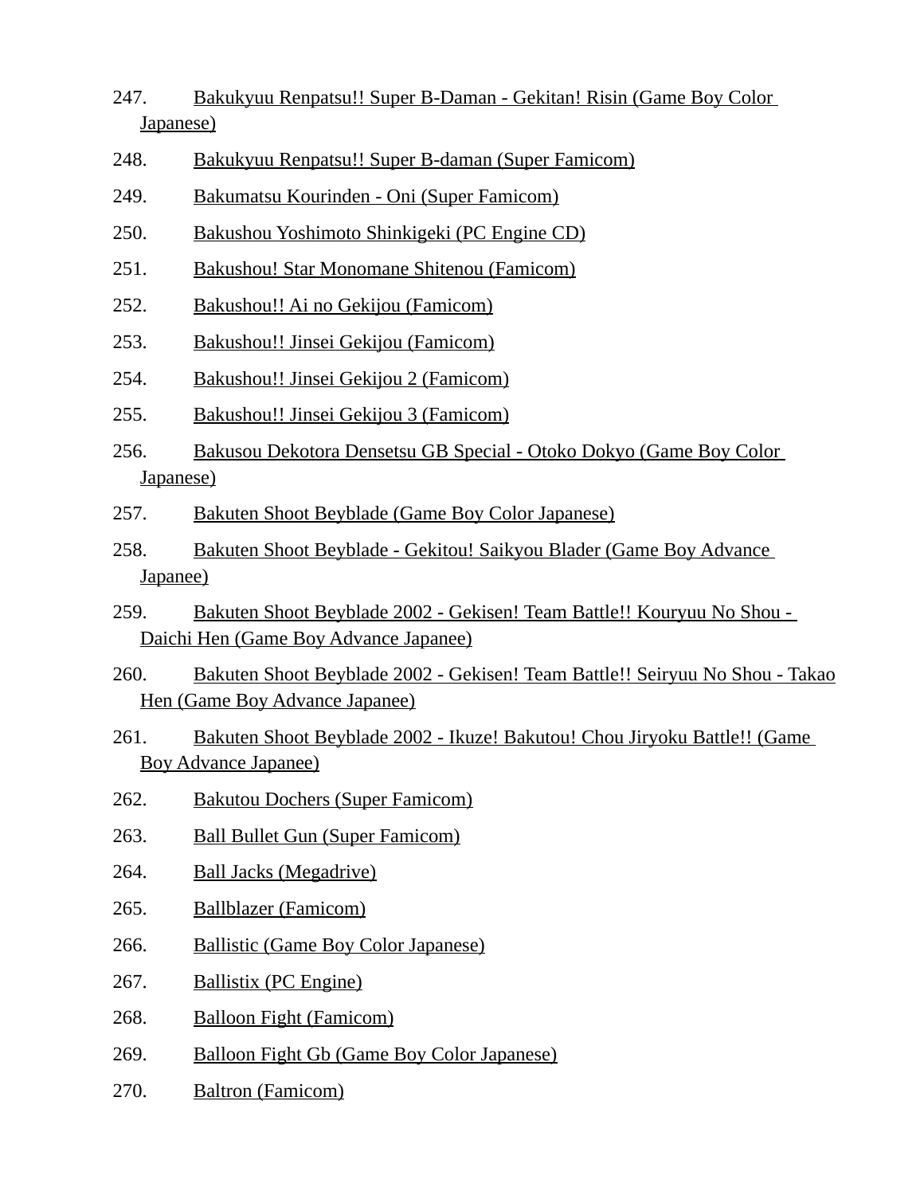247. Bakukyuu Renpatsu!! Super B-Daman - Gekitan! Risin (Game Boy Color Japanese)
248. Bakukyuu Renpatsu!! Super B-daman (Super Famicom)
249. Bakumatsu Kourinden - Oni (Super Famicom)
250. Bakushou Yoshimoto Shinkigeki (PC Engine CD)
251. Bakushou! Star Monomane Shitenou (Famicom)
252. Bakushou!! Ai no Gekijou (Famicom)
253. Bakushou!! Jinsei Gekijou (Famicom)
254. Bakushou!! Jinsei Gekijou 2 (Famicom)
255. Bakushou!! Jinsei Gekijou 3 (Famicom)
256. Bakusou Dekotora Densetsu GB Special - Otoko Dokyo (Game Boy Color Japanese)
257. Bakuten Shoot Beyblade (Game Boy Color Japanese)
258. Bakuten Shoot Beyblade - Gekitou! Saikyou Blader (Game Boy Advance Japanee)
259. Bakuten Shoot Beyblade 2002 - Gekisen! Team Battle!! Kouryuu No Shou - Daichi Hen (Game Boy Advance Japanee)
260. Bakuten Shoot Beyblade 2002 - Gekisen! Team Battle!! Seiryuu No Shou - Takao Hen (Game Boy Advance Japanee)
261. Bakuten Shoot Beyblade 2002 - Ikuze! Bakutou! Chou Jiryoku Battle!! (Game Boy Advance Japanee)
262. Bakutou Dochers (Super Famicom)
263. Ball Bullet Gun (Super Famicom)
264. Ball Jacks (Megadrive)
265. Ballblazer (Famicom)
266. Ballistic (Game Boy Color Japanese)
267. Ballistix (PC Engine)
268. Balloon Fight (Famicom)
269. Balloon Fight Gb (Game Boy Color Japanese)
270. Baltron (Famicom)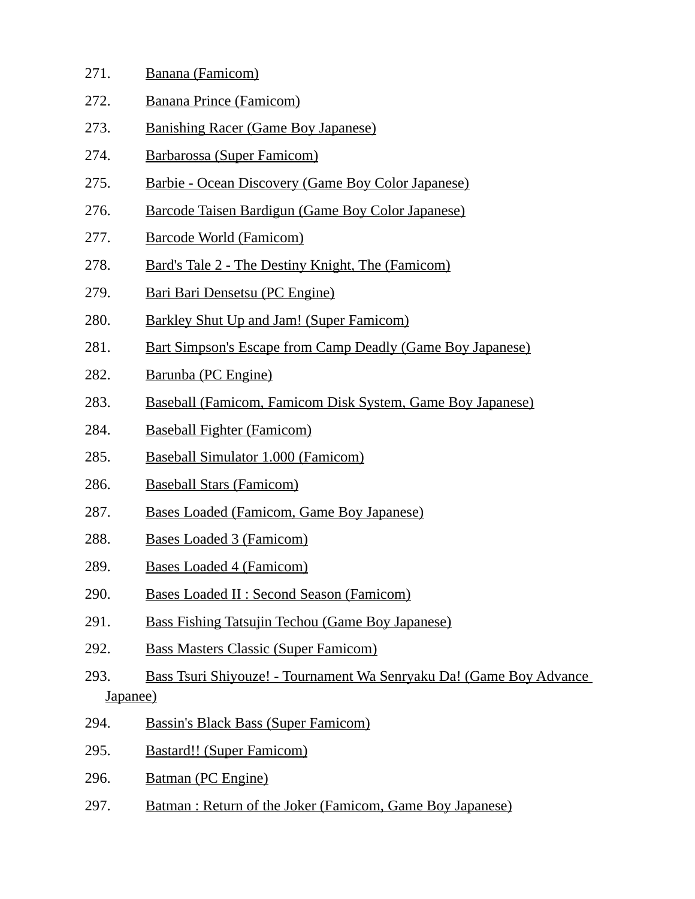271. Banana (Famicom)
272. Banana Prince (Famicom)
273. Banishing Racer (Game Boy Japanese)
274. Barbarossa (Super Famicom)
275. Barbie - Ocean Discovery (Game Boy Color Japanese)
276. Barcode Taisen Bardigun (Game Boy Color Japanese)
277. Barcode World (Famicom)
278. Bard's Tale 2 - The Destiny Knight, The (Famicom)
279. Bari Bari Densetsu (PC Engine)
280. Barkley Shut Up and Jam! (Super Famicom)
281. Bart Simpson's Escape from Camp Deadly (Game Boy Japanese)
282. Barunba (PC Engine)
283. Baseball (Famicom, Famicom Disk System, Game Boy Japanese)
284. Baseball Fighter (Famicom)
285. Baseball Simulator 1.000 (Famicom)
286. Baseball Stars (Famicom)
287. Bases Loaded (Famicom, Game Boy Japanese)
288. Bases Loaded 3 (Famicom)
289. Bases Loaded 4 (Famicom)
290. Bases Loaded II : Second Season (Famicom)
291. Bass Fishing Tatsujin Techou (Game Boy Japanese)
292. Bass Masters Classic (Super Famicom)
293. Bass Tsuri Shiyouze! - Tournament Wa Senryaku Da! (Game Boy Advance Japanee)
294. Bassin's Black Bass (Super Famicom)
295. Bastard!! (Super Famicom)
296. Batman (PC Engine)
297. Batman : Return of the Joker (Famicom, Game Boy Japanese)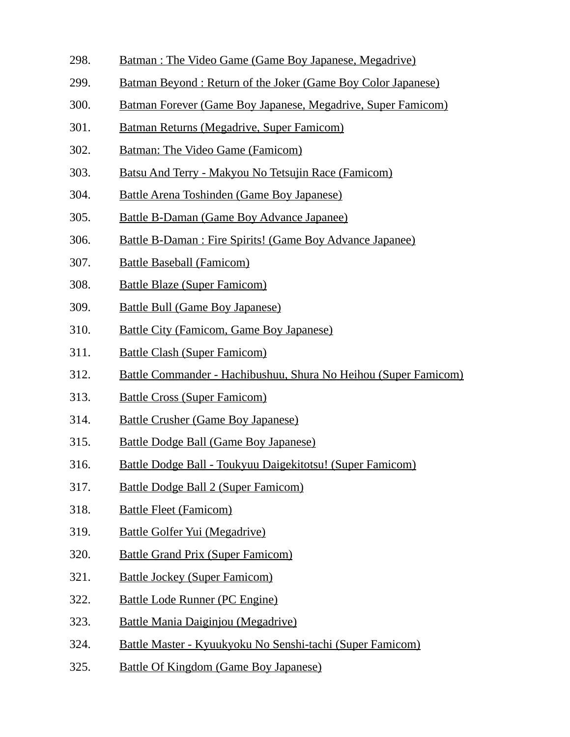298. Batman : The Video Game (Game Boy Japanese, Megadrive)
299. Batman Beyond : Return of the Joker (Game Boy Color Japanese)
300. Batman Forever (Game Boy Japanese, Megadrive, Super Famicom)
301. Batman Returns (Megadrive, Super Famicom)
302. Batman: The Video Game (Famicom)
303. Batsu And Terry - Makyou No Tetsujin Race (Famicom)
304. Battle Arena Toshinden (Game Boy Japanese)
305. Battle B-Daman (Game Boy Advance Japanee)
306. Battle B-Daman : Fire Spirits! (Game Boy Advance Japanee)
307. Battle Baseball (Famicom)
308. Battle Blaze (Super Famicom)
309. Battle Bull (Game Boy Japanese)
310. Battle City (Famicom, Game Boy Japanese)
311. Battle Clash (Super Famicom)
312. Battle Commander - Hachibushuu, Shura No Heihou (Super Famicom)
313. Battle Cross (Super Famicom)
314. Battle Crusher (Game Boy Japanese)
315. Battle Dodge Ball (Game Boy Japanese)
316. Battle Dodge Ball - Toukyuu Daigekitotsu! (Super Famicom)
317. Battle Dodge Ball 2 (Super Famicom)
318. Battle Fleet (Famicom)
319. Battle Golfer Yui (Megadrive)
320. Battle Grand Prix (Super Famicom)
321. Battle Jockey (Super Famicom)
322. Battle Lode Runner (PC Engine)
323. Battle Mania Daiginjou (Megadrive)
324. Battle Master - Kyuukyoku No Senshi-tachi (Super Famicom)
325. Battle Of Kingdom (Game Boy Japanese)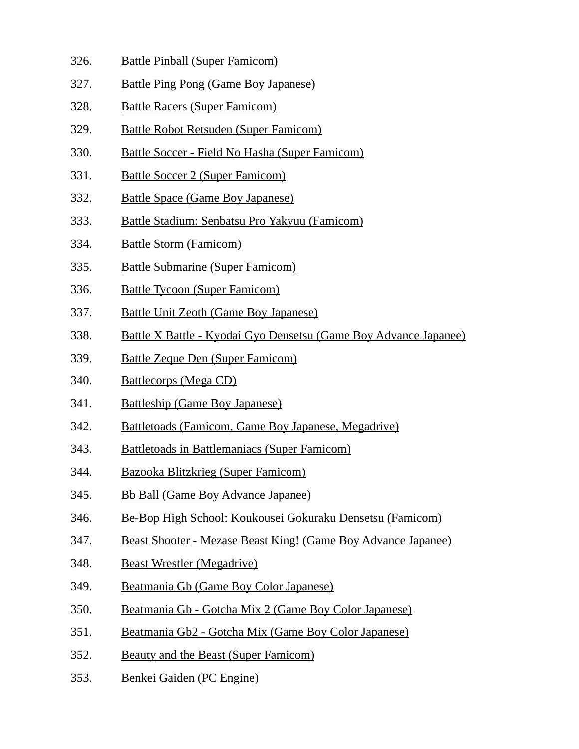326. Battle Pinball (Super Famicom)
327. Battle Ping Pong (Game Boy Japanese)
328. Battle Racers (Super Famicom)
329. Battle Robot Retsuden (Super Famicom)
330. Battle Soccer - Field No Hasha (Super Famicom)
331. Battle Soccer 2 (Super Famicom)
332. Battle Space (Game Boy Japanese)
333. Battle Stadium: Senbatsu Pro Yakyuu (Famicom)
334. Battle Storm (Famicom)
335. Battle Submarine (Super Famicom)
336. Battle Tycoon (Super Famicom)
337. Battle Unit Zeoth (Game Boy Japanese)
338. Battle X Battle - Kyodai Gyo Densetsu (Game Boy Advance Japanee)
339. Battle Zeque Den (Super Famicom)
340. Battlecorps (Mega CD)
341. Battleship (Game Boy Japanese)
342. Battletoads (Famicom, Game Boy Japanese, Megadrive)
343. Battletoads in Battlemaniacs (Super Famicom)
344. Bazooka Blitzkrieg (Super Famicom)
345. Bb Ball (Game Boy Advance Japanee)
346. Be-Bop High School: Koukousei Gokuraku Densetsu (Famicom)
347. Beast Shooter - Mezase Beast King! (Game Boy Advance Japanee)
348. Beast Wrestler (Megadrive)
349. Beatmania Gb (Game Boy Color Japanese)
350. Beatmania Gb - Gotcha Mix 2 (Game Boy Color Japanese)
351. Beatmania Gb2 - Gotcha Mix (Game Boy Color Japanese)
352. Beauty and the Beast (Super Famicom)
353. Benkei Gaiden (PC Engine)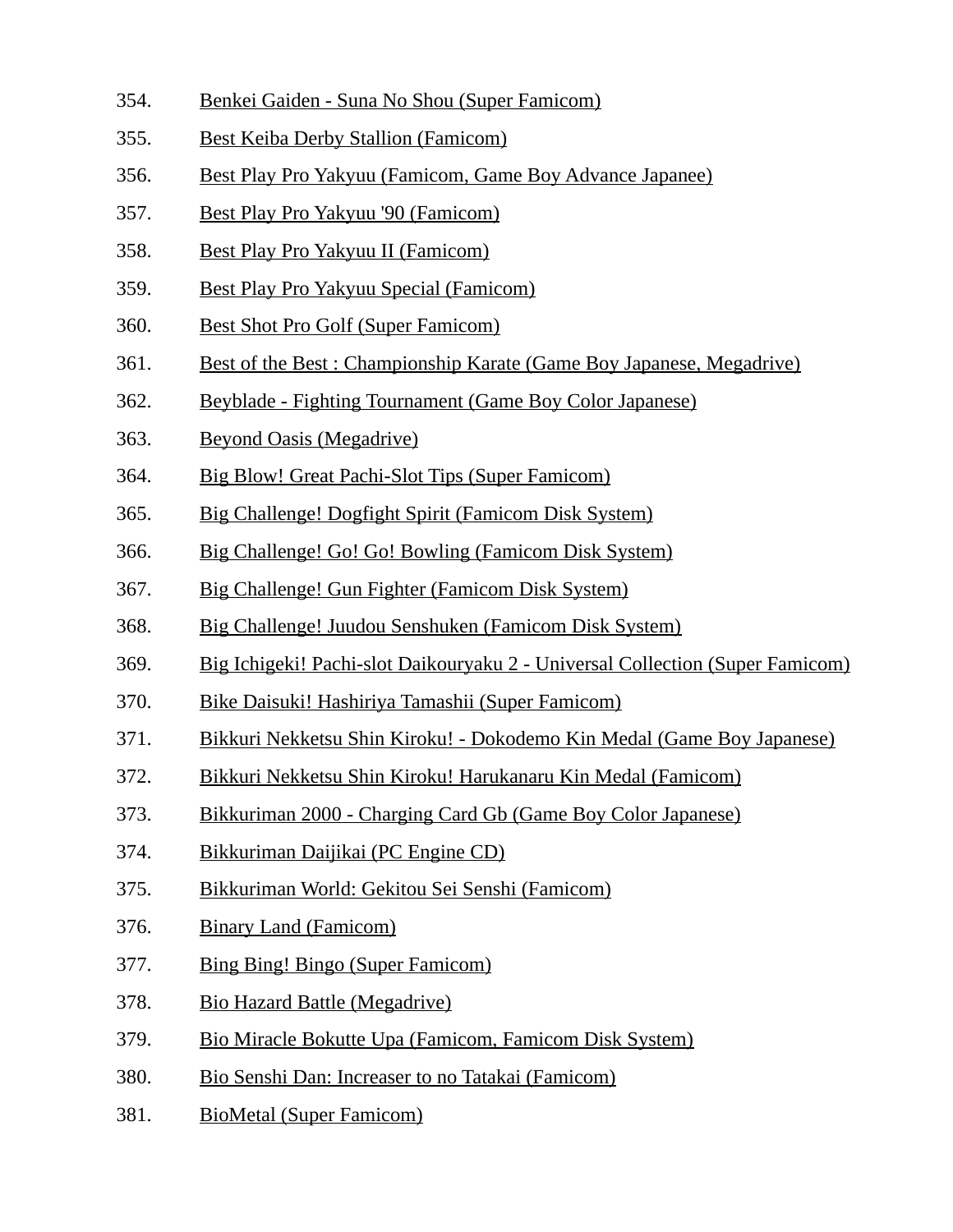354. Benkei Gaiden - Suna No Shou (Super Famicom)
355. Best Keiba Derby Stallion (Famicom)
356. Best Play Pro Yakyuu (Famicom, Game Boy Advance Japanee)
357. Best Play Pro Yakyuu '90 (Famicom)
358. Best Play Pro Yakyuu II (Famicom)
359. Best Play Pro Yakyuu Special (Famicom)
360. Best Shot Pro Golf (Super Famicom)
361. Best of the Best : Championship Karate (Game Boy Japanese, Megadrive)
362. Beyblade - Fighting Tournament (Game Boy Color Japanese)
363. Beyond Oasis (Megadrive)
364. Big Blow! Great Pachi-Slot Tips (Super Famicom)
365. Big Challenge! Dogfight Spirit (Famicom Disk System)
366. Big Challenge! Go! Go! Bowling (Famicom Disk System)
367. Big Challenge! Gun Fighter (Famicom Disk System)
368. Big Challenge! Juudou Senshuken (Famicom Disk System)
369. Big Ichigeki! Pachi-slot Daikouryaku 2 - Universal Collection (Super Famicom)
370. Bike Daisuki! Hashiriya Tamashii (Super Famicom)
371. Bikkuri Nekketsu Shin Kiroku! - Dokodemo Kin Medal (Game Boy Japanese)
372. Bikkuri Nekketsu Shin Kiroku! Harukanaru Kin Medal (Famicom)
373. Bikkuriman 2000 - Charging Card Gb (Game Boy Color Japanese)
374. Bikkuriman Daijikai (PC Engine CD)
375. Bikkuriman World: Gekitou Sei Senshi (Famicom)
376. Binary Land (Famicom)
377. Bing Bing! Bingo (Super Famicom)
378. Bio Hazard Battle (Megadrive)
379. Bio Miracle Bokutte Upa (Famicom, Famicom Disk System)
380. Bio Senshi Dan: Increaser to no Tatakai (Famicom)
381. BioMetal (Super Famicom)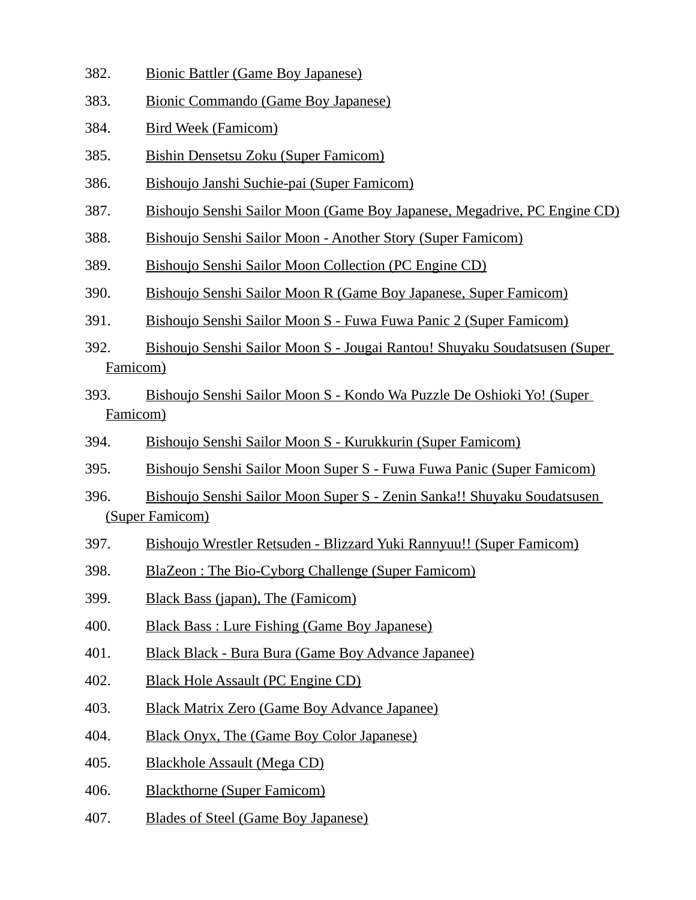382. Bionic Battler (Game Boy Japanese)

383. Bionic Commando (Game Boy Japanese)

384. Bird Week (Famicom)

385. Bishin Densetsu Zoku (Super Famicom)

386. Bishoujo Janshi Suchie-pai (Super Famicom)

387. Bishoujo Senshi Sailor Moon (Game Boy Japanese, Megadrive, PC Engine CD)

388. Bishoujo Senshi Sailor Moon - Another Story (Super Famicom)

389. Bishoujo Senshi Sailor Moon Collection (PC Engine CD)

390. Bishoujo Senshi Sailor Moon R (Game Boy Japanese, Super Famicom)

391. Bishoujo Senshi Sailor Moon S - Fuwa Fuwa Panic 2 (Super Famicom)

392. Bishoujo Senshi Sailor Moon S - Jougai Rantou! Shuyaku Soudatsusen (Super Famicom)

393. Bishoujo Senshi Sailor Moon S - Kondo Wa Puzzle De Oshioki Yo! (Super Famicom)

394. Bishoujo Senshi Sailor Moon S - Kurukkurin (Super Famicom)

395. Bishoujo Senshi Sailor Moon Super S - Fuwa Fuwa Panic (Super Famicom)

396. Bishoujo Senshi Sailor Moon Super S - Zenin Sanka!! Shuyaku Soudatsusen (Super Famicom)

397. Bishoujo Wrestler Retsuden - Blizzard Yuki Rannyuu!! (Super Famicom)

398. BlaZeon : The Bio-Cyborg Challenge (Super Famicom)

399. Black Bass (japan), The (Famicom)

400. Black Bass : Lure Fishing (Game Boy Japanese)

401. Black Black - Bura Bura (Game Boy Advance Japanee)

402. Black Hole Assault (PC Engine CD)

403. Black Matrix Zero (Game Boy Advance Japanee)

404. Black Onyx, The (Game Boy Color Japanese)

405. Blackhole Assault (Mega CD)

406. Blackthorne (Super Famicom)

407. Blades of Steel (Game Boy Japanese)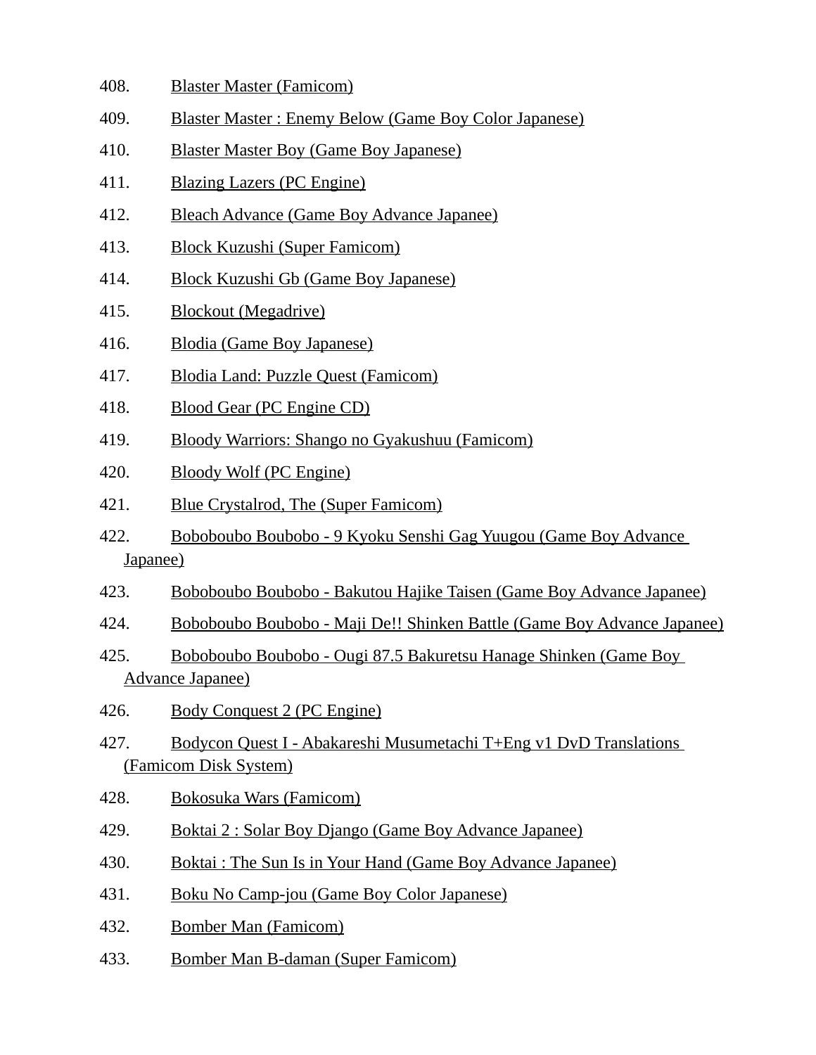408. Blaster Master (Famicom)
409. Blaster Master : Enemy Below (Game Boy Color Japanese)
410. Blaster Master Boy (Game Boy Japanese)
411. Blazing Lazers (PC Engine)
412. Bleach Advance (Game Boy Advance Japanee)
413. Block Kuzushi (Super Famicom)
414. Block Kuzushi Gb (Game Boy Japanese)
415. Blockout (Megadrive)
416. Blodia (Game Boy Japanese)
417. Blodia Land: Puzzle Quest (Famicom)
418. Blood Gear (PC Engine CD)
419. Bloody Warriors: Shango no Gyakushuu (Famicom)
420. Bloody Wolf (PC Engine)
421. Blue Crystalrod, The (Super Famicom)
422. Boboboubo Boubobo - 9 Kyoku Senshi Gag Yuugou (Game Boy Advance Japanee)
423. Boboboubo Boubobo - Bakutou Hajike Taisen (Game Boy Advance Japanee)
424. Boboboubo Boubobo - Maji De!! Shinken Battle (Game Boy Advance Japanee)
425. Boboboubo Boubobo - Ougi 87.5 Bakuretsu Hanage Shinken (Game Boy Advance Japanee)
426. Body Conquest 2 (PC Engine)
427. Bodycon Quest I - Abakareshi Musumetachi T+Eng v1 DvD Translations (Famicom Disk System)
428. Bokosuka Wars (Famicom)
429. Boktai 2 : Solar Boy Django (Game Boy Advance Japanee)
430. Boktai : The Sun Is in Your Hand (Game Boy Advance Japanee)
431. Boku No Camp-jou (Game Boy Color Japanese)
432. Bomber Man (Famicom)
433. Bomber Man B-daman (Super Famicom)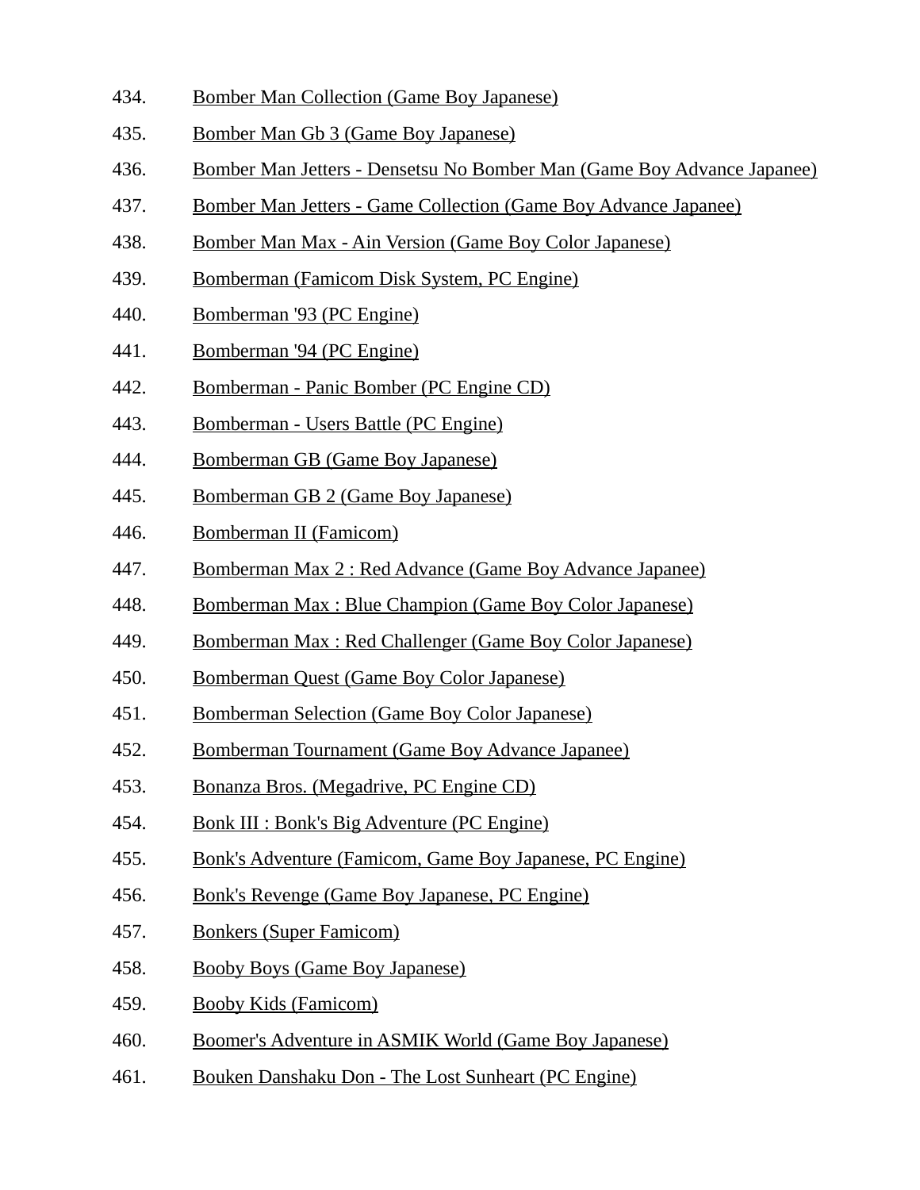434. Bomber Man Collection (Game Boy Japanese)
435. Bomber Man Gb 3 (Game Boy Japanese)
436. Bomber Man Jetters - Densetsu No Bomber Man (Game Boy Advance Japanee)
437. Bomber Man Jetters - Game Collection (Game Boy Advance Japanee)
438. Bomber Man Max - Ain Version (Game Boy Color Japanese)
439. Bomberman (Famicom Disk System, PC Engine)
440. Bomberman '93 (PC Engine)
441. Bomberman '94 (PC Engine)
442. Bomberman - Panic Bomber (PC Engine CD)
443. Bomberman - Users Battle (PC Engine)
444. Bomberman GB (Game Boy Japanese)
445. Bomberman GB 2 (Game Boy Japanese)
446. Bomberman II (Famicom)
447. Bomberman Max 2 : Red Advance (Game Boy Advance Japanee)
448. Bomberman Max : Blue Champion (Game Boy Color Japanese)
449. Bomberman Max : Red Challenger (Game Boy Color Japanese)
450. Bomberman Quest (Game Boy Color Japanese)
451. Bomberman Selection (Game Boy Color Japanese)
452. Bomberman Tournament (Game Boy Advance Japanee)
453. Bonanza Bros. (Megadrive, PC Engine CD)
454. Bonk III : Bonk's Big Adventure (PC Engine)
455. Bonk's Adventure (Famicom, Game Boy Japanese, PC Engine)
456. Bonk's Revenge (Game Boy Japanese, PC Engine)
457. Bonkers (Super Famicom)
458. Booby Boys (Game Boy Japanese)
459. Booby Kids (Famicom)
460. Boomer's Adventure in ASMIK World (Game Boy Japanese)
461. Bouken Danshaku Don - The Lost Sunheart (PC Engine)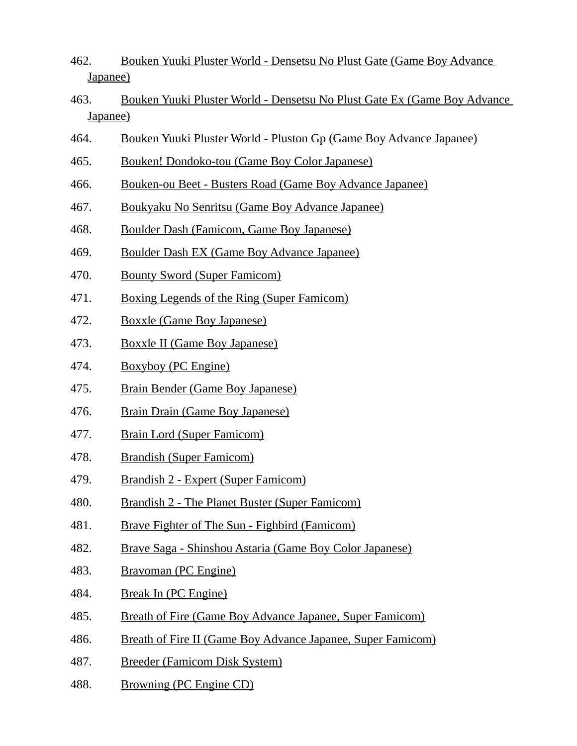462. Bouken Yuuki Pluster World - Densetsu No Plust Gate (Game Boy Advance Japanee)

463. Bouken Yuuki Pluster World - Densetsu No Plust Gate Ex (Game Boy Advance Japanee)

464. Bouken Yuuki Pluster World - Pluston Gp (Game Boy Advance Japanee)

465. Bouken! Dondoko-tou (Game Boy Color Japanese)

466. Bouken-ou Beet - Busters Road (Game Boy Advance Japanee)

467. Boukyaku No Senritsu (Game Boy Advance Japanee)

468. Boulder Dash (Famicom, Game Boy Japanese)

469. Boulder Dash EX (Game Boy Advance Japanee)

470. Bounty Sword (Super Famicom)

471. Boxing Legends of the Ring (Super Famicom)

472. Boxxle (Game Boy Japanese)

473. Boxxle II (Game Boy Japanese)

474. Boxyboy (PC Engine)

475. Brain Bender (Game Boy Japanese)

476. Brain Drain (Game Boy Japanese)

477. Brain Lord (Super Famicom)

478. Brandish (Super Famicom)

479. Brandish 2 - Expert (Super Famicom)

480. Brandish 2 - The Planet Buster (Super Famicom)

481. Brave Fighter of The Sun - Fighbird (Famicom)

482. Brave Saga - Shinshou Astaria (Game Boy Color Japanese)

483. Bravoman (PC Engine)

484. Break In (PC Engine)

485. Breath of Fire (Game Boy Advance Japanee, Super Famicom)

486. Breath of Fire II (Game Boy Advance Japanee, Super Famicom)

487. Breeder (Famicom Disk System)

488. Browning (PC Engine CD)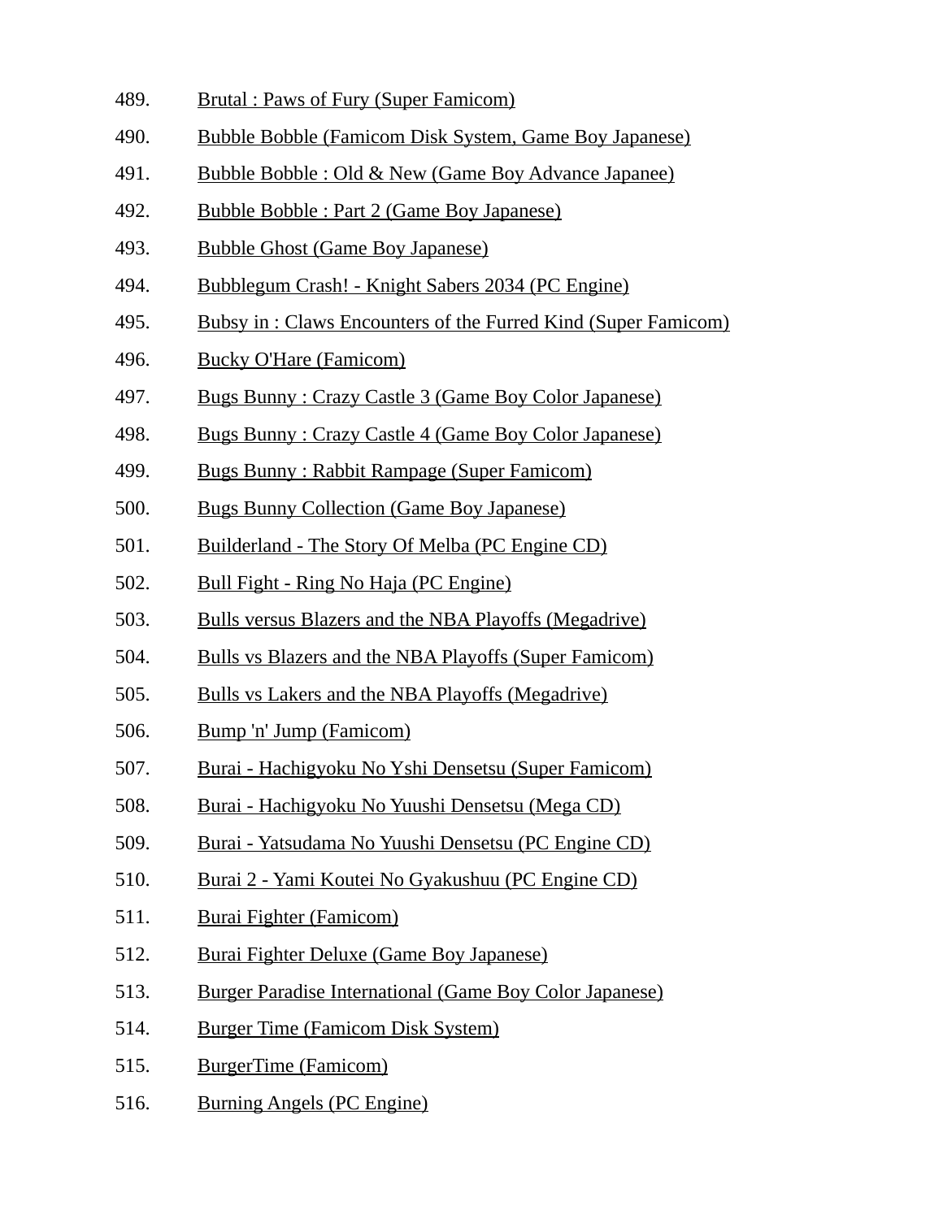489. Brutal : Paws of Fury (Super Famicom)
490. Bubble Bobble (Famicom Disk System, Game Boy Japanese)
491. Bubble Bobble : Old & New (Game Boy Advance Japanee)
492. Bubble Bobble : Part 2 (Game Boy Japanese)
493. Bubble Ghost (Game Boy Japanese)
494. Bubblegum Crash! - Knight Sabers 2034 (PC Engine)
495. Bubsy in : Claws Encounters of the Furred Kind (Super Famicom)
496. Bucky O'Hare (Famicom)
497. Bugs Bunny : Crazy Castle 3 (Game Boy Color Japanese)
498. Bugs Bunny : Crazy Castle 4 (Game Boy Color Japanese)
499. Bugs Bunny : Rabbit Rampage (Super Famicom)
500. Bugs Bunny Collection (Game Boy Japanese)
501. Builderland - The Story Of Melba (PC Engine CD)
502. Bull Fight - Ring No Haja (PC Engine)
503. Bulls versus Blazers and the NBA Playoffs (Megadrive)
504. Bulls vs Blazers and the NBA Playoffs (Super Famicom)
505. Bulls vs Lakers and the NBA Playoffs (Megadrive)
506. Bump 'n' Jump (Famicom)
507. Burai - Hachigyoku No Yshi Densetsu (Super Famicom)
508. Burai - Hachigyoku No Yuushi Densetsu (Mega CD)
509. Burai - Yatsudama No Yuushi Densetsu (PC Engine CD)
510. Burai 2 - Yami Koutei No Gyakushuu (PC Engine CD)
511. Burai Fighter (Famicom)
512. Burai Fighter Deluxe (Game Boy Japanese)
513. Burger Paradise International (Game Boy Color Japanese)
514. Burger Time (Famicom Disk System)
515. BurgerTime (Famicom)
516. Burning Angels (PC Engine)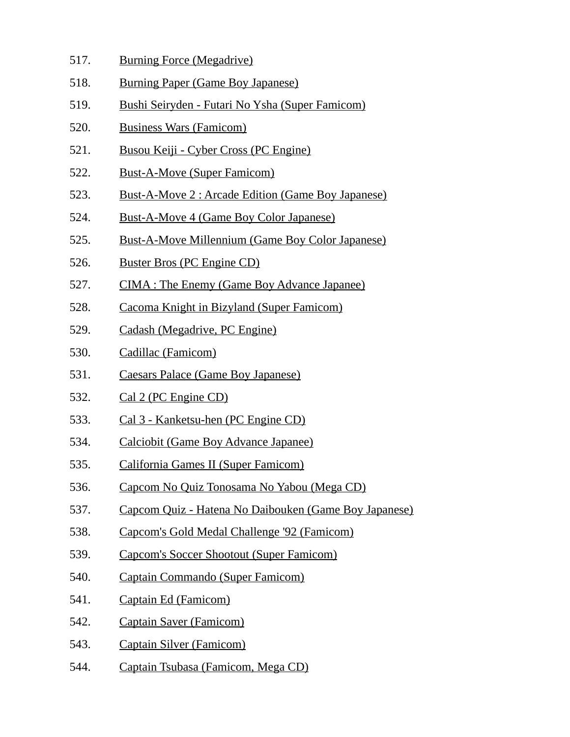517. Burning Force (Megadrive)
518. Burning Paper (Game Boy Japanese)
519. Bushi Seiryden - Futari No Ysha (Super Famicom)
520. Business Wars (Famicom)
521. Busou Keiji - Cyber Cross (PC Engine)
522. Bust-A-Move (Super Famicom)
523. Bust-A-Move 2 : Arcade Edition (Game Boy Japanese)
524. Bust-A-Move 4 (Game Boy Color Japanese)
525. Bust-A-Move Millennium (Game Boy Color Japanese)
526. Buster Bros (PC Engine CD)
527. CIMA : The Enemy (Game Boy Advance Japanee)
528. Cacoma Knight in Bizyland (Super Famicom)
529. Cadash (Megadrive, PC Engine)
530. Cadillac (Famicom)
531. Caesars Palace (Game Boy Japanese)
532. Cal 2 (PC Engine CD)
533. Cal 3 - Kanketsu-hen (PC Engine CD)
534. Calciobit (Game Boy Advance Japanee)
535. California Games II (Super Famicom)
536. Capcom No Quiz Tonosama No Yabou (Mega CD)
537. Capcom Quiz - Hatena No Daibouken (Game Boy Japanese)
538. Capcom's Gold Medal Challenge '92 (Famicom)
539. Capcom's Soccer Shootout (Super Famicom)
540. Captain Commando (Super Famicom)
541. Captain Ed (Famicom)
542. Captain Saver (Famicom)
543. Captain Silver (Famicom)
544. Captain Tsubasa (Famicom, Mega CD)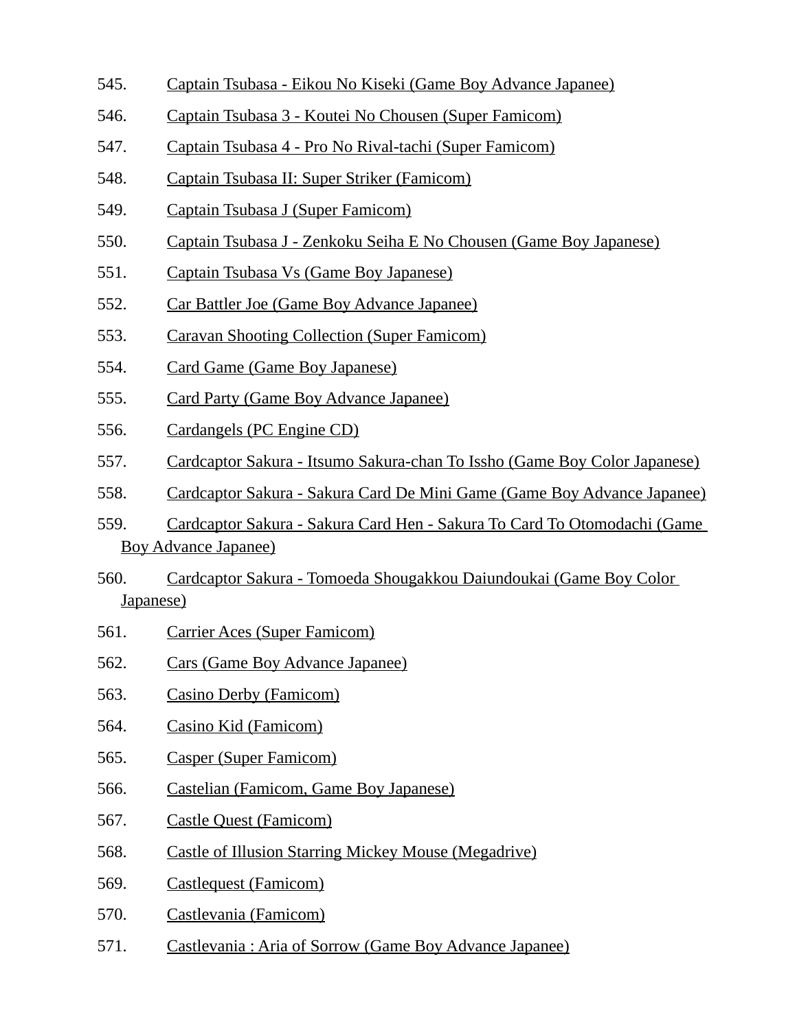545. Captain Tsubasa - Eikou No Kiseki (Game Boy Advance Japanee)
546. Captain Tsubasa 3 - Koutei No Chousen (Super Famicom)
547. Captain Tsubasa 4 - Pro No Rival-tachi (Super Famicom)
548. Captain Tsubasa II: Super Striker (Famicom)
549. Captain Tsubasa J (Super Famicom)
550. Captain Tsubasa J - Zenkoku Seiha E No Chousen (Game Boy Japanese)
551. Captain Tsubasa Vs (Game Boy Japanese)
552. Car Battler Joe (Game Boy Advance Japanee)
553. Caravan Shooting Collection (Super Famicom)
554. Card Game (Game Boy Japanese)
555. Card Party (Game Boy Advance Japanee)
556. Cardangels (PC Engine CD)
557. Cardcaptor Sakura - Itsumo Sakura-chan To Issho (Game Boy Color Japanese)
558. Cardcaptor Sakura - Sakura Card De Mini Game (Game Boy Advance Japanee)
559. Cardcaptor Sakura - Sakura Card Hen - Sakura To Card To Otomodachi (Game Boy Advance Japanee)
560. Cardcaptor Sakura - Tomoeda Shougakkou Daiundoukai (Game Boy Color Japanese)
561. Carrier Aces (Super Famicom)
562. Cars (Game Boy Advance Japanee)
563. Casino Derby (Famicom)
564. Casino Kid (Famicom)
565. Casper (Super Famicom)
566. Castelian (Famicom, Game Boy Japanese)
567. Castle Quest (Famicom)
568. Castle of Illusion Starring Mickey Mouse (Megadrive)
569. Castlequest (Famicom)
570. Castlevania (Famicom)
571. Castlevania : Aria of Sorrow (Game Boy Advance Japanee)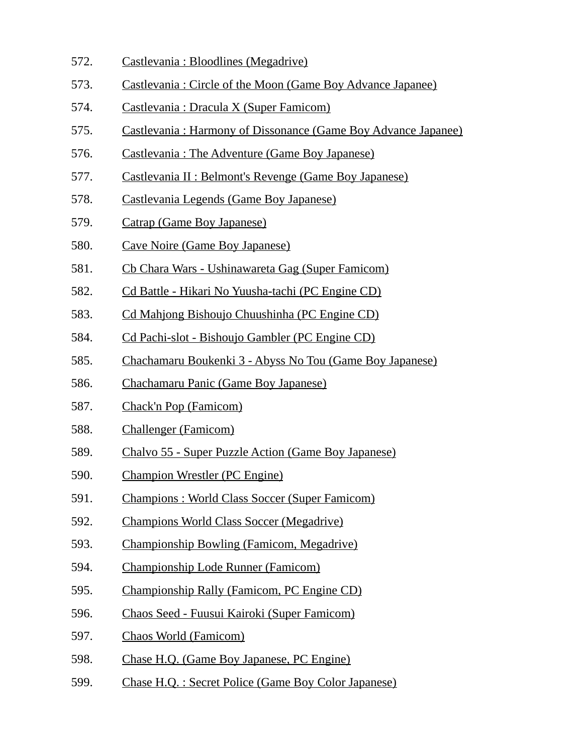572. Castlevania : Bloodlines (Megadrive)
573. Castlevania : Circle of the Moon (Game Boy Advance Japanee)
574. Castlevania : Dracula X (Super Famicom)
575. Castlevania : Harmony of Dissonance (Game Boy Advance Japanee)
576. Castlevania : The Adventure (Game Boy Japanese)
577. Castlevania II : Belmont's Revenge (Game Boy Japanese)
578. Castlevania Legends (Game Boy Japanese)
579. Catrap (Game Boy Japanese)
580. Cave Noire (Game Boy Japanese)
581. Cb Chara Wars - Ushinawareta Gag (Super Famicom)
582. Cd Battle - Hikari No Yuusha-tachi (PC Engine CD)
583. Cd Mahjong Bishoujo Chuushinha (PC Engine CD)
584. Cd Pachi-slot - Bishoujo Gambler (PC Engine CD)
585. Chachamaru Boukenki 3 - Abyss No Tou (Game Boy Japanese)
586. Chachamaru Panic (Game Boy Japanese)
587. Chack'n Pop (Famicom)
588. Challenger (Famicom)
589. Chalvo 55 - Super Puzzle Action (Game Boy Japanese)
590. Champion Wrestler (PC Engine)
591. Champions : World Class Soccer (Super Famicom)
592. Champions World Class Soccer (Megadrive)
593. Championship Bowling (Famicom, Megadrive)
594. Championship Lode Runner (Famicom)
595. Championship Rally (Famicom, PC Engine CD)
596. Chaos Seed - Fuusui Kairoki (Super Famicom)
597. Chaos World (Famicom)
598. Chase H.Q. (Game Boy Japanese, PC Engine)
599. Chase H.Q. : Secret Police (Game Boy Color Japanese)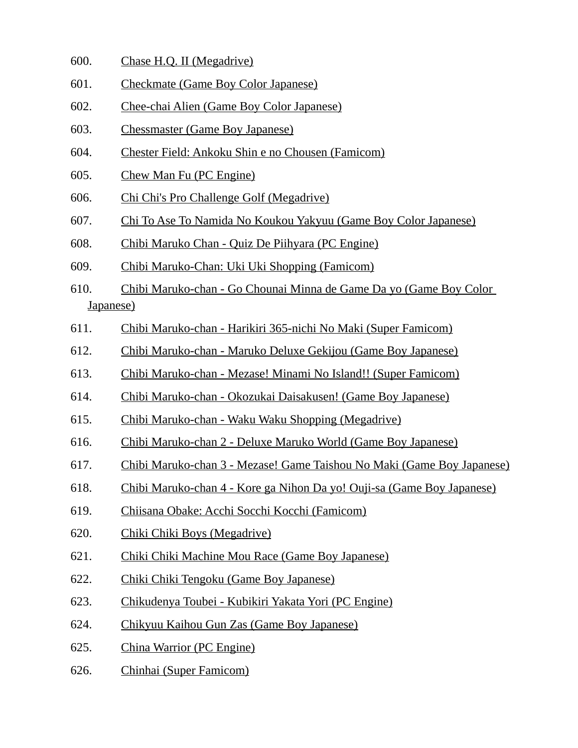600. Chase H.Q. II (Megadrive)
601. Checkmate (Game Boy Color Japanese)
602. Chee-chai Alien (Game Boy Color Japanese)
603. Chessmaster (Game Boy Japanese)
604. Chester Field: Ankoku Shin e no Chousen (Famicom)
605. Chew Man Fu (PC Engine)
606. Chi Chi's Pro Challenge Golf (Megadrive)
607. Chi To Ase To Namida No Koukou Yakyuu (Game Boy Color Japanese)
608. Chibi Maruko Chan - Quiz De Piihyara (PC Engine)
609. Chibi Maruko-Chan: Uki Uki Shopping (Famicom)
610. Chibi Maruko-chan - Go Chounai Minna de Game Da yo (Game Boy Color Japanese)
611. Chibi Maruko-chan - Harikiri 365-nichi No Maki (Super Famicom)
612. Chibi Maruko-chan - Maruko Deluxe Gekijou (Game Boy Japanese)
613. Chibi Maruko-chan - Mezase! Minami No Island!! (Super Famicom)
614. Chibi Maruko-chan - Okozukai Daisakusen! (Game Boy Japanese)
615. Chibi Maruko-chan - Waku Waku Shopping (Megadrive)
616. Chibi Maruko-chan 2 - Deluxe Maruko World (Game Boy Japanese)
617. Chibi Maruko-chan 3 - Mezase! Game Taishou No Maki (Game Boy Japanese)
618. Chibi Maruko-chan 4 - Kore ga Nihon Da yo! Ouji-sa (Game Boy Japanese)
619. Chiisana Obake: Acchi Socchi Kocchi (Famicom)
620. Chiki Chiki Boys (Megadrive)
621. Chiki Chiki Machine Mou Race (Game Boy Japanese)
622. Chiki Chiki Tengoku (Game Boy Japanese)
623. Chikudenya Toubei - Kubikiri Yakata Yori (PC Engine)
624. Chikyuu Kaihou Gun Zas (Game Boy Japanese)
625. China Warrior (PC Engine)
626. Chinhai (Super Famicom)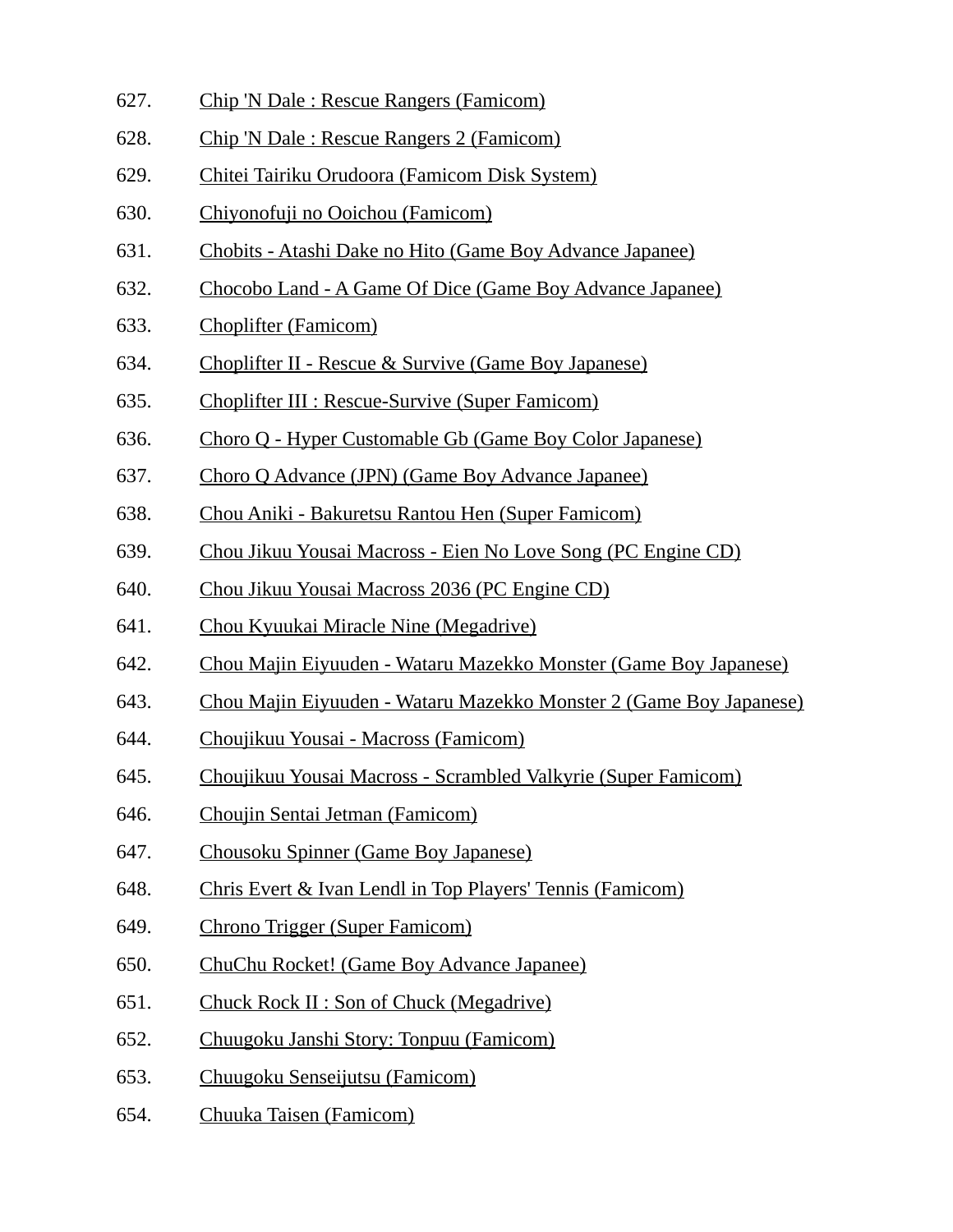627. Chip 'N Dale : Rescue Rangers (Famicom)
628. Chip 'N Dale : Rescue Rangers 2 (Famicom)
629. Chitei Tairiku Orudoora (Famicom Disk System)
630. Chiyonofuji no Ooichou (Famicom)
631. Chobits - Atashi Dake no Hito (Game Boy Advance Japanee)
632. Chocobo Land - A Game Of Dice (Game Boy Advance Japanee)
633. Choplifter (Famicom)
634. Choplifter II - Rescue & Survive (Game Boy Japanese)
635. Choplifter III : Rescue-Survive (Super Famicom)
636. Choro Q - Hyper Customable Gb (Game Boy Color Japanese)
637. Choro Q Advance (JPN) (Game Boy Advance Japanee)
638. Chou Aniki - Bakuretsu Rantou Hen (Super Famicom)
639. Chou Jikuu Yousai Macross - Eien No Love Song (PC Engine CD)
640. Chou Jikuu Yousai Macross 2036 (PC Engine CD)
641. Chou Kyuukai Miracle Nine (Megadrive)
642. Chou Majin Eiyuuden - Wataru Mazekko Monster (Game Boy Japanese)
643. Chou Majin Eiyuuden - Wataru Mazekko Monster 2 (Game Boy Japanese)
644. Choujikuu Yousai - Macross (Famicom)
645. Choujikuu Yousai Macross - Scrambled Valkyrie (Super Famicom)
646. Choujin Sentai Jetman (Famicom)
647. Chousoku Spinner (Game Boy Japanese)
648. Chris Evert & Ivan Lendl in Top Players' Tennis (Famicom)
649. Chrono Trigger (Super Famicom)
650. ChuChu Rocket! (Game Boy Advance Japanee)
651. Chuck Rock II : Son of Chuck (Megadrive)
652. Chuugoku Janshi Story: Tonpuu (Famicom)
653. Chuugoku Senseijutsu (Famicom)
654. Chuuka Taisen (Famicom)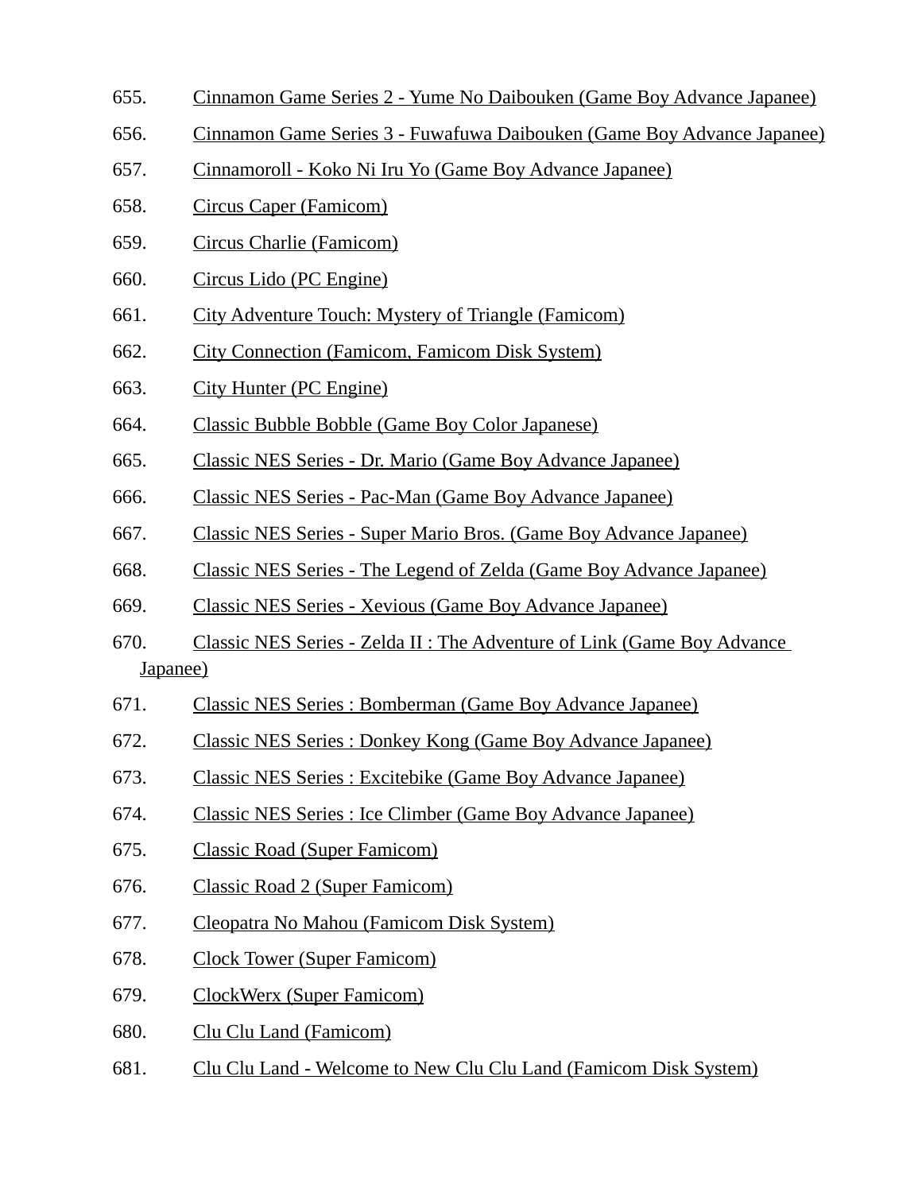655. Cinnamon Game Series 2 - Yume No Daibouken (Game Boy Advance Japanee)
656. Cinnamon Game Series 3 - Fuwafuwa Daibouken (Game Boy Advance Japanee)
657. Cinnamoroll - Koko Ni Iru Yo (Game Boy Advance Japanee)
658. Circus Caper (Famicom)
659. Circus Charlie (Famicom)
660. Circus Lido (PC Engine)
661. City Adventure Touch: Mystery of Triangle (Famicom)
662. City Connection (Famicom, Famicom Disk System)
663. City Hunter (PC Engine)
664. Classic Bubble Bobble (Game Boy Color Japanese)
665. Classic NES Series - Dr. Mario (Game Boy Advance Japanee)
666. Classic NES Series - Pac-Man (Game Boy Advance Japanee)
667. Classic NES Series - Super Mario Bros. (Game Boy Advance Japanee)
668. Classic NES Series - The Legend of Zelda (Game Boy Advance Japanee)
669. Classic NES Series - Xevious (Game Boy Advance Japanee)
670. Classic NES Series - Zelda II : The Adventure of Link (Game Boy Advance Japanee)
671. Classic NES Series : Bomberman (Game Boy Advance Japanee)
672. Classic NES Series : Donkey Kong (Game Boy Advance Japanee)
673. Classic NES Series : Excitebike (Game Boy Advance Japanee)
674. Classic NES Series : Ice Climber (Game Boy Advance Japanee)
675. Classic Road (Super Famicom)
676. Classic Road 2 (Super Famicom)
677. Cleopatra No Mahou (Famicom Disk System)
678. Clock Tower (Super Famicom)
679. ClockWerx (Super Famicom)
680. Clu Clu Land (Famicom)
681. Clu Clu Land - Welcome to New Clu Clu Land (Famicom Disk System)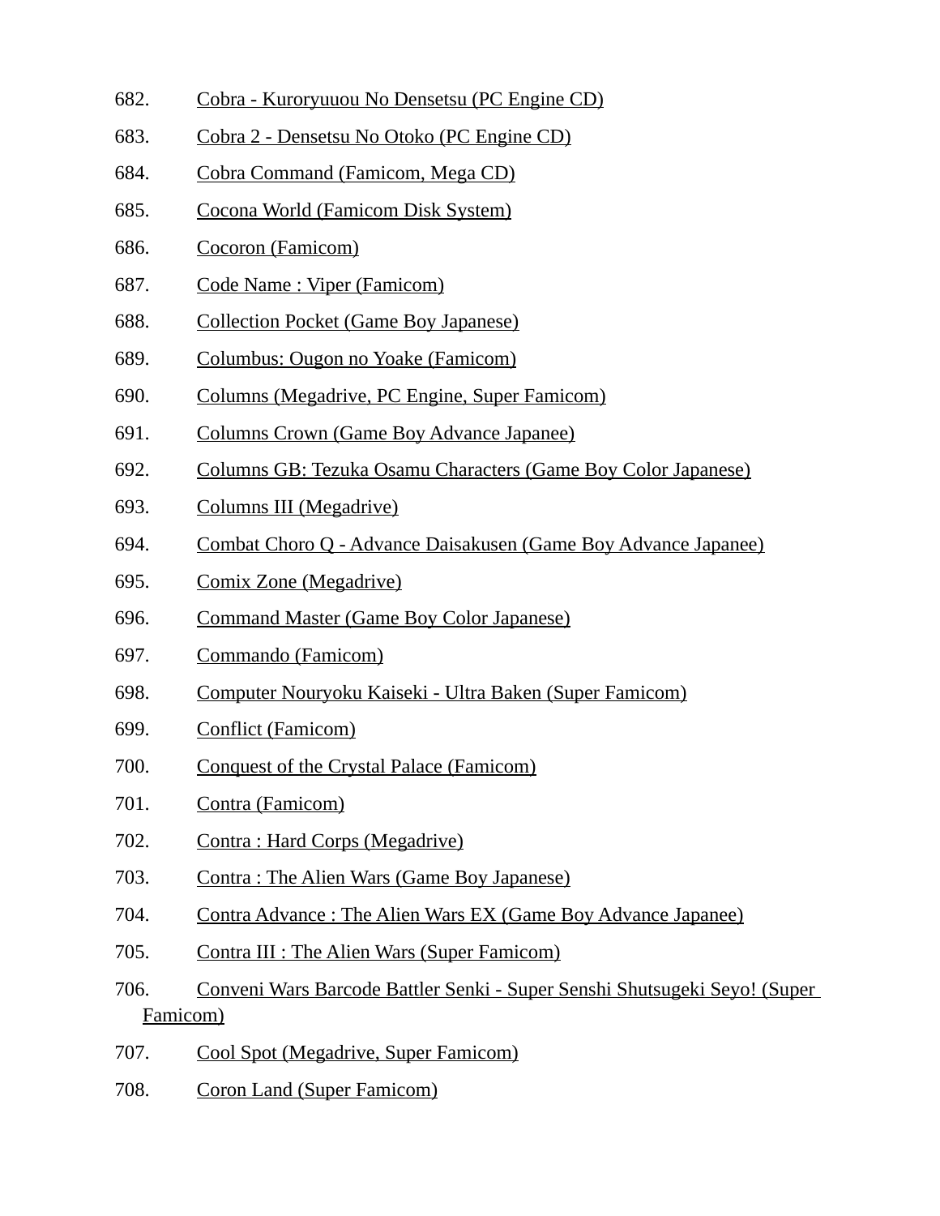682. Cobra - Kuroryuuou No Densetsu (PC Engine CD)
683. Cobra 2 - Densetsu No Otoko (PC Engine CD)
684. Cobra Command (Famicom, Mega CD)
685. Cocona World (Famicom Disk System)
686. Cocoron (Famicom)
687. Code Name : Viper (Famicom)
688. Collection Pocket (Game Boy Japanese)
689. Columbus: Ougon no Yoake (Famicom)
690. Columns (Megadrive, PC Engine, Super Famicom)
691. Columns Crown (Game Boy Advance Japanee)
692. Columns GB: Tezuka Osamu Characters (Game Boy Color Japanese)
693. Columns III (Megadrive)
694. Combat Choro Q - Advance Daisakusen (Game Boy Advance Japanee)
695. Comix Zone (Megadrive)
696. Command Master (Game Boy Color Japanese)
697. Commando (Famicom)
698. Computer Nouryoku Kaiseki - Ultra Baken (Super Famicom)
699. Conflict (Famicom)
700. Conquest of the Crystal Palace (Famicom)
701. Contra (Famicom)
702. Contra : Hard Corps (Megadrive)
703. Contra : The Alien Wars (Game Boy Japanese)
704. Contra Advance : The Alien Wars EX (Game Boy Advance Japanee)
705. Contra III : The Alien Wars (Super Famicom)
706. Conveni Wars Barcode Battler Senki - Super Senshi Shutsugeki Seyo! (Super Famicom)
707. Cool Spot (Megadrive, Super Famicom)
708. Coron Land (Super Famicom)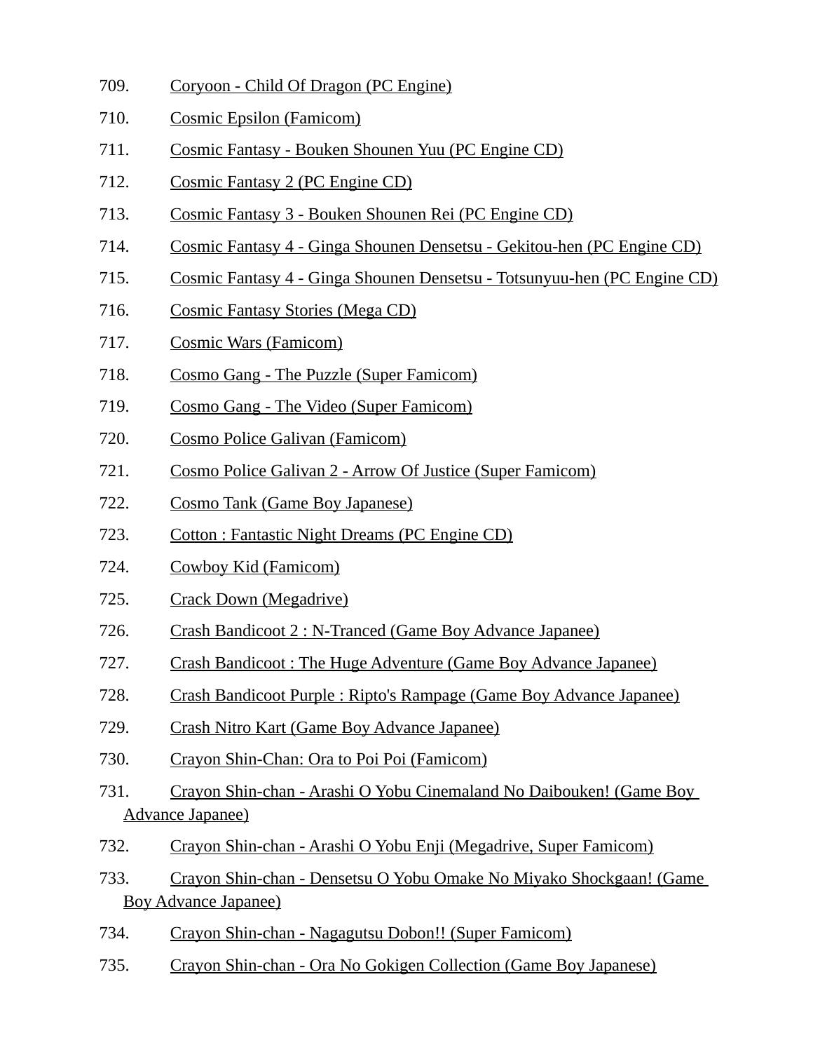709. Coryoon - Child Of Dragon (PC Engine)
710. Cosmic Epsilon (Famicom)
711. Cosmic Fantasy - Bouken Shounen Yuu (PC Engine CD)
712. Cosmic Fantasy 2 (PC Engine CD)
713. Cosmic Fantasy 3 - Bouken Shounen Rei (PC Engine CD)
714. Cosmic Fantasy 4 - Ginga Shounen Densetsu - Gekitou-hen (PC Engine CD)
715. Cosmic Fantasy 4 - Ginga Shounen Densetsu - Totsunyuu-hen (PC Engine CD)
716. Cosmic Fantasy Stories (Mega CD)
717. Cosmic Wars (Famicom)
718. Cosmo Gang - The Puzzle (Super Famicom)
719. Cosmo Gang - The Video (Super Famicom)
720. Cosmo Police Galivan (Famicom)
721. Cosmo Police Galivan 2 - Arrow Of Justice (Super Famicom)
722. Cosmo Tank (Game Boy Japanese)
723. Cotton : Fantastic Night Dreams (PC Engine CD)
724. Cowboy Kid (Famicom)
725. Crack Down (Megadrive)
726. Crash Bandicoot 2 : N-Tranced (Game Boy Advance Japanee)
727. Crash Bandicoot : The Huge Adventure (Game Boy Advance Japanee)
728. Crash Bandicoot Purple : Ripto's Rampage (Game Boy Advance Japanee)
729. Crash Nitro Kart (Game Boy Advance Japanee)
730. Crayon Shin-Chan: Ora to Poi Poi (Famicom)
731. Crayon Shin-chan - Arashi O Yobu Cinemaland No Daibouken! (Game Boy Advance Japanee)
732. Crayon Shin-chan - Arashi O Yobu Enji (Megadrive, Super Famicom)
733. Crayon Shin-chan - Densetsu O Yobu Omake No Miyako Shockgaan! (Game Boy Advance Japanee)
734. Crayon Shin-chan - Nagagutsu Dobon!! (Super Famicom)
735. Crayon Shin-chan - Ora No Gokigen Collection (Game Boy Japanese)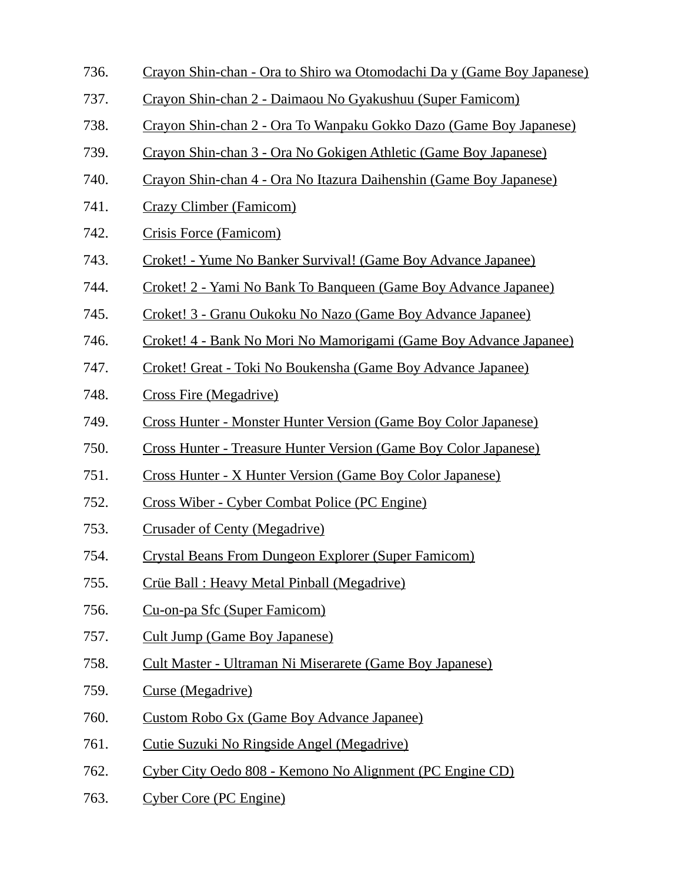736. Crayon Shin-chan - Ora to Shiro wa Otomodachi Da y (Game Boy Japanese)
737. Crayon Shin-chan 2 - Daimaou No Gyakushuu (Super Famicom)
738. Crayon Shin-chan 2 - Ora To Wanpaku Gokko Dazo (Game Boy Japanese)
739. Crayon Shin-chan 3 - Ora No Gokigen Athletic (Game Boy Japanese)
740. Crayon Shin-chan 4 - Ora No Itazura Daihenshin (Game Boy Japanese)
741. Crazy Climber (Famicom)
742. Crisis Force (Famicom)
743. Croket! - Yume No Banker Survival! (Game Boy Advance Japanee)
744. Croket! 2 - Yami No Bank To Banqueen (Game Boy Advance Japanee)
745. Croket! 3 - Granu Oukoku No Nazo (Game Boy Advance Japanee)
746. Croket! 4 - Bank No Mori No Mamorigami (Game Boy Advance Japanee)
747. Croket! Great - Toki No Boukensha (Game Boy Advance Japanee)
748. Cross Fire (Megadrive)
749. Cross Hunter - Monster Hunter Version (Game Boy Color Japanese)
750. Cross Hunter - Treasure Hunter Version (Game Boy Color Japanese)
751. Cross Hunter - X Hunter Version (Game Boy Color Japanese)
752. Cross Wiber - Cyber Combat Police (PC Engine)
753. Crusader of Centy (Megadrive)
754. Crystal Beans From Dungeon Explorer (Super Famicom)
755. Crüe Ball : Heavy Metal Pinball (Megadrive)
756. Cu-on-pa Sfc (Super Famicom)
757. Cult Jump (Game Boy Japanese)
758. Cult Master - Ultraman Ni Miserarete (Game Boy Japanese)
759. Curse (Megadrive)
760. Custom Robo Gx (Game Boy Advance Japanee)
761. Cutie Suzuki No Ringside Angel (Megadrive)
762. Cyber City Oedo 808 - Kemono No Alignment (PC Engine CD)
763. Cyber Core (PC Engine)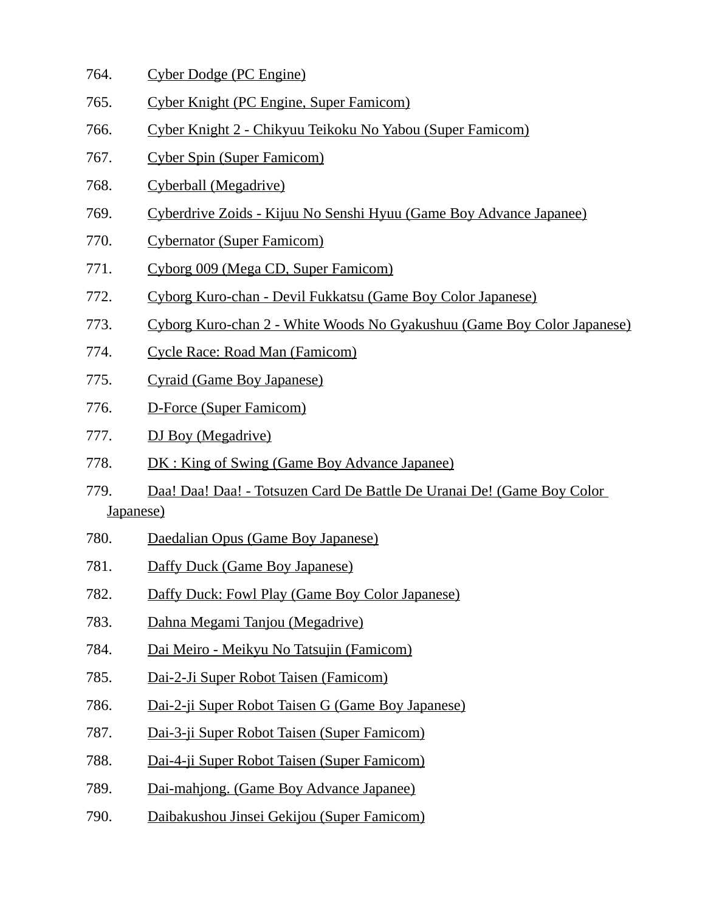764. Cyber Dodge (PC Engine)
765. Cyber Knight (PC Engine, Super Famicom)
766. Cyber Knight 2 - Chikyuu Teikoku No Yabou (Super Famicom)
767. Cyber Spin (Super Famicom)
768. Cyberball (Megadrive)
769. Cyberdrive Zoids - Kijuu No Senshi Hyuu (Game Boy Advance Japanee)
770. Cybernator (Super Famicom)
771. Cyborg 009 (Mega CD, Super Famicom)
772. Cyborg Kuro-chan - Devil Fukkatsu (Game Boy Color Japanese)
773. Cyborg Kuro-chan 2 - White Woods No Gyakushuu (Game Boy Color Japanese)
774. Cycle Race: Road Man (Famicom)
775. Cyraid (Game Boy Japanese)
776. D-Force (Super Famicom)
777. DJ Boy (Megadrive)
778. DK : King of Swing (Game Boy Advance Japanee)
779. Daa! Daa! Daa! - Totsuzen Card De Battle De Uranai De! (Game Boy Color Japanese)
780. Daedalian Opus (Game Boy Japanese)
781. Daffy Duck (Game Boy Japanese)
782. Daffy Duck: Fowl Play (Game Boy Color Japanese)
783. Dahna Megami Tanjou (Megadrive)
784. Dai Meiro - Meikyu No Tatsujin (Famicom)
785. Dai-2-Ji Super Robot Taisen (Famicom)
786. Dai-2-ji Super Robot Taisen G (Game Boy Japanese)
787. Dai-3-ji Super Robot Taisen (Super Famicom)
788. Dai-4-ji Super Robot Taisen (Super Famicom)
789. Dai-mahjong. (Game Boy Advance Japanee)
790. Daibakushou Jinsei Gekijou (Super Famicom)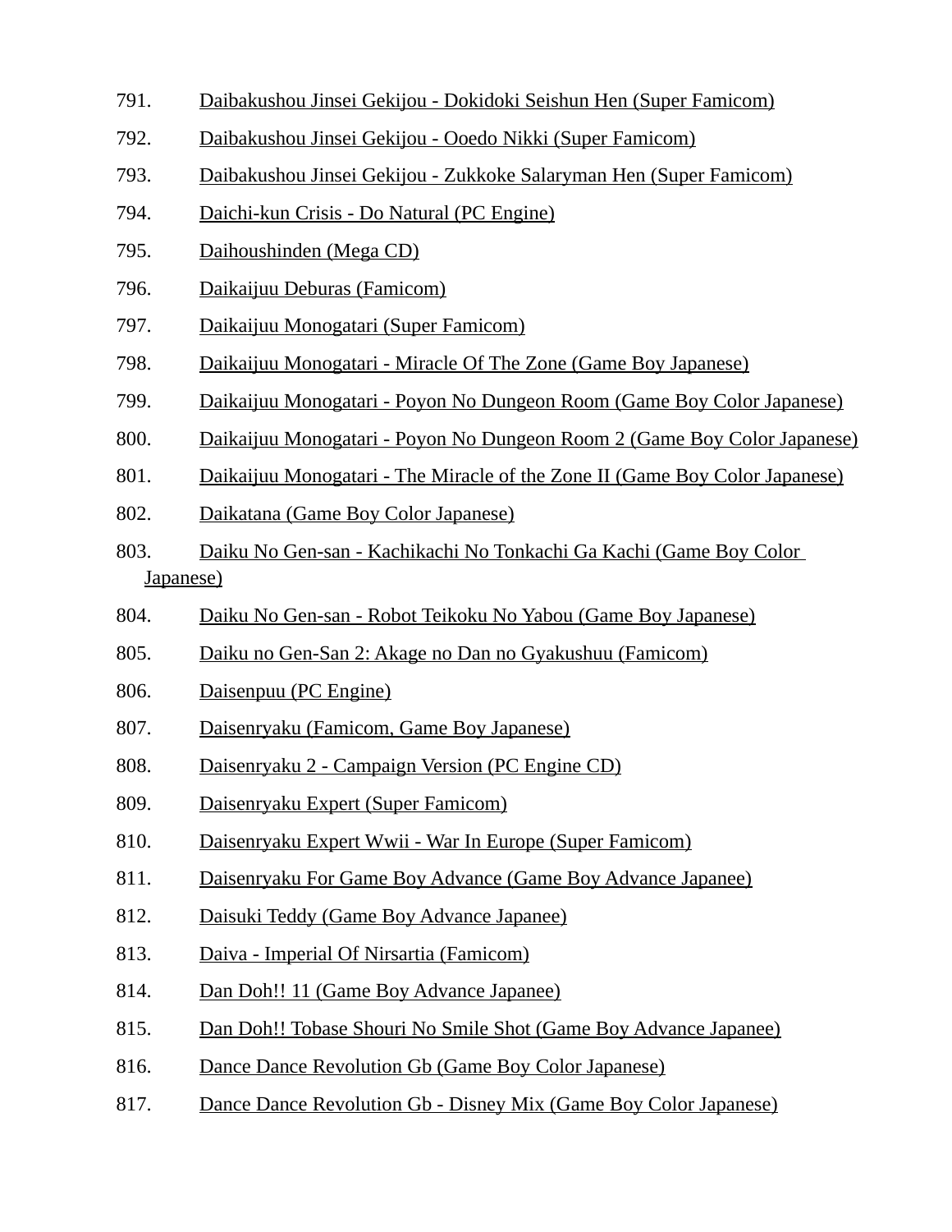791. Daibakushou Jinsei Gekijou - Dokidoki Seishun Hen (Super Famicom)
792. Daibakushou Jinsei Gekijou - Ooedo Nikki (Super Famicom)
793. Daibakushou Jinsei Gekijou - Zukkoke Salaryman Hen (Super Famicom)
794. Daichi-kun Crisis - Do Natural (PC Engine)
795. Daihoushinden (Mega CD)
796. Daikaijuu Deburas (Famicom)
797. Daikaijuu Monogatari (Super Famicom)
798. Daikaijuu Monogatari - Miracle Of The Zone (Game Boy Japanese)
799. Daikaijuu Monogatari - Poyon No Dungeon Room (Game Boy Color Japanese)
800. Daikaijuu Monogatari - Poyon No Dungeon Room 2 (Game Boy Color Japanese)
801. Daikaijuu Monogatari - The Miracle of the Zone II (Game Boy Color Japanese)
802. Daikatana (Game Boy Color Japanese)
803. Daiku No Gen-san - Kachikachi No Tonkachi Ga Kachi (Game Boy Color Japanese)
804. Daiku No Gen-san - Robot Teikoku No Yabou (Game Boy Japanese)
805. Daiku no Gen-San 2: Akage no Dan no Gyakushuu (Famicom)
806. Daisenpuu (PC Engine)
807. Daisenryaku (Famicom, Game Boy Japanese)
808. Daisenryaku 2 - Campaign Version (PC Engine CD)
809. Daisenryaku Expert (Super Famicom)
810. Daisenryaku Expert Wwii - War In Europe (Super Famicom)
811. Daisenryaku For Game Boy Advance (Game Boy Advance Japanee)
812. Daisuki Teddy (Game Boy Advance Japanee)
813. Daiva - Imperial Of Nirsartia (Famicom)
814. Dan Doh!! 11 (Game Boy Advance Japanee)
815. Dan Doh!! Tobase Shouri No Smile Shot (Game Boy Advance Japanee)
816. Dance Dance Revolution Gb (Game Boy Color Japanese)
817. Dance Dance Revolution Gb - Disney Mix (Game Boy Color Japanese)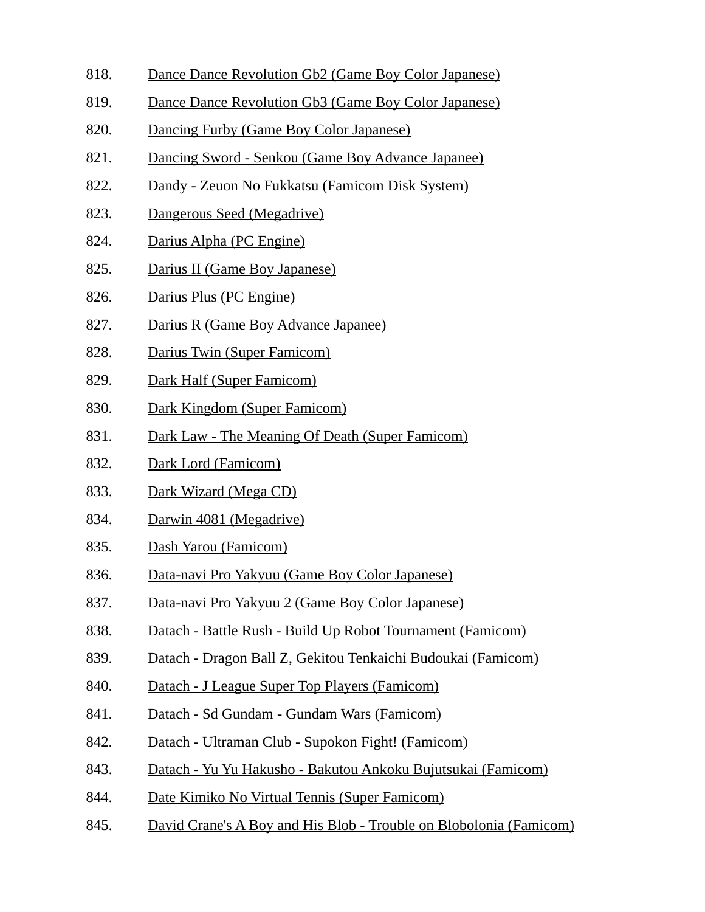818. Dance Dance Revolution Gb2 (Game Boy Color Japanese)
819. Dance Dance Revolution Gb3 (Game Boy Color Japanese)
820. Dancing Furby (Game Boy Color Japanese)
821. Dancing Sword - Senkou (Game Boy Advance Japanee)
822. Dandy - Zeuon No Fukkatsu (Famicom Disk System)
823. Dangerous Seed (Megadrive)
824. Darius Alpha (PC Engine)
825. Darius II (Game Boy Japanese)
826. Darius Plus (PC Engine)
827. Darius R (Game Boy Advance Japanee)
828. Darius Twin (Super Famicom)
829. Dark Half (Super Famicom)
830. Dark Kingdom (Super Famicom)
831. Dark Law - The Meaning Of Death (Super Famicom)
832. Dark Lord (Famicom)
833. Dark Wizard (Mega CD)
834. Darwin 4081 (Megadrive)
835. Dash Yarou (Famicom)
836. Data-navi Pro Yakyuu (Game Boy Color Japanese)
837. Data-navi Pro Yakyuu 2 (Game Boy Color Japanese)
838. Datach - Battle Rush - Build Up Robot Tournament (Famicom)
839. Datach - Dragon Ball Z, Gekitou Tenkaichi Budoukai (Famicom)
840. Datach - J League Super Top Players (Famicom)
841. Datach - Sd Gundam - Gundam Wars (Famicom)
842. Datach - Ultraman Club - Supokon Fight! (Famicom)
843. Datach - Yu Yu Hakusho - Bakutou Ankoku Bujutsukai (Famicom)
844. Date Kimiko No Virtual Tennis (Super Famicom)
845. David Crane's A Boy and His Blob - Trouble on Blobolonia (Famicom)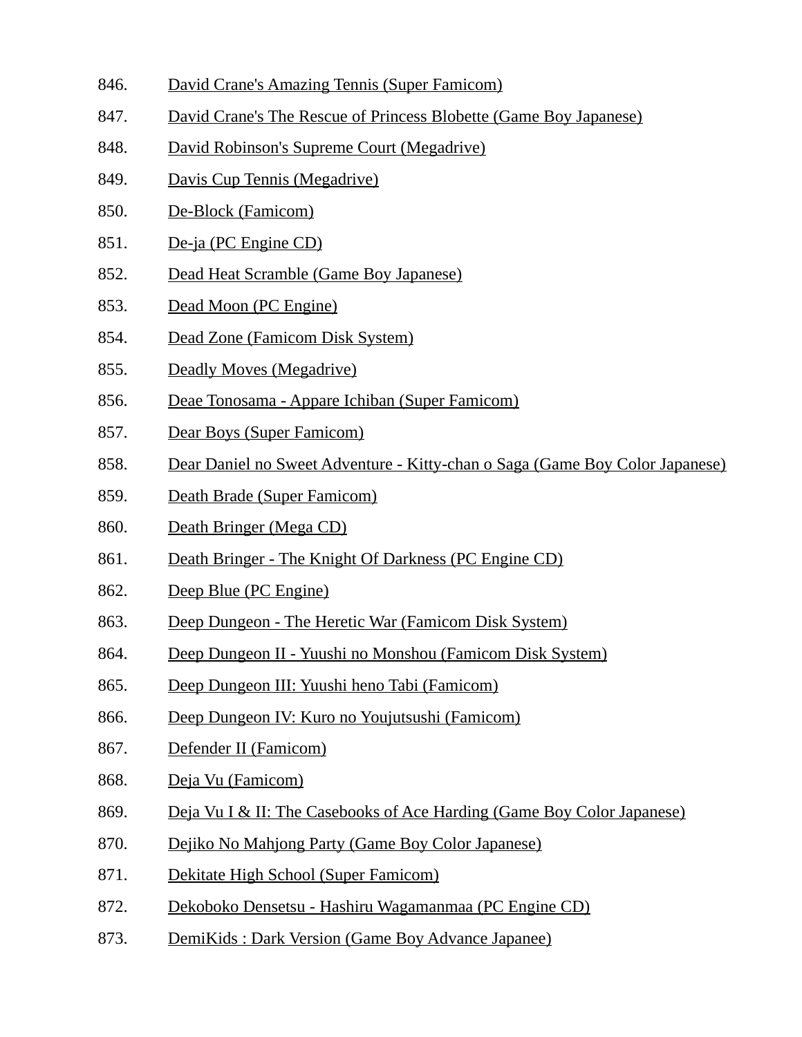846. David Crane's Amazing Tennis (Super Famicom)
847. David Crane's The Rescue of Princess Blobette (Game Boy Japanese)
848. David Robinson's Supreme Court (Megadrive)
849. Davis Cup Tennis (Megadrive)
850. De-Block (Famicom)
851. De-ja (PC Engine CD)
852. Dead Heat Scramble (Game Boy Japanese)
853. Dead Moon (PC Engine)
854. Dead Zone (Famicom Disk System)
855. Deadly Moves (Megadrive)
856. Deae Tonosama - Appare Ichiban (Super Famicom)
857. Dear Boys (Super Famicom)
858. Dear Daniel no Sweet Adventure - Kitty-chan o Saga (Game Boy Color Japanese)
859. Death Brade (Super Famicom)
860. Death Bringer (Mega CD)
861. Death Bringer - The Knight Of Darkness (PC Engine CD)
862. Deep Blue (PC Engine)
863. Deep Dungeon - The Heretic War (Famicom Disk System)
864. Deep Dungeon II - Yuushi no Monshou (Famicom Disk System)
865. Deep Dungeon III: Yuushi heno Tabi (Famicom)
866. Deep Dungeon IV: Kuro no Youjutsushi (Famicom)
867. Defender II (Famicom)
868. Deja Vu (Famicom)
869. Deja Vu I & II: The Casebooks of Ace Harding (Game Boy Color Japanese)
870. Dejiko No Mahjong Party (Game Boy Color Japanese)
871. Dekitate High School (Super Famicom)
872. Dekoboko Densetsu - Hashiru Wagamanmaa (PC Engine CD)
873. DemiKids : Dark Version (Game Boy Advance Japanee)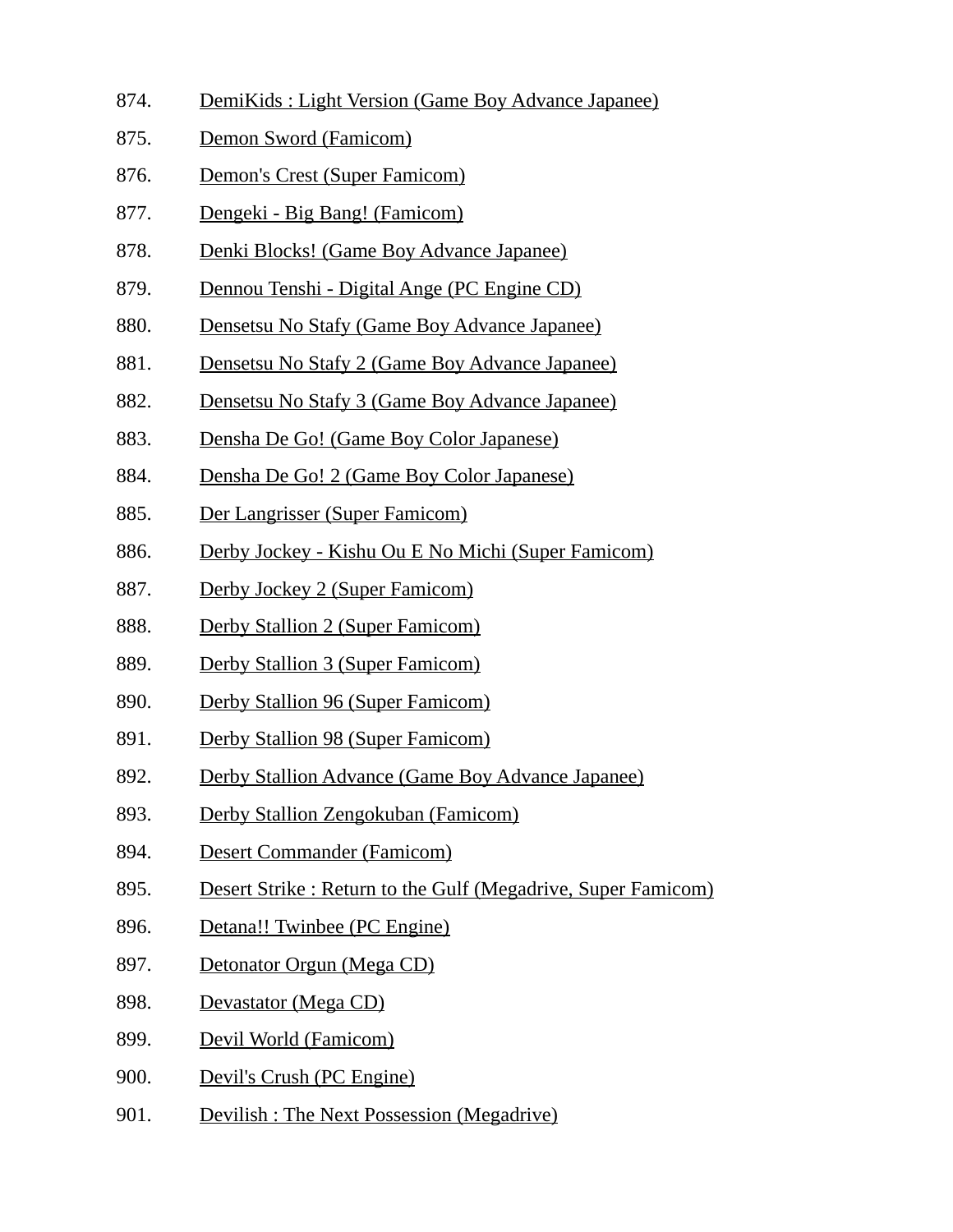874. DemiKids : Light Version (Game Boy Advance Japanee)
875. Demon Sword (Famicom)
876. Demon's Crest (Super Famicom)
877. Dengeki - Big Bang! (Famicom)
878. Denki Blocks! (Game Boy Advance Japanee)
879. Dennou Tenshi - Digital Ange (PC Engine CD)
880. Densetsu No Stafy (Game Boy Advance Japanee)
881. Densetsu No Stafy 2 (Game Boy Advance Japanee)
882. Densetsu No Stafy 3 (Game Boy Advance Japanee)
883. Densha De Go! (Game Boy Color Japanese)
884. Densha De Go! 2 (Game Boy Color Japanese)
885. Der Langrisser (Super Famicom)
886. Derby Jockey - Kishu Ou E No Michi (Super Famicom)
887. Derby Jockey 2 (Super Famicom)
888. Derby Stallion 2 (Super Famicom)
889. Derby Stallion 3 (Super Famicom)
890. Derby Stallion 96 (Super Famicom)
891. Derby Stallion 98 (Super Famicom)
892. Derby Stallion Advance (Game Boy Advance Japanee)
893. Derby Stallion Zengokuban (Famicom)
894. Desert Commander (Famicom)
895. Desert Strike : Return to the Gulf (Megadrive, Super Famicom)
896. Detana!! Twinbee (PC Engine)
897. Detonator Orgun (Mega CD)
898. Devastator (Mega CD)
899. Devil World (Famicom)
900. Devil's Crush (PC Engine)
901. Devilish : The Next Possession (Megadrive)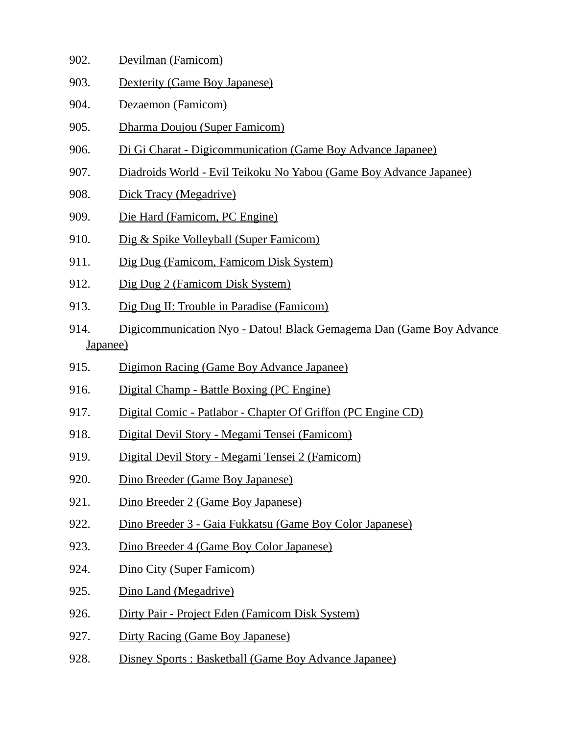902. Devilman (Famicom)
903. Dexterity (Game Boy Japanese)
904. Dezaemon (Famicom)
905. Dharma Doujou (Super Famicom)
906. Di Gi Charat - Digicommunication (Game Boy Advance Japanee)
907. Diadroids World - Evil Teikoku No Yabou (Game Boy Advance Japanee)
908. Dick Tracy (Megadrive)
909. Die Hard (Famicom, PC Engine)
910. Dig & Spike Volleyball (Super Famicom)
911. Dig Dug (Famicom, Famicom Disk System)
912. Dig Dug 2 (Famicom Disk System)
913. Dig Dug II: Trouble in Paradise (Famicom)
914. Digicommunication Nyo - Datou! Black Gemagema Dan (Game Boy Advance Japanee)
915. Digimon Racing (Game Boy Advance Japanee)
916. Digital Champ - Battle Boxing (PC Engine)
917. Digital Comic - Patlabor - Chapter Of Griffon (PC Engine CD)
918. Digital Devil Story - Megami Tensei (Famicom)
919. Digital Devil Story - Megami Tensei 2 (Famicom)
920. Dino Breeder (Game Boy Japanese)
921. Dino Breeder 2 (Game Boy Japanese)
922. Dino Breeder 3 - Gaia Fukkatsu (Game Boy Color Japanese)
923. Dino Breeder 4 (Game Boy Color Japanese)
924. Dino City (Super Famicom)
925. Dino Land (Megadrive)
926. Dirty Pair - Project Eden (Famicom Disk System)
927. Dirty Racing (Game Boy Japanese)
928. Disney Sports : Basketball (Game Boy Advance Japanee)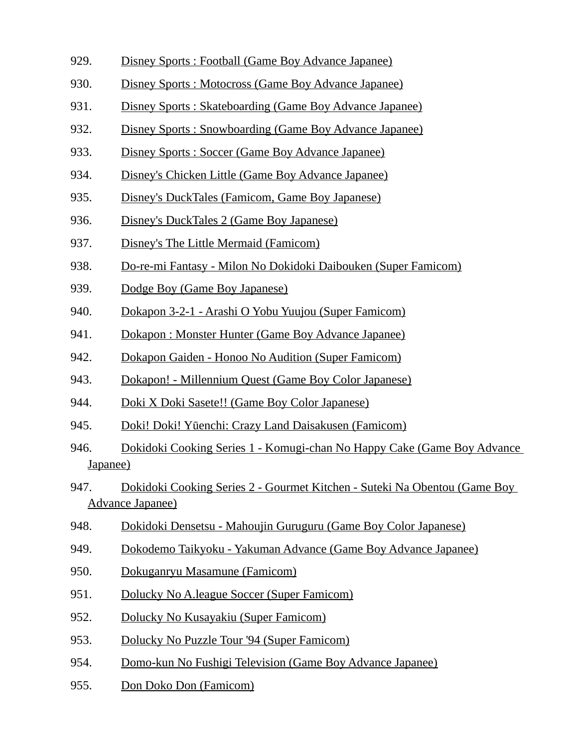929. Disney Sports : Football (Game Boy Advance Japanee)
930. Disney Sports : Motocross (Game Boy Advance Japanee)
931. Disney Sports : Skateboarding (Game Boy Advance Japanee)
932. Disney Sports : Snowboarding (Game Boy Advance Japanee)
933. Disney Sports : Soccer (Game Boy Advance Japanee)
934. Disney's Chicken Little (Game Boy Advance Japanee)
935. Disney's DuckTales (Famicom, Game Boy Japanese)
936. Disney's DuckTales 2 (Game Boy Japanese)
937. Disney's The Little Mermaid (Famicom)
938. Do-re-mi Fantasy - Milon No Dokidoki Daibouken (Super Famicom)
939. Dodge Boy (Game Boy Japanese)
940. Dokapon 3-2-1 - Arashi O Yobu Yuujou (Super Famicom)
941. Dokapon : Monster Hunter (Game Boy Advance Japanee)
942. Dokapon Gaiden - Honoo No Audition (Super Famicom)
943. Dokapon! - Millennium Quest (Game Boy Color Japanese)
944. Doki X Doki Sasete!! (Game Boy Color Japanese)
945. Doki! Doki! Yūenchi: Crazy Land Daisakusen (Famicom)
946. Dokidoki Cooking Series 1 - Komugi-chan No Happy Cake (Game Boy Advance Japanee)
947. Dokidoki Cooking Series 2 - Gourmet Kitchen - Suteki Na Obentou (Game Boy Advance Japanee)
948. Dokidoki Densetsu - Mahoujin Guruguru (Game Boy Color Japanese)
949. Dokodemo Taikyoku - Yakuman Advance (Game Boy Advance Japanee)
950. Dokuganryu Masamune (Famicom)
951. Dolucky No A.league Soccer (Super Famicom)
952. Dolucky No Kusayakiu (Super Famicom)
953. Dolucky No Puzzle Tour '94 (Super Famicom)
954. Domo-kun No Fushigi Television (Game Boy Advance Japanee)
955. Don Doko Don (Famicom)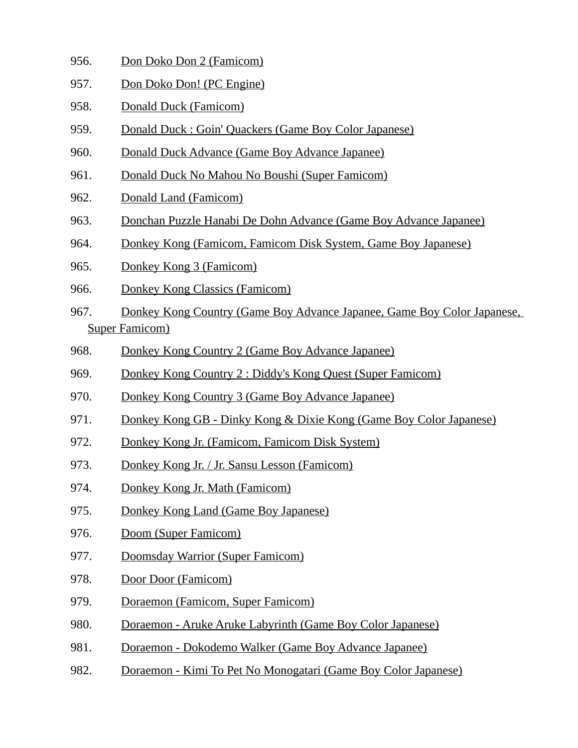956. Don Doko Don 2 (Famicom)
957. Don Doko Don! (PC Engine)
958. Donald Duck (Famicom)
959. Donald Duck : Goin' Quackers (Game Boy Color Japanese)
960. Donald Duck Advance (Game Boy Advance Japanee)
961. Donald Duck No Mahou No Boushi (Super Famicom)
962. Donald Land (Famicom)
963. Donchan Puzzle Hanabi De Dohn Advance (Game Boy Advance Japanee)
964. Donkey Kong (Famicom, Famicom Disk System, Game Boy Japanese)
965. Donkey Kong 3 (Famicom)
966. Donkey Kong Classics (Famicom)
967. Donkey Kong Country (Game Boy Advance Japanee, Game Boy Color Japanese, Super Famicom)
968. Donkey Kong Country 2 (Game Boy Advance Japanee)
969. Donkey Kong Country 2 : Diddy's Kong Quest (Super Famicom)
970. Donkey Kong Country 3 (Game Boy Advance Japanee)
971. Donkey Kong GB - Dinky Kong & Dixie Kong (Game Boy Color Japanese)
972. Donkey Kong Jr. (Famicom, Famicom Disk System)
973. Donkey Kong Jr. / Jr. Sansu Lesson (Famicom)
974. Donkey Kong Jr. Math (Famicom)
975. Donkey Kong Land (Game Boy Japanese)
976. Doom (Super Famicom)
977. Doomsday Warrior (Super Famicom)
978. Door Door (Famicom)
979. Doraemon (Famicom, Super Famicom)
980. Doraemon - Aruke Aruke Labyrinth (Game Boy Color Japanese)
981. Doraemon - Dokodemo Walker (Game Boy Advance Japanee)
982. Doraemon - Kimi To Pet No Monogatari (Game Boy Color Japanese)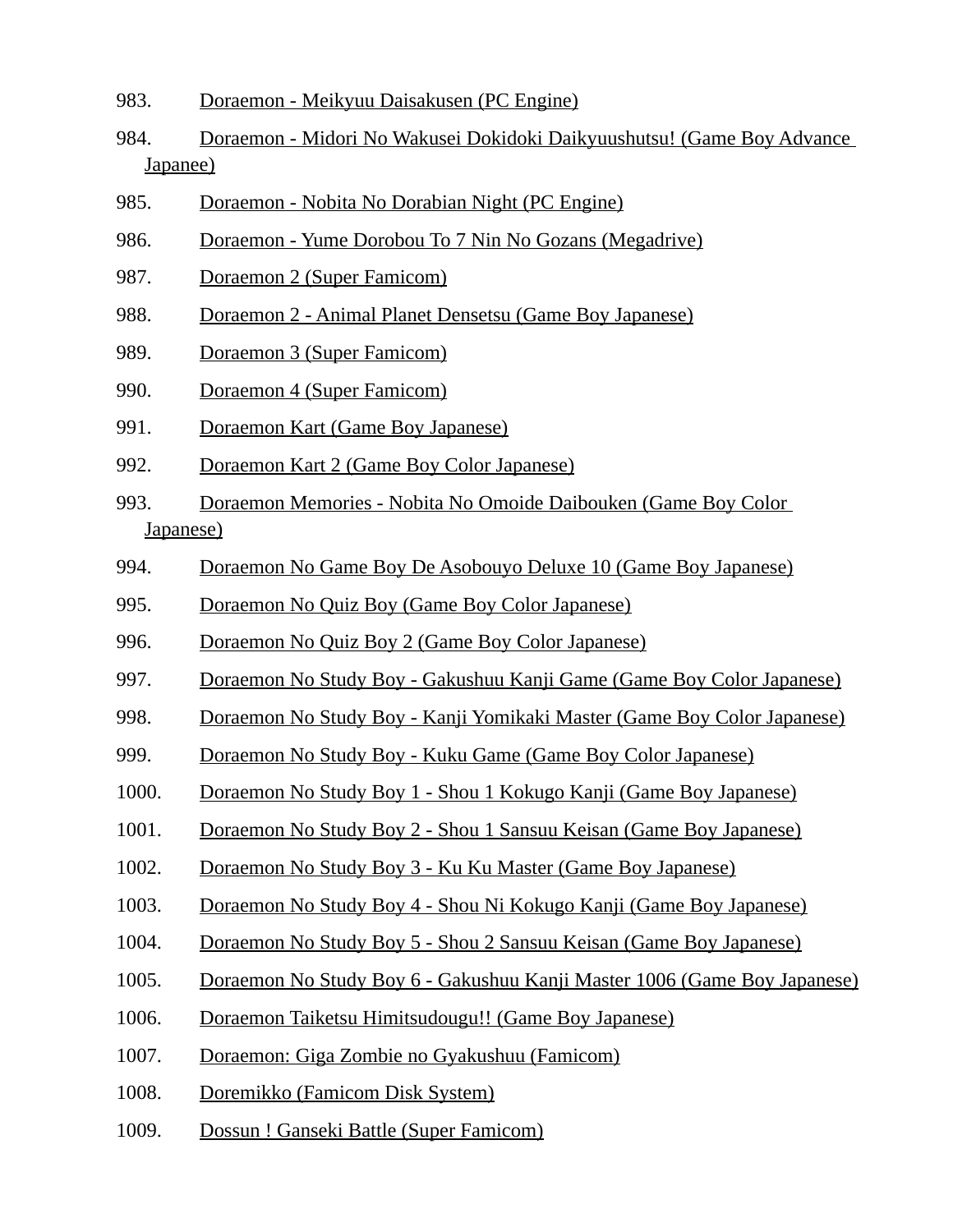983. Doraemon - Meikyuu Daisakusen (PC Engine)
984. Doraemon - Midori No Wakusei Dokidoki Daikyuushutsu! (Game Boy Advance Japanee)
985. Doraemon - Nobita No Dorabian Night (PC Engine)
986. Doraemon - Yume Dorobou To 7 Nin No Gozans (Megadrive)
987. Doraemon 2 (Super Famicom)
988. Doraemon 2 - Animal Planet Densetsu (Game Boy Japanese)
989. Doraemon 3 (Super Famicom)
990. Doraemon 4 (Super Famicom)
991. Doraemon Kart (Game Boy Japanese)
992. Doraemon Kart 2 (Game Boy Color Japanese)
993. Doraemon Memories - Nobita No Omoide Daibouken (Game Boy Color Japanese)
994. Doraemon No Game Boy De Asobouyo Deluxe 10 (Game Boy Japanese)
995. Doraemon No Quiz Boy (Game Boy Color Japanese)
996. Doraemon No Quiz Boy 2 (Game Boy Color Japanese)
997. Doraemon No Study Boy - Gakushuu Kanji Game (Game Boy Color Japanese)
998. Doraemon No Study Boy - Kanji Yomikaki Master (Game Boy Color Japanese)
999. Doraemon No Study Boy - Kuku Game (Game Boy Color Japanese)
1000. Doraemon No Study Boy 1 - Shou 1 Kokugo Kanji (Game Boy Japanese)
1001. Doraemon No Study Boy 2 - Shou 1 Sansuu Keisan (Game Boy Japanese)
1002. Doraemon No Study Boy 3 - Ku Ku Master (Game Boy Japanese)
1003. Doraemon No Study Boy 4 - Shou Ni Kokugo Kanji (Game Boy Japanese)
1004. Doraemon No Study Boy 5 - Shou 2 Sansuu Keisan (Game Boy Japanese)
1005. Doraemon No Study Boy 6 - Gakushuu Kanji Master 1006 (Game Boy Japanese)
1006. Doraemon Taiketsu Himitsudougu!! (Game Boy Japanese)
1007. Doraemon: Giga Zombie no Gyakushuu (Famicom)
1008. Doremikko (Famicom Disk System)
1009. Dossun ! Ganseki Battle (Super Famicom)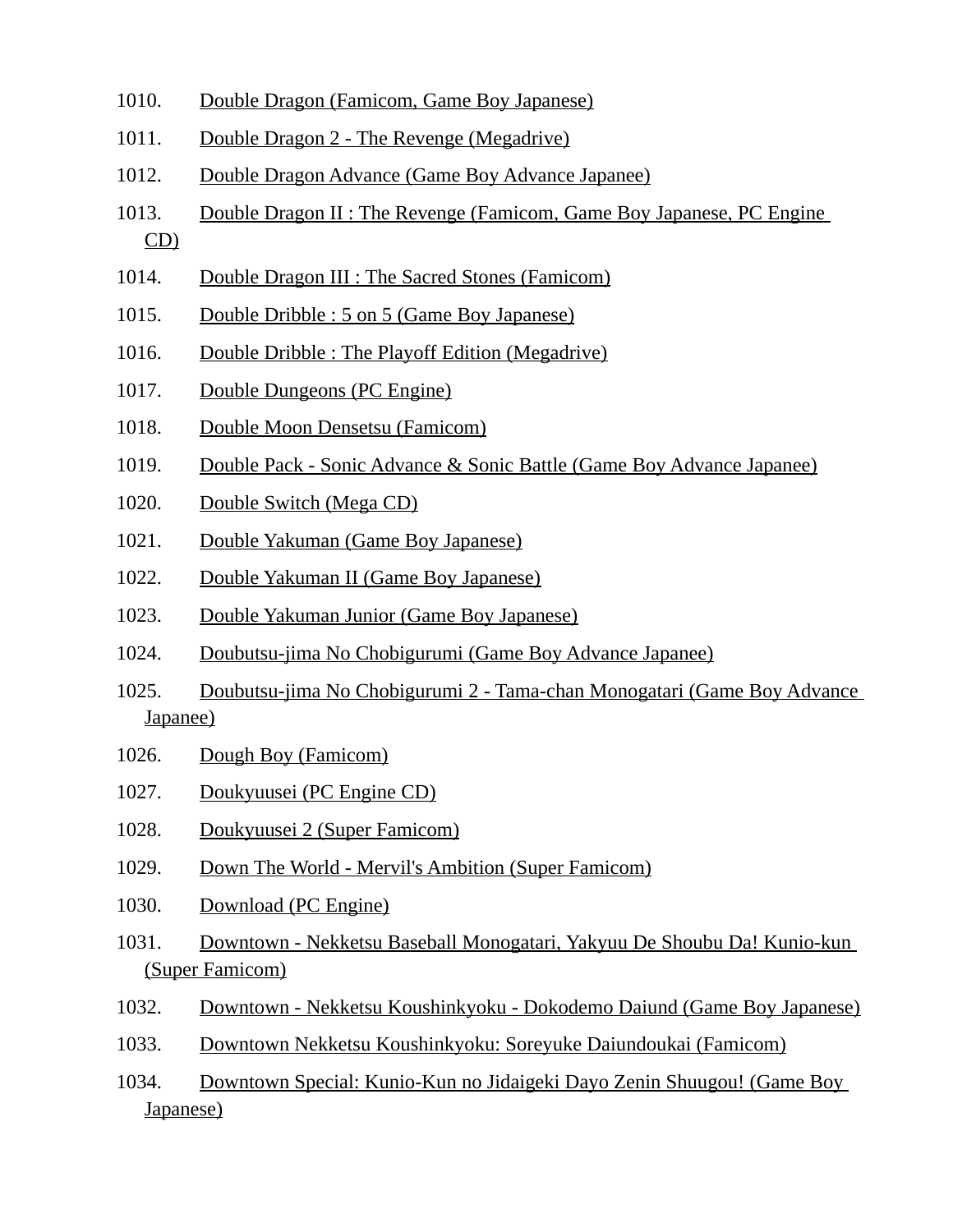1010. Double Dragon (Famicom, Game Boy Japanese)
1011. Double Dragon 2 - The Revenge (Megadrive)
1012. Double Dragon Advance (Game Boy Advance Japanee)
1013. Double Dragon II : The Revenge (Famicom, Game Boy Japanese, PC Engine CD)
1014. Double Dragon III : The Sacred Stones (Famicom)
1015. Double Dribble : 5 on 5 (Game Boy Japanese)
1016. Double Dribble : The Playoff Edition (Megadrive)
1017. Double Dungeons (PC Engine)
1018. Double Moon Densetsu (Famicom)
1019. Double Pack - Sonic Advance & Sonic Battle (Game Boy Advance Japanee)
1020. Double Switch (Mega CD)
1021. Double Yakuman (Game Boy Japanese)
1022. Double Yakuman II (Game Boy Japanese)
1023. Double Yakuman Junior (Game Boy Japanese)
1024. Doubutsu-jima No Chobigurumi (Game Boy Advance Japanee)
1025. Doubutsu-jima No Chobigurumi 2 - Tama-chan Monogatari (Game Boy Advance Japanee)
1026. Dough Boy (Famicom)
1027. Doukyuusei (PC Engine CD)
1028. Doukyuusei 2 (Super Famicom)
1029. Down The World - Mervil's Ambition (Super Famicom)
1030. Download (PC Engine)
1031. Downtown - Nekketsu Baseball Monogatari, Yakyuu De Shoubu Da! Kunio-kun (Super Famicom)
1032. Downtown - Nekketsu Koushinkyoku - Dokodemo Daiund (Game Boy Japanese)
1033. Downtown Nekketsu Koushinkyoku: Soreyuke Daiundoukai (Famicom)
1034. Downtown Special: Kunio-Kun no Jidaigeki Dayo Zenin Shuugou! (Game Boy Japanese)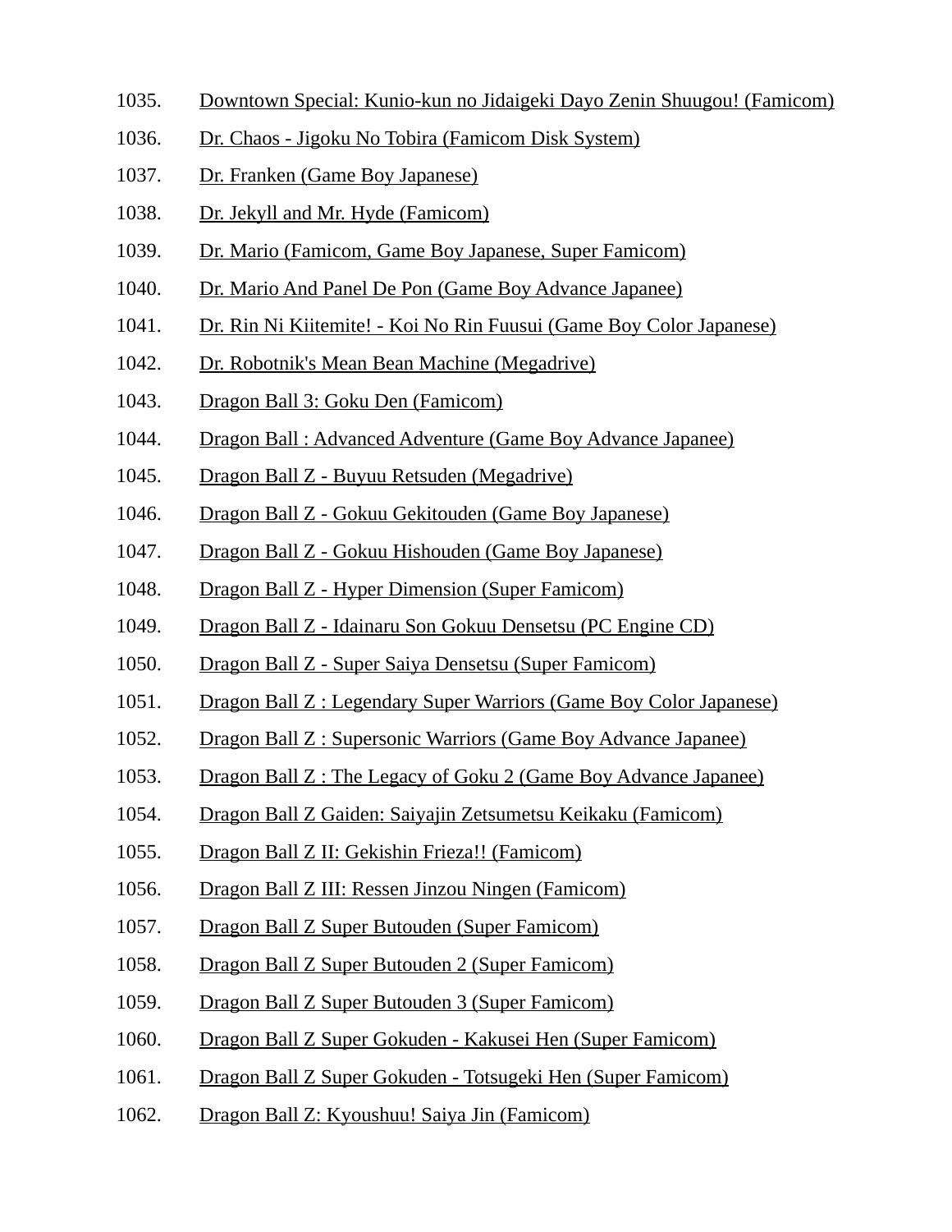1035. Downtown Special: Kunio-kun no Jidaigeki Dayo Zenin Shuugou! (Famicom)
1036. Dr. Chaos - Jigoku No Tobira (Famicom Disk System)
1037. Dr. Franken (Game Boy Japanese)
1038. Dr. Jekyll and Mr. Hyde (Famicom)
1039. Dr. Mario (Famicom, Game Boy Japanese, Super Famicom)
1040. Dr. Mario And Panel De Pon (Game Boy Advance Japanee)
1041. Dr. Rin Ni Kiitemite! - Koi No Rin Fuusui (Game Boy Color Japanese)
1042. Dr. Robotnik's Mean Bean Machine (Megadrive)
1043. Dragon Ball 3: Goku Den (Famicom)
1044. Dragon Ball : Advanced Adventure (Game Boy Advance Japanee)
1045. Dragon Ball Z - Buyuu Retsuden (Megadrive)
1046. Dragon Ball Z - Gokuu Gekitouden (Game Boy Japanese)
1047. Dragon Ball Z - Gokuu Hishouden (Game Boy Japanese)
1048. Dragon Ball Z - Hyper Dimension (Super Famicom)
1049. Dragon Ball Z - Idainaru Son Gokuu Densetsu (PC Engine CD)
1050. Dragon Ball Z - Super Saiya Densetsu (Super Famicom)
1051. Dragon Ball Z : Legendary Super Warriors (Game Boy Color Japanese)
1052. Dragon Ball Z : Supersonic Warriors (Game Boy Advance Japanee)
1053. Dragon Ball Z : The Legacy of Goku 2 (Game Boy Advance Japanee)
1054. Dragon Ball Z Gaiden: Saiyajin Zetsumetsu Keikaku (Famicom)
1055. Dragon Ball Z II: Gekishin Frieza!! (Famicom)
1056. Dragon Ball Z III: Ressen Jinzou Ningen (Famicom)
1057. Dragon Ball Z Super Butouden (Super Famicom)
1058. Dragon Ball Z Super Butouden 2 (Super Famicom)
1059. Dragon Ball Z Super Butouden 3 (Super Famicom)
1060. Dragon Ball Z Super Gokuden - Kakusei Hen (Super Famicom)
1061. Dragon Ball Z Super Gokuden - Totsugeki Hen (Super Famicom)
1062. Dragon Ball Z: Kyoushuu! Saiya Jin (Famicom)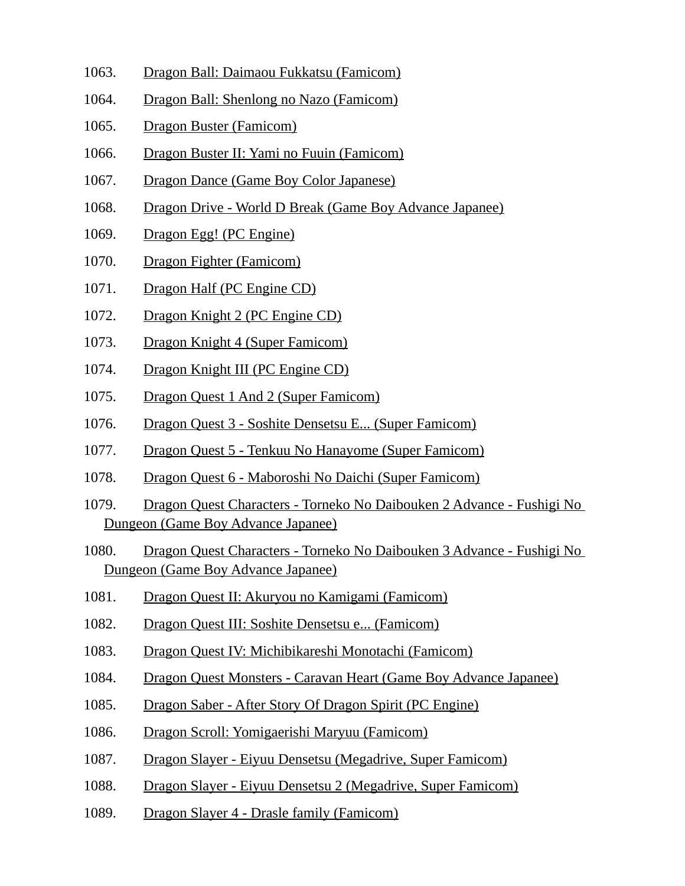1063. Dragon Ball: Daimaou Fukkatsu (Famicom)

1064. Dragon Ball: Shenlong no Nazo (Famicom)

1065. Dragon Buster (Famicom)

1066. Dragon Buster II: Yami no Fuuin (Famicom)

1067. Dragon Dance (Game Boy Color Japanese)

1068. Dragon Drive - World D Break (Game Boy Advance Japanee)

1069. Dragon Egg! (PC Engine)

1070. Dragon Fighter (Famicom)

1071. Dragon Half (PC Engine CD)

1072. Dragon Knight 2 (PC Engine CD)

1073. Dragon Knight 4 (Super Famicom)

1074. Dragon Knight III (PC Engine CD)

1075. Dragon Quest 1 And 2 (Super Famicom)

1076. Dragon Quest 3 - Soshite Densetsu E... (Super Famicom)

1077. Dragon Quest 5 - Tenkuu No Hanayome (Super Famicom)

1078. Dragon Quest 6 - Maboroshi No Daichi (Super Famicom)

1079. Dragon Quest Characters - Torneko No Daibouken 2 Advance - Fushigi No Dungeon (Game Boy Advance Japanee)

1080. Dragon Quest Characters - Torneko No Daibouken 3 Advance - Fushigi No Dungeon (Game Boy Advance Japanee)

1081. Dragon Quest II: Akuryou no Kamigami (Famicom)

1082. Dragon Quest III: Soshite Densetsu e... (Famicom)

1083. Dragon Quest IV: Michibikareshi Monotachi (Famicom)

1084. Dragon Quest Monsters - Caravan Heart (Game Boy Advance Japanee)

1085. Dragon Saber - After Story Of Dragon Spirit (PC Engine)

1086. Dragon Scroll: Yomigaerishi Maryuu (Famicom)

1087. Dragon Slayer - Eiyuu Densetsu (Megadrive, Super Famicom)

1088. Dragon Slayer - Eiyuu Densetsu 2 (Megadrive, Super Famicom)

1089. Dragon Slayer 4 - Drasle family (Famicom)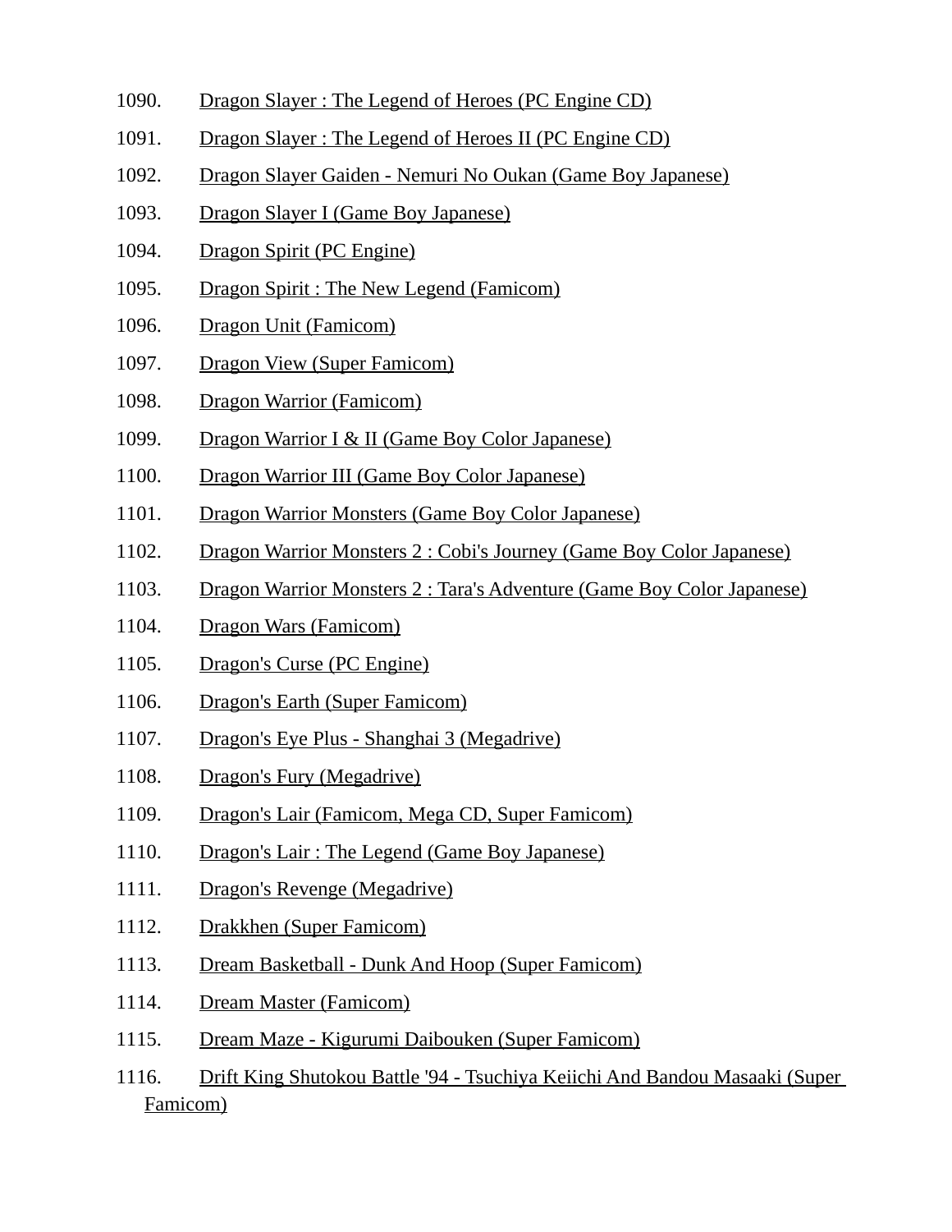1090. Dragon Slayer : The Legend of Heroes (PC Engine CD)
1091. Dragon Slayer : The Legend of Heroes II (PC Engine CD)
1092. Dragon Slayer Gaiden - Nemuri No Oukan (Game Boy Japanese)
1093. Dragon Slayer I (Game Boy Japanese)
1094. Dragon Spirit (PC Engine)
1095. Dragon Spirit : The New Legend (Famicom)
1096. Dragon Unit (Famicom)
1097. Dragon View (Super Famicom)
1098. Dragon Warrior (Famicom)
1099. Dragon Warrior I & II (Game Boy Color Japanese)
1100. Dragon Warrior III (Game Boy Color Japanese)
1101. Dragon Warrior Monsters (Game Boy Color Japanese)
1102. Dragon Warrior Monsters 2 : Cobi's Journey (Game Boy Color Japanese)
1103. Dragon Warrior Monsters 2 : Tara's Adventure (Game Boy Color Japanese)
1104. Dragon Wars (Famicom)
1105. Dragon's Curse (PC Engine)
1106. Dragon's Earth (Super Famicom)
1107. Dragon's Eye Plus - Shanghai 3 (Megadrive)
1108. Dragon's Fury (Megadrive)
1109. Dragon's Lair (Famicom, Mega CD, Super Famicom)
1110. Dragon's Lair : The Legend (Game Boy Japanese)
1111. Dragon's Revenge (Megadrive)
1112. Drakkhen (Super Famicom)
1113. Dream Basketball - Dunk And Hoop (Super Famicom)
1114. Dream Master (Famicom)
1115. Dream Maze - Kigurumi Daibouken (Super Famicom)
1116. Drift King Shutokou Battle '94 - Tsuchiya Keiichi And Bandou Masaaki (Super Famicom)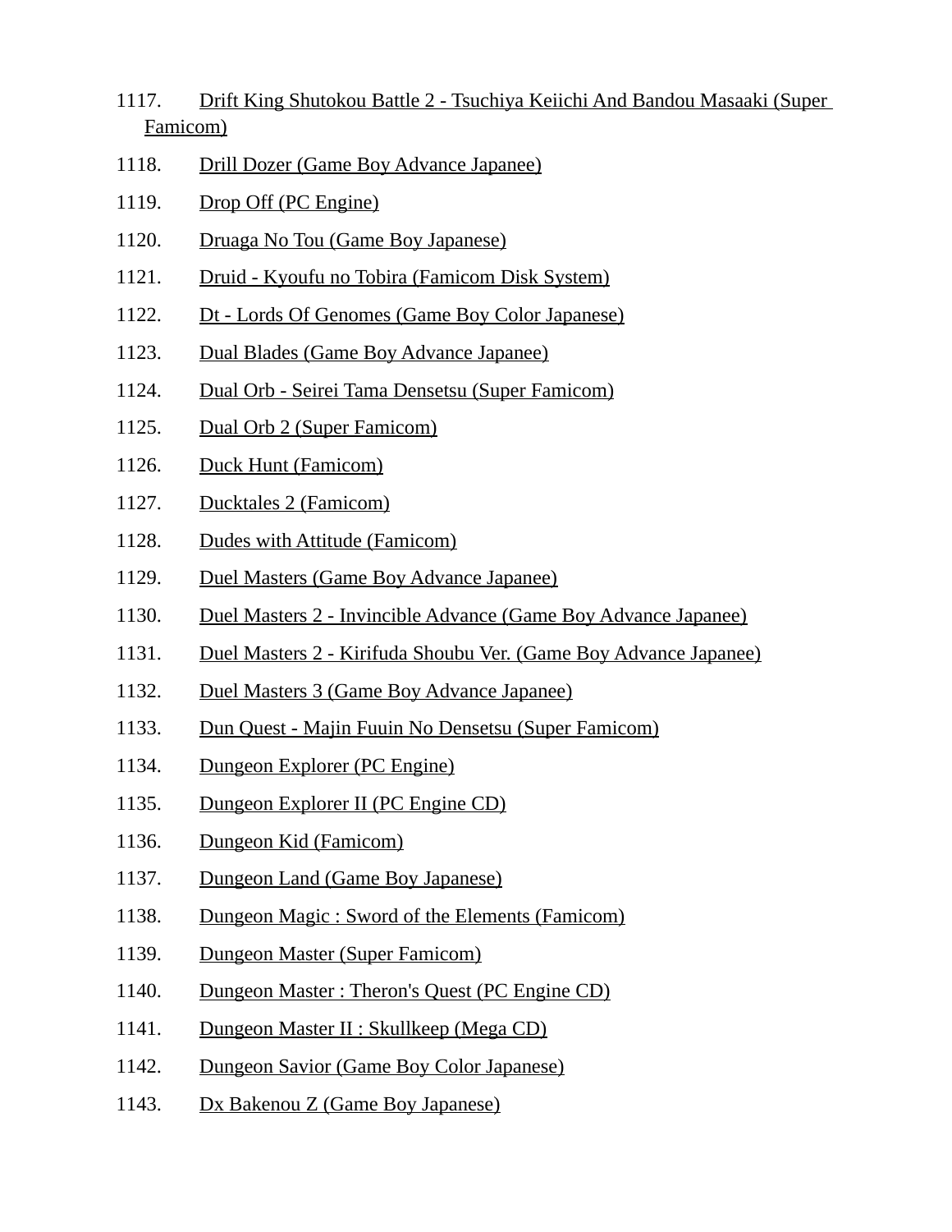1117. Drift King Shutokou Battle 2 - Tsuchiya Keiichi And Bandou Masaaki (Super Famicom)
1118. Drill Dozer (Game Boy Advance Japanee)
1119. Drop Off (PC Engine)
1120. Druaga No Tou (Game Boy Japanese)
1121. Druid - Kyoufu no Tobira (Famicom Disk System)
1122. Dt - Lords Of Genomes (Game Boy Color Japanese)
1123. Dual Blades (Game Boy Advance Japanee)
1124. Dual Orb - Seirei Tama Densetsu (Super Famicom)
1125. Dual Orb 2 (Super Famicom)
1126. Duck Hunt (Famicom)
1127. Ducktales 2 (Famicom)
1128. Dudes with Attitude (Famicom)
1129. Duel Masters (Game Boy Advance Japanee)
1130. Duel Masters 2 - Invincible Advance (Game Boy Advance Japanee)
1131. Duel Masters 2 - Kirifuda Shoubu Ver. (Game Boy Advance Japanee)
1132. Duel Masters 3 (Game Boy Advance Japanee)
1133. Dun Quest - Majin Fuuin No Densetsu (Super Famicom)
1134. Dungeon Explorer (PC Engine)
1135. Dungeon Explorer II (PC Engine CD)
1136. Dungeon Kid (Famicom)
1137. Dungeon Land (Game Boy Japanese)
1138. Dungeon Magic : Sword of the Elements (Famicom)
1139. Dungeon Master (Super Famicom)
1140. Dungeon Master : Theron's Quest (PC Engine CD)
1141. Dungeon Master II : Skullkeep (Mega CD)
1142. Dungeon Savior (Game Boy Color Japanese)
1143. Dx Bakenou Z (Game Boy Japanese)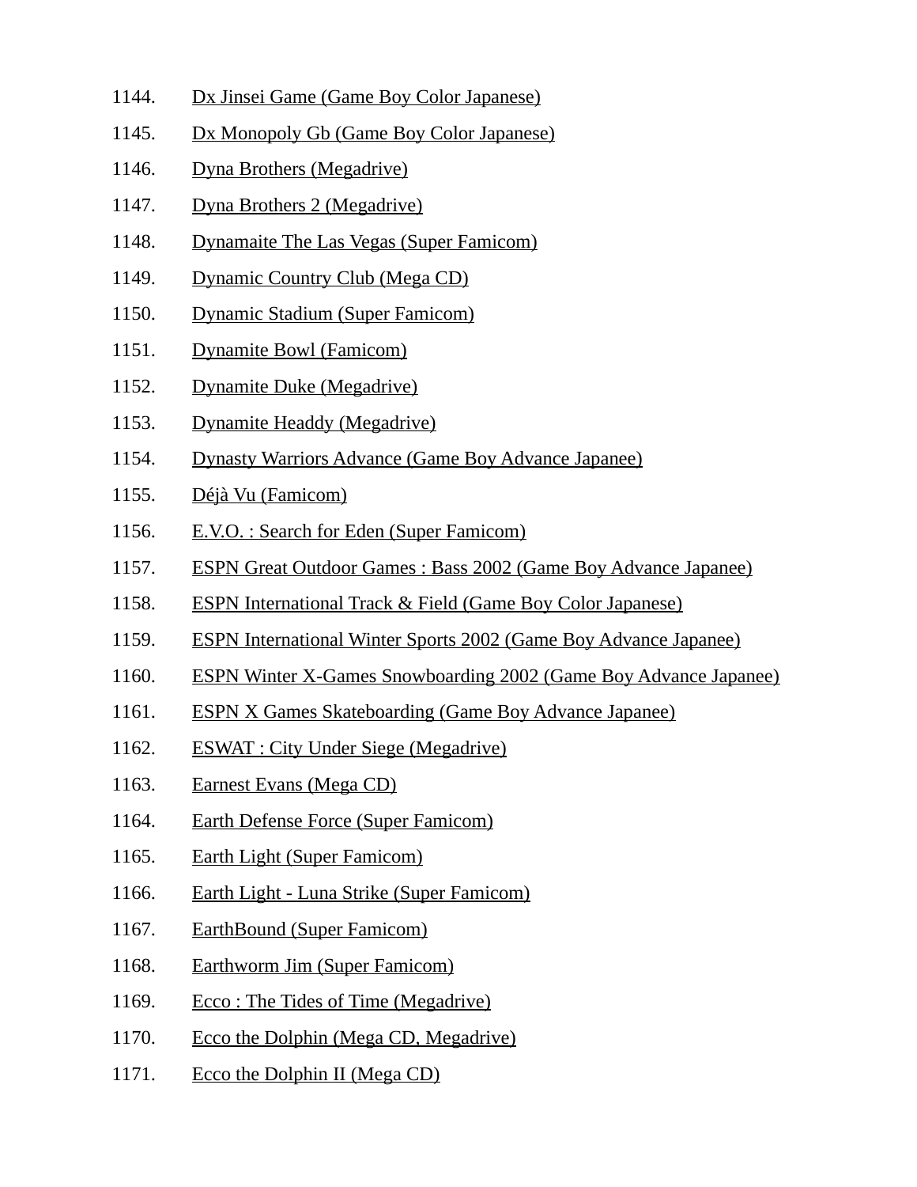1144. Dx Jinsei Game (Game Boy Color Japanese)
1145. Dx Monopoly Gb (Game Boy Color Japanese)
1146. Dyna Brothers (Megadrive)
1147. Dyna Brothers 2 (Megadrive)
1148. Dynamaite The Las Vegas (Super Famicom)
1149. Dynamic Country Club (Mega CD)
1150. Dynamic Stadium (Super Famicom)
1151. Dynamite Bowl (Famicom)
1152. Dynamite Duke (Megadrive)
1153. Dynamite Headdy (Megadrive)
1154. Dynasty Warriors Advance (Game Boy Advance Japanee)
1155. Déjà Vu (Famicom)
1156. E.V.O. : Search for Eden (Super Famicom)
1157. ESPN Great Outdoor Games : Bass 2002 (Game Boy Advance Japanee)
1158. ESPN International Track & Field (Game Boy Color Japanese)
1159. ESPN International Winter Sports 2002 (Game Boy Advance Japanee)
1160. ESPN Winter X-Games Snowboarding 2002 (Game Boy Advance Japanee)
1161. ESPN X Games Skateboarding (Game Boy Advance Japanee)
1162. ESWAT : City Under Siege (Megadrive)
1163. Earnest Evans (Mega CD)
1164. Earth Defense Force (Super Famicom)
1165. Earth Light (Super Famicom)
1166. Earth Light - Luna Strike (Super Famicom)
1167. EarthBound (Super Famicom)
1168. Earthworm Jim (Super Famicom)
1169. Ecco : The Tides of Time (Megadrive)
1170. Ecco the Dolphin (Mega CD, Megadrive)
1171. Ecco the Dolphin II (Mega CD)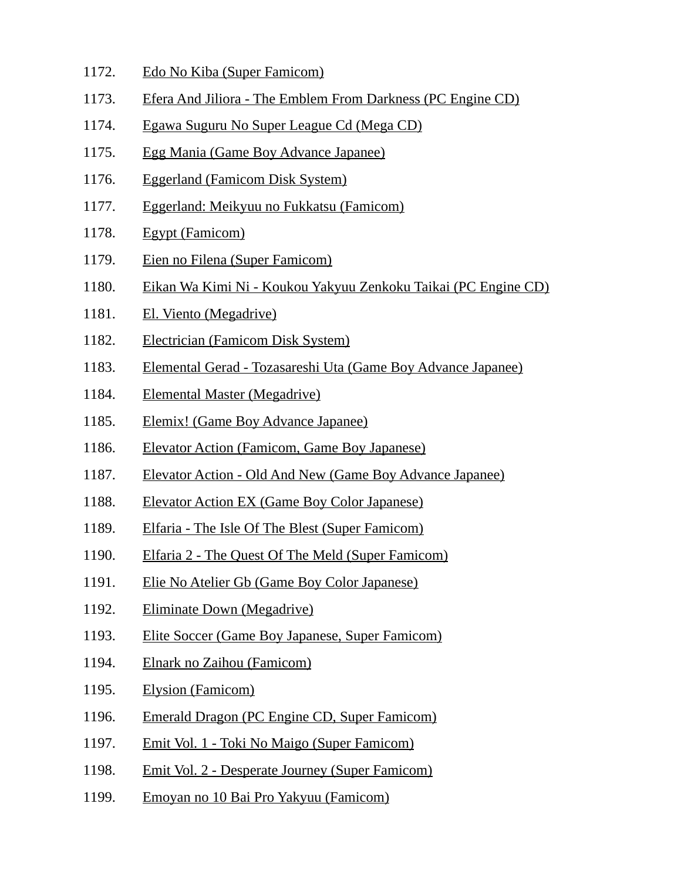1172. Edo No Kiba (Super Famicom)
1173. Efera And Jiliora - The Emblem From Darkness (PC Engine CD)
1174. Egawa Suguru No Super League Cd (Mega CD)
1175. Egg Mania (Game Boy Advance Japanee)
1176. Eggerland (Famicom Disk System)
1177. Eggerland: Meikyuu no Fukkatsu (Famicom)
1178. Egypt (Famicom)
1179. Eien no Filena (Super Famicom)
1180. Eikan Wa Kimi Ni - Koukou Yakyuu Zenkoku Taikai (PC Engine CD)
1181. El. Viento (Megadrive)
1182. Electrician (Famicom Disk System)
1183. Elemental Gerad - Tozasareshi Uta (Game Boy Advance Japanee)
1184. Elemental Master (Megadrive)
1185. Elemix! (Game Boy Advance Japanee)
1186. Elevator Action (Famicom, Game Boy Japanese)
1187. Elevator Action - Old And New (Game Boy Advance Japanee)
1188. Elevator Action EX (Game Boy Color Japanese)
1189. Elfaria - The Isle Of The Blest (Super Famicom)
1190. Elfaria 2 - The Quest Of The Meld (Super Famicom)
1191. Elie No Atelier Gb (Game Boy Color Japanese)
1192. Eliminate Down (Megadrive)
1193. Elite Soccer (Game Boy Japanese, Super Famicom)
1194. Elnark no Zaihou (Famicom)
1195. Elysion (Famicom)
1196. Emerald Dragon (PC Engine CD, Super Famicom)
1197. Emit Vol. 1 - Toki No Maigo (Super Famicom)
1198. Emit Vol. 2 - Desperate Journey (Super Famicom)
1199. Emoyan no 10 Bai Pro Yakyuu (Famicom)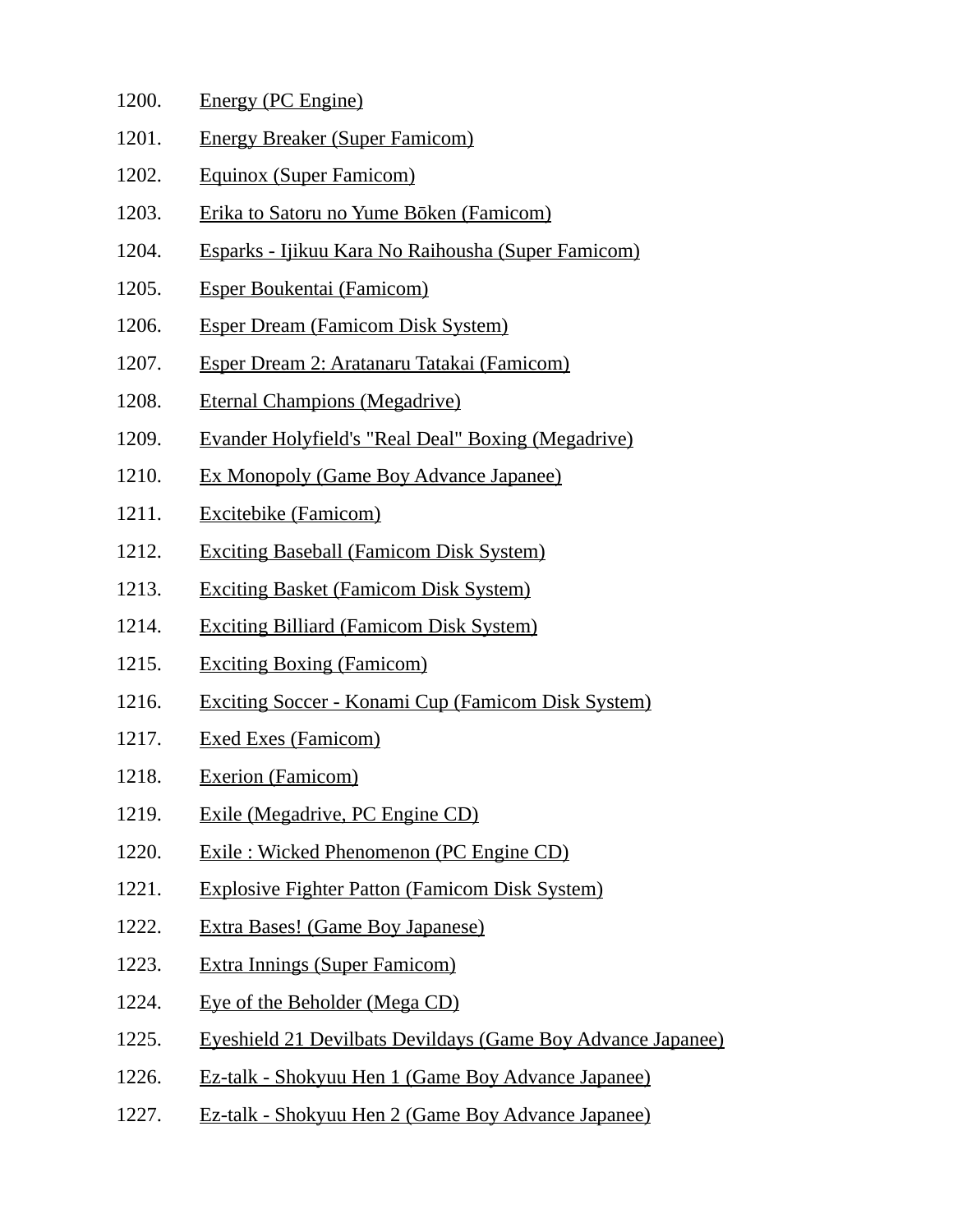1200. Energy (PC Engine)
1201. Energy Breaker (Super Famicom)
1202. Equinox (Super Famicom)
1203. Erika to Satoru no Yume Bōken (Famicom)
1204. Esparks - Ijikuu Kara No Raihousha (Super Famicom)
1205. Esper Boukentai (Famicom)
1206. Esper Dream (Famicom Disk System)
1207. Esper Dream 2: Aratanaru Tatakai (Famicom)
1208. Eternal Champions (Megadrive)
1209. Evander Holyfield's "Real Deal" Boxing (Megadrive)
1210. Ex Monopoly (Game Boy Advance Japanee)
1211. Excitebike (Famicom)
1212. Exciting Baseball (Famicom Disk System)
1213. Exciting Basket (Famicom Disk System)
1214. Exciting Billiard (Famicom Disk System)
1215. Exciting Boxing (Famicom)
1216. Exciting Soccer - Konami Cup (Famicom Disk System)
1217. Exed Exes (Famicom)
1218. Exerion (Famicom)
1219. Exile (Megadrive, PC Engine CD)
1220. Exile : Wicked Phenomenon (PC Engine CD)
1221. Explosive Fighter Patton (Famicom Disk System)
1222. Extra Bases! (Game Boy Japanese)
1223. Extra Innings (Super Famicom)
1224. Eye of the Beholder (Mega CD)
1225. Eyeshield 21 Devilbats Devildays (Game Boy Advance Japanee)
1226. Ez-talk - Shokyuu Hen 1 (Game Boy Advance Japanee)
1227. Ez-talk - Shokyuu Hen 2 (Game Boy Advance Japanee)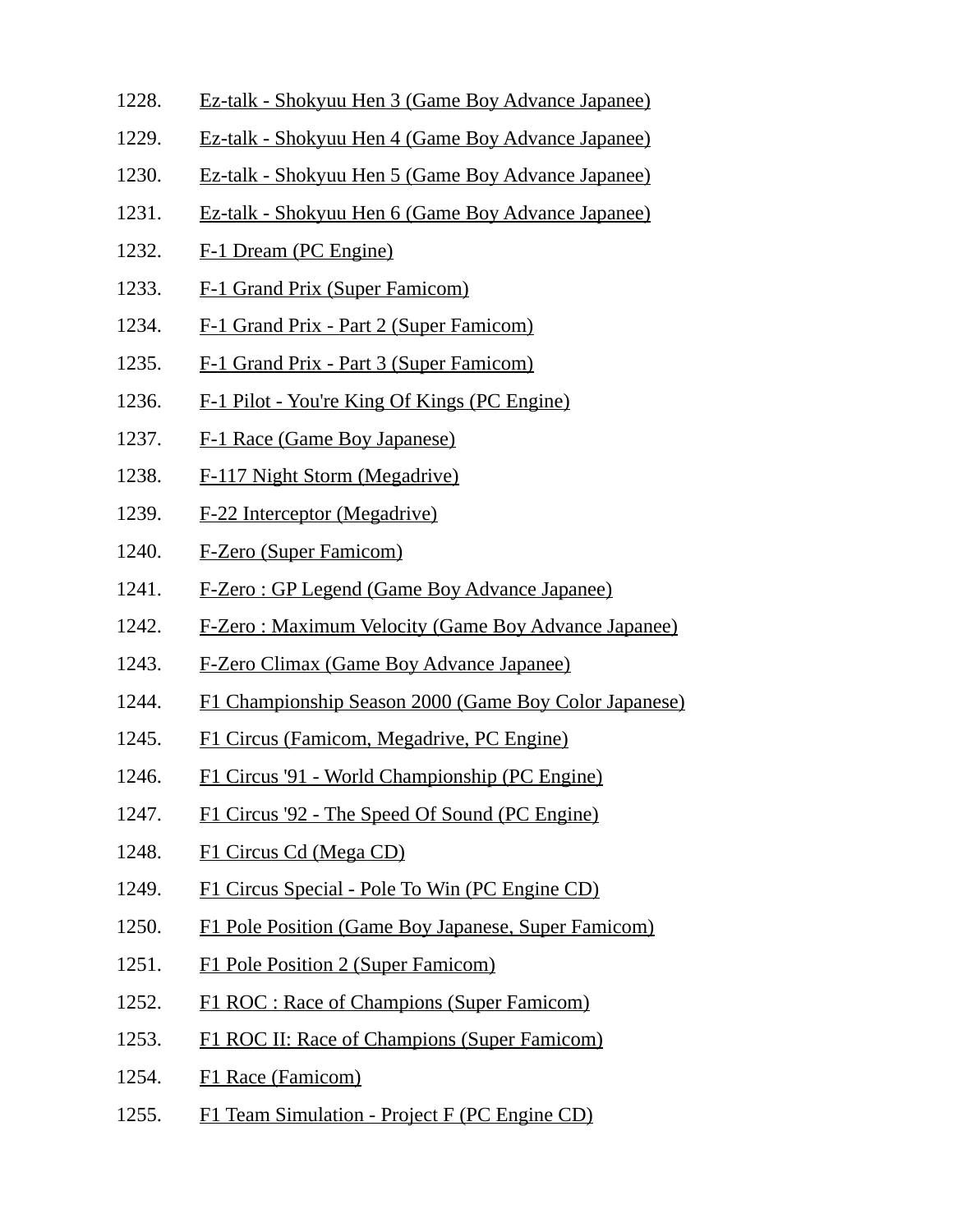1228. Ez-talk - Shokyuu Hen 3 (Game Boy Advance Japanee)
1229. Ez-talk - Shokyuu Hen 4 (Game Boy Advance Japanee)
1230. Ez-talk - Shokyuu Hen 5 (Game Boy Advance Japanee)
1231. Ez-talk - Shokyuu Hen 6 (Game Boy Advance Japanee)
1232. F-1 Dream (PC Engine)
1233. F-1 Grand Prix (Super Famicom)
1234. F-1 Grand Prix - Part 2 (Super Famicom)
1235. F-1 Grand Prix - Part 3 (Super Famicom)
1236. F-1 Pilot - You're King Of Kings (PC Engine)
1237. F-1 Race (Game Boy Japanese)
1238. F-117 Night Storm (Megadrive)
1239. F-22 Interceptor (Megadrive)
1240. F-Zero (Super Famicom)
1241. F-Zero : GP Legend (Game Boy Advance Japanee)
1242. F-Zero : Maximum Velocity (Game Boy Advance Japanee)
1243. F-Zero Climax (Game Boy Advance Japanee)
1244. F1 Championship Season 2000 (Game Boy Color Japanese)
1245. F1 Circus (Famicom, Megadrive, PC Engine)
1246. F1 Circus '91 - World Championship (PC Engine)
1247. F1 Circus '92 - The Speed Of Sound (PC Engine)
1248. F1 Circus Cd (Mega CD)
1249. F1 Circus Special - Pole To Win (PC Engine CD)
1250. F1 Pole Position (Game Boy Japanese, Super Famicom)
1251. F1 Pole Position 2 (Super Famicom)
1252. F1 ROC : Race of Champions (Super Famicom)
1253. F1 ROC II: Race of Champions (Super Famicom)
1254. F1 Race (Famicom)
1255. F1 Team Simulation - Project F (PC Engine CD)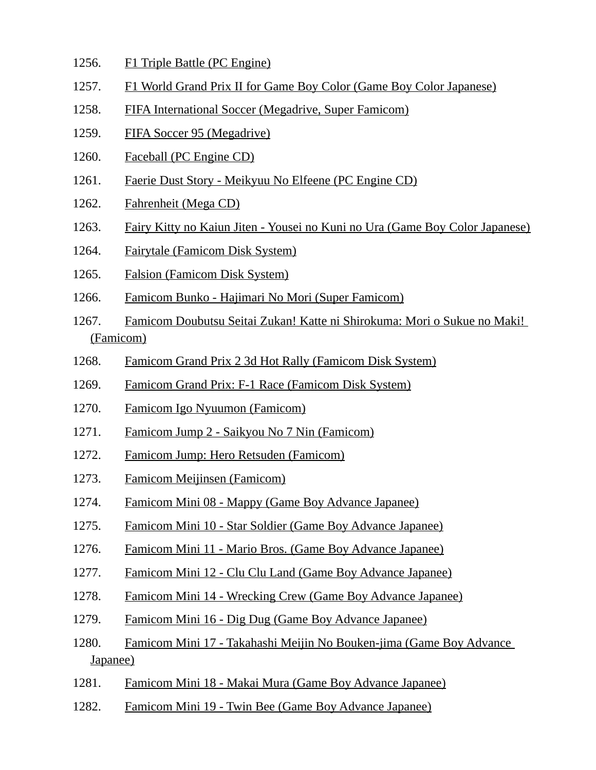1256. F1 Triple Battle (PC Engine)
1257. F1 World Grand Prix II for Game Boy Color (Game Boy Color Japanese)
1258. FIFA International Soccer (Megadrive, Super Famicom)
1259. FIFA Soccer 95 (Megadrive)
1260. Faceball (PC Engine CD)
1261. Faerie Dust Story - Meikyuu No Elfeene (PC Engine CD)
1262. Fahrenheit (Mega CD)
1263. Fairy Kitty no Kaiun Jiten - Yousei no Kuni no Ura (Game Boy Color Japanese)
1264. Fairytale (Famicom Disk System)
1265. Falsion (Famicom Disk System)
1266. Famicom Bunko - Hajimari No Mori (Super Famicom)
1267. Famicom Doubutsu Seitai Zukan! Katte ni Shirokuma: Mori o Sukue no Maki! (Famicom)
1268. Famicom Grand Prix 2 3d Hot Rally (Famicom Disk System)
1269. Famicom Grand Prix: F-1 Race (Famicom Disk System)
1270. Famicom Igo Nyuumon (Famicom)
1271. Famicom Jump 2 - Saikyou No 7 Nin (Famicom)
1272. Famicom Jump: Hero Retsuden (Famicom)
1273. Famicom Meijinsen (Famicom)
1274. Famicom Mini 08 - Mappy (Game Boy Advance Japanee)
1275. Famicom Mini 10 - Star Soldier (Game Boy Advance Japanee)
1276. Famicom Mini 11 - Mario Bros. (Game Boy Advance Japanee)
1277. Famicom Mini 12 - Clu Clu Land (Game Boy Advance Japanee)
1278. Famicom Mini 14 - Wrecking Crew (Game Boy Advance Japanee)
1279. Famicom Mini 16 - Dig Dug (Game Boy Advance Japanee)
1280. Famicom Mini 17 - Takahashi Meijin No Bouken-jima (Game Boy Advance Japanee)
1281. Famicom Mini 18 - Makai Mura (Game Boy Advance Japanee)
1282. Famicom Mini 19 - Twin Bee (Game Boy Advance Japanee)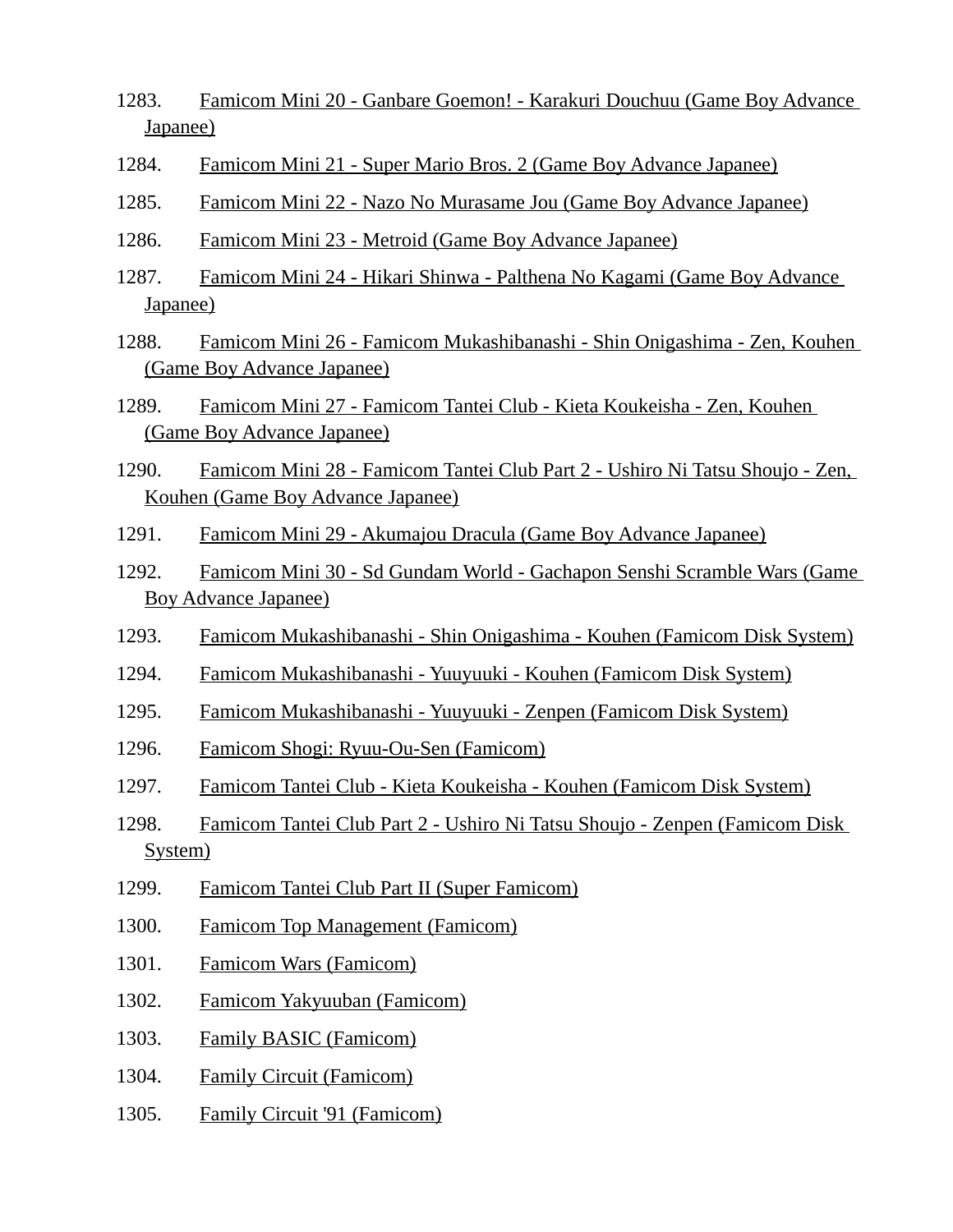1283. Famicom Mini 20 - Ganbare Goemon! - Karakuri Douchuu (Game Boy Advance Japanee)

1284. Famicom Mini 21 - Super Mario Bros. 2 (Game Boy Advance Japanee)

1285. Famicom Mini 22 - Nazo No Murasame Jou (Game Boy Advance Japanee)

1286. Famicom Mini 23 - Metroid (Game Boy Advance Japanee)

1287. Famicom Mini 24 - Hikari Shinwa - Palthena No Kagami (Game Boy Advance Japanee)

1288. Famicom Mini 26 - Famicom Mukashibanashi - Shin Onigashima - Zen, Kouhen (Game Boy Advance Japanee)

1289. Famicom Mini 27 - Famicom Tantei Club - Kieta Koukeisha - Zen, Kouhen (Game Boy Advance Japanee)

1290. Famicom Mini 28 - Famicom Tantei Club Part 2 - Ushiro Ni Tatsu Shoujo - Zen, Kouhen (Game Boy Advance Japanee)

1291. Famicom Mini 29 - Akumajou Dracula (Game Boy Advance Japanee)

1292. Famicom Mini 30 - Sd Gundam World - Gachapon Senshi Scramble Wars (Game Boy Advance Japanee)

1293. Famicom Mukashibanashi - Shin Onigashima - Kouhen (Famicom Disk System)

1294. Famicom Mukashibanashi - Yuuyuuki - Kouhen (Famicom Disk System)

1295. Famicom Mukashibanashi - Yuuyuuki - Zenpen (Famicom Disk System)

1296. Famicom Shogi: Ryuu-Ou-Sen (Famicom)

1297. Famicom Tantei Club - Kieta Koukeisha - Kouhen (Famicom Disk System)

1298. Famicom Tantei Club Part 2 - Ushiro Ni Tatsu Shoujo - Zenpen (Famicom Disk System)

1299. Famicom Tantei Club Part II (Super Famicom)

1300. Famicom Top Management (Famicom)

1301. Famicom Wars (Famicom)

1302. Famicom Yakyuuban (Famicom)

1303. Family BASIC (Famicom)

1304. Family Circuit (Famicom)

1305. Family Circuit '91 (Famicom)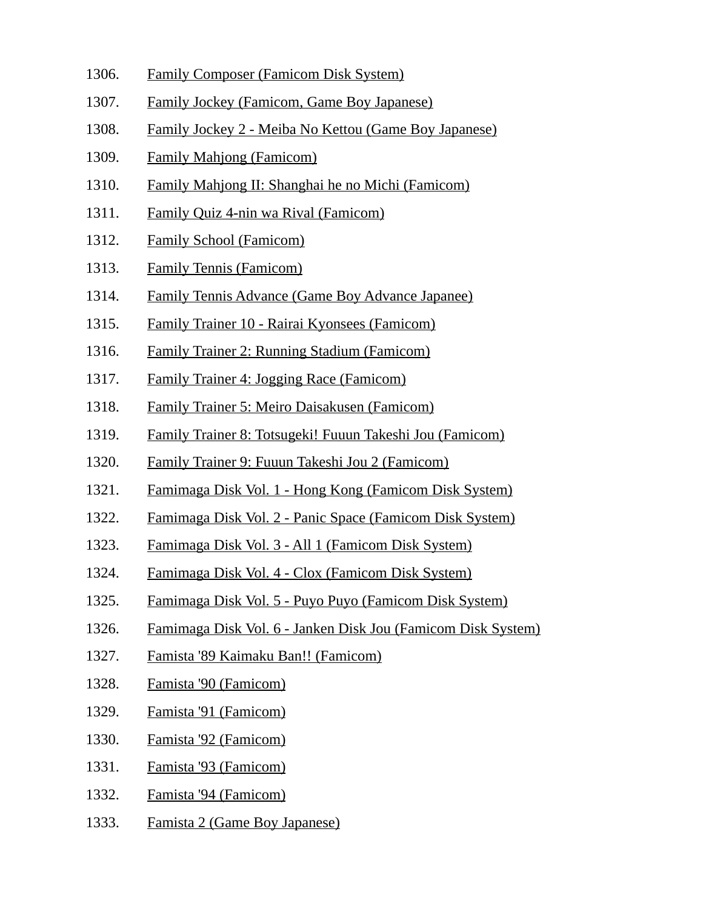1306. Family Composer (Famicom Disk System)
1307. Family Jockey (Famicom, Game Boy Japanese)
1308. Family Jockey 2 - Meiba No Kettou (Game Boy Japanese)
1309. Family Mahjong (Famicom)
1310. Family Mahjong II: Shanghai he no Michi (Famicom)
1311. Family Quiz 4-nin wa Rival (Famicom)
1312. Family School (Famicom)
1313. Family Tennis (Famicom)
1314. Family Tennis Advance (Game Boy Advance Japanee)
1315. Family Trainer 10 - Rairai Kyonsees (Famicom)
1316. Family Trainer 2: Running Stadium (Famicom)
1317. Family Trainer 4: Jogging Race (Famicom)
1318. Family Trainer 5: Meiro Daisakusen (Famicom)
1319. Family Trainer 8: Totsugeki! Fuuun Takeshi Jou (Famicom)
1320. Family Trainer 9: Fuuun Takeshi Jou 2 (Famicom)
1321. Famimaga Disk Vol. 1 - Hong Kong (Famicom Disk System)
1322. Famimaga Disk Vol. 2 - Panic Space (Famicom Disk System)
1323. Famimaga Disk Vol. 3 - All 1 (Famicom Disk System)
1324. Famimaga Disk Vol. 4 - Clox (Famicom Disk System)
1325. Famimaga Disk Vol. 5 - Puyo Puyo (Famicom Disk System)
1326. Famimaga Disk Vol. 6 - Janken Disk Jou (Famicom Disk System)
1327. Famista '89 Kaimaku Ban!! (Famicom)
1328. Famista '90 (Famicom)
1329. Famista '91 (Famicom)
1330. Famista '92 (Famicom)
1331. Famista '93 (Famicom)
1332. Famista '94 (Famicom)
1333. Famista 2 (Game Boy Japanese)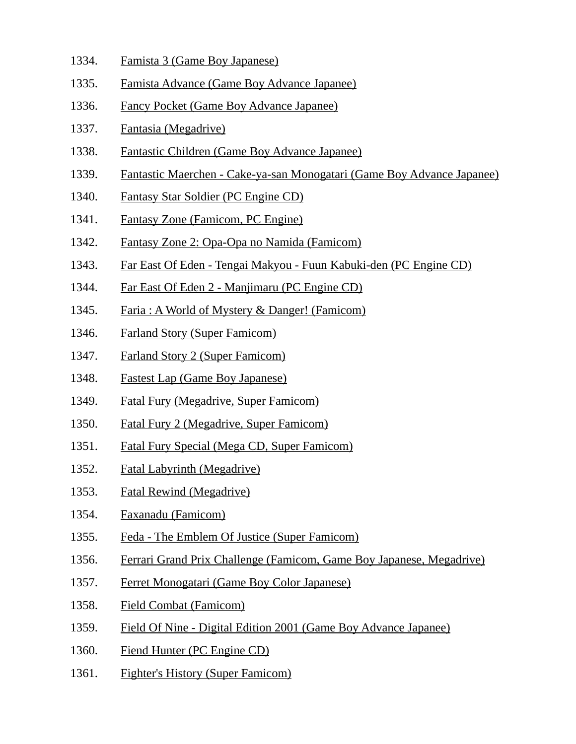1334. Famista 3 (Game Boy Japanese)
1335. Famista Advance (Game Boy Advance Japanee)
1336. Fancy Pocket (Game Boy Advance Japanee)
1337. Fantasia (Megadrive)
1338. Fantastic Children (Game Boy Advance Japanee)
1339. Fantastic Maerchen - Cake-ya-san Monogatari (Game Boy Advance Japanee)
1340. Fantasy Star Soldier (PC Engine CD)
1341. Fantasy Zone (Famicom, PC Engine)
1342. Fantasy Zone 2: Opa-Opa no Namida (Famicom)
1343. Far East Of Eden - Tengai Makyou - Fuun Kabuki-den (PC Engine CD)
1344. Far East Of Eden 2 - Manjimaru (PC Engine CD)
1345. Faria : A World of Mystery & Danger! (Famicom)
1346. Farland Story (Super Famicom)
1347. Farland Story 2 (Super Famicom)
1348. Fastest Lap (Game Boy Japanese)
1349. Fatal Fury (Megadrive, Super Famicom)
1350. Fatal Fury 2 (Megadrive, Super Famicom)
1351. Fatal Fury Special (Mega CD, Super Famicom)
1352. Fatal Labyrinth (Megadrive)
1353. Fatal Rewind (Megadrive)
1354. Faxanadu (Famicom)
1355. Feda - The Emblem Of Justice (Super Famicom)
1356. Ferrari Grand Prix Challenge (Famicom, Game Boy Japanese, Megadrive)
1357. Ferret Monogatari (Game Boy Color Japanese)
1358. Field Combat (Famicom)
1359. Field Of Nine - Digital Edition 2001 (Game Boy Advance Japanee)
1360. Fiend Hunter (PC Engine CD)
1361. Fighter's History (Super Famicom)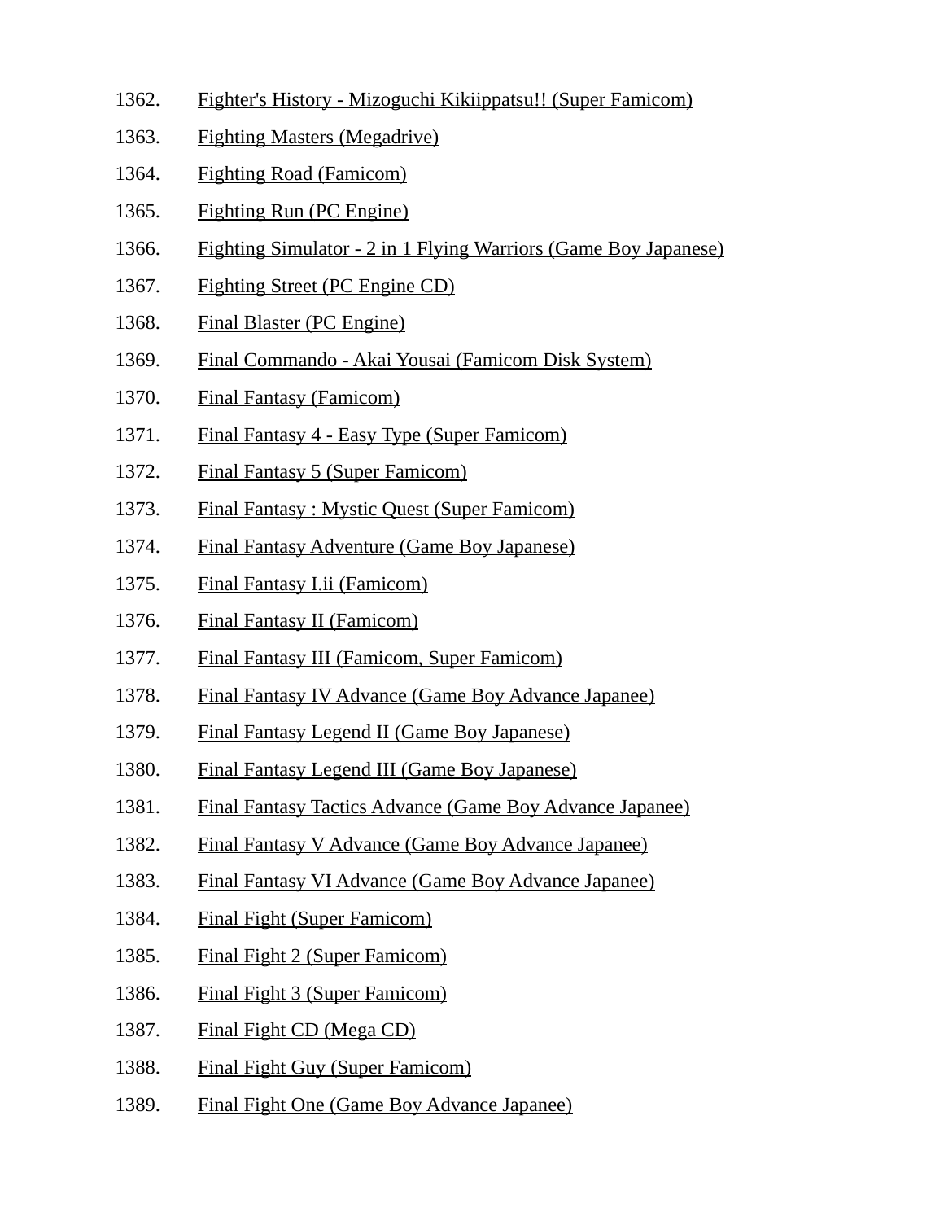1362. Fighter's History - Mizoguchi Kikiippatsu!! (Super Famicom)
1363. Fighting Masters (Megadrive)
1364. Fighting Road (Famicom)
1365. Fighting Run (PC Engine)
1366. Fighting Simulator - 2 in 1 Flying Warriors (Game Boy Japanese)
1367. Fighting Street (PC Engine CD)
1368. Final Blaster (PC Engine)
1369. Final Commando - Akai Yousai (Famicom Disk System)
1370. Final Fantasy (Famicom)
1371. Final Fantasy 4 - Easy Type (Super Famicom)
1372. Final Fantasy 5 (Super Famicom)
1373. Final Fantasy : Mystic Quest (Super Famicom)
1374. Final Fantasy Adventure (Game Boy Japanese)
1375. Final Fantasy I.ii (Famicom)
1376. Final Fantasy II (Famicom)
1377. Final Fantasy III (Famicom, Super Famicom)
1378. Final Fantasy IV Advance (Game Boy Advance Japanee)
1379. Final Fantasy Legend II (Game Boy Japanese)
1380. Final Fantasy Legend III (Game Boy Japanese)
1381. Final Fantasy Tactics Advance (Game Boy Advance Japanee)
1382. Final Fantasy V Advance (Game Boy Advance Japanee)
1383. Final Fantasy VI Advance (Game Boy Advance Japanee)
1384. Final Fight (Super Famicom)
1385. Final Fight 2 (Super Famicom)
1386. Final Fight 3 (Super Famicom)
1387. Final Fight CD (Mega CD)
1388. Final Fight Guy (Super Famicom)
1389. Final Fight One (Game Boy Advance Japanee)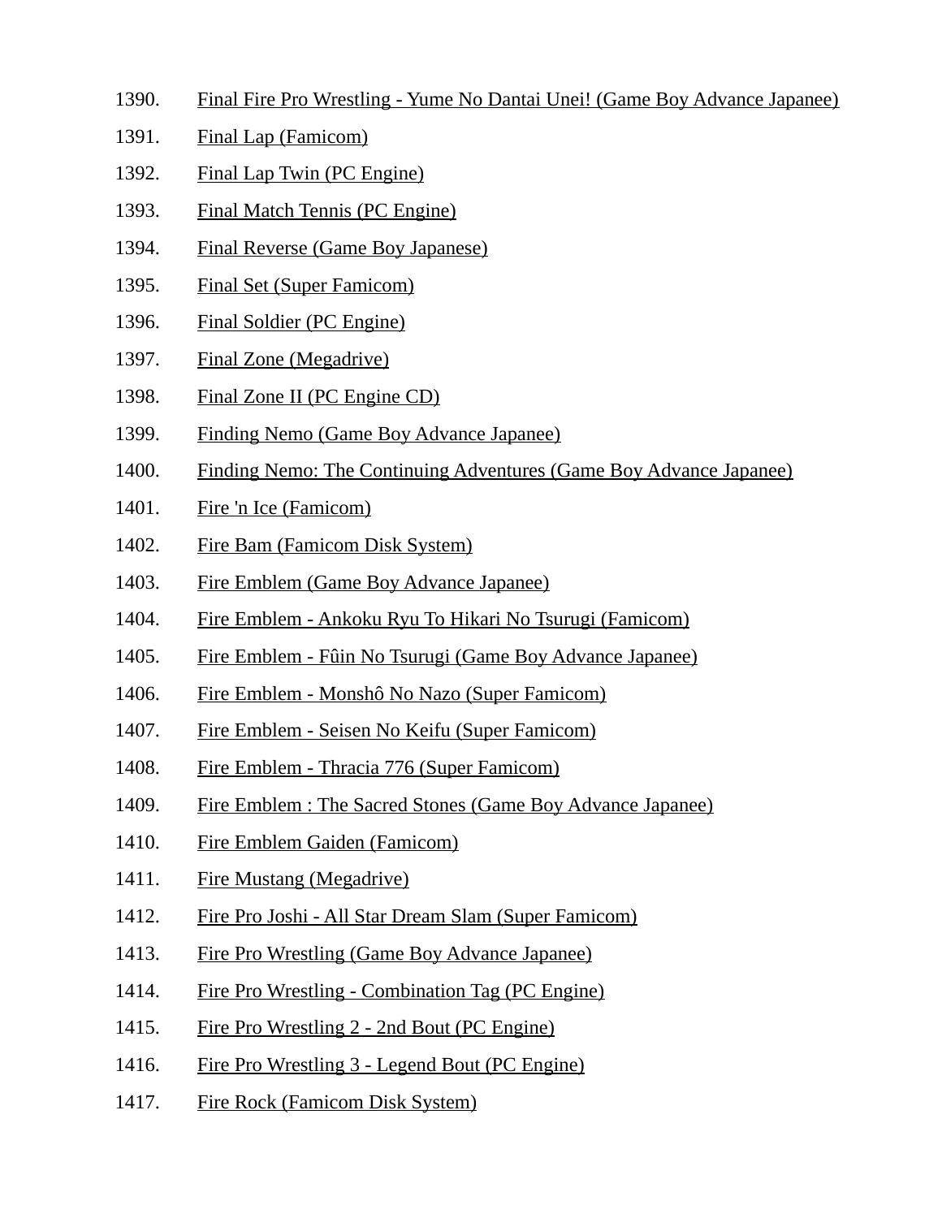1390. Final Fire Pro Wrestling - Yume No Dantai Unei! (Game Boy Advance Japanee)
1391. Final Lap (Famicom)
1392. Final Lap Twin (PC Engine)
1393. Final Match Tennis (PC Engine)
1394. Final Reverse (Game Boy Japanese)
1395. Final Set (Super Famicom)
1396. Final Soldier (PC Engine)
1397. Final Zone (Megadrive)
1398. Final Zone II (PC Engine CD)
1399. Finding Nemo (Game Boy Advance Japanee)
1400. Finding Nemo: The Continuing Adventures (Game Boy Advance Japanee)
1401. Fire 'n Ice (Famicom)
1402. Fire Bam (Famicom Disk System)
1403. Fire Emblem (Game Boy Advance Japanee)
1404. Fire Emblem - Ankoku Ryu To Hikari No Tsurugi (Famicom)
1405. Fire Emblem - Fûin No Tsurugi (Game Boy Advance Japanee)
1406. Fire Emblem - Monshô No Nazo (Super Famicom)
1407. Fire Emblem - Seisen No Keifu (Super Famicom)
1408. Fire Emblem - Thracia 776 (Super Famicom)
1409. Fire Emblem : The Sacred Stones (Game Boy Advance Japanee)
1410. Fire Emblem Gaiden (Famicom)
1411. Fire Mustang (Megadrive)
1412. Fire Pro Joshi - All Star Dream Slam (Super Famicom)
1413. Fire Pro Wrestling (Game Boy Advance Japanee)
1414. Fire Pro Wrestling - Combination Tag (PC Engine)
1415. Fire Pro Wrestling 2 - 2nd Bout (PC Engine)
1416. Fire Pro Wrestling 3 - Legend Bout (PC Engine)
1417. Fire Rock (Famicom Disk System)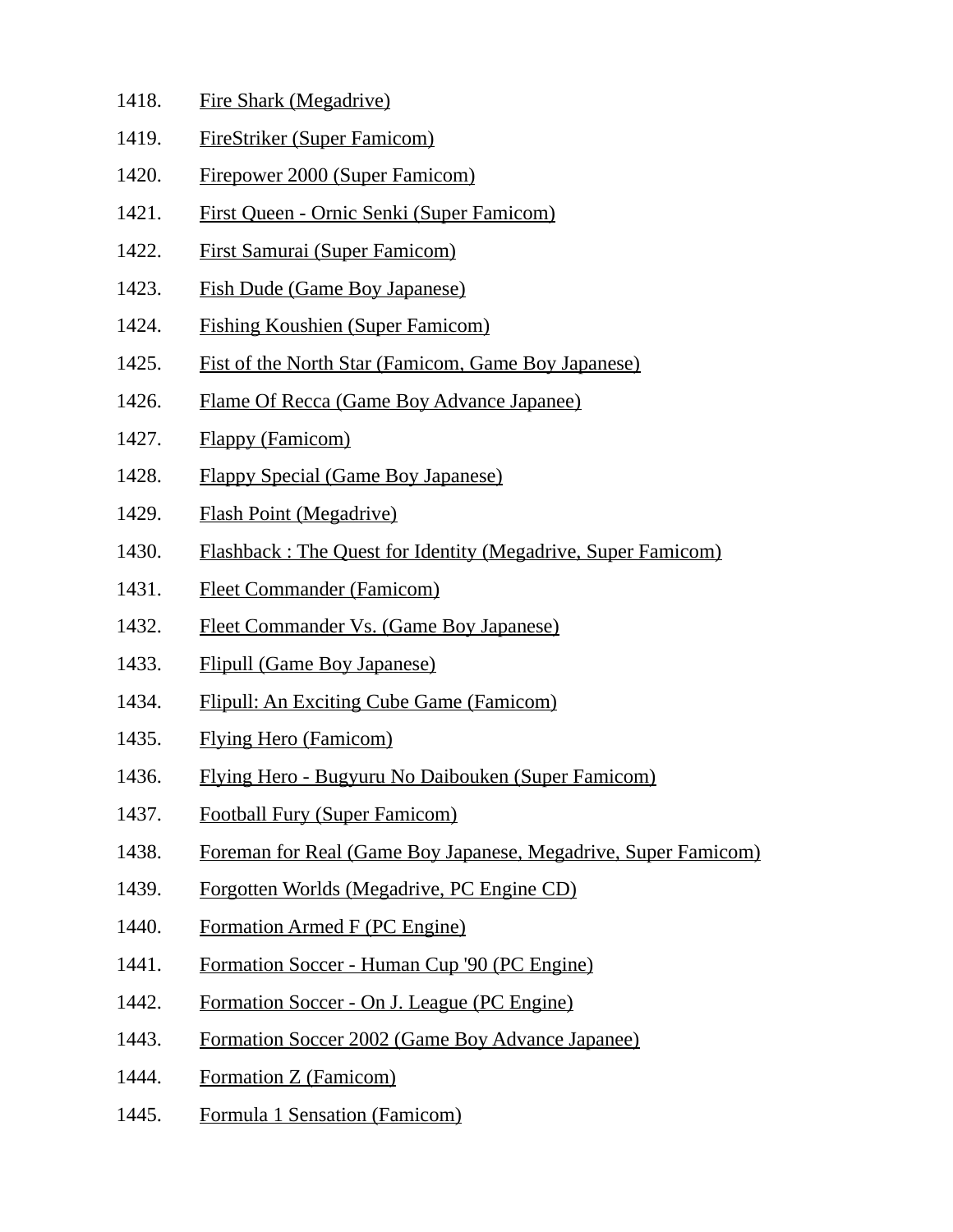1418. Fire Shark (Megadrive)
1419. FireStriker (Super Famicom)
1420. Firepower 2000 (Super Famicom)
1421. First Queen - Ornic Senki (Super Famicom)
1422. First Samurai (Super Famicom)
1423. Fish Dude (Game Boy Japanese)
1424. Fishing Koushien (Super Famicom)
1425. Fist of the North Star (Famicom, Game Boy Japanese)
1426. Flame Of Recca (Game Boy Advance Japanee)
1427. Flappy (Famicom)
1428. Flappy Special (Game Boy Japanese)
1429. Flash Point (Megadrive)
1430. Flashback : The Quest for Identity (Megadrive, Super Famicom)
1431. Fleet Commander (Famicom)
1432. Fleet Commander Vs. (Game Boy Japanese)
1433. Flipull (Game Boy Japanese)
1434. Flipull: An Exciting Cube Game (Famicom)
1435. Flying Hero (Famicom)
1436. Flying Hero - Bugyuru No Daibouken (Super Famicom)
1437. Football Fury (Super Famicom)
1438. Foreman for Real (Game Boy Japanese, Megadrive, Super Famicom)
1439. Forgotten Worlds (Megadrive, PC Engine CD)
1440. Formation Armed F (PC Engine)
1441. Formation Soccer - Human Cup '90 (PC Engine)
1442. Formation Soccer - On J. League (PC Engine)
1443. Formation Soccer 2002 (Game Boy Advance Japanee)
1444. Formation Z (Famicom)
1445. Formula 1 Sensation (Famicom)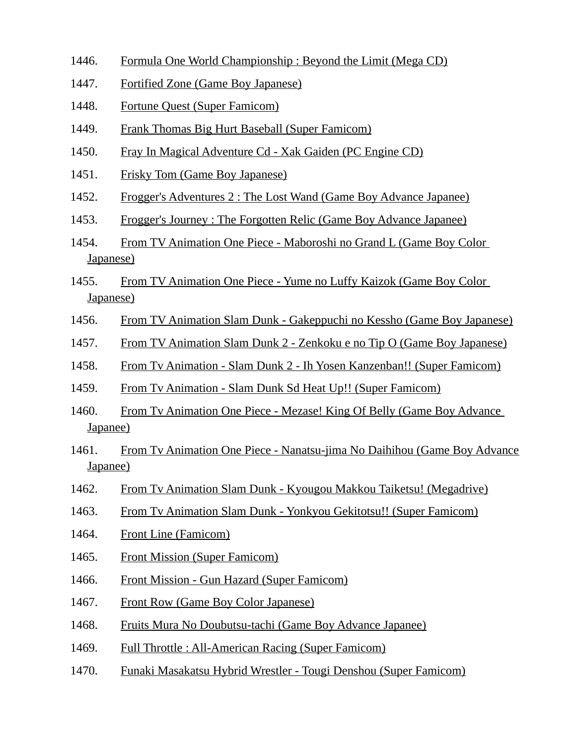1446. Formula One World Championship : Beyond the Limit (Mega CD)

1447. Fortified Zone (Game Boy Japanese)

1448. Fortune Quest (Super Famicom)

1449. Frank Thomas Big Hurt Baseball (Super Famicom)

1450. Fray In Magical Adventure Cd - Xak Gaiden (PC Engine CD)

1451. Frisky Tom (Game Boy Japanese)

1452. Frogger's Adventures 2 : The Lost Wand (Game Boy Advance Japanee)

1453. Frogger's Journey : The Forgotten Relic (Game Boy Advance Japanee)

1454. From TV Animation One Piece - Maboroshi no Grand L (Game Boy Color Japanese)

1455. From TV Animation One Piece - Yume no Luffy Kaizok (Game Boy Color Japanese)

1456. From TV Animation Slam Dunk - Gakeppuchi no Kessho (Game Boy Japanese)

1457. From TV Animation Slam Dunk 2 - Zenkoku e no Tip O (Game Boy Japanese)

1458. From Tv Animation - Slam Dunk 2 - Ih Yosen Kanzenban!! (Super Famicom)

1459. From Tv Animation - Slam Dunk Sd Heat Up!! (Super Famicom)

1460. From Tv Animation One Piece - Mezase! King Of Belly (Game Boy Advance Japanee)

1461. From Tv Animation One Piece - Nanatsu-jima No Daihihou (Game Boy Advance Japanee)

1462. From Tv Animation Slam Dunk - Kyougou Makkou Taiketsu! (Megadrive)

1463. From Tv Animation Slam Dunk - Yonkyou Gekitotsu!! (Super Famicom)

1464. Front Line (Famicom)

1465. Front Mission (Super Famicom)

1466. Front Mission - Gun Hazard (Super Famicom)

1467. Front Row (Game Boy Color Japanese)

1468. Fruits Mura No Doubutsu-tachi (Game Boy Advance Japanee)

1469. Full Throttle : All-American Racing (Super Famicom)

1470. Funaki Masakatsu Hybrid Wrestler - Tougi Denshou (Super Famicom)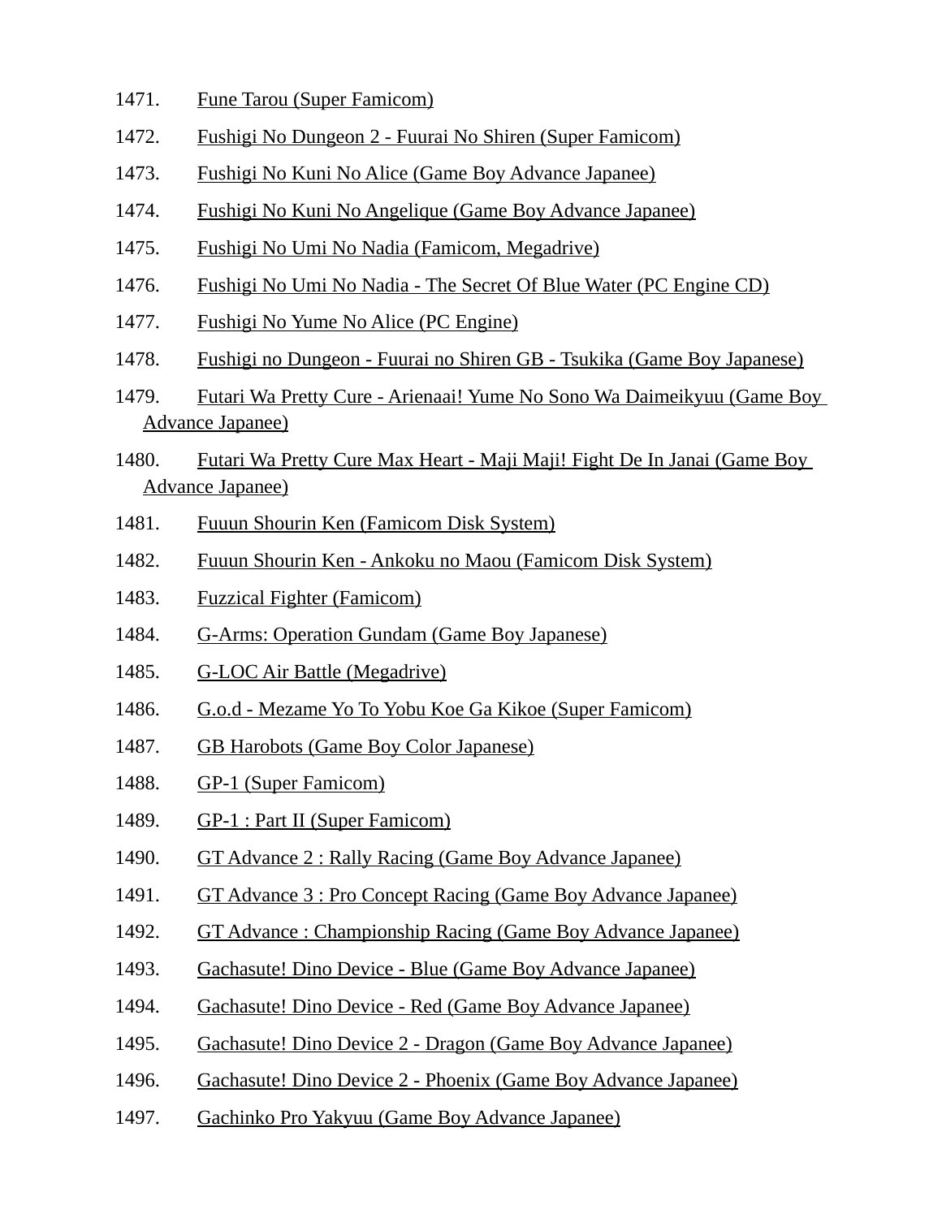1471. Fune Tarou (Super Famicom)
1472. Fushigi No Dungeon 2 - Fuurai No Shiren (Super Famicom)
1473. Fushigi No Kuni No Alice (Game Boy Advance Japanee)
1474. Fushigi No Kuni No Angelique (Game Boy Advance Japanee)
1475. Fushigi No Umi No Nadia (Famicom, Megadrive)
1476. Fushigi No Umi No Nadia - The Secret Of Blue Water (PC Engine CD)
1477. Fushigi No Yume No Alice (PC Engine)
1478. Fushigi no Dungeon - Fuurai no Shiren GB - Tsukika (Game Boy Japanese)
1479. Futari Wa Pretty Cure - Arienaai! Yume No Sono Wa Daimeikyuu (Game Boy Advance Japanee)
1480. Futari Wa Pretty Cure Max Heart - Maji Maji! Fight De In Janai (Game Boy Advance Japanee)
1481. Fuuun Shourin Ken (Famicom Disk System)
1482. Fuuun Shourin Ken - Ankoku no Maou (Famicom Disk System)
1483. Fuzzical Fighter (Famicom)
1484. G-Arms: Operation Gundam (Game Boy Japanese)
1485. G-LOC Air Battle (Megadrive)
1486. G.o.d - Mezame Yo To Yobu Koe Ga Kikoe (Super Famicom)
1487. GB Harobots (Game Boy Color Japanese)
1488. GP-1 (Super Famicom)
1489. GP-1 : Part II (Super Famicom)
1490. GT Advance 2 : Rally Racing (Game Boy Advance Japanee)
1491. GT Advance 3 : Pro Concept Racing (Game Boy Advance Japanee)
1492. GT Advance : Championship Racing (Game Boy Advance Japanee)
1493. Gachasute! Dino Device - Blue (Game Boy Advance Japanee)
1494. Gachasute! Dino Device - Red (Game Boy Advance Japanee)
1495. Gachasute! Dino Device 2 - Dragon (Game Boy Advance Japanee)
1496. Gachasute! Dino Device 2 - Phoenix (Game Boy Advance Japanee)
1497. Gachinko Pro Yakyuu (Game Boy Advance Japanee)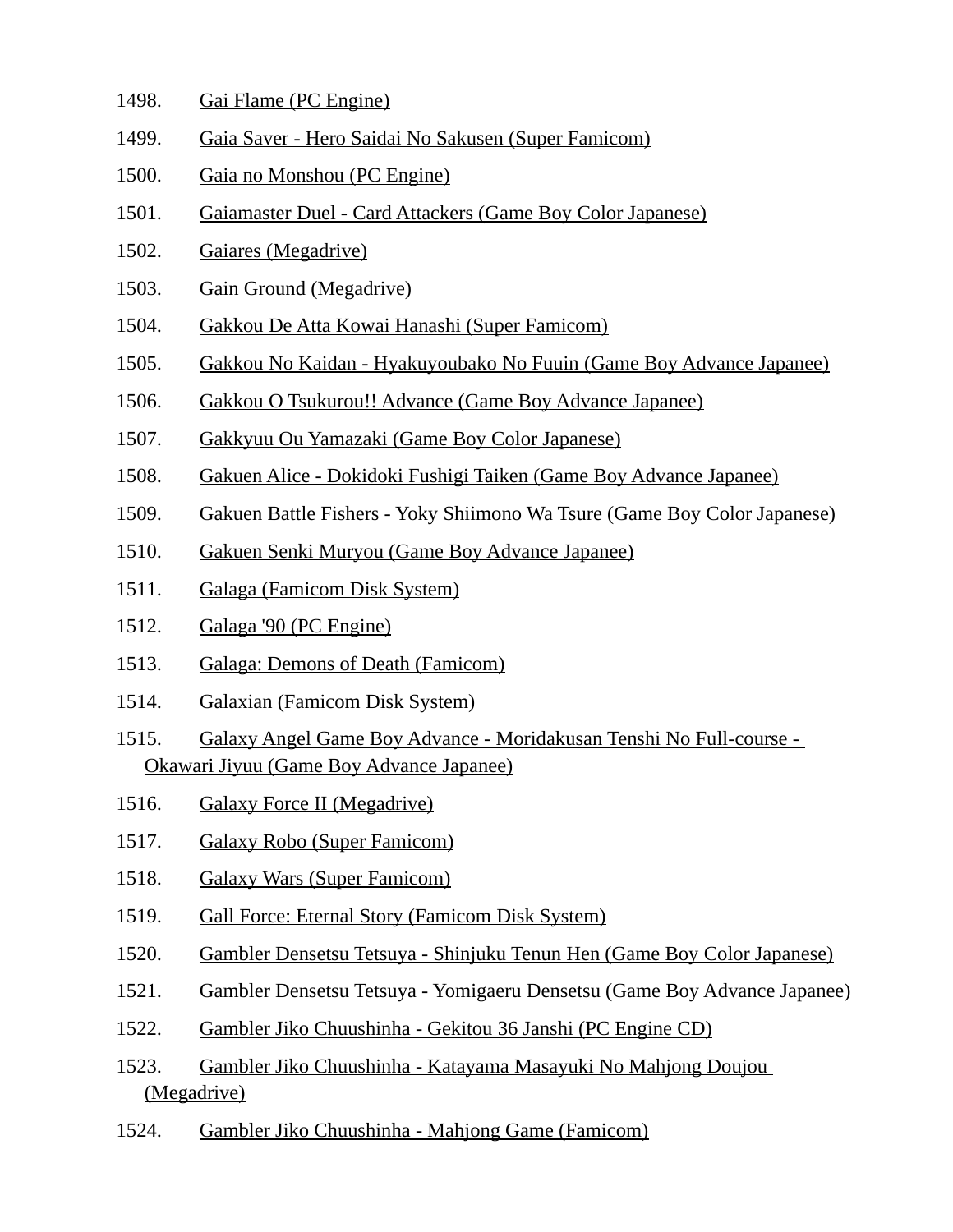1498. Gai Flame (PC Engine)
1499. Gaia Saver - Hero Saidai No Sakusen (Super Famicom)
1500. Gaia no Monshou (PC Engine)
1501. Gaiamaster Duel - Card Attackers (Game Boy Color Japanese)
1502. Gaiares (Megadrive)
1503. Gain Ground (Megadrive)
1504. Gakkou De Atta Kowai Hanashi (Super Famicom)
1505. Gakkou No Kaidan - Hyakuyoubako No Fuuin (Game Boy Advance Japanee)
1506. Gakkou O Tsukurou!! Advance (Game Boy Advance Japanee)
1507. Gakkyuu Ou Yamazaki (Game Boy Color Japanese)
1508. Gakuen Alice - Dokidoki Fushigi Taiken (Game Boy Advance Japanee)
1509. Gakuen Battle Fishers - Yoky Shiimono Wa Tsure (Game Boy Color Japanese)
1510. Gakuen Senki Muryou (Game Boy Advance Japanee)
1511. Galaga (Famicom Disk System)
1512. Galaga '90 (PC Engine)
1513. Galaga: Demons of Death (Famicom)
1514. Galaxian (Famicom Disk System)
1515. Galaxy Angel Game Boy Advance - Moridakusan Tenshi No Full-course - Okawari Jiyuu (Game Boy Advance Japanee)
1516. Galaxy Force II (Megadrive)
1517. Galaxy Robo (Super Famicom)
1518. Galaxy Wars (Super Famicom)
1519. Gall Force: Eternal Story (Famicom Disk System)
1520. Gambler Densetsu Tetsuya - Shinjuku Tenun Hen (Game Boy Color Japanese)
1521. Gambler Densetsu Tetsuya - Yomigaeru Densetsu (Game Boy Advance Japanee)
1522. Gambler Jiko Chuushinha - Gekitou 36 Janshi (PC Engine CD)
1523. Gambler Jiko Chuushinha - Katayama Masayuki No Mahjong Doujou (Megadrive)
1524. Gambler Jiko Chuushinha - Mahjong Game (Famicom)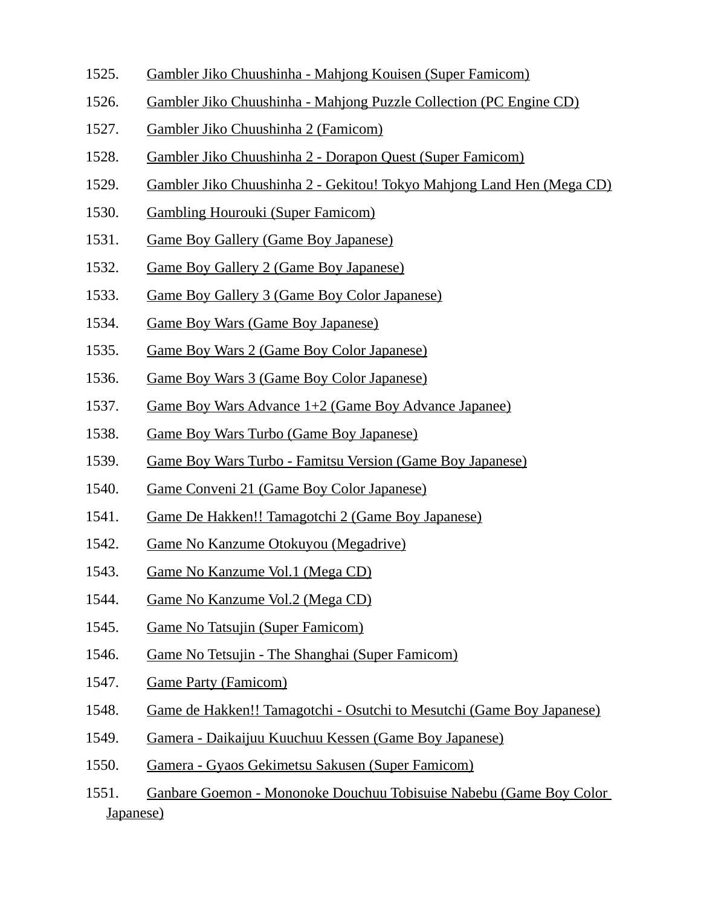1525. Gambler Jiko Chuushinha - Mahjong Kouisen (Super Famicom)
1526. Gambler Jiko Chuushinha - Mahjong Puzzle Collection (PC Engine CD)
1527. Gambler Jiko Chuushinha 2 (Famicom)
1528. Gambler Jiko Chuushinha 2 - Dorapon Quest (Super Famicom)
1529. Gambler Jiko Chuushinha 2 - Gekitou! Tokyo Mahjong Land Hen (Mega CD)
1530. Gambling Hourouki (Super Famicom)
1531. Game Boy Gallery (Game Boy Japanese)
1532. Game Boy Gallery 2 (Game Boy Japanese)
1533. Game Boy Gallery 3 (Game Boy Color Japanese)
1534. Game Boy Wars (Game Boy Japanese)
1535. Game Boy Wars 2 (Game Boy Color Japanese)
1536. Game Boy Wars 3 (Game Boy Color Japanese)
1537. Game Boy Wars Advance 1+2 (Game Boy Advance Japanee)
1538. Game Boy Wars Turbo (Game Boy Japanese)
1539. Game Boy Wars Turbo - Famitsu Version (Game Boy Japanese)
1540. Game Conveni 21 (Game Boy Color Japanese)
1541. Game De Hakken!! Tamagotchi 2 (Game Boy Japanese)
1542. Game No Kanzume Otokuyou (Megadrive)
1543. Game No Kanzume Vol.1 (Mega CD)
1544. Game No Kanzume Vol.2 (Mega CD)
1545. Game No Tatsujin (Super Famicom)
1546. Game No Tetsujin - The Shanghai (Super Famicom)
1547. Game Party (Famicom)
1548. Game de Hakken!! Tamagotchi - Osutchi to Mesutchi (Game Boy Japanese)
1549. Gamera - Daikaijuu Kuuchuu Kessen (Game Boy Japanese)
1550. Gamera - Gyaos Gekimetsu Sakusen (Super Famicom)
1551. Ganbare Goemon - Mononoke Douchuu Tobisuise Nabebu (Game Boy Color Japanese)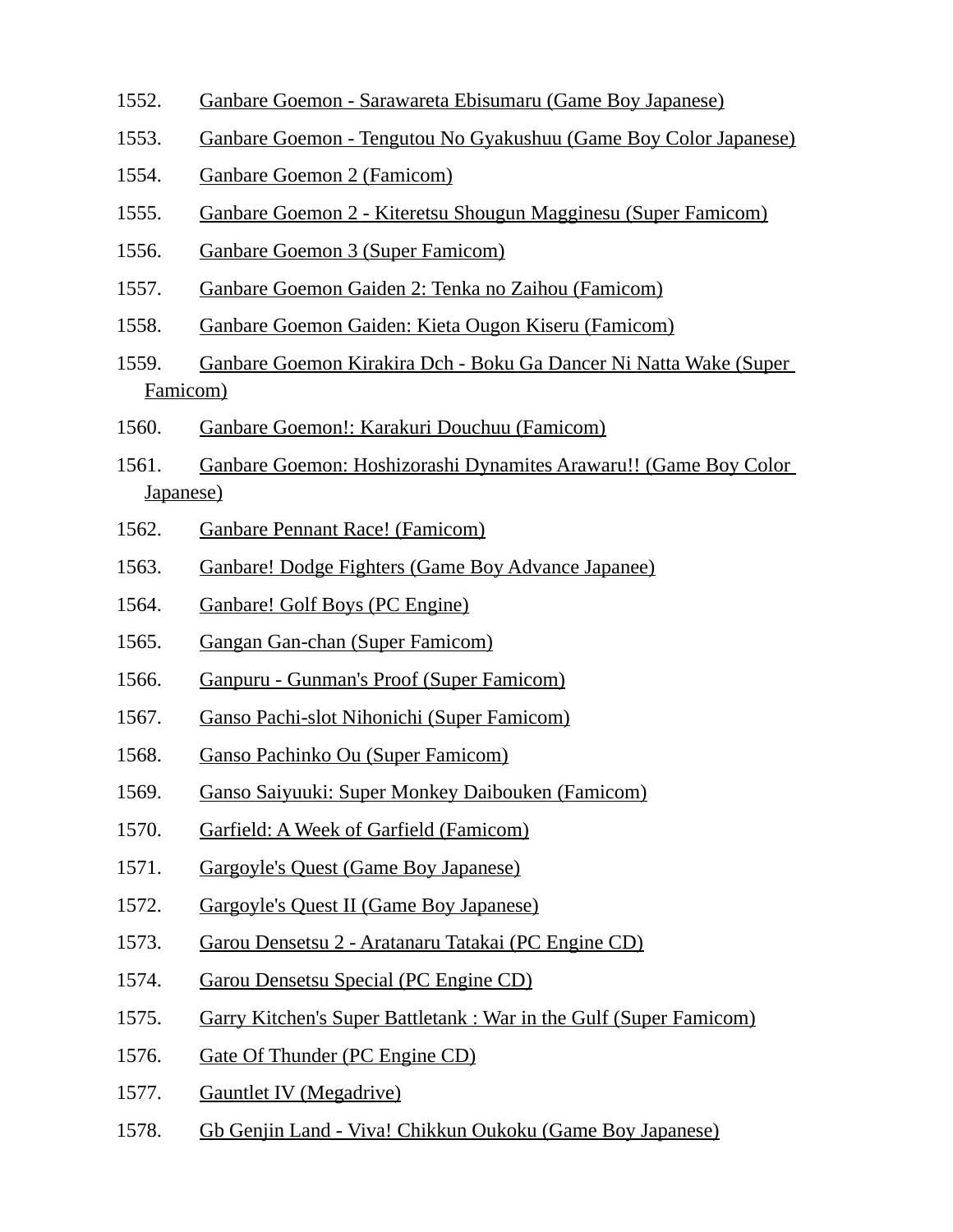1552. Ganbare Goemon - Sarawareta Ebisumaru (Game Boy Japanese)
1553. Ganbare Goemon - Tengutou No Gyakushuu (Game Boy Color Japanese)
1554. Ganbare Goemon 2 (Famicom)
1555. Ganbare Goemon 2 - Kiteretsu Shougun Magginesu (Super Famicom)
1556. Ganbare Goemon 3 (Super Famicom)
1557. Ganbare Goemon Gaiden 2: Tenka no Zaihou (Famicom)
1558. Ganbare Goemon Gaiden: Kieta Ougon Kiseru (Famicom)
1559. Ganbare Goemon Kirakira Dch - Boku Ga Dancer Ni Natta Wake (Super Famicom)
1560. Ganbare Goemon!: Karakuri Douchuu (Famicom)
1561. Ganbare Goemon: Hoshizorashi Dynamites Arawaru!! (Game Boy Color Japanese)
1562. Ganbare Pennant Race! (Famicom)
1563. Ganbare! Dodge Fighters (Game Boy Advance Japanee)
1564. Ganbare! Golf Boys (PC Engine)
1565. Gangan Gan-chan (Super Famicom)
1566. Ganpuru - Gunman's Proof (Super Famicom)
1567. Ganso Pachi-slot Nihonichi (Super Famicom)
1568. Ganso Pachinko Ou (Super Famicom)
1569. Ganso Saiyuuki: Super Monkey Daibouken (Famicom)
1570. Garfield: A Week of Garfield (Famicom)
1571. Gargoyle's Quest (Game Boy Japanese)
1572. Gargoyle's Quest II (Game Boy Japanese)
1573. Garou Densetsu 2 - Aratanaru Tatakai (PC Engine CD)
1574. Garou Densetsu Special (PC Engine CD)
1575. Garry Kitchen's Super Battletank : War in the Gulf (Super Famicom)
1576. Gate Of Thunder (PC Engine CD)
1577. Gauntlet IV (Megadrive)
1578. Gb Genjin Land - Viva! Chikkun Oukoku (Game Boy Japanese)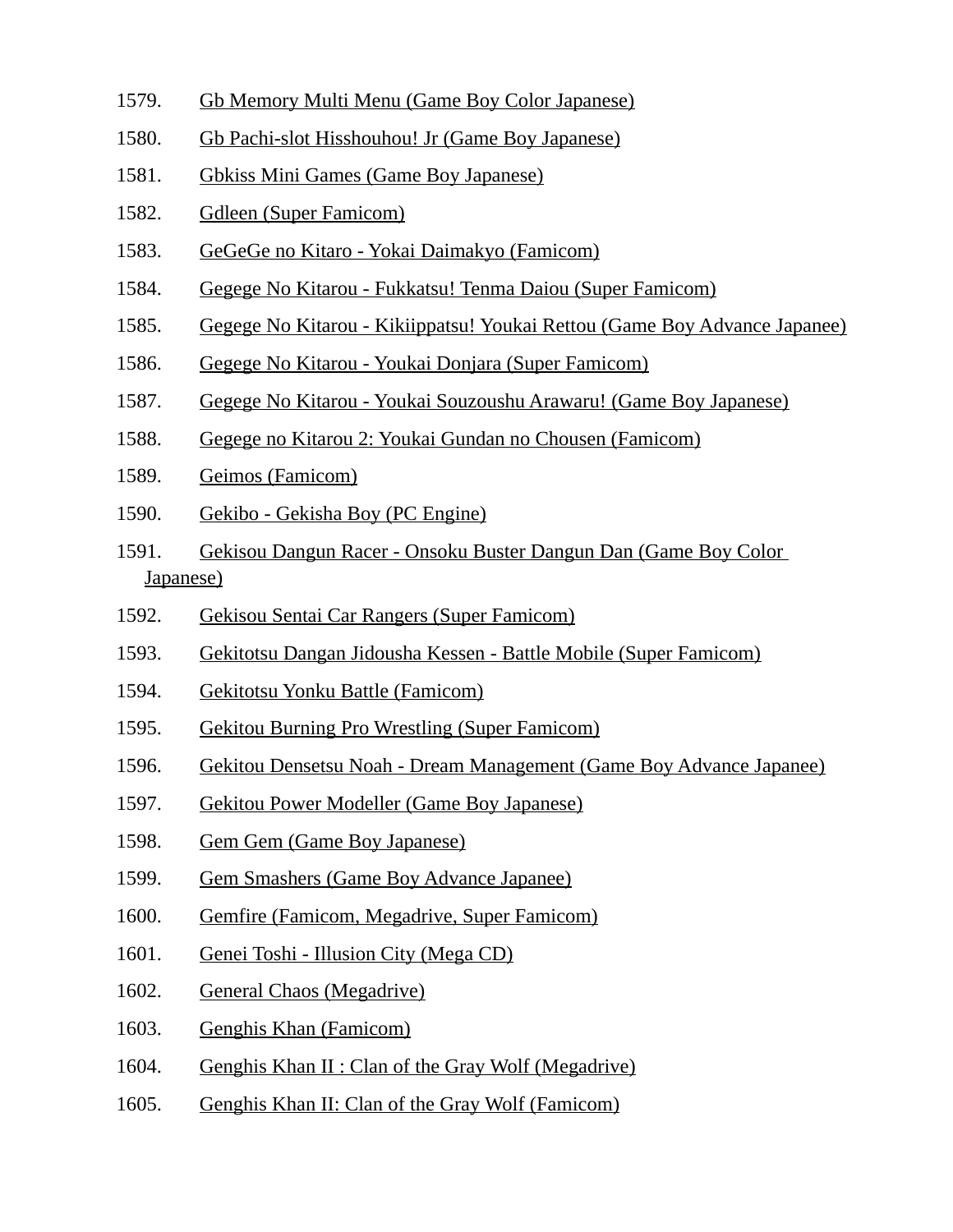1579. Gb Memory Multi Menu (Game Boy Color Japanese)
1580. Gb Pachi-slot Hisshouhou! Jr (Game Boy Japanese)
1581. Gbkiss Mini Games (Game Boy Japanese)
1582. Gdleen (Super Famicom)
1583. GeGeGe no Kitaro - Yokai Daimakyo (Famicom)
1584. Gegege No Kitarou - Fukkatsu! Tenma Daiou (Super Famicom)
1585. Gegege No Kitarou - Kikiippatsu! Youkai Rettou (Game Boy Advance Japanee)
1586. Gegege No Kitarou - Youkai Donjara (Super Famicom)
1587. Gegege No Kitarou - Youkai Souzoushu Arawaru! (Game Boy Japanese)
1588. Gegege no Kitarou 2: Youkai Gundan no Chousen (Famicom)
1589. Geimos (Famicom)
1590. Gekibo - Gekisha Boy (PC Engine)
1591. Gekisou Dangun Racer - Onsoku Buster Dangun Dan (Game Boy Color Japanese)
1592. Gekisou Sentai Car Rangers (Super Famicom)
1593. Gekitotsu Dangan Jidousha Kessen - Battle Mobile (Super Famicom)
1594. Gekitotsu Yonku Battle (Famicom)
1595. Gekitou Burning Pro Wrestling (Super Famicom)
1596. Gekitou Densetsu Noah - Dream Management (Game Boy Advance Japanee)
1597. Gekitou Power Modeller (Game Boy Japanese)
1598. Gem Gem (Game Boy Japanese)
1599. Gem Smashers (Game Boy Advance Japanee)
1600. Gemfire (Famicom, Megadrive, Super Famicom)
1601. Genei Toshi - Illusion City (Mega CD)
1602. General Chaos (Megadrive)
1603. Genghis Khan (Famicom)
1604. Genghis Khan II : Clan of the Gray Wolf (Megadrive)
1605. Genghis Khan II: Clan of the Gray Wolf (Famicom)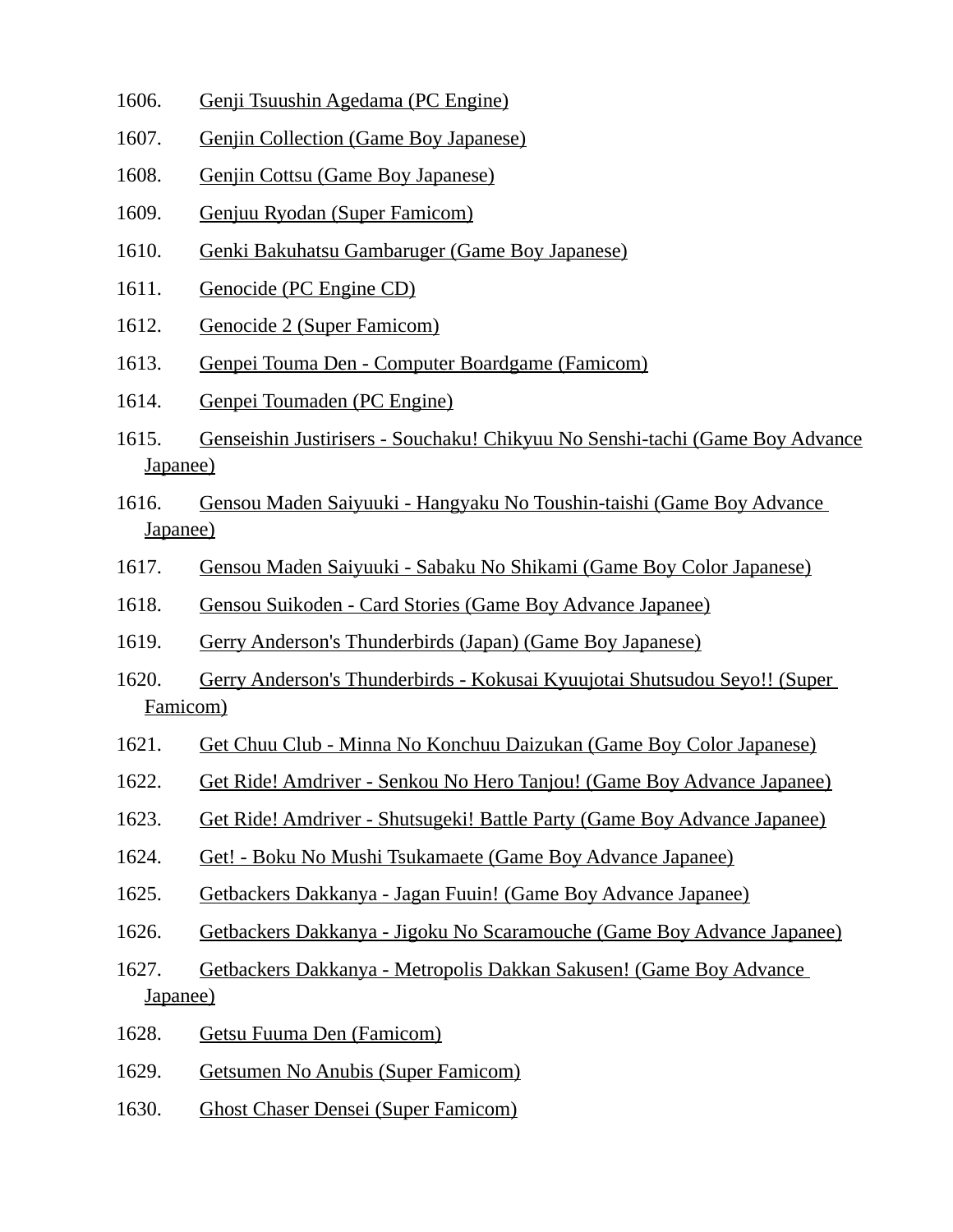1606. Genji Tsuushin Agedama (PC Engine)
1607. Genjin Collection (Game Boy Japanese)
1608. Genjin Cottsu (Game Boy Japanese)
1609. Genjuu Ryodan (Super Famicom)
1610. Genki Bakuhatsu Gambaruger (Game Boy Japanese)
1611. Genocide (PC Engine CD)
1612. Genocide 2 (Super Famicom)
1613. Genpei Touma Den - Computer Boardgame (Famicom)
1614. Genpei Toumaden (PC Engine)
1615. Genseishin Justirisers - Souchaku! Chikyuu No Senshi-tachi (Game Boy Advance Japanee)
1616. Gensou Maden Saiyuuki - Hangyaku No Toushin-taishi (Game Boy Advance Japanee)
1617. Gensou Maden Saiyuuki - Sabaku No Shikami (Game Boy Color Japanese)
1618. Gensou Suikoden - Card Stories (Game Boy Advance Japanee)
1619. Gerry Anderson's Thunderbirds (Japan) (Game Boy Japanese)
1620. Gerry Anderson's Thunderbirds - Kokusai Kyuujotai Shutsudou Seyo!! (Super Famicom)
1621. Get Chuu Club - Minna No Konchuu Daizukan (Game Boy Color Japanese)
1622. Get Ride! Amdriver - Senkou No Hero Tanjou! (Game Boy Advance Japanee)
1623. Get Ride! Amdriver - Shutsugeki! Battle Party (Game Boy Advance Japanee)
1624. Get! - Boku No Mushi Tsukamaete (Game Boy Advance Japanee)
1625. Getbackers Dakkanya - Jagan Fuuin! (Game Boy Advance Japanee)
1626. Getbackers Dakkanya - Jigoku No Scaramouche (Game Boy Advance Japanee)
1627. Getbackers Dakkanya - Metropolis Dakkan Sakusen! (Game Boy Advance Japanee)
1628. Getsu Fuuma Den (Famicom)
1629. Getsumen No Anubis (Super Famicom)
1630. Ghost Chaser Densei (Super Famicom)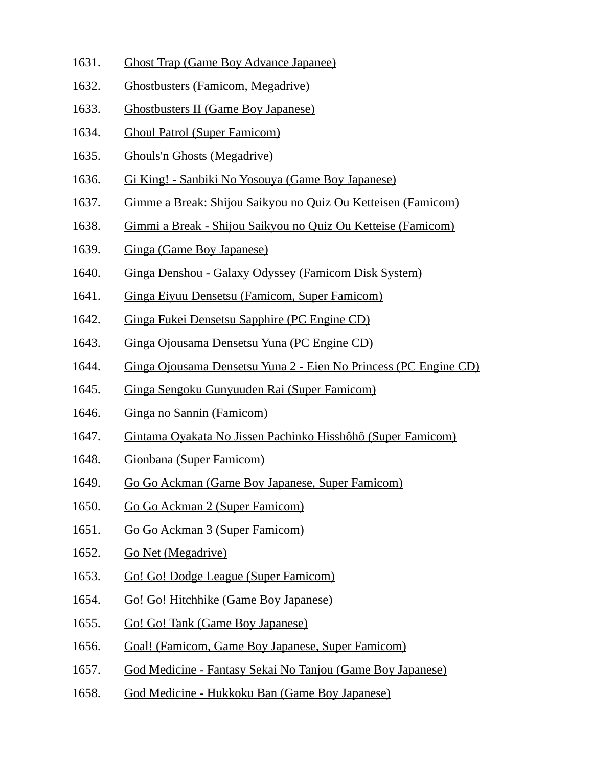1631. Ghost Trap (Game Boy Advance Japanee)
1632. Ghostbusters (Famicom, Megadrive)
1633. Ghostbusters II (Game Boy Japanese)
1634. Ghoul Patrol (Super Famicom)
1635. Ghouls'n Ghosts (Megadrive)
1636. Gi King! - Sanbiki No Yosouya (Game Boy Japanese)
1637. Gimme a Break: Shijou Saikyou no Quiz Ou Ketteisen (Famicom)
1638. Gimmi a Break - Shijou Saikyou no Quiz Ou Ketteise (Famicom)
1639. Ginga (Game Boy Japanese)
1640. Ginga Denshou - Galaxy Odyssey (Famicom Disk System)
1641. Ginga Eiyuu Densetsu (Famicom, Super Famicom)
1642. Ginga Fukei Densetsu Sapphire (PC Engine CD)
1643. Ginga Ojousama Densetsu Yuna (PC Engine CD)
1644. Ginga Ojousama Densetsu Yuna 2 - Eien No Princess (PC Engine CD)
1645. Ginga Sengoku Gunyuuden Rai (Super Famicom)
1646. Ginga no Sannin (Famicom)
1647. Gintama Oyakata No Jissen Pachinko Hisshôhô (Super Famicom)
1648. Gionbana (Super Famicom)
1649. Go Go Ackman (Game Boy Japanese, Super Famicom)
1650. Go Go Ackman 2 (Super Famicom)
1651. Go Go Ackman 3 (Super Famicom)
1652. Go Net (Megadrive)
1653. Go! Go! Dodge League (Super Famicom)
1654. Go! Go! Hitchhike (Game Boy Japanese)
1655. Go! Go! Tank (Game Boy Japanese)
1656. Goal! (Famicom, Game Boy Japanese, Super Famicom)
1657. God Medicine - Fantasy Sekai No Tanjou (Game Boy Japanese)
1658. God Medicine - Hukkoku Ban (Game Boy Japanese)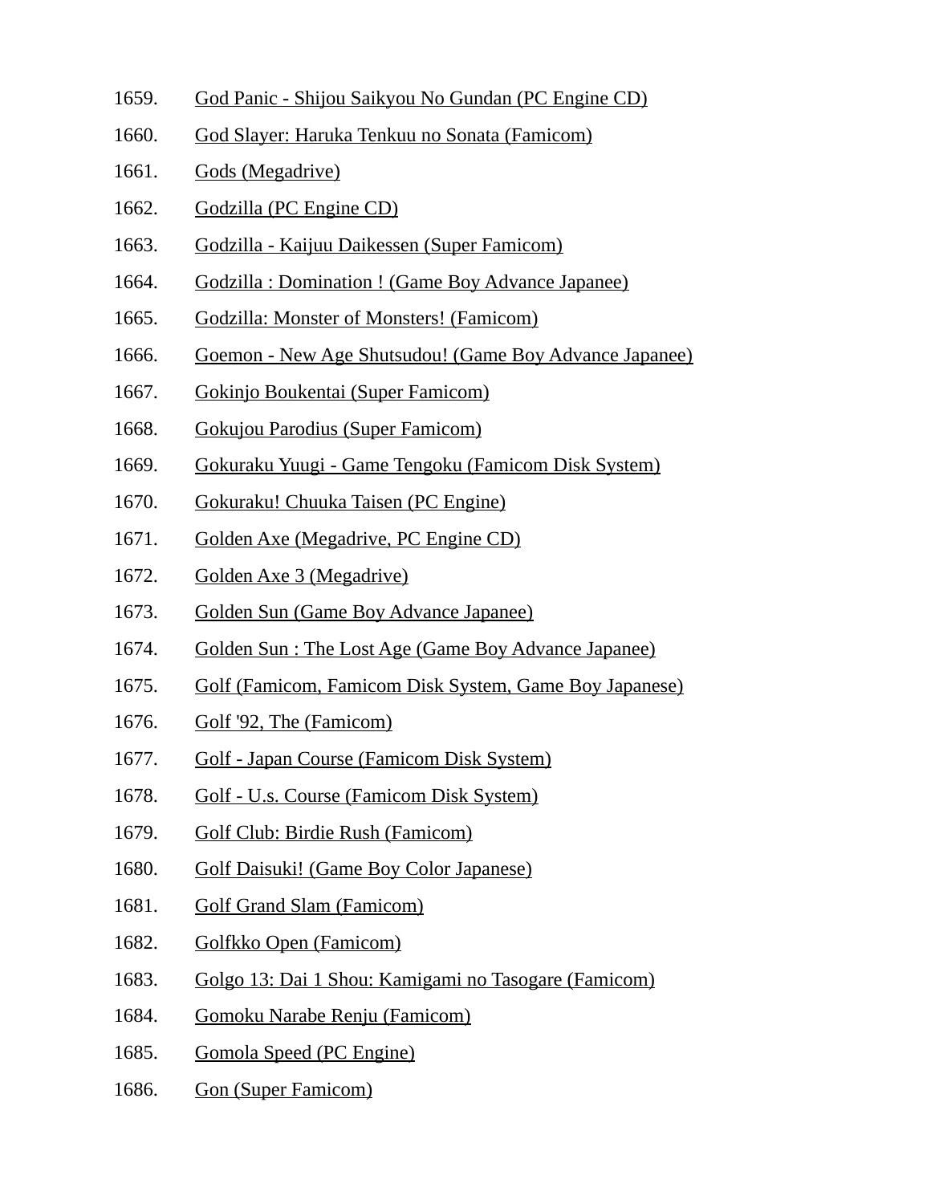1659. God Panic - Shijou Saikyou No Gundan (PC Engine CD)
1660. God Slayer: Haruka Tenkuu no Sonata (Famicom)
1661. Gods (Megadrive)
1662. Godzilla (PC Engine CD)
1663. Godzilla - Kaijuu Daikessen (Super Famicom)
1664. Godzilla : Domination ! (Game Boy Advance Japanee)
1665. Godzilla: Monster of Monsters! (Famicom)
1666. Goemon - New Age Shutsudou! (Game Boy Advance Japanee)
1667. Gokinjo Boukentai (Super Famicom)
1668. Gokujou Parodius (Super Famicom)
1669. Gokuraku Yuugi - Game Tengoku (Famicom Disk System)
1670. Gokuraku! Chuuka Taisen (PC Engine)
1671. Golden Axe (Megadrive, PC Engine CD)
1672. Golden Axe 3 (Megadrive)
1673. Golden Sun (Game Boy Advance Japanee)
1674. Golden Sun : The Lost Age (Game Boy Advance Japanee)
1675. Golf (Famicom, Famicom Disk System, Game Boy Japanese)
1676. Golf '92, The (Famicom)
1677. Golf - Japan Course (Famicom Disk System)
1678. Golf - U.s. Course (Famicom Disk System)
1679. Golf Club: Birdie Rush (Famicom)
1680. Golf Daisuki! (Game Boy Color Japanese)
1681. Golf Grand Slam (Famicom)
1682. Golfkko Open (Famicom)
1683. Golgo 13: Dai 1 Shou: Kamigami no Tasogare (Famicom)
1684. Gomoku Narabe Renju (Famicom)
1685. Gomola Speed (PC Engine)
1686. Gon (Super Famicom)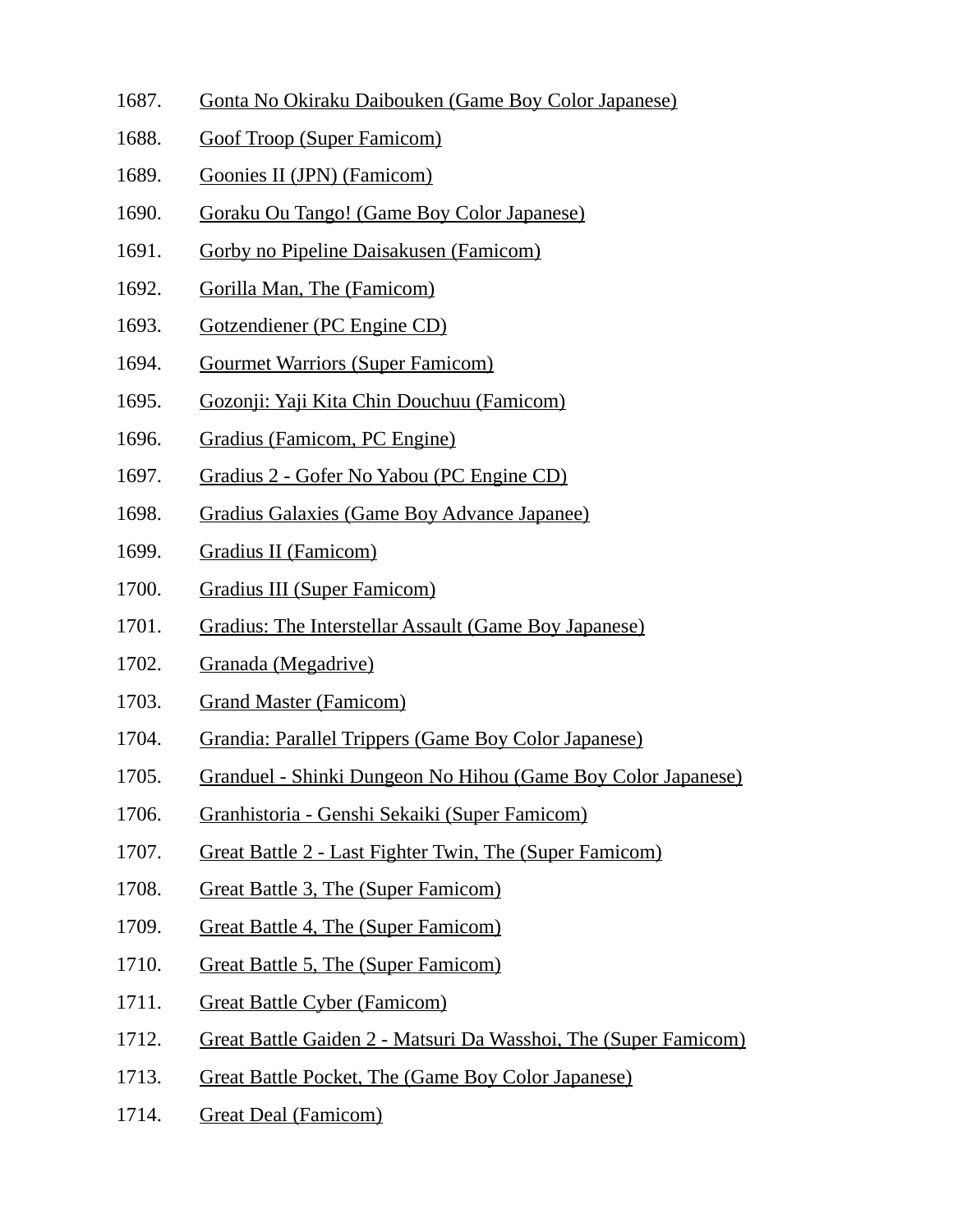1687. Gonta No Okiraku Daibouken (Game Boy Color Japanese)
1688. Goof Troop (Super Famicom)
1689. Goonies II (JPN) (Famicom)
1690. Goraku Ou Tango! (Game Boy Color Japanese)
1691. Gorby no Pipeline Daisakusen (Famicom)
1692. Gorilla Man, The (Famicom)
1693. Gotzendiener (PC Engine CD)
1694. Gourmet Warriors (Super Famicom)
1695. Gozonji: Yaji Kita Chin Douchuu (Famicom)
1696. Gradius (Famicom, PC Engine)
1697. Gradius 2 - Gofer No Yabou (PC Engine CD)
1698. Gradius Galaxies (Game Boy Advance Japanee)
1699. Gradius II (Famicom)
1700. Gradius III (Super Famicom)
1701. Gradius: The Interstellar Assault (Game Boy Japanese)
1702. Granada (Megadrive)
1703. Grand Master (Famicom)
1704. Grandia: Parallel Trippers (Game Boy Color Japanese)
1705. Granduel - Shinki Dungeon No Hihou (Game Boy Color Japanese)
1706. Granhistoria - Genshi Sekaiki (Super Famicom)
1707. Great Battle 2 - Last Fighter Twin, The (Super Famicom)
1708. Great Battle 3, The (Super Famicom)
1709. Great Battle 4, The (Super Famicom)
1710. Great Battle 5, The (Super Famicom)
1711. Great Battle Cyber (Famicom)
1712. Great Battle Gaiden 2 - Matsuri Da Wasshoi, The (Super Famicom)
1713. Great Battle Pocket, The (Game Boy Color Japanese)
1714. Great Deal (Famicom)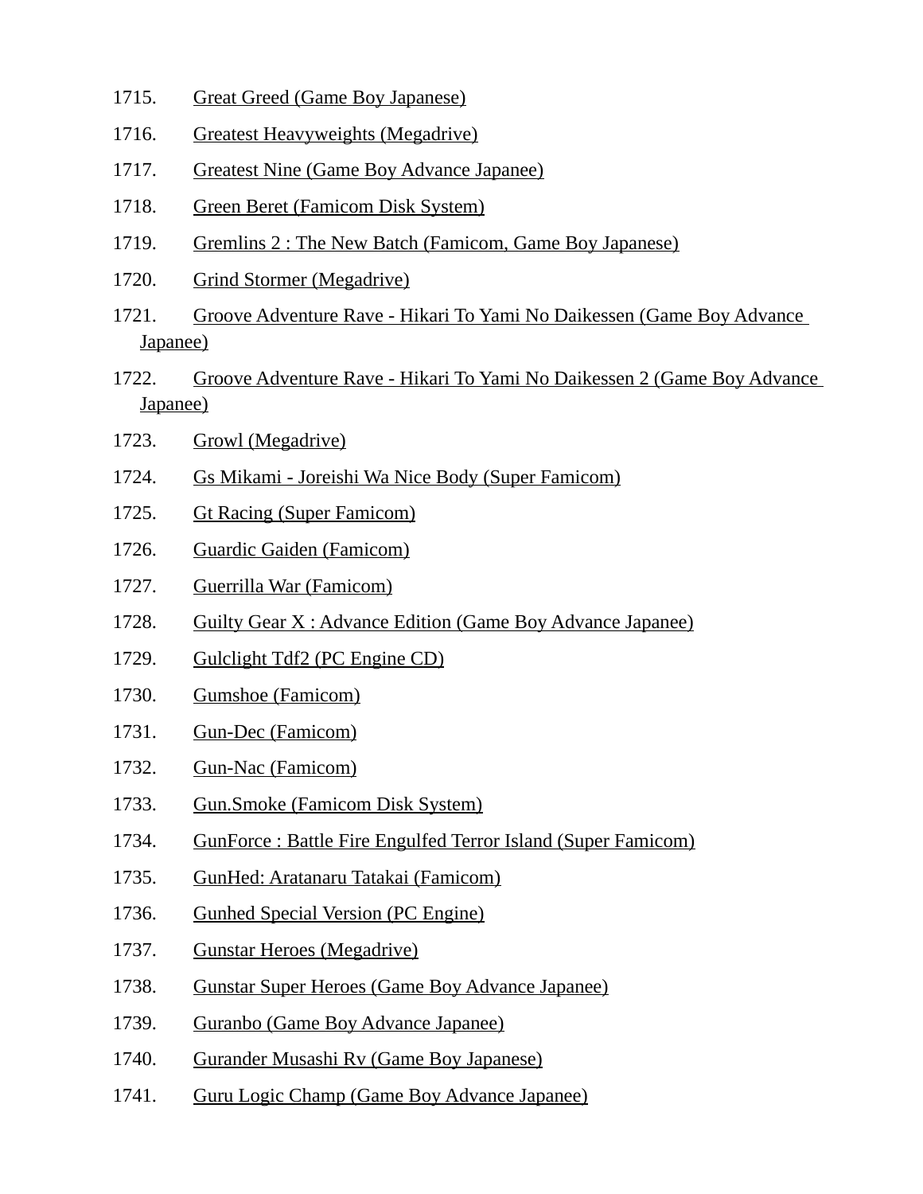1715. Great Greed (Game Boy Japanese)
1716. Greatest Heavyweights (Megadrive)
1717. Greatest Nine (Game Boy Advance Japanee)
1718. Green Beret (Famicom Disk System)
1719. Gremlins 2 : The New Batch (Famicom, Game Boy Japanese)
1720. Grind Stormer (Megadrive)
1721. Groove Adventure Rave - Hikari To Yami No Daikessen (Game Boy Advance Japanee)
1722. Groove Adventure Rave - Hikari To Yami No Daikessen 2 (Game Boy Advance Japanee)
1723. Growl (Megadrive)
1724. Gs Mikami - Joreishi Wa Nice Body (Super Famicom)
1725. Gt Racing (Super Famicom)
1726. Guardic Gaiden (Famicom)
1727. Guerrilla War (Famicom)
1728. Guilty Gear X : Advance Edition (Game Boy Advance Japanee)
1729. Gulclight Tdf2 (PC Engine CD)
1730. Gumshoe (Famicom)
1731. Gun-Dec (Famicom)
1732. Gun-Nac (Famicom)
1733. Gun.Smoke (Famicom Disk System)
1734. GunForce : Battle Fire Engulfed Terror Island (Super Famicom)
1735. GunHed: Aratanaru Tatakai (Famicom)
1736. Gunhed Special Version (PC Engine)
1737. Gunstar Heroes (Megadrive)
1738. Gunstar Super Heroes (Game Boy Advance Japanee)
1739. Guranbo (Game Boy Advance Japanee)
1740. Gurander Musashi Rv (Game Boy Japanese)
1741. Guru Logic Champ (Game Boy Advance Japanee)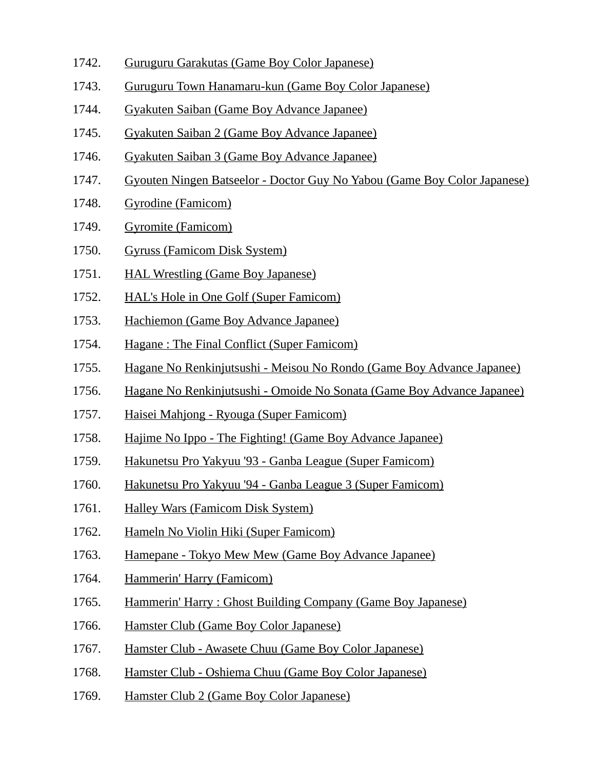1742. Guruguru Garakutas (Game Boy Color Japanese)
1743. Guruguru Town Hanamaru-kun (Game Boy Color Japanese)
1744. Gyakuten Saiban (Game Boy Advance Japanee)
1745. Gyakuten Saiban 2 (Game Boy Advance Japanee)
1746. Gyakuten Saiban 3 (Game Boy Advance Japanee)
1747. Gyouten Ningen Batseelor - Doctor Guy No Yabou (Game Boy Color Japanese)
1748. Gyrodine (Famicom)
1749. Gyromite (Famicom)
1750. Gyruss (Famicom Disk System)
1751. HAL Wrestling (Game Boy Japanese)
1752. HAL's Hole in One Golf (Super Famicom)
1753. Hachiemon (Game Boy Advance Japanee)
1754. Hagane : The Final Conflict (Super Famicom)
1755. Hagane No Renkinjutsushi - Meisou No Rondo (Game Boy Advance Japanee)
1756. Hagane No Renkinjutsushi - Omoide No Sonata (Game Boy Advance Japanee)
1757. Haisei Mahjong - Ryouga (Super Famicom)
1758. Hajime No Ippo - The Fighting! (Game Boy Advance Japanee)
1759. Hakunetsu Pro Yakyuu '93 - Ganba League (Super Famicom)
1760. Hakunetsu Pro Yakyuu '94 - Ganba League 3 (Super Famicom)
1761. Halley Wars (Famicom Disk System)
1762. Hameln No Violin Hiki (Super Famicom)
1763. Hamepane - Tokyo Mew Mew (Game Boy Advance Japanee)
1764. Hammerin' Harry (Famicom)
1765. Hammerin' Harry : Ghost Building Company (Game Boy Japanese)
1766. Hamster Club (Game Boy Color Japanese)
1767. Hamster Club - Awasete Chuu (Game Boy Color Japanese)
1768. Hamster Club - Oshiema Chuu (Game Boy Color Japanese)
1769. Hamster Club 2 (Game Boy Color Japanese)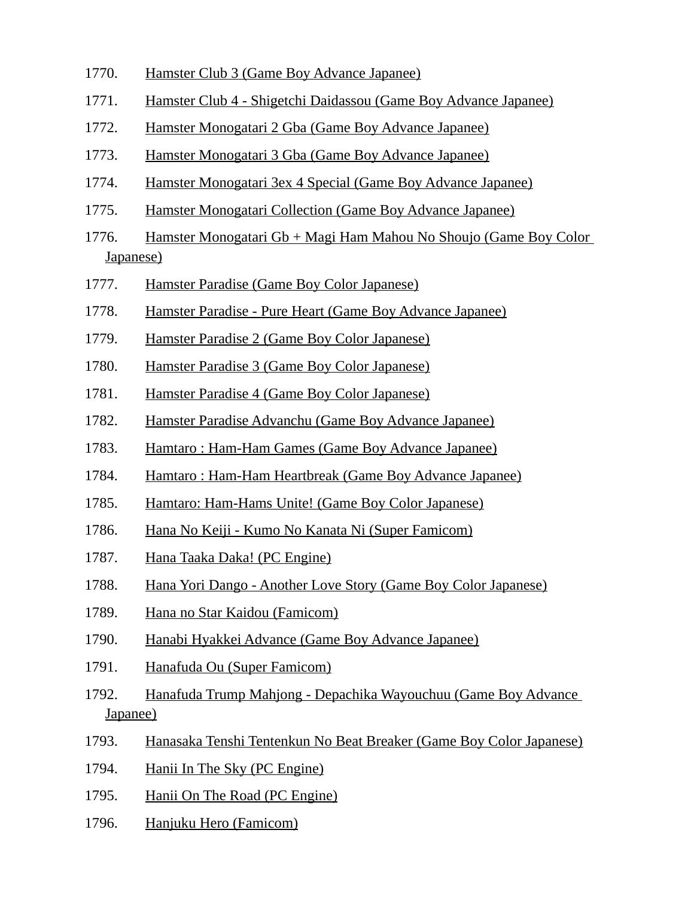1770. Hamster Club 3 (Game Boy Advance Japanee)
1771. Hamster Club 4 - Shigetchi Daidassou (Game Boy Advance Japanee)
1772. Hamster Monogatari 2 Gba (Game Boy Advance Japanee)
1773. Hamster Monogatari 3 Gba (Game Boy Advance Japanee)
1774. Hamster Monogatari 3ex 4 Special (Game Boy Advance Japanee)
1775. Hamster Monogatari Collection (Game Boy Advance Japanee)
1776. Hamster Monogatari Gb + Magi Ham Mahou No Shoujo (Game Boy Color Japanese)
1777. Hamster Paradise (Game Boy Color Japanese)
1778. Hamster Paradise - Pure Heart (Game Boy Advance Japanee)
1779. Hamster Paradise 2 (Game Boy Color Japanese)
1780. Hamster Paradise 3 (Game Boy Color Japanese)
1781. Hamster Paradise 4 (Game Boy Color Japanese)
1782. Hamster Paradise Advanchu (Game Boy Advance Japanee)
1783. Hamtaro : Ham-Ham Games (Game Boy Advance Japanee)
1784. Hamtaro : Ham-Ham Heartbreak (Game Boy Advance Japanee)
1785. Hamtaro: Ham-Hams Unite! (Game Boy Color Japanese)
1786. Hana No Keiji - Kumo No Kanata Ni (Super Famicom)
1787. Hana Taaka Daka! (PC Engine)
1788. Hana Yori Dango - Another Love Story (Game Boy Color Japanese)
1789. Hana no Star Kaidou (Famicom)
1790. Hanabi Hyakkei Advance (Game Boy Advance Japanee)
1791. Hanafuda Ou (Super Famicom)
1792. Hanafuda Trump Mahjong - Depachika Wayouchuu (Game Boy Advance Japanee)
1793. Hanasaka Tenshi Tentenkun No Beat Breaker (Game Boy Color Japanese)
1794. Hanii In The Sky (PC Engine)
1795. Hanii On The Road (PC Engine)
1796. Hanjuku Hero (Famicom)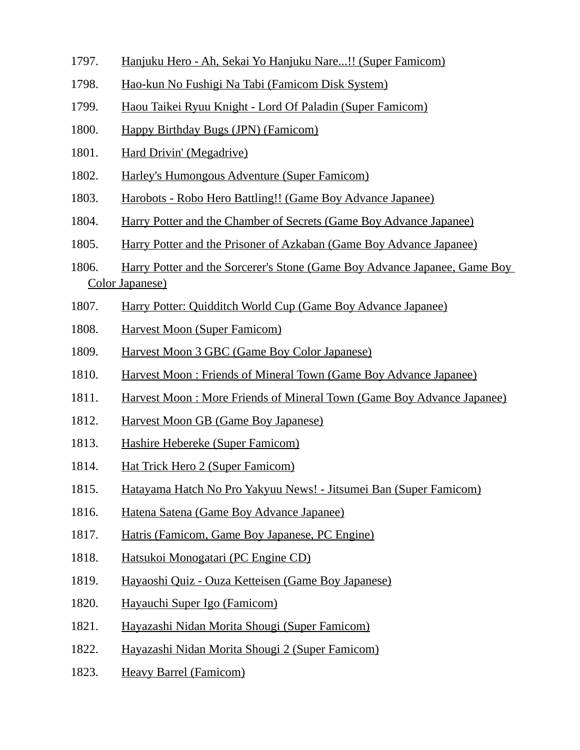1797. Hanjuku Hero - Ah, Sekai Yo Hanjuku Nare...!! (Super Famicom)
1798. Hao-kun No Fushigi Na Tabi (Famicom Disk System)
1799. Haou Taikei Ryuu Knight - Lord Of Paladin (Super Famicom)
1800. Happy Birthday Bugs (JPN) (Famicom)
1801. Hard Drivin' (Megadrive)
1802. Harley's Humongous Adventure (Super Famicom)
1803. Harobots - Robo Hero Battling!! (Game Boy Advance Japanee)
1804. Harry Potter and the Chamber of Secrets (Game Boy Advance Japanee)
1805. Harry Potter and the Prisoner of Azkaban (Game Boy Advance Japanee)
1806. Harry Potter and the Sorcerer's Stone (Game Boy Advance Japanee, Game Boy Color Japanese)
1807. Harry Potter: Quidditch World Cup (Game Boy Advance Japanee)
1808. Harvest Moon (Super Famicom)
1809. Harvest Moon 3 GBC (Game Boy Color Japanese)
1810. Harvest Moon : Friends of Mineral Town (Game Boy Advance Japanee)
1811. Harvest Moon : More Friends of Mineral Town (Game Boy Advance Japanee)
1812. Harvest Moon GB (Game Boy Japanese)
1813. Hashire Hebereke (Super Famicom)
1814. Hat Trick Hero 2 (Super Famicom)
1815. Hatayama Hatch No Pro Yakyuu News! - Jitsumei Ban (Super Famicom)
1816. Hatena Satena (Game Boy Advance Japanee)
1817. Hatris (Famicom, Game Boy Japanese, PC Engine)
1818. Hatsukoi Monogatari (PC Engine CD)
1819. Hayaoshi Quiz - Ouza Ketteisen (Game Boy Japanese)
1820. Hayauchi Super Igo (Famicom)
1821. Hayazashi Nidan Morita Shougi (Super Famicom)
1822. Hayazashi Nidan Morita Shougi 2 (Super Famicom)
1823. Heavy Barrel (Famicom)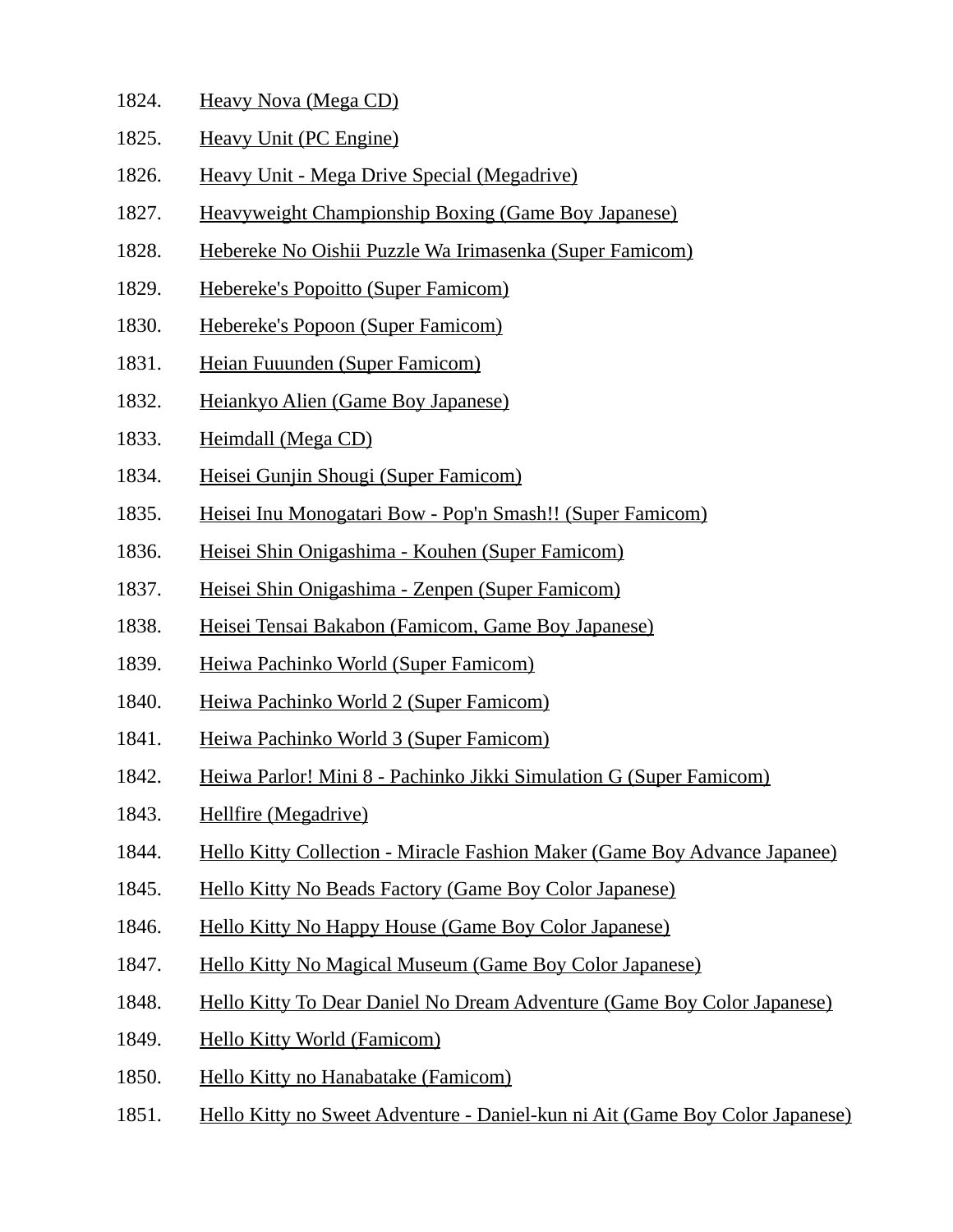1824. Heavy Nova (Mega CD)
1825. Heavy Unit (PC Engine)
1826. Heavy Unit - Mega Drive Special (Megadrive)
1827. Heavyweight Championship Boxing (Game Boy Japanese)
1828. Hebereke No Oishii Puzzle Wa Irimasenka (Super Famicom)
1829. Hebereke's Popoitto (Super Famicom)
1830. Hebereke's Popoon (Super Famicom)
1831. Heian Fuuunden (Super Famicom)
1832. Heiankyo Alien (Game Boy Japanese)
1833. Heimdall (Mega CD)
1834. Heisei Gunjin Shougi (Super Famicom)
1835. Heisei Inu Monogatari Bow - Pop'n Smash!! (Super Famicom)
1836. Heisei Shin Onigashima - Kouhen (Super Famicom)
1837. Heisei Shin Onigashima - Zenpen (Super Famicom)
1838. Heisei Tensai Bakabon (Famicom, Game Boy Japanese)
1839. Heiwa Pachinko World (Super Famicom)
1840. Heiwa Pachinko World 2 (Super Famicom)
1841. Heiwa Pachinko World 3 (Super Famicom)
1842. Heiwa Parlor! Mini 8 - Pachinko Jikki Simulation G (Super Famicom)
1843. Hellfire (Megadrive)
1844. Hello Kitty Collection - Miracle Fashion Maker (Game Boy Advance Japanee)
1845. Hello Kitty No Beads Factory (Game Boy Color Japanese)
1846. Hello Kitty No Happy House (Game Boy Color Japanese)
1847. Hello Kitty No Magical Museum (Game Boy Color Japanese)
1848. Hello Kitty To Dear Daniel No Dream Adventure (Game Boy Color Japanese)
1849. Hello Kitty World (Famicom)
1850. Hello Kitty no Hanabatake (Famicom)
1851. Hello Kitty no Sweet Adventure - Daniel-kun ni Ait (Game Boy Color Japanese)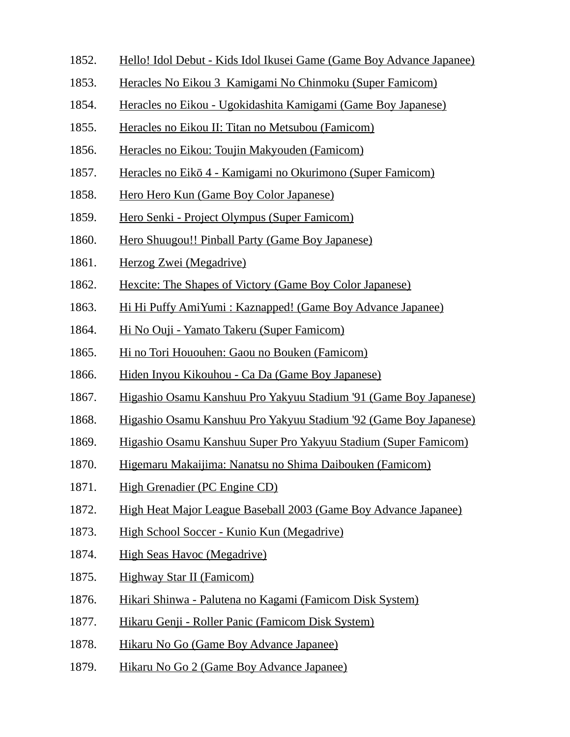1852. Hello! Idol Debut - Kids Idol Ikusei Game (Game Boy Advance Japanee)
1853. Heracles No Eikou 3  Kamigami No Chinmoku (Super Famicom)
1854. Heracles no Eikou - Ugokidashita Kamigami (Game Boy Japanese)
1855. Heracles no Eikou II: Titan no Metsubou (Famicom)
1856. Heracles no Eikou: Toujin Makyouden (Famicom)
1857. Heracles no Eikō 4 - Kamigami no Okurimono (Super Famicom)
1858. Hero Hero Kun (Game Boy Color Japanese)
1859. Hero Senki - Project Olympus (Super Famicom)
1860. Hero Shuugou!! Pinball Party (Game Boy Japanese)
1861. Herzog Zwei (Megadrive)
1862. Hexcite: The Shapes of Victory (Game Boy Color Japanese)
1863. Hi Hi Puffy AmiYumi : Kaznapped! (Game Boy Advance Japanee)
1864. Hi No Ouji - Yamato Takeru (Super Famicom)
1865. Hi no Tori Hououhen: Gaou no Bouken (Famicom)
1866. Hiden Inyou Kikouhou - Ca Da (Game Boy Japanese)
1867. Higashio Osamu Kanshuu Pro Yakyuu Stadium '91 (Game Boy Japanese)
1868. Higashio Osamu Kanshuu Pro Yakyuu Stadium '92 (Game Boy Japanese)
1869. Higashio Osamu Kanshuu Super Pro Yakyuu Stadium (Super Famicom)
1870. Higemaru Makaijima: Nanatsu no Shima Daibouken (Famicom)
1871. High Grenadier (PC Engine CD)
1872. High Heat Major League Baseball 2003 (Game Boy Advance Japanee)
1873. High School Soccer - Kunio Kun (Megadrive)
1874. High Seas Havoc (Megadrive)
1875. Highway Star II (Famicom)
1876. Hikari Shinwa - Palutena no Kagami (Famicom Disk System)
1877. Hikaru Genji - Roller Panic (Famicom Disk System)
1878. Hikaru No Go (Game Boy Advance Japanee)
1879. Hikaru No Go 2 (Game Boy Advance Japanee)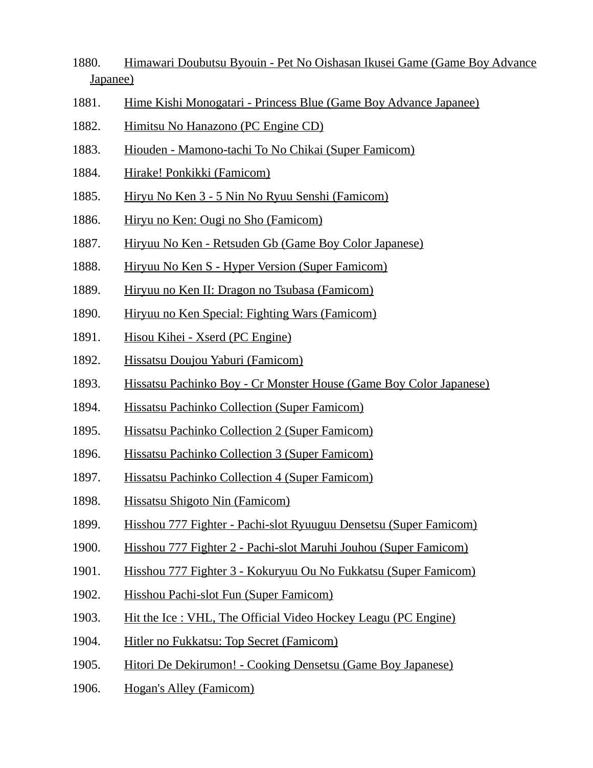1880. Himawari Doubutsu Byouin - Pet No Oishasan Ikusei Game (Game Boy Advance Japanee)

1881. Hime Kishi Monogatari - Princess Blue (Game Boy Advance Japanee)

1882. Himitsu No Hanazono (PC Engine CD)

1883. Hiouden - Mamono-tachi To No Chikai (Super Famicom)

1884. Hirake! Ponkikki (Famicom)

1885. Hiryu No Ken 3 - 5 Nin No Ryuu Senshi (Famicom)

1886. Hiryu no Ken: Ougi no Sho (Famicom)

1887. Hiryuu No Ken - Retsuden Gb (Game Boy Color Japanese)

1888. Hiryuu No Ken S - Hyper Version (Super Famicom)

1889. Hiryuu no Ken II: Dragon no Tsubasa (Famicom)

1890. Hiryuu no Ken Special: Fighting Wars (Famicom)

1891. Hisou Kihei - Xserd (PC Engine)

1892. Hissatsu Doujou Yaburi (Famicom)

1893. Hissatsu Pachinko Boy - Cr Monster House (Game Boy Color Japanese)

1894. Hissatsu Pachinko Collection (Super Famicom)

1895. Hissatsu Pachinko Collection 2 (Super Famicom)

1896. Hissatsu Pachinko Collection 3 (Super Famicom)

1897. Hissatsu Pachinko Collection 4 (Super Famicom)

1898. Hissatsu Shigoto Nin (Famicom)

1899. Hisshou 777 Fighter - Pachi-slot Ryuuguu Densetsu (Super Famicom)

1900. Hisshou 777 Fighter 2 - Pachi-slot Maruhi Jouhou (Super Famicom)

1901. Hisshou 777 Fighter 3 - Kokuryuu Ou No Fukkatsu (Super Famicom)

1902. Hisshou Pachi-slot Fun (Super Famicom)

1903. Hit the Ice : VHL, The Official Video Hockey Leagu (PC Engine)

1904. Hitler no Fukkatsu: Top Secret (Famicom)

1905. Hitori De Dekirumon! - Cooking Densetsu (Game Boy Japanese)

1906. Hogan's Alley (Famicom)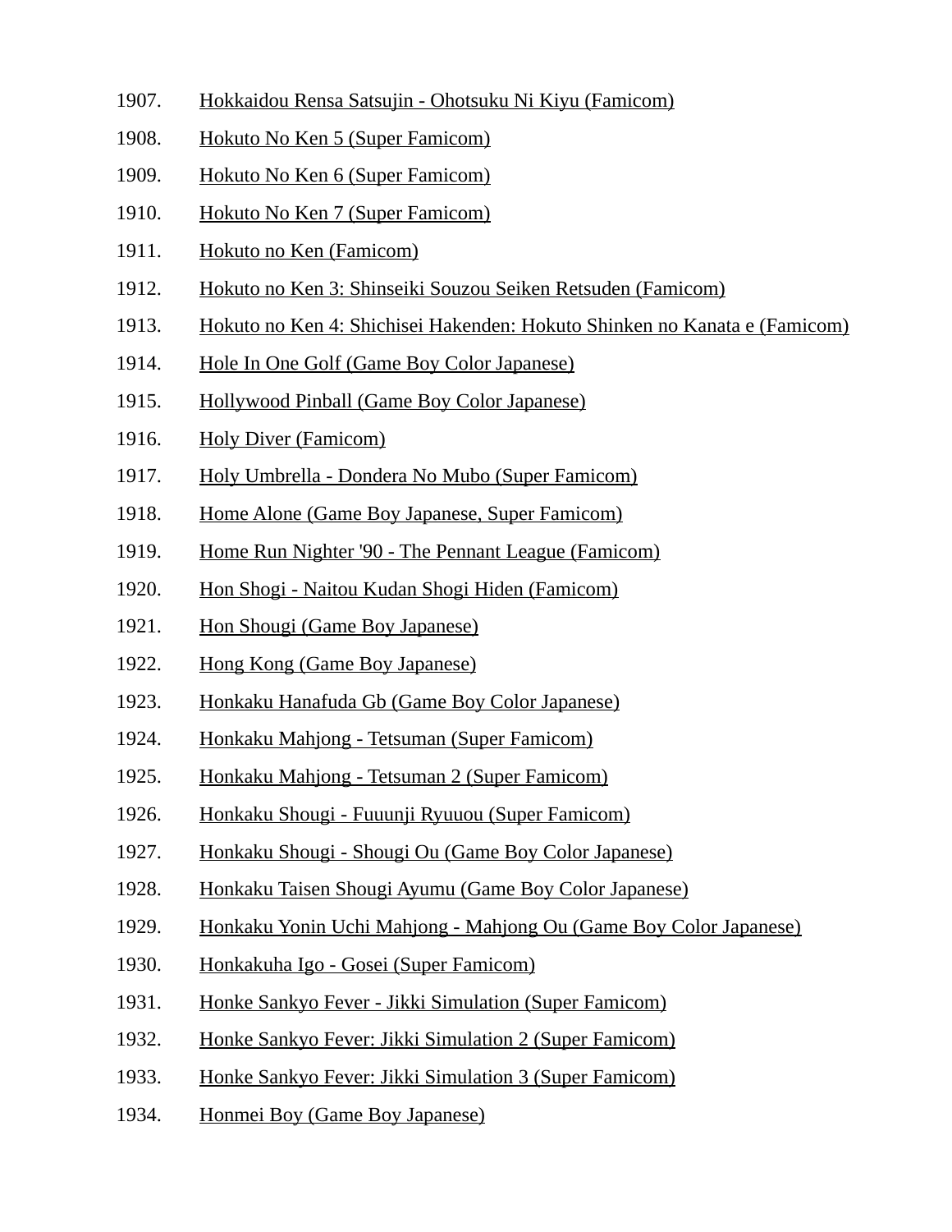1907. Hokkaidou Rensa Satsujin - Ohotsuku Ni Kiyu (Famicom)
1908. Hokuto No Ken 5 (Super Famicom)
1909. Hokuto No Ken 6 (Super Famicom)
1910. Hokuto No Ken 7 (Super Famicom)
1911. Hokuto no Ken (Famicom)
1912. Hokuto no Ken 3: Shinseiki Souzou Seiken Retsuden (Famicom)
1913. Hokuto no Ken 4: Shichisei Hakenden: Hokuto Shinken no Kanata e (Famicom)
1914. Hole In One Golf (Game Boy Color Japanese)
1915. Hollywood Pinball (Game Boy Color Japanese)
1916. Holy Diver (Famicom)
1917. Holy Umbrella - Dondera No Mubo (Super Famicom)
1918. Home Alone (Game Boy Japanese, Super Famicom)
1919. Home Run Nighter '90 - The Pennant League (Famicom)
1920. Hon Shogi - Naitou Kudan Shogi Hiden (Famicom)
1921. Hon Shougi (Game Boy Japanese)
1922. Hong Kong (Game Boy Japanese)
1923. Honkaku Hanafuda Gb (Game Boy Color Japanese)
1924. Honkaku Mahjong - Tetsuman (Super Famicom)
1925. Honkaku Mahjong - Tetsuman 2 (Super Famicom)
1926. Honkaku Shougi - Fuuunji Ryuuou (Super Famicom)
1927. Honkaku Shougi - Shougi Ou (Game Boy Color Japanese)
1928. Honkaku Taisen Shougi Ayumu (Game Boy Color Japanese)
1929. Honkaku Yonin Uchi Mahjong - Mahjong Ou (Game Boy Color Japanese)
1930. Honkakuha Igo - Gosei (Super Famicom)
1931. Honke Sankyo Fever - Jikki Simulation (Super Famicom)
1932. Honke Sankyo Fever: Jikki Simulation 2 (Super Famicom)
1933. Honke Sankyo Fever: Jikki Simulation 3 (Super Famicom)
1934. Honmei Boy (Game Boy Japanese)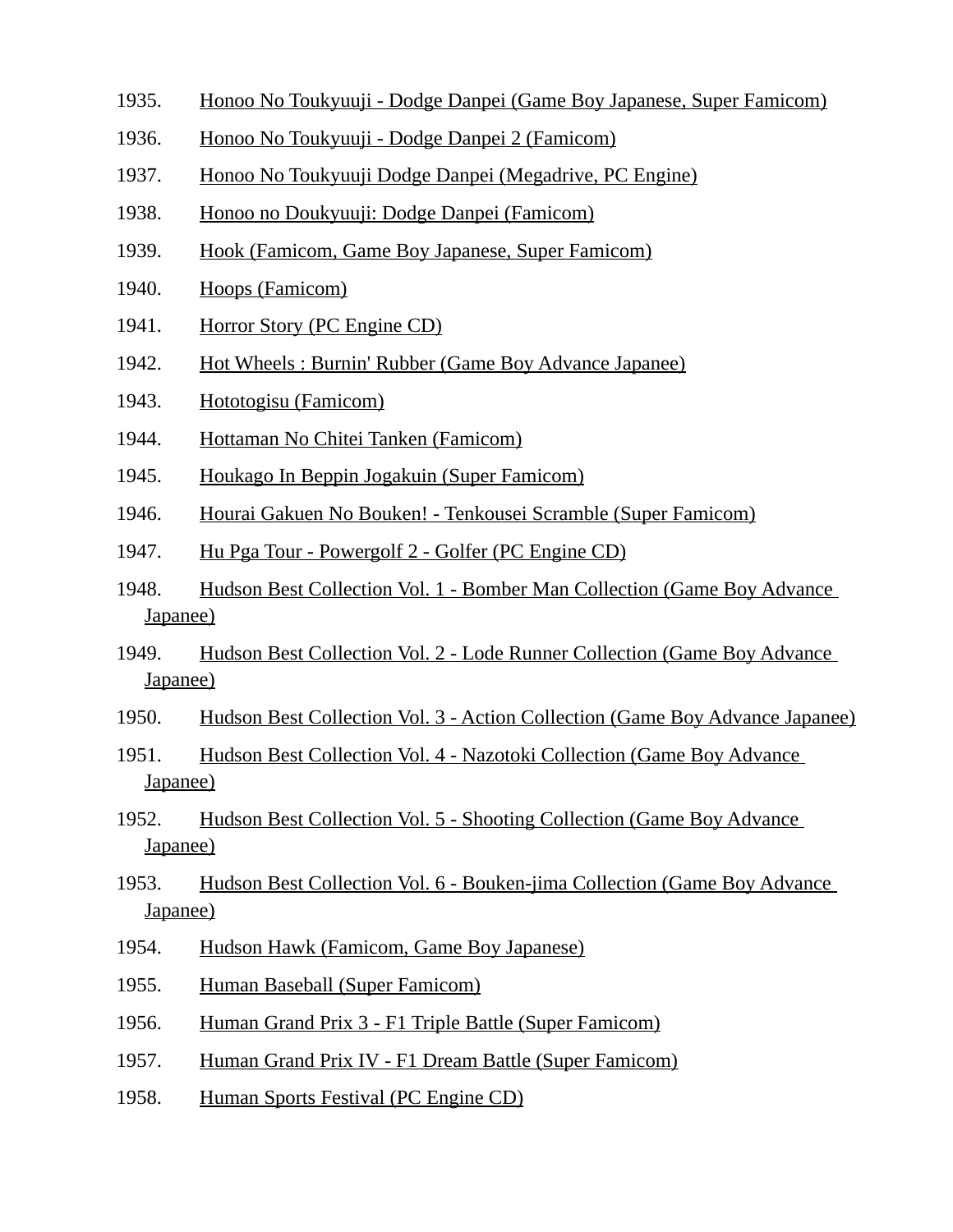1935. Honoo No Toukyuuji - Dodge Danpei (Game Boy Japanese, Super Famicom)
1936. Honoo No Toukyuuji - Dodge Danpei 2 (Famicom)
1937. Honoo No Toukyuuji Dodge Danpei (Megadrive, PC Engine)
1938. Honoo no Doukyuuji: Dodge Danpei (Famicom)
1939. Hook (Famicom, Game Boy Japanese, Super Famicom)
1940. Hoops (Famicom)
1941. Horror Story (PC Engine CD)
1942. Hot Wheels : Burnin' Rubber (Game Boy Advance Japanee)
1943. Hototogisu (Famicom)
1944. Hottaman No Chitei Tanken (Famicom)
1945. Houkago In Beppin Jogakuin (Super Famicom)
1946. Hourai Gakuen No Bouken! - Tenkousei Scramble (Super Famicom)
1947. Hu Pga Tour - Powergolf 2 - Golfer (PC Engine CD)
1948. Hudson Best Collection Vol. 1 - Bomber Man Collection (Game Boy Advance Japanee)
1949. Hudson Best Collection Vol. 2 - Lode Runner Collection (Game Boy Advance Japanee)
1950. Hudson Best Collection Vol. 3 - Action Collection (Game Boy Advance Japanee)
1951. Hudson Best Collection Vol. 4 - Nazotoki Collection (Game Boy Advance Japanee)
1952. Hudson Best Collection Vol. 5 - Shooting Collection (Game Boy Advance Japanee)
1953. Hudson Best Collection Vol. 6 - Bouken-jima Collection (Game Boy Advance Japanee)
1954. Hudson Hawk (Famicom, Game Boy Japanese)
1955. Human Baseball (Super Famicom)
1956. Human Grand Prix 3 - F1 Triple Battle (Super Famicom)
1957. Human Grand Prix IV - F1 Dream Battle (Super Famicom)
1958. Human Sports Festival (PC Engine CD)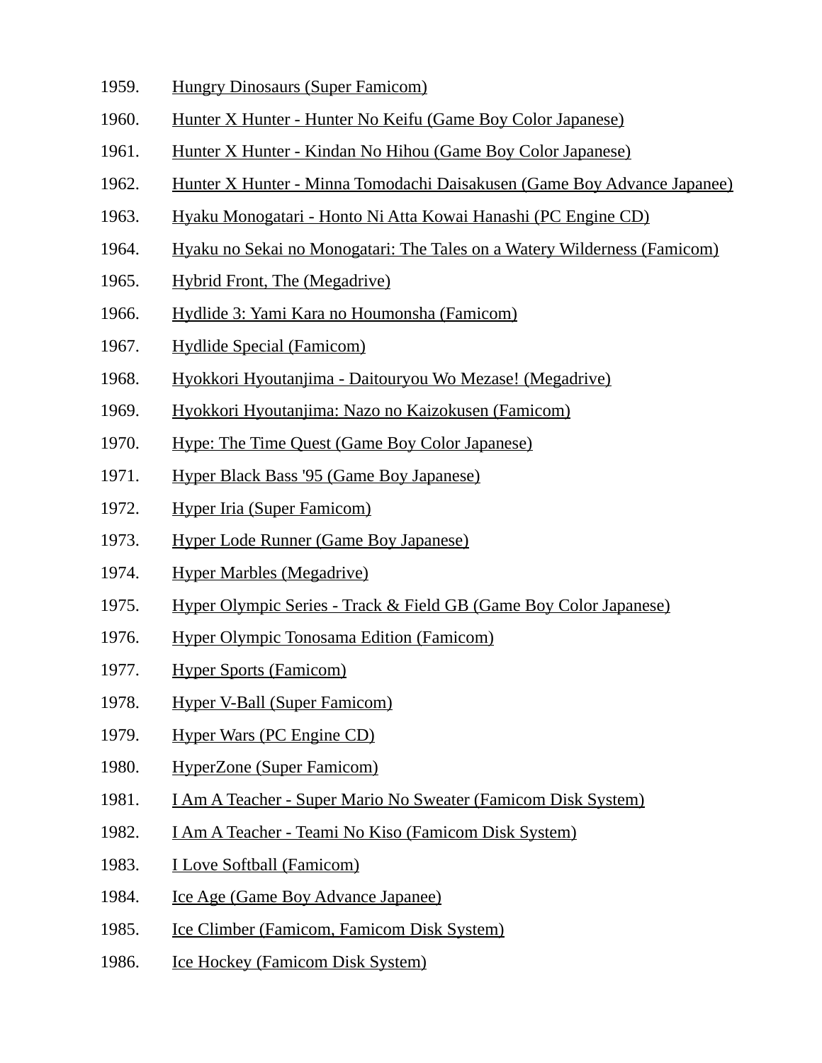1959. Hungry Dinosaurs (Super Famicom)
1960. Hunter X Hunter - Hunter No Keifu (Game Boy Color Japanese)
1961. Hunter X Hunter - Kindan No Hihou (Game Boy Color Japanese)
1962. Hunter X Hunter - Minna Tomodachi Daisakusen (Game Boy Advance Japanee)
1963. Hyaku Monogatari - Honto Ni Atta Kowai Hanashi (PC Engine CD)
1964. Hyaku no Sekai no Monogatari: The Tales on a Watery Wilderness (Famicom)
1965. Hybrid Front, The (Megadrive)
1966. Hydlide 3: Yami Kara no Houmonsha (Famicom)
1967. Hydlide Special (Famicom)
1968. Hyokkori Hyoutanjima - Daitouryou Wo Mezase! (Megadrive)
1969. Hyokkori Hyoutanjima: Nazo no Kaizokusen (Famicom)
1970. Hype: The Time Quest (Game Boy Color Japanese)
1971. Hyper Black Bass '95 (Game Boy Japanese)
1972. Hyper Iria (Super Famicom)
1973. Hyper Lode Runner (Game Boy Japanese)
1974. Hyper Marbles (Megadrive)
1975. Hyper Olympic Series - Track & Field GB (Game Boy Color Japanese)
1976. Hyper Olympic Tonosama Edition (Famicom)
1977. Hyper Sports (Famicom)
1978. Hyper V-Ball (Super Famicom)
1979. Hyper Wars (PC Engine CD)
1980. HyperZone (Super Famicom)
1981. I Am A Teacher - Super Mario No Sweater (Famicom Disk System)
1982. I Am A Teacher - Teami No Kiso (Famicom Disk System)
1983. I Love Softball (Famicom)
1984. Ice Age (Game Boy Advance Japanee)
1985. Ice Climber (Famicom, Famicom Disk System)
1986. Ice Hockey (Famicom Disk System)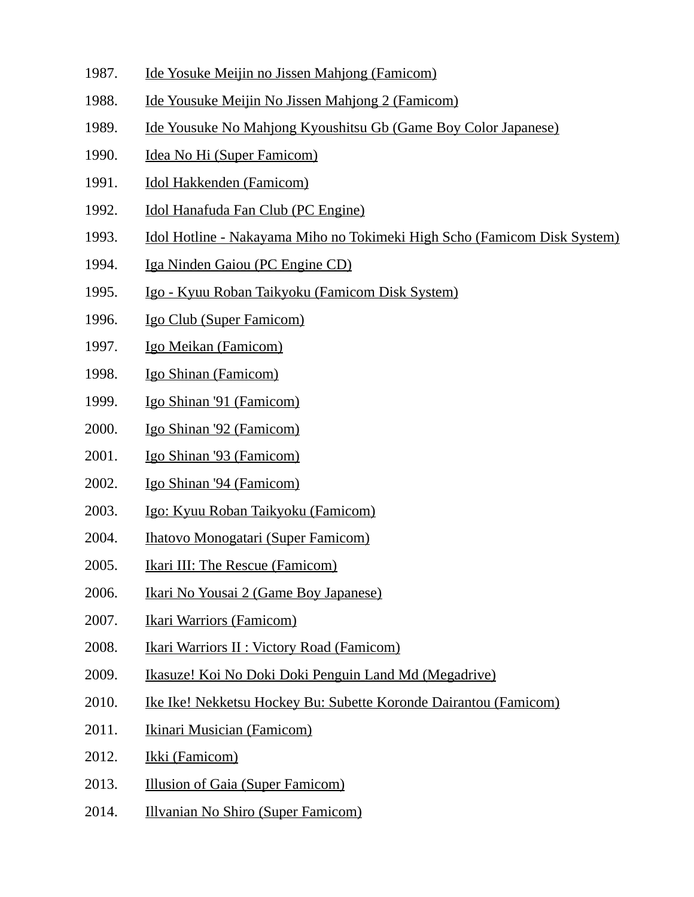1987. Ide Yosuke Meijin no Jissen Mahjong (Famicom)
1988. Ide Yousuke Meijin No Jissen Mahjong 2 (Famicom)
1989. Ide Yousuke No Mahjong Kyoushitsu Gb (Game Boy Color Japanese)
1990. Idea No Hi (Super Famicom)
1991. Idol Hakkenden (Famicom)
1992. Idol Hanafuda Fan Club (PC Engine)
1993. Idol Hotline - Nakayama Miho no Tokimeki High Scho (Famicom Disk System)
1994. Iga Ninden Gaiou (PC Engine CD)
1995. Igo - Kyuu Roban Taikyoku (Famicom Disk System)
1996. Igo Club (Super Famicom)
1997. Igo Meikan (Famicom)
1998. Igo Shinan (Famicom)
1999. Igo Shinan '91 (Famicom)
2000. Igo Shinan '92 (Famicom)
2001. Igo Shinan '93 (Famicom)
2002. Igo Shinan '94 (Famicom)
2003. Igo: Kyuu Roban Taikyoku (Famicom)
2004. Ihatovo Monogatari (Super Famicom)
2005. Ikari III: The Rescue (Famicom)
2006. Ikari No Yousai 2 (Game Boy Japanese)
2007. Ikari Warriors (Famicom)
2008. Ikari Warriors II : Victory Road (Famicom)
2009. Ikasuze! Koi No Doki Doki Penguin Land Md (Megadrive)
2010. Ike Ike! Nekketsu Hockey Bu: Subette Koronde Dairantou (Famicom)
2011. Ikinari Musician (Famicom)
2012. Ikki (Famicom)
2013. Illusion of Gaia (Super Famicom)
2014. Illvanian No Shiro (Super Famicom)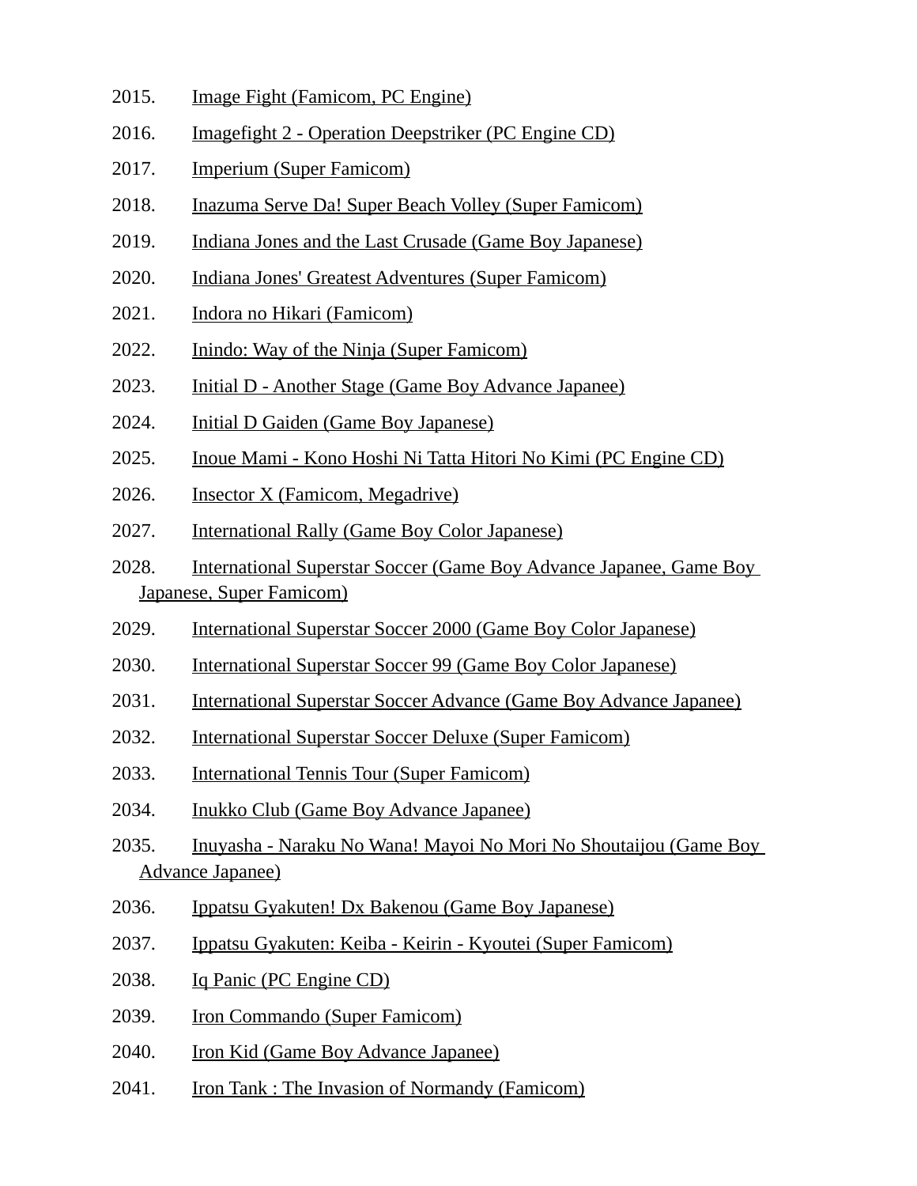2015. Image Fight (Famicom, PC Engine)

2016. Imagefight 2 - Operation Deepstriker (PC Engine CD)

2017. Imperium (Super Famicom)

2018. Inazuma Serve Da! Super Beach Volley (Super Famicom)

2019. Indiana Jones and the Last Crusade (Game Boy Japanese)

2020. Indiana Jones' Greatest Adventures (Super Famicom)

2021. Indora no Hikari (Famicom)

2022. Inindo: Way of the Ninja (Super Famicom)

2023. Initial D - Another Stage (Game Boy Advance Japanee)

2024. Initial D Gaiden (Game Boy Japanese)

2025. Inoue Mami - Kono Hoshi Ni Tatta Hitori No Kimi (PC Engine CD)

2026. Insector X (Famicom, Megadrive)

2027. International Rally (Game Boy Color Japanese)

2028. International Superstar Soccer (Game Boy Advance Japanee, Game Boy Japanese, Super Famicom)

2029. International Superstar Soccer 2000 (Game Boy Color Japanese)

2030. International Superstar Soccer 99 (Game Boy Color Japanese)

2031. International Superstar Soccer Advance (Game Boy Advance Japanee)

2032. International Superstar Soccer Deluxe (Super Famicom)

2033. International Tennis Tour (Super Famicom)

2034. Inukko Club (Game Boy Advance Japanee)

2035. Inuyasha - Naraku No Wana! Mayoi No Mori No Shoutaijou (Game Boy Advance Japanee)

2036. Ippatsu Gyakuten! Dx Bakenou (Game Boy Japanese)

2037. Ippatsu Gyakuten: Keiba - Keirin - Kyoutei (Super Famicom)

2038. Iq Panic (PC Engine CD)

2039. Iron Commando (Super Famicom)

2040. Iron Kid (Game Boy Advance Japanee)

2041. Iron Tank : The Invasion of Normandy (Famicom)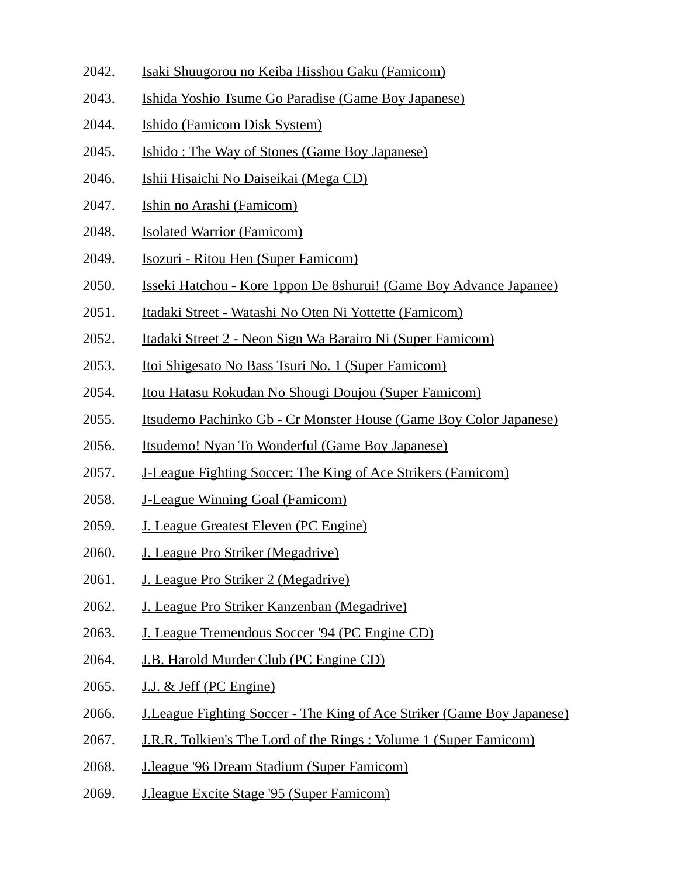2042. Isaki Shuugorou no Keiba Hisshou Gaku (Famicom)
2043. Ishida Yoshio Tsume Go Paradise (Game Boy Japanese)
2044. Ishido (Famicom Disk System)
2045. Ishido : The Way of Stones (Game Boy Japanese)
2046. Ishii Hisaichi No Daiseikai (Mega CD)
2047. Ishin no Arashi (Famicom)
2048. Isolated Warrior (Famicom)
2049. Isozuri - Ritou Hen (Super Famicom)
2050. Isseki Hatchou - Kore 1ppon De 8shurui! (Game Boy Advance Japanee)
2051. Itadaki Street - Watashi No Oten Ni Yottette (Famicom)
2052. Itadaki Street 2 - Neon Sign Wa Barairo Ni (Super Famicom)
2053. Itoi Shigesato No Bass Tsuri No. 1 (Super Famicom)
2054. Itou Hatasu Rokudan No Shougi Doujou (Super Famicom)
2055. Itsudemo Pachinko Gb - Cr Monster House (Game Boy Color Japanese)
2056. Itsudemo! Nyan To Wonderful (Game Boy Japanese)
2057. J-League Fighting Soccer: The King of Ace Strikers (Famicom)
2058. J-League Winning Goal (Famicom)
2059. J. League Greatest Eleven (PC Engine)
2060. J. League Pro Striker (Megadrive)
2061. J. League Pro Striker 2 (Megadrive)
2062. J. League Pro Striker Kanzenban (Megadrive)
2063. J. League Tremendous Soccer '94 (PC Engine CD)
2064. J.B. Harold Murder Club (PC Engine CD)
2065. J.J. & Jeff (PC Engine)
2066. J.League Fighting Soccer - The King of Ace Striker (Game Boy Japanese)
2067. J.R.R. Tolkien's The Lord of the Rings : Volume 1 (Super Famicom)
2068. J.league '96 Dream Stadium (Super Famicom)
2069. J.league Excite Stage '95 (Super Famicom)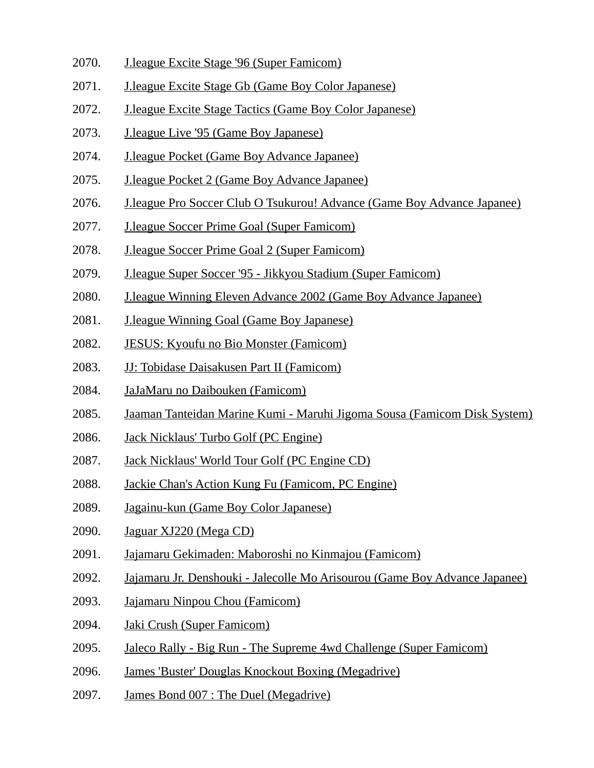2070. J.league Excite Stage '96 (Super Famicom)
2071. J.league Excite Stage Gb (Game Boy Color Japanese)
2072. J.league Excite Stage Tactics (Game Boy Color Japanese)
2073. J.league Live '95 (Game Boy Japanese)
2074. J.league Pocket (Game Boy Advance Japanee)
2075. J.league Pocket 2 (Game Boy Advance Japanee)
2076. J.league Pro Soccer Club O Tsukurou! Advance (Game Boy Advance Japanee)
2077. J.league Soccer Prime Goal (Super Famicom)
2078. J.league Soccer Prime Goal 2 (Super Famicom)
2079. J.league Super Soccer '95 - Jikkyou Stadium (Super Famicom)
2080. J.league Winning Eleven Advance 2002 (Game Boy Advance Japanee)
2081. J.league Winning Goal (Game Boy Japanese)
2082. JESUS: Kyoufu no Bio Monster (Famicom)
2083. JJ: Tobidase Daisakusen Part II (Famicom)
2084. JaJaMaru no Daibouken (Famicom)
2085. Jaaman Tanteidan Marine Kumi - Maruhi Jigoma Sousa (Famicom Disk System)
2086. Jack Nicklaus' Turbo Golf (PC Engine)
2087. Jack Nicklaus' World Tour Golf (PC Engine CD)
2088. Jackie Chan's Action Kung Fu (Famicom, PC Engine)
2089. Jagainu-kun (Game Boy Color Japanese)
2090. Jaguar XJ220 (Mega CD)
2091. Jajamaru Gekimaden: Maboroshi no Kinmajou (Famicom)
2092. Jajamaru Jr. Denshouki - Jalecolle Mo Arisourou (Game Boy Advance Japanee)
2093. Jajamaru Ninpou Chou (Famicom)
2094. Jaki Crush (Super Famicom)
2095. Jaleco Rally - Big Run - The Supreme 4wd Challenge (Super Famicom)
2096. James 'Buster' Douglas Knockout Boxing (Megadrive)
2097. James Bond 007 : The Duel (Megadrive)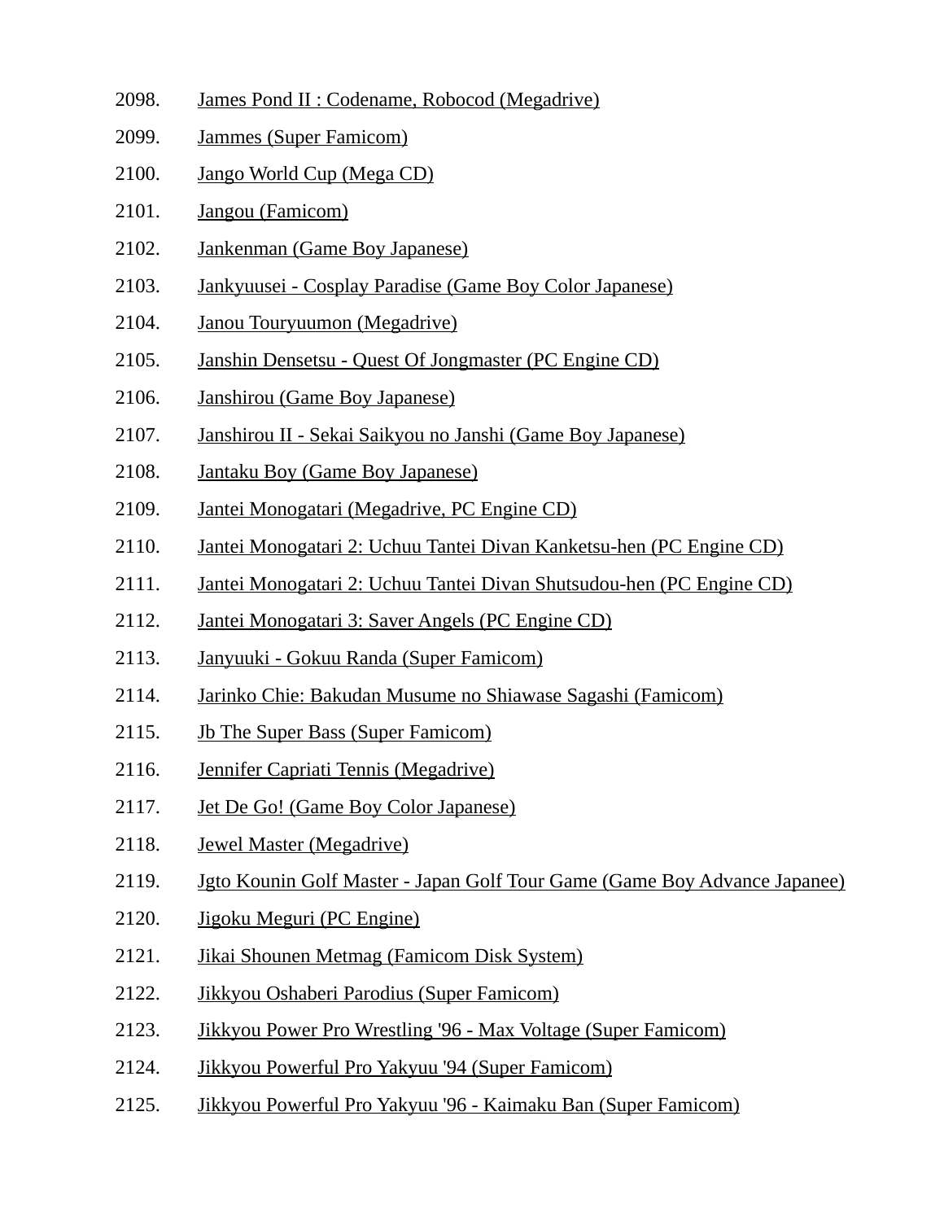2098. James Pond II : Codename, Robocod (Megadrive)
2099. Jammes (Super Famicom)
2100. Jango World Cup (Mega CD)
2101. Jangou (Famicom)
2102. Jankenman (Game Boy Japanese)
2103. Jankyuusei - Cosplay Paradise (Game Boy Color Japanese)
2104. Janou Touryuumon (Megadrive)
2105. Janshin Densetsu - Quest Of Jongmaster (PC Engine CD)
2106. Janshirou (Game Boy Japanese)
2107. Janshirou II - Sekai Saikyou no Janshi (Game Boy Japanese)
2108. Jantaku Boy (Game Boy Japanese)
2109. Jantei Monogatari (Megadrive, PC Engine CD)
2110. Jantei Monogatari 2: Uchuu Tantei Divan Kanketsu-hen (PC Engine CD)
2111. Jantei Monogatari 2: Uchuu Tantei Divan Shutsudou-hen (PC Engine CD)
2112. Jantei Monogatari 3: Saver Angels (PC Engine CD)
2113. Janyuuki - Gokuu Randa (Super Famicom)
2114. Jarinko Chie: Bakudan Musume no Shiawase Sagashi (Famicom)
2115. Jb The Super Bass (Super Famicom)
2116. Jennifer Capriati Tennis (Megadrive)
2117. Jet De Go! (Game Boy Color Japanese)
2118. Jewel Master (Megadrive)
2119. Jgto Kounin Golf Master - Japan Golf Tour Game (Game Boy Advance Japanee)
2120. Jigoku Meguri (PC Engine)
2121. Jikai Shounen Metmag (Famicom Disk System)
2122. Jikkyou Oshaberi Parodius (Super Famicom)
2123. Jikkyou Power Pro Wrestling '96 - Max Voltage (Super Famicom)
2124. Jikkyou Powerful Pro Yakyuu '94 (Super Famicom)
2125. Jikkyou Powerful Pro Yakyuu '96 - Kaimaku Ban (Super Famicom)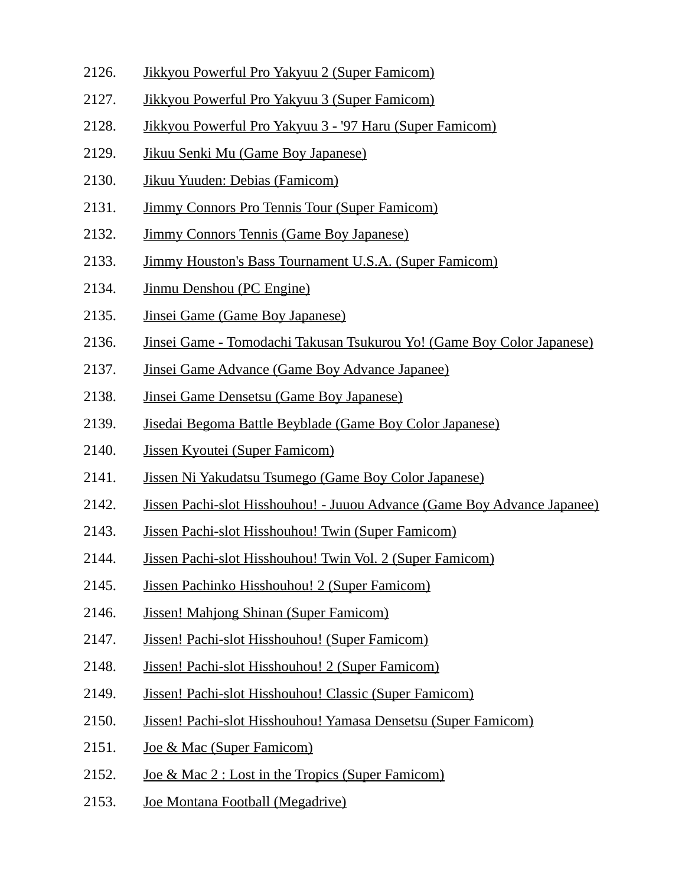2126. Jikkyou Powerful Pro Yakyuu 2 (Super Famicom)
2127. Jikkyou Powerful Pro Yakyuu 3 (Super Famicom)
2128. Jikkyou Powerful Pro Yakyuu 3 - '97 Haru (Super Famicom)
2129. Jikuu Senki Mu (Game Boy Japanese)
2130. Jikuu Yuuden: Debias (Famicom)
2131. Jimmy Connors Pro Tennis Tour (Super Famicom)
2132. Jimmy Connors Tennis (Game Boy Japanese)
2133. Jimmy Houston's Bass Tournament U.S.A. (Super Famicom)
2134. Jinmu Denshou (PC Engine)
2135. Jinsei Game (Game Boy Japanese)
2136. Jinsei Game - Tomodachi Takusan Tsukurou Yo! (Game Boy Color Japanese)
2137. Jinsei Game Advance (Game Boy Advance Japanee)
2138. Jinsei Game Densetsu (Game Boy Japanese)
2139. Jisedai Begoma Battle Beyblade (Game Boy Color Japanese)
2140. Jissen Kyoutei (Super Famicom)
2141. Jissen Ni Yakudatsu Tsumego (Game Boy Color Japanese)
2142. Jissen Pachi-slot Hisshouhou! - Juuou Advance (Game Boy Advance Japanee)
2143. Jissen Pachi-slot Hisshouhou! Twin (Super Famicom)
2144. Jissen Pachi-slot Hisshouhou! Twin Vol. 2 (Super Famicom)
2145. Jissen Pachinko Hisshouhou! 2 (Super Famicom)
2146. Jissen! Mahjong Shinan (Super Famicom)
2147. Jissen! Pachi-slot Hisshouhou! (Super Famicom)
2148. Jissen! Pachi-slot Hisshouhou! 2 (Super Famicom)
2149. Jissen! Pachi-slot Hisshouhou! Classic (Super Famicom)
2150. Jissen! Pachi-slot Hisshouhou! Yamasa Densetsu (Super Famicom)
2151. Joe & Mac (Super Famicom)
2152. Joe & Mac 2 : Lost in the Tropics (Super Famicom)
2153. Joe Montana Football (Megadrive)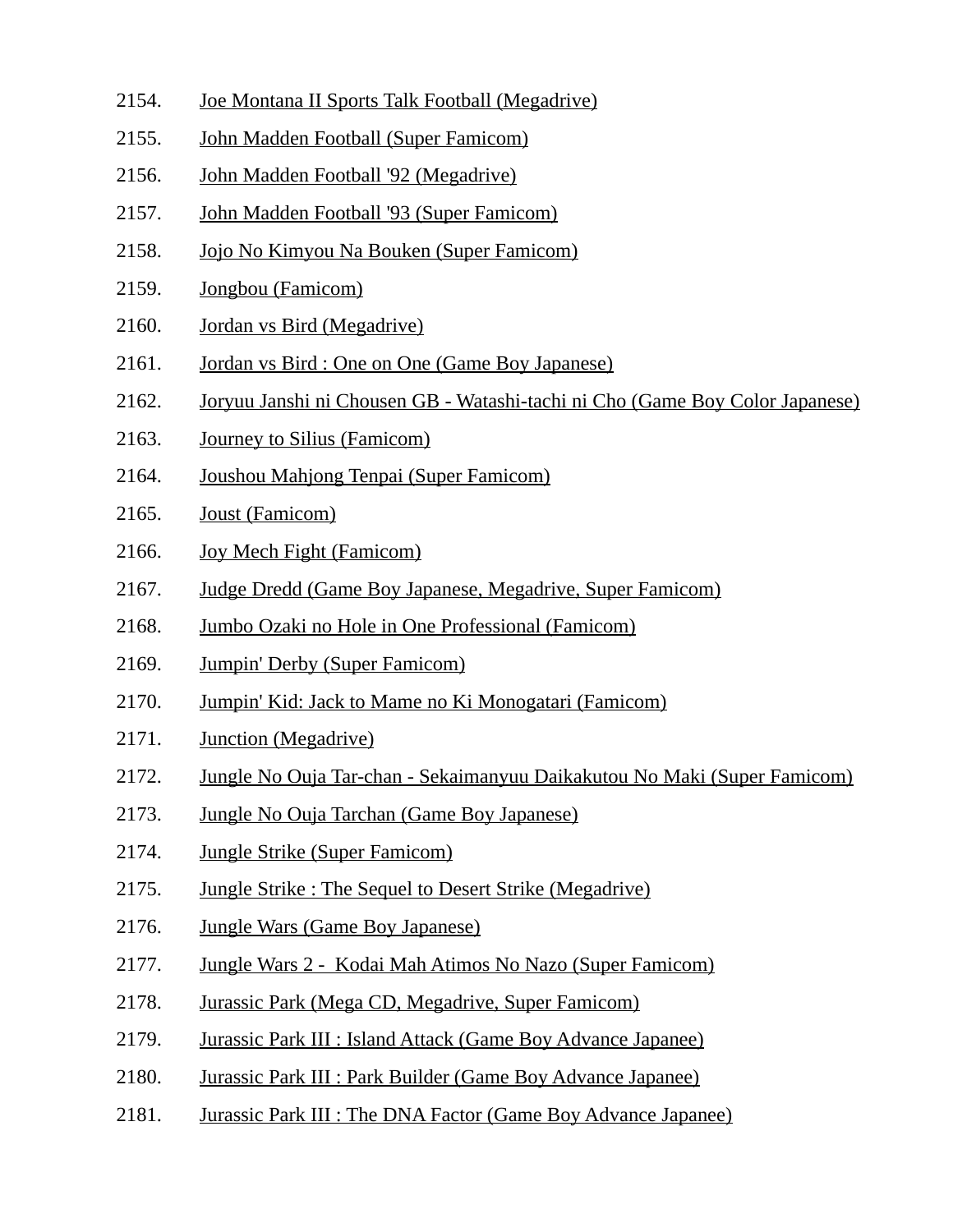2154. Joe Montana II Sports Talk Football (Megadrive)
2155. John Madden Football (Super Famicom)
2156. John Madden Football '92 (Megadrive)
2157. John Madden Football '93 (Super Famicom)
2158. Jojo No Kimyou Na Bouken (Super Famicom)
2159. Jongbou (Famicom)
2160. Jordan vs Bird (Megadrive)
2161. Jordan vs Bird : One on One (Game Boy Japanese)
2162. Joryuu Janshi ni Chousen GB - Watashi-tachi ni Cho (Game Boy Color Japanese)
2163. Journey to Silius (Famicom)
2164. Joushou Mahjong Tenpai (Super Famicom)
2165. Joust (Famicom)
2166. Joy Mech Fight (Famicom)
2167. Judge Dredd (Game Boy Japanese, Megadrive, Super Famicom)
2168. Jumbo Ozaki no Hole in One Professional (Famicom)
2169. Jumpin' Derby (Super Famicom)
2170. Jumpin' Kid: Jack to Mame no Ki Monogatari (Famicom)
2171. Junction (Megadrive)
2172. Jungle No Ouja Tar-chan - Sekaimanyuu Daikakutou No Maki (Super Famicom)
2173. Jungle No Ouja Tarchan (Game Boy Japanese)
2174. Jungle Strike (Super Famicom)
2175. Jungle Strike : The Sequel to Desert Strike (Megadrive)
2176. Jungle Wars (Game Boy Japanese)
2177. Jungle Wars 2 - Kodai Mah Atimos No Nazo (Super Famicom)
2178. Jurassic Park (Mega CD, Megadrive, Super Famicom)
2179. Jurassic Park III : Island Attack (Game Boy Advance Japanee)
2180. Jurassic Park III : Park Builder (Game Boy Advance Japanee)
2181. Jurassic Park III : The DNA Factor (Game Boy Advance Japanee)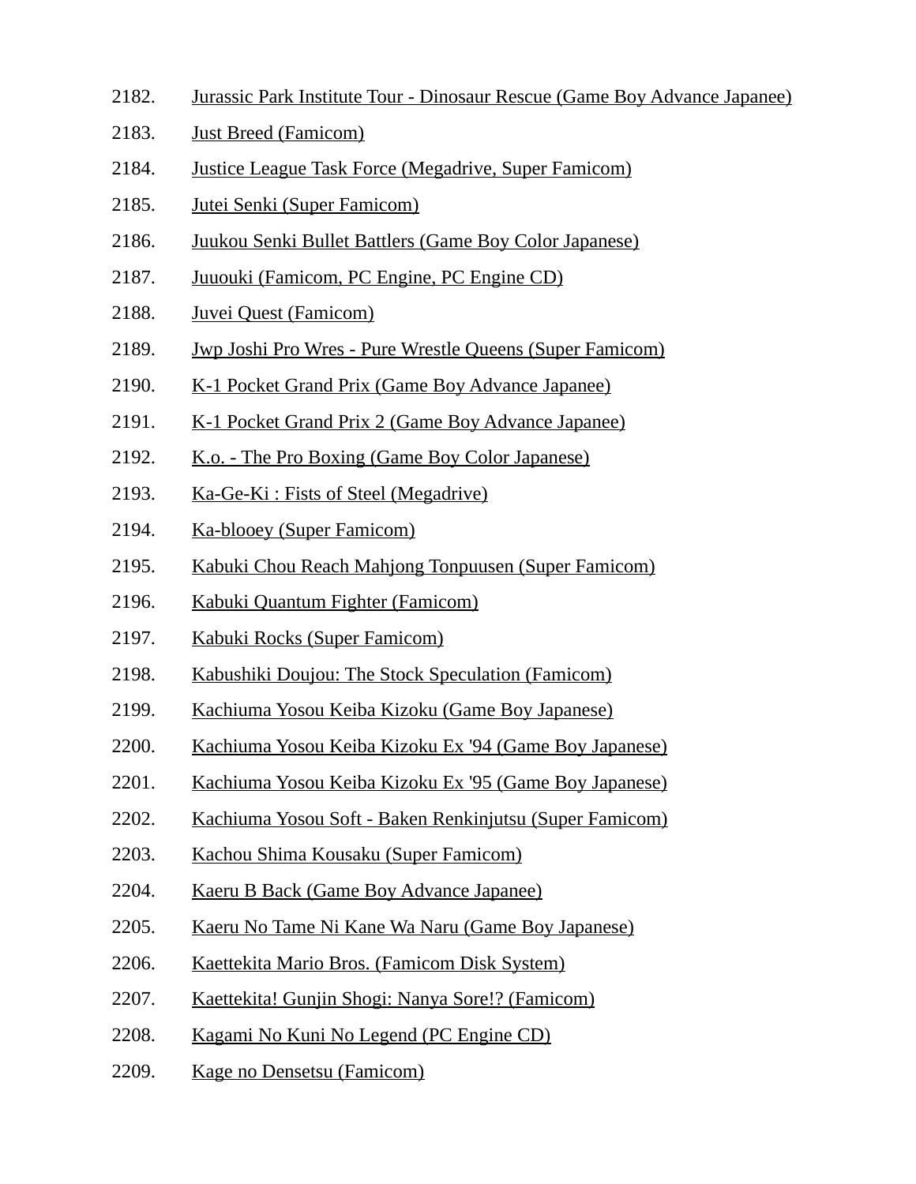2182. Jurassic Park Institute Tour - Dinosaur Rescue (Game Boy Advance Japanee)
2183. Just Breed (Famicom)
2184. Justice League Task Force (Megadrive, Super Famicom)
2185. Jutei Senki (Super Famicom)
2186. Juukou Senki Bullet Battlers (Game Boy Color Japanese)
2187. Juuouki (Famicom, PC Engine, PC Engine CD)
2188. Juvei Quest (Famicom)
2189. Jwp Joshi Pro Wres - Pure Wrestle Queens (Super Famicom)
2190. K-1 Pocket Grand Prix (Game Boy Advance Japanee)
2191. K-1 Pocket Grand Prix 2 (Game Boy Advance Japanee)
2192. K.o. - The Pro Boxing (Game Boy Color Japanese)
2193. Ka-Ge-Ki : Fists of Steel (Megadrive)
2194. Ka-blooey (Super Famicom)
2195. Kabuki Chou Reach Mahjong Tonpuusen (Super Famicom)
2196. Kabuki Quantum Fighter (Famicom)
2197. Kabuki Rocks (Super Famicom)
2198. Kabushiki Doujou: The Stock Speculation (Famicom)
2199. Kachiuma Yosou Keiba Kizoku (Game Boy Japanese)
2200. Kachiuma Yosou Keiba Kizoku Ex '94 (Game Boy Japanese)
2201. Kachiuma Yosou Keiba Kizoku Ex '95 (Game Boy Japanese)
2202. Kachiuma Yosou Soft - Baken Renkinjutsu (Super Famicom)
2203. Kachou Shima Kousaku (Super Famicom)
2204. Kaeru B Back (Game Boy Advance Japanee)
2205. Kaeru No Tame Ni Kane Wa Naru (Game Boy Japanese)
2206. Kaettekita Mario Bros. (Famicom Disk System)
2207. Kaettekita! Gunjin Shogi: Nanya Sore!? (Famicom)
2208. Kagami No Kuni No Legend (PC Engine CD)
2209. Kage no Densetsu (Famicom)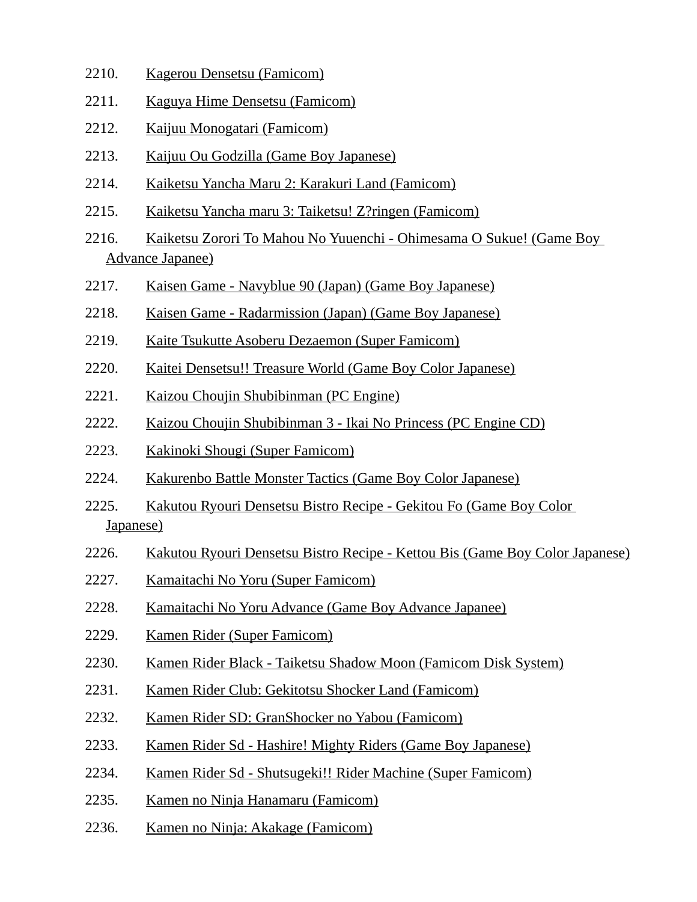2210. Kagerou Densetsu (Famicom)
2211. Kaguya Hime Densetsu (Famicom)
2212. Kaijuu Monogatari (Famicom)
2213. Kaijuu Ou Godzilla (Game Boy Japanese)
2214. Kaiketsu Yancha Maru 2: Karakuri Land (Famicom)
2215. Kaiketsu Yancha maru 3: Taiketsu! Z?ringen (Famicom)
2216. Kaiketsu Zorori To Mahou No Yuuenchi - Ohimesama O Sukue! (Game Boy Advance Japanee)
2217. Kaisen Game - Navyblue 90 (Japan) (Game Boy Japanese)
2218. Kaisen Game - Radarmission (Japan) (Game Boy Japanese)
2219. Kaite Tsukutte Asoberu Dezaemon (Super Famicom)
2220. Kaitei Densetsu!! Treasure World (Game Boy Color Japanese)
2221. Kaizou Choujin Shubibinman (PC Engine)
2222. Kaizou Choujin Shubibinman 3 - Ikai No Princess (PC Engine CD)
2223. Kakinoki Shougi (Super Famicom)
2224. Kakurenbo Battle Monster Tactics (Game Boy Color Japanese)
2225. Kakutou Ryouri Densetsu Bistro Recipe - Gekitou Fo (Game Boy Color Japanese)
2226. Kakutou Ryouri Densetsu Bistro Recipe - Kettou Bis (Game Boy Color Japanese)
2227. Kamaitachi No Yoru (Super Famicom)
2228. Kamaitachi No Yoru Advance (Game Boy Advance Japanee)
2229. Kamen Rider (Super Famicom)
2230. Kamen Rider Black - Taiketsu Shadow Moon (Famicom Disk System)
2231. Kamen Rider Club: Gekitotsu Shocker Land (Famicom)
2232. Kamen Rider SD: GranShocker no Yabou (Famicom)
2233. Kamen Rider Sd - Hashire! Mighty Riders (Game Boy Japanese)
2234. Kamen Rider Sd - Shutsugeki!! Rider Machine (Super Famicom)
2235. Kamen no Ninja Hanamaru (Famicom)
2236. Kamen no Ninja: Akakage (Famicom)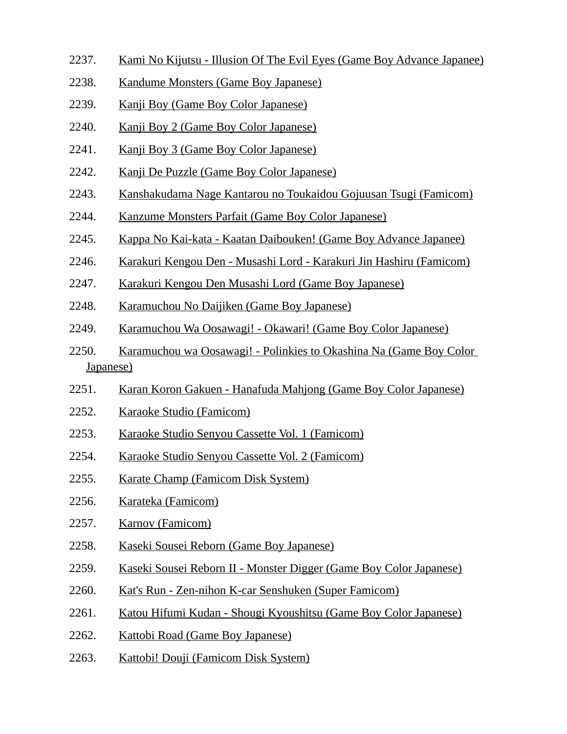2237. Kami No Kijutsu - Illusion Of The Evil Eyes (Game Boy Advance Japanee)
2238. Kandume Monsters (Game Boy Japanese)
2239. Kanji Boy (Game Boy Color Japanese)
2240. Kanji Boy 2 (Game Boy Color Japanese)
2241. Kanji Boy 3 (Game Boy Color Japanese)
2242. Kanji De Puzzle (Game Boy Color Japanese)
2243. Kanshakudama Nage Kantarou no Toukaidou Gojuusan Tsugi (Famicom)
2244. Kanzume Monsters Parfait (Game Boy Color Japanese)
2245. Kappa No Kai-kata - Kaatan Daibouken! (Game Boy Advance Japanee)
2246. Karakuri Kengou Den - Musashi Lord - Karakuri Jin Hashiru (Famicom)
2247. Karakuri Kengou Den Musashi Lord (Game Boy Japanese)
2248. Karamuchou No Daijiken (Game Boy Japanese)
2249. Karamuchou Wa Oosawagi! - Okawari! (Game Boy Color Japanese)
2250. Karamuchou wa Oosawagi! - Polinkies to Okashina Na (Game Boy Color Japanese)
2251. Karan Koron Gakuen - Hanafuda Mahjong (Game Boy Color Japanese)
2252. Karaoke Studio (Famicom)
2253. Karaoke Studio Senyou Cassette Vol. 1 (Famicom)
2254. Karaoke Studio Senyou Cassette Vol. 2 (Famicom)
2255. Karate Champ (Famicom Disk System)
2256. Karateka (Famicom)
2257. Karnov (Famicom)
2258. Kaseki Sousei Reborn (Game Boy Japanese)
2259. Kaseki Sousei Reborn II - Monster Digger (Game Boy Color Japanese)
2260. Kat's Run - Zen-nihon K-car Senshuken (Super Famicom)
2261. Katou Hifumi Kudan - Shougi Kyoushitsu (Game Boy Color Japanese)
2262. Kattobi Road (Game Boy Japanese)
2263. Kattobi! Douji (Famicom Disk System)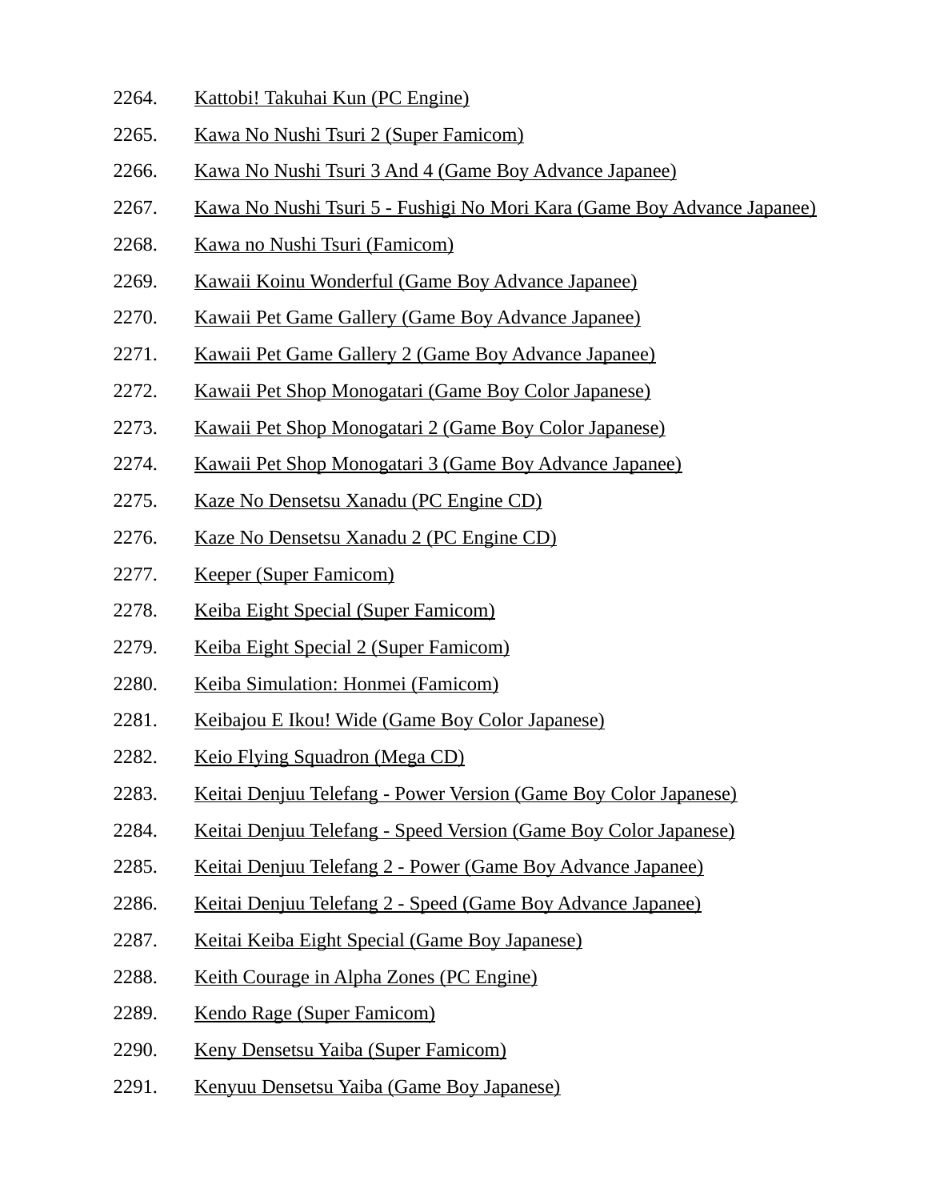2264. Kattobi! Takuhai Kun (PC Engine)
2265. Kawa No Nushi Tsuri 2 (Super Famicom)
2266. Kawa No Nushi Tsuri 3 And 4 (Game Boy Advance Japanee)
2267. Kawa No Nushi Tsuri 5 - Fushigi No Mori Kara (Game Boy Advance Japanee)
2268. Kawa no Nushi Tsuri (Famicom)
2269. Kawaii Koinu Wonderful (Game Boy Advance Japanee)
2270. Kawaii Pet Game Gallery (Game Boy Advance Japanee)
2271. Kawaii Pet Game Gallery 2 (Game Boy Advance Japanee)
2272. Kawaii Pet Shop Monogatari (Game Boy Color Japanese)
2273. Kawaii Pet Shop Monogatari 2 (Game Boy Color Japanese)
2274. Kawaii Pet Shop Monogatari 3 (Game Boy Advance Japanee)
2275. Kaze No Densetsu Xanadu (PC Engine CD)
2276. Kaze No Densetsu Xanadu 2 (PC Engine CD)
2277. Keeper (Super Famicom)
2278. Keiba Eight Special (Super Famicom)
2279. Keiba Eight Special 2 (Super Famicom)
2280. Keiba Simulation: Honmei (Famicom)
2281. Keibajou E Ikou! Wide (Game Boy Color Japanese)
2282. Keio Flying Squadron (Mega CD)
2283. Keitai Denjuu Telefang - Power Version (Game Boy Color Japanese)
2284. Keitai Denjuu Telefang - Speed Version (Game Boy Color Japanese)
2285. Keitai Denjuu Telefang 2 - Power (Game Boy Advance Japanee)
2286. Keitai Denjuu Telefang 2 - Speed (Game Boy Advance Japanee)
2287. Keitai Keiba Eight Special (Game Boy Japanese)
2288. Keith Courage in Alpha Zones (PC Engine)
2289. Kendo Rage (Super Famicom)
2290. Keny Densetsu Yaiba (Super Famicom)
2291. Kenyuu Densetsu Yaiba (Game Boy Japanese)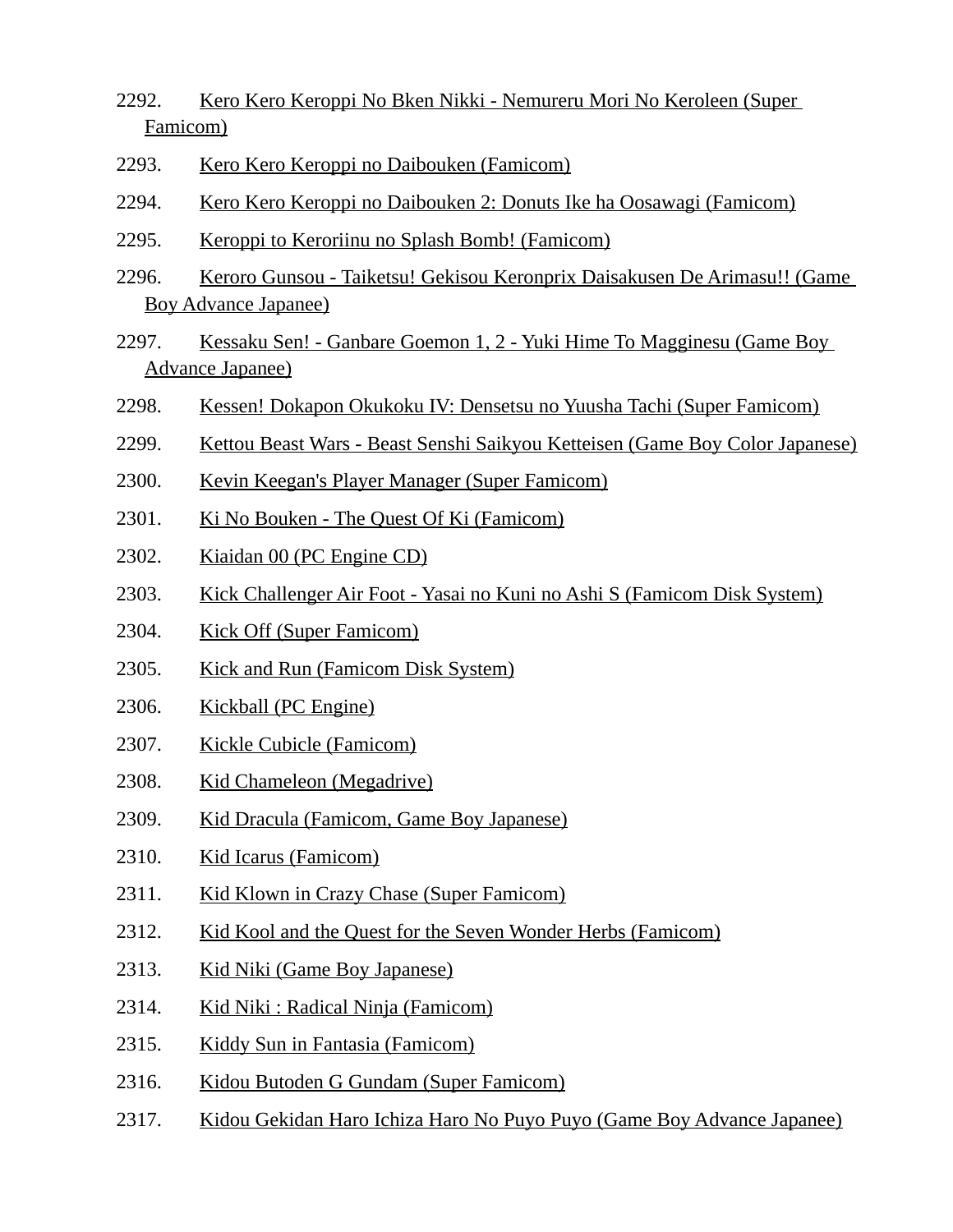2292. Kero Kero Keroppi No Bken Nikki - Nemureru Mori No Keroleen (Super Famicom)

2293. Kero Kero Keroppi no Daibouken (Famicom)

2294. Kero Kero Keroppi no Daibouken 2: Donuts Ike ha Oosawagi (Famicom)

2295. Keroppi to Keroriinu no Splash Bomb! (Famicom)

2296. Keroro Gunsou - Taiketsu! Gekisou Keronprix Daisakusen De Arimasu!! (Game Boy Advance Japanee)

2297. Kessaku Sen! - Ganbare Goemon 1, 2 - Yuki Hime To Magginesu (Game Boy Advance Japanee)

2298. Kessen! Dokapon Okukoku IV: Densetsu no Yuusha Tachi (Super Famicom)

2299. Kettou Beast Wars - Beast Senshi Saikyou Ketteisen (Game Boy Color Japanese)

2300. Kevin Keegan's Player Manager (Super Famicom)

2301. Ki No Bouken - The Quest Of Ki (Famicom)

2302. Kiaidan 00 (PC Engine CD)

2303. Kick Challenger Air Foot - Yasai no Kuni no Ashi S (Famicom Disk System)

2304. Kick Off (Super Famicom)

2305. Kick and Run (Famicom Disk System)

2306. Kickball (PC Engine)

2307. Kickle Cubicle (Famicom)

2308. Kid Chameleon (Megadrive)

2309. Kid Dracula (Famicom, Game Boy Japanese)

2310. Kid Icarus (Famicom)

2311. Kid Klown in Crazy Chase (Super Famicom)

2312. Kid Kool and the Quest for the Seven Wonder Herbs (Famicom)

2313. Kid Niki (Game Boy Japanese)

2314. Kid Niki : Radical Ninja (Famicom)

2315. Kiddy Sun in Fantasia (Famicom)

2316. Kidou Butoden G Gundam (Super Famicom)

2317. Kidou Gekidan Haro Ichiza Haro No Puyo Puyo (Game Boy Advance Japanee)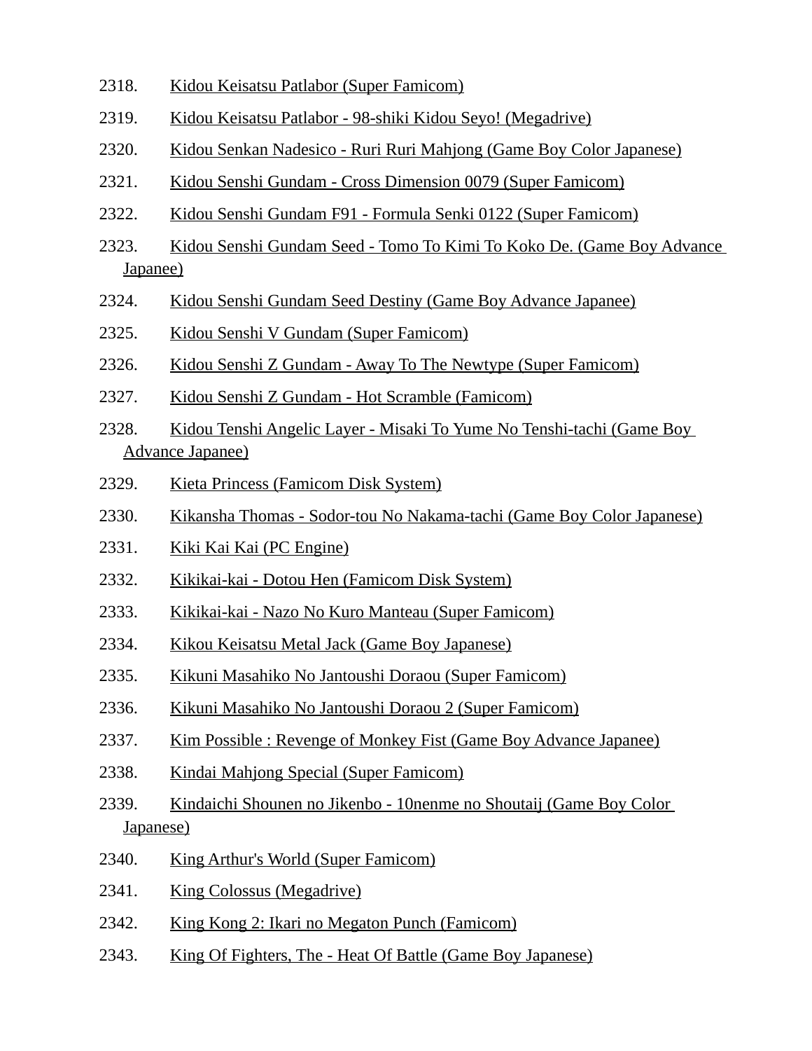2318. Kidou Keisatsu Patlabor (Super Famicom)
2319. Kidou Keisatsu Patlabor - 98-shiki Kidou Seyo! (Megadrive)
2320. Kidou Senkan Nadesico - Ruri Ruri Mahjong (Game Boy Color Japanese)
2321. Kidou Senshi Gundam - Cross Dimension 0079 (Super Famicom)
2322. Kidou Senshi Gundam F91 - Formula Senki 0122 (Super Famicom)
2323. Kidou Senshi Gundam Seed - Tomo To Kimi To Koko De. (Game Boy Advance Japanee)
2324. Kidou Senshi Gundam Seed Destiny (Game Boy Advance Japanee)
2325. Kidou Senshi V Gundam (Super Famicom)
2326. Kidou Senshi Z Gundam - Away To The Newtype (Super Famicom)
2327. Kidou Senshi Z Gundam - Hot Scramble (Famicom)
2328. Kidou Tenshi Angelic Layer - Misaki To Yume No Tenshi-tachi (Game Boy Advance Japanee)
2329. Kieta Princess (Famicom Disk System)
2330. Kikansha Thomas - Sodor-tou No Nakama-tachi (Game Boy Color Japanese)
2331. Kiki Kai Kai (PC Engine)
2332. Kikikai-kai - Dotou Hen (Famicom Disk System)
2333. Kikikai-kai - Nazo No Kuro Manteau (Super Famicom)
2334. Kikou Keisatsu Metal Jack (Game Boy Japanese)
2335. Kikuni Masahiko No Jantoushi Doraou (Super Famicom)
2336. Kikuni Masahiko No Jantoushi Doraou 2 (Super Famicom)
2337. Kim Possible : Revenge of Monkey Fist (Game Boy Advance Japanee)
2338. Kindai Mahjong Special (Super Famicom)
2339. Kindaichi Shounen no Jikenbo - 10nenme no Shoutaij (Game Boy Color Japanese)
2340. King Arthur's World (Super Famicom)
2341. King Colossus (Megadrive)
2342. King Kong 2: Ikari no Megaton Punch (Famicom)
2343. King Of Fighters, The - Heat Of Battle (Game Boy Japanese)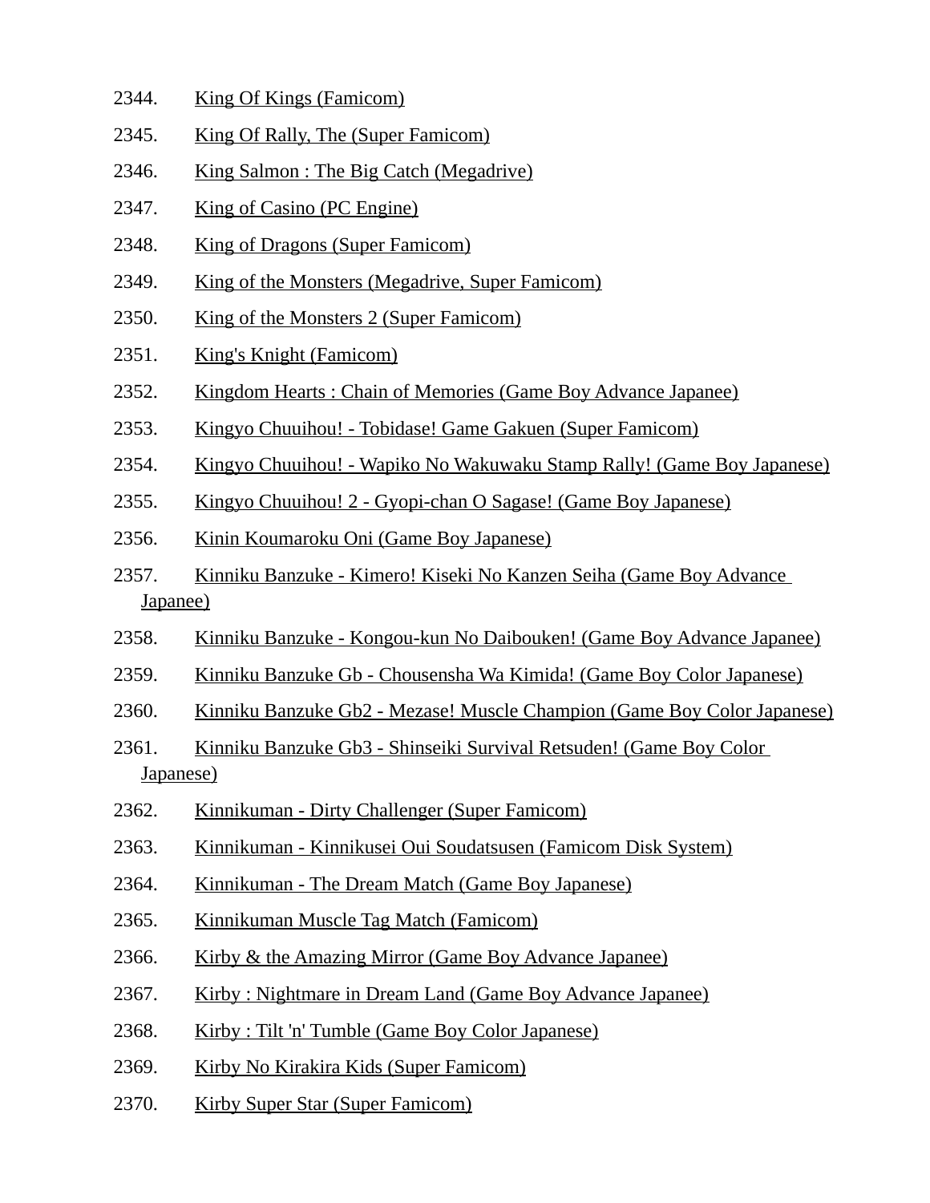2344. King Of Kings (Famicom)

2345. King Of Rally, The (Super Famicom)

2346. King Salmon : The Big Catch (Megadrive)

2347. King of Casino (PC Engine)

2348. King of Dragons (Super Famicom)

2349. King of the Monsters (Megadrive, Super Famicom)

2350. King of the Monsters 2 (Super Famicom)

2351. King's Knight (Famicom)

2352. Kingdom Hearts : Chain of Memories (Game Boy Advance Japanee)

2353. Kingyo Chuuihou! - Tobidase! Game Gakuen (Super Famicom)

2354. Kingyo Chuuihou! - Wapiko No Wakuwaku Stamp Rally! (Game Boy Japanese)

2355. Kingyo Chuuihou! 2 - Gyopi-chan O Sagase! (Game Boy Japanese)

2356. Kinin Koumaroku Oni (Game Boy Japanese)

2357. Kinniku Banzuke - Kimero! Kiseki No Kanzen Seiha (Game Boy Advance Japanee)

2358. Kinniku Banzuke - Kongou-kun No Daibouken! (Game Boy Advance Japanee)

2359. Kinniku Banzuke Gb - Chousensha Wa Kimida! (Game Boy Color Japanese)

2360. Kinniku Banzuke Gb2 - Mezase! Muscle Champion (Game Boy Color Japanese)

2361. Kinniku Banzuke Gb3 - Shinseiki Survival Retsuden! (Game Boy Color Japanese)

2362. Kinnikuman - Dirty Challenger (Super Famicom)

2363. Kinnikuman - Kinnikusei Oui Soudatsusen (Famicom Disk System)

2364. Kinnikuman - The Dream Match (Game Boy Japanese)

2365. Kinnikuman Muscle Tag Match (Famicom)

2366. Kirby & the Amazing Mirror (Game Boy Advance Japanee)

2367. Kirby : Nightmare in Dream Land (Game Boy Advance Japanee)

2368. Kirby : Tilt 'n' Tumble (Game Boy Color Japanese)

2369. Kirby No Kirakira Kids (Super Famicom)

2370. Kirby Super Star (Super Famicom)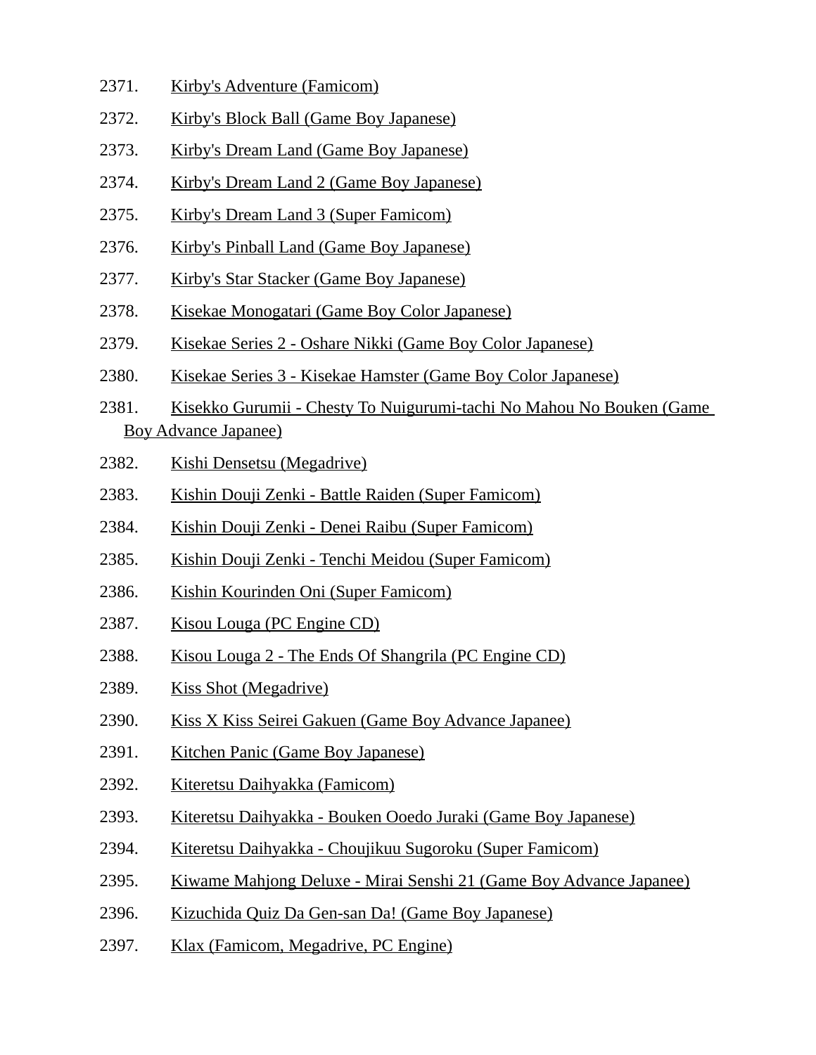2371. Kirby's Adventure (Famicom)
2372. Kirby's Block Ball (Game Boy Japanese)
2373. Kirby's Dream Land (Game Boy Japanese)
2374. Kirby's Dream Land 2 (Game Boy Japanese)
2375. Kirby's Dream Land 3 (Super Famicom)
2376. Kirby's Pinball Land (Game Boy Japanese)
2377. Kirby's Star Stacker (Game Boy Japanese)
2378. Kisekae Monogatari (Game Boy Color Japanese)
2379. Kisekae Series 2 - Oshare Nikki (Game Boy Color Japanese)
2380. Kisekae Series 3 - Kisekae Hamster (Game Boy Color Japanese)
2381. Kisekko Gurumii - Chesty To Nuigurumi-tachi No Mahou No Bouken (Game Boy Advance Japanee)
2382. Kishi Densetsu (Megadrive)
2383. Kishin Douji Zenki - Battle Raiden (Super Famicom)
2384. Kishin Douji Zenki - Denei Raibu (Super Famicom)
2385. Kishin Douji Zenki - Tenchi Meidou (Super Famicom)
2386. Kishin Kourinden Oni (Super Famicom)
2387. Kisou Louga (PC Engine CD)
2388. Kisou Louga 2 - The Ends Of Shangrila (PC Engine CD)
2389. Kiss Shot (Megadrive)
2390. Kiss X Kiss Seirei Gakuen (Game Boy Advance Japanee)
2391. Kitchen Panic (Game Boy Japanese)
2392. Kiteretsu Daihyakka (Famicom)
2393. Kiteretsu Daihyakka - Bouken Ooedo Juraki (Game Boy Japanese)
2394. Kiteretsu Daihyakka - Choujikuu Sugoroku (Super Famicom)
2395. Kiwame Mahjong Deluxe - Mirai Senshi 21 (Game Boy Advance Japanee)
2396. Kizuchida Quiz Da Gen-san Da! (Game Boy Japanese)
2397. Klax (Famicom, Megadrive, PC Engine)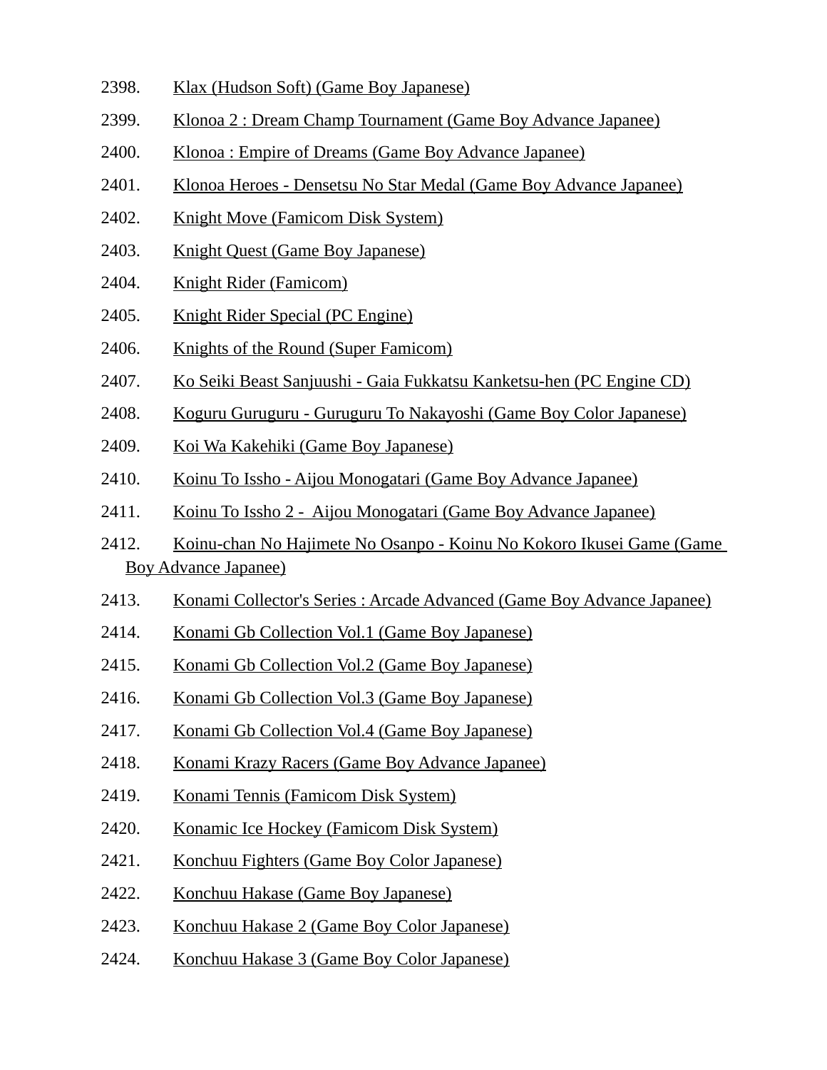2398. Klax (Hudson Soft) (Game Boy Japanese)
2399. Klonoa 2 : Dream Champ Tournament (Game Boy Advance Japanee)
2400. Klonoa : Empire of Dreams (Game Boy Advance Japanee)
2401. Klonoa Heroes - Densetsu No Star Medal (Game Boy Advance Japanee)
2402. Knight Move (Famicom Disk System)
2403. Knight Quest (Game Boy Japanese)
2404. Knight Rider (Famicom)
2405. Knight Rider Special (PC Engine)
2406. Knights of the Round (Super Famicom)
2407. Ko Seiki Beast Sanjuushi - Gaia Fukkatsu Kanketsu-hen (PC Engine CD)
2408. Koguru Guruguru - Guruguru To Nakayoshi (Game Boy Color Japanese)
2409. Koi Wa Kakehiki (Game Boy Japanese)
2410. Koinu To Issho - Aijou Monogatari (Game Boy Advance Japanee)
2411. Koinu To Issho 2 - Aijou Monogatari (Game Boy Advance Japanee)
2412. Koinu-chan No Hajimete No Osanpo - Koinu No Kokoro Ikusei Game (Game Boy Advance Japanee)
2413. Konami Collector's Series : Arcade Advanced (Game Boy Advance Japanee)
2414. Konami Gb Collection Vol.1 (Game Boy Japanese)
2415. Konami Gb Collection Vol.2 (Game Boy Japanese)
2416. Konami Gb Collection Vol.3 (Game Boy Japanese)
2417. Konami Gb Collection Vol.4 (Game Boy Japanese)
2418. Konami Krazy Racers (Game Boy Advance Japanee)
2419. Konami Tennis (Famicom Disk System)
2420. Konamic Ice Hockey (Famicom Disk System)
2421. Konchuu Fighters (Game Boy Color Japanese)
2422. Konchuu Hakase (Game Boy Japanese)
2423. Konchuu Hakase 2 (Game Boy Color Japanese)
2424. Konchuu Hakase 3 (Game Boy Color Japanese)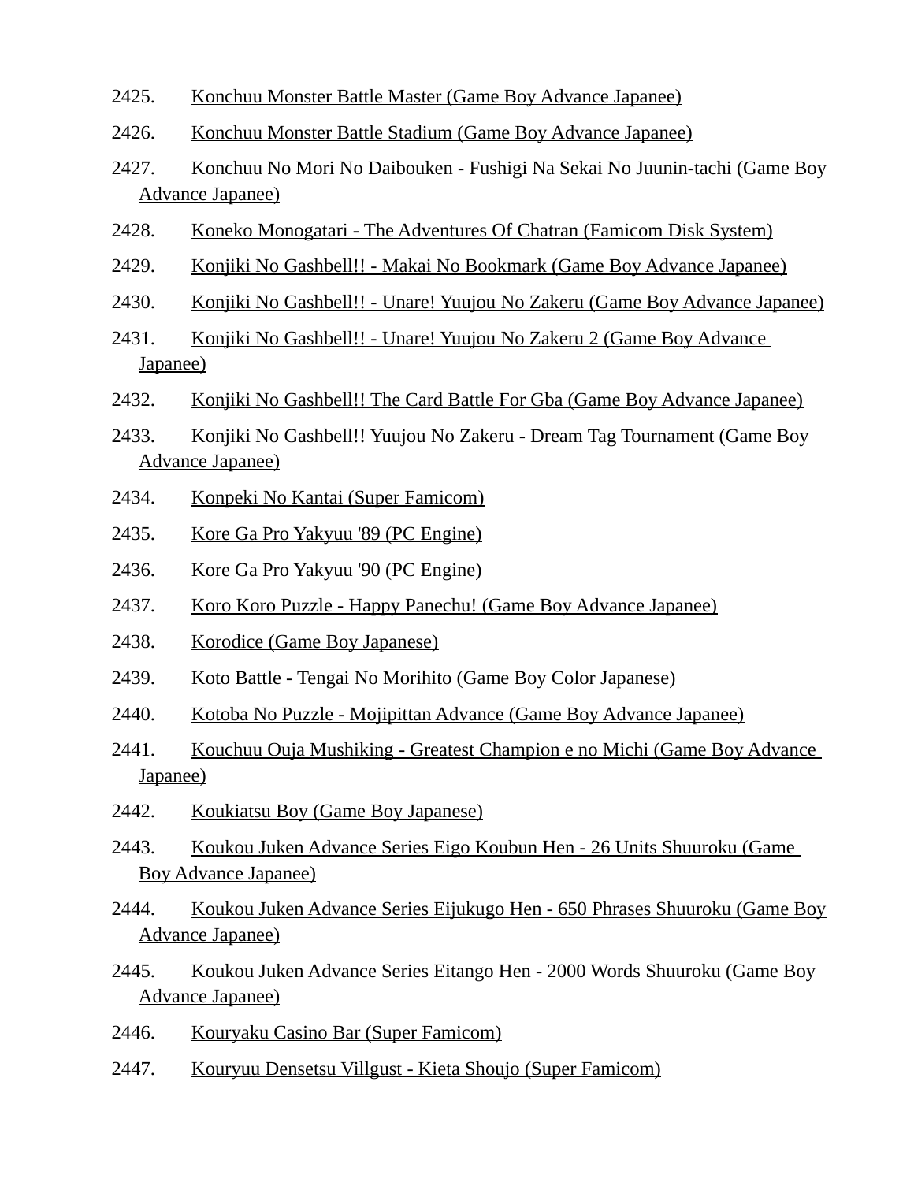2425. Konchuu Monster Battle Master (Game Boy Advance Japanee)

2426. Konchuu Monster Battle Stadium (Game Boy Advance Japanee)

2427. Konchuu No Mori No Daibouken - Fushigi Na Sekai No Juunin-tachi (Game Boy Advance Japanee)

2428. Koneko Monogatari - The Adventures Of Chatran (Famicom Disk System)

2429. Konjiki No Gashbell!! - Makai No Bookmark (Game Boy Advance Japanee)

2430. Konjiki No Gashbell!! - Unare! Yuujou No Zakeru (Game Boy Advance Japanee)

2431. Konjiki No Gashbell!! - Unare! Yuujou No Zakeru 2 (Game Boy Advance Japanee)

2432. Konjiki No Gashbell!! The Card Battle For Gba (Game Boy Advance Japanee)

2433. Konjiki No Gashbell!! Yuujou No Zakeru - Dream Tag Tournament (Game Boy Advance Japanee)

2434. Konpeki No Kantai (Super Famicom)

2435. Kore Ga Pro Yakyuu '89 (PC Engine)

2436. Kore Ga Pro Yakyuu '90 (PC Engine)

2437. Koro Koro Puzzle - Happy Panechu! (Game Boy Advance Japanee)

2438. Korodice (Game Boy Japanese)

2439. Koto Battle - Tengai No Morihito (Game Boy Color Japanese)

2440. Kotoba No Puzzle - Mojipittan Advance (Game Boy Advance Japanee)

2441. Kouchuu Ouja Mushiking - Greatest Champion e no Michi (Game Boy Advance Japanee)

2442. Koukiatsu Boy (Game Boy Japanese)

2443. Koukou Juken Advance Series Eigo Koubun Hen - 26 Units Shuuroku (Game Boy Advance Japanee)

2444. Koukou Juken Advance Series Eijukugo Hen - 650 Phrases Shuuroku (Game Boy Advance Japanee)

2445. Koukou Juken Advance Series Eitango Hen - 2000 Words Shuuroku (Game Boy Advance Japanee)

2446. Kouryaku Casino Bar (Super Famicom)

2447. Kouryuu Densetsu Villgust - Kieta Shoujo (Super Famicom)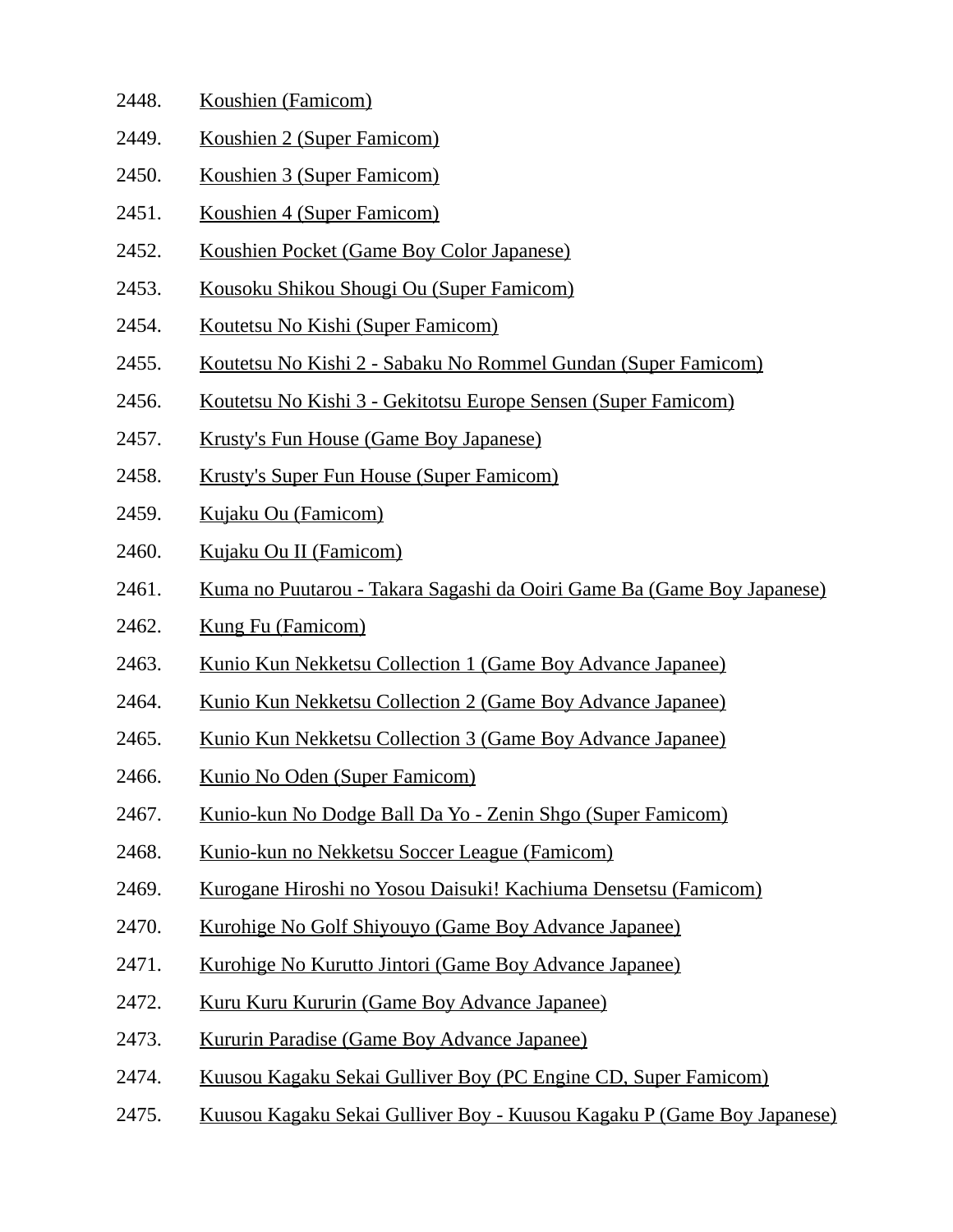2448. Koushien (Famicom)
2449. Koushien 2 (Super Famicom)
2450. Koushien 3 (Super Famicom)
2451. Koushien 4 (Super Famicom)
2452. Koushien Pocket (Game Boy Color Japanese)
2453. Kousoku Shikou Shougi Ou (Super Famicom)
2454. Koutetsu No Kishi (Super Famicom)
2455. Koutetsu No Kishi 2 - Sabaku No Rommel Gundan (Super Famicom)
2456. Koutetsu No Kishi 3 - Gekitotsu Europe Sensen (Super Famicom)
2457. Krusty's Fun House (Game Boy Japanese)
2458. Krusty's Super Fun House (Super Famicom)
2459. Kujaku Ou (Famicom)
2460. Kujaku Ou II (Famicom)
2461. Kuma no Puutarou - Takara Sagashi da Ooiri Game Ba (Game Boy Japanese)
2462. Kung Fu (Famicom)
2463. Kunio Kun Nekketsu Collection 1 (Game Boy Advance Japanee)
2464. Kunio Kun Nekketsu Collection 2 (Game Boy Advance Japanee)
2465. Kunio Kun Nekketsu Collection 3 (Game Boy Advance Japanee)
2466. Kunio No Oden (Super Famicom)
2467. Kunio-kun No Dodge Ball Da Yo - Zenin Shgo (Super Famicom)
2468. Kunio-kun no Nekketsu Soccer League (Famicom)
2469. Kurogane Hiroshi no Yosou Daisuki! Kachiuma Densetsu (Famicom)
2470. Kurohige No Golf Shiyouyo (Game Boy Advance Japanee)
2471. Kurohige No Kurutto Jintori (Game Boy Advance Japanee)
2472. Kuru Kuru Kururin (Game Boy Advance Japanee)
2473. Kururin Paradise (Game Boy Advance Japanee)
2474. Kuusou Kagaku Sekai Gulliver Boy (PC Engine CD, Super Famicom)
2475. Kuusou Kagaku Sekai Gulliver Boy - Kuusou Kagaku P (Game Boy Japanese)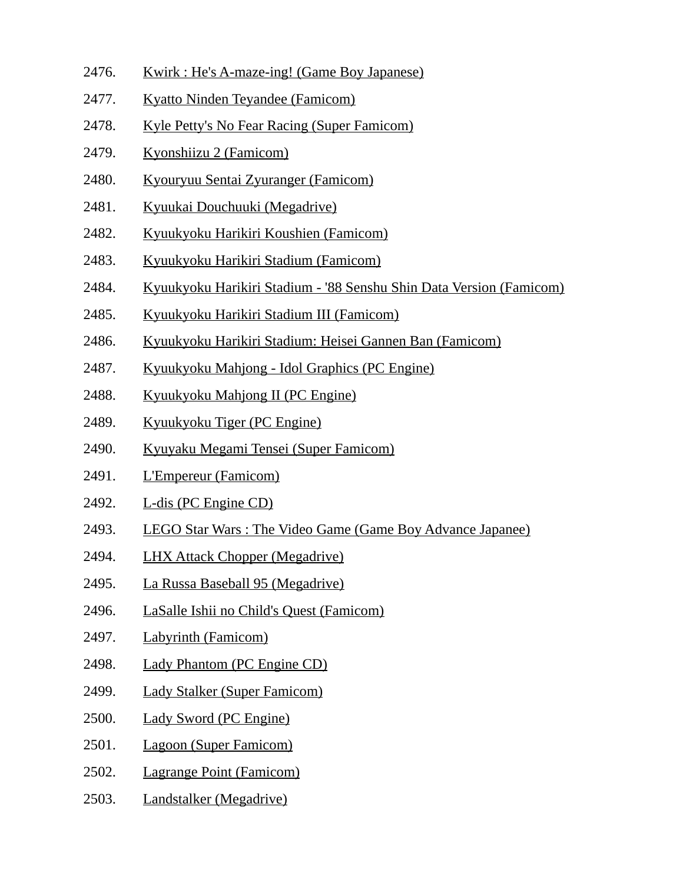2476. Kwirk : He's A-maze-ing! (Game Boy Japanese)
2477. Kyatto Ninden Teyandee (Famicom)
2478. Kyle Petty's No Fear Racing (Super Famicom)
2479. Kyonshiizu 2 (Famicom)
2480. Kyouryuu Sentai Zyuranger (Famicom)
2481. Kyuukai Douchuuki (Megadrive)
2482. Kyuukyoku Harikiri Koushien (Famicom)
2483. Kyuukyoku Harikiri Stadium (Famicom)
2484. Kyuukyoku Harikiri Stadium - '88 Senshu Shin Data Version (Famicom)
2485. Kyuukyoku Harikiri Stadium III (Famicom)
2486. Kyuukyoku Harikiri Stadium: Heisei Gannen Ban (Famicom)
2487. Kyuukyoku Mahjong - Idol Graphics (PC Engine)
2488. Kyuukyoku Mahjong II (PC Engine)
2489. Kyuukyoku Tiger (PC Engine)
2490. Kyuyaku Megami Tensei (Super Famicom)
2491. L'Empereur (Famicom)
2492. L-dis (PC Engine CD)
2493. LEGO Star Wars : The Video Game (Game Boy Advance Japanee)
2494. LHX Attack Chopper (Megadrive)
2495. La Russa Baseball 95 (Megadrive)
2496. LaSalle Ishii no Child's Quest (Famicom)
2497. Labyrinth (Famicom)
2498. Lady Phantom (PC Engine CD)
2499. Lady Stalker (Super Famicom)
2500. Lady Sword (PC Engine)
2501. Lagoon (Super Famicom)
2502. Lagrange Point (Famicom)
2503. Landstalker (Megadrive)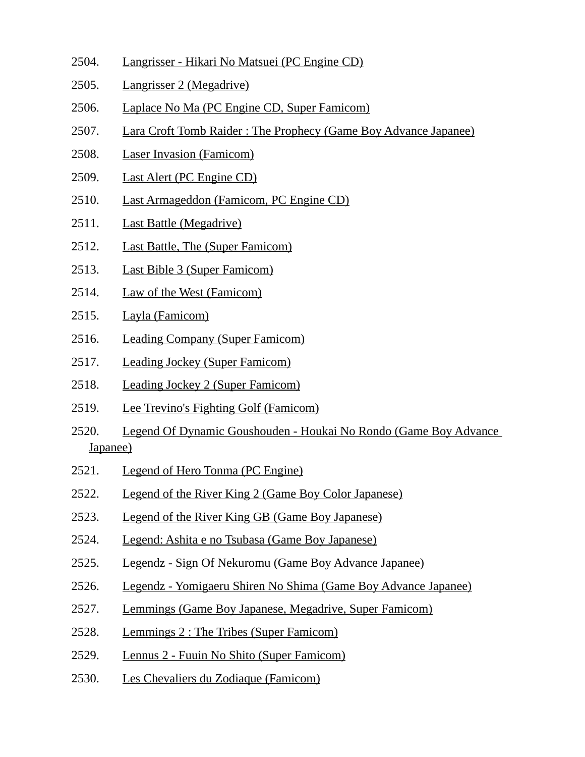2504. Langrisser - Hikari No Matsuei (PC Engine CD)
2505. Langrisser 2 (Megadrive)
2506. Laplace No Ma (PC Engine CD, Super Famicom)
2507. Lara Croft Tomb Raider : The Prophecy (Game Boy Advance Japanee)
2508. Laser Invasion (Famicom)
2509. Last Alert (PC Engine CD)
2510. Last Armageddon (Famicom, PC Engine CD)
2511. Last Battle (Megadrive)
2512. Last Battle, The (Super Famicom)
2513. Last Bible 3 (Super Famicom)
2514. Law of the West (Famicom)
2515. Layla (Famicom)
2516. Leading Company (Super Famicom)
2517. Leading Jockey (Super Famicom)
2518. Leading Jockey 2 (Super Famicom)
2519. Lee Trevino's Fighting Golf (Famicom)
2520. Legend Of Dynamic Goushouden - Houkai No Rondo (Game Boy Advance Japanee)
2521. Legend of Hero Tonma (PC Engine)
2522. Legend of the River King 2 (Game Boy Color Japanese)
2523. Legend of the River King GB (Game Boy Japanese)
2524. Legend: Ashita e no Tsubasa (Game Boy Japanese)
2525. Legendz - Sign Of Nekuromu (Game Boy Advance Japanee)
2526. Legendz - Yomigaeru Shiren No Shima (Game Boy Advance Japanee)
2527. Lemmings (Game Boy Japanese, Megadrive, Super Famicom)
2528. Lemmings 2 : The Tribes (Super Famicom)
2529. Lennus 2 - Fuuin No Shito (Super Famicom)
2530. Les Chevaliers du Zodiaque (Famicom)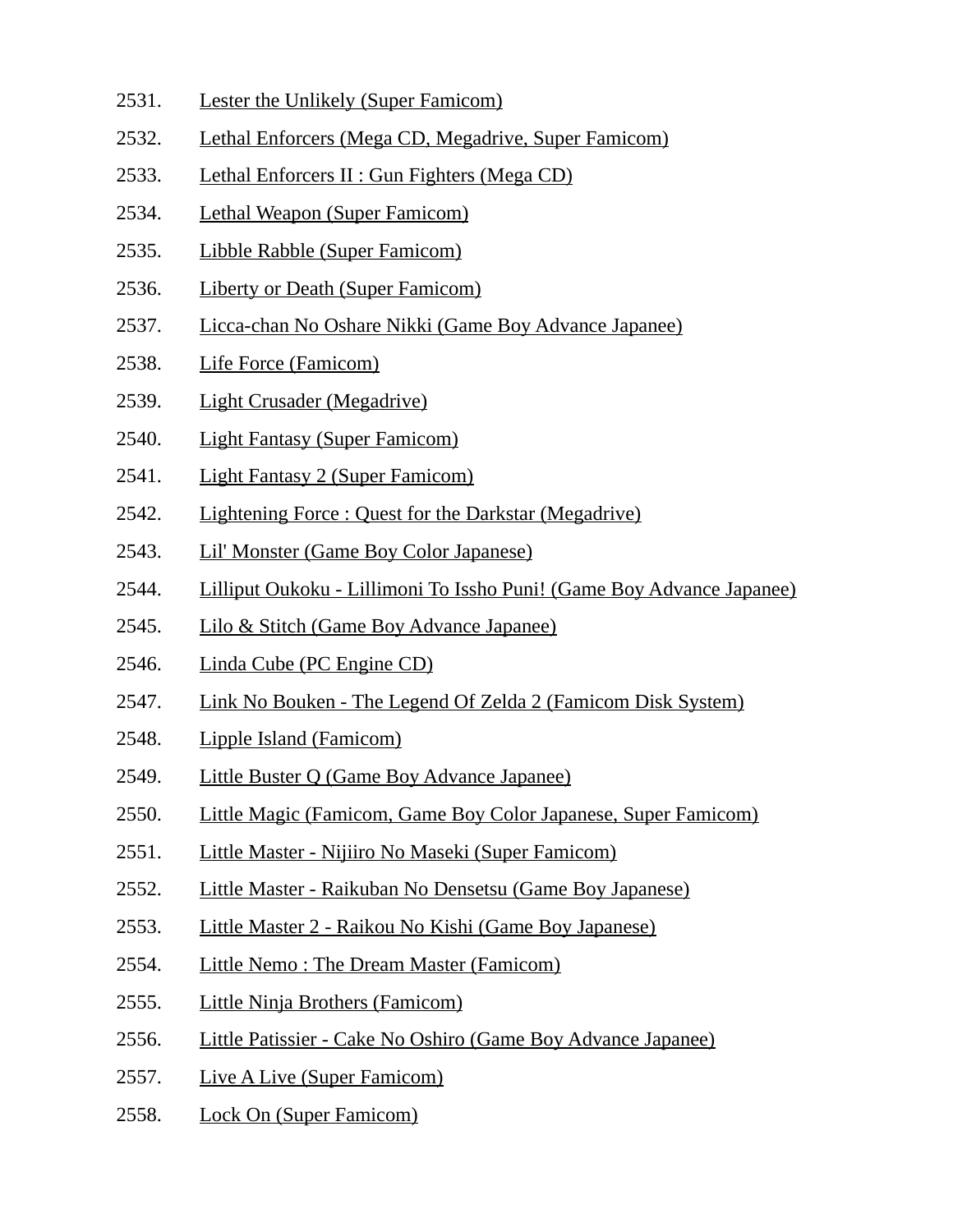2531. Lester the Unlikely (Super Famicom)
2532. Lethal Enforcers (Mega CD, Megadrive, Super Famicom)
2533. Lethal Enforcers II : Gun Fighters (Mega CD)
2534. Lethal Weapon (Super Famicom)
2535. Libble Rabble (Super Famicom)
2536. Liberty or Death (Super Famicom)
2537. Licca-chan No Oshare Nikki (Game Boy Advance Japanee)
2538. Life Force (Famicom)
2539. Light Crusader (Megadrive)
2540. Light Fantasy (Super Famicom)
2541. Light Fantasy 2 (Super Famicom)
2542. Lightening Force : Quest for the Darkstar (Megadrive)
2543. Lil' Monster (Game Boy Color Japanese)
2544. Lilliput Oukoku - Lillimoni To Issho Puni! (Game Boy Advance Japanee)
2545. Lilo & Stitch (Game Boy Advance Japanee)
2546. Linda Cube (PC Engine CD)
2547. Link No Bouken - The Legend Of Zelda 2 (Famicom Disk System)
2548. Lipple Island (Famicom)
2549. Little Buster Q (Game Boy Advance Japanee)
2550. Little Magic (Famicom, Game Boy Color Japanese, Super Famicom)
2551. Little Master - Nijiiro No Maseki (Super Famicom)
2552. Little Master - Raikuban No Densetsu (Game Boy Japanese)
2553. Little Master 2 - Raikou No Kishi (Game Boy Japanese)
2554. Little Nemo : The Dream Master (Famicom)
2555. Little Ninja Brothers (Famicom)
2556. Little Patissier - Cake No Oshiro (Game Boy Advance Japanee)
2557. Live A Live (Super Famicom)
2558. Lock On (Super Famicom)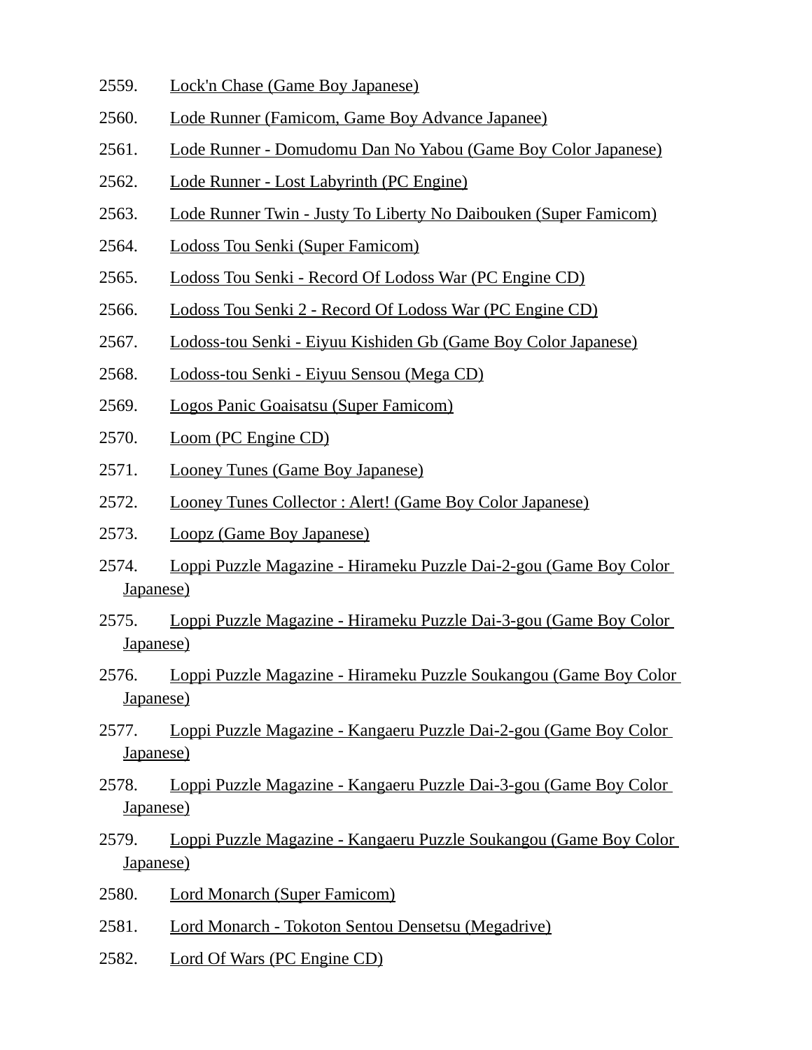2559. Lock'n Chase (Game Boy Japanese)
2560. Lode Runner (Famicom, Game Boy Advance Japanee)
2561. Lode Runner - Domudomu Dan No Yabou (Game Boy Color Japanese)
2562. Lode Runner - Lost Labyrinth (PC Engine)
2563. Lode Runner Twin - Justy To Liberty No Daibouken (Super Famicom)
2564. Lodoss Tou Senki (Super Famicom)
2565. Lodoss Tou Senki - Record Of Lodoss War (PC Engine CD)
2566. Lodoss Tou Senki 2 - Record Of Lodoss War (PC Engine CD)
2567. Lodoss-tou Senki - Eiyuu Kishiden Gb (Game Boy Color Japanese)
2568. Lodoss-tou Senki - Eiyuu Sensou (Mega CD)
2569. Logos Panic Goaisatsu (Super Famicom)
2570. Loom (PC Engine CD)
2571. Looney Tunes (Game Boy Japanese)
2572. Looney Tunes Collector : Alert! (Game Boy Color Japanese)
2573. Loopz (Game Boy Japanese)
2574. Loppi Puzzle Magazine - Hirameku Puzzle Dai-2-gou (Game Boy Color Japanese)
2575. Loppi Puzzle Magazine - Hirameku Puzzle Dai-3-gou (Game Boy Color Japanese)
2576. Loppi Puzzle Magazine - Hirameku Puzzle Soukangou (Game Boy Color Japanese)
2577. Loppi Puzzle Magazine - Kangaeru Puzzle Dai-2-gou (Game Boy Color Japanese)
2578. Loppi Puzzle Magazine - Kangaeru Puzzle Dai-3-gou (Game Boy Color Japanese)
2579. Loppi Puzzle Magazine - Kangaeru Puzzle Soukangou (Game Boy Color Japanese)
2580. Lord Monarch (Super Famicom)
2581. Lord Monarch - Tokoton Sentou Densetsu (Megadrive)
2582. Lord Of Wars (PC Engine CD)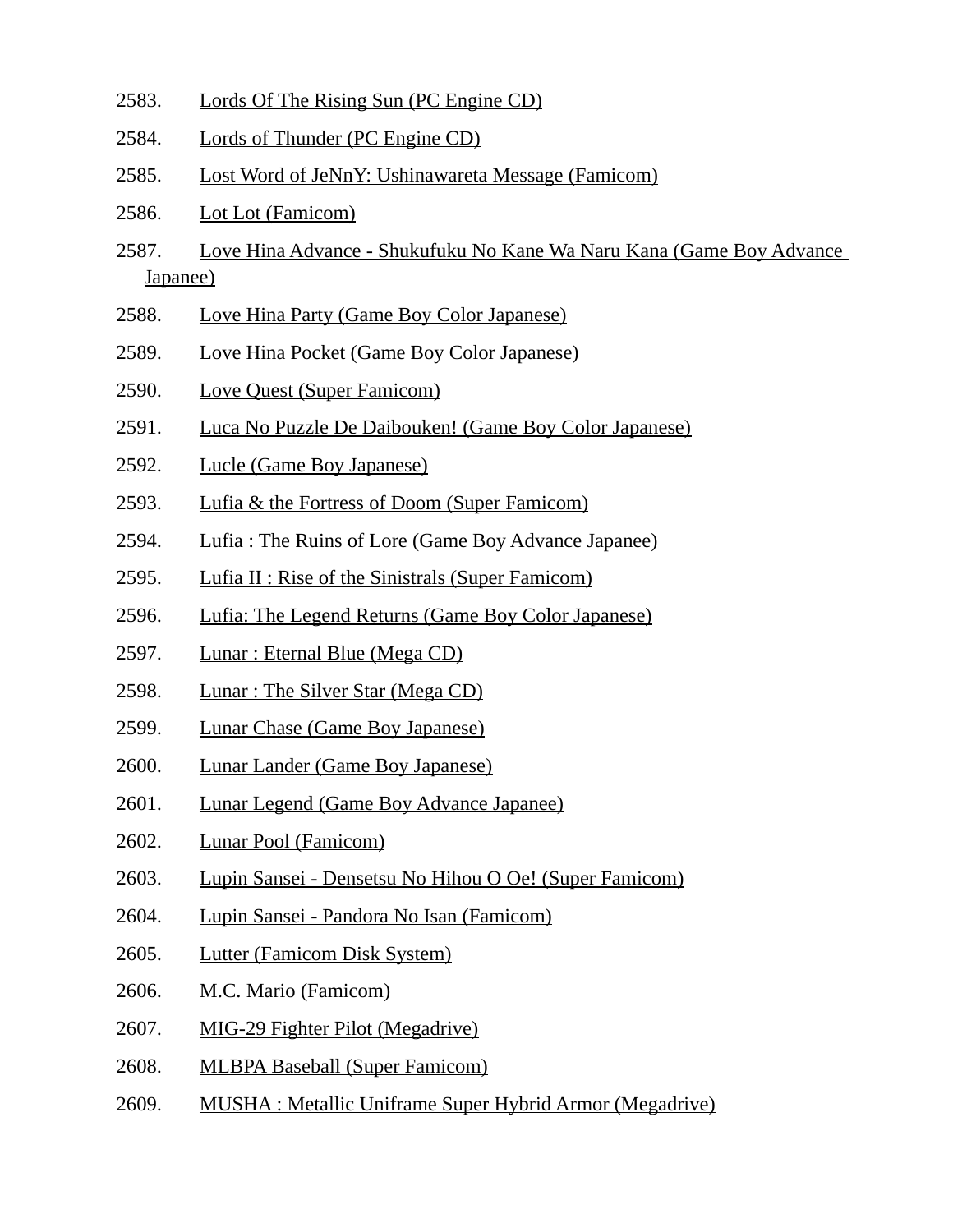2583. Lords Of The Rising Sun (PC Engine CD)

2584. Lords of Thunder (PC Engine CD)

2585. Lost Word of JeNnY: Ushinawareta Message (Famicom)

2586. Lot Lot (Famicom)

2587. Love Hina Advance - Shukufuku No Kane Wa Naru Kana (Game Boy Advance Japanee)

2588. Love Hina Party (Game Boy Color Japanese)

2589. Love Hina Pocket (Game Boy Color Japanese)

2590. Love Quest (Super Famicom)

2591. Luca No Puzzle De Daibouken! (Game Boy Color Japanese)

2592. Lucle (Game Boy Japanese)

2593. Lufia & the Fortress of Doom (Super Famicom)

2594. Lufia : The Ruins of Lore (Game Boy Advance Japanee)

2595. Lufia II : Rise of the Sinistrals (Super Famicom)

2596. Lufia: The Legend Returns (Game Boy Color Japanese)

2597. Lunar : Eternal Blue (Mega CD)

2598. Lunar : The Silver Star (Mega CD)

2599. Lunar Chase (Game Boy Japanese)

2600. Lunar Lander (Game Boy Japanese)

2601. Lunar Legend (Game Boy Advance Japanee)

2602. Lunar Pool (Famicom)

2603. Lupin Sansei - Densetsu No Hihou O Oe! (Super Famicom)

2604. Lupin Sansei - Pandora No Isan (Famicom)

2605. Lutter (Famicom Disk System)

2606. M.C. Mario (Famicom)

2607. MIG-29 Fighter Pilot (Megadrive)

2608. MLBPA Baseball (Super Famicom)

2609. MUSHA : Metallic Uniframe Super Hybrid Armor (Megadrive)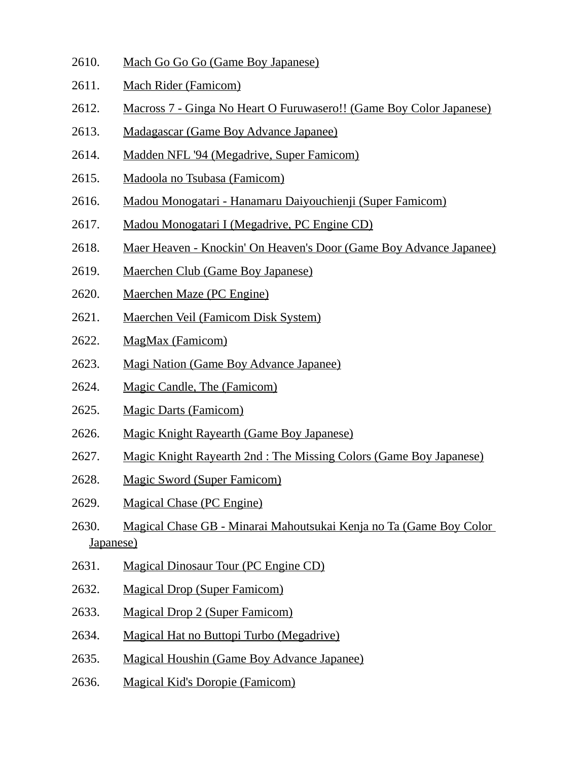2610. Mach Go Go Go (Game Boy Japanese)
2611. Mach Rider (Famicom)
2612. Macross 7 - Ginga No Heart O Furuwasero!! (Game Boy Color Japanese)
2613. Madagascar (Game Boy Advance Japanee)
2614. Madden NFL '94 (Megadrive, Super Famicom)
2615. Madoola no Tsubasa (Famicom)
2616. Madou Monogatari - Hanamaru Daiyouchienji (Super Famicom)
2617. Madou Monogatari I (Megadrive, PC Engine CD)
2618. Maer Heaven - Knockin' On Heaven's Door (Game Boy Advance Japanee)
2619. Maerchen Club (Game Boy Japanese)
2620. Maerchen Maze (PC Engine)
2621. Maerchen Veil (Famicom Disk System)
2622. MagMax (Famicom)
2623. Magi Nation (Game Boy Advance Japanee)
2624. Magic Candle, The (Famicom)
2625. Magic Darts (Famicom)
2626. Magic Knight Rayearth (Game Boy Japanese)
2627. Magic Knight Rayearth 2nd : The Missing Colors (Game Boy Japanese)
2628. Magic Sword (Super Famicom)
2629. Magical Chase (PC Engine)
2630. Magical Chase GB - Minarai Mahoutsukai Kenja no Ta (Game Boy Color Japanese)
2631. Magical Dinosaur Tour (PC Engine CD)
2632. Magical Drop (Super Famicom)
2633. Magical Drop 2 (Super Famicom)
2634. Magical Hat no Buttopi Turbo (Megadrive)
2635. Magical Houshin (Game Boy Advance Japanee)
2636. Magical Kid's Doropie (Famicom)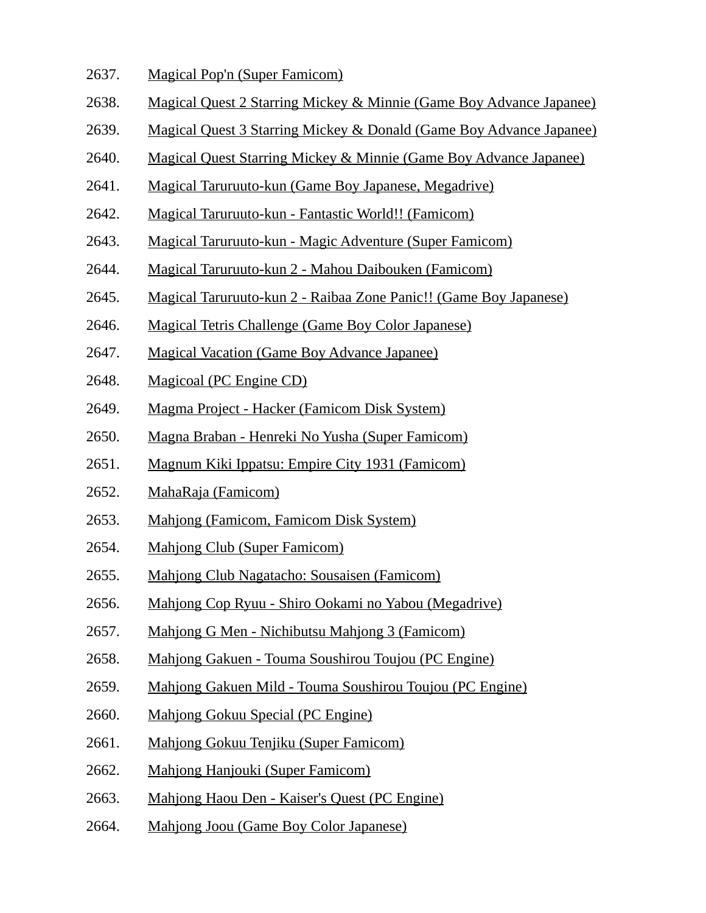2637. Magical Pop'n (Super Famicom)
2638. Magical Quest 2 Starring Mickey & Minnie (Game Boy Advance Japanee)
2639. Magical Quest 3 Starring Mickey & Donald (Game Boy Advance Japanee)
2640. Magical Quest Starring Mickey & Minnie (Game Boy Advance Japanee)
2641. Magical Taruruuto-kun (Game Boy Japanese, Megadrive)
2642. Magical Taruruuto-kun - Fantastic World!! (Famicom)
2643. Magical Taruruuto-kun - Magic Adventure (Super Famicom)
2644. Magical Taruruuto-kun 2 - Mahou Daibouken (Famicom)
2645. Magical Taruruuto-kun 2 - Raibaa Zone Panic!! (Game Boy Japanese)
2646. Magical Tetris Challenge (Game Boy Color Japanese)
2647. Magical Vacation (Game Boy Advance Japanee)
2648. Magicoal (PC Engine CD)
2649. Magma Project - Hacker (Famicom Disk System)
2650. Magna Braban - Henreki No Yusha (Super Famicom)
2651. Magnum Kiki Ippatsu: Empire City 1931 (Famicom)
2652. MahaRaja (Famicom)
2653. Mahjong (Famicom, Famicom Disk System)
2654. Mahjong Club (Super Famicom)
2655. Mahjong Club Nagatacho: Sousaisen (Famicom)
2656. Mahjong Cop Ryuu - Shiro Ookami no Yabou (Megadrive)
2657. Mahjong G Men - Nichibutsu Mahjong 3 (Famicom)
2658. Mahjong Gakuen - Touma Soushirou Toujou (PC Engine)
2659. Mahjong Gakuen Mild - Touma Soushirou Toujou (PC Engine)
2660. Mahjong Gokuu Special (PC Engine)
2661. Mahjong Gokuu Tenjiku (Super Famicom)
2662. Mahjong Hanjouki (Super Famicom)
2663. Mahjong Haou Den - Kaiser's Quest (PC Engine)
2664. Mahjong Joou (Game Boy Color Japanese)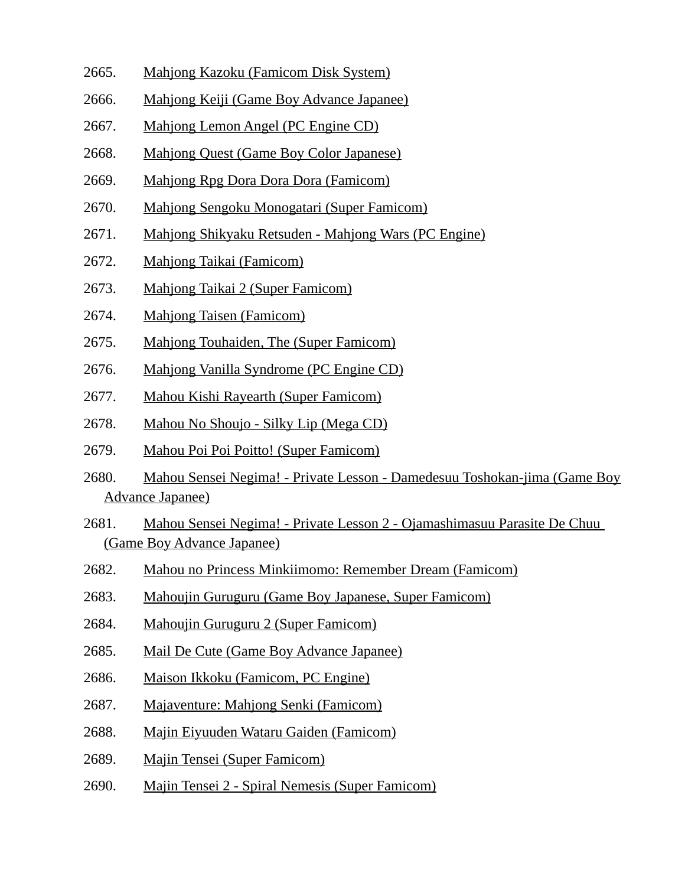2665. Mahjong Kazoku (Famicom Disk System)
2666. Mahjong Keiji (Game Boy Advance Japanee)
2667. Mahjong Lemon Angel (PC Engine CD)
2668. Mahjong Quest (Game Boy Color Japanese)
2669. Mahjong Rpg Dora Dora Dora (Famicom)
2670. Mahjong Sengoku Monogatari (Super Famicom)
2671. Mahjong Shikyaku Retsuden - Mahjong Wars (PC Engine)
2672. Mahjong Taikai (Famicom)
2673. Mahjong Taikai 2 (Super Famicom)
2674. Mahjong Taisen (Famicom)
2675. Mahjong Touhaiden, The (Super Famicom)
2676. Mahjong Vanilla Syndrome (PC Engine CD)
2677. Mahou Kishi Rayearth (Super Famicom)
2678. Mahou No Shoujo - Silky Lip (Mega CD)
2679. Mahou Poi Poi Poitto! (Super Famicom)
2680. Mahou Sensei Negima! - Private Lesson - Damedesuu Toshokan-jima (Game Boy Advance Japanee)
2681. Mahou Sensei Negima! - Private Lesson 2 - Ojamashimasuu Parasite De Chuu (Game Boy Advance Japanee)
2682. Mahou no Princess Minkiimomo: Remember Dream (Famicom)
2683. Mahoujin Guruguru (Game Boy Japanese, Super Famicom)
2684. Mahoujin Guruguru 2 (Super Famicom)
2685. Mail De Cute (Game Boy Advance Japanee)
2686. Maison Ikkoku (Famicom, PC Engine)
2687. Majaventure: Mahjong Senki (Famicom)
2688. Majin Eiyuuden Wataru Gaiden (Famicom)
2689. Majin Tensei (Super Famicom)
2690. Majin Tensei 2 - Spiral Nemesis (Super Famicom)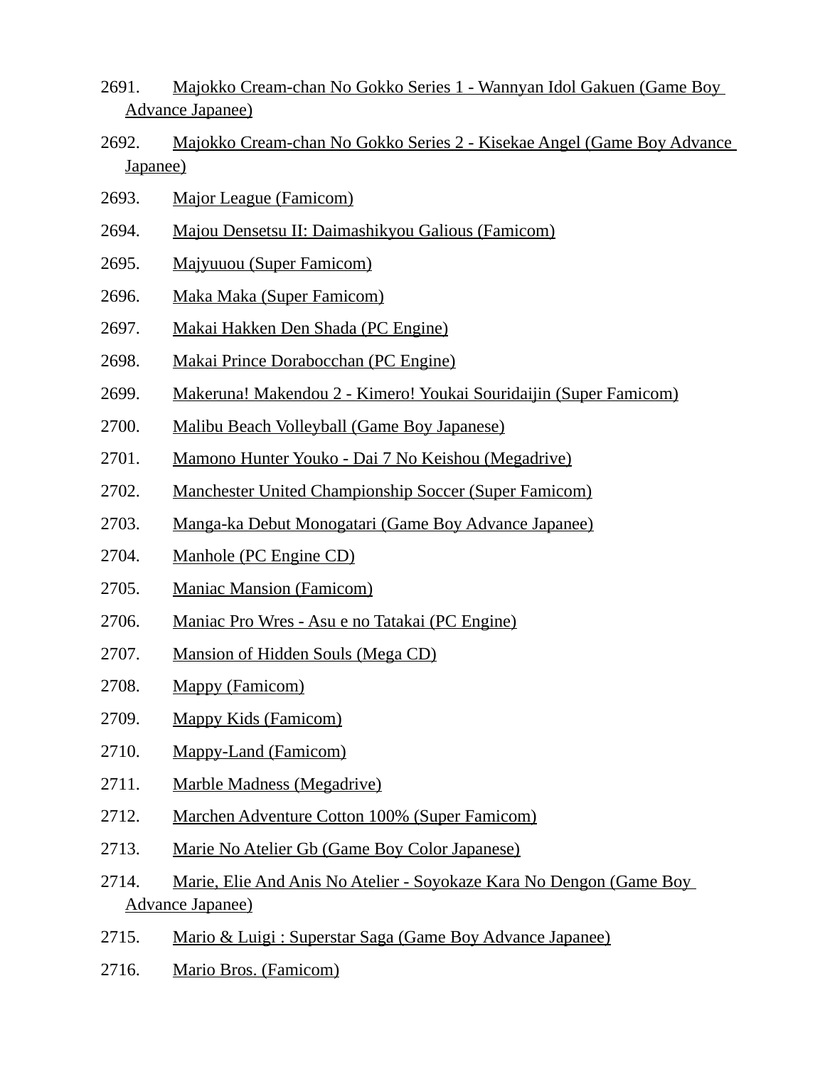2691. Majokko Cream-chan No Gokko Series 1 - Wannyan Idol Gakuen (Game Boy Advance Japanee)

2692. Majokko Cream-chan No Gokko Series 2 - Kisekae Angel (Game Boy Advance Japanee)

2693. Major League (Famicom)

2694. Majou Densetsu II: Daimashikyou Galious (Famicom)

2695. Majyuuou (Super Famicom)

2696. Maka Maka (Super Famicom)

2697. Makai Hakken Den Shada (PC Engine)

2698. Makai Prince Dorabocchan (PC Engine)

2699. Makeruna! Makendou 2 - Kimero! Youkai Souridaijin (Super Famicom)

2700. Malibu Beach Volleyball (Game Boy Japanese)

2701. Mamono Hunter Youko - Dai 7 No Keishou (Megadrive)

2702. Manchester United Championship Soccer (Super Famicom)

2703. Manga-ka Debut Monogatari (Game Boy Advance Japanee)

2704. Manhole (PC Engine CD)

2705. Maniac Mansion (Famicom)

2706. Maniac Pro Wres - Asu e no Tatakai (PC Engine)

2707. Mansion of Hidden Souls (Mega CD)

2708. Mappy (Famicom)

2709. Mappy Kids (Famicom)

2710. Mappy-Land (Famicom)

2711. Marble Madness (Megadrive)

2712. Marchen Adventure Cotton 100% (Super Famicom)

2713. Marie No Atelier Gb (Game Boy Color Japanese)

2714. Marie, Elie And Anis No Atelier - Soyokaze Kara No Dengon (Game Boy Advance Japanee)

2715. Mario & Luigi : Superstar Saga (Game Boy Advance Japanee)

2716. Mario Bros. (Famicom)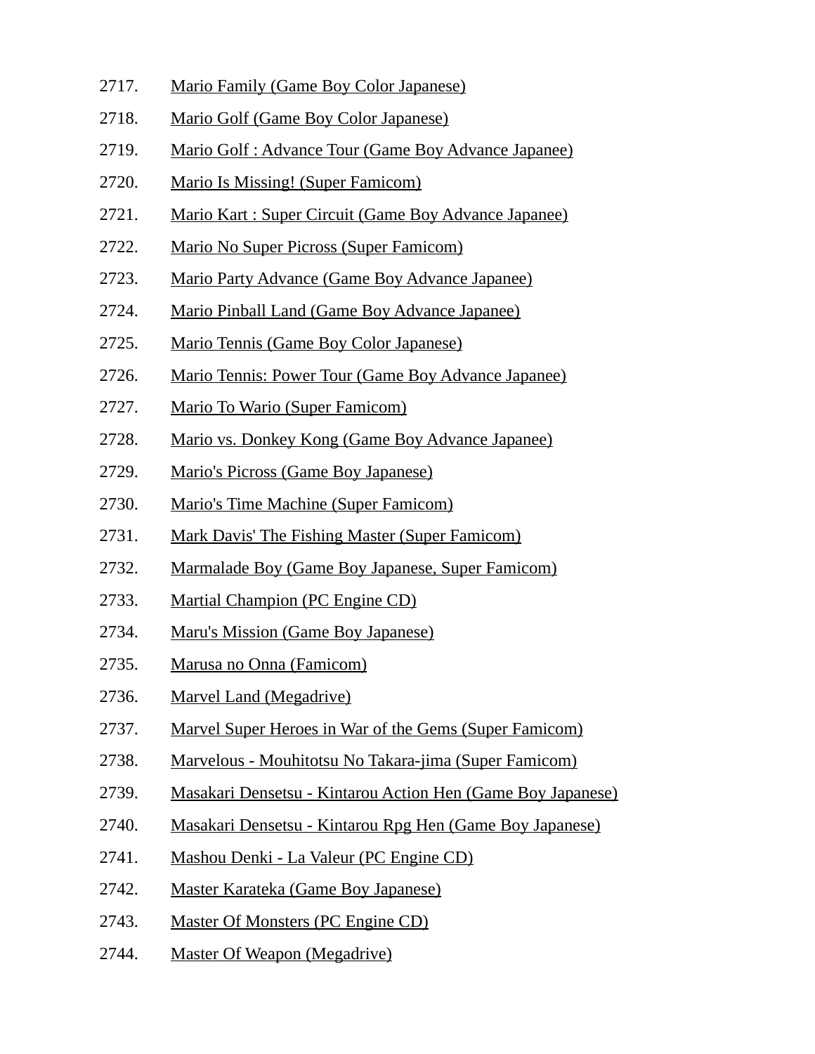2717. Mario Family (Game Boy Color Japanese)
2718. Mario Golf (Game Boy Color Japanese)
2719. Mario Golf : Advance Tour (Game Boy Advance Japanee)
2720. Mario Is Missing! (Super Famicom)
2721. Mario Kart : Super Circuit (Game Boy Advance Japanee)
2722. Mario No Super Picross (Super Famicom)
2723. Mario Party Advance (Game Boy Advance Japanee)
2724. Mario Pinball Land (Game Boy Advance Japanee)
2725. Mario Tennis (Game Boy Color Japanese)
2726. Mario Tennis: Power Tour (Game Boy Advance Japanee)
2727. Mario To Wario (Super Famicom)
2728. Mario vs. Donkey Kong (Game Boy Advance Japanee)
2729. Mario's Picross (Game Boy Japanese)
2730. Mario's Time Machine (Super Famicom)
2731. Mark Davis' The Fishing Master (Super Famicom)
2732. Marmalade Boy (Game Boy Japanese, Super Famicom)
2733. Martial Champion (PC Engine CD)
2734. Maru's Mission (Game Boy Japanese)
2735. Marusa no Onna (Famicom)
2736. Marvel Land (Megadrive)
2737. Marvel Super Heroes in War of the Gems (Super Famicom)
2738. Marvelous - Mouhitotsu No Takara-jima (Super Famicom)
2739. Masakari Densetsu - Kintarou Action Hen (Game Boy Japanese)
2740. Masakari Densetsu - Kintarou Rpg Hen (Game Boy Japanese)
2741. Mashou Denki - La Valeur (PC Engine CD)
2742. Master Karateka (Game Boy Japanese)
2743. Master Of Monsters (PC Engine CD)
2744. Master Of Weapon (Megadrive)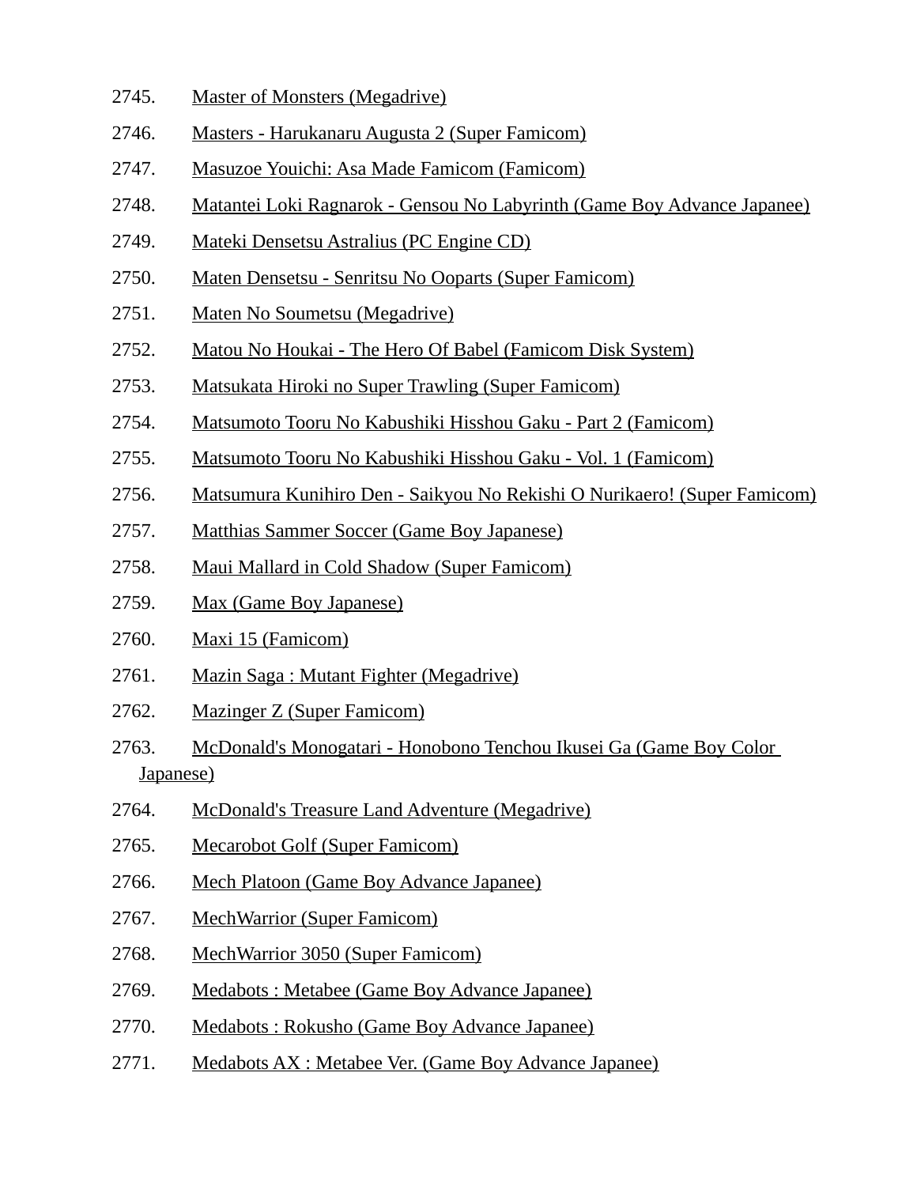2745. Master of Monsters (Megadrive)
2746. Masters - Harukanaru Augusta 2 (Super Famicom)
2747. Masuzoe Youichi: Asa Made Famicom (Famicom)
2748. Matantei Loki Ragnarok - Gensou No Labyrinth (Game Boy Advance Japanee)
2749. Mateki Densetsu Astralius (PC Engine CD)
2750. Maten Densetsu - Senritsu No Ooparts (Super Famicom)
2751. Maten No Soumetsu (Megadrive)
2752. Matou No Houkai - The Hero Of Babel (Famicom Disk System)
2753. Matsukata Hiroki no Super Trawling (Super Famicom)
2754. Matsumoto Tooru No Kabushiki Hisshou Gaku - Part 2 (Famicom)
2755. Matsumoto Tooru No Kabushiki Hisshou Gaku - Vol. 1 (Famicom)
2756. Matsumura Kunihiro Den - Saikyou No Rekishi O Nurikaero! (Super Famicom)
2757. Matthias Sammer Soccer (Game Boy Japanese)
2758. Maui Mallard in Cold Shadow (Super Famicom)
2759. Max (Game Boy Japanese)
2760. Maxi 15 (Famicom)
2761. Mazin Saga : Mutant Fighter (Megadrive)
2762. Mazinger Z (Super Famicom)
2763. McDonald's Monogatari - Honobono Tenchou Ikusei Ga (Game Boy Color Japanese)
2764. McDonald's Treasure Land Adventure (Megadrive)
2765. Mecarobot Golf (Super Famicom)
2766. Mech Platoon (Game Boy Advance Japanee)
2767. MechWarrior (Super Famicom)
2768. MechWarrior 3050 (Super Famicom)
2769. Medabots : Metabee (Game Boy Advance Japanee)
2770. Medabots : Rokusho (Game Boy Advance Japanee)
2771. Medabots AX : Metabee Ver. (Game Boy Advance Japanee)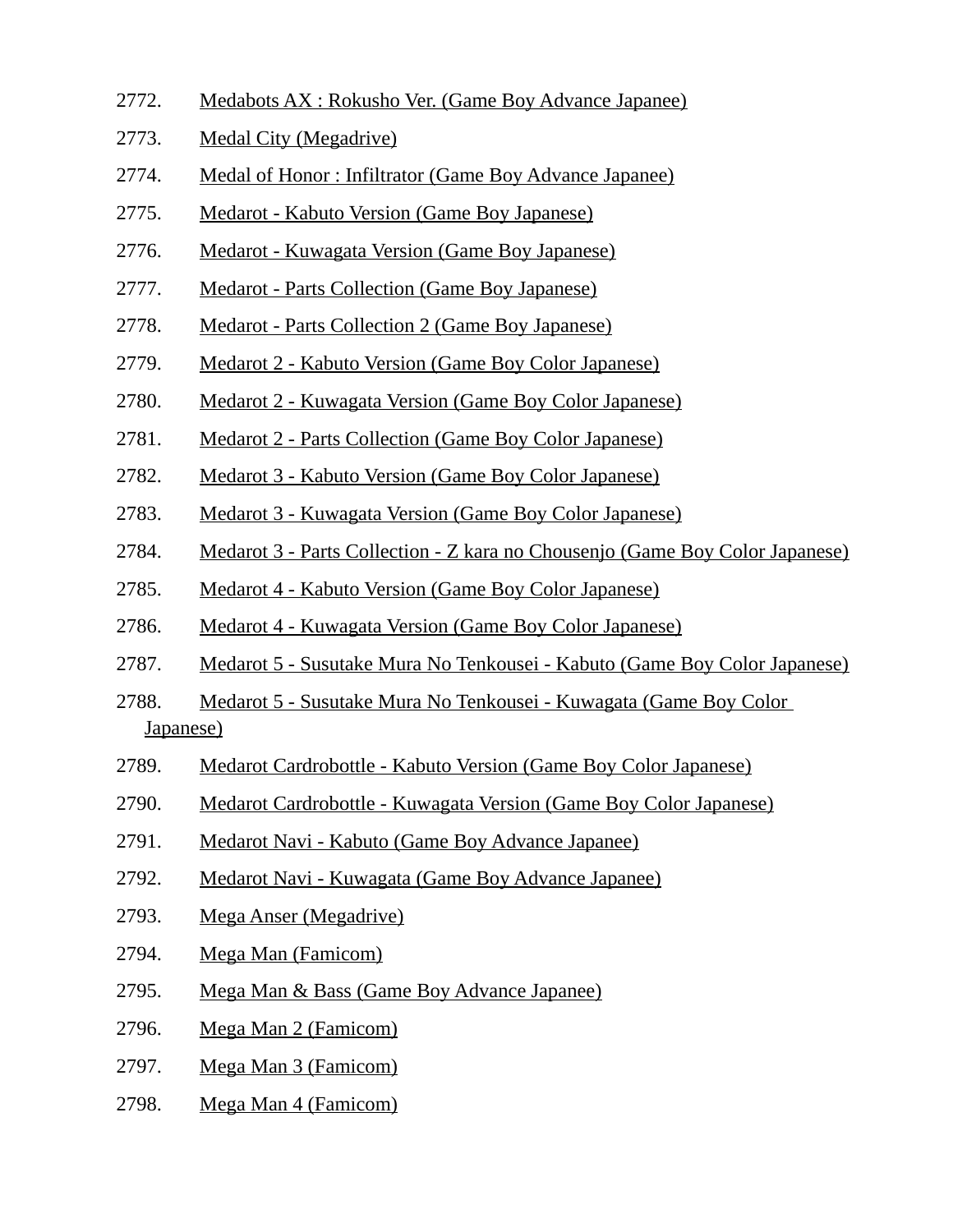2772. Medabots AX : Rokusho Ver. (Game Boy Advance Japanee)

2773. Medal City (Megadrive)

2774. Medal of Honor : Infiltrator (Game Boy Advance Japanee)

2775. Medarot - Kabuto Version (Game Boy Japanese)

2776. Medarot - Kuwagata Version (Game Boy Japanese)

2777. Medarot - Parts Collection (Game Boy Japanese)

2778. Medarot - Parts Collection 2 (Game Boy Japanese)

2779. Medarot 2 - Kabuto Version (Game Boy Color Japanese)

2780. Medarot 2 - Kuwagata Version (Game Boy Color Japanese)

2781. Medarot 2 - Parts Collection (Game Boy Color Japanese)

2782. Medarot 3 - Kabuto Version (Game Boy Color Japanese)

2783. Medarot 3 - Kuwagata Version (Game Boy Color Japanese)

2784. Medarot 3 - Parts Collection - Z kara no Chousenjo (Game Boy Color Japanese)

2785. Medarot 4 - Kabuto Version (Game Boy Color Japanese)

2786. Medarot 4 - Kuwagata Version (Game Boy Color Japanese)

2787. Medarot 5 - Susutake Mura No Tenkousei - Kabuto (Game Boy Color Japanese)

2788. Medarot 5 - Susutake Mura No Tenkousei - Kuwagata (Game Boy Color Japanese)

2789. Medarot Cardrobottle - Kabuto Version (Game Boy Color Japanese)

2790. Medarot Cardrobottle - Kuwagata Version (Game Boy Color Japanese)

2791. Medarot Navi - Kabuto (Game Boy Advance Japanee)

2792. Medarot Navi - Kuwagata (Game Boy Advance Japanee)

2793. Mega Anser (Megadrive)

2794. Mega Man (Famicom)

2795. Mega Man & Bass (Game Boy Advance Japanee)

2796. Mega Man 2 (Famicom)

2797. Mega Man 3 (Famicom)

2798. Mega Man 4 (Famicom)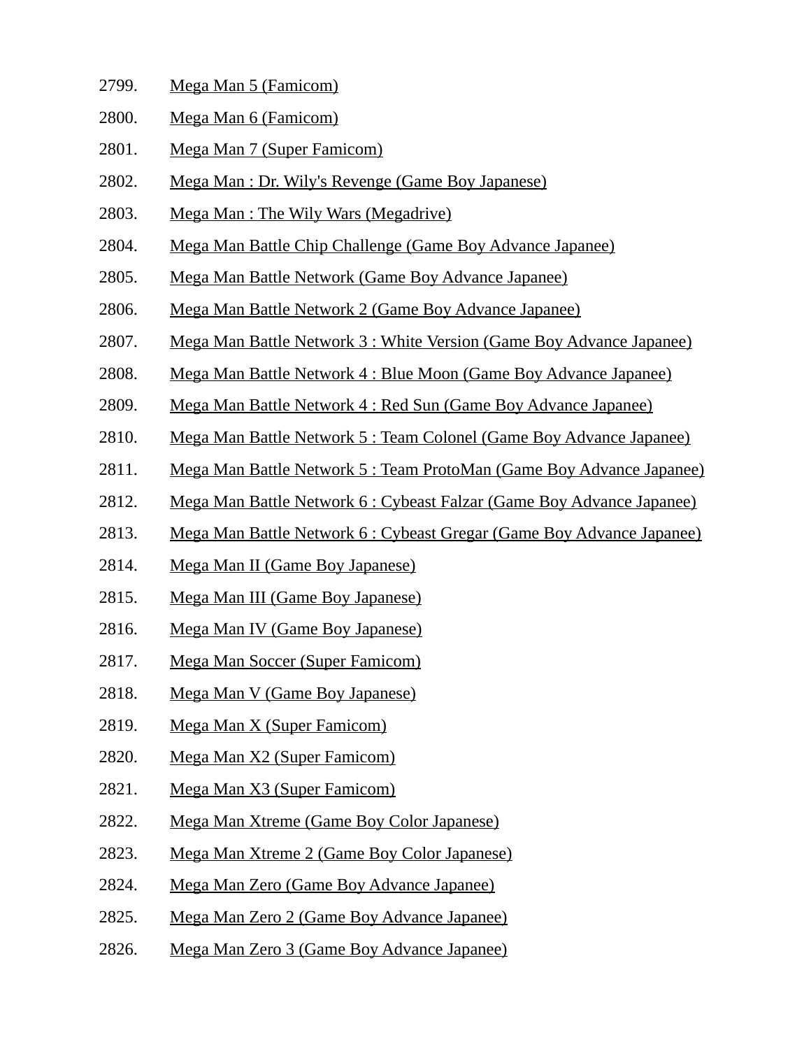2799. Mega Man 5 (Famicom)
2800. Mega Man 6 (Famicom)
2801. Mega Man 7 (Super Famicom)
2802. Mega Man : Dr. Wily's Revenge (Game Boy Japanese)
2803. Mega Man : The Wily Wars (Megadrive)
2804. Mega Man Battle Chip Challenge (Game Boy Advance Japanee)
2805. Mega Man Battle Network (Game Boy Advance Japanee)
2806. Mega Man Battle Network 2 (Game Boy Advance Japanee)
2807. Mega Man Battle Network 3 : White Version (Game Boy Advance Japanee)
2808. Mega Man Battle Network 4 : Blue Moon (Game Boy Advance Japanee)
2809. Mega Man Battle Network 4 : Red Sun (Game Boy Advance Japanee)
2810. Mega Man Battle Network 5 : Team Colonel (Game Boy Advance Japanee)
2811. Mega Man Battle Network 5 : Team ProtoMan (Game Boy Advance Japanee)
2812. Mega Man Battle Network 6 : Cybeast Falzar (Game Boy Advance Japanee)
2813. Mega Man Battle Network 6 : Cybeast Gregar (Game Boy Advance Japanee)
2814. Mega Man II (Game Boy Japanese)
2815. Mega Man III (Game Boy Japanese)
2816. Mega Man IV (Game Boy Japanese)
2817. Mega Man Soccer (Super Famicom)
2818. Mega Man V (Game Boy Japanese)
2819. Mega Man X (Super Famicom)
2820. Mega Man X2 (Super Famicom)
2821. Mega Man X3 (Super Famicom)
2822. Mega Man Xtreme (Game Boy Color Japanese)
2823. Mega Man Xtreme 2 (Game Boy Color Japanese)
2824. Mega Man Zero (Game Boy Advance Japanee)
2825. Mega Man Zero 2 (Game Boy Advance Japanee)
2826. Mega Man Zero 3 (Game Boy Advance Japanee)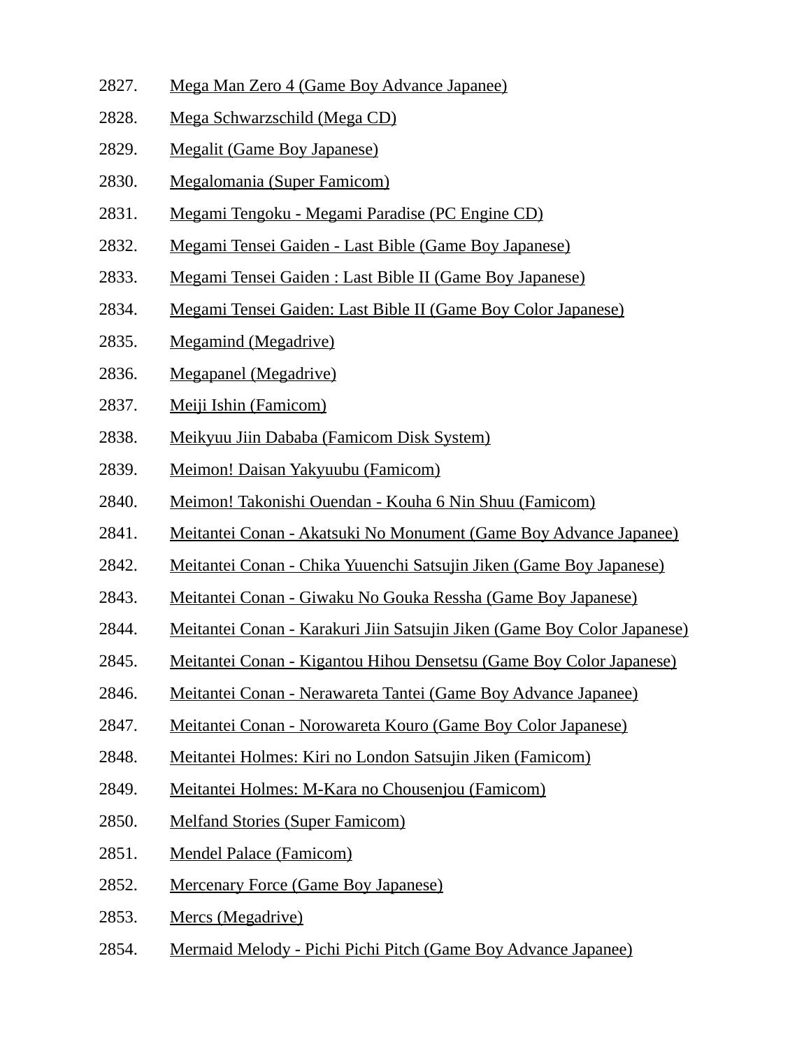2827. Mega Man Zero 4 (Game Boy Advance Japanee)
2828. Mega Schwarzschild (Mega CD)
2829. Megalit (Game Boy Japanese)
2830. Megalomania (Super Famicom)
2831. Megami Tengoku - Megami Paradise (PC Engine CD)
2832. Megami Tensei Gaiden - Last Bible (Game Boy Japanese)
2833. Megami Tensei Gaiden : Last Bible II (Game Boy Japanese)
2834. Megami Tensei Gaiden: Last Bible II (Game Boy Color Japanese)
2835. Megamind (Megadrive)
2836. Megapanel (Megadrive)
2837. Meiji Ishin (Famicom)
2838. Meikyuu Jiin Dababa (Famicom Disk System)
2839. Meimon! Daisan Yakyuubu (Famicom)
2840. Meimon! Takonishi Ouendan - Kouha 6 Nin Shuu (Famicom)
2841. Meitantei Conan - Akatsuki No Monument (Game Boy Advance Japanee)
2842. Meitantei Conan - Chika Yuuenchi Satsujin Jiken (Game Boy Japanese)
2843. Meitantei Conan - Giwaku No Gouka Ressha (Game Boy Japanese)
2844. Meitantei Conan - Karakuri Jiin Satsujin Jiken (Game Boy Color Japanese)
2845. Meitantei Conan - Kigantou Hihou Densetsu (Game Boy Color Japanese)
2846. Meitantei Conan - Nerawareta Tantei (Game Boy Advance Japanee)
2847. Meitantei Conan - Norowareta Kouro (Game Boy Color Japanese)
2848. Meitantei Holmes: Kiri no London Satsujin Jiken (Famicom)
2849. Meitantei Holmes: M-Kara no Chousenjou (Famicom)
2850. Melfand Stories (Super Famicom)
2851. Mendel Palace (Famicom)
2852. Mercenary Force (Game Boy Japanese)
2853. Mercs (Megadrive)
2854. Mermaid Melody - Pichi Pichi Pitch (Game Boy Advance Japanee)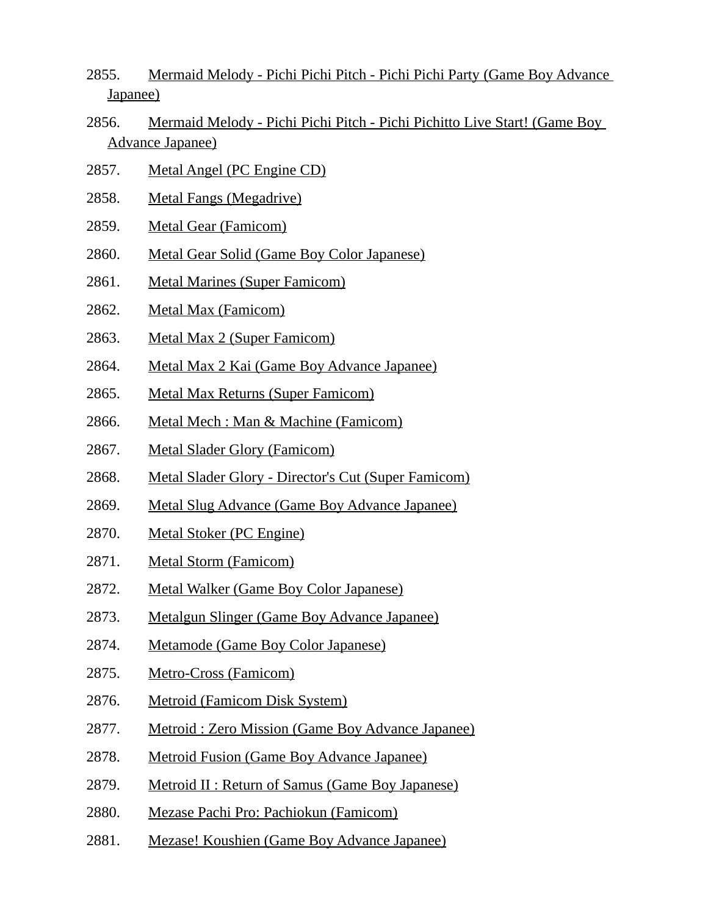2855. Mermaid Melody - Pichi Pichi Pitch - Pichi Pichi Party (Game Boy Advance Japanee)

2856. Mermaid Melody - Pichi Pichi Pitch - Pichi Pichitto Live Start! (Game Boy Advance Japanee)

2857. Metal Angel (PC Engine CD)

2858. Metal Fangs (Megadrive)

2859. Metal Gear (Famicom)

2860. Metal Gear Solid (Game Boy Color Japanese)

2861. Metal Marines (Super Famicom)

2862. Metal Max (Famicom)

2863. Metal Max 2 (Super Famicom)

2864. Metal Max 2 Kai (Game Boy Advance Japanee)

2865. Metal Max Returns (Super Famicom)

2866. Metal Mech : Man & Machine (Famicom)

2867. Metal Slader Glory (Famicom)

2868. Metal Slader Glory - Director's Cut (Super Famicom)

2869. Metal Slug Advance (Game Boy Advance Japanee)

2870. Metal Stoker (PC Engine)

2871. Metal Storm (Famicom)

2872. Metal Walker (Game Boy Color Japanese)

2873. Metalgun Slinger (Game Boy Advance Japanee)

2874. Metamode (Game Boy Color Japanese)

2875. Metro-Cross (Famicom)

2876. Metroid (Famicom Disk System)

2877. Metroid : Zero Mission (Game Boy Advance Japanee)

2878. Metroid Fusion (Game Boy Advance Japanee)

2879. Metroid II : Return of Samus (Game Boy Japanese)

2880. Mezase Pachi Pro: Pachiokun (Famicom)

2881. Mezase! Koushien (Game Boy Advance Japanee)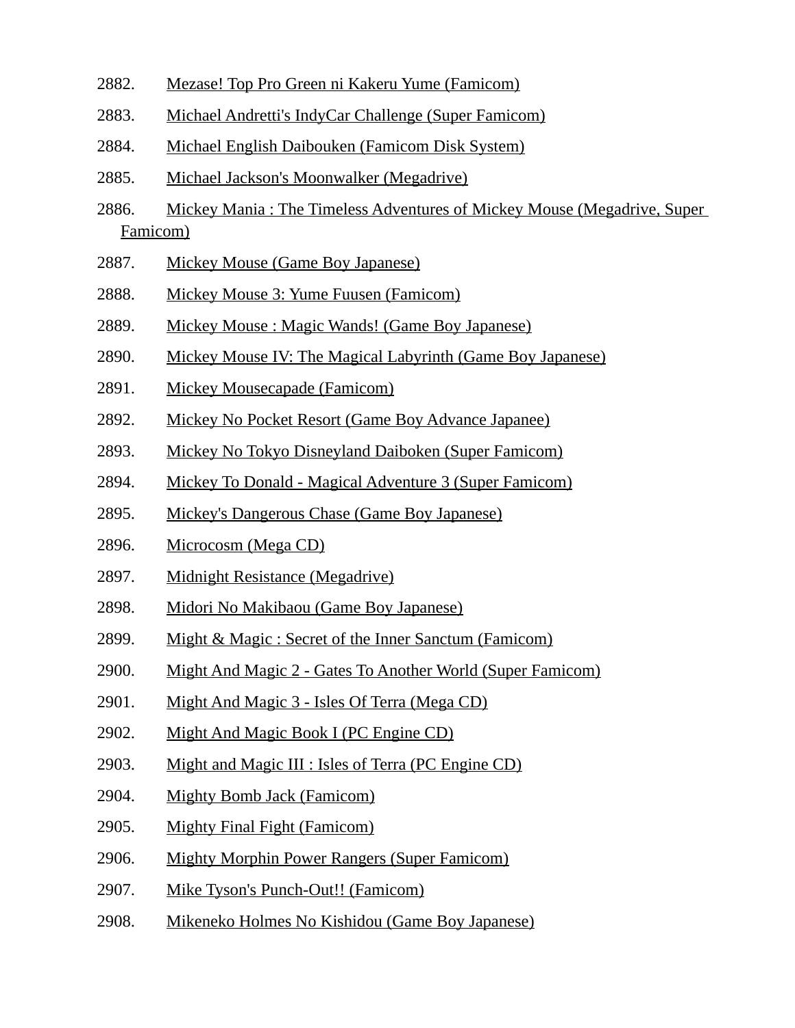2882. Mezase! Top Pro Green ni Kakeru Yume (Famicom)

2883. Michael Andretti's IndyCar Challenge (Super Famicom)

2884. Michael English Daibouken (Famicom Disk System)

2885. Michael Jackson's Moonwalker (Megadrive)

2886. Mickey Mania : The Timeless Adventures of Mickey Mouse (Megadrive, Super Famicom)

2887. Mickey Mouse (Game Boy Japanese)

2888. Mickey Mouse 3: Yume Fuusen (Famicom)

2889. Mickey Mouse : Magic Wands! (Game Boy Japanese)

2890. Mickey Mouse IV: The Magical Labyrinth (Game Boy Japanese)

2891. Mickey Mousecapade (Famicom)

2892. Mickey No Pocket Resort (Game Boy Advance Japanee)

2893. Mickey No Tokyo Disneyland Daiboken (Super Famicom)

2894. Mickey To Donald - Magical Adventure 3 (Super Famicom)

2895. Mickey's Dangerous Chase (Game Boy Japanese)

2896. Microcosm (Mega CD)

2897. Midnight Resistance (Megadrive)

2898. Midori No Makibaou (Game Boy Japanese)

2899. Might & Magic : Secret of the Inner Sanctum (Famicom)

2900. Might And Magic 2 - Gates To Another World (Super Famicom)

2901. Might And Magic 3 - Isles Of Terra (Mega CD)

2902. Might And Magic Book I (PC Engine CD)

2903. Might and Magic III : Isles of Terra (PC Engine CD)

2904. Mighty Bomb Jack (Famicom)

2905. Mighty Final Fight (Famicom)

2906. Mighty Morphin Power Rangers (Super Famicom)

2907. Mike Tyson's Punch-Out!! (Famicom)

2908. Mikeneko Holmes No Kishidou (Game Boy Japanese)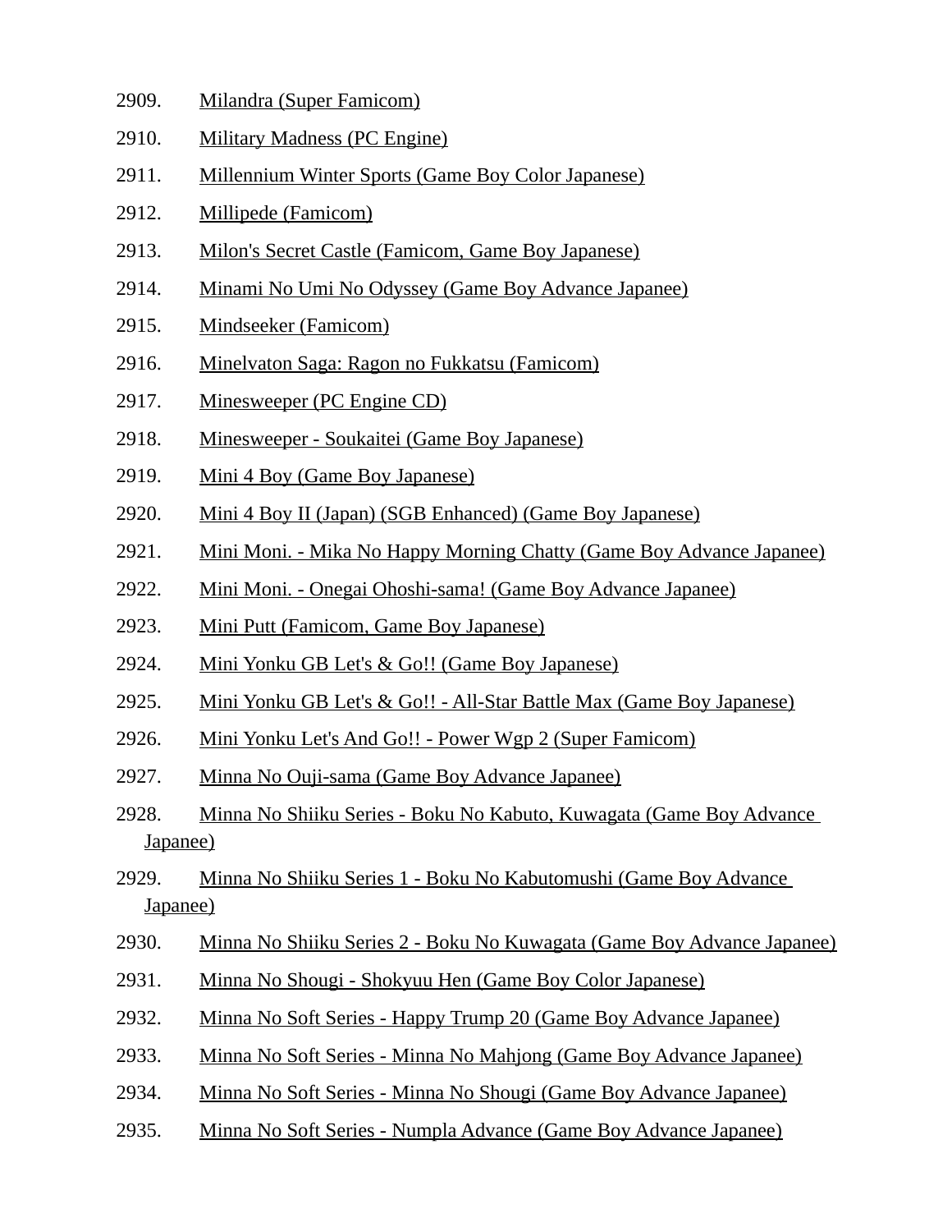2909. Milandra (Super Famicom)
2910. Military Madness (PC Engine)
2911. Millennium Winter Sports (Game Boy Color Japanese)
2912. Millipede (Famicom)
2913. Milon's Secret Castle (Famicom, Game Boy Japanese)
2914. Minami No Umi No Odyssey (Game Boy Advance Japanee)
2915. Mindseeker (Famicom)
2916. Minelvaton Saga: Ragon no Fukkatsu (Famicom)
2917. Minesweeper (PC Engine CD)
2918. Minesweeper - Soukaitei (Game Boy Japanese)
2919. Mini 4 Boy (Game Boy Japanese)
2920. Mini 4 Boy II (Japan) (SGB Enhanced) (Game Boy Japanese)
2921. Mini Moni. - Mika No Happy Morning Chatty (Game Boy Advance Japanee)
2922. Mini Moni. - Onegai Ohoshi-sama! (Game Boy Advance Japanee)
2923. Mini Putt (Famicom, Game Boy Japanese)
2924. Mini Yonku GB Let's & Go!! (Game Boy Japanese)
2925. Mini Yonku GB Let's & Go!! - All-Star Battle Max (Game Boy Japanese)
2926. Mini Yonku Let's And Go!! - Power Wgp 2 (Super Famicom)
2927. Minna No Ouji-sama (Game Boy Advance Japanee)
2928. Minna No Shiiku Series - Boku No Kabuto, Kuwagata (Game Boy Advance Japanee)
2929. Minna No Shiiku Series 1 - Boku No Kabutomushi (Game Boy Advance Japanee)
2930. Minna No Shiiku Series 2 - Boku No Kuwagata (Game Boy Advance Japanee)
2931. Minna No Shougi - Shokyuu Hen (Game Boy Color Japanese)
2932. Minna No Soft Series - Happy Trump 20 (Game Boy Advance Japanee)
2933. Minna No Soft Series - Minna No Mahjong (Game Boy Advance Japanee)
2934. Minna No Soft Series - Minna No Shougi (Game Boy Advance Japanee)
2935. Minna No Soft Series - Numpla Advance (Game Boy Advance Japanee)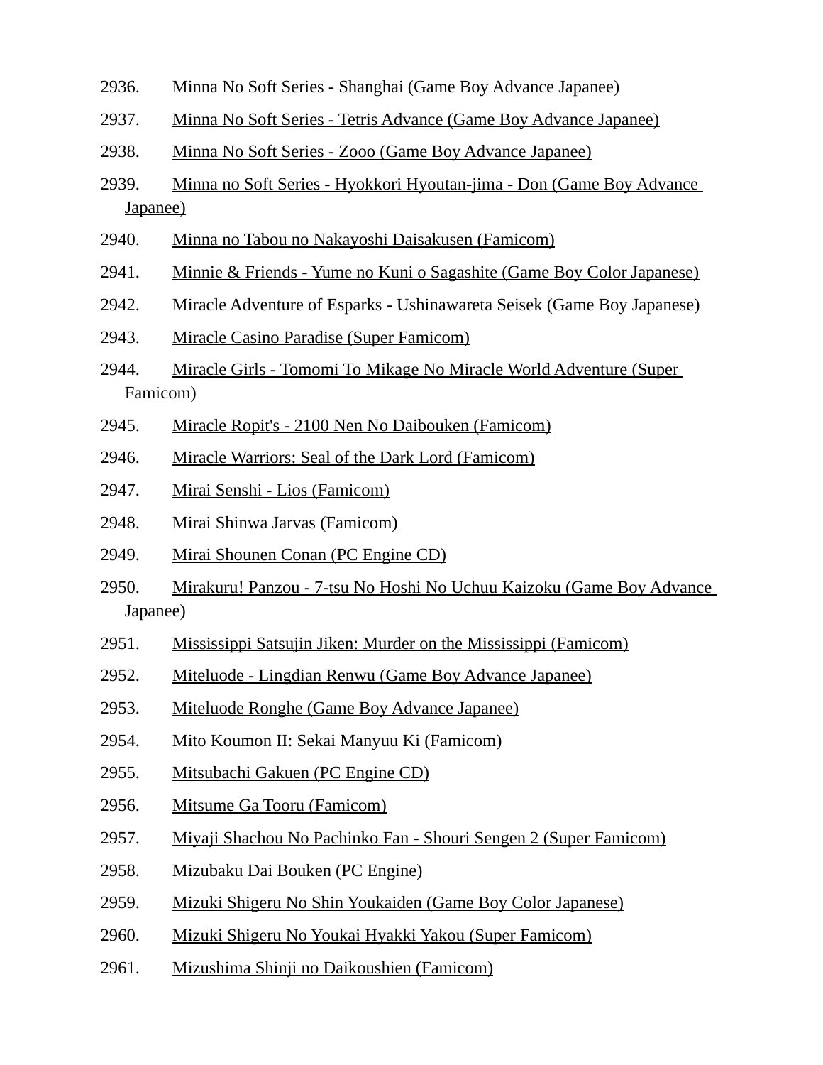2936. Minna No Soft Series - Shanghai (Game Boy Advance Japanee)

2937. Minna No Soft Series - Tetris Advance (Game Boy Advance Japanee)

2938. Minna No Soft Series - Zooo (Game Boy Advance Japanee)

2939. Minna no Soft Series - Hyokkori Hyoutan-jima - Don (Game Boy Advance Japanee)

2940. Minna no Tabou no Nakayoshi Daisakusen (Famicom)

2941. Minnie & Friends - Yume no Kuni o Sagashite (Game Boy Color Japanese)

2942. Miracle Adventure of Esparks - Ushinawareta Seisek (Game Boy Japanese)

2943. Miracle Casino Paradise (Super Famicom)

2944. Miracle Girls - Tomomi To Mikage No Miracle World Adventure (Super Famicom)

2945. Miracle Ropit's - 2100 Nen No Daibouken (Famicom)

2946. Miracle Warriors: Seal of the Dark Lord (Famicom)

2947. Mirai Senshi - Lios (Famicom)

2948. Mirai Shinwa Jarvas (Famicom)

2949. Mirai Shounen Conan (PC Engine CD)

2950. Mirakuru! Panzou - 7-tsu No Hoshi No Uchuu Kaizoku (Game Boy Advance Japanee)

2951. Mississippi Satsujin Jiken: Murder on the Mississippi (Famicom)

2952. Miteluode - Lingdian Renwu (Game Boy Advance Japanee)

2953. Miteluode Ronghe (Game Boy Advance Japanee)

2954. Mito Koumon II: Sekai Manyuu Ki (Famicom)

2955. Mitsubachi Gakuen (PC Engine CD)

2956. Mitsume Ga Tooru (Famicom)

2957. Miyaji Shachou No Pachinko Fan - Shouri Sengen 2 (Super Famicom)

2958. Mizubaku Dai Bouken (PC Engine)

2959. Mizuki Shigeru No Shin Youkaiden (Game Boy Color Japanese)

2960. Mizuki Shigeru No Youkai Hyakki Yakou (Super Famicom)

2961. Mizushima Shinji no Daikoushien (Famicom)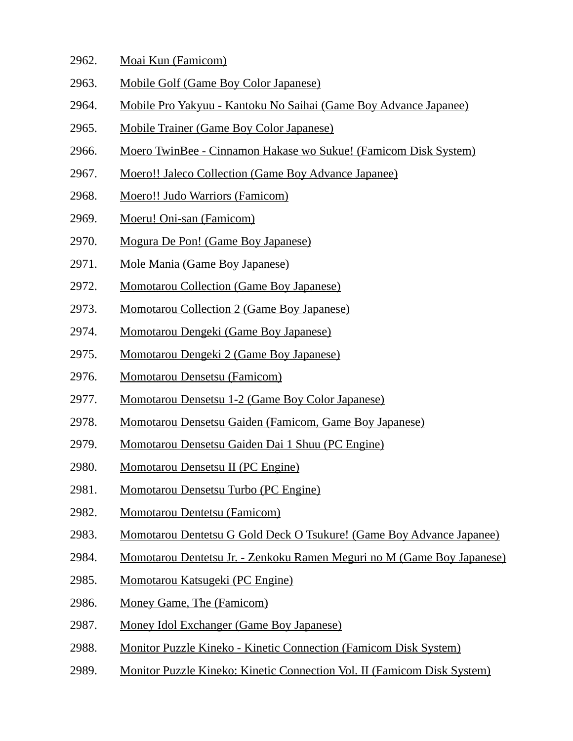2962. Moai Kun (Famicom)
2963. Mobile Golf (Game Boy Color Japanese)
2964. Mobile Pro Yakyuu - Kantoku No Saihai (Game Boy Advance Japanee)
2965. Mobile Trainer (Game Boy Color Japanese)
2966. Moero TwinBee - Cinnamon Hakase wo Sukue! (Famicom Disk System)
2967. Moero!! Jaleco Collection (Game Boy Advance Japanee)
2968. Moero!! Judo Warriors (Famicom)
2969. Moeru! Oni-san (Famicom)
2970. Mogura De Pon! (Game Boy Japanese)
2971. Mole Mania (Game Boy Japanese)
2972. Momotarou Collection (Game Boy Japanese)
2973. Momotarou Collection 2 (Game Boy Japanese)
2974. Momotarou Dengeki (Game Boy Japanese)
2975. Momotarou Dengeki 2 (Game Boy Japanese)
2976. Momotarou Densetsu (Famicom)
2977. Momotarou Densetsu 1-2 (Game Boy Color Japanese)
2978. Momotarou Densetsu Gaiden (Famicom, Game Boy Japanese)
2979. Momotarou Densetsu Gaiden Dai 1 Shuu (PC Engine)
2980. Momotarou Densetsu II (PC Engine)
2981. Momotarou Densetsu Turbo (PC Engine)
2982. Momotarou Dentetsu (Famicom)
2983. Momotarou Dentetsu G Gold Deck O Tsukure! (Game Boy Advance Japanee)
2984. Momotarou Dentetsu Jr. - Zenkoku Ramen Meguri no M (Game Boy Japanese)
2985. Momotarou Katsugeki (PC Engine)
2986. Money Game, The (Famicom)
2987. Money Idol Exchanger (Game Boy Japanese)
2988. Monitor Puzzle Kineko - Kinetic Connection (Famicom Disk System)
2989. Monitor Puzzle Kineko: Kinetic Connection Vol. II (Famicom Disk System)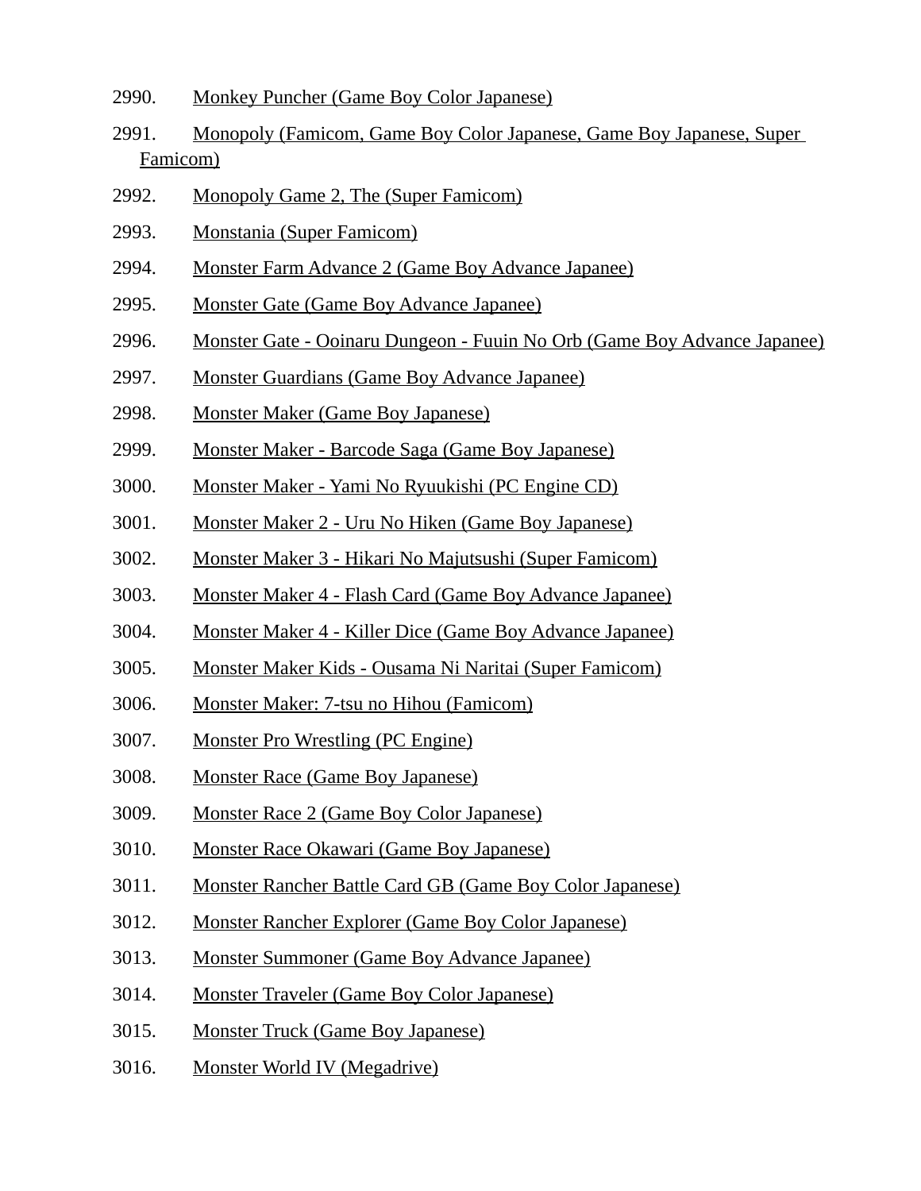2990. Monkey Puncher (Game Boy Color Japanese)

2991. Monopoly (Famicom, Game Boy Color Japanese, Game Boy Japanese, Super Famicom)

2992. Monopoly Game 2, The (Super Famicom)

2993. Monstania (Super Famicom)

2994. Monster Farm Advance 2 (Game Boy Advance Japanee)

2995. Monster Gate (Game Boy Advance Japanee)

2996. Monster Gate - Ooinaru Dungeon - Fuuin No Orb (Game Boy Advance Japanee)

2997. Monster Guardians (Game Boy Advance Japanee)

2998. Monster Maker (Game Boy Japanese)

2999. Monster Maker - Barcode Saga (Game Boy Japanese)

3000. Monster Maker - Yami No Ryuukishi (PC Engine CD)

3001. Monster Maker 2 - Uru No Hiken (Game Boy Japanese)

3002. Monster Maker 3 - Hikari No Majutsushi (Super Famicom)

3003. Monster Maker 4 - Flash Card (Game Boy Advance Japanee)

3004. Monster Maker 4 - Killer Dice (Game Boy Advance Japanee)

3005. Monster Maker Kids - Ousama Ni Naritai (Super Famicom)

3006. Monster Maker: 7-tsu no Hihou (Famicom)

3007. Monster Pro Wrestling (PC Engine)

3008. Monster Race (Game Boy Japanese)

3009. Monster Race 2 (Game Boy Color Japanese)

3010. Monster Race Okawari (Game Boy Japanese)

3011. Monster Rancher Battle Card GB (Game Boy Color Japanese)

3012. Monster Rancher Explorer (Game Boy Color Japanese)

3013. Monster Summoner (Game Boy Advance Japanee)

3014. Monster Traveler (Game Boy Color Japanese)

3015. Monster Truck (Game Boy Japanese)

3016. Monster World IV (Megadrive)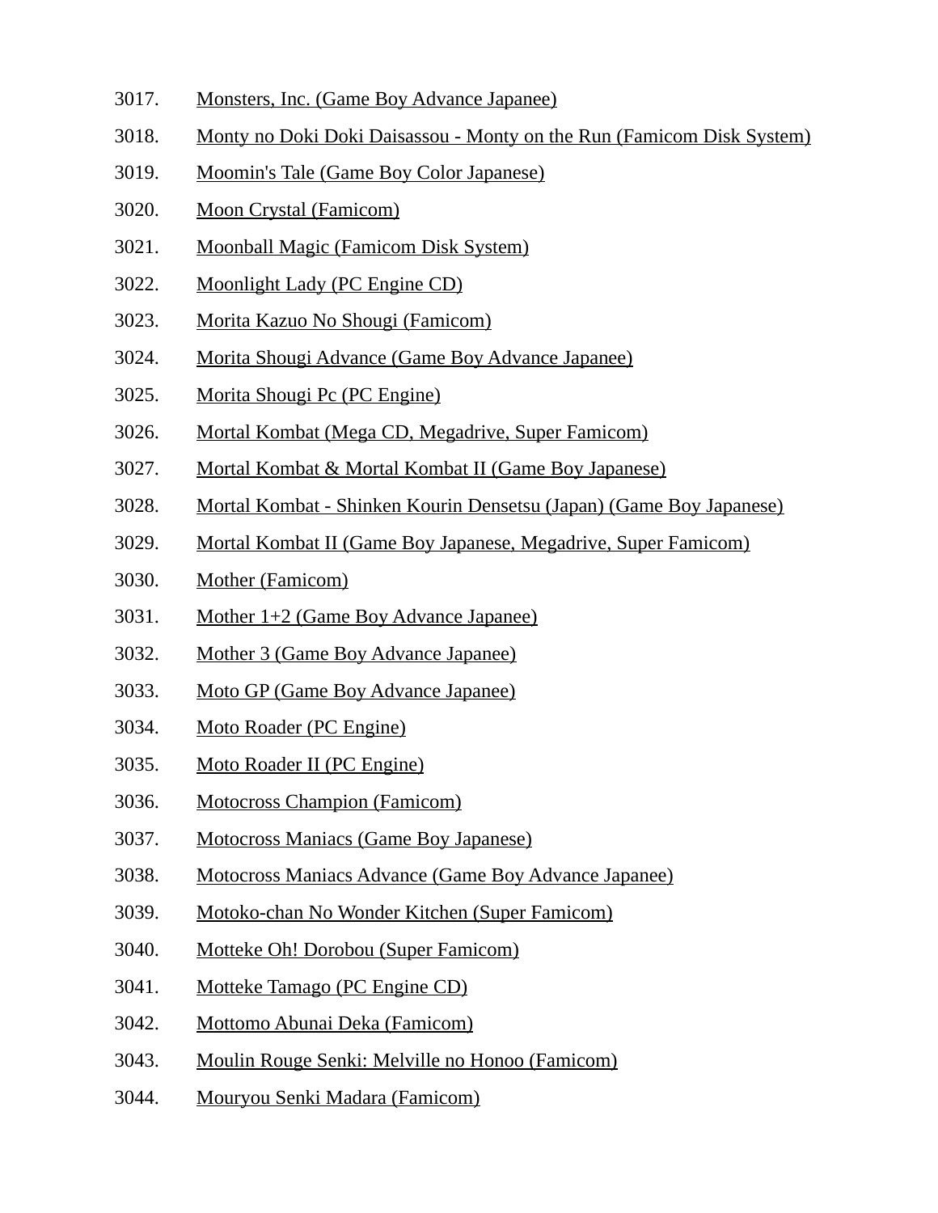3017. Monsters, Inc. (Game Boy Advance Japanee)
3018. Monty no Doki Doki Daisassou - Monty on the Run (Famicom Disk System)
3019. Moomin's Tale (Game Boy Color Japanese)
3020. Moon Crystal (Famicom)
3021. Moonball Magic (Famicom Disk System)
3022. Moonlight Lady (PC Engine CD)
3023. Morita Kazuo No Shougi (Famicom)
3024. Morita Shougi Advance (Game Boy Advance Japanee)
3025. Morita Shougi Pc (PC Engine)
3026. Mortal Kombat (Mega CD, Megadrive, Super Famicom)
3027. Mortal Kombat & Mortal Kombat II (Game Boy Japanese)
3028. Mortal Kombat - Shinken Kourin Densetsu (Japan) (Game Boy Japanese)
3029. Mortal Kombat II (Game Boy Japanese, Megadrive, Super Famicom)
3030. Mother (Famicom)
3031. Mother 1+2 (Game Boy Advance Japanee)
3032. Mother 3 (Game Boy Advance Japanee)
3033. Moto GP (Game Boy Advance Japanee)
3034. Moto Roader (PC Engine)
3035. Moto Roader II (PC Engine)
3036. Motocross Champion (Famicom)
3037. Motocross Maniacs (Game Boy Japanese)
3038. Motocross Maniacs Advance (Game Boy Advance Japanee)
3039. Motoko-chan No Wonder Kitchen (Super Famicom)
3040. Motteke Oh! Dorobou (Super Famicom)
3041. Motteke Tamago (PC Engine CD)
3042. Mottomo Abunai Deka (Famicom)
3043. Moulin Rouge Senki: Melville no Honoo (Famicom)
3044. Mouryou Senki Madara (Famicom)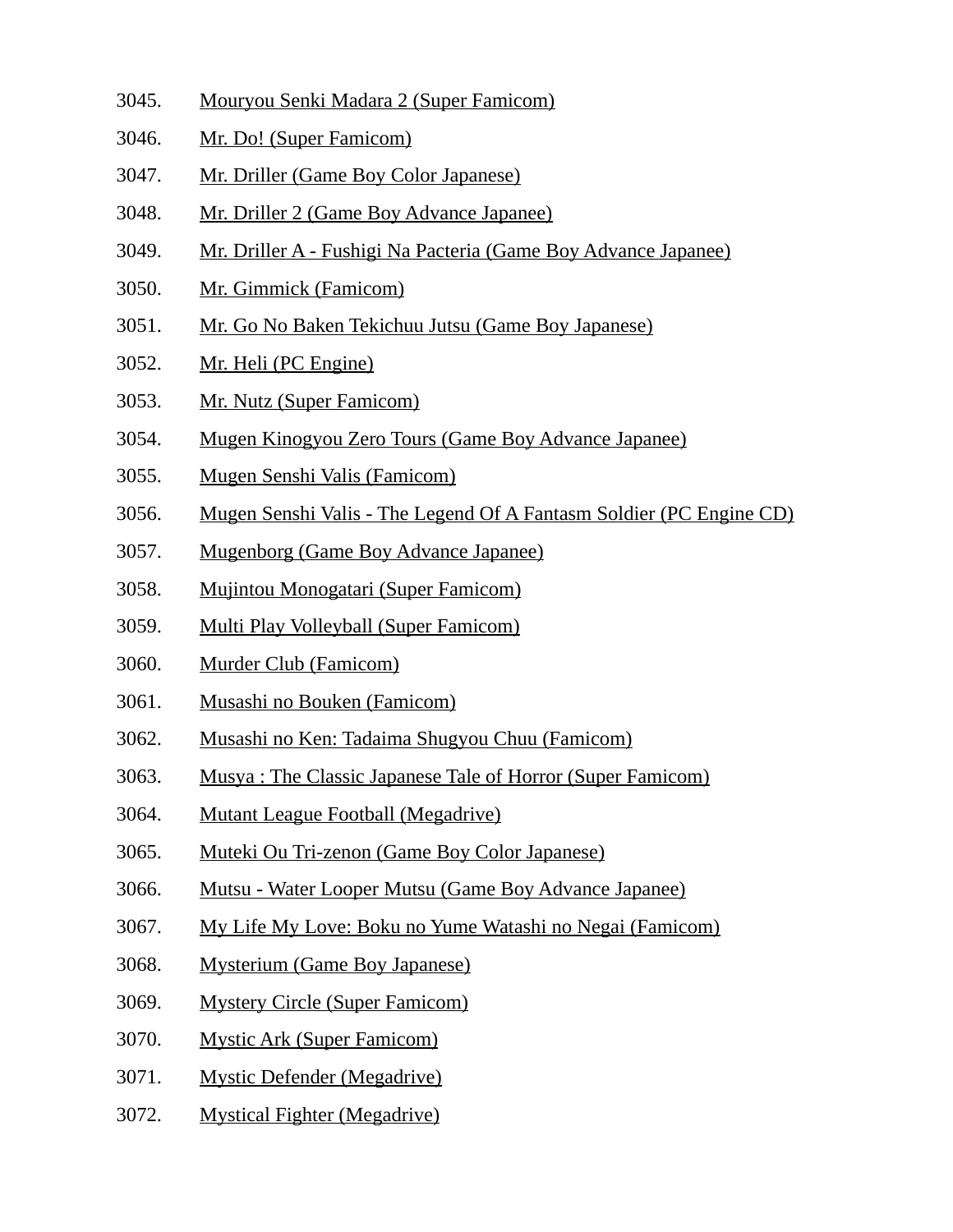3045. Mouryou Senki Madara 2 (Super Famicom)
3046. Mr. Do! (Super Famicom)
3047. Mr. Driller (Game Boy Color Japanese)
3048. Mr. Driller 2 (Game Boy Advance Japanee)
3049. Mr. Driller A - Fushigi Na Pacteria (Game Boy Advance Japanee)
3050. Mr. Gimmick (Famicom)
3051. Mr. Go No Baken Tekichuu Jutsu (Game Boy Japanese)
3052. Mr. Heli (PC Engine)
3053. Mr. Nutz (Super Famicom)
3054. Mugen Kinogyou Zero Tours (Game Boy Advance Japanee)
3055. Mugen Senshi Valis (Famicom)
3056. Mugen Senshi Valis - The Legend Of A Fantasm Soldier (PC Engine CD)
3057. Mugenborg (Game Boy Advance Japanee)
3058. Mujintou Monogatari (Super Famicom)
3059. Multi Play Volleyball (Super Famicom)
3060. Murder Club (Famicom)
3061. Musashi no Bouken (Famicom)
3062. Musashi no Ken: Tadaima Shugyou Chuu (Famicom)
3063. Musya : The Classic Japanese Tale of Horror (Super Famicom)
3064. Mutant League Football (Megadrive)
3065. Muteki Ou Tri-zenon (Game Boy Color Japanese)
3066. Mutsu - Water Looper Mutsu (Game Boy Advance Japanee)
3067. My Life My Love: Boku no Yume Watashi no Negai (Famicom)
3068. Mysterium (Game Boy Japanese)
3069. Mystery Circle (Super Famicom)
3070. Mystic Ark (Super Famicom)
3071. Mystic Defender (Megadrive)
3072. Mystical Fighter (Megadrive)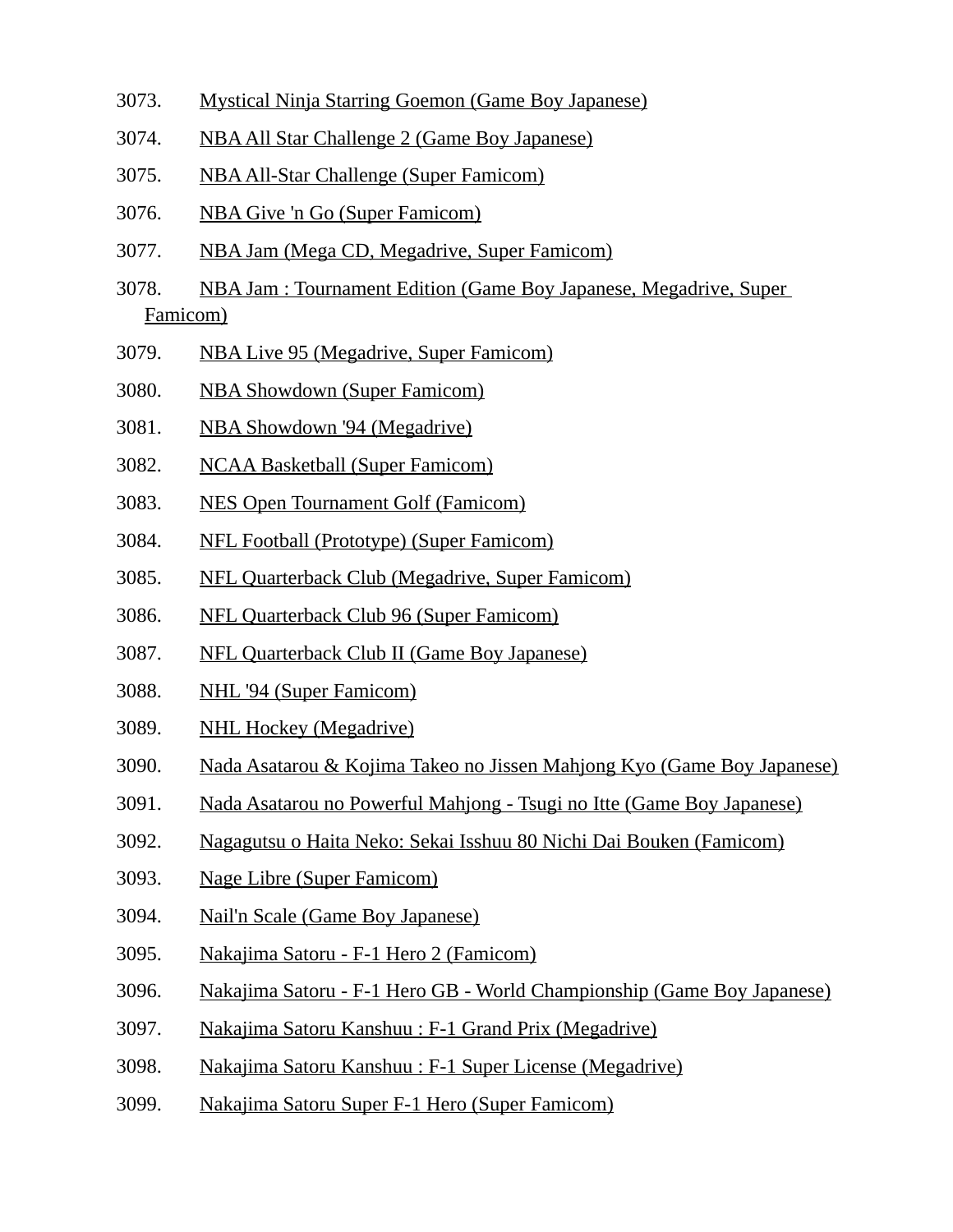3073. Mystical Ninja Starring Goemon (Game Boy Japanese)

3074. NBA All Star Challenge 2 (Game Boy Japanese)

3075. NBA All-Star Challenge (Super Famicom)

3076. NBA Give 'n Go (Super Famicom)

3077. NBA Jam (Mega CD, Megadrive, Super Famicom)

3078. NBA Jam : Tournament Edition (Game Boy Japanese, Megadrive, Super Famicom)

3079. NBA Live 95 (Megadrive, Super Famicom)

3080. NBA Showdown (Super Famicom)

3081. NBA Showdown '94 (Megadrive)

3082. NCAA Basketball (Super Famicom)

3083. NES Open Tournament Golf (Famicom)

3084. NFL Football (Prototype) (Super Famicom)

3085. NFL Quarterback Club (Megadrive, Super Famicom)

3086. NFL Quarterback Club 96 (Super Famicom)

3087. NFL Quarterback Club II (Game Boy Japanese)

3088. NHL '94 (Super Famicom)

3089. NHL Hockey (Megadrive)

3090. Nada Asatarou & Kojima Takeo no Jissen Mahjong Kyo (Game Boy Japanese)

3091. Nada Asatarou no Powerful Mahjong - Tsugi no Itte (Game Boy Japanese)

3092. Nagagutsu o Haita Neko: Sekai Isshuu 80 Nichi Dai Bouken (Famicom)

3093. Nage Libre (Super Famicom)

3094. Nail'n Scale (Game Boy Japanese)

3095. Nakajima Satoru - F-1 Hero 2 (Famicom)

3096. Nakajima Satoru - F-1 Hero GB - World Championship (Game Boy Japanese)

3097. Nakajima Satoru Kanshuu : F-1 Grand Prix (Megadrive)

3098. Nakajima Satoru Kanshuu : F-1 Super License (Megadrive)

3099. Nakajima Satoru Super F-1 Hero (Super Famicom)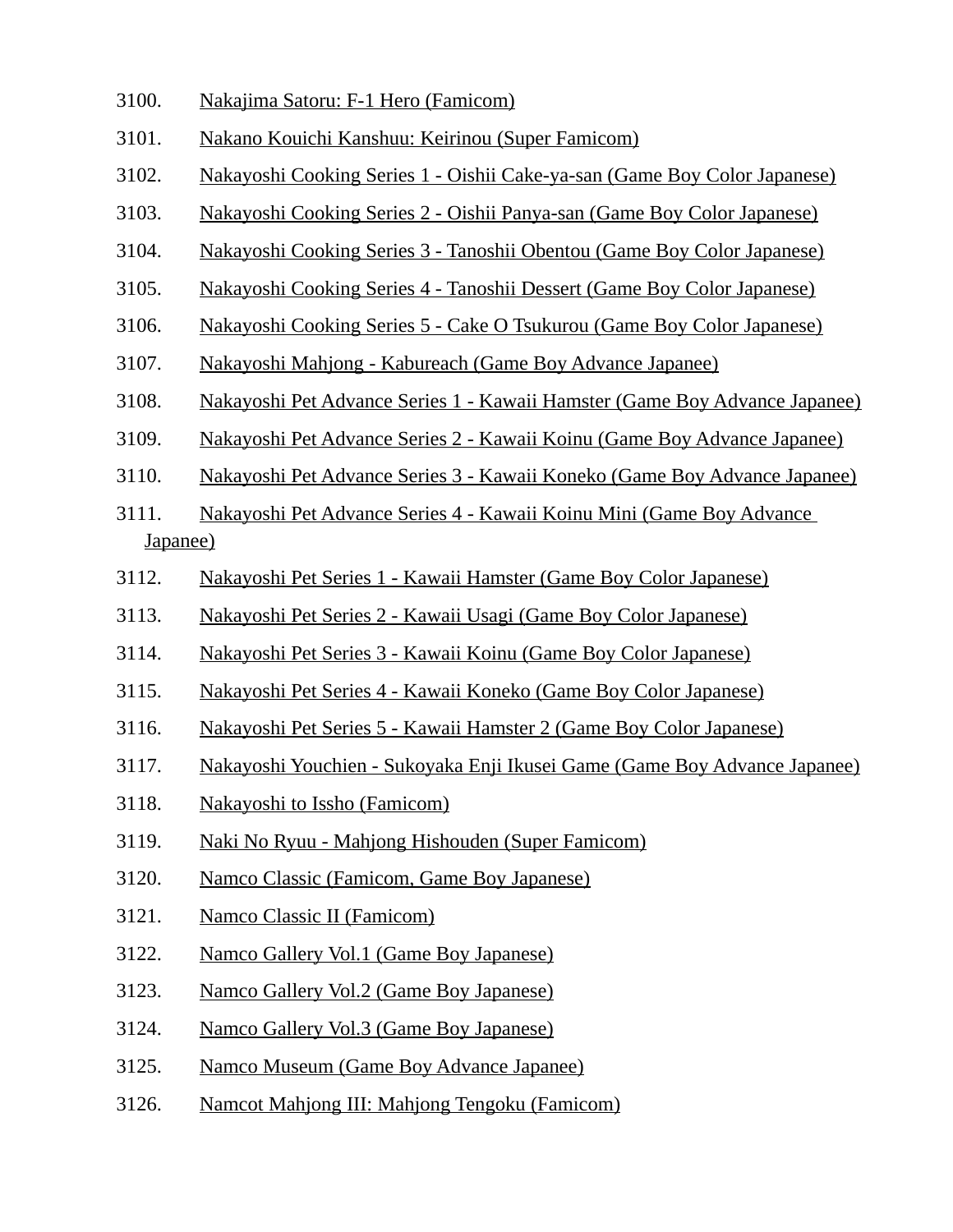3100. Nakajima Satoru: F-1 Hero (Famicom)
3101. Nakano Kouichi Kanshuu: Keirinou (Super Famicom)
3102. Nakayoshi Cooking Series 1 - Oishii Cake-ya-san (Game Boy Color Japanese)
3103. Nakayoshi Cooking Series 2 - Oishii Panya-san (Game Boy Color Japanese)
3104. Nakayoshi Cooking Series 3 - Tanoshii Obentou (Game Boy Color Japanese)
3105. Nakayoshi Cooking Series 4 - Tanoshii Dessert (Game Boy Color Japanese)
3106. Nakayoshi Cooking Series 5 - Cake O Tsukurou (Game Boy Color Japanese)
3107. Nakayoshi Mahjong - Kabureach (Game Boy Advance Japanee)
3108. Nakayoshi Pet Advance Series 1 - Kawaii Hamster (Game Boy Advance Japanee)
3109. Nakayoshi Pet Advance Series 2 - Kawaii Koinu (Game Boy Advance Japanee)
3110. Nakayoshi Pet Advance Series 3 - Kawaii Koneko (Game Boy Advance Japanee)
3111. Nakayoshi Pet Advance Series 4 - Kawaii Koinu Mini (Game Boy Advance Japanee)
3112. Nakayoshi Pet Series 1 - Kawaii Hamster (Game Boy Color Japanese)
3113. Nakayoshi Pet Series 2 - Kawaii Usagi (Game Boy Color Japanese)
3114. Nakayoshi Pet Series 3 - Kawaii Koinu (Game Boy Color Japanese)
3115. Nakayoshi Pet Series 4 - Kawaii Koneko (Game Boy Color Japanese)
3116. Nakayoshi Pet Series 5 - Kawaii Hamster 2 (Game Boy Color Japanese)
3117. Nakayoshi Youchien - Sukoyaka Enji Ikusei Game (Game Boy Advance Japanee)
3118. Nakayoshi to Issho (Famicom)
3119. Naki No Ryuu - Mahjong Hishouden (Super Famicom)
3120. Namco Classic (Famicom, Game Boy Japanese)
3121. Namco Classic II (Famicom)
3122. Namco Gallery Vol.1 (Game Boy Japanese)
3123. Namco Gallery Vol.2 (Game Boy Japanese)
3124. Namco Gallery Vol.3 (Game Boy Japanese)
3125. Namco Museum (Game Boy Advance Japanee)
3126. Namcot Mahjong III: Mahjong Tengoku (Famicom)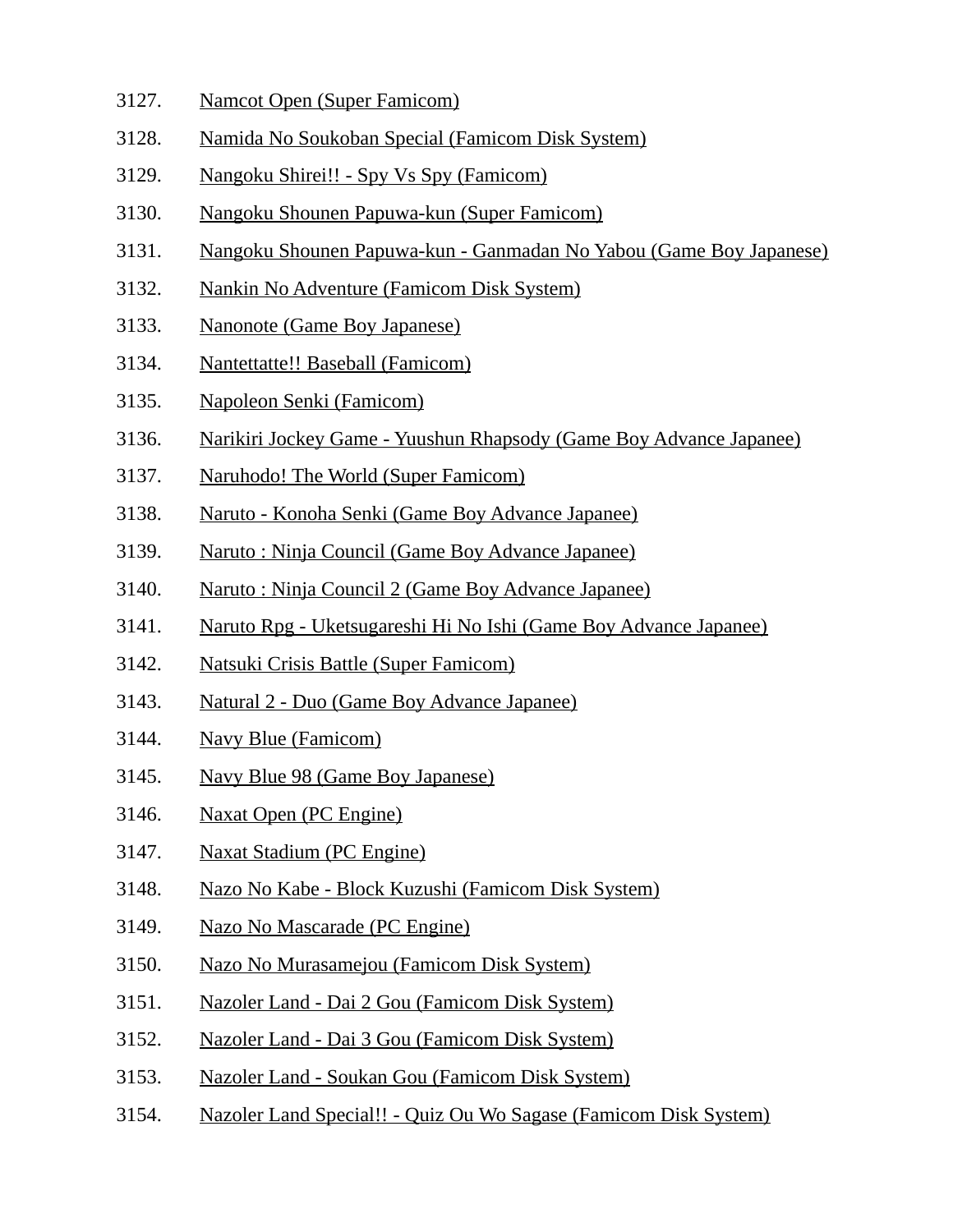3127. Namcot Open (Super Famicom)
3128. Namida No Soukoban Special (Famicom Disk System)
3129. Nangoku Shirei!! - Spy Vs Spy (Famicom)
3130. Nangoku Shounen Papuwa-kun (Super Famicom)
3131. Nangoku Shounen Papuwa-kun - Ganmadan No Yabou (Game Boy Japanese)
3132. Nankin No Adventure (Famicom Disk System)
3133. Nanonote (Game Boy Japanese)
3134. Nantettatte!! Baseball (Famicom)
3135. Napoleon Senki (Famicom)
3136. Narikiri Jockey Game - Yuushun Rhapsody (Game Boy Advance Japanee)
3137. Naruhodo! The World (Super Famicom)
3138. Naruto - Konoha Senki (Game Boy Advance Japanee)
3139. Naruto : Ninja Council (Game Boy Advance Japanee)
3140. Naruto : Ninja Council 2 (Game Boy Advance Japanee)
3141. Naruto Rpg - Uketsugareshi Hi No Ishi (Game Boy Advance Japanee)
3142. Natsuki Crisis Battle (Super Famicom)
3143. Natural 2 - Duo (Game Boy Advance Japanee)
3144. Navy Blue (Famicom)
3145. Navy Blue 98 (Game Boy Japanese)
3146. Naxat Open (PC Engine)
3147. Naxat Stadium (PC Engine)
3148. Nazo No Kabe - Block Kuzushi (Famicom Disk System)
3149. Nazo No Mascarade (PC Engine)
3150. Nazo No Murasamejou (Famicom Disk System)
3151. Nazoler Land - Dai 2 Gou (Famicom Disk System)
3152. Nazoler Land - Dai 3 Gou (Famicom Disk System)
3153. Nazoler Land - Soukan Gou (Famicom Disk System)
3154. Nazoler Land Special!! - Quiz Ou Wo Sagase (Famicom Disk System)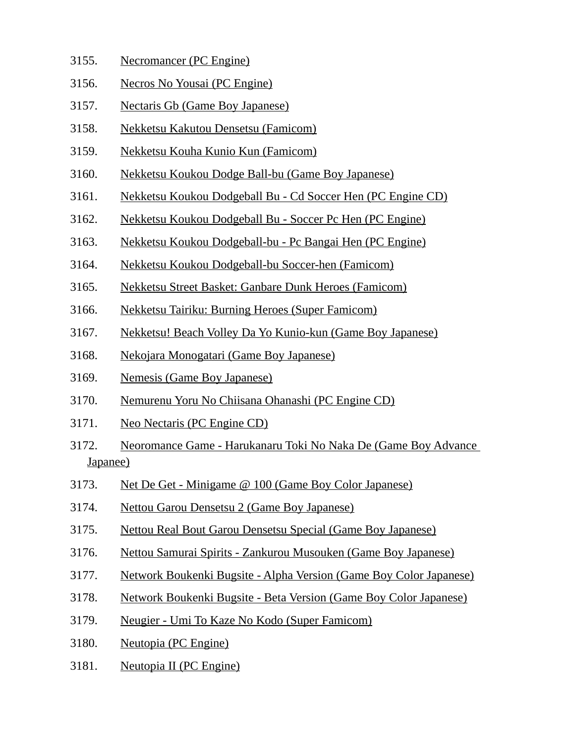3155. Necromancer (PC Engine)
3156. Necros No Yousai (PC Engine)
3157. Nectaris Gb (Game Boy Japanese)
3158. Nekketsu Kakutou Densetsu (Famicom)
3159. Nekketsu Kouha Kunio Kun (Famicom)
3160. Nekketsu Koukou Dodge Ball-bu (Game Boy Japanese)
3161. Nekketsu Koukou Dodgeball Bu - Cd Soccer Hen (PC Engine CD)
3162. Nekketsu Koukou Dodgeball Bu - Soccer Pc Hen (PC Engine)
3163. Nekketsu Koukou Dodgeball-bu - Pc Bangai Hen (PC Engine)
3164. Nekketsu Koukou Dodgeball-bu Soccer-hen (Famicom)
3165. Nekketsu Street Basket: Ganbare Dunk Heroes (Famicom)
3166. Nekketsu Tairiku: Burning Heroes (Super Famicom)
3167. Nekketsu! Beach Volley Da Yo Kunio-kun (Game Boy Japanese)
3168. Nekojara Monogatari (Game Boy Japanese)
3169. Nemesis (Game Boy Japanese)
3170. Nemurenu Yoru No Chiisana Ohanashi (PC Engine CD)
3171. Neo Nectaris (PC Engine CD)
3172. Neoromance Game - Harukanaru Toki No Naka De (Game Boy Advance Japanee)
3173. Net De Get - Minigame @ 100 (Game Boy Color Japanese)
3174. Nettou Garou Densetsu 2 (Game Boy Japanese)
3175. Nettou Real Bout Garou Densetsu Special (Game Boy Japanese)
3176. Nettou Samurai Spirits - Zankurou Musouken (Game Boy Japanese)
3177. Network Boukenki Bugsite - Alpha Version (Game Boy Color Japanese)
3178. Network Boukenki Bugsite - Beta Version (Game Boy Color Japanese)
3179. Neugier - Umi To Kaze No Kodo (Super Famicom)
3180. Neutopia (PC Engine)
3181. Neutopia II (PC Engine)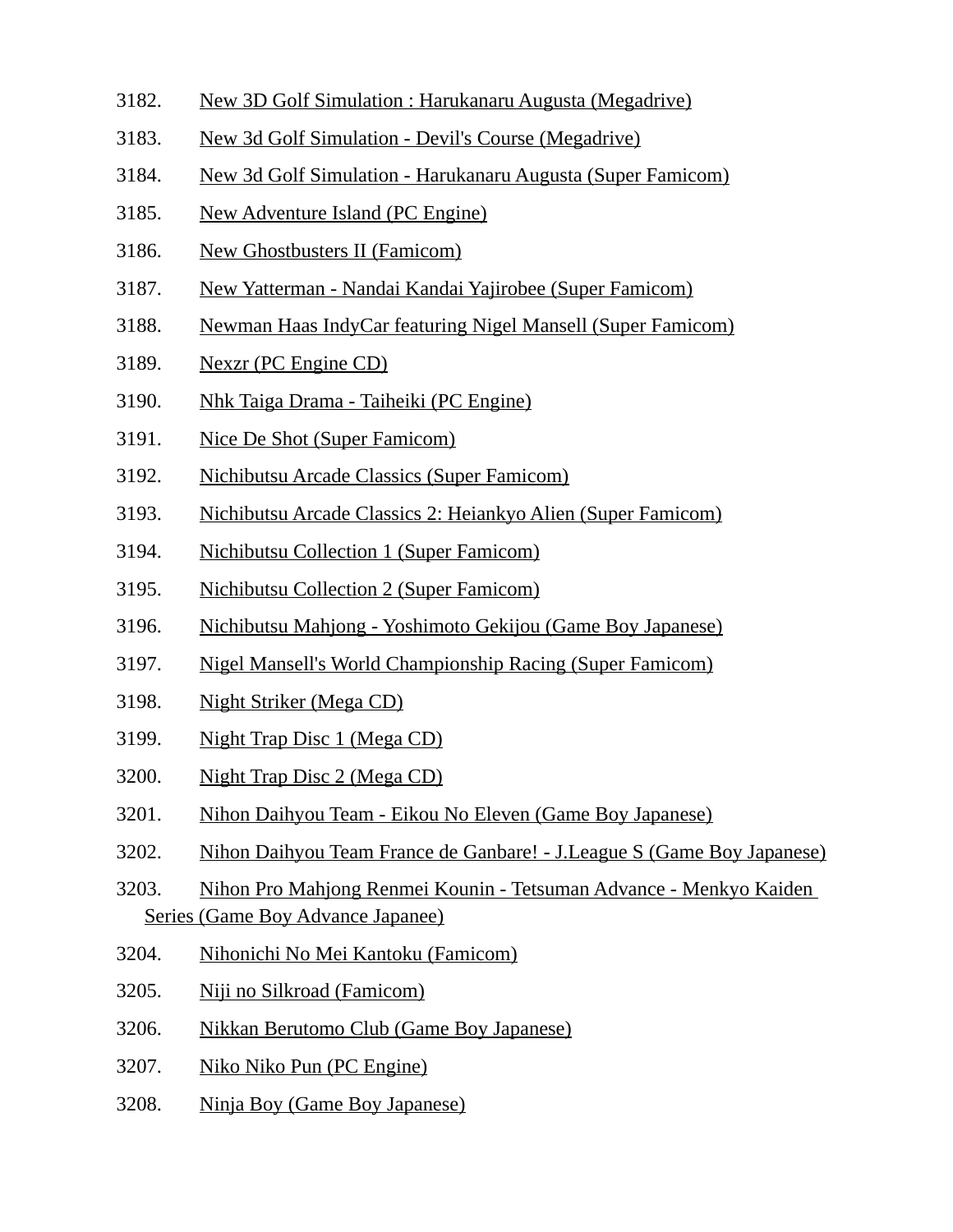3182. New 3D Golf Simulation : Harukanaru Augusta (Megadrive)

3183. New 3d Golf Simulation - Devil's Course (Megadrive)

3184. New 3d Golf Simulation - Harukanaru Augusta (Super Famicom)

3185. New Adventure Island (PC Engine)

3186. New Ghostbusters II (Famicom)

3187. New Yatterman - Nandai Kandai Yajirobee (Super Famicom)

3188. Newman Haas IndyCar featuring Nigel Mansell (Super Famicom)

3189. Nexzr (PC Engine CD)

3190. Nhk Taiga Drama - Taiheiki (PC Engine)

3191. Nice De Shot (Super Famicom)

3192. Nichibutsu Arcade Classics (Super Famicom)

3193. Nichibutsu Arcade Classics 2: Heiankyo Alien (Super Famicom)

3194. Nichibutsu Collection 1 (Super Famicom)

3195. Nichibutsu Collection 2 (Super Famicom)

3196. Nichibutsu Mahjong - Yoshimoto Gekijou (Game Boy Japanese)

3197. Nigel Mansell's World Championship Racing (Super Famicom)

3198. Night Striker (Mega CD)

3199. Night Trap Disc 1 (Mega CD)

3200. Night Trap Disc 2 (Mega CD)

3201. Nihon Daihyou Team - Eikou No Eleven (Game Boy Japanese)

3202. Nihon Daihyou Team France de Ganbare! - J.League S (Game Boy Japanese)

3203. Nihon Pro Mahjong Renmei Kounin - Tetsuman Advance - Menkyo Kaiden Series (Game Boy Advance Japanee)

3204. Nihonichi No Mei Kantoku (Famicom)

3205. Niji no Silkroad (Famicom)

3206. Nikkan Berutomo Club (Game Boy Japanese)

3207. Niko Niko Pun (PC Engine)

3208. Ninja Boy (Game Boy Japanese)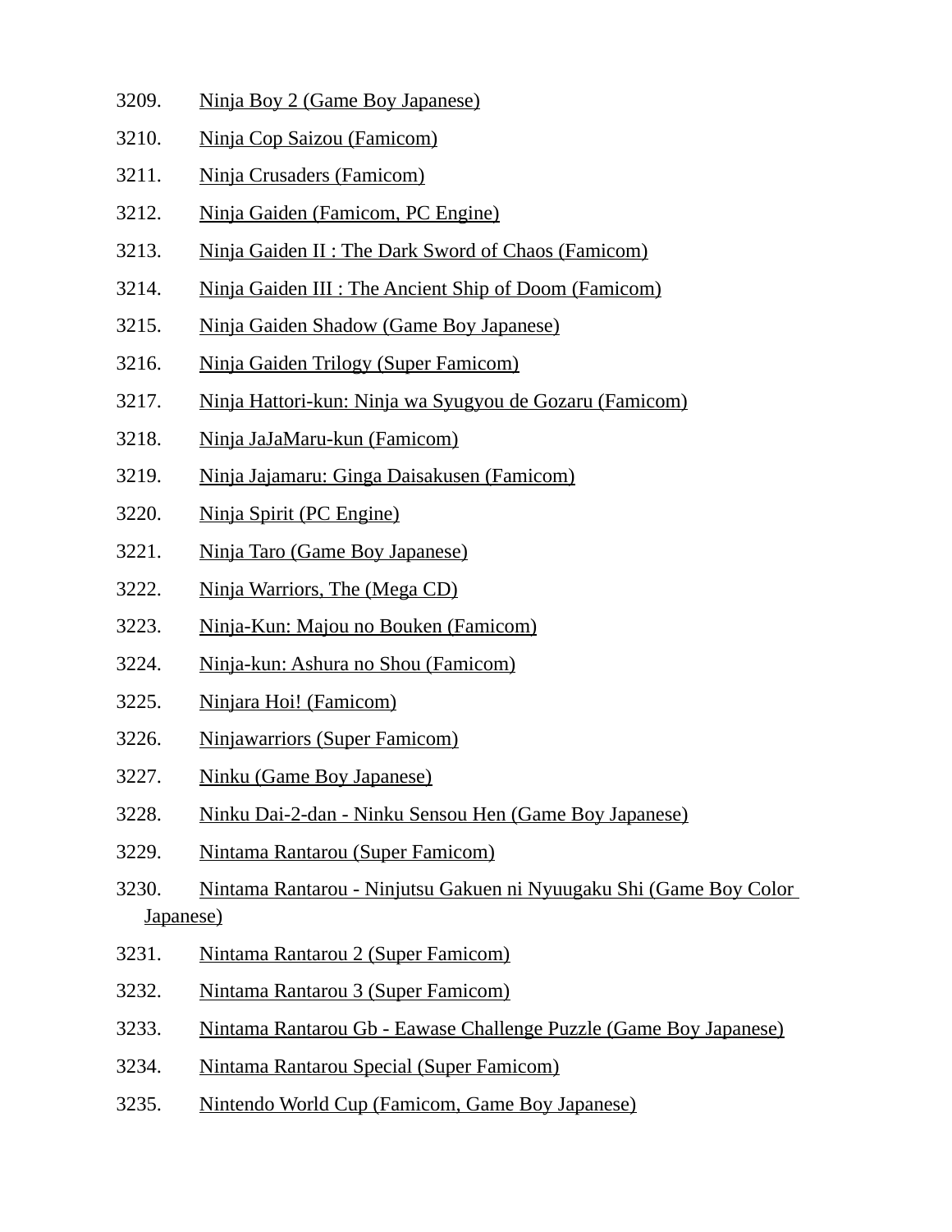3209. Ninja Boy 2 (Game Boy Japanese)
3210. Ninja Cop Saizou (Famicom)
3211. Ninja Crusaders (Famicom)
3212. Ninja Gaiden (Famicom, PC Engine)
3213. Ninja Gaiden II : The Dark Sword of Chaos (Famicom)
3214. Ninja Gaiden III : The Ancient Ship of Doom (Famicom)
3215. Ninja Gaiden Shadow (Game Boy Japanese)
3216. Ninja Gaiden Trilogy (Super Famicom)
3217. Ninja Hattori-kun: Ninja wa Syugyou de Gozaru (Famicom)
3218. Ninja JaJaMaru-kun (Famicom)
3219. Ninja Jajamaru: Ginga Daisakusen (Famicom)
3220. Ninja Spirit (PC Engine)
3221. Ninja Taro (Game Boy Japanese)
3222. Ninja Warriors, The (Mega CD)
3223. Ninja-Kun: Majou no Bouken (Famicom)
3224. Ninja-kun: Ashura no Shou (Famicom)
3225. Ninjara Hoi! (Famicom)
3226. Ninjawarriors (Super Famicom)
3227. Ninku (Game Boy Japanese)
3228. Ninku Dai-2-dan - Ninku Sensou Hen (Game Boy Japanese)
3229. Nintama Rantarou (Super Famicom)
3230. Nintama Rantarou - Ninjutsu Gakuen ni Nyuugaku Shi (Game Boy Color Japanese)
3231. Nintama Rantarou 2 (Super Famicom)
3232. Nintama Rantarou 3 (Super Famicom)
3233. Nintama Rantarou Gb - Eawase Challenge Puzzle (Game Boy Japanese)
3234. Nintama Rantarou Special (Super Famicom)
3235. Nintendo World Cup (Famicom, Game Boy Japanese)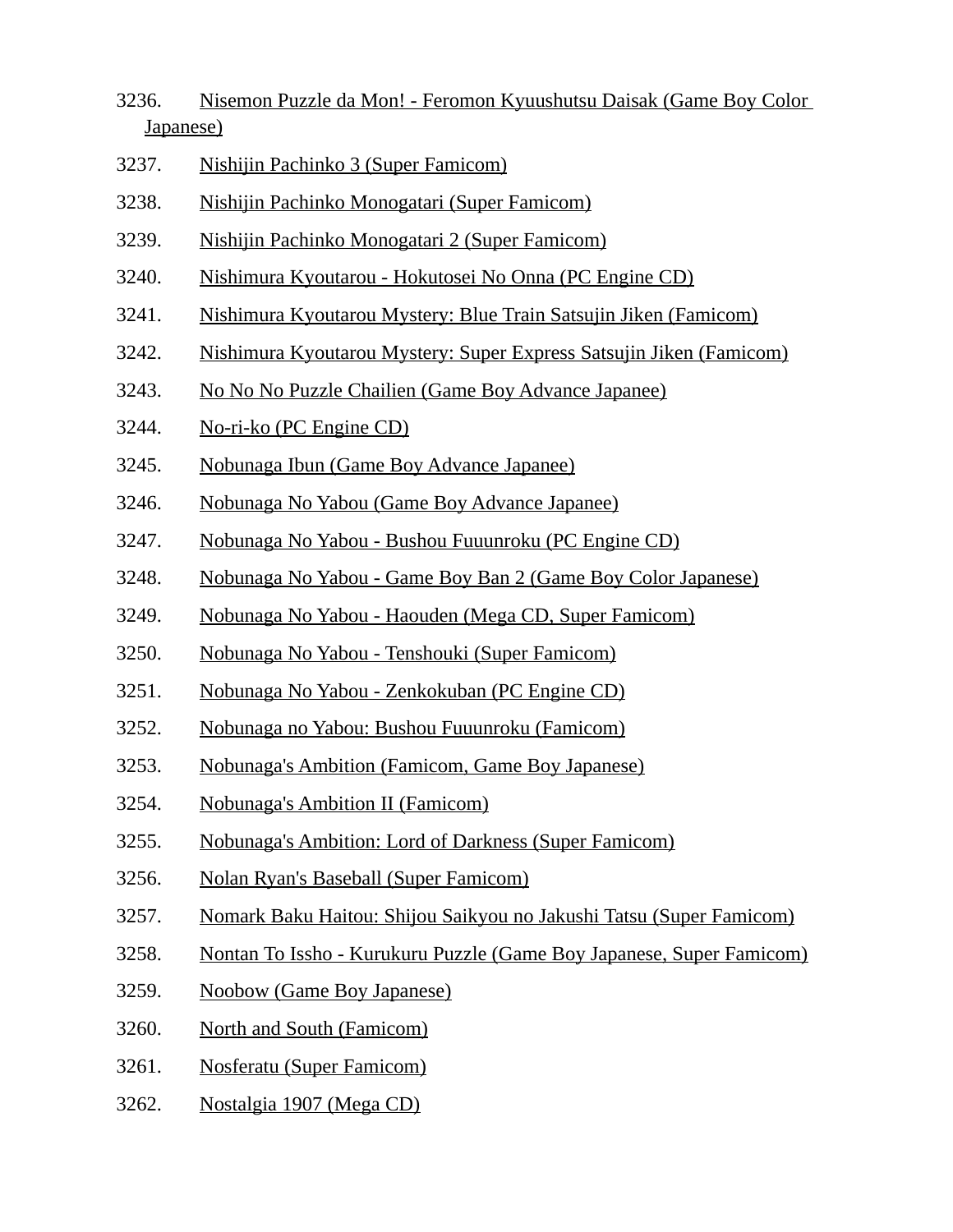3236. Nisemon Puzzle da Mon! - Feromon Kyuushutsu Daisak (Game Boy Color Japanese)
3237. Nishijin Pachinko 3 (Super Famicom)
3238. Nishijin Pachinko Monogatari (Super Famicom)
3239. Nishijin Pachinko Monogatari 2 (Super Famicom)
3240. Nishimura Kyoutarou - Hokutosei No Onna (PC Engine CD)
3241. Nishimura Kyoutarou Mystery: Blue Train Satsujin Jiken (Famicom)
3242. Nishimura Kyoutarou Mystery: Super Express Satsujin Jiken (Famicom)
3243. No No No Puzzle Chailien (Game Boy Advance Japanee)
3244. No-ri-ko (PC Engine CD)
3245. Nobunaga Ibun (Game Boy Advance Japanee)
3246. Nobunaga No Yabou (Game Boy Advance Japanee)
3247. Nobunaga No Yabou - Bushou Fuuunroku (PC Engine CD)
3248. Nobunaga No Yabou - Game Boy Ban 2 (Game Boy Color Japanese)
3249. Nobunaga No Yabou - Haouden (Mega CD, Super Famicom)
3250. Nobunaga No Yabou - Tenshouki (Super Famicom)
3251. Nobunaga No Yabou - Zenkokuban (PC Engine CD)
3252. Nobunaga no Yabou: Bushou Fuuunroku (Famicom)
3253. Nobunaga's Ambition (Famicom, Game Boy Japanese)
3254. Nobunaga's Ambition II (Famicom)
3255. Nobunaga's Ambition: Lord of Darkness (Super Famicom)
3256. Nolan Ryan's Baseball (Super Famicom)
3257. Nomark Baku Haitou: Shijou Saikyou no Jakushi Tatsu (Super Famicom)
3258. Nontan To Issho - Kurukuru Puzzle (Game Boy Japanese, Super Famicom)
3259. Noobow (Game Boy Japanese)
3260. North and South (Famicom)
3261. Nosferatu (Super Famicom)
3262. Nostalgia 1907 (Mega CD)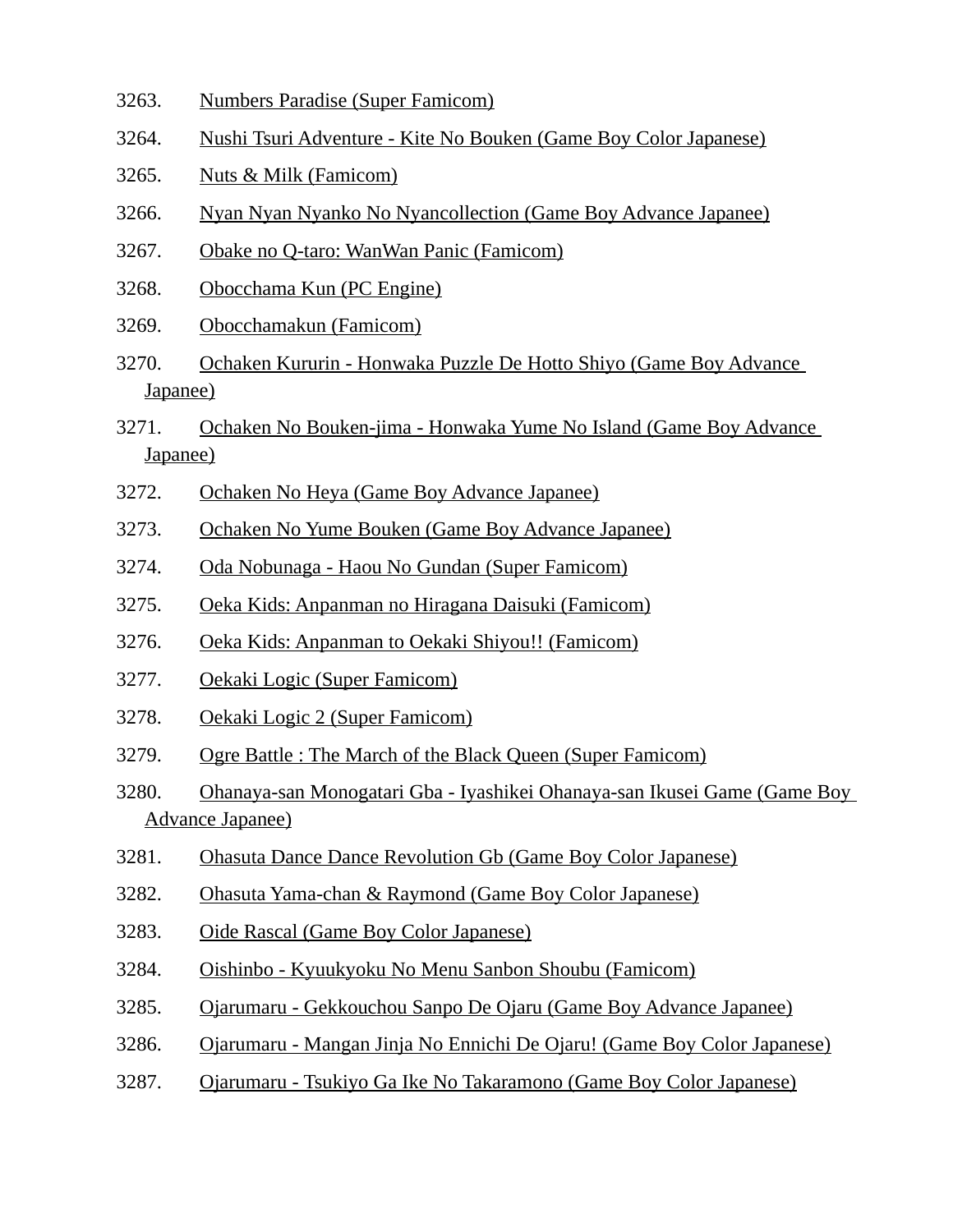3263. Numbers Paradise (Super Famicom)

3264. Nushi Tsuri Adventure - Kite No Bouken (Game Boy Color Japanese)

3265. Nuts & Milk (Famicom)

3266. Nyan Nyan Nyanko No Nyancollection (Game Boy Advance Japanee)

3267. Obake no Q-taro: WanWan Panic (Famicom)

3268. Obocchama Kun (PC Engine)

3269. Obocchamakun (Famicom)

3270. Ochaken Kururin - Honwaka Puzzle De Hotto Shiyo (Game Boy Advance Japanee)

3271. Ochaken No Bouken-jima - Honwaka Yume No Island (Game Boy Advance Japanee)

3272. Ochaken No Heya (Game Boy Advance Japanee)

3273. Ochaken No Yume Bouken (Game Boy Advance Japanee)

3274. Oda Nobunaga - Haou No Gundan (Super Famicom)

3275. Oeka Kids: Anpanman no Hiragana Daisuki (Famicom)

3276. Oeka Kids: Anpanman to Oekaki Shiyou!! (Famicom)

3277. Oekaki Logic (Super Famicom)

3278. Oekaki Logic 2 (Super Famicom)

3279. Ogre Battle : The March of the Black Queen (Super Famicom)

3280. Ohanaya-san Monogatari Gba - Iyashikei Ohanaya-san Ikusei Game (Game Boy Advance Japanee)

3281. Ohasuta Dance Dance Revolution Gb (Game Boy Color Japanese)

3282. Ohasuta Yama-chan & Raymond (Game Boy Color Japanese)

3283. Oide Rascal (Game Boy Color Japanese)

3284. Oishinbo - Kyuukyoku No Menu Sanbon Shoubu (Famicom)

3285. Ojarumaru - Gekkouchou Sanpo De Ojaru (Game Boy Advance Japanee)

3286. Ojarumaru - Mangan Jinja No Ennichi De Ojaru! (Game Boy Color Japanese)

3287. Ojarumaru - Tsukiyo Ga Ike No Takaramono (Game Boy Color Japanese)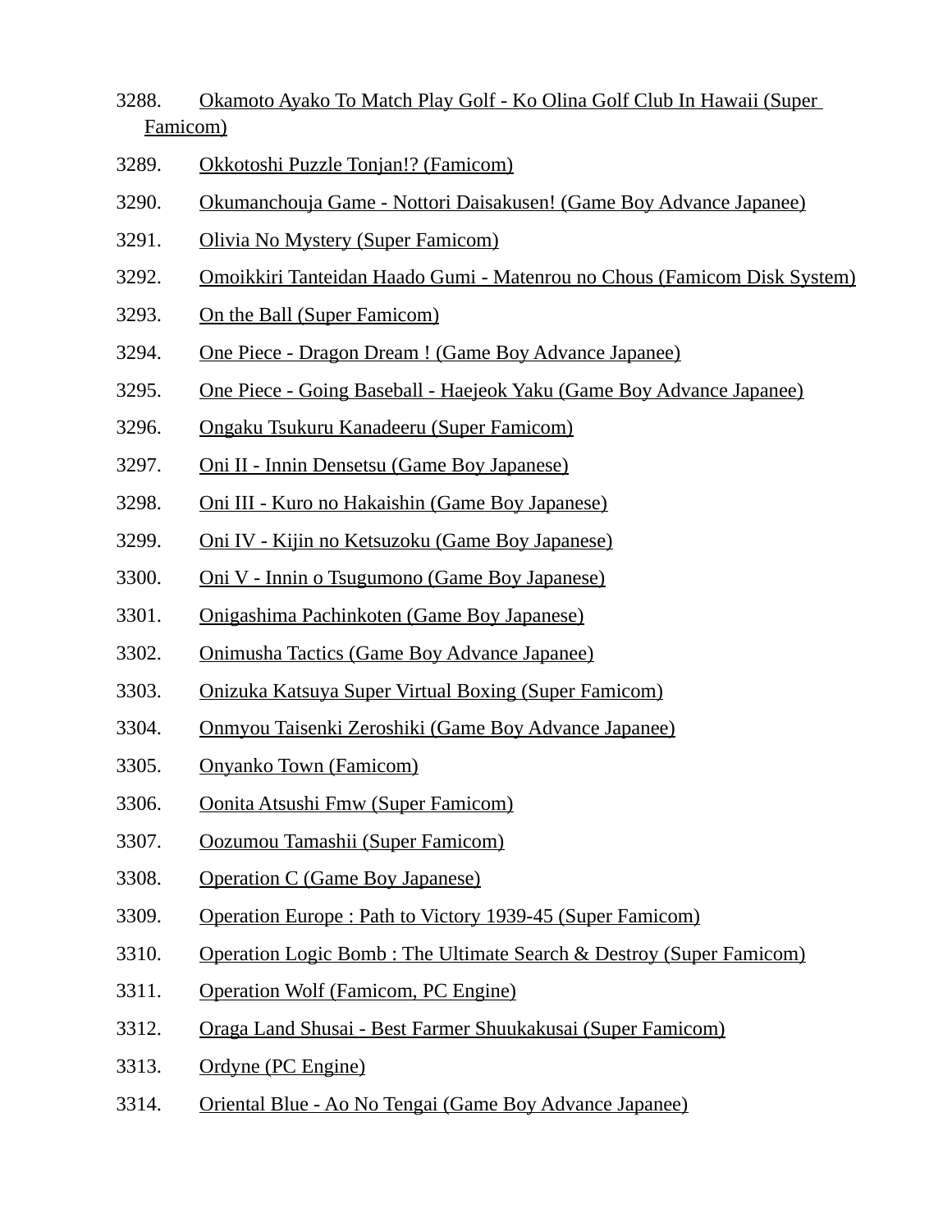3288. Okamoto Ayako To Match Play Golf - Ko Olina Golf Club In Hawaii (Super Famicom)
3289. Okkotoshi Puzzle Tonjan!? (Famicom)
3290. Okumanchouja Game - Nottori Daisakusen! (Game Boy Advance Japanee)
3291. Olivia No Mystery (Super Famicom)
3292. Omoikkiri Tanteidan Haado Gumi - Matenrou no Chous (Famicom Disk System)
3293. On the Ball (Super Famicom)
3294. One Piece - Dragon Dream ! (Game Boy Advance Japanee)
3295. One Piece - Going Baseball - Haejeok Yaku (Game Boy Advance Japanee)
3296. Ongaku Tsukuru Kanadeeru (Super Famicom)
3297. Oni II - Innin Densetsu (Game Boy Japanese)
3298. Oni III - Kuro no Hakaishin (Game Boy Japanese)
3299. Oni IV - Kijin no Ketsuzoku (Game Boy Japanese)
3300. Oni V - Innin o Tsugumono (Game Boy Japanese)
3301. Onigashima Pachinkoten (Game Boy Japanese)
3302. Onimusha Tactics (Game Boy Advance Japanee)
3303. Onizuka Katsuya Super Virtual Boxing (Super Famicom)
3304. Onmyou Taisenki Zeroshiki (Game Boy Advance Japanee)
3305. Onyanko Town (Famicom)
3306. Oonita Atsushi Fmw (Super Famicom)
3307. Oozumou Tamashii (Super Famicom)
3308. Operation C (Game Boy Japanese)
3309. Operation Europe : Path to Victory 1939-45 (Super Famicom)
3310. Operation Logic Bomb : The Ultimate Search & Destroy (Super Famicom)
3311. Operation Wolf (Famicom, PC Engine)
3312. Oraga Land Shusai - Best Farmer Shuukakusai (Super Famicom)
3313. Ordyne (PC Engine)
3314. Oriental Blue - Ao No Tengai (Game Boy Advance Japanee)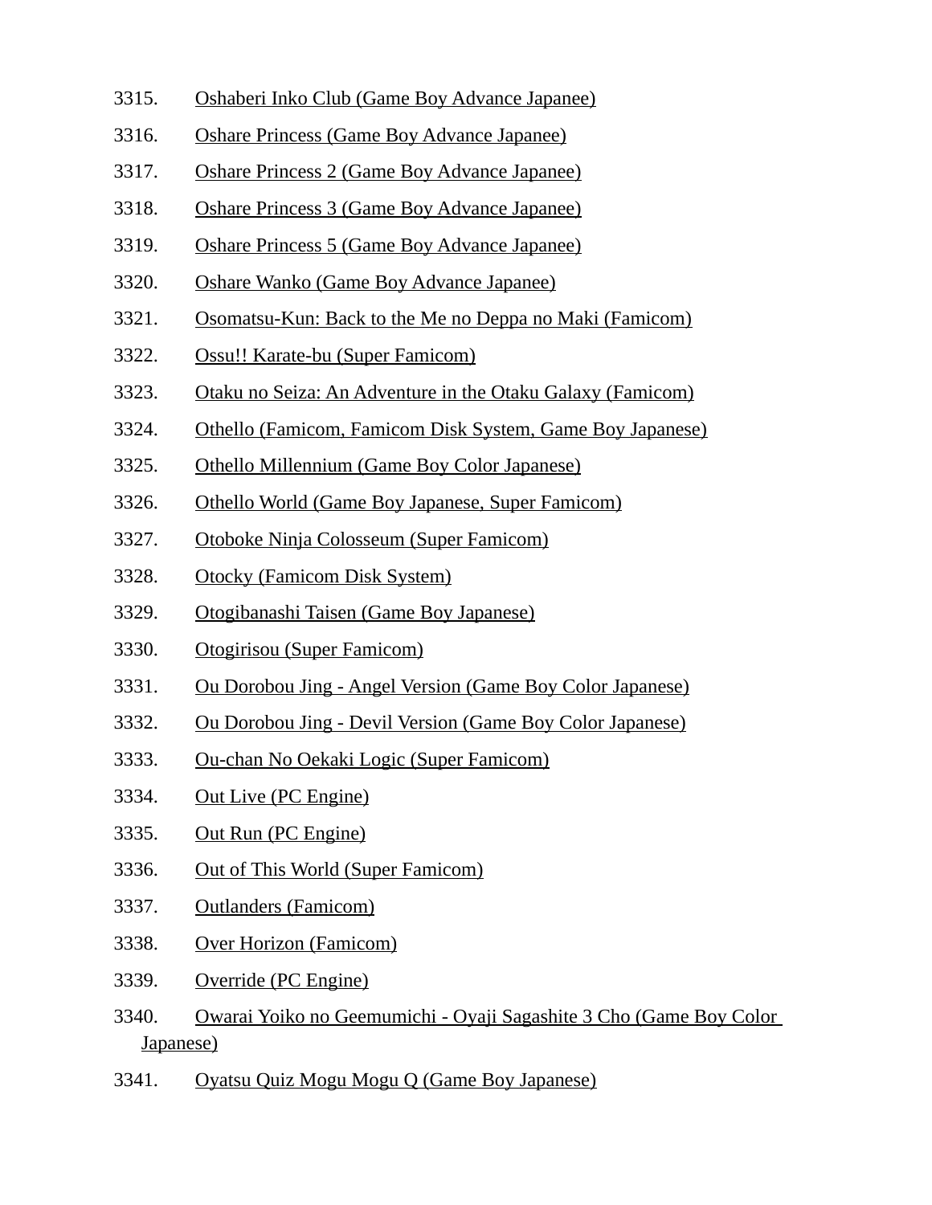3315. Oshaberi Inko Club (Game Boy Advance Japanee)

3316. Oshare Princess (Game Boy Advance Japanee)

3317. Oshare Princess 2 (Game Boy Advance Japanee)

3318. Oshare Princess 3 (Game Boy Advance Japanee)

3319. Oshare Princess 5 (Game Boy Advance Japanee)

3320. Oshare Wanko (Game Boy Advance Japanee)

3321. Osomatsu-Kun: Back to the Me no Deppa no Maki (Famicom)

3322. Ossu!! Karate-bu (Super Famicom)

3323. Otaku no Seiza: An Adventure in the Otaku Galaxy (Famicom)

3324. Othello (Famicom, Famicom Disk System, Game Boy Japanese)

3325. Othello Millennium (Game Boy Color Japanese)

3326. Othello World (Game Boy Japanese, Super Famicom)

3327. Otoboke Ninja Colosseum (Super Famicom)

3328. Otocky (Famicom Disk System)

3329. Otogibanashi Taisen (Game Boy Japanese)

3330. Otogirisou (Super Famicom)

3331. Ou Dorobou Jing - Angel Version (Game Boy Color Japanese)

3332. Ou Dorobou Jing - Devil Version (Game Boy Color Japanese)

3333. Ou-chan No Oekaki Logic (Super Famicom)

3334. Out Live (PC Engine)

3335. Out Run (PC Engine)

3336. Out of This World (Super Famicom)

3337. Outlanders (Famicom)

3338. Over Horizon (Famicom)

3339. Override (PC Engine)

3340. Owarai Yoiko no Geemumichi - Oyaji Sagashite 3 Cho (Game Boy Color Japanese)

3341. Oyatsu Quiz Mogu Mogu Q (Game Boy Japanese)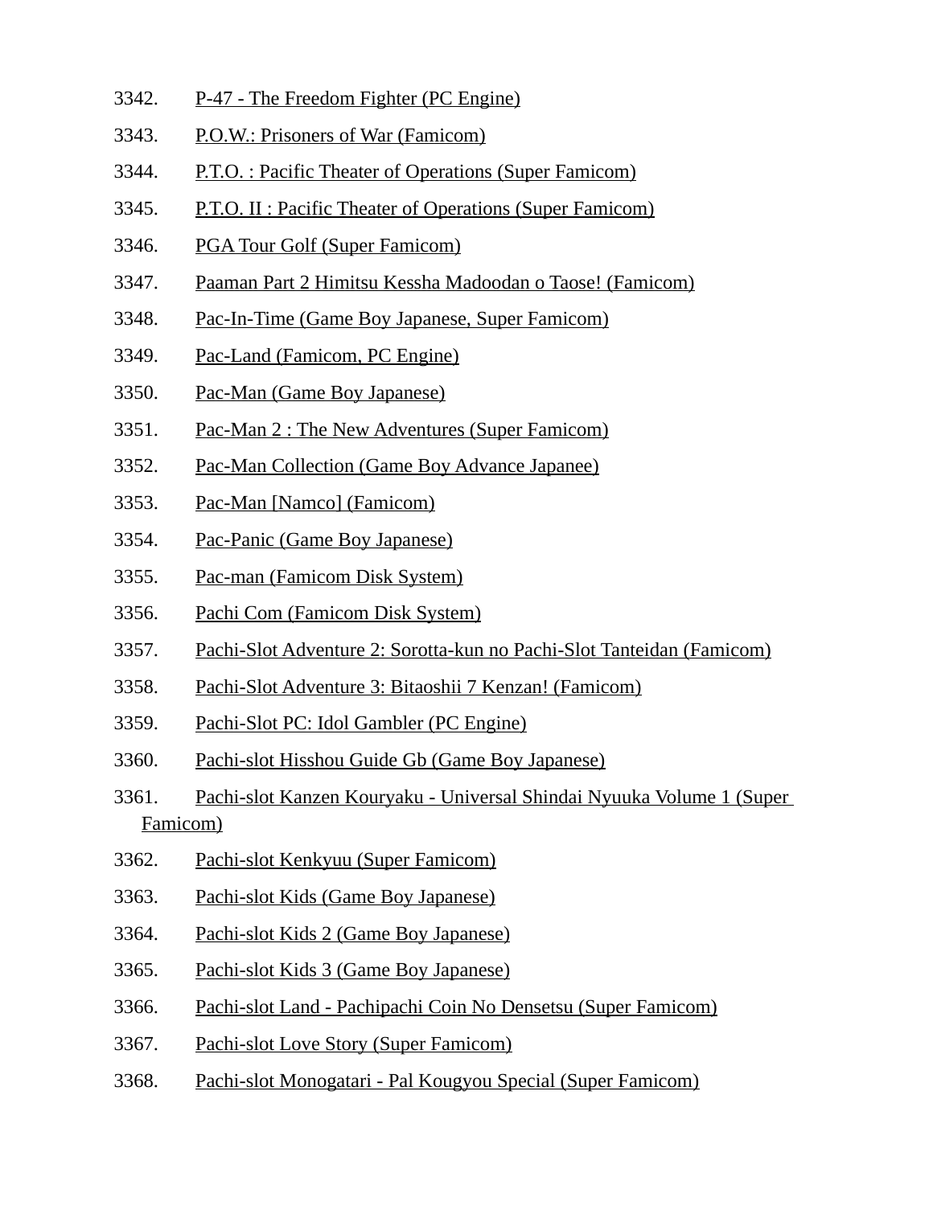3342. P-47 - The Freedom Fighter (PC Engine)

3343. P.O.W.: Prisoners of War (Famicom)

3344. P.T.O. : Pacific Theater of Operations (Super Famicom)

3345. P.T.O. II : Pacific Theater of Operations (Super Famicom)

3346. PGA Tour Golf (Super Famicom)

3347. Paaman Part 2 Himitsu Kessha Madoodan o Taose! (Famicom)

3348. Pac-In-Time (Game Boy Japanese, Super Famicom)

3349. Pac-Land (Famicom, PC Engine)

3350. Pac-Man (Game Boy Japanese)

3351. Pac-Man 2 : The New Adventures (Super Famicom)

3352. Pac-Man Collection (Game Boy Advance Japanee)

3353. Pac-Man [Namco] (Famicom)

3354. Pac-Panic (Game Boy Japanese)

3355. Pac-man (Famicom Disk System)

3356. Pachi Com (Famicom Disk System)

3357. Pachi-Slot Adventure 2: Sorotta-kun no Pachi-Slot Tanteidan (Famicom)

3358. Pachi-Slot Adventure 3: Bitaoshii 7 Kenzan! (Famicom)

3359. Pachi-Slot PC: Idol Gambler (PC Engine)

3360. Pachi-slot Hisshou Guide Gb (Game Boy Japanese)

3361. Pachi-slot Kanzen Kouryaku - Universal Shindai Nyuuka Volume 1 (Super Famicom)

3362. Pachi-slot Kenkyuu (Super Famicom)

3363. Pachi-slot Kids (Game Boy Japanese)

3364. Pachi-slot Kids 2 (Game Boy Japanese)

3365. Pachi-slot Kids 3 (Game Boy Japanese)

3366. Pachi-slot Land - Pachipachi Coin No Densetsu (Super Famicom)

3367. Pachi-slot Love Story (Super Famicom)

3368. Pachi-slot Monogatari - Pal Kougyou Special (Super Famicom)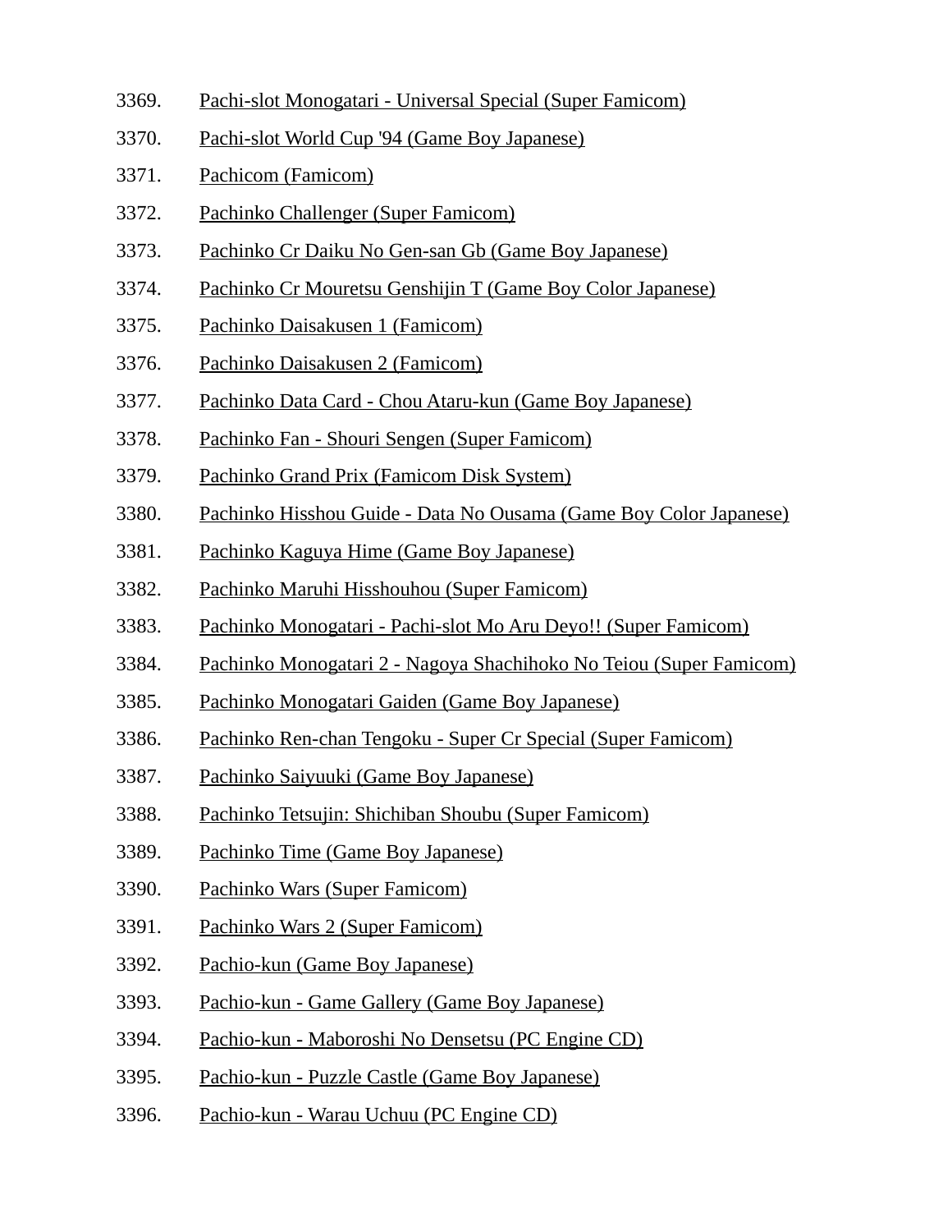3369. Pachi-slot Monogatari - Universal Special (Super Famicom)
3370. Pachi-slot World Cup '94 (Game Boy Japanese)
3371. Pachicom (Famicom)
3372. Pachinko Challenger (Super Famicom)
3373. Pachinko Cr Daiku No Gen-san Gb (Game Boy Japanese)
3374. Pachinko Cr Mouretsu Genshijin T (Game Boy Color Japanese)
3375. Pachinko Daisakusen 1 (Famicom)
3376. Pachinko Daisakusen 2 (Famicom)
3377. Pachinko Data Card - Chou Ataru-kun (Game Boy Japanese)
3378. Pachinko Fan - Shouri Sengen (Super Famicom)
3379. Pachinko Grand Prix (Famicom Disk System)
3380. Pachinko Hisshou Guide - Data No Ousama (Game Boy Color Japanese)
3381. Pachinko Kaguya Hime (Game Boy Japanese)
3382. Pachinko Maruhi Hisshouhou (Super Famicom)
3383. Pachinko Monogatari - Pachi-slot Mo Aru Deyo!! (Super Famicom)
3384. Pachinko Monogatari 2 - Nagoya Shachihoko No Teiou (Super Famicom)
3385. Pachinko Monogatari Gaiden (Game Boy Japanese)
3386. Pachinko Ren-chan Tengoku - Super Cr Special (Super Famicom)
3387. Pachinko Saiyuuki (Game Boy Japanese)
3388. Pachinko Tetsujin: Shichiban Shoubu (Super Famicom)
3389. Pachinko Time (Game Boy Japanese)
3390. Pachinko Wars (Super Famicom)
3391. Pachinko Wars 2 (Super Famicom)
3392. Pachio-kun (Game Boy Japanese)
3393. Pachio-kun - Game Gallery (Game Boy Japanese)
3394. Pachio-kun - Maboroshi No Densetsu (PC Engine CD)
3395. Pachio-kun - Puzzle Castle (Game Boy Japanese)
3396. Pachio-kun - Warau Uchuu (PC Engine CD)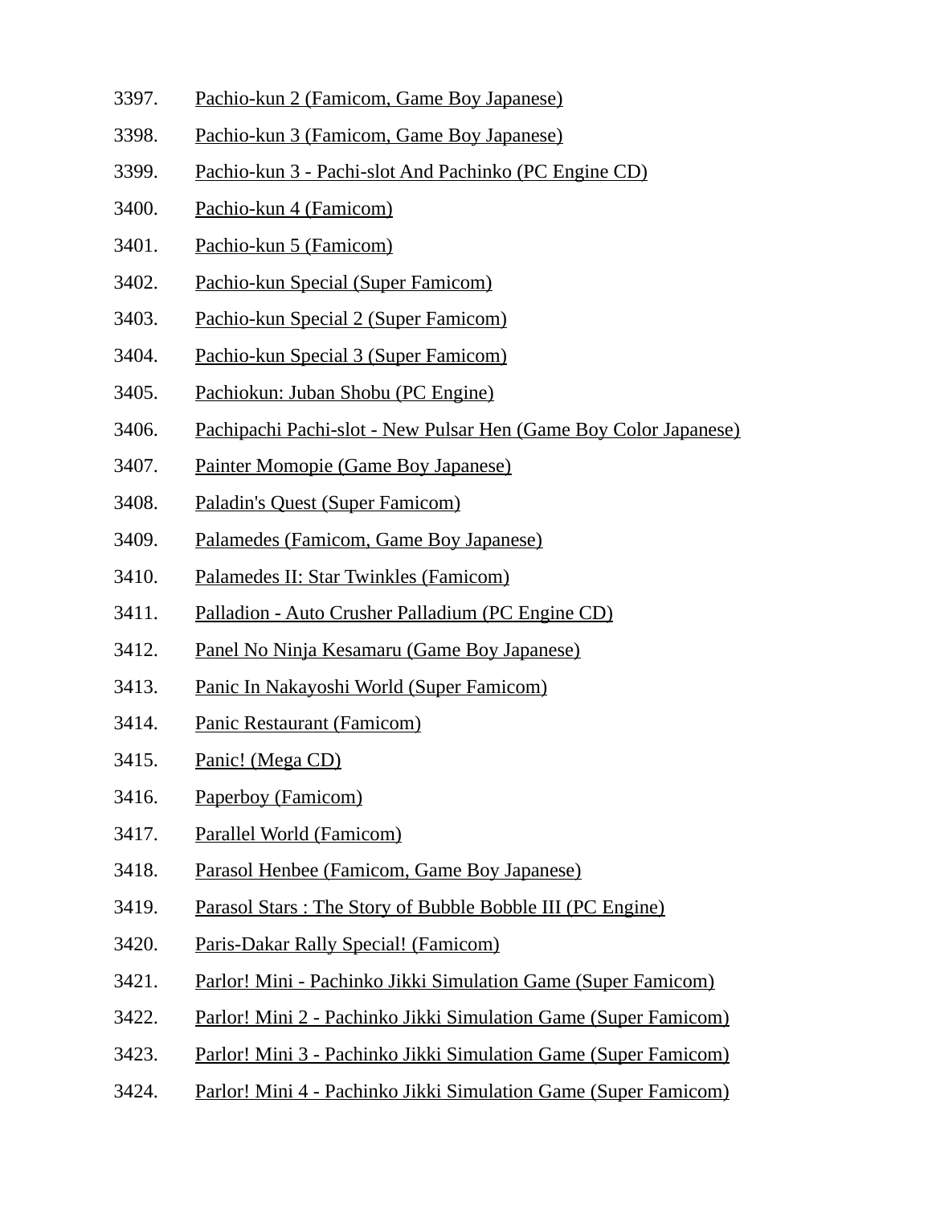3397. Pachio-kun 2 (Famicom, Game Boy Japanese)
3398. Pachio-kun 3 (Famicom, Game Boy Japanese)
3399. Pachio-kun 3 - Pachi-slot And Pachinko (PC Engine CD)
3400. Pachio-kun 4 (Famicom)
3401. Pachio-kun 5 (Famicom)
3402. Pachio-kun Special (Super Famicom)
3403. Pachio-kun Special 2 (Super Famicom)
3404. Pachio-kun Special 3 (Super Famicom)
3405. Pachiokun: Juban Shobu (PC Engine)
3406. Pachipachi Pachi-slot - New Pulsar Hen (Game Boy Color Japanese)
3407. Painter Momopie (Game Boy Japanese)
3408. Paladin's Quest (Super Famicom)
3409. Palamedes (Famicom, Game Boy Japanese)
3410. Palamedes II: Star Twinkles (Famicom)
3411. Palladion - Auto Crusher Palladium (PC Engine CD)
3412. Panel No Ninja Kesamaru (Game Boy Japanese)
3413. Panic In Nakayoshi World (Super Famicom)
3414. Panic Restaurant (Famicom)
3415. Panic! (Mega CD)
3416. Paperboy (Famicom)
3417. Parallel World (Famicom)
3418. Parasol Henbee (Famicom, Game Boy Japanese)
3419. Parasol Stars : The Story of Bubble Bobble III (PC Engine)
3420. Paris-Dakar Rally Special! (Famicom)
3421. Parlor! Mini - Pachinko Jikki Simulation Game (Super Famicom)
3422. Parlor! Mini 2 - Pachinko Jikki Simulation Game (Super Famicom)
3423. Parlor! Mini 3 - Pachinko Jikki Simulation Game (Super Famicom)
3424. Parlor! Mini 4 - Pachinko Jikki Simulation Game (Super Famicom)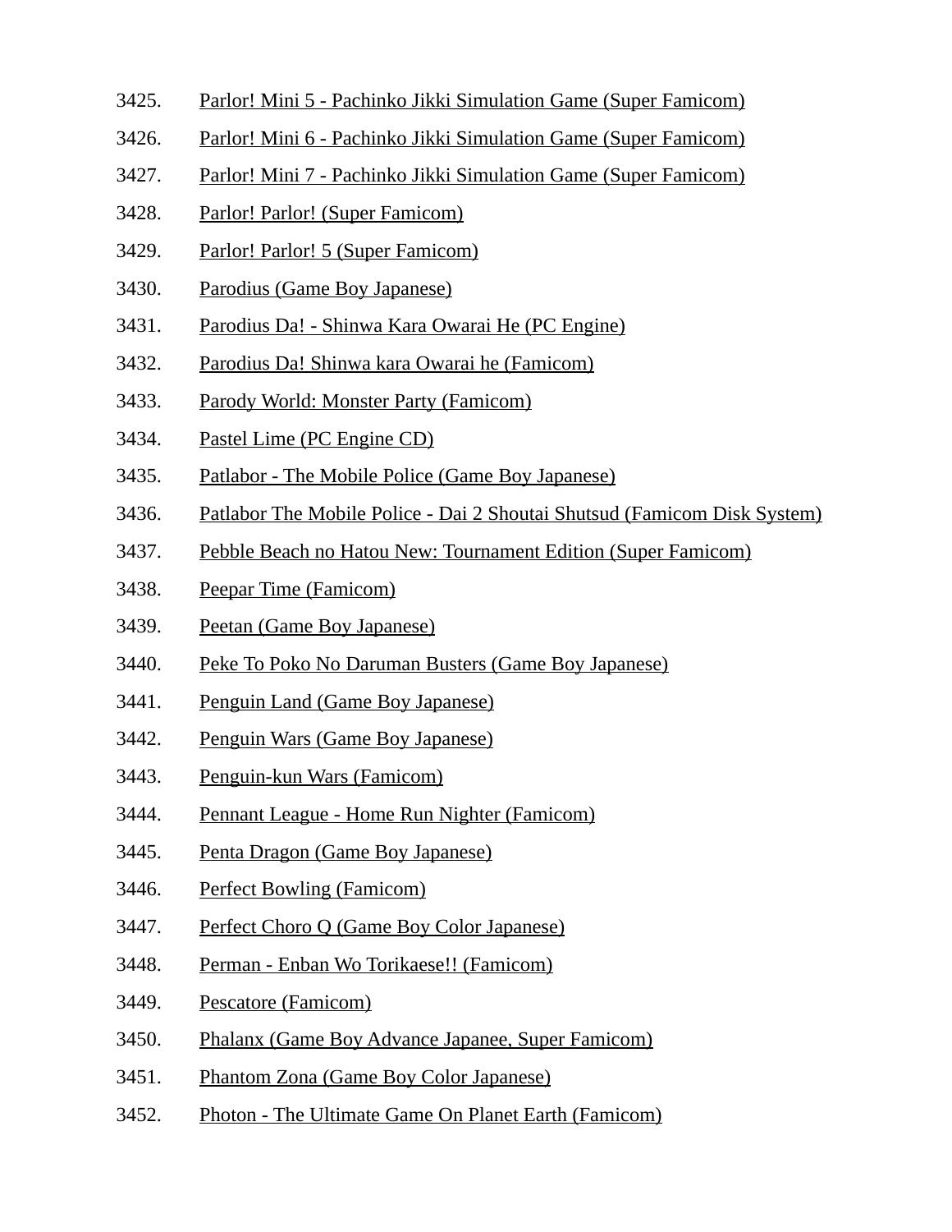3425. Parlor! Mini 5 - Pachinko Jikki Simulation Game (Super Famicom)
3426. Parlor! Mini 6 - Pachinko Jikki Simulation Game (Super Famicom)
3427. Parlor! Mini 7 - Pachinko Jikki Simulation Game (Super Famicom)
3428. Parlor! Parlor! (Super Famicom)
3429. Parlor! Parlor! 5 (Super Famicom)
3430. Parodius (Game Boy Japanese)
3431. Parodius Da! - Shinwa Kara Owarai He (PC Engine)
3432. Parodius Da! Shinwa kara Owarai he (Famicom)
3433. Parody World: Monster Party (Famicom)
3434. Pastel Lime (PC Engine CD)
3435. Patlabor - The Mobile Police (Game Boy Japanese)
3436. Patlabor The Mobile Police - Dai 2 Shoutai Shutsud (Famicom Disk System)
3437. Pebble Beach no Hatou New: Tournament Edition (Super Famicom)
3438. Peepar Time (Famicom)
3439. Peetan (Game Boy Japanese)
3440. Peke To Poko No Daruman Busters (Game Boy Japanese)
3441. Penguin Land (Game Boy Japanese)
3442. Penguin Wars (Game Boy Japanese)
3443. Penguin-kun Wars (Famicom)
3444. Pennant League - Home Run Nighter (Famicom)
3445. Penta Dragon (Game Boy Japanese)
3446. Perfect Bowling (Famicom)
3447. Perfect Choro Q (Game Boy Color Japanese)
3448. Perman - Enban Wo Torikaese!! (Famicom)
3449. Pescatore (Famicom)
3450. Phalanx (Game Boy Advance Japanee, Super Famicom)
3451. Phantom Zona (Game Boy Color Japanese)
3452. Photon - The Ultimate Game On Planet Earth (Famicom)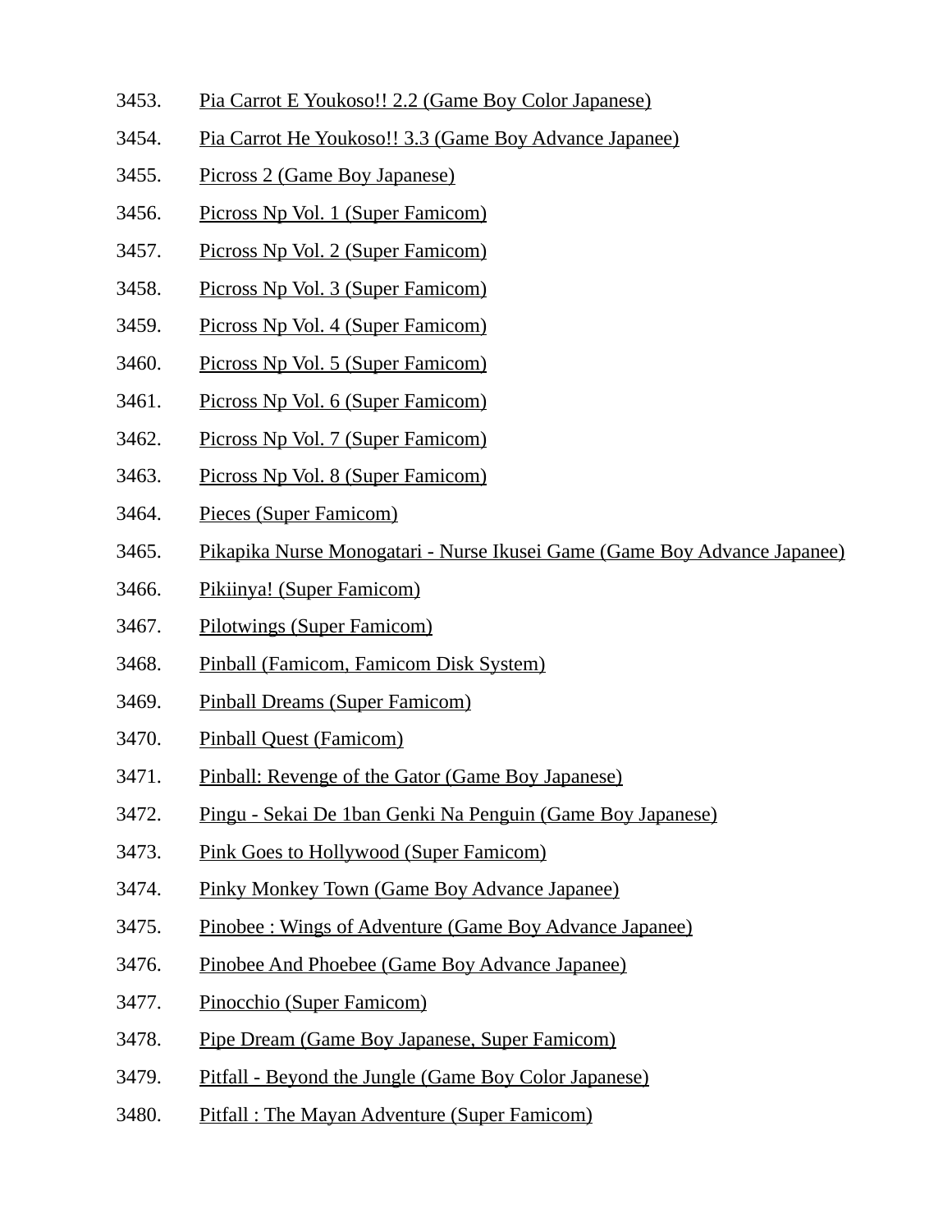3453. Pia Carrot E Youkoso!! 2.2 (Game Boy Color Japanese)

3454. Pia Carrot He Youkoso!! 3.3 (Game Boy Advance Japanee)

3455. Picross 2 (Game Boy Japanese)

3456. Picross Np Vol. 1 (Super Famicom)

3457. Picross Np Vol. 2 (Super Famicom)

3458. Picross Np Vol. 3 (Super Famicom)

3459. Picross Np Vol. 4 (Super Famicom)

3460. Picross Np Vol. 5 (Super Famicom)

3461. Picross Np Vol. 6 (Super Famicom)

3462. Picross Np Vol. 7 (Super Famicom)

3463. Picross Np Vol. 8 (Super Famicom)

3464. Pieces (Super Famicom)

3465. Pikapika Nurse Monogatari - Nurse Ikusei Game (Game Boy Advance Japanee)

3466. Pikiinya! (Super Famicom)

3467. Pilotwings (Super Famicom)

3468. Pinball (Famicom, Famicom Disk System)

3469. Pinball Dreams (Super Famicom)

3470. Pinball Quest (Famicom)

3471. Pinball: Revenge of the Gator (Game Boy Japanese)

3472. Pingu - Sekai De 1ban Genki Na Penguin (Game Boy Japanese)

3473. Pink Goes to Hollywood (Super Famicom)

3474. Pinky Monkey Town (Game Boy Advance Japanee)

3475. Pinobee : Wings of Adventure (Game Boy Advance Japanee)

3476. Pinobee And Phoebee (Game Boy Advance Japanee)

3477. Pinocchio (Super Famicom)

3478. Pipe Dream (Game Boy Japanese, Super Famicom)

3479. Pitfall - Beyond the Jungle (Game Boy Color Japanese)

3480. Pitfall : The Mayan Adventure (Super Famicom)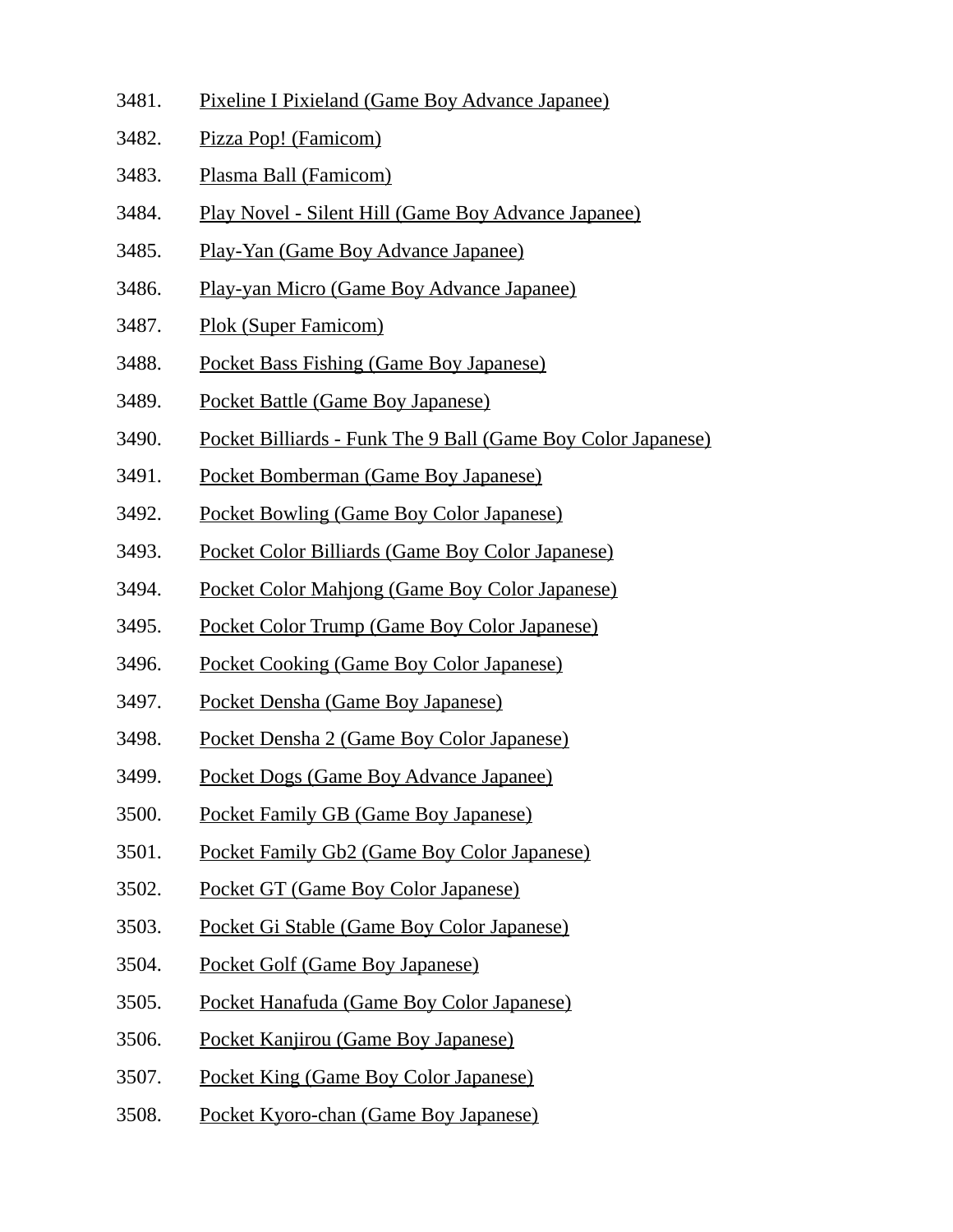3481. Pixeline I Pixieland (Game Boy Advance Japanee)
3482. Pizza Pop! (Famicom)
3483. Plasma Ball (Famicom)
3484. Play Novel - Silent Hill (Game Boy Advance Japanee)
3485. Play-Yan (Game Boy Advance Japanee)
3486. Play-yan Micro (Game Boy Advance Japanee)
3487. Plok (Super Famicom)
3488. Pocket Bass Fishing (Game Boy Japanese)
3489. Pocket Battle (Game Boy Japanese)
3490. Pocket Billiards - Funk The 9 Ball (Game Boy Color Japanese)
3491. Pocket Bomberman (Game Boy Japanese)
3492. Pocket Bowling (Game Boy Color Japanese)
3493. Pocket Color Billiards (Game Boy Color Japanese)
3494. Pocket Color Mahjong (Game Boy Color Japanese)
3495. Pocket Color Trump (Game Boy Color Japanese)
3496. Pocket Cooking (Game Boy Color Japanese)
3497. Pocket Densha (Game Boy Japanese)
3498. Pocket Densha 2 (Game Boy Color Japanese)
3499. Pocket Dogs (Game Boy Advance Japanee)
3500. Pocket Family GB (Game Boy Japanese)
3501. Pocket Family Gb2 (Game Boy Color Japanese)
3502. Pocket GT (Game Boy Color Japanese)
3503. Pocket Gi Stable (Game Boy Color Japanese)
3504. Pocket Golf (Game Boy Japanese)
3505. Pocket Hanafuda (Game Boy Color Japanese)
3506. Pocket Kanjirou (Game Boy Japanese)
3507. Pocket King (Game Boy Color Japanese)
3508. Pocket Kyoro-chan (Game Boy Japanese)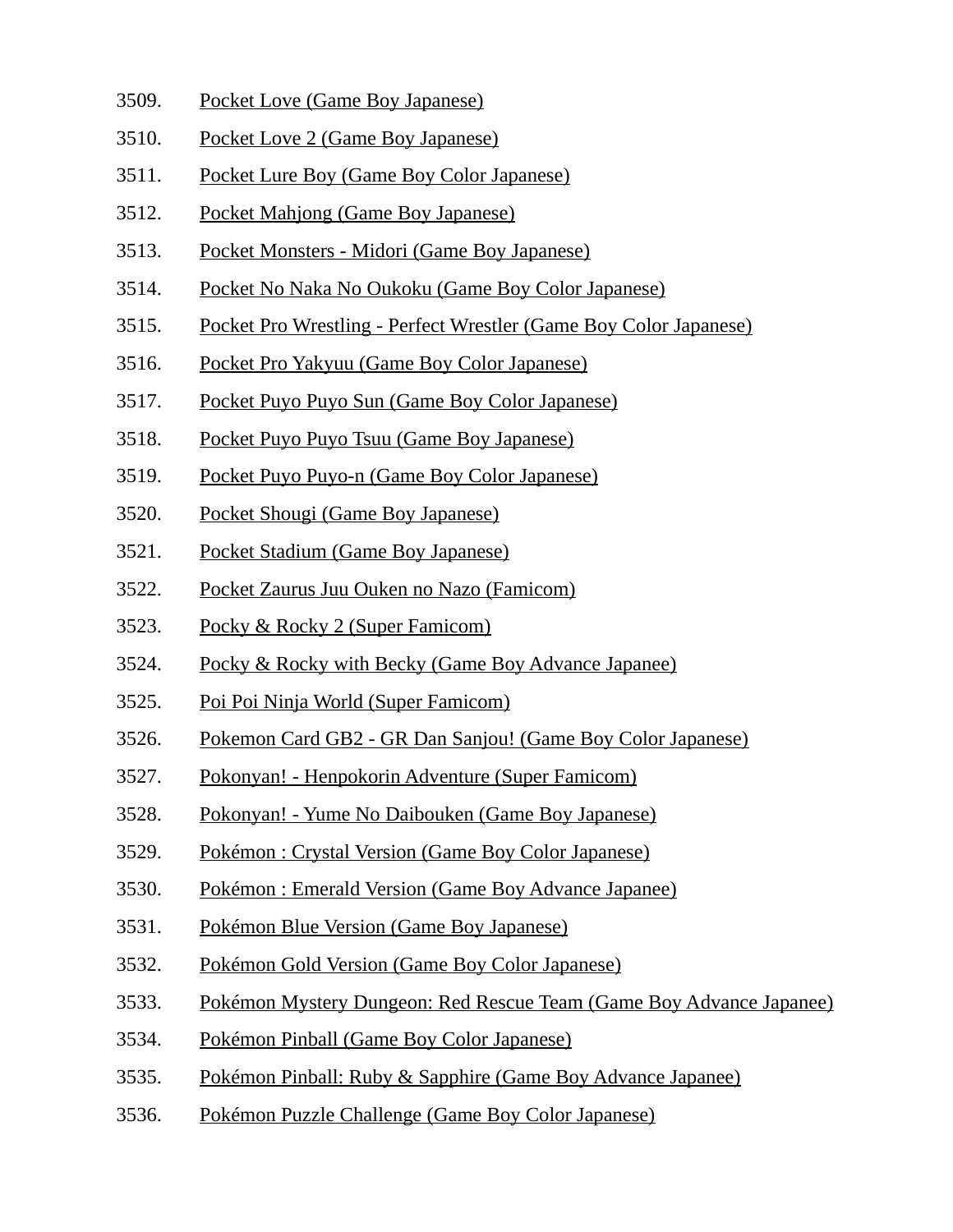3509. Pocket Love (Game Boy Japanese)
3510. Pocket Love 2 (Game Boy Japanese)
3511. Pocket Lure Boy (Game Boy Color Japanese)
3512. Pocket Mahjong (Game Boy Japanese)
3513. Pocket Monsters - Midori (Game Boy Japanese)
3514. Pocket No Naka No Oukoku (Game Boy Color Japanese)
3515. Pocket Pro Wrestling - Perfect Wrestler (Game Boy Color Japanese)
3516. Pocket Pro Yakyuu (Game Boy Color Japanese)
3517. Pocket Puyo Puyo Sun (Game Boy Color Japanese)
3518. Pocket Puyo Puyo Tsuu (Game Boy Japanese)
3519. Pocket Puyo Puyo-n (Game Boy Color Japanese)
3520. Pocket Shougi (Game Boy Japanese)
3521. Pocket Stadium (Game Boy Japanese)
3522. Pocket Zaurus Juu Ouken no Nazo (Famicom)
3523. Pocky & Rocky 2 (Super Famicom)
3524. Pocky & Rocky with Becky (Game Boy Advance Japanee)
3525. Poi Poi Ninja World (Super Famicom)
3526. Pokemon Card GB2 - GR Dan Sanjou! (Game Boy Color Japanese)
3527. Pokonyan! - Henpokorin Adventure (Super Famicom)
3528. Pokonyan! - Yume No Daibouken (Game Boy Japanese)
3529. Pokémon : Crystal Version (Game Boy Color Japanese)
3530. Pokémon : Emerald Version (Game Boy Advance Japanee)
3531. Pokémon Blue Version (Game Boy Japanese)
3532. Pokémon Gold Version (Game Boy Color Japanese)
3533. Pokémon Mystery Dungeon: Red Rescue Team (Game Boy Advance Japanee)
3534. Pokémon Pinball (Game Boy Color Japanese)
3535. Pokémon Pinball: Ruby & Sapphire (Game Boy Advance Japanee)
3536. Pokémon Puzzle Challenge (Game Boy Color Japanese)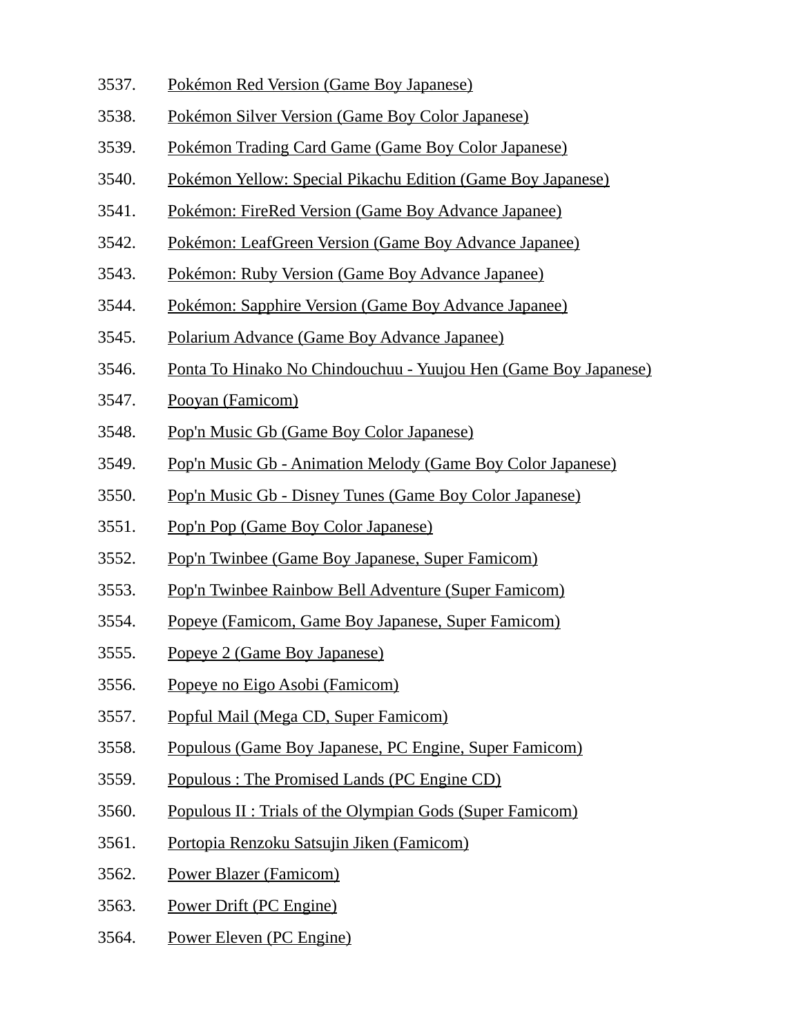3537. Pokémon Red Version (Game Boy Japanese)
3538. Pokémon Silver Version (Game Boy Color Japanese)
3539. Pokémon Trading Card Game (Game Boy Color Japanese)
3540. Pokémon Yellow: Special Pikachu Edition (Game Boy Japanese)
3541. Pokémon: FireRed Version (Game Boy Advance Japanee)
3542. Pokémon: LeafGreen Version (Game Boy Advance Japanee)
3543. Pokémon: Ruby Version (Game Boy Advance Japanee)
3544. Pokémon: Sapphire Version (Game Boy Advance Japanee)
3545. Polarium Advance (Game Boy Advance Japanee)
3546. Ponta To Hinako No Chindouchuu - Yuujou Hen (Game Boy Japanese)
3547. Pooyan (Famicom)
3548. Pop'n Music Gb (Game Boy Color Japanese)
3549. Pop'n Music Gb - Animation Melody (Game Boy Color Japanese)
3550. Pop'n Music Gb - Disney Tunes (Game Boy Color Japanese)
3551. Pop'n Pop (Game Boy Color Japanese)
3552. Pop'n Twinbee (Game Boy Japanese, Super Famicom)
3553. Pop'n Twinbee Rainbow Bell Adventure (Super Famicom)
3554. Popeye (Famicom, Game Boy Japanese, Super Famicom)
3555. Popeye 2 (Game Boy Japanese)
3556. Popeye no Eigo Asobi (Famicom)
3557. Popful Mail (Mega CD, Super Famicom)
3558. Populous (Game Boy Japanese, PC Engine, Super Famicom)
3559. Populous : The Promised Lands (PC Engine CD)
3560. Populous II : Trials of the Olympian Gods (Super Famicom)
3561. Portopia Renzoku Satsujin Jiken (Famicom)
3562. Power Blazer (Famicom)
3563. Power Drift (PC Engine)
3564. Power Eleven (PC Engine)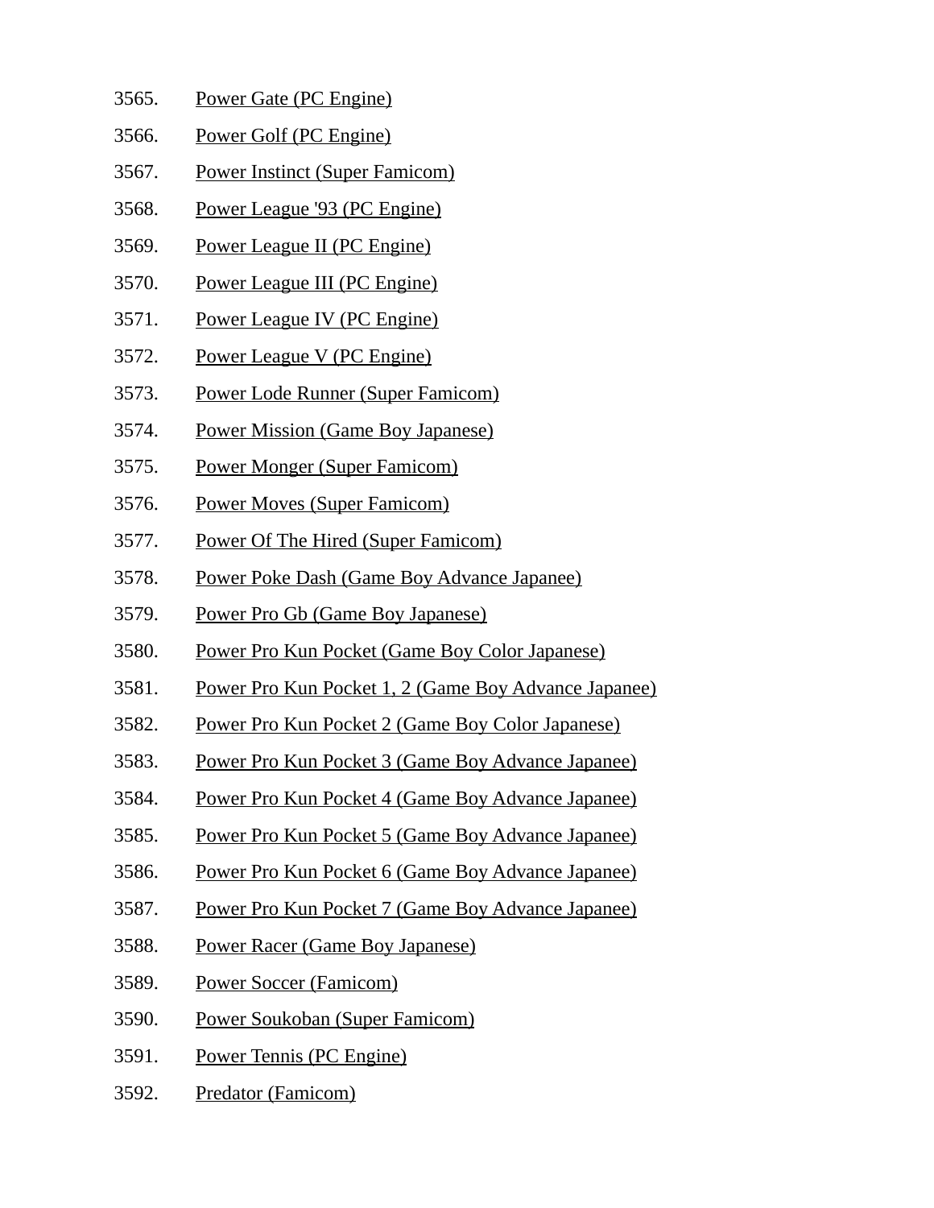3565. Power Gate (PC Engine)
3566. Power Golf (PC Engine)
3567. Power Instinct (Super Famicom)
3568. Power League '93 (PC Engine)
3569. Power League II (PC Engine)
3570. Power League III (PC Engine)
3571. Power League IV (PC Engine)
3572. Power League V (PC Engine)
3573. Power Lode Runner (Super Famicom)
3574. Power Mission (Game Boy Japanese)
3575. Power Monger (Super Famicom)
3576. Power Moves (Super Famicom)
3577. Power Of The Hired (Super Famicom)
3578. Power Poke Dash (Game Boy Advance Japanee)
3579. Power Pro Gb (Game Boy Japanese)
3580. Power Pro Kun Pocket (Game Boy Color Japanese)
3581. Power Pro Kun Pocket 1, 2 (Game Boy Advance Japanee)
3582. Power Pro Kun Pocket 2 (Game Boy Color Japanese)
3583. Power Pro Kun Pocket 3 (Game Boy Advance Japanee)
3584. Power Pro Kun Pocket 4 (Game Boy Advance Japanee)
3585. Power Pro Kun Pocket 5 (Game Boy Advance Japanee)
3586. Power Pro Kun Pocket 6 (Game Boy Advance Japanee)
3587. Power Pro Kun Pocket 7 (Game Boy Advance Japanee)
3588. Power Racer (Game Boy Japanese)
3589. Power Soccer (Famicom)
3590. Power Soukoban (Super Famicom)
3591. Power Tennis (PC Engine)
3592. Predator (Famicom)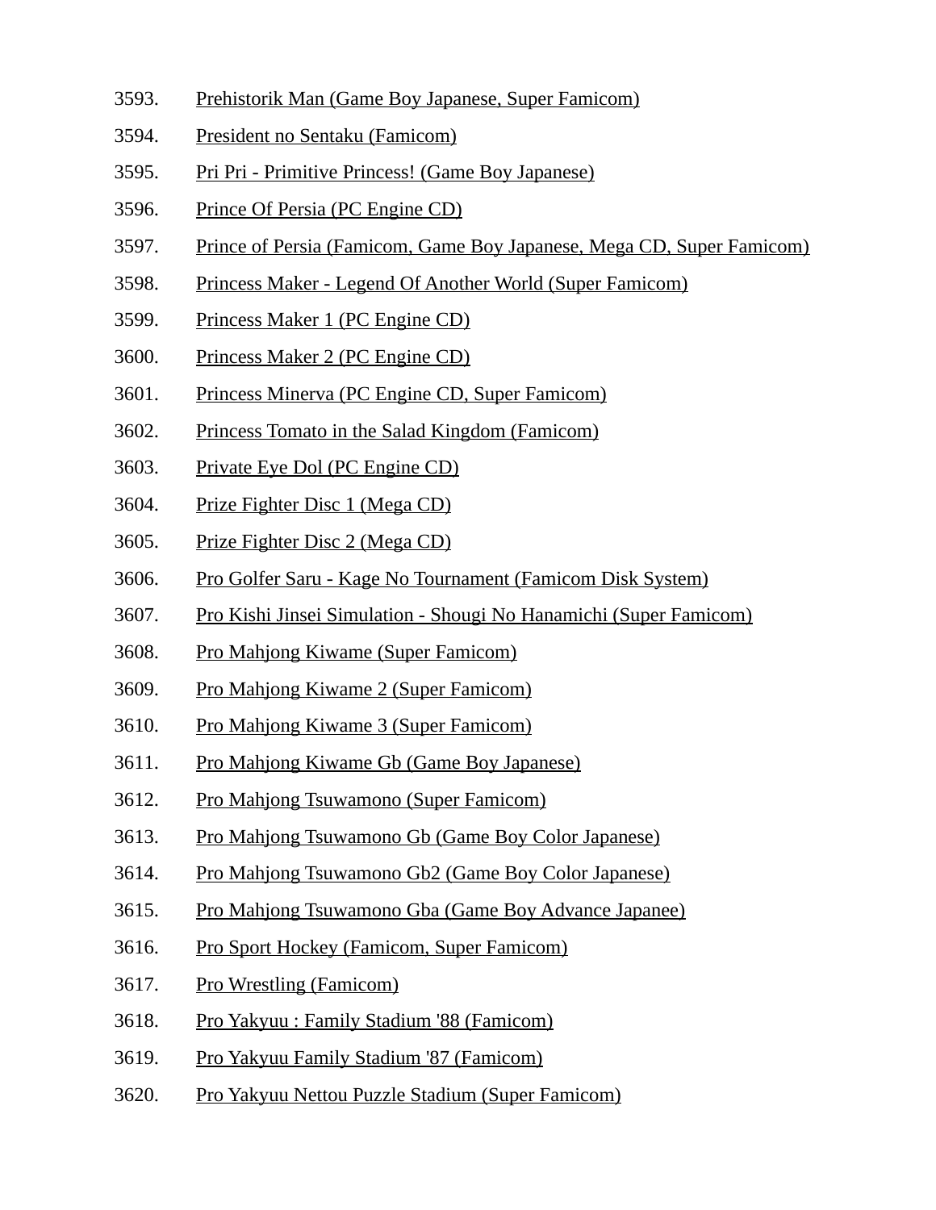3593. Prehistorik Man (Game Boy Japanese, Super Famicom)

3594. President no Sentaku (Famicom)

3595. Pri Pri - Primitive Princess! (Game Boy Japanese)

3596. Prince Of Persia (PC Engine CD)

3597. Prince of Persia (Famicom, Game Boy Japanese, Mega CD, Super Famicom)

3598. Princess Maker - Legend Of Another World (Super Famicom)

3599. Princess Maker 1 (PC Engine CD)

3600. Princess Maker 2 (PC Engine CD)

3601. Princess Minerva (PC Engine CD, Super Famicom)

3602. Princess Tomato in the Salad Kingdom (Famicom)

3603. Private Eye Dol (PC Engine CD)

3604. Prize Fighter Disc 1 (Mega CD)

3605. Prize Fighter Disc 2 (Mega CD)

3606. Pro Golfer Saru - Kage No Tournament (Famicom Disk System)

3607. Pro Kishi Jinsei Simulation - Shougi No Hanamichi (Super Famicom)

3608. Pro Mahjong Kiwame (Super Famicom)

3609. Pro Mahjong Kiwame 2 (Super Famicom)

3610. Pro Mahjong Kiwame 3 (Super Famicom)

3611. Pro Mahjong Kiwame Gb (Game Boy Japanese)

3612. Pro Mahjong Tsuwamono (Super Famicom)

3613. Pro Mahjong Tsuwamono Gb (Game Boy Color Japanese)

3614. Pro Mahjong Tsuwamono Gb2 (Game Boy Color Japanese)

3615. Pro Mahjong Tsuwamono Gba (Game Boy Advance Japanee)

3616. Pro Sport Hockey (Famicom, Super Famicom)

3617. Pro Wrestling (Famicom)

3618. Pro Yakyuu : Family Stadium '88 (Famicom)

3619. Pro Yakyuu Family Stadium '87 (Famicom)

3620. Pro Yakyuu Nettou Puzzle Stadium (Super Famicom)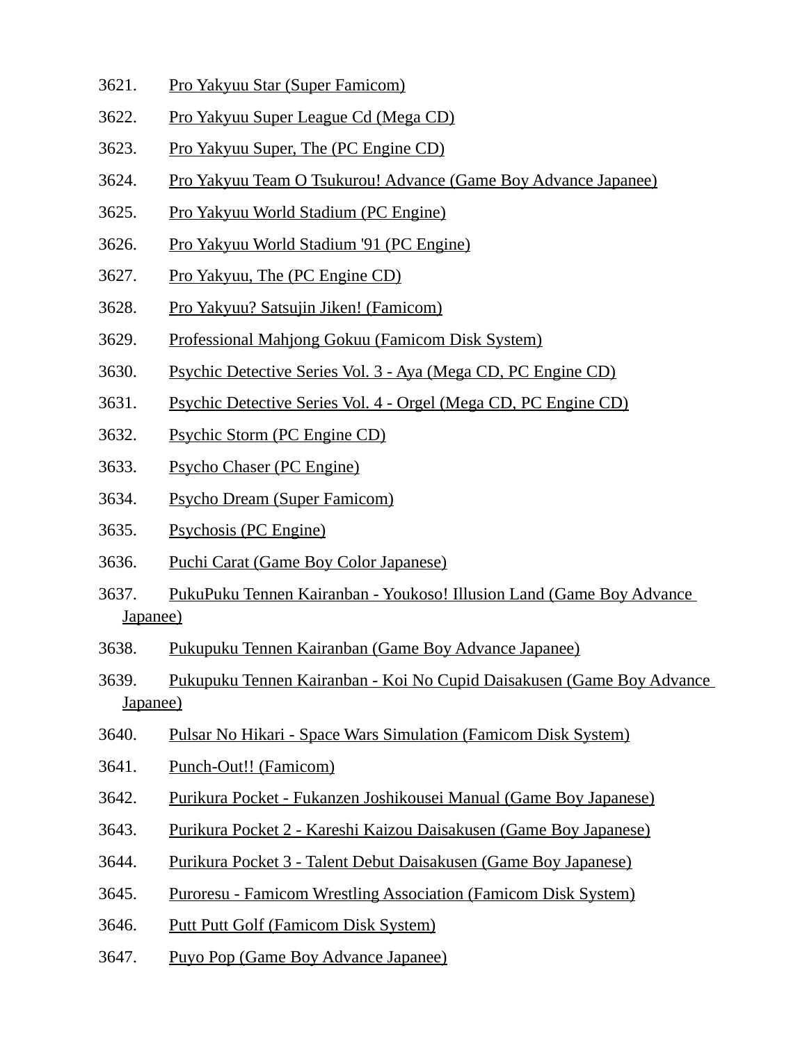3621. Pro Yakyuu Star (Super Famicom)
3622. Pro Yakyuu Super League Cd (Mega CD)
3623. Pro Yakyuu Super, The (PC Engine CD)
3624. Pro Yakyuu Team O Tsukurou! Advance (Game Boy Advance Japanee)
3625. Pro Yakyuu World Stadium (PC Engine)
3626. Pro Yakyuu World Stadium '91 (PC Engine)
3627. Pro Yakyuu, The (PC Engine CD)
3628. Pro Yakyuu? Satsujin Jiken! (Famicom)
3629. Professional Mahjong Gokuu (Famicom Disk System)
3630. Psychic Detective Series Vol. 3 - Aya (Mega CD, PC Engine CD)
3631. Psychic Detective Series Vol. 4 - Orgel (Mega CD, PC Engine CD)
3632. Psychic Storm (PC Engine CD)
3633. Psycho Chaser (PC Engine)
3634. Psycho Dream (Super Famicom)
3635. Psychosis (PC Engine)
3636. Puchi Carat (Game Boy Color Japanese)
3637. PukuPuku Tennen Kairanban - Youkoso! Illusion Land (Game Boy Advance Japanee)
3638. Pukupuku Tennen Kairanban (Game Boy Advance Japanee)
3639. Pukupuku Tennen Kairanban - Koi No Cupid Daisakusen (Game Boy Advance Japanee)
3640. Pulsar No Hikari - Space Wars Simulation (Famicom Disk System)
3641. Punch-Out!! (Famicom)
3642. Purikura Pocket - Fukanzen Joshikousei Manual (Game Boy Japanese)
3643. Purikura Pocket 2 - Kareshi Kaizou Daisakusen (Game Boy Japanese)
3644. Purikura Pocket 3 - Talent Debut Daisakusen (Game Boy Japanese)
3645. Puroresu - Famicom Wrestling Association (Famicom Disk System)
3646. Putt Putt Golf (Famicom Disk System)
3647. Puyo Pop (Game Boy Advance Japanee)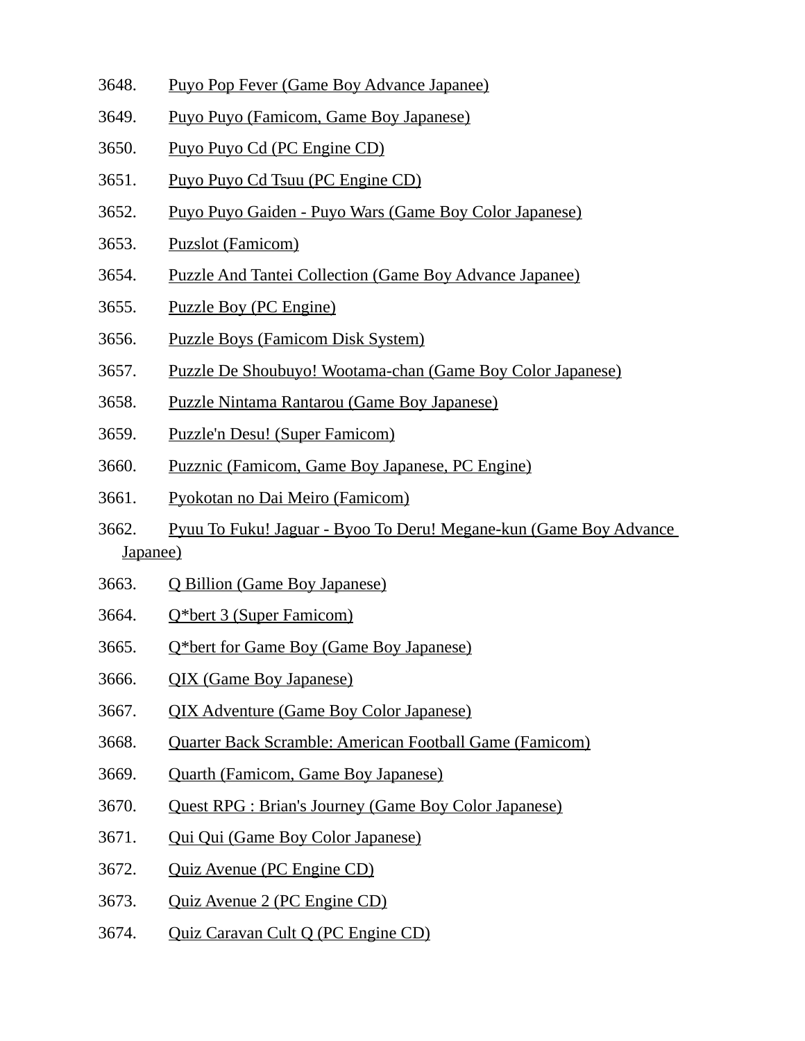3648. Puyo Pop Fever (Game Boy Advance Japanee)
3649. Puyo Puyo (Famicom, Game Boy Japanese)
3650. Puyo Puyo Cd (PC Engine CD)
3651. Puyo Puyo Cd Tsuu (PC Engine CD)
3652. Puyo Puyo Gaiden - Puyo Wars (Game Boy Color Japanese)
3653. Puzslot (Famicom)
3654. Puzzle And Tantei Collection (Game Boy Advance Japanee)
3655. Puzzle Boy (PC Engine)
3656. Puzzle Boys (Famicom Disk System)
3657. Puzzle De Shoubuyo! Wootama-chan (Game Boy Color Japanese)
3658. Puzzle Nintama Rantarou (Game Boy Japanese)
3659. Puzzle'n Desu! (Super Famicom)
3660. Puzznic (Famicom, Game Boy Japanese, PC Engine)
3661. Pyokotan no Dai Meiro (Famicom)
3662. Pyuu To Fuku! Jaguar - Byoo To Deru! Megane-kun (Game Boy Advance Japanee)
3663. Q Billion (Game Boy Japanese)
3664. Q*bert 3 (Super Famicom)
3665. Q*bert for Game Boy (Game Boy Japanese)
3666. QIX (Game Boy Japanese)
3667. QIX Adventure (Game Boy Color Japanese)
3668. Quarter Back Scramble: American Football Game (Famicom)
3669. Quarth (Famicom, Game Boy Japanese)
3670. Quest RPG : Brian's Journey (Game Boy Color Japanese)
3671. Qui Qui (Game Boy Color Japanese)
3672. Quiz Avenue (PC Engine CD)
3673. Quiz Avenue 2 (PC Engine CD)
3674. Quiz Caravan Cult Q (PC Engine CD)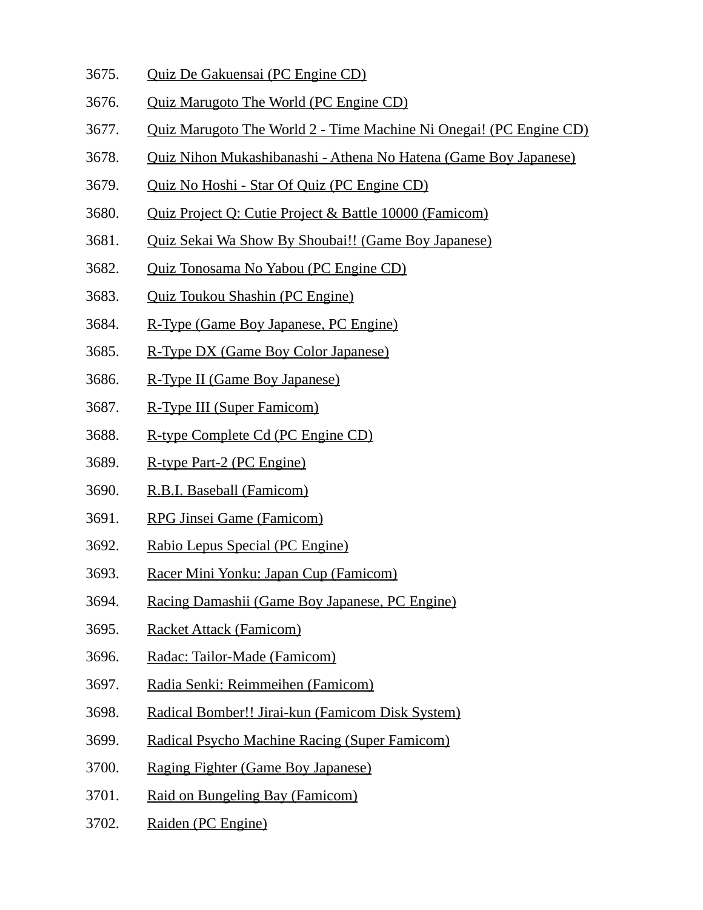3675. Quiz De Gakuensai (PC Engine CD)
3676. Quiz Marugoto The World (PC Engine CD)
3677. Quiz Marugoto The World 2 - Time Machine Ni Onegai! (PC Engine CD)
3678. Quiz Nihon Mukashibanashi - Athena No Hatena (Game Boy Japanese)
3679. Quiz No Hoshi - Star Of Quiz (PC Engine CD)
3680. Quiz Project Q: Cutie Project & Battle 10000 (Famicom)
3681. Quiz Sekai Wa Show By Shoubai!! (Game Boy Japanese)
3682. Quiz Tonosama No Yabou (PC Engine CD)
3683. Quiz Toukou Shashin (PC Engine)
3684. R-Type (Game Boy Japanese, PC Engine)
3685. R-Type DX (Game Boy Color Japanese)
3686. R-Type II (Game Boy Japanese)
3687. R-Type III (Super Famicom)
3688. R-type Complete Cd (PC Engine CD)
3689. R-type Part-2 (PC Engine)
3690. R.B.I. Baseball (Famicom)
3691. RPG Jinsei Game (Famicom)
3692. Rabio Lepus Special (PC Engine)
3693. Racer Mini Yonku: Japan Cup (Famicom)
3694. Racing Damashii (Game Boy Japanese, PC Engine)
3695. Racket Attack (Famicom)
3696. Radac: Tailor-Made (Famicom)
3697. Radia Senki: Reimmeihen (Famicom)
3698. Radical Bomber!! Jirai-kun (Famicom Disk System)
3699. Radical Psycho Machine Racing (Super Famicom)
3700. Raging Fighter (Game Boy Japanese)
3701. Raid on Bungeling Bay (Famicom)
3702. Raiden (PC Engine)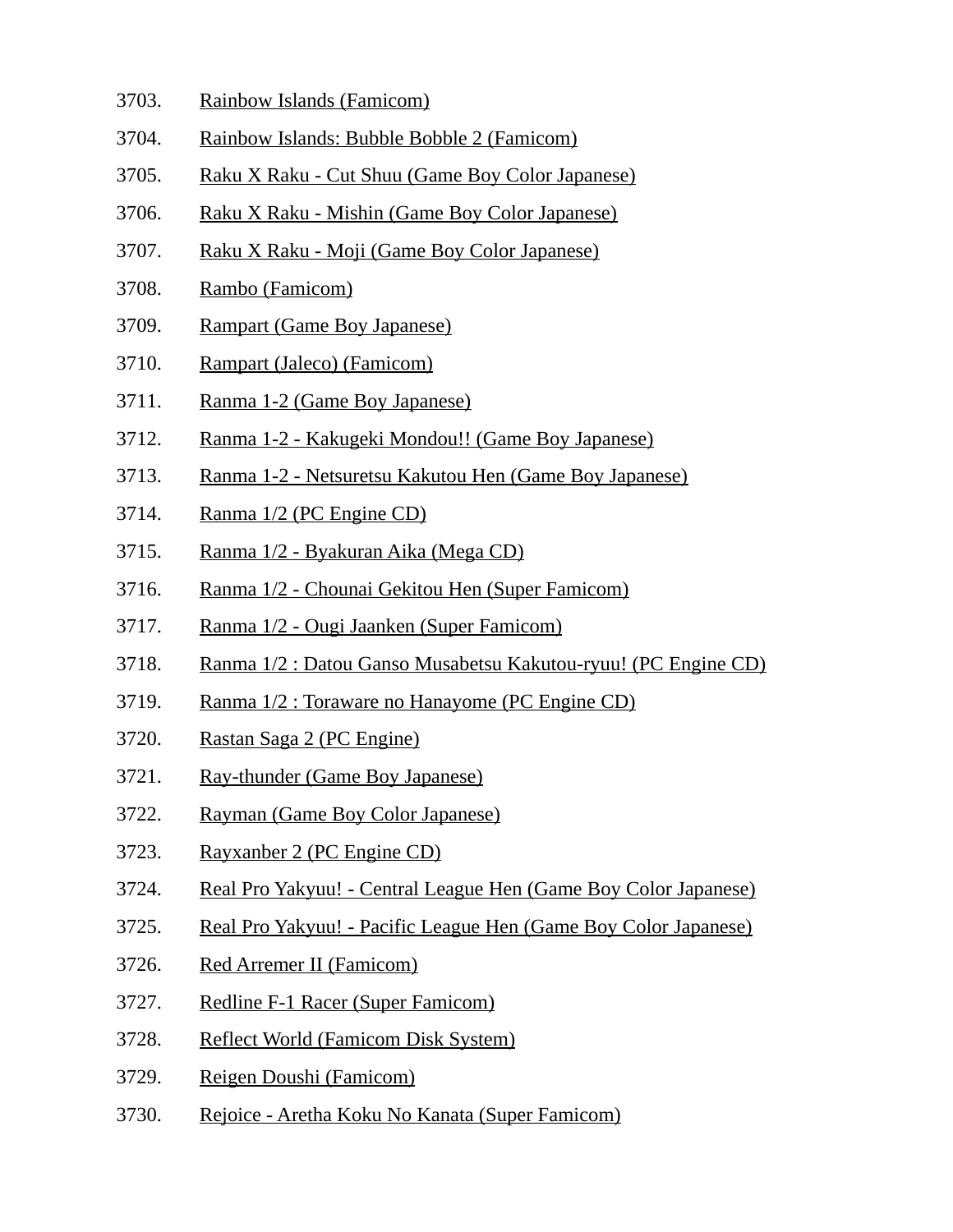3703. Rainbow Islands (Famicom)
3704. Rainbow Islands: Bubble Bobble 2 (Famicom)
3705. Raku X Raku - Cut Shuu (Game Boy Color Japanese)
3706. Raku X Raku - Mishin (Game Boy Color Japanese)
3707. Raku X Raku - Moji (Game Boy Color Japanese)
3708. Rambo (Famicom)
3709. Rampart (Game Boy Japanese)
3710. Rampart (Jaleco) (Famicom)
3711. Ranma 1-2 (Game Boy Japanese)
3712. Ranma 1-2 - Kakugeki Mondou!! (Game Boy Japanese)
3713. Ranma 1-2 - Netsuretsu Kakutou Hen (Game Boy Japanese)
3714. Ranma 1/2 (PC Engine CD)
3715. Ranma 1/2 - Byakuran Aika (Mega CD)
3716. Ranma 1/2 - Chounai Gekitou Hen (Super Famicom)
3717. Ranma 1/2 - Ougi Jaanken (Super Famicom)
3718. Ranma 1/2 : Datou Ganso Musabetsu Kakutou-ryuu! (PC Engine CD)
3719. Ranma 1/2 : Toraware no Hanayome (PC Engine CD)
3720. Rastan Saga 2 (PC Engine)
3721. Ray-thunder (Game Boy Japanese)
3722. Rayman (Game Boy Color Japanese)
3723. Rayxanber 2 (PC Engine CD)
3724. Real Pro Yakyuu! - Central League Hen (Game Boy Color Japanese)
3725. Real Pro Yakyuu! - Pacific League Hen (Game Boy Color Japanese)
3726. Red Arremer II (Famicom)
3727. Redline F-1 Racer (Super Famicom)
3728. Reflect World (Famicom Disk System)
3729. Reigen Doushi (Famicom)
3730. Rejoice - Aretha Koku No Kanata (Super Famicom)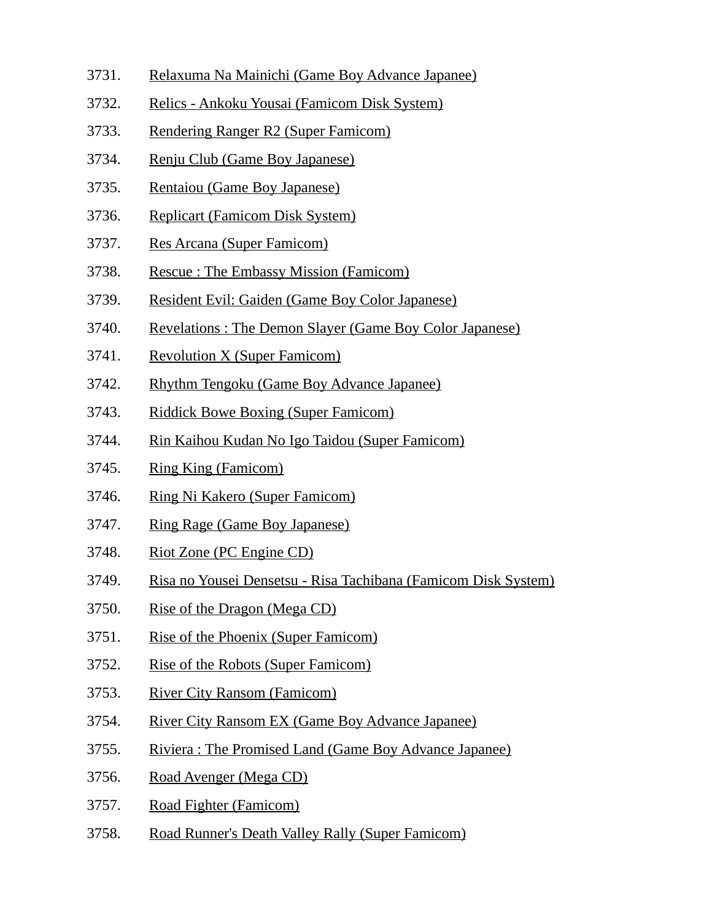3731. Relaxuma Na Mainichi (Game Boy Advance Japanee)
3732. Relics - Ankoku Yousai (Famicom Disk System)
3733. Rendering Ranger R2 (Super Famicom)
3734. Renju Club (Game Boy Japanese)
3735. Rentaiou (Game Boy Japanese)
3736. Replicart (Famicom Disk System)
3737. Res Arcana (Super Famicom)
3738. Rescue : The Embassy Mission (Famicom)
3739. Resident Evil: Gaiden (Game Boy Color Japanese)
3740. Revelations : The Demon Slayer (Game Boy Color Japanese)
3741. Revolution X (Super Famicom)
3742. Rhythm Tengoku (Game Boy Advance Japanee)
3743. Riddick Bowe Boxing (Super Famicom)
3744. Rin Kaihou Kudan No Igo Taidou (Super Famicom)
3745. Ring King (Famicom)
3746. Ring Ni Kakero (Super Famicom)
3747. Ring Rage (Game Boy Japanese)
3748. Riot Zone (PC Engine CD)
3749. Risa no Yousei Densetsu - Risa Tachibana (Famicom Disk System)
3750. Rise of the Dragon (Mega CD)
3751. Rise of the Phoenix (Super Famicom)
3752. Rise of the Robots (Super Famicom)
3753. River City Ransom (Famicom)
3754. River City Ransom EX (Game Boy Advance Japanee)
3755. Riviera : The Promised Land (Game Boy Advance Japanee)
3756. Road Avenger (Mega CD)
3757. Road Fighter (Famicom)
3758. Road Runner's Death Valley Rally (Super Famicom)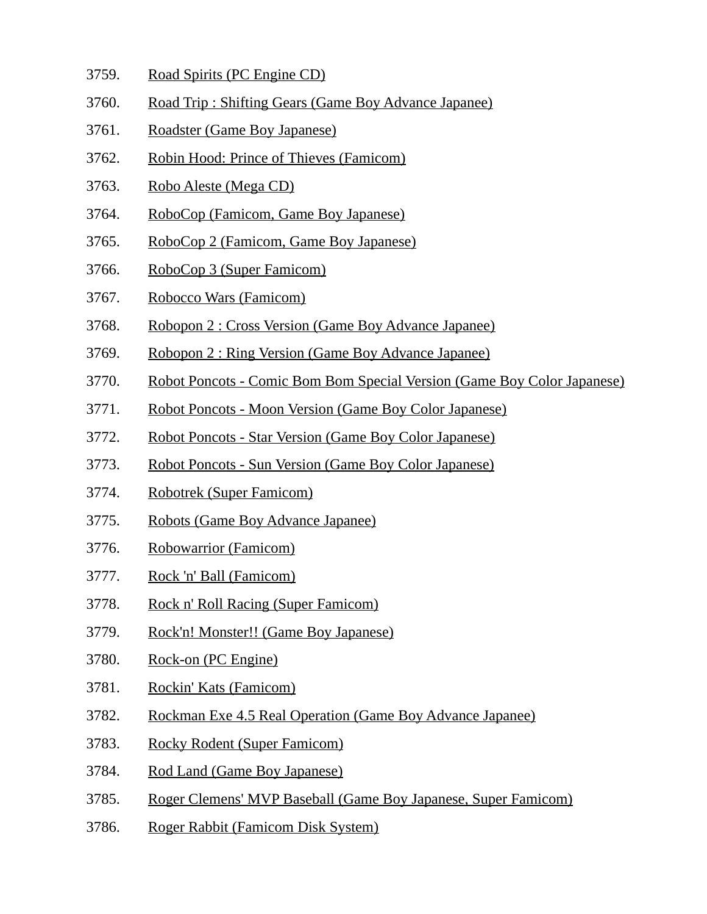3759. Road Spirits (PC Engine CD)
3760. Road Trip : Shifting Gears (Game Boy Advance Japanee)
3761. Roadster (Game Boy Japanese)
3762. Robin Hood: Prince of Thieves (Famicom)
3763. Robo Aleste (Mega CD)
3764. RoboCop (Famicom, Game Boy Japanese)
3765. RoboCop 2 (Famicom, Game Boy Japanese)
3766. RoboCop 3 (Super Famicom)
3767. Robocco Wars (Famicom)
3768. Robopon 2 : Cross Version (Game Boy Advance Japanee)
3769. Robopon 2 : Ring Version (Game Boy Advance Japanee)
3770. Robot Poncots - Comic Bom Bom Special Version (Game Boy Color Japanese)
3771. Robot Poncots - Moon Version (Game Boy Color Japanese)
3772. Robot Poncots - Star Version (Game Boy Color Japanese)
3773. Robot Poncots - Sun Version (Game Boy Color Japanese)
3774. Robotrek (Super Famicom)
3775. Robots (Game Boy Advance Japanee)
3776. Robowarrior (Famicom)
3777. Rock 'n' Ball (Famicom)
3778. Rock n' Roll Racing (Super Famicom)
3779. Rock'n! Monster!! (Game Boy Japanese)
3780. Rock-on (PC Engine)
3781. Rockin' Kats (Famicom)
3782. Rockman Exe 4.5 Real Operation (Game Boy Advance Japanee)
3783. Rocky Rodent (Super Famicom)
3784. Rod Land (Game Boy Japanese)
3785. Roger Clemens' MVP Baseball (Game Boy Japanese, Super Famicom)
3786. Roger Rabbit (Famicom Disk System)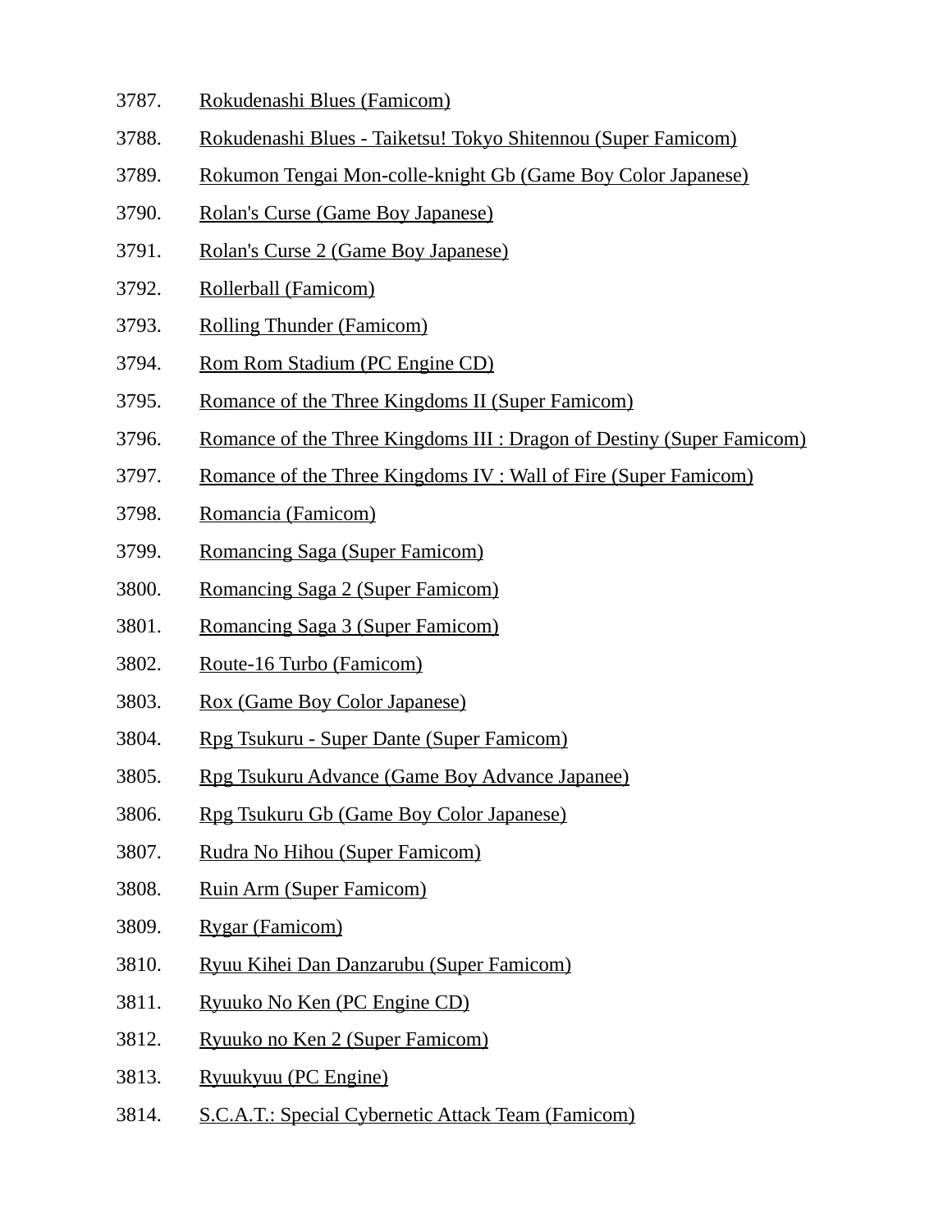3787. Rokudenashi Blues (Famicom)

3788. Rokudenashi Blues - Taiketsu! Tokyo Shitennou (Super Famicom)

3789. Rokumon Tengai Mon-colle-knight Gb (Game Boy Color Japanese)

3790. Rolan's Curse (Game Boy Japanese)

3791. Rolan's Curse 2 (Game Boy Japanese)

3792. Rollerball (Famicom)

3793. Rolling Thunder (Famicom)

3794. Rom Rom Stadium (PC Engine CD)

3795. Romance of the Three Kingdoms II (Super Famicom)

3796. Romance of the Three Kingdoms III : Dragon of Destiny (Super Famicom)

3797. Romance of the Three Kingdoms IV : Wall of Fire (Super Famicom)

3798. Romancia (Famicom)

3799. Romancing Saga (Super Famicom)

3800. Romancing Saga 2 (Super Famicom)

3801. Romancing Saga 3 (Super Famicom)

3802. Route-16 Turbo (Famicom)

3803. Rox (Game Boy Color Japanese)

3804. Rpg Tsukuru - Super Dante (Super Famicom)

3805. Rpg Tsukuru Advance (Game Boy Advance Japanee)

3806. Rpg Tsukuru Gb (Game Boy Color Japanese)

3807. Rudra No Hihou (Super Famicom)

3808. Ruin Arm (Super Famicom)

3809. Rygar (Famicom)

3810. Ryuu Kihei Dan Danzarubu (Super Famicom)

3811. Ryuuko No Ken (PC Engine CD)

3812. Ryuuko no Ken 2 (Super Famicom)

3813. Ryuukyuu (PC Engine)

3814. S.C.A.T.: Special Cybernetic Attack Team (Famicom)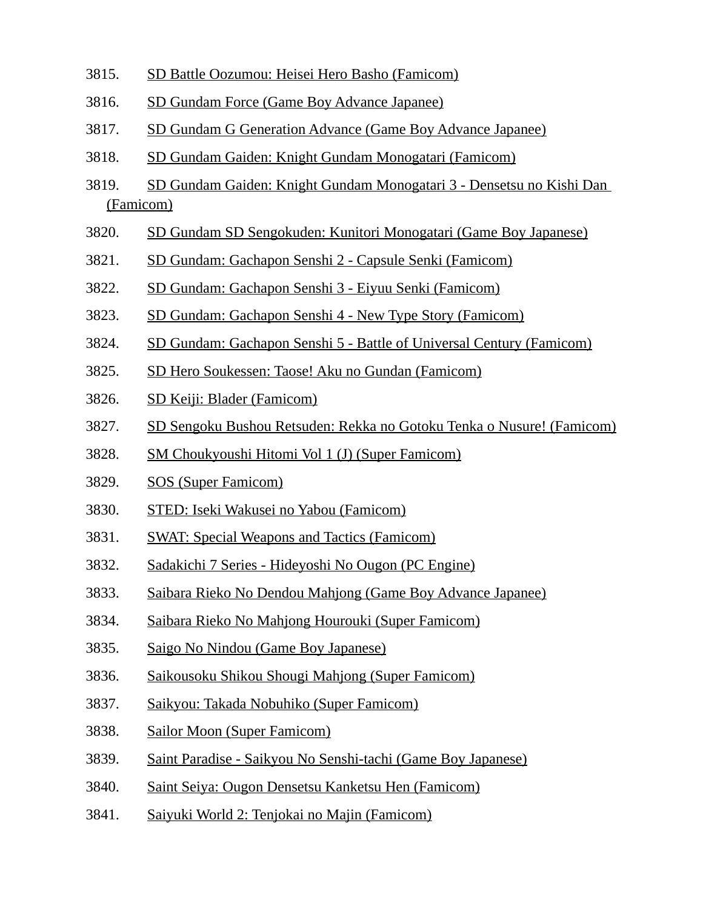3815. SD Battle Oozumou: Heisei Hero Basho (Famicom)

3816. SD Gundam Force (Game Boy Advance Japanee)

3817. SD Gundam G Generation Advance (Game Boy Advance Japanee)

3818. SD Gundam Gaiden: Knight Gundam Monogatari (Famicom)

3819. SD Gundam Gaiden: Knight Gundam Monogatari 3 - Densetsu no Kishi Dan (Famicom)

3820. SD Gundam SD Sengokuden: Kunitori Monogatari (Game Boy Japanese)

3821. SD Gundam: Gachapon Senshi 2 - Capsule Senki (Famicom)

3822. SD Gundam: Gachapon Senshi 3 - Eiyuu Senki (Famicom)

3823. SD Gundam: Gachapon Senshi 4 - New Type Story (Famicom)

3824. SD Gundam: Gachapon Senshi 5 - Battle of Universal Century (Famicom)

3825. SD Hero Soukessen: Taose! Aku no Gundan (Famicom)

3826. SD Keiji: Blader (Famicom)

3827. SD Sengoku Bushou Retsuden: Rekka no Gotoku Tenka o Nusure! (Famicom)

3828. SM Choukyoushi Hitomi Vol 1 (J) (Super Famicom)

3829. SOS (Super Famicom)

3830. STED: Iseki Wakusei no Yabou (Famicom)

3831. SWAT: Special Weapons and Tactics (Famicom)

3832. Sadakichi 7 Series - Hideyoshi No Ougon (PC Engine)

3833. Saibara Rieko No Dendou Mahjong (Game Boy Advance Japanee)

3834. Saibara Rieko No Mahjong Hourouki (Super Famicom)

3835. Saigo No Nindou (Game Boy Japanese)

3836. Saikousoku Shikou Shougi Mahjong (Super Famicom)

3837. Saikyou: Takada Nobuhiko (Super Famicom)

3838. Sailor Moon (Super Famicom)

3839. Saint Paradise - Saikyou No Senshi-tachi (Game Boy Japanese)

3840. Saint Seiya: Ougon Densetsu Kanketsu Hen (Famicom)

3841. Saiyuki World 2: Tenjokai no Majin (Famicom)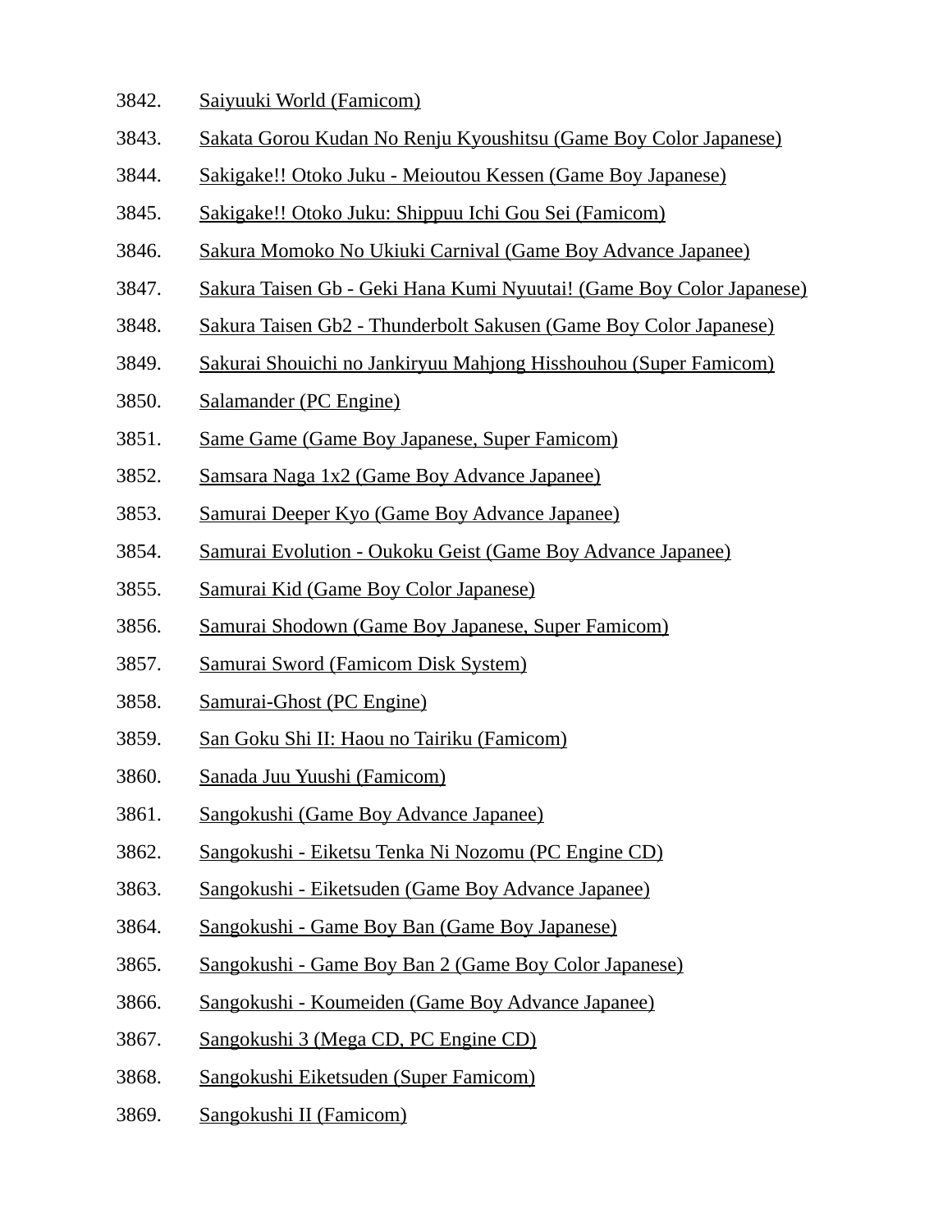3842. Saiyuuki World (Famicom)
3843. Sakata Gorou Kudan No Renju Kyoushitsu (Game Boy Color Japanese)
3844. Sakigake!! Otoko Juku - Meioutou Kessen (Game Boy Japanese)
3845. Sakigake!! Otoko Juku: Shippuu Ichi Gou Sei (Famicom)
3846. Sakura Momoko No Ukiuki Carnival (Game Boy Advance Japanee)
3847. Sakura Taisen Gb - Geki Hana Kumi Nyuutai! (Game Boy Color Japanese)
3848. Sakura Taisen Gb2 - Thunderbolt Sakusen (Game Boy Color Japanese)
3849. Sakurai Shouichi no Jankiryuu Mahjong Hisshouhou (Super Famicom)
3850. Salamander (PC Engine)
3851. Same Game (Game Boy Japanese, Super Famicom)
3852. Samsara Naga 1x2 (Game Boy Advance Japanee)
3853. Samurai Deeper Kyo (Game Boy Advance Japanee)
3854. Samurai Evolution - Oukoku Geist (Game Boy Advance Japanee)
3855. Samurai Kid (Game Boy Color Japanese)
3856. Samurai Shodown (Game Boy Japanese, Super Famicom)
3857. Samurai Sword (Famicom Disk System)
3858. Samurai-Ghost (PC Engine)
3859. San Goku Shi II: Haou no Tairiku (Famicom)
3860. Sanada Juu Yuushi (Famicom)
3861. Sangokushi (Game Boy Advance Japanee)
3862. Sangokushi - Eiketsu Tenka Ni Nozomu (PC Engine CD)
3863. Sangokushi - Eiketsuden (Game Boy Advance Japanee)
3864. Sangokushi - Game Boy Ban (Game Boy Japanese)
3865. Sangokushi - Game Boy Ban 2 (Game Boy Color Japanese)
3866. Sangokushi - Koumeiden (Game Boy Advance Japanee)
3867. Sangokushi 3 (Mega CD, PC Engine CD)
3868. Sangokushi Eiketsuden (Super Famicom)
3869. Sangokushi II (Famicom)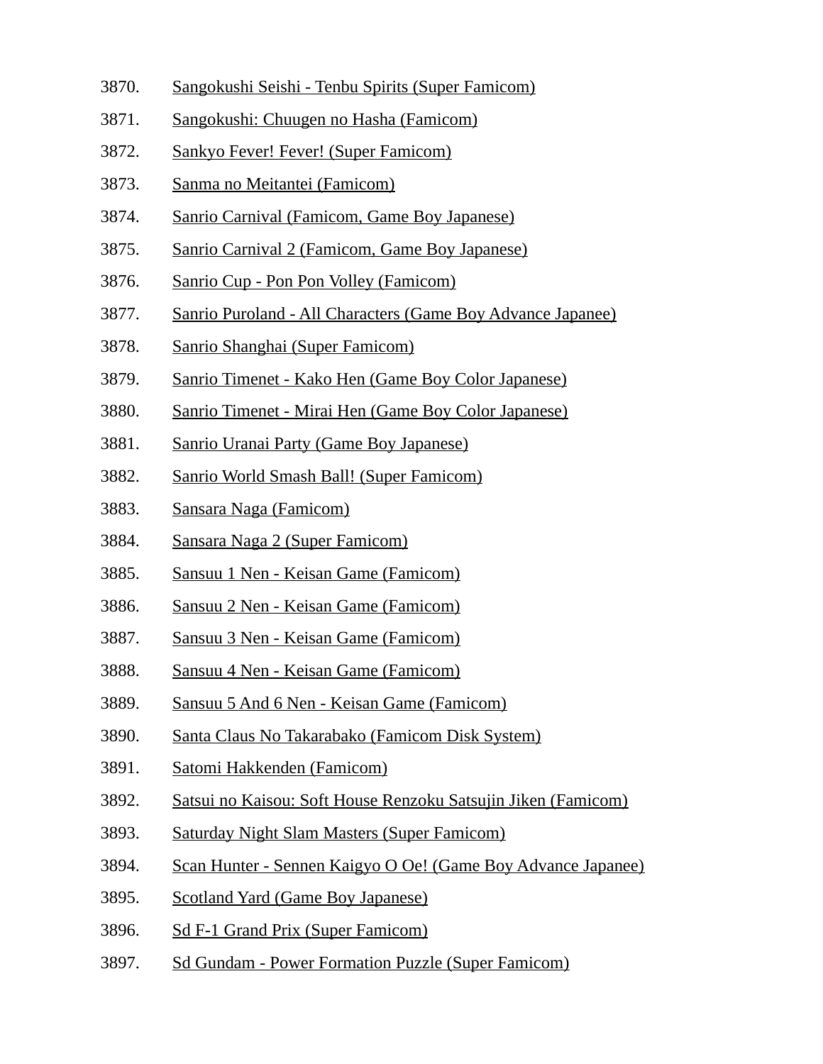3870. Sangokushi Seishi - Tenbu Spirits (Super Famicom)

3871. Sangokushi: Chuugen no Hasha (Famicom)

3872. Sankyo Fever! Fever! (Super Famicom)

3873. Sanma no Meitantei (Famicom)

3874. Sanrio Carnival (Famicom, Game Boy Japanese)

3875. Sanrio Carnival 2 (Famicom, Game Boy Japanese)

3876. Sanrio Cup - Pon Pon Volley (Famicom)

3877. Sanrio Puroland - All Characters (Game Boy Advance Japanee)

3878. Sanrio Shanghai (Super Famicom)

3879. Sanrio Timenet - Kako Hen (Game Boy Color Japanese)

3880. Sanrio Timenet - Mirai Hen (Game Boy Color Japanese)

3881. Sanrio Uranai Party (Game Boy Japanese)

3882. Sanrio World Smash Ball! (Super Famicom)

3883. Sansara Naga (Famicom)

3884. Sansara Naga 2 (Super Famicom)

3885. Sansuu 1 Nen - Keisan Game (Famicom)

3886. Sansuu 2 Nen - Keisan Game (Famicom)

3887. Sansuu 3 Nen - Keisan Game (Famicom)

3888. Sansuu 4 Nen - Keisan Game (Famicom)

3889. Sansuu 5 And 6 Nen - Keisan Game (Famicom)

3890. Santa Claus No Takarabako (Famicom Disk System)

3891. Satomi Hakkenden (Famicom)

3892. Satsui no Kaisou: Soft House Renzoku Satsujin Jiken (Famicom)

3893. Saturday Night Slam Masters (Super Famicom)

3894. Scan Hunter - Sennen Kaigyo O Oe! (Game Boy Advance Japanee)

3895. Scotland Yard (Game Boy Japanese)

3896. Sd F-1 Grand Prix (Super Famicom)

3897. Sd Gundam - Power Formation Puzzle (Super Famicom)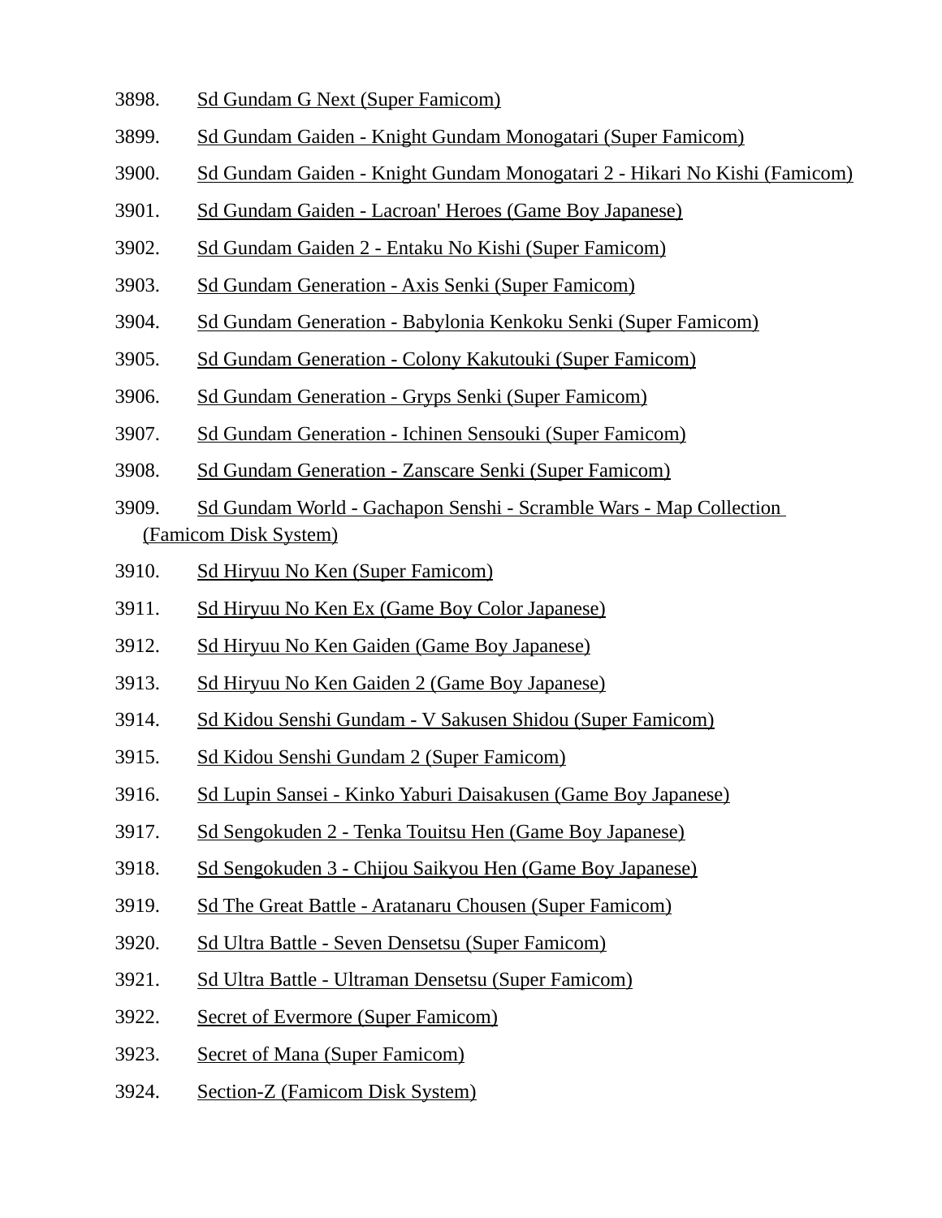3898. Sd Gundam G Next (Super Famicom)

3899. Sd Gundam Gaiden - Knight Gundam Monogatari (Super Famicom)

3900. Sd Gundam Gaiden - Knight Gundam Monogatari 2 - Hikari No Kishi (Famicom)

3901. Sd Gundam Gaiden - Lacroan' Heroes (Game Boy Japanese)

3902. Sd Gundam Gaiden 2 - Entaku No Kishi (Super Famicom)

3903. Sd Gundam Generation - Axis Senki (Super Famicom)

3904. Sd Gundam Generation - Babylonia Kenkoku Senki (Super Famicom)

3905. Sd Gundam Generation - Colony Kakutouki (Super Famicom)

3906. Sd Gundam Generation - Gryps Senki (Super Famicom)

3907. Sd Gundam Generation - Ichinen Sensouki (Super Famicom)

3908. Sd Gundam Generation - Zanscare Senki (Super Famicom)

3909. Sd Gundam World - Gachapon Senshi - Scramble Wars - Map Collection (Famicom Disk System)

3910. Sd Hiryuu No Ken (Super Famicom)

3911. Sd Hiryuu No Ken Ex (Game Boy Color Japanese)

3912. Sd Hiryuu No Ken Gaiden (Game Boy Japanese)

3913. Sd Hiryuu No Ken Gaiden 2 (Game Boy Japanese)

3914. Sd Kidou Senshi Gundam - V Sakusen Shidou (Super Famicom)

3915. Sd Kidou Senshi Gundam 2 (Super Famicom)

3916. Sd Lupin Sansei - Kinko Yaburi Daisakusen (Game Boy Japanese)

3917. Sd Sengokuden 2 - Tenka Touitsu Hen (Game Boy Japanese)

3918. Sd Sengokuden 3 - Chijou Saikyou Hen (Game Boy Japanese)

3919. Sd The Great Battle - Aratanaru Chousen (Super Famicom)

3920. Sd Ultra Battle - Seven Densetsu (Super Famicom)

3921. Sd Ultra Battle - Ultraman Densetsu (Super Famicom)

3922. Secret of Evermore (Super Famicom)

3923. Secret of Mana (Super Famicom)

3924. Section-Z (Famicom Disk System)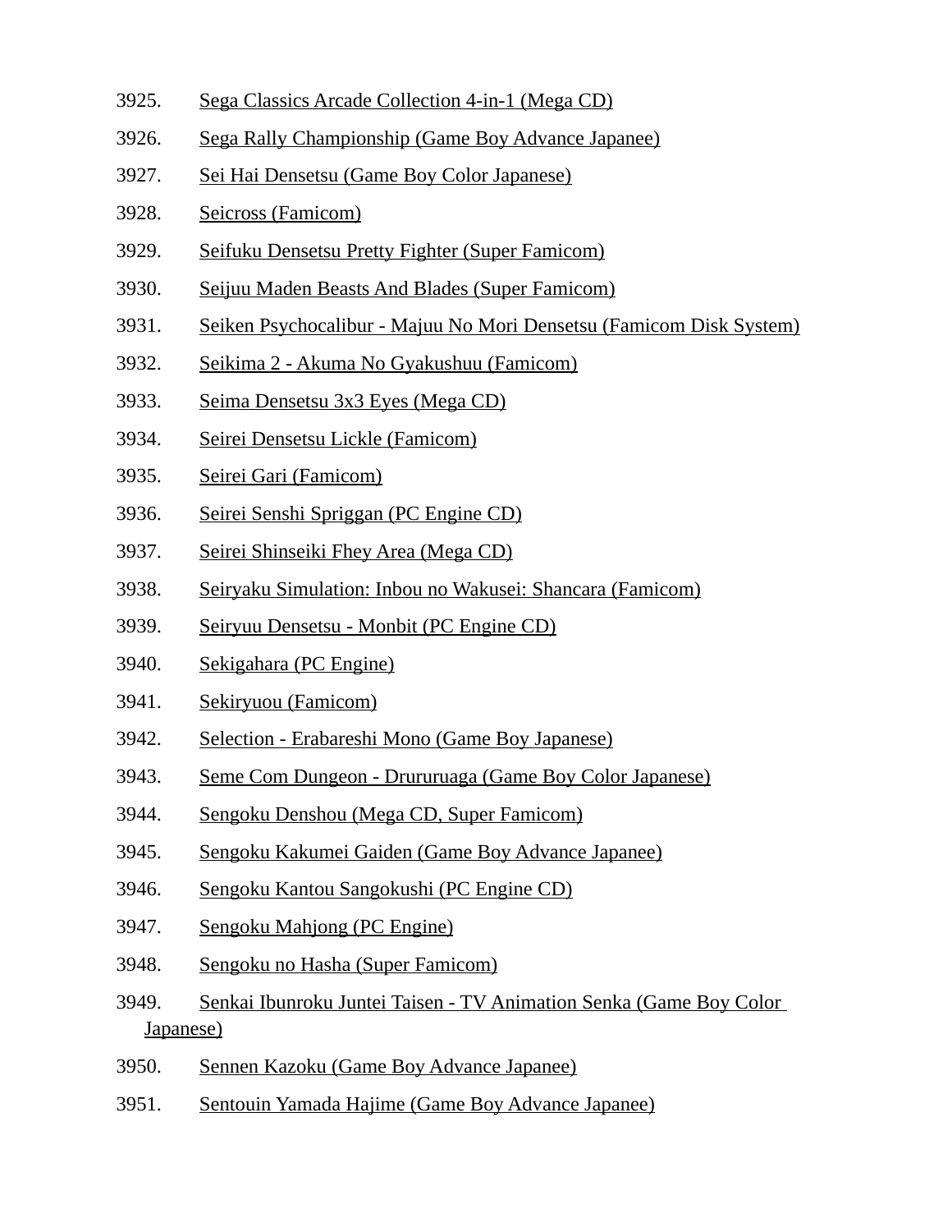3925. Sega Classics Arcade Collection 4-in-1 (Mega CD)
3926. Sega Rally Championship (Game Boy Advance Japanee)
3927. Sei Hai Densetsu (Game Boy Color Japanese)
3928. Seicross (Famicom)
3929. Seifuku Densetsu Pretty Fighter (Super Famicom)
3930. Seijuu Maden Beasts And Blades (Super Famicom)
3931. Seiken Psychocalibur - Majuu No Mori Densetsu (Famicom Disk System)
3932. Seikima 2 - Akuma No Gyakushuu (Famicom)
3933. Seima Densetsu 3x3 Eyes (Mega CD)
3934. Seirei Densetsu Lickle (Famicom)
3935. Seirei Gari (Famicom)
3936. Seirei Senshi Spriggan (PC Engine CD)
3937. Seirei Shinseiki Fhey Area (Mega CD)
3938. Seiryaku Simulation: Inbou no Wakusei: Shancara (Famicom)
3939. Seiryuu Densetsu - Monbit (PC Engine CD)
3940. Sekigahara (PC Engine)
3941. Sekiryuou (Famicom)
3942. Selection - Erabareshi Mono (Game Boy Japanese)
3943. Seme Com Dungeon - Drururuaga (Game Boy Color Japanese)
3944. Sengoku Denshou (Mega CD, Super Famicom)
3945. Sengoku Kakumei Gaiden (Game Boy Advance Japanee)
3946. Sengoku Kantou Sangokushi (PC Engine CD)
3947. Sengoku Mahjong (PC Engine)
3948. Sengoku no Hasha (Super Famicom)
3949. Senkai Ibunroku Juntei Taisen - TV Animation Senka (Game Boy Color Japanese)
3950. Sennen Kazoku (Game Boy Advance Japanee)
3951. Sentouin Yamada Hajime (Game Boy Advance Japanee)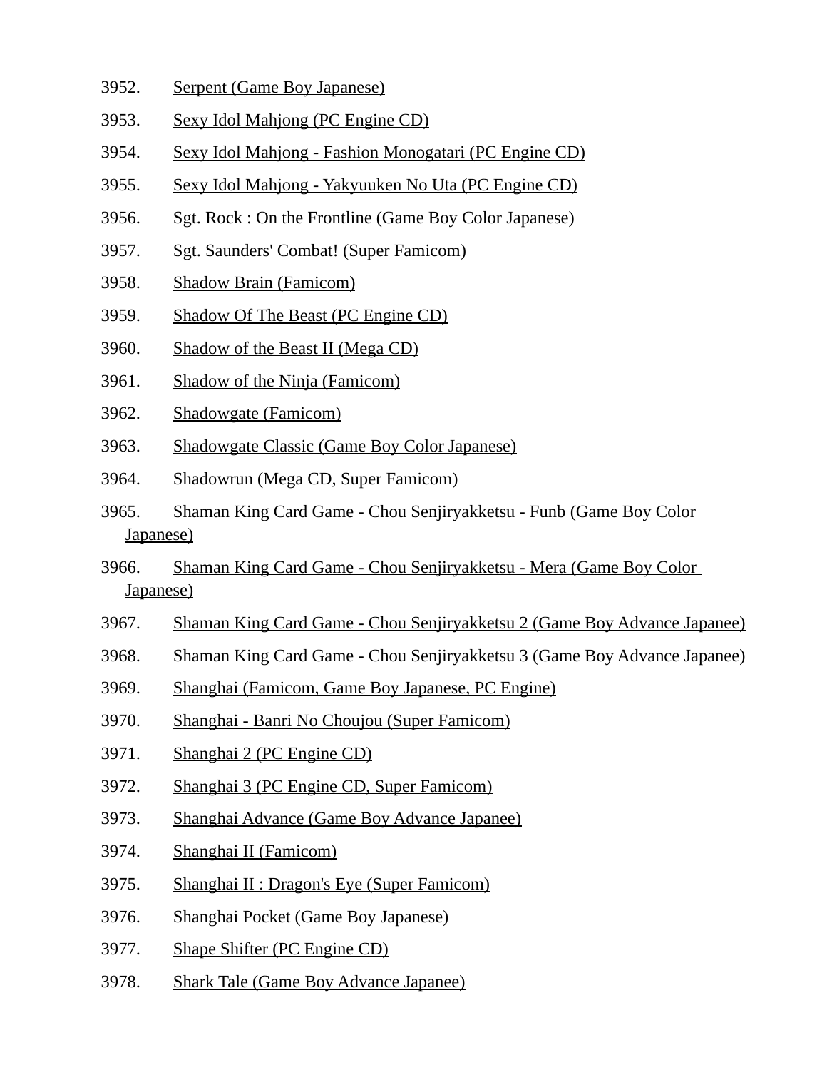3952. Serpent (Game Boy Japanese)
3953. Sexy Idol Mahjong (PC Engine CD)
3954. Sexy Idol Mahjong - Fashion Monogatari (PC Engine CD)
3955. Sexy Idol Mahjong - Yakyuuken No Uta (PC Engine CD)
3956. Sgt. Rock : On the Frontline (Game Boy Color Japanese)
3957. Sgt. Saunders' Combat! (Super Famicom)
3958. Shadow Brain (Famicom)
3959. Shadow Of The Beast (PC Engine CD)
3960. Shadow of the Beast II (Mega CD)
3961. Shadow of the Ninja (Famicom)
3962. Shadowgate (Famicom)
3963. Shadowgate Classic (Game Boy Color Japanese)
3964. Shadowrun (Mega CD, Super Famicom)
3965. Shaman King Card Game - Chou Senjiryakketsu - Funb (Game Boy Color Japanese)
3966. Shaman King Card Game - Chou Senjiryakketsu - Mera (Game Boy Color Japanese)
3967. Shaman King Card Game - Chou Senjiryakketsu 2 (Game Boy Advance Japanee)
3968. Shaman King Card Game - Chou Senjiryakketsu 3 (Game Boy Advance Japanee)
3969. Shanghai (Famicom, Game Boy Japanese, PC Engine)
3970. Shanghai - Banri No Choujou (Super Famicom)
3971. Shanghai 2 (PC Engine CD)
3972. Shanghai 3 (PC Engine CD, Super Famicom)
3973. Shanghai Advance (Game Boy Advance Japanee)
3974. Shanghai II (Famicom)
3975. Shanghai II : Dragon's Eye (Super Famicom)
3976. Shanghai Pocket (Game Boy Japanese)
3977. Shape Shifter (PC Engine CD)
3978. Shark Tale (Game Boy Advance Japanee)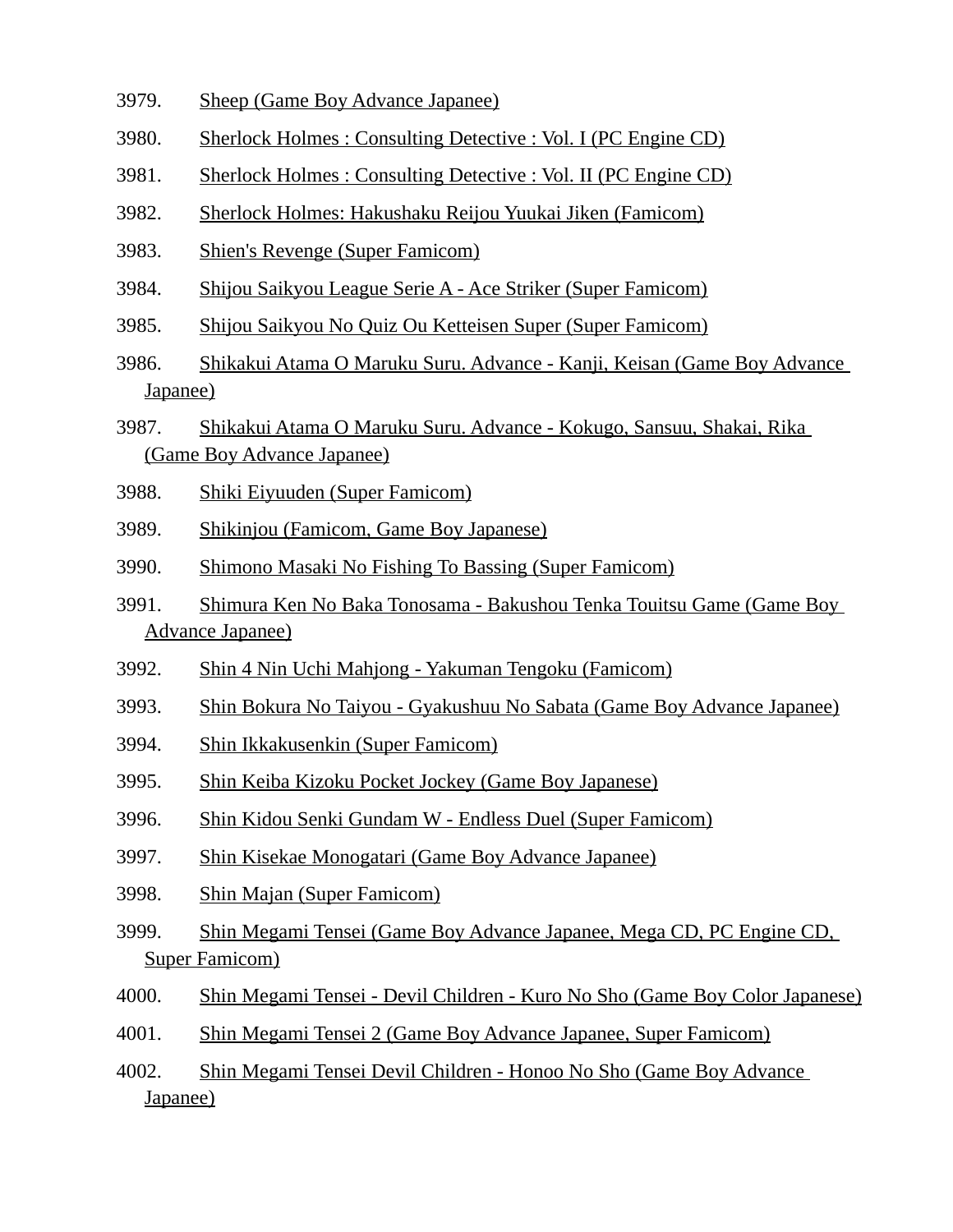3979. Sheep (Game Boy Advance Japanee)

3980. Sherlock Holmes : Consulting Detective : Vol. I (PC Engine CD)

3981. Sherlock Holmes : Consulting Detective : Vol. II (PC Engine CD)

3982. Sherlock Holmes: Hakushaku Reijou Yuukai Jiken (Famicom)

3983. Shien's Revenge (Super Famicom)

3984. Shijou Saikyou League Serie A - Ace Striker (Super Famicom)

3985. Shijou Saikyou No Quiz Ou Ketteisen Super (Super Famicom)

3986. Shikakui Atama O Maruku Suru. Advance - Kanji, Keisan (Game Boy Advance Japanee)

3987. Shikakui Atama O Maruku Suru. Advance - Kokugo, Sansuu, Shakai, Rika (Game Boy Advance Japanee)

3988. Shiki Eiyuuden (Super Famicom)

3989. Shikinjou (Famicom, Game Boy Japanese)

3990. Shimono Masaki No Fishing To Bassing (Super Famicom)

3991. Shimura Ken No Baka Tonosama - Bakushou Tenka Touitsu Game (Game Boy Advance Japanee)

3992. Shin 4 Nin Uchi Mahjong - Yakuman Tengoku (Famicom)

3993. Shin Bokura No Taiyou - Gyakushuu No Sabata (Game Boy Advance Japanee)

3994. Shin Ikkakusenkin (Super Famicom)

3995. Shin Keiba Kizoku Pocket Jockey (Game Boy Japanese)

3996. Shin Kidou Senki Gundam W - Endless Duel (Super Famicom)

3997. Shin Kisekae Monogatari (Game Boy Advance Japanee)

3998. Shin Majan (Super Famicom)

3999. Shin Megami Tensei (Game Boy Advance Japanee, Mega CD, PC Engine CD, Super Famicom)

4000. Shin Megami Tensei - Devil Children - Kuro No Sho (Game Boy Color Japanese)

4001. Shin Megami Tensei 2 (Game Boy Advance Japanee, Super Famicom)

4002. Shin Megami Tensei Devil Children - Honoo No Sho (Game Boy Advance Japanee)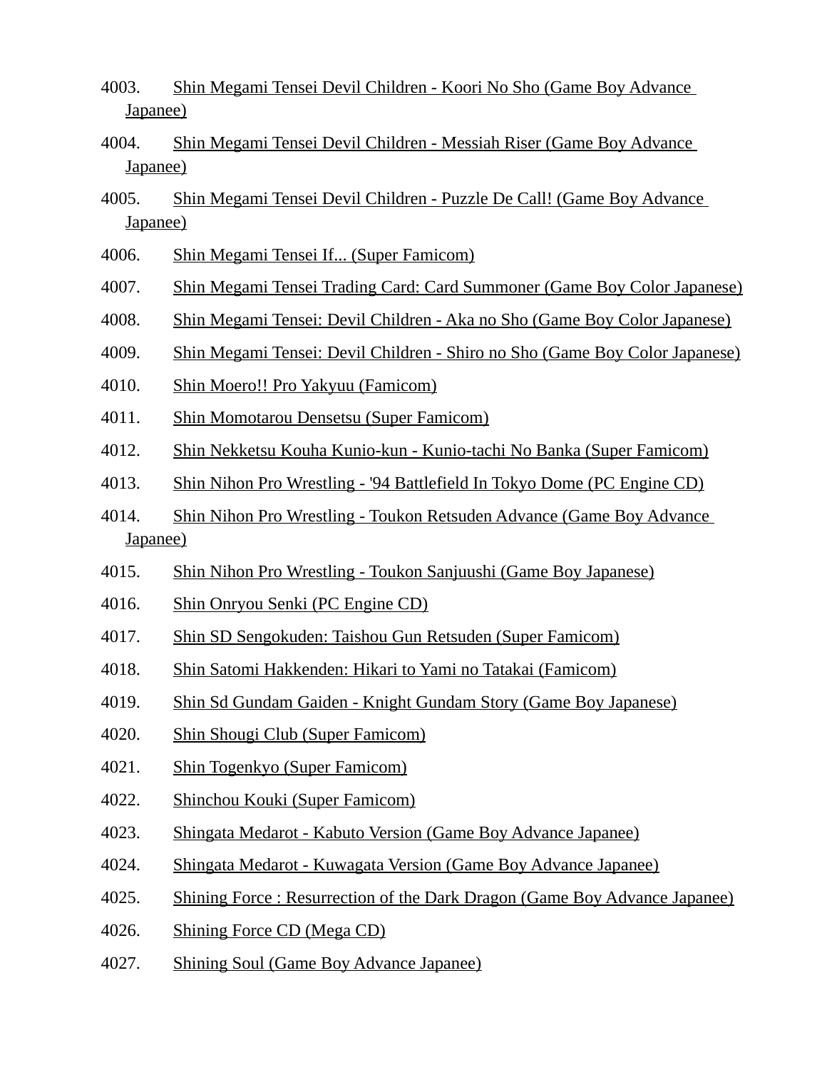4003. Shin Megami Tensei Devil Children - Koori No Sho (Game Boy Advance Japanee)

4004. Shin Megami Tensei Devil Children - Messiah Riser (Game Boy Advance Japanee)

4005. Shin Megami Tensei Devil Children - Puzzle De Call! (Game Boy Advance Japanee)

4006. Shin Megami Tensei If... (Super Famicom)

4007. Shin Megami Tensei Trading Card: Card Summoner (Game Boy Color Japanese)

4008. Shin Megami Tensei: Devil Children - Aka no Sho (Game Boy Color Japanese)

4009. Shin Megami Tensei: Devil Children - Shiro no Sho (Game Boy Color Japanese)

4010. Shin Moero!! Pro Yakyuu (Famicom)

4011. Shin Momotarou Densetsu (Super Famicom)

4012. Shin Nekketsu Kouha Kunio-kun - Kunio-tachi No Banka (Super Famicom)

4013. Shin Nihon Pro Wrestling - '94 Battlefield In Tokyo Dome (PC Engine CD)

4014. Shin Nihon Pro Wrestling - Toukon Retsuden Advance (Game Boy Advance Japanee)

4015. Shin Nihon Pro Wrestling - Toukon Sanjuushi (Game Boy Japanese)

4016. Shin Onryou Senki (PC Engine CD)

4017. Shin SD Sengokuden: Taishou Gun Retsuden (Super Famicom)

4018. Shin Satomi Hakkenden: Hikari to Yami no Tatakai (Famicom)

4019. Shin Sd Gundam Gaiden - Knight Gundam Story (Game Boy Japanese)

4020. Shin Shougi Club (Super Famicom)

4021. Shin Togenkyo (Super Famicom)

4022. Shinchou Kouki (Super Famicom)

4023. Shingata Medarot - Kabuto Version (Game Boy Advance Japanee)

4024. Shingata Medarot - Kuwagata Version (Game Boy Advance Japanee)

4025. Shining Force : Resurrection of the Dark Dragon (Game Boy Advance Japanee)

4026. Shining Force CD (Mega CD)

4027. Shining Soul (Game Boy Advance Japanee)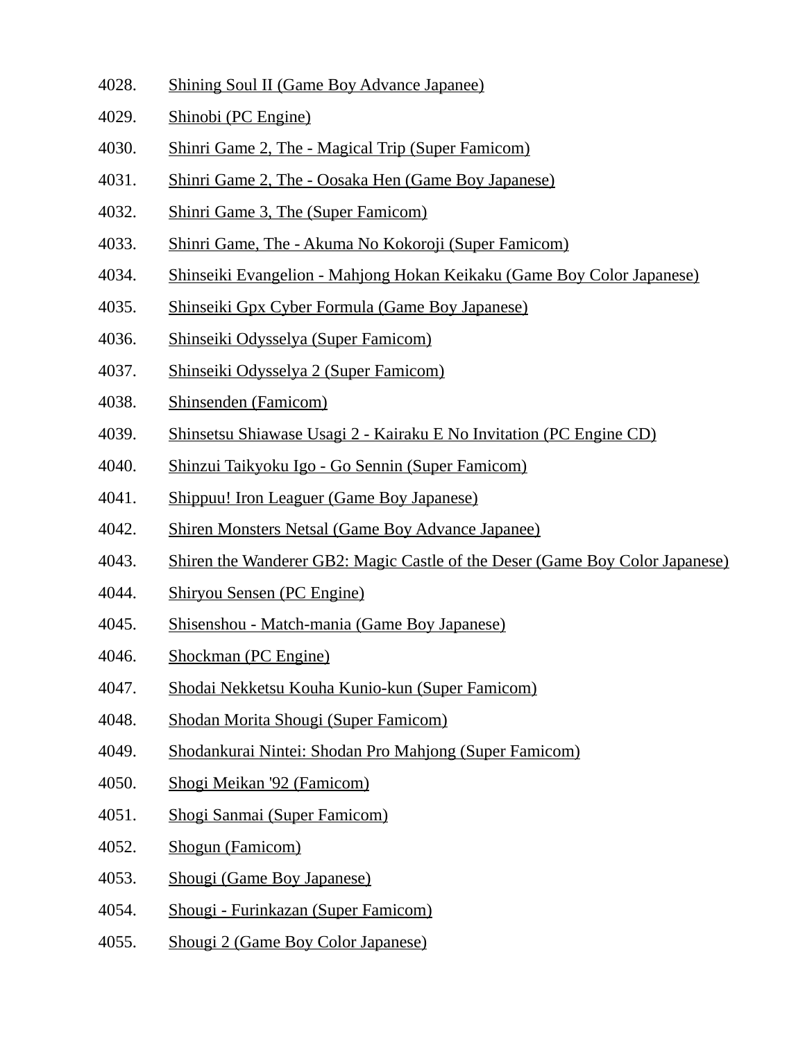4028. Shining Soul II (Game Boy Advance Japanee)
4029. Shinobi (PC Engine)
4030. Shinri Game 2, The - Magical Trip (Super Famicom)
4031. Shinri Game 2, The - Oosaka Hen (Game Boy Japanese)
4032. Shinri Game 3, The (Super Famicom)
4033. Shinri Game, The - Akuma No Kokoroji (Super Famicom)
4034. Shinseiki Evangelion - Mahjong Hokan Keikaku (Game Boy Color Japanese)
4035. Shinseiki Gpx Cyber Formula (Game Boy Japanese)
4036. Shinseiki Odysselya (Super Famicom)
4037. Shinseiki Odysselya 2 (Super Famicom)
4038. Shinsenden (Famicom)
4039. Shinsetsu Shiawase Usagi 2 - Kairaku E No Invitation (PC Engine CD)
4040. Shinzui Taikyoku Igo - Go Sennin (Super Famicom)
4041. Shippuu! Iron Leaguer (Game Boy Japanese)
4042. Shiren Monsters Netsal (Game Boy Advance Japanee)
4043. Shiren the Wanderer GB2: Magic Castle of the Deser (Game Boy Color Japanese)
4044. Shiryou Sensen (PC Engine)
4045. Shisenshou - Match-mania (Game Boy Japanese)
4046. Shockman (PC Engine)
4047. Shodai Nekketsu Kouha Kunio-kun (Super Famicom)
4048. Shodan Morita Shougi (Super Famicom)
4049. Shodankurai Nintei: Shodan Pro Mahjong (Super Famicom)
4050. Shogi Meikan '92 (Famicom)
4051. Shogi Sanmai (Super Famicom)
4052. Shogun (Famicom)
4053. Shougi (Game Boy Japanese)
4054. Shougi - Furinkazan (Super Famicom)
4055. Shougi 2 (Game Boy Color Japanese)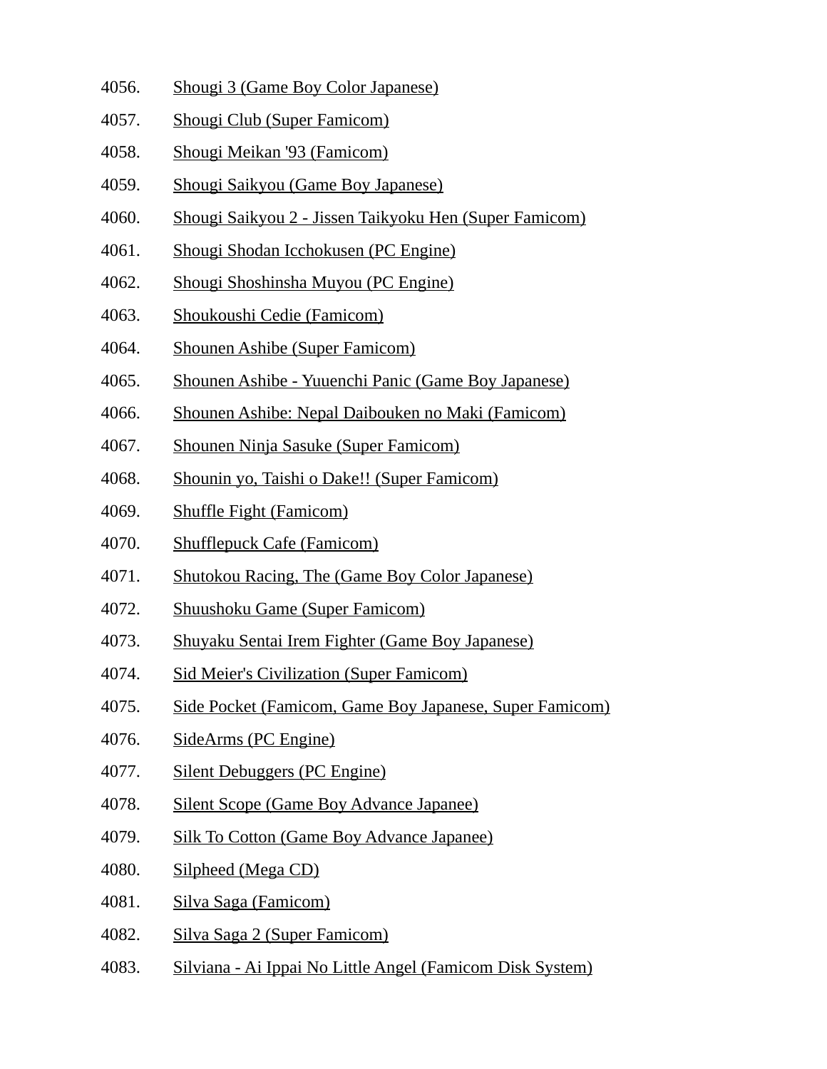4056. Shougi 3 (Game Boy Color Japanese)
4057. Shougi Club (Super Famicom)
4058. Shougi Meikan '93 (Famicom)
4059. Shougi Saikyou (Game Boy Japanese)
4060. Shougi Saikyou 2 - Jissen Taikyoku Hen (Super Famicom)
4061. Shougi Shodan Icchokusen (PC Engine)
4062. Shougi Shoshinsha Muyou (PC Engine)
4063. Shoukoushi Cedie (Famicom)
4064. Shounen Ashibe (Super Famicom)
4065. Shounen Ashibe - Yuuenchi Panic (Game Boy Japanese)
4066. Shounen Ashibe: Nepal Daibouken no Maki (Famicom)
4067. Shounen Ninja Sasuke (Super Famicom)
4068. Shounin yo, Taishi o Dake!! (Super Famicom)
4069. Shuffle Fight (Famicom)
4070. Shufflepuck Cafe (Famicom)
4071. Shutokou Racing, The (Game Boy Color Japanese)
4072. Shuushoku Game (Super Famicom)
4073. Shuyaku Sentai Irem Fighter (Game Boy Japanese)
4074. Sid Meier's Civilization (Super Famicom)
4075. Side Pocket (Famicom, Game Boy Japanese, Super Famicom)
4076. SideArms (PC Engine)
4077. Silent Debuggers (PC Engine)
4078. Silent Scope (Game Boy Advance Japanee)
4079. Silk To Cotton (Game Boy Advance Japanee)
4080. Silpheed (Mega CD)
4081. Silva Saga (Famicom)
4082. Silva Saga 2 (Super Famicom)
4083. Silviana - Ai Ippai No Little Angel (Famicom Disk System)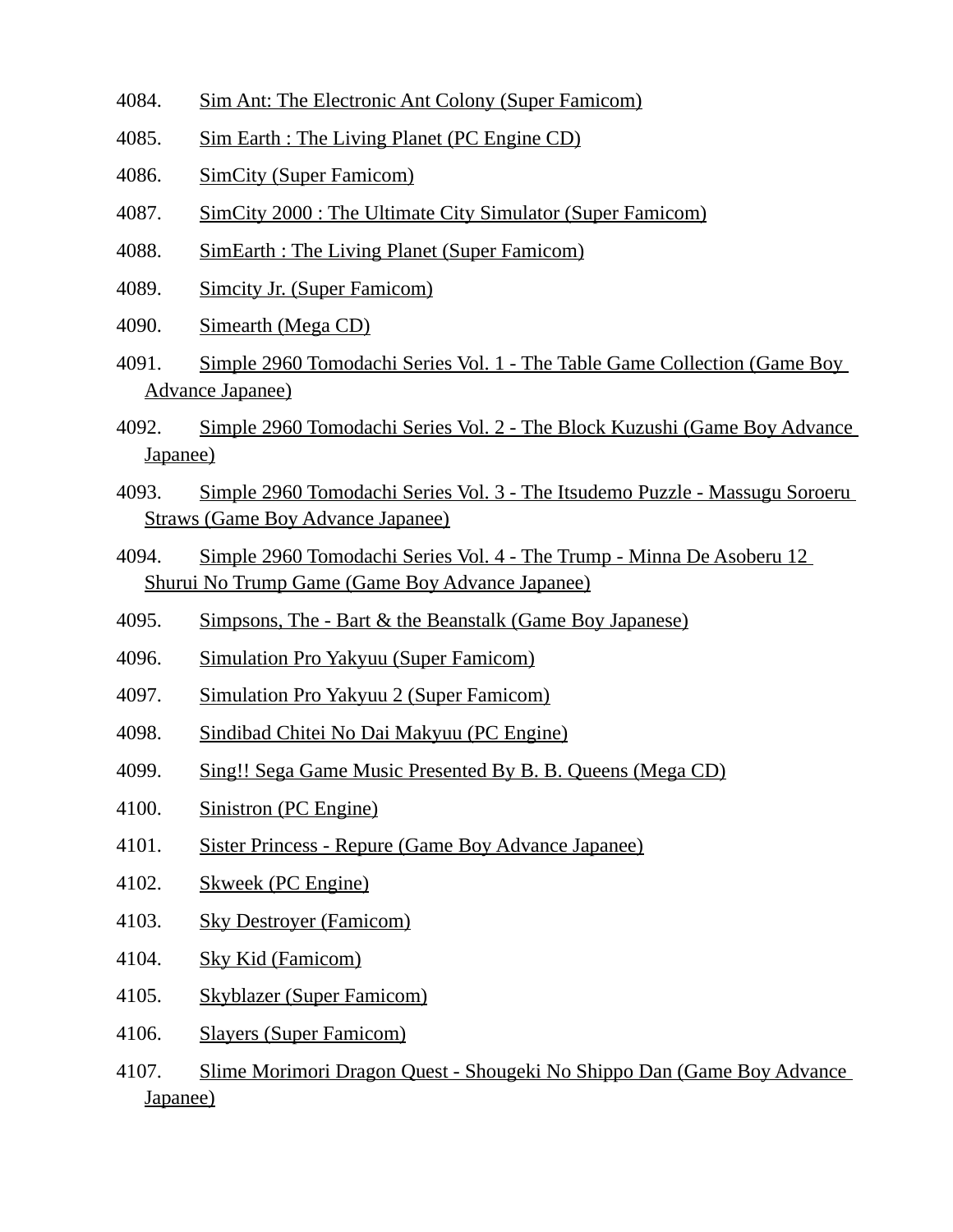4084. Sim Ant: The Electronic Ant Colony (Super Famicom)

4085. Sim Earth : The Living Planet (PC Engine CD)

4086. SimCity (Super Famicom)

4087. SimCity 2000 : The Ultimate City Simulator (Super Famicom)

4088. SimEarth : The Living Planet (Super Famicom)

4089. Simcity Jr. (Super Famicom)

4090. Simearth (Mega CD)

4091. Simple 2960 Tomodachi Series Vol. 1 - The Table Game Collection (Game Boy Advance Japanee)

4092. Simple 2960 Tomodachi Series Vol. 2 - The Block Kuzushi (Game Boy Advance Japanee)

4093. Simple 2960 Tomodachi Series Vol. 3 - The Itsudemo Puzzle - Massugu Soroeru Straws (Game Boy Advance Japanee)

4094. Simple 2960 Tomodachi Series Vol. 4 - The Trump - Minna De Asoberu 12 Shurui No Trump Game (Game Boy Advance Japanee)

4095. Simpsons, The - Bart & the Beanstalk (Game Boy Japanese)

4096. Simulation Pro Yakyuu (Super Famicom)

4097. Simulation Pro Yakyuu 2 (Super Famicom)

4098. Sindibad Chitei No Dai Makyuu (PC Engine)

4099. Sing!! Sega Game Music Presented By B. B. Queens (Mega CD)

4100. Sinistron (PC Engine)

4101. Sister Princess - Repure (Game Boy Advance Japanee)

4102. Skweek (PC Engine)

4103. Sky Destroyer (Famicom)

4104. Sky Kid (Famicom)

4105. Skyblazer (Super Famicom)

4106. Slayers (Super Famicom)

4107. Slime Morimori Dragon Quest - Shougeki No Shippo Dan (Game Boy Advance Japanee)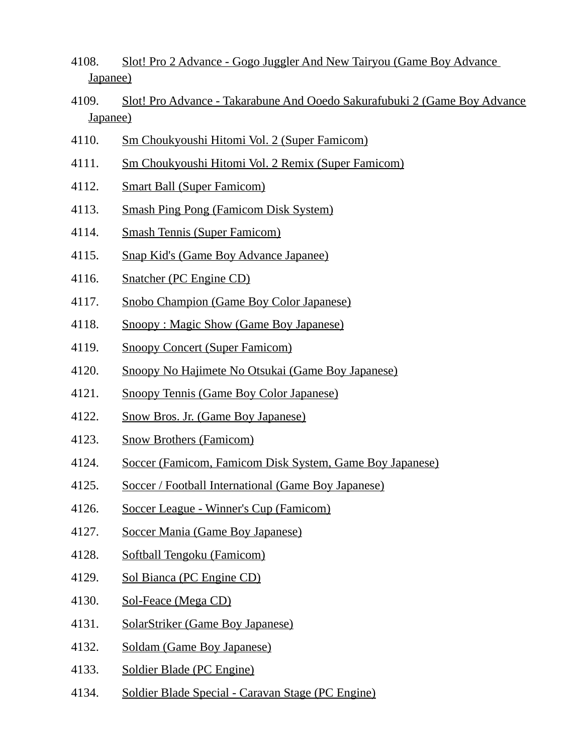4108. Slot! Pro 2 Advance - Gogo Juggler And New Tairyou (Game Boy Advance Japanee)

4109. Slot! Pro Advance - Takarabune And Ooedo Sakurafubuki 2 (Game Boy Advance Japanee)

4110. Sm Choukyoushi Hitomi Vol. 2 (Super Famicom)

4111. Sm Choukyoushi Hitomi Vol. 2 Remix (Super Famicom)

4112. Smart Ball (Super Famicom)

4113. Smash Ping Pong (Famicom Disk System)

4114. Smash Tennis (Super Famicom)

4115. Snap Kid's (Game Boy Advance Japanee)

4116. Snatcher (PC Engine CD)

4117. Snobo Champion (Game Boy Color Japanese)

4118. Snoopy : Magic Show (Game Boy Japanese)

4119. Snoopy Concert (Super Famicom)

4120. Snoopy No Hajimete No Otsukai (Game Boy Japanese)

4121. Snoopy Tennis (Game Boy Color Japanese)

4122. Snow Bros. Jr. (Game Boy Japanese)

4123. Snow Brothers (Famicom)

4124. Soccer (Famicom, Famicom Disk System, Game Boy Japanese)

4125. Soccer / Football International (Game Boy Japanese)

4126. Soccer League - Winner's Cup (Famicom)

4127. Soccer Mania (Game Boy Japanese)

4128. Softball Tengoku (Famicom)

4129. Sol Bianca (PC Engine CD)

4130. Sol-Feace (Mega CD)

4131. SolarStriker (Game Boy Japanese)

4132. Soldam (Game Boy Japanese)

4133. Soldier Blade (PC Engine)

4134. Soldier Blade Special - Caravan Stage (PC Engine)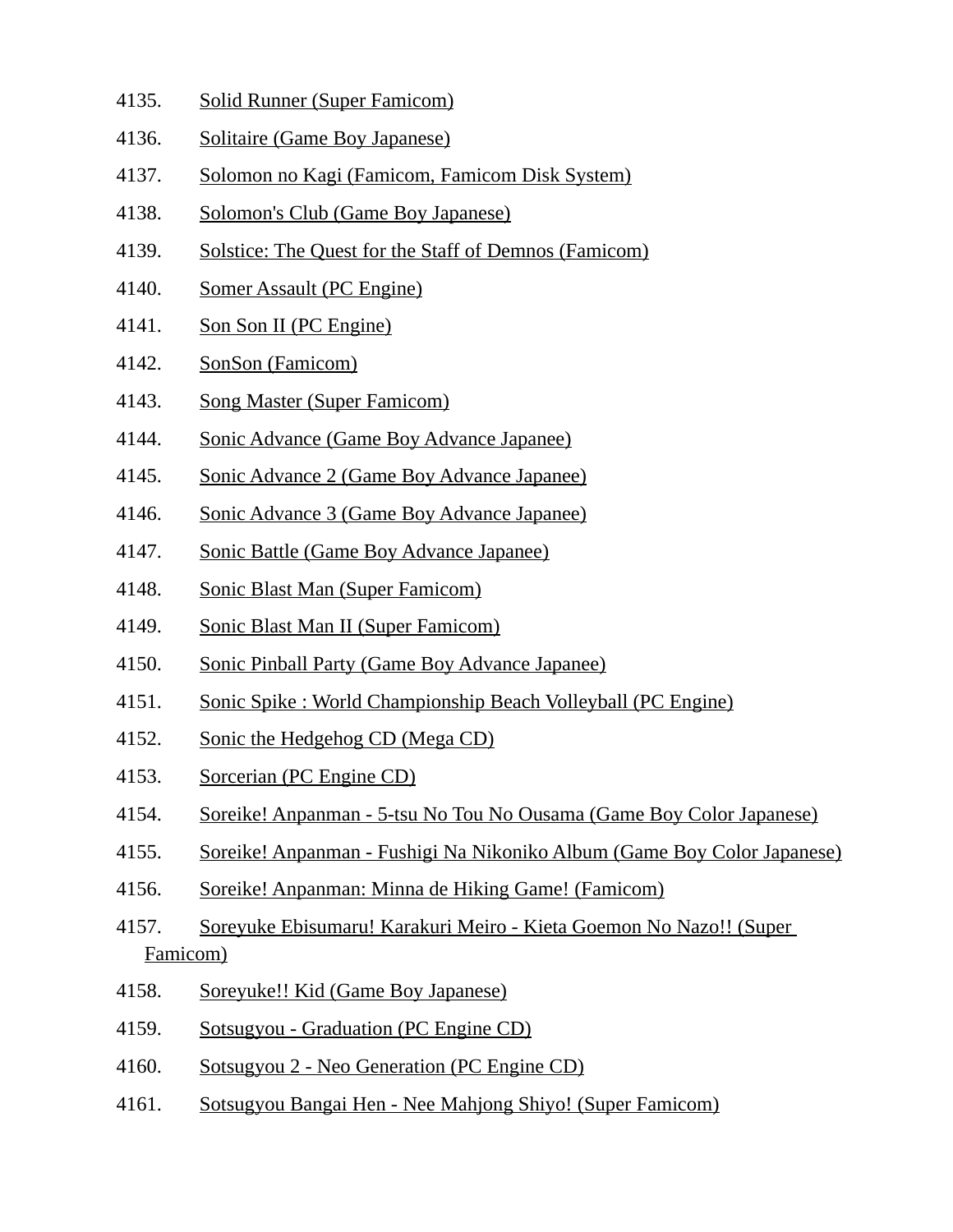4135. Solid Runner (Super Famicom)
4136. Solitaire (Game Boy Japanese)
4137. Solomon no Kagi (Famicom, Famicom Disk System)
4138. Solomon's Club (Game Boy Japanese)
4139. Solstice: The Quest for the Staff of Demnos (Famicom)
4140. Somer Assault (PC Engine)
4141. Son Son II (PC Engine)
4142. SonSon (Famicom)
4143. Song Master (Super Famicom)
4144. Sonic Advance (Game Boy Advance Japanee)
4145. Sonic Advance 2 (Game Boy Advance Japanee)
4146. Sonic Advance 3 (Game Boy Advance Japanee)
4147. Sonic Battle (Game Boy Advance Japanee)
4148. Sonic Blast Man (Super Famicom)
4149. Sonic Blast Man II (Super Famicom)
4150. Sonic Pinball Party (Game Boy Advance Japanee)
4151. Sonic Spike : World Championship Beach Volleyball (PC Engine)
4152. Sonic the Hedgehog CD (Mega CD)
4153. Sorcerian (PC Engine CD)
4154. Soreike! Anpanman - 5-tsu No Tou No Ousama (Game Boy Color Japanese)
4155. Soreike! Anpanman - Fushigi Na Nikoniko Album (Game Boy Color Japanese)
4156. Soreike! Anpanman: Minna de Hiking Game! (Famicom)
4157. Soreyuke Ebisumaru! Karakuri Meiro - Kieta Goemon No Nazo!! (Super Famicom)
4158. Soreyuke!! Kid (Game Boy Japanese)
4159. Sotsugyou - Graduation (PC Engine CD)
4160. Sotsugyou 2 - Neo Generation (PC Engine CD)
4161. Sotsugyou Bangai Hen - Nee Mahjong Shiyo! (Super Famicom)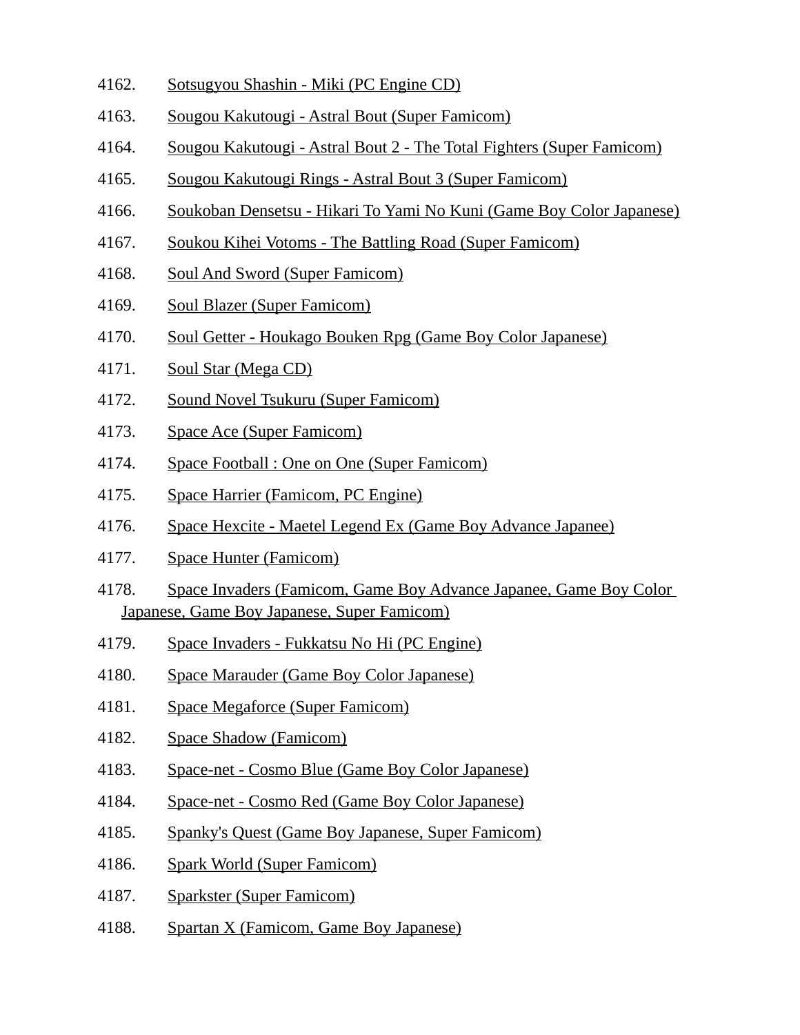4162. Sotsugyou Shashin - Miki (PC Engine CD)

4163. Sougou Kakutougi - Astral Bout (Super Famicom)

4164. Sougou Kakutougi - Astral Bout 2 - The Total Fighters (Super Famicom)

4165. Sougou Kakutougi Rings - Astral Bout 3 (Super Famicom)

4166. Soukoban Densetsu - Hikari To Yami No Kuni (Game Boy Color Japanese)

4167. Soukou Kihei Votoms - The Battling Road (Super Famicom)

4168. Soul And Sword (Super Famicom)

4169. Soul Blazer (Super Famicom)

4170. Soul Getter - Houkago Bouken Rpg (Game Boy Color Japanese)

4171. Soul Star (Mega CD)

4172. Sound Novel Tsukuru (Super Famicom)

4173. Space Ace (Super Famicom)

4174. Space Football : One on One (Super Famicom)

4175. Space Harrier (Famicom, PC Engine)

4176. Space Hexcite - Maetel Legend Ex (Game Boy Advance Japanee)

4177. Space Hunter (Famicom)

4178. Space Invaders (Famicom, Game Boy Advance Japanee, Game Boy Color Japanese, Game Boy Japanese, Super Famicom)

4179. Space Invaders - Fukkatsu No Hi (PC Engine)

4180. Space Marauder (Game Boy Color Japanese)

4181. Space Megaforce (Super Famicom)

4182. Space Shadow (Famicom)

4183. Space-net - Cosmo Blue (Game Boy Color Japanese)

4184. Space-net - Cosmo Red (Game Boy Color Japanese)

4185. Spanky's Quest (Game Boy Japanese, Super Famicom)

4186. Spark World (Super Famicom)

4187. Sparkster (Super Famicom)

4188. Spartan X (Famicom, Game Boy Japanese)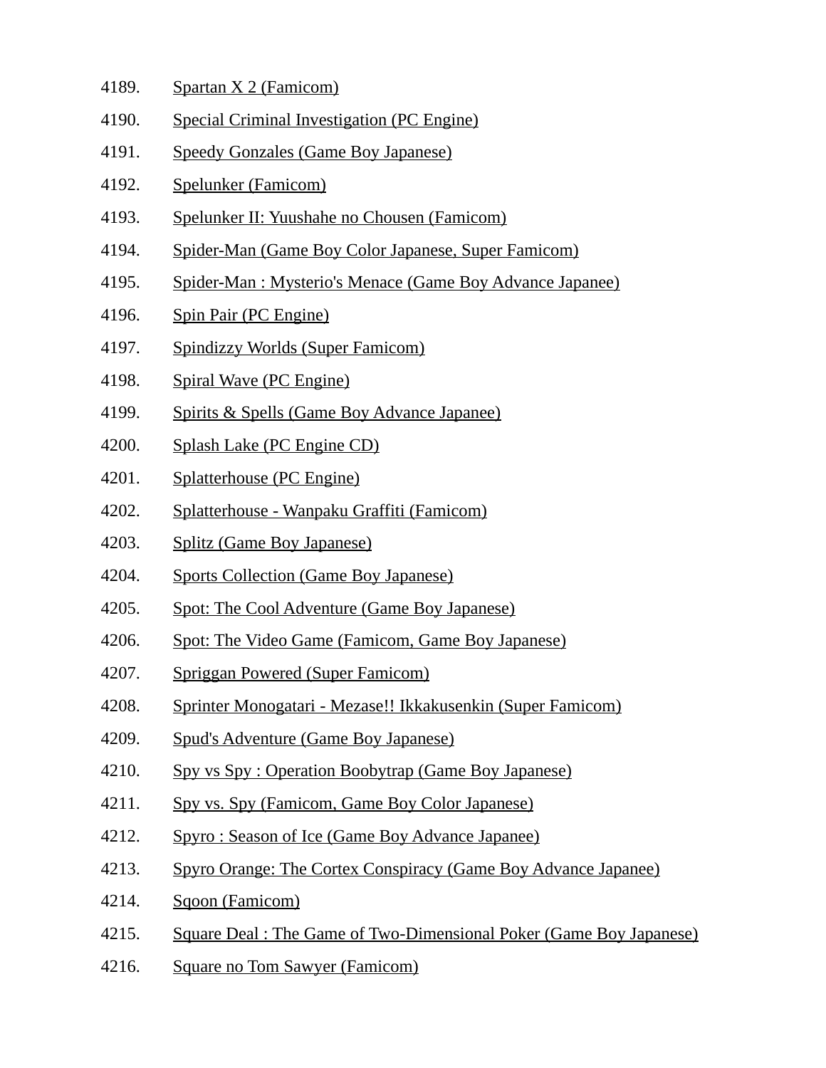4189. Spartan X 2 (Famicom)
4190. Special Criminal Investigation (PC Engine)
4191. Speedy Gonzales (Game Boy Japanese)
4192. Spelunker (Famicom)
4193. Spelunker II: Yuushahe no Chousen (Famicom)
4194. Spider-Man (Game Boy Color Japanese, Super Famicom)
4195. Spider-Man : Mysterio's Menace (Game Boy Advance Japanee)
4196. Spin Pair (PC Engine)
4197. Spindizzy Worlds (Super Famicom)
4198. Spiral Wave (PC Engine)
4199. Spirits & Spells (Game Boy Advance Japanee)
4200. Splash Lake (PC Engine CD)
4201. Splatterhouse (PC Engine)
4202. Splatterhouse - Wanpaku Graffiti (Famicom)
4203. Splitz (Game Boy Japanese)
4204. Sports Collection (Game Boy Japanese)
4205. Spot: The Cool Adventure (Game Boy Japanese)
4206. Spot: The Video Game (Famicom, Game Boy Japanese)
4207. Spriggan Powered (Super Famicom)
4208. Sprinter Monogatari - Mezase!! Ikkakusenkin (Super Famicom)
4209. Spud's Adventure (Game Boy Japanese)
4210. Spy vs Spy : Operation Boobytrap (Game Boy Japanese)
4211. Spy vs. Spy (Famicom, Game Boy Color Japanese)
4212. Spyro : Season of Ice (Game Boy Advance Japanee)
4213. Spyro Orange: The Cortex Conspiracy (Game Boy Advance Japanee)
4214. Sqoon (Famicom)
4215. Square Deal : The Game of Two-Dimensional Poker (Game Boy Japanese)
4216. Square no Tom Sawyer (Famicom)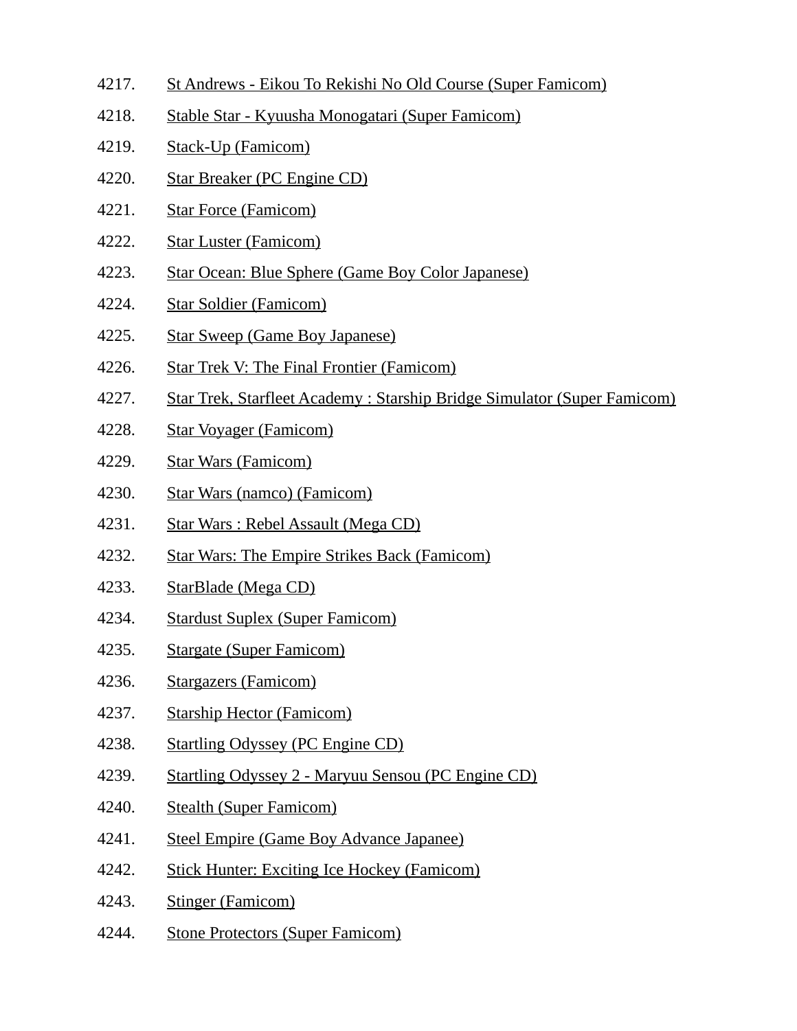4217. St Andrews - Eikou To Rekishi No Old Course (Super Famicom)

4218. Stable Star - Kyuusha Monogatari (Super Famicom)

4219. Stack-Up (Famicom)

4220. Star Breaker (PC Engine CD)

4221. Star Force (Famicom)

4222. Star Luster (Famicom)

4223. Star Ocean: Blue Sphere (Game Boy Color Japanese)

4224. Star Soldier (Famicom)

4225. Star Sweep (Game Boy Japanese)

4226. Star Trek V: The Final Frontier (Famicom)

4227. Star Trek, Starfleet Academy : Starship Bridge Simulator (Super Famicom)

4228. Star Voyager (Famicom)

4229. Star Wars (Famicom)

4230. Star Wars (namco) (Famicom)

4231. Star Wars : Rebel Assault (Mega CD)

4232. Star Wars: The Empire Strikes Back (Famicom)

4233. StarBlade (Mega CD)

4234. Stardust Suplex (Super Famicom)

4235. Stargate (Super Famicom)

4236. Stargazers (Famicom)

4237. Starship Hector (Famicom)

4238. Startling Odyssey (PC Engine CD)

4239. Startling Odyssey 2 - Maryuu Sensou (PC Engine CD)

4240. Stealth (Super Famicom)

4241. Steel Empire (Game Boy Advance Japanee)

4242. Stick Hunter: Exciting Ice Hockey (Famicom)

4243. Stinger (Famicom)

4244. Stone Protectors (Super Famicom)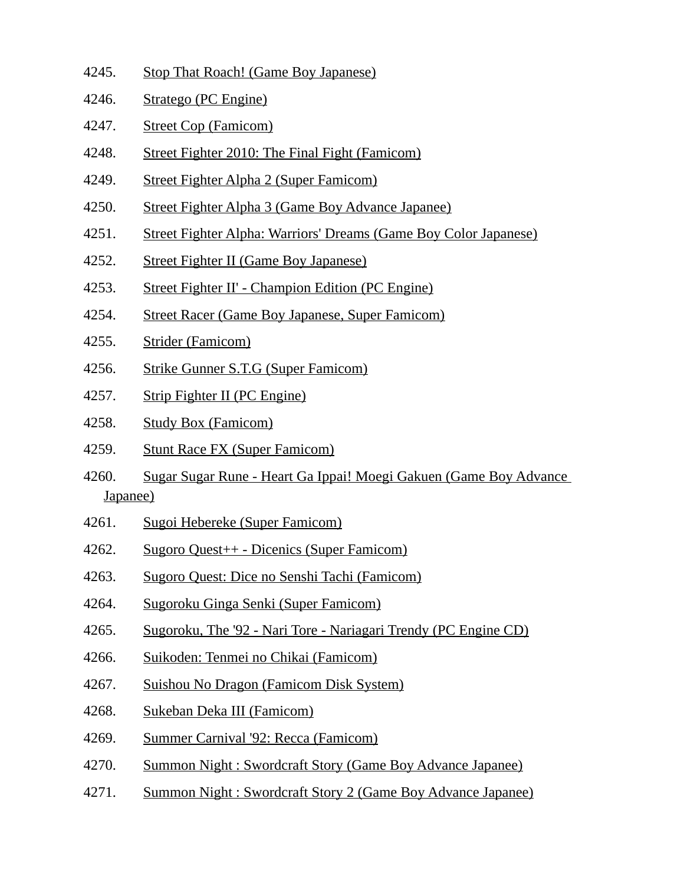4245. Stop That Roach! (Game Boy Japanese)
4246. Stratego (PC Engine)
4247. Street Cop (Famicom)
4248. Street Fighter 2010: The Final Fight (Famicom)
4249. Street Fighter Alpha 2 (Super Famicom)
4250. Street Fighter Alpha 3 (Game Boy Advance Japanee)
4251. Street Fighter Alpha: Warriors' Dreams (Game Boy Color Japanese)
4252. Street Fighter II (Game Boy Japanese)
4253. Street Fighter II' - Champion Edition (PC Engine)
4254. Street Racer (Game Boy Japanese, Super Famicom)
4255. Strider (Famicom)
4256. Strike Gunner S.T.G (Super Famicom)
4257. Strip Fighter II (PC Engine)
4258. Study Box (Famicom)
4259. Stunt Race FX (Super Famicom)
4260. Sugar Sugar Rune - Heart Ga Ippai! Moegi Gakuen (Game Boy Advance Japanee)
4261. Sugoi Hebereke (Super Famicom)
4262. Sugoro Quest++ - Dicenics (Super Famicom)
4263. Sugoro Quest: Dice no Senshi Tachi (Famicom)
4264. Sugoroku Ginga Senki (Super Famicom)
4265. Sugoroku, The '92 - Nari Tore - Nariagari Trendy (PC Engine CD)
4266. Suikoden: Tenmei no Chikai (Famicom)
4267. Suishou No Dragon (Famicom Disk System)
4268. Sukeban Deka III (Famicom)
4269. Summer Carnival '92: Recca (Famicom)
4270. Summon Night : Swordcraft Story (Game Boy Advance Japanee)
4271. Summon Night : Swordcraft Story 2 (Game Boy Advance Japanee)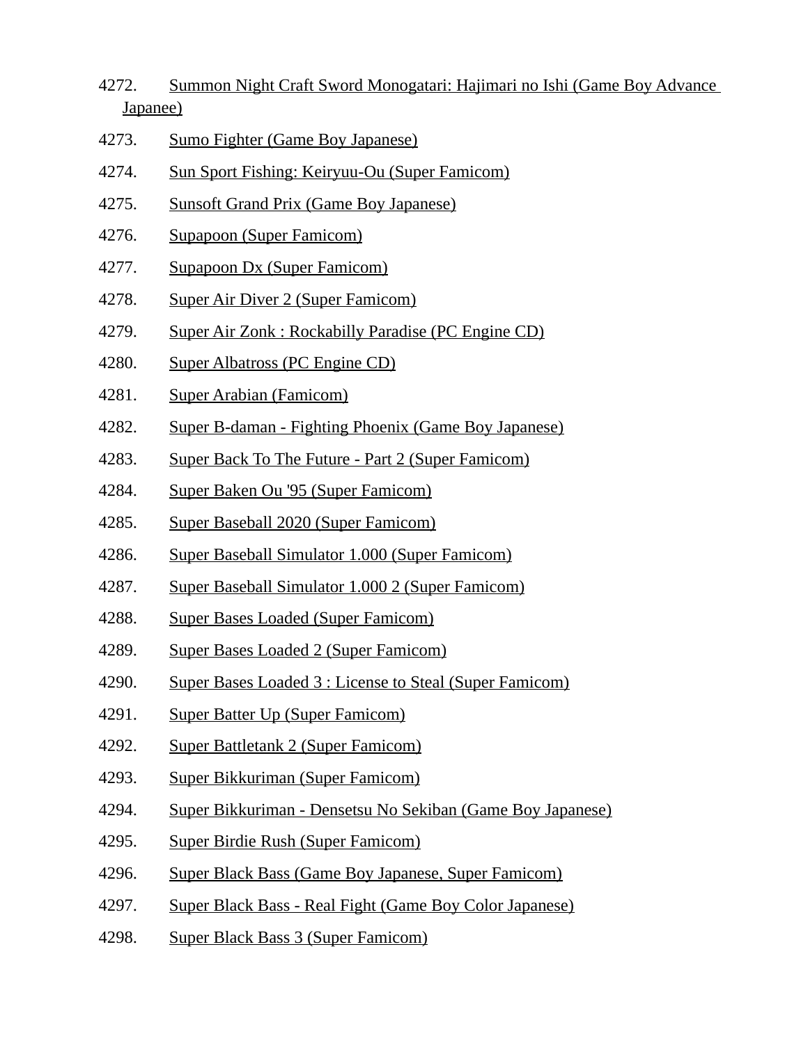4272. Summon Night Craft Sword Monogatari: Hajimari no Ishi (Game Boy Advance Japanee)
4273. Sumo Fighter (Game Boy Japanese)
4274. Sun Sport Fishing: Keiryuu-Ou (Super Famicom)
4275. Sunsoft Grand Prix (Game Boy Japanese)
4276. Supapoon (Super Famicom)
4277. Supapoon Dx (Super Famicom)
4278. Super Air Diver 2 (Super Famicom)
4279. Super Air Zonk : Rockabilly Paradise (PC Engine CD)
4280. Super Albatross (PC Engine CD)
4281. Super Arabian (Famicom)
4282. Super B-daman - Fighting Phoenix (Game Boy Japanese)
4283. Super Back To The Future - Part 2 (Super Famicom)
4284. Super Baken Ou '95 (Super Famicom)
4285. Super Baseball 2020 (Super Famicom)
4286. Super Baseball Simulator 1.000 (Super Famicom)
4287. Super Baseball Simulator 1.000 2 (Super Famicom)
4288. Super Bases Loaded (Super Famicom)
4289. Super Bases Loaded 2 (Super Famicom)
4290. Super Bases Loaded 3 : License to Steal (Super Famicom)
4291. Super Batter Up (Super Famicom)
4292. Super Battletank 2 (Super Famicom)
4293. Super Bikkuriman (Super Famicom)
4294. Super Bikkuriman - Densetsu No Sekiban (Game Boy Japanese)
4295. Super Birdie Rush (Super Famicom)
4296. Super Black Bass (Game Boy Japanese, Super Famicom)
4297. Super Black Bass - Real Fight (Game Boy Color Japanese)
4298. Super Black Bass 3 (Super Famicom)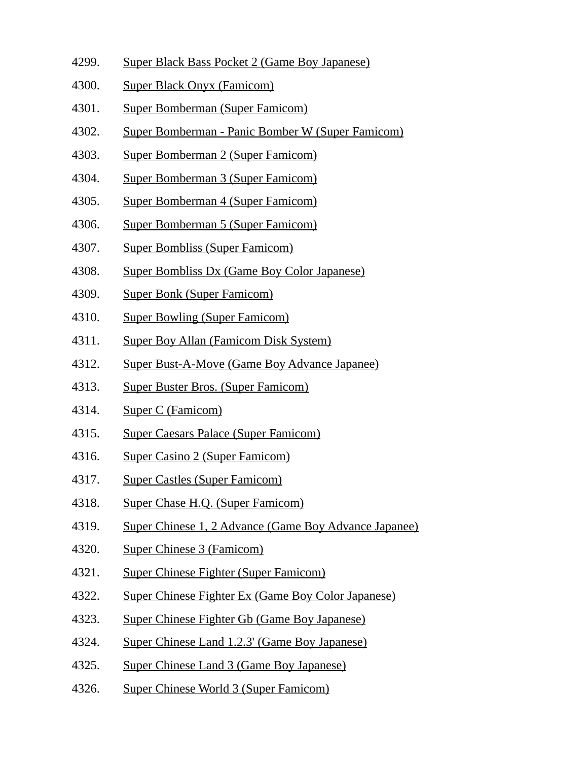4299. Super Black Bass Pocket 2 (Game Boy Japanese)
4300. Super Black Onyx (Famicom)
4301. Super Bomberman (Super Famicom)
4302. Super Bomberman - Panic Bomber W (Super Famicom)
4303. Super Bomberman 2 (Super Famicom)
4304. Super Bomberman 3 (Super Famicom)
4305. Super Bomberman 4 (Super Famicom)
4306. Super Bomberman 5 (Super Famicom)
4307. Super Bombliss (Super Famicom)
4308. Super Bombliss Dx (Game Boy Color Japanese)
4309. Super Bonk (Super Famicom)
4310. Super Bowling (Super Famicom)
4311. Super Boy Allan (Famicom Disk System)
4312. Super Bust-A-Move (Game Boy Advance Japanee)
4313. Super Buster Bros. (Super Famicom)
4314. Super C (Famicom)
4315. Super Caesars Palace (Super Famicom)
4316. Super Casino 2 (Super Famicom)
4317. Super Castles (Super Famicom)
4318. Super Chase H.Q. (Super Famicom)
4319. Super Chinese 1, 2 Advance (Game Boy Advance Japanee)
4320. Super Chinese 3 (Famicom)
4321. Super Chinese Fighter (Super Famicom)
4322. Super Chinese Fighter Ex (Game Boy Color Japanese)
4323. Super Chinese Fighter Gb (Game Boy Japanese)
4324. Super Chinese Land 1.2.3' (Game Boy Japanese)
4325. Super Chinese Land 3 (Game Boy Japanese)
4326. Super Chinese World 3 (Super Famicom)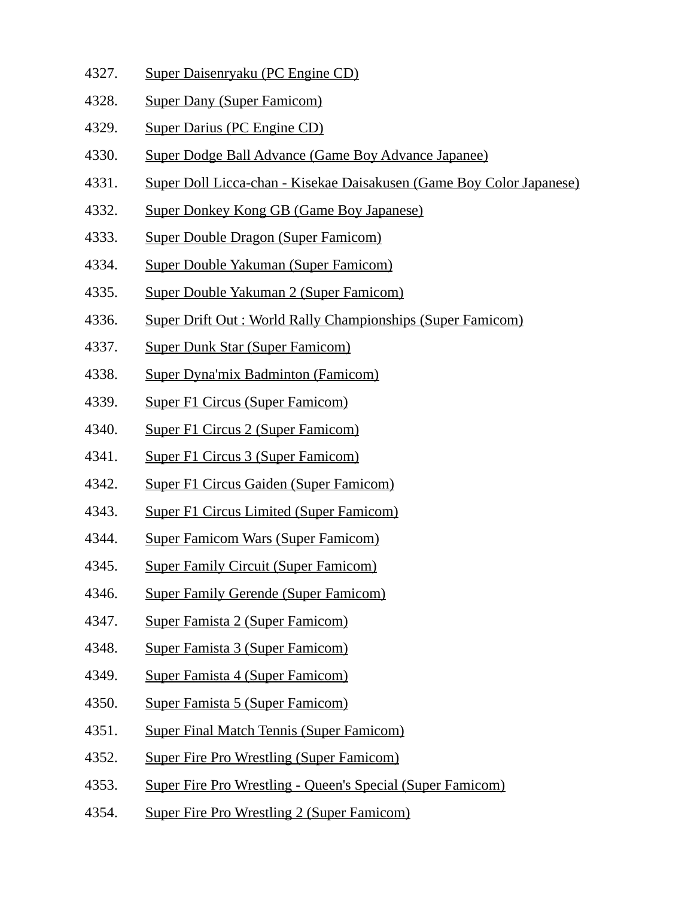4327. Super Daisenryaku (PC Engine CD)
4328. Super Dany (Super Famicom)
4329. Super Darius (PC Engine CD)
4330. Super Dodge Ball Advance (Game Boy Advance Japanee)
4331. Super Doll Licca-chan - Kisekae Daisakusen (Game Boy Color Japanese)
4332. Super Donkey Kong GB (Game Boy Japanese)
4333. Super Double Dragon (Super Famicom)
4334. Super Double Yakuman (Super Famicom)
4335. Super Double Yakuman 2 (Super Famicom)
4336. Super Drift Out : World Rally Championships (Super Famicom)
4337. Super Dunk Star (Super Famicom)
4338. Super Dyna'mix Badminton (Famicom)
4339. Super F1 Circus (Super Famicom)
4340. Super F1 Circus 2 (Super Famicom)
4341. Super F1 Circus 3 (Super Famicom)
4342. Super F1 Circus Gaiden (Super Famicom)
4343. Super F1 Circus Limited (Super Famicom)
4344. Super Famicom Wars (Super Famicom)
4345. Super Family Circuit (Super Famicom)
4346. Super Family Gerende (Super Famicom)
4347. Super Famista 2 (Super Famicom)
4348. Super Famista 3 (Super Famicom)
4349. Super Famista 4 (Super Famicom)
4350. Super Famista 5 (Super Famicom)
4351. Super Final Match Tennis (Super Famicom)
4352. Super Fire Pro Wrestling (Super Famicom)
4353. Super Fire Pro Wrestling - Queen's Special (Super Famicom)
4354. Super Fire Pro Wrestling 2 (Super Famicom)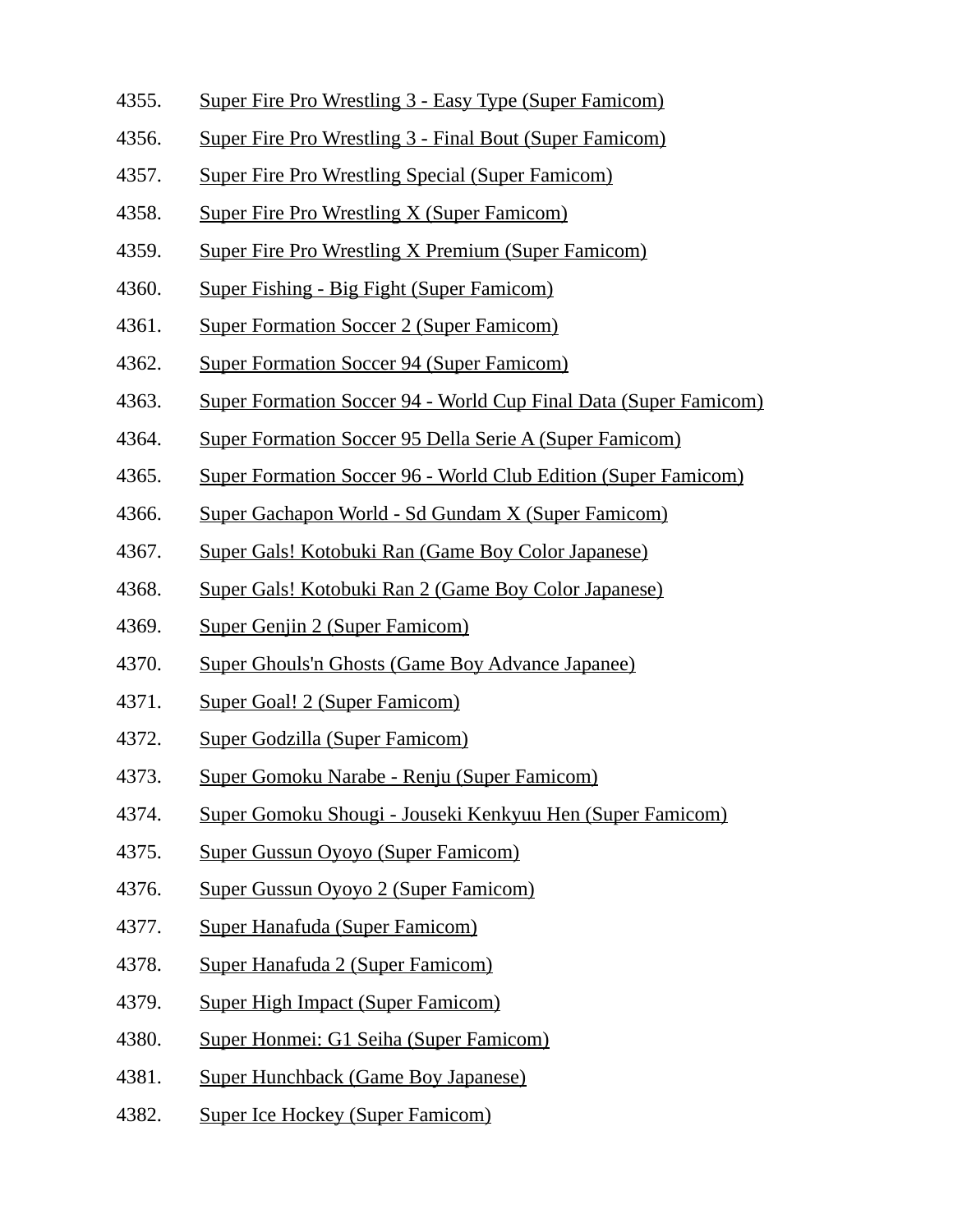4355. Super Fire Pro Wrestling 3 - Easy Type (Super Famicom)
4356. Super Fire Pro Wrestling 3 - Final Bout (Super Famicom)
4357. Super Fire Pro Wrestling Special (Super Famicom)
4358. Super Fire Pro Wrestling X (Super Famicom)
4359. Super Fire Pro Wrestling X Premium (Super Famicom)
4360. Super Fishing - Big Fight (Super Famicom)
4361. Super Formation Soccer 2 (Super Famicom)
4362. Super Formation Soccer 94 (Super Famicom)
4363. Super Formation Soccer 94 - World Cup Final Data (Super Famicom)
4364. Super Formation Soccer 95 Della Serie A (Super Famicom)
4365. Super Formation Soccer 96 - World Club Edition (Super Famicom)
4366. Super Gachapon World - Sd Gundam X (Super Famicom)
4367. Super Gals! Kotobuki Ran (Game Boy Color Japanese)
4368. Super Gals! Kotobuki Ran 2 (Game Boy Color Japanese)
4369. Super Genjin 2 (Super Famicom)
4370. Super Ghouls'n Ghosts (Game Boy Advance Japanee)
4371. Super Goal! 2 (Super Famicom)
4372. Super Godzilla (Super Famicom)
4373. Super Gomoku Narabe - Renju (Super Famicom)
4374. Super Gomoku Shougi - Jouseki Kenkyuu Hen (Super Famicom)
4375. Super Gussun Oyoyo (Super Famicom)
4376. Super Gussun Oyoyo 2 (Super Famicom)
4377. Super Hanafuda (Super Famicom)
4378. Super Hanafuda 2 (Super Famicom)
4379. Super High Impact (Super Famicom)
4380. Super Honmei: G1 Seiha (Super Famicom)
4381. Super Hunchback (Game Boy Japanese)
4382. Super Ice Hockey (Super Famicom)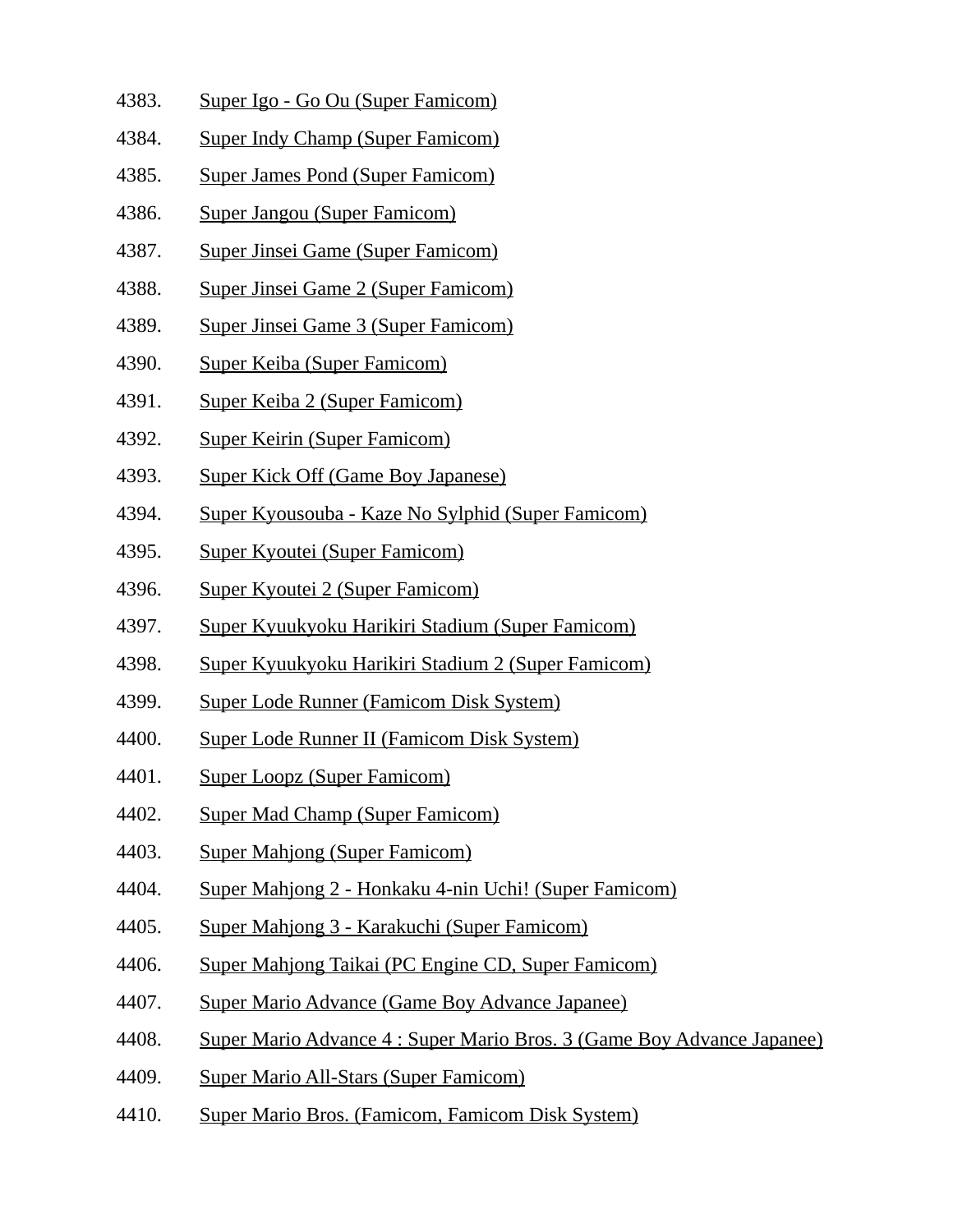4383. Super Igo - Go Ou (Super Famicom)
4384. Super Indy Champ (Super Famicom)
4385. Super James Pond (Super Famicom)
4386. Super Jangou (Super Famicom)
4387. Super Jinsei Game (Super Famicom)
4388. Super Jinsei Game 2 (Super Famicom)
4389. Super Jinsei Game 3 (Super Famicom)
4390. Super Keiba (Super Famicom)
4391. Super Keiba 2 (Super Famicom)
4392. Super Keirin (Super Famicom)
4393. Super Kick Off (Game Boy Japanese)
4394. Super Kyousouba - Kaze No Sylphid (Super Famicom)
4395. Super Kyoutei (Super Famicom)
4396. Super Kyoutei 2 (Super Famicom)
4397. Super Kyuukyoku Harikiri Stadium (Super Famicom)
4398. Super Kyuukyoku Harikiri Stadium 2 (Super Famicom)
4399. Super Lode Runner (Famicom Disk System)
4400. Super Lode Runner II (Famicom Disk System)
4401. Super Loopz (Super Famicom)
4402. Super Mad Champ (Super Famicom)
4403. Super Mahjong (Super Famicom)
4404. Super Mahjong 2 - Honkaku 4-nin Uchi! (Super Famicom)
4405. Super Mahjong 3 - Karakuchi (Super Famicom)
4406. Super Mahjong Taikai (PC Engine CD, Super Famicom)
4407. Super Mario Advance (Game Boy Advance Japanee)
4408. Super Mario Advance 4 : Super Mario Bros. 3 (Game Boy Advance Japanee)
4409. Super Mario All-Stars (Super Famicom)
4410. Super Mario Bros. (Famicom, Famicom Disk System)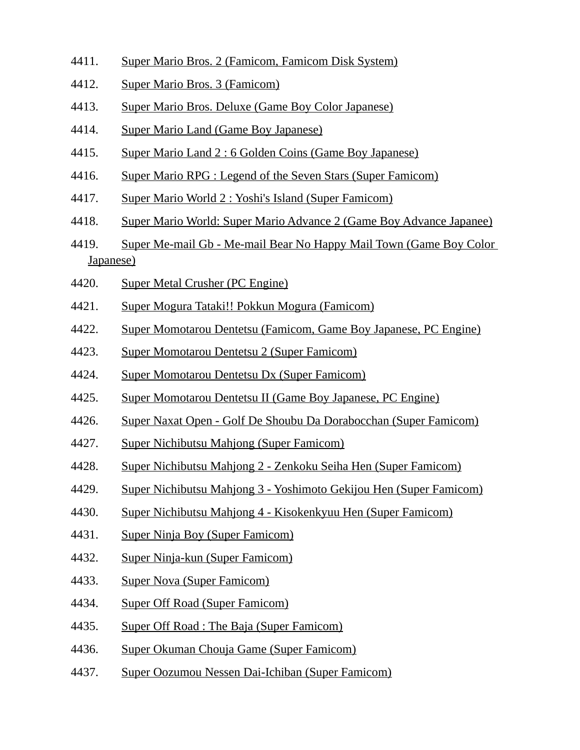4411. Super Mario Bros. 2 (Famicom, Famicom Disk System)
4412. Super Mario Bros. 3 (Famicom)
4413. Super Mario Bros. Deluxe (Game Boy Color Japanese)
4414. Super Mario Land (Game Boy Japanese)
4415. Super Mario Land 2 : 6 Golden Coins (Game Boy Japanese)
4416. Super Mario RPG : Legend of the Seven Stars (Super Famicom)
4417. Super Mario World 2 : Yoshi's Island (Super Famicom)
4418. Super Mario World: Super Mario Advance 2 (Game Boy Advance Japanee)
4419. Super Me-mail Gb - Me-mail Bear No Happy Mail Town (Game Boy Color Japanese)
4420. Super Metal Crusher (PC Engine)
4421. Super Mogura Tataki!! Pokkun Mogura (Famicom)
4422. Super Momotarou Dentetsu (Famicom, Game Boy Japanese, PC Engine)
4423. Super Momotarou Dentetsu 2 (Super Famicom)
4424. Super Momotarou Dentetsu Dx (Super Famicom)
4425. Super Momotarou Dentetsu II (Game Boy Japanese, PC Engine)
4426. Super Naxat Open - Golf De Shoubu Da Dorabocchan (Super Famicom)
4427. Super Nichibutsu Mahjong (Super Famicom)
4428. Super Nichibutsu Mahjong 2 - Zenkoku Seiha Hen (Super Famicom)
4429. Super Nichibutsu Mahjong 3 - Yoshimoto Gekijou Hen (Super Famicom)
4430. Super Nichibutsu Mahjong 4 - Kisokenkyuu Hen (Super Famicom)
4431. Super Ninja Boy (Super Famicom)
4432. Super Ninja-kun (Super Famicom)
4433. Super Nova (Super Famicom)
4434. Super Off Road (Super Famicom)
4435. Super Off Road : The Baja (Super Famicom)
4436. Super Okuman Chouja Game (Super Famicom)
4437. Super Oozumou Nessen Dai-Ichiban (Super Famicom)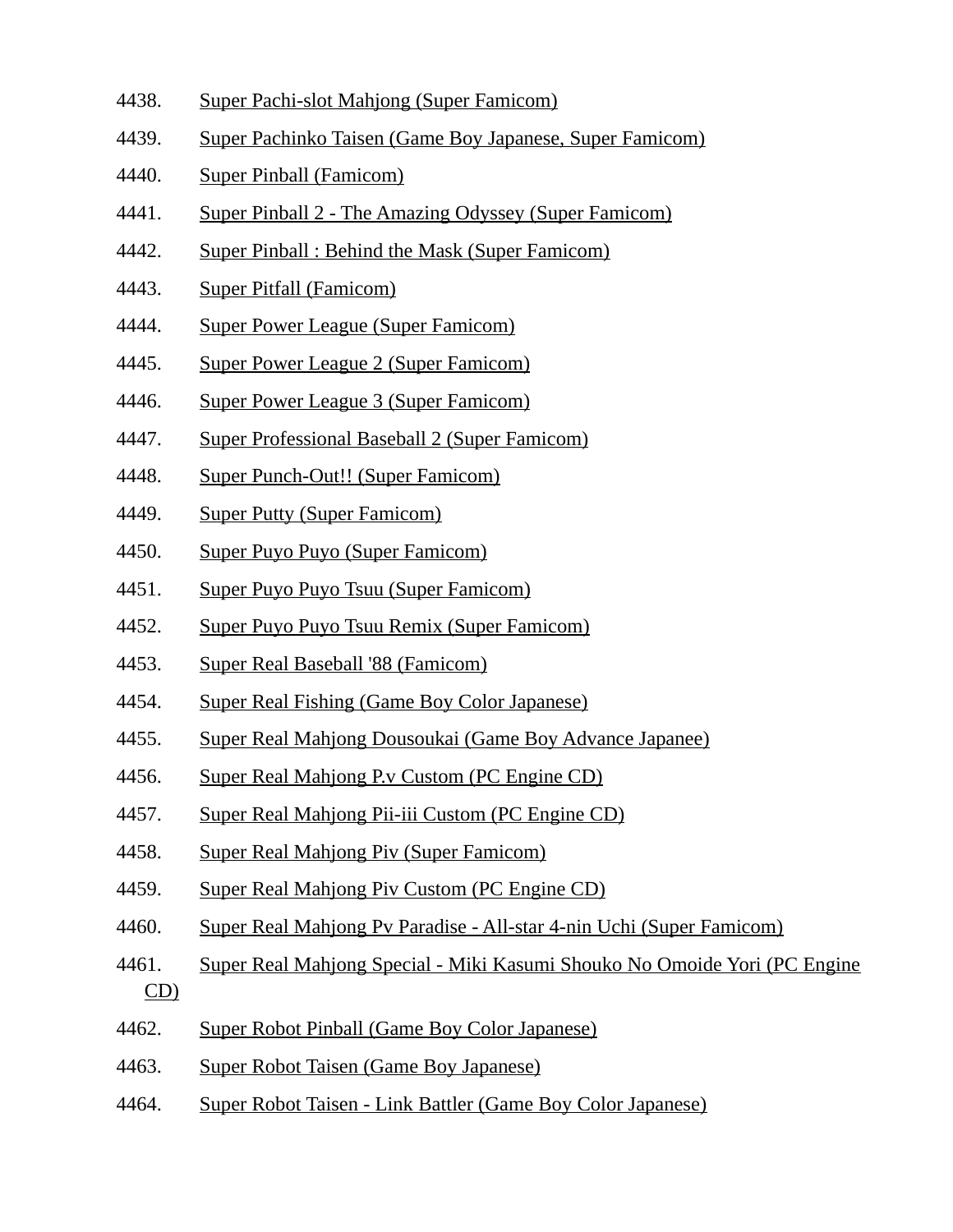4438. Super Pachi-slot Mahjong (Super Famicom)

4439. Super Pachinko Taisen (Game Boy Japanese, Super Famicom)

4440. Super Pinball (Famicom)

4441. Super Pinball 2 - The Amazing Odyssey (Super Famicom)

4442. Super Pinball : Behind the Mask (Super Famicom)

4443. Super Pitfall (Famicom)

4444. Super Power League (Super Famicom)

4445. Super Power League 2 (Super Famicom)

4446. Super Power League 3 (Super Famicom)

4447. Super Professional Baseball 2 (Super Famicom)

4448. Super Punch-Out!! (Super Famicom)

4449. Super Putty (Super Famicom)

4450. Super Puyo Puyo (Super Famicom)

4451. Super Puyo Puyo Tsuu (Super Famicom)

4452. Super Puyo Puyo Tsuu Remix (Super Famicom)

4453. Super Real Baseball '88 (Famicom)

4454. Super Real Fishing (Game Boy Color Japanese)

4455. Super Real Mahjong Dousoukai (Game Boy Advance Japanee)

4456. Super Real Mahjong P.v Custom (PC Engine CD)

4457. Super Real Mahjong Pii-iii Custom (PC Engine CD)

4458. Super Real Mahjong Piv (Super Famicom)

4459. Super Real Mahjong Piv Custom (PC Engine CD)

4460. Super Real Mahjong Pv Paradise - All-star 4-nin Uchi (Super Famicom)

4461. Super Real Mahjong Special - Miki Kasumi Shouko No Omoide Yori (PC Engine CD)

4462. Super Robot Pinball (Game Boy Color Japanese)

4463. Super Robot Taisen (Game Boy Japanese)

4464. Super Robot Taisen - Link Battler (Game Boy Color Japanese)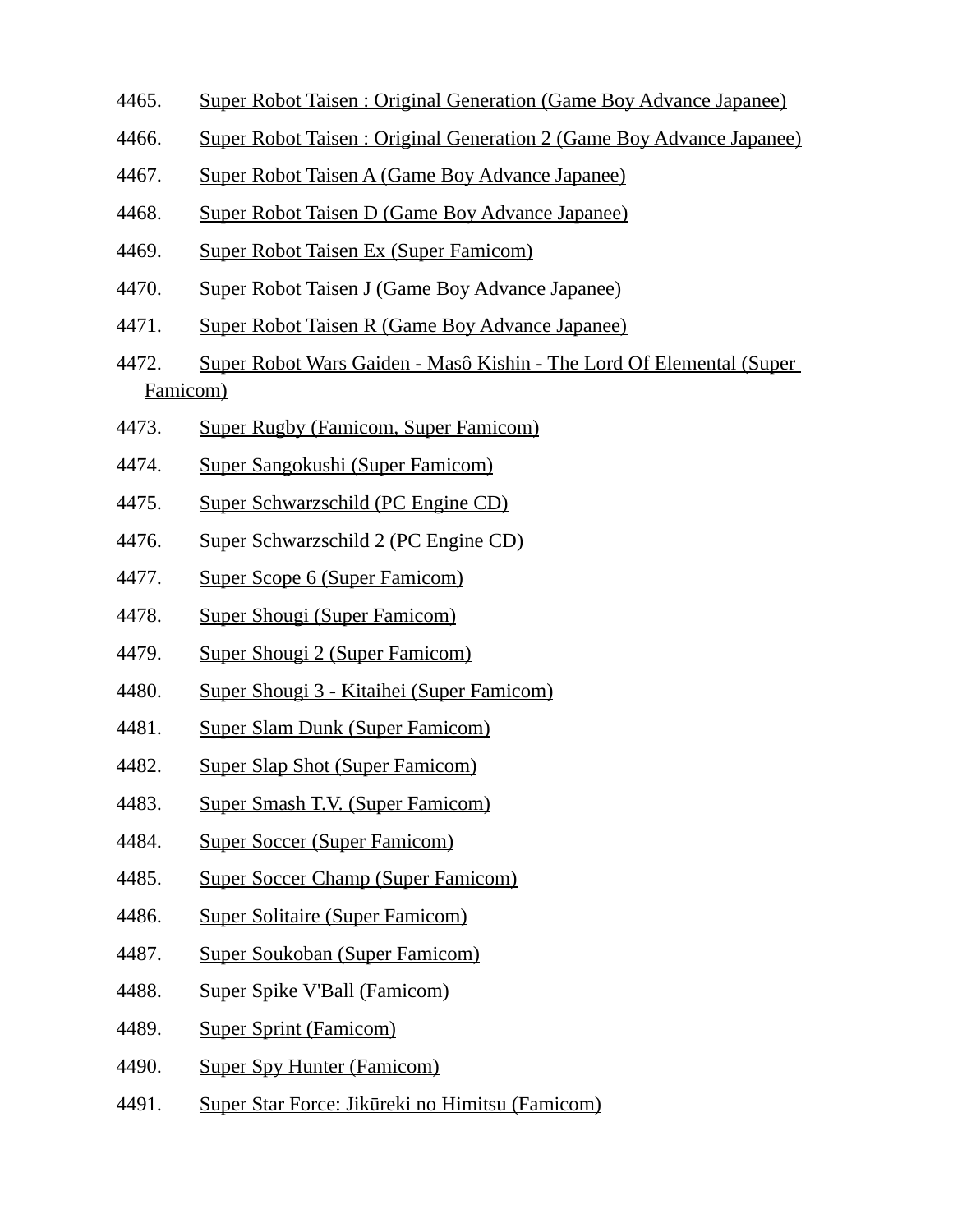4465. Super Robot Taisen : Original Generation (Game Boy Advance Japanee)

4466. Super Robot Taisen : Original Generation 2 (Game Boy Advance Japanee)

4467. Super Robot Taisen A (Game Boy Advance Japanee)

4468. Super Robot Taisen D (Game Boy Advance Japanee)

4469. Super Robot Taisen Ex (Super Famicom)

4470. Super Robot Taisen J (Game Boy Advance Japanee)

4471. Super Robot Taisen R (Game Boy Advance Japanee)

4472. Super Robot Wars Gaiden - Masô Kishin - The Lord Of Elemental (Super Famicom)

4473. Super Rugby (Famicom, Super Famicom)

4474. Super Sangokushi (Super Famicom)

4475. Super Schwarzschild (PC Engine CD)

4476. Super Schwarzschild 2 (PC Engine CD)

4477. Super Scope 6 (Super Famicom)

4478. Super Shougi (Super Famicom)

4479. Super Shougi 2 (Super Famicom)

4480. Super Shougi 3 - Kitaihei (Super Famicom)

4481. Super Slam Dunk (Super Famicom)

4482. Super Slap Shot (Super Famicom)

4483. Super Smash T.V. (Super Famicom)

4484. Super Soccer (Super Famicom)

4485. Super Soccer Champ (Super Famicom)

4486. Super Solitaire (Super Famicom)

4487. Super Soukoban (Super Famicom)

4488. Super Spike V'Ball (Famicom)

4489. Super Sprint (Famicom)

4490. Super Spy Hunter (Famicom)

4491. Super Star Force: Jikūreki no Himitsu (Famicom)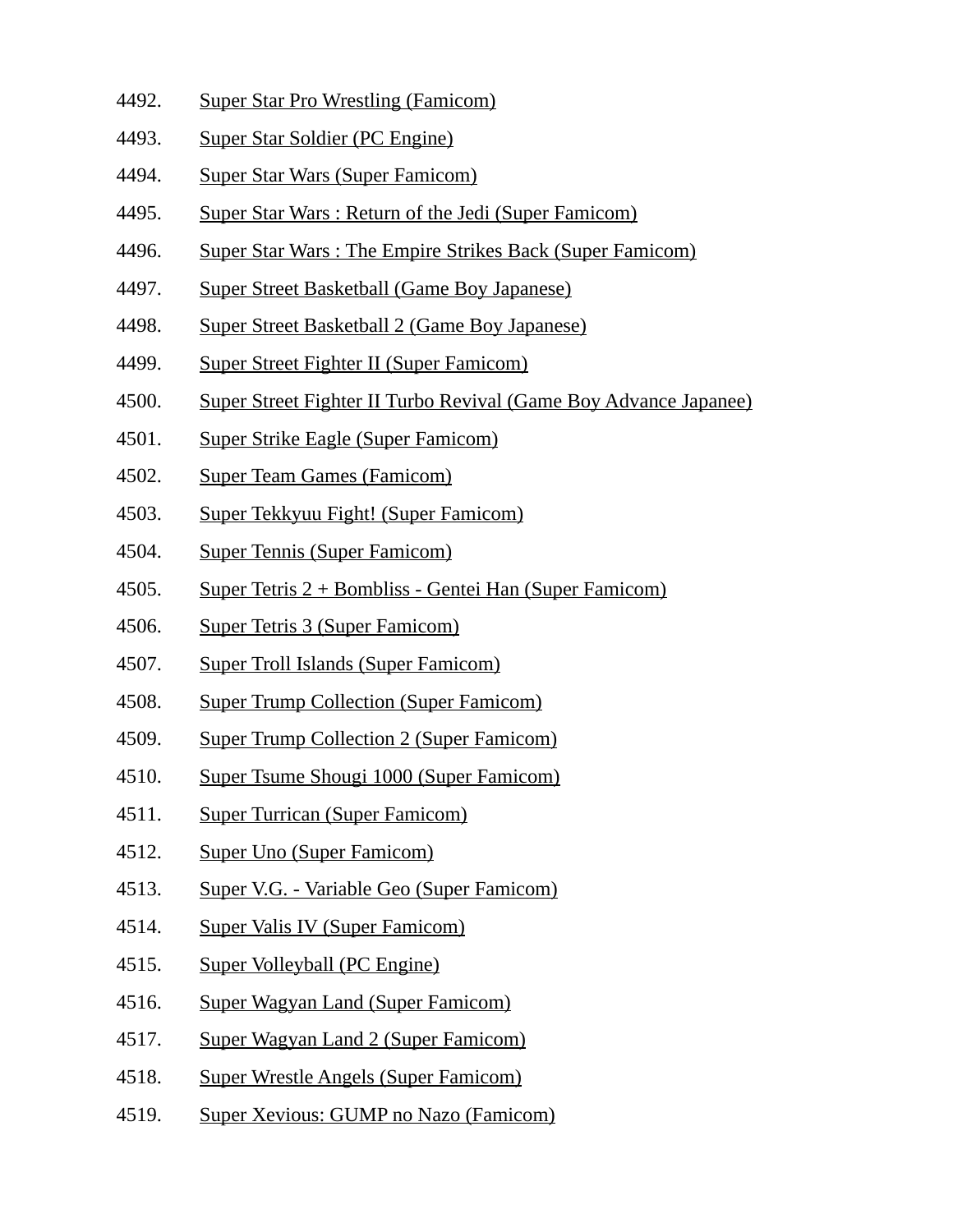4492. Super Star Pro Wrestling (Famicom)
4493. Super Star Soldier (PC Engine)
4494. Super Star Wars (Super Famicom)
4495. Super Star Wars : Return of the Jedi (Super Famicom)
4496. Super Star Wars : The Empire Strikes Back (Super Famicom)
4497. Super Street Basketball (Game Boy Japanese)
4498. Super Street Basketball 2 (Game Boy Japanese)
4499. Super Street Fighter II (Super Famicom)
4500. Super Street Fighter II Turbo Revival (Game Boy Advance Japanee)
4501. Super Strike Eagle (Super Famicom)
4502. Super Team Games (Famicom)
4503. Super Tekkyuu Fight! (Super Famicom)
4504. Super Tennis (Super Famicom)
4505. Super Tetris 2 + Bombliss - Gentei Han (Super Famicom)
4506. Super Tetris 3 (Super Famicom)
4507. Super Troll Islands (Super Famicom)
4508. Super Trump Collection (Super Famicom)
4509. Super Trump Collection 2 (Super Famicom)
4510. Super Tsume Shougi 1000 (Super Famicom)
4511. Super Turrican (Super Famicom)
4512. Super Uno (Super Famicom)
4513. Super V.G. - Variable Geo (Super Famicom)
4514. Super Valis IV (Super Famicom)
4515. Super Volleyball (PC Engine)
4516. Super Wagyan Land (Super Famicom)
4517. Super Wagyan Land 2 (Super Famicom)
4518. Super Wrestle Angels (Super Famicom)
4519. Super Xevious: GUMP no Nazo (Famicom)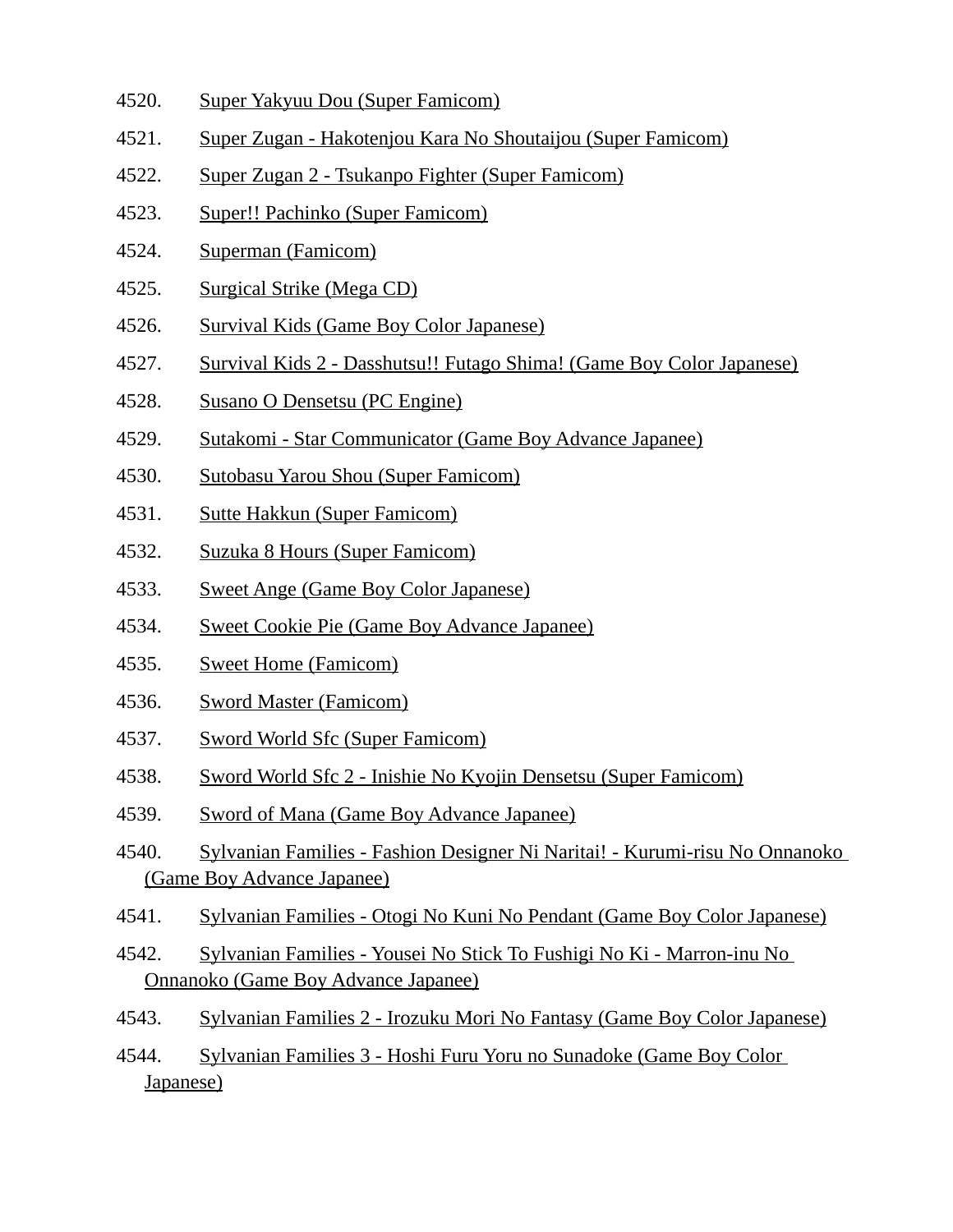4520. Super Yakyuu Dou (Super Famicom)

4521. Super Zugan - Hakotenjou Kara No Shoutaijou (Super Famicom)

4522. Super Zugan 2 - Tsukanpo Fighter (Super Famicom)

4523. Super!! Pachinko (Super Famicom)

4524. Superman (Famicom)

4525. Surgical Strike (Mega CD)

4526. Survival Kids (Game Boy Color Japanese)

4527. Survival Kids 2 - Dasshutsu!! Futago Shima! (Game Boy Color Japanese)

4528. Susano O Densetsu (PC Engine)

4529. Sutakomi - Star Communicator (Game Boy Advance Japanee)

4530. Sutobasu Yarou Shou (Super Famicom)

4531. Sutte Hakkun (Super Famicom)

4532. Suzuka 8 Hours (Super Famicom)

4533. Sweet Ange (Game Boy Color Japanese)

4534. Sweet Cookie Pie (Game Boy Advance Japanee)

4535. Sweet Home (Famicom)

4536. Sword Master (Famicom)

4537. Sword World Sfc (Super Famicom)

4538. Sword World Sfc 2 - Inishie No Kyojin Densetsu (Super Famicom)

4539. Sword of Mana (Game Boy Advance Japanee)

4540. Sylvanian Families - Fashion Designer Ni Naritai! - Kurumi-risu No Onnanoko (Game Boy Advance Japanee)

4541. Sylvanian Families - Otogi No Kuni No Pendant (Game Boy Color Japanese)

4542. Sylvanian Families - Yousei No Stick To Fushigi No Ki - Marron-inu No Onnanoko (Game Boy Advance Japanee)

4543. Sylvanian Families 2 - Irozuku Mori No Fantasy (Game Boy Color Japanese)

4544. Sylvanian Families 3 - Hoshi Furu Yoru no Sunadoke (Game Boy Color Japanese)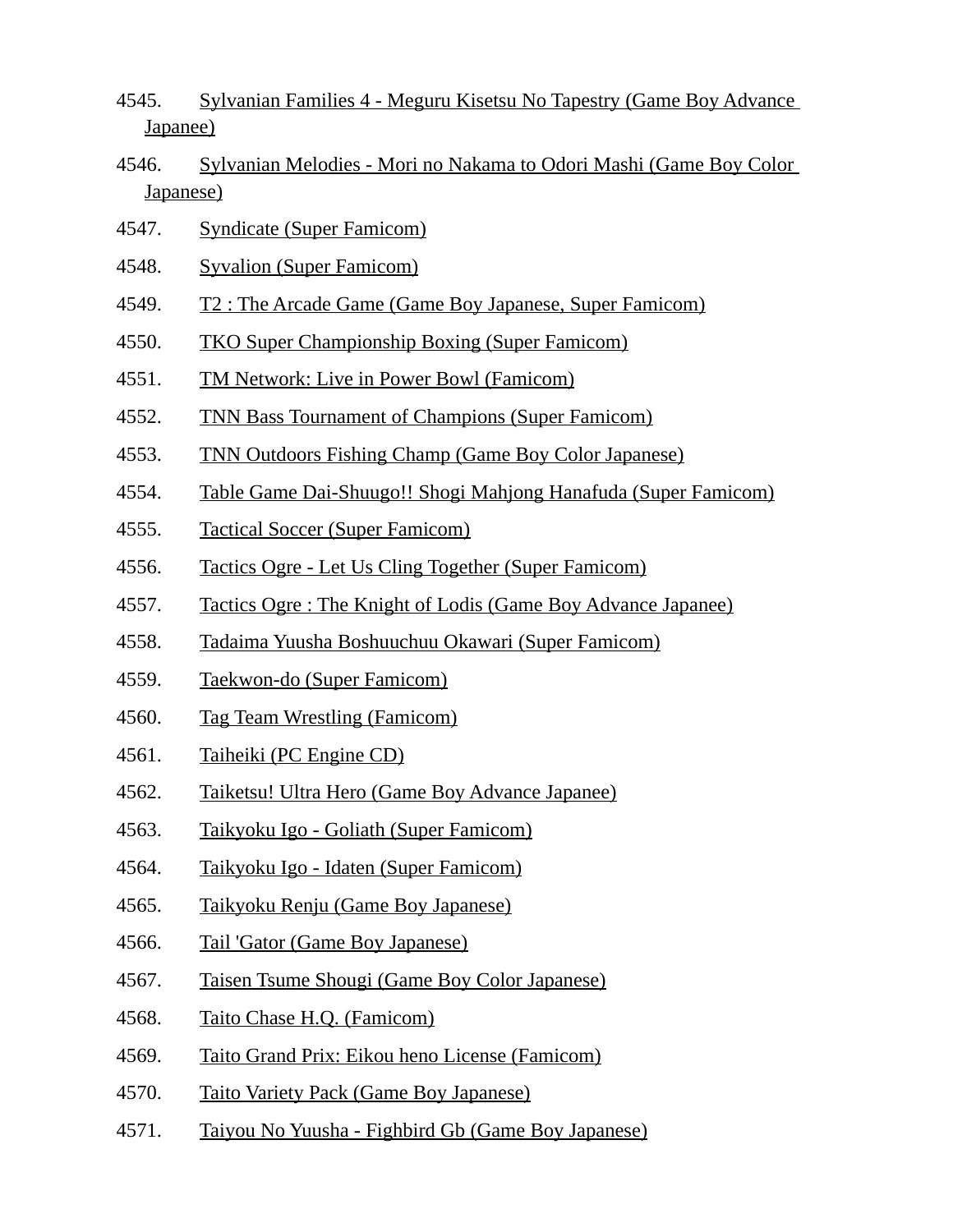4545. Sylvanian Families 4 - Meguru Kisetsu No Tapestry (Game Boy Advance Japanee)

4546. Sylvanian Melodies - Mori no Nakama to Odori Mashi (Game Boy Color Japanese)

4547. Syndicate (Super Famicom)

4548. Syvalion (Super Famicom)

4549. T2 : The Arcade Game (Game Boy Japanese, Super Famicom)

4550. TKO Super Championship Boxing (Super Famicom)

4551. TM Network: Live in Power Bowl (Famicom)

4552. TNN Bass Tournament of Champions (Super Famicom)

4553. TNN Outdoors Fishing Champ (Game Boy Color Japanese)

4554. Table Game Dai-Shuugo!! Shogi Mahjong Hanafuda (Super Famicom)

4555. Tactical Soccer (Super Famicom)

4556. Tactics Ogre - Let Us Cling Together (Super Famicom)

4557. Tactics Ogre : The Knight of Lodis (Game Boy Advance Japanee)

4558. Tadaima Yuusha Boshuuchuu Okawari (Super Famicom)

4559. Taekwon-do (Super Famicom)

4560. Tag Team Wrestling (Famicom)

4561. Taiheiki (PC Engine CD)

4562. Taiketsu! Ultra Hero (Game Boy Advance Japanee)

4563. Taikyoku Igo - Goliath (Super Famicom)

4564. Taikyoku Igo - Idaten (Super Famicom)

4565. Taikyoku Renju (Game Boy Japanese)

4566. Tail 'Gator (Game Boy Japanese)

4567. Taisen Tsume Shougi (Game Boy Color Japanese)

4568. Taito Chase H.Q. (Famicom)

4569. Taito Grand Prix: Eikou heno License (Famicom)

4570. Taito Variety Pack (Game Boy Japanese)

4571. Taiyou No Yuusha - Fighbird Gb (Game Boy Japanese)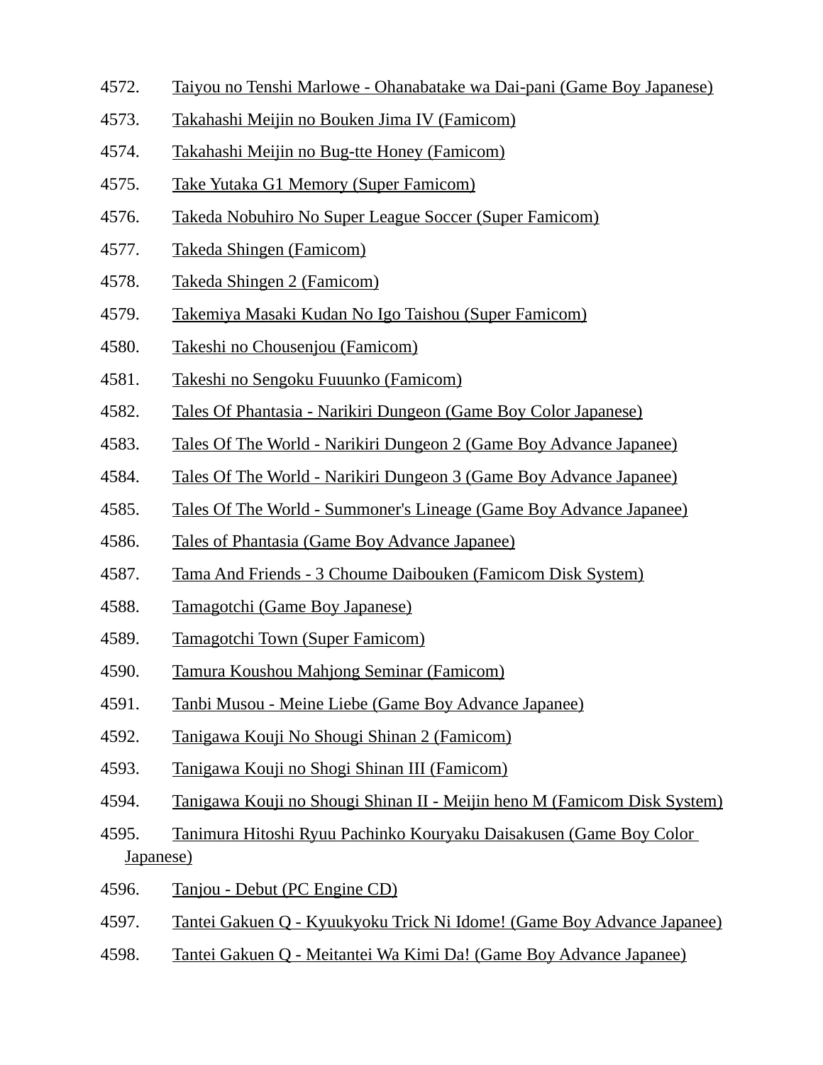4572. Taiyou no Tenshi Marlowe - Ohanabatake wa Dai-pani (Game Boy Japanese)

4573. Takahashi Meijin no Bouken Jima IV (Famicom)

4574. Takahashi Meijin no Bug-tte Honey (Famicom)

4575. Take Yutaka G1 Memory (Super Famicom)

4576. Takeda Nobuhiro No Super League Soccer (Super Famicom)

4577. Takeda Shingen (Famicom)

4578. Takeda Shingen 2 (Famicom)

4579. Takemiya Masaki Kudan No Igo Taishou (Super Famicom)

4580. Takeshi no Chousenjou (Famicom)

4581. Takeshi no Sengoku Fuuunko (Famicom)

4582. Tales Of Phantasia - Narikiri Dungeon (Game Boy Color Japanese)

4583. Tales Of The World - Narikiri Dungeon 2 (Game Boy Advance Japanee)

4584. Tales Of The World - Narikiri Dungeon 3 (Game Boy Advance Japanee)

4585. Tales Of The World - Summoner's Lineage (Game Boy Advance Japanee)

4586. Tales of Phantasia (Game Boy Advance Japanee)

4587. Tama And Friends - 3 Choume Daibouken (Famicom Disk System)

4588. Tamagotchi (Game Boy Japanese)

4589. Tamagotchi Town (Super Famicom)

4590. Tamura Koushou Mahjong Seminar (Famicom)

4591. Tanbi Musou - Meine Liebe (Game Boy Advance Japanee)

4592. Tanigawa Kouji No Shougi Shinan 2 (Famicom)

4593. Tanigawa Kouji no Shogi Shinan III (Famicom)

4594. Tanigawa Kouji no Shougi Shinan II - Meijin heno M (Famicom Disk System)

4595. Tanimura Hitoshi Ryuu Pachinko Kouryaku Daisakusen (Game Boy Color Japanese)

4596. Tanjou - Debut (PC Engine CD)

4597. Tantei Gakuen Q - Kyuukyoku Trick Ni Idome! (Game Boy Advance Japanee)

4598. Tantei Gakuen Q - Meitantei Wa Kimi Da! (Game Boy Advance Japanee)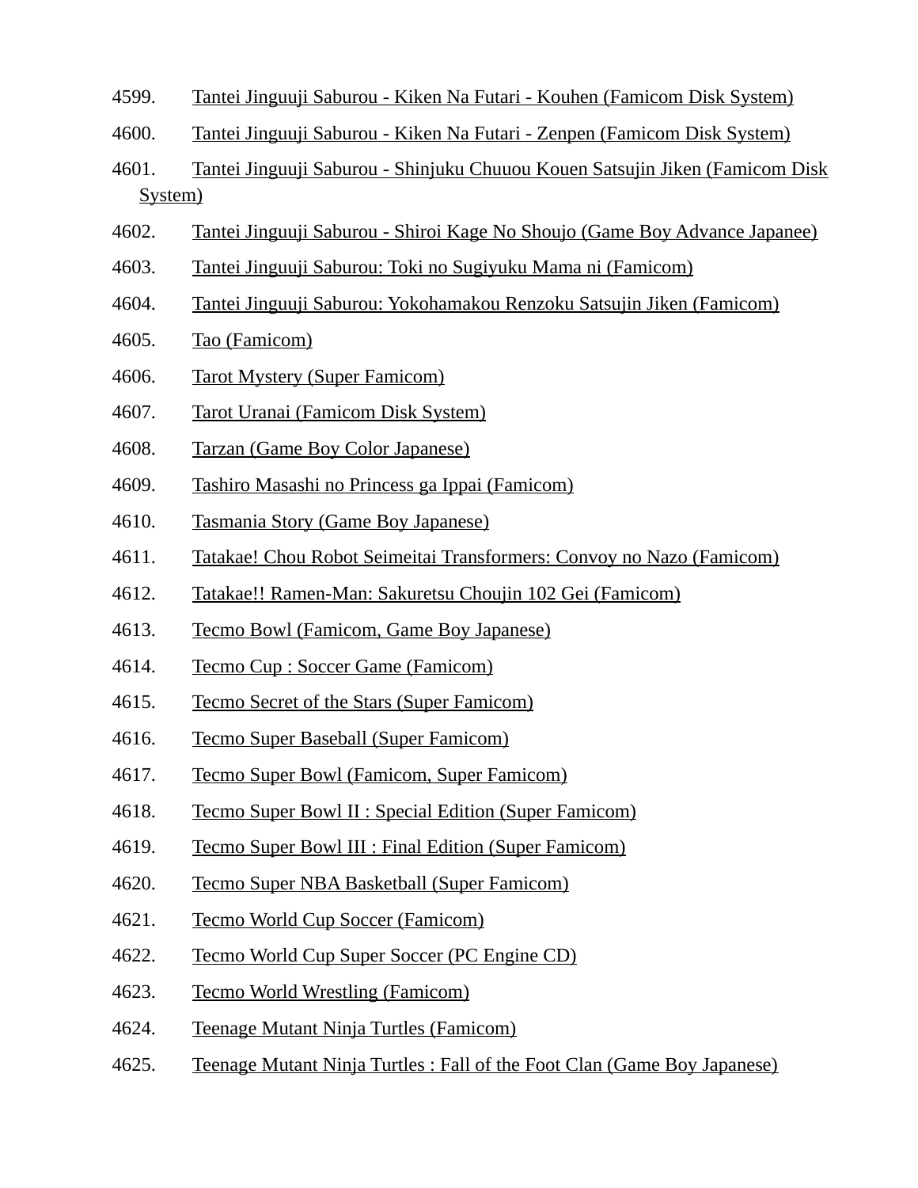4599. Tantei Jinguuji Saburou - Kiken Na Futari - Kouhen (Famicom Disk System)
4600. Tantei Jinguuji Saburou - Kiken Na Futari - Zenpen (Famicom Disk System)
4601. Tantei Jinguuji Saburou - Shinjuku Chuuou Kouen Satsujin Jiken (Famicom Disk System)
4602. Tantei Jinguuji Saburou - Shiroi Kage No Shoujo (Game Boy Advance Japanee)
4603. Tantei Jinguuji Saburou: Toki no Sugiyuku Mama ni (Famicom)
4604. Tantei Jinguuji Saburou: Yokohamakou Renzoku Satsujin Jiken (Famicom)
4605. Tao (Famicom)
4606. Tarot Mystery (Super Famicom)
4607. Tarot Uranai (Famicom Disk System)
4608. Tarzan (Game Boy Color Japanese)
4609. Tashiro Masashi no Princess ga Ippai (Famicom)
4610. Tasmania Story (Game Boy Japanese)
4611. Tatakae! Chou Robot Seimeitai Transformers: Convoy no Nazo (Famicom)
4612. Tatakae!! Ramen-Man: Sakuretsu Choujin 102 Gei (Famicom)
4613. Tecmo Bowl (Famicom, Game Boy Japanese)
4614. Tecmo Cup : Soccer Game (Famicom)
4615. Tecmo Secret of the Stars (Super Famicom)
4616. Tecmo Super Baseball (Super Famicom)
4617. Tecmo Super Bowl (Famicom, Super Famicom)
4618. Tecmo Super Bowl II : Special Edition (Super Famicom)
4619. Tecmo Super Bowl III : Final Edition (Super Famicom)
4620. Tecmo Super NBA Basketball (Super Famicom)
4621. Tecmo World Cup Soccer (Famicom)
4622. Tecmo World Cup Super Soccer (PC Engine CD)
4623. Tecmo World Wrestling (Famicom)
4624. Teenage Mutant Ninja Turtles (Famicom)
4625. Teenage Mutant Ninja Turtles : Fall of the Foot Clan (Game Boy Japanese)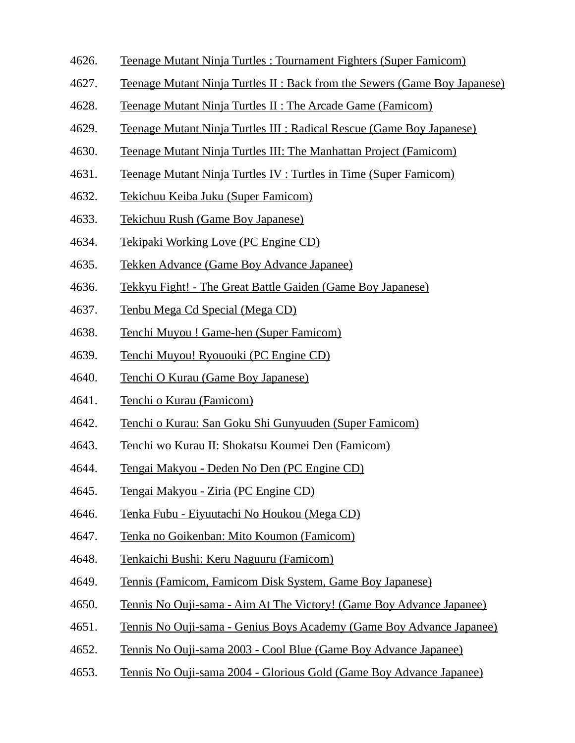4626. Teenage Mutant Ninja Turtles : Tournament Fighters (Super Famicom)
4627. Teenage Mutant Ninja Turtles II : Back from the Sewers (Game Boy Japanese)
4628. Teenage Mutant Ninja Turtles II : The Arcade Game (Famicom)
4629. Teenage Mutant Ninja Turtles III : Radical Rescue (Game Boy Japanese)
4630. Teenage Mutant Ninja Turtles III: The Manhattan Project (Famicom)
4631. Teenage Mutant Ninja Turtles IV : Turtles in Time (Super Famicom)
4632. Tekichuu Keiba Juku (Super Famicom)
4633. Tekichuu Rush (Game Boy Japanese)
4634. Tekipaki Working Love (PC Engine CD)
4635. Tekken Advance (Game Boy Advance Japanee)
4636. Tekkyu Fight! - The Great Battle Gaiden (Game Boy Japanese)
4637. Tenbu Mega Cd Special (Mega CD)
4638. Tenchi Muyou ! Game-hen (Super Famicom)
4639. Tenchi Muyou! Ryououki (PC Engine CD)
4640. Tenchi O Kurau (Game Boy Japanese)
4641. Tenchi o Kurau (Famicom)
4642. Tenchi o Kurau: San Goku Shi Gunyuuden (Super Famicom)
4643. Tenchi wo Kurau II: Shokatsu Koumei Den (Famicom)
4644. Tengai Makyou - Deden No Den (PC Engine CD)
4645. Tengai Makyou - Ziria (PC Engine CD)
4646. Tenka Fubu - Eiyuutachi No Houkou (Mega CD)
4647. Tenka no Goikenban: Mito Koumon (Famicom)
4648. Tenkaichi Bushi: Keru Naguuru (Famicom)
4649. Tennis (Famicom, Famicom Disk System, Game Boy Japanese)
4650. Tennis No Ouji-sama - Aim At The Victory! (Game Boy Advance Japanee)
4651. Tennis No Ouji-sama - Genius Boys Academy (Game Boy Advance Japanee)
4652. Tennis No Ouji-sama 2003 - Cool Blue (Game Boy Advance Japanee)
4653. Tennis No Ouji-sama 2004 - Glorious Gold (Game Boy Advance Japanee)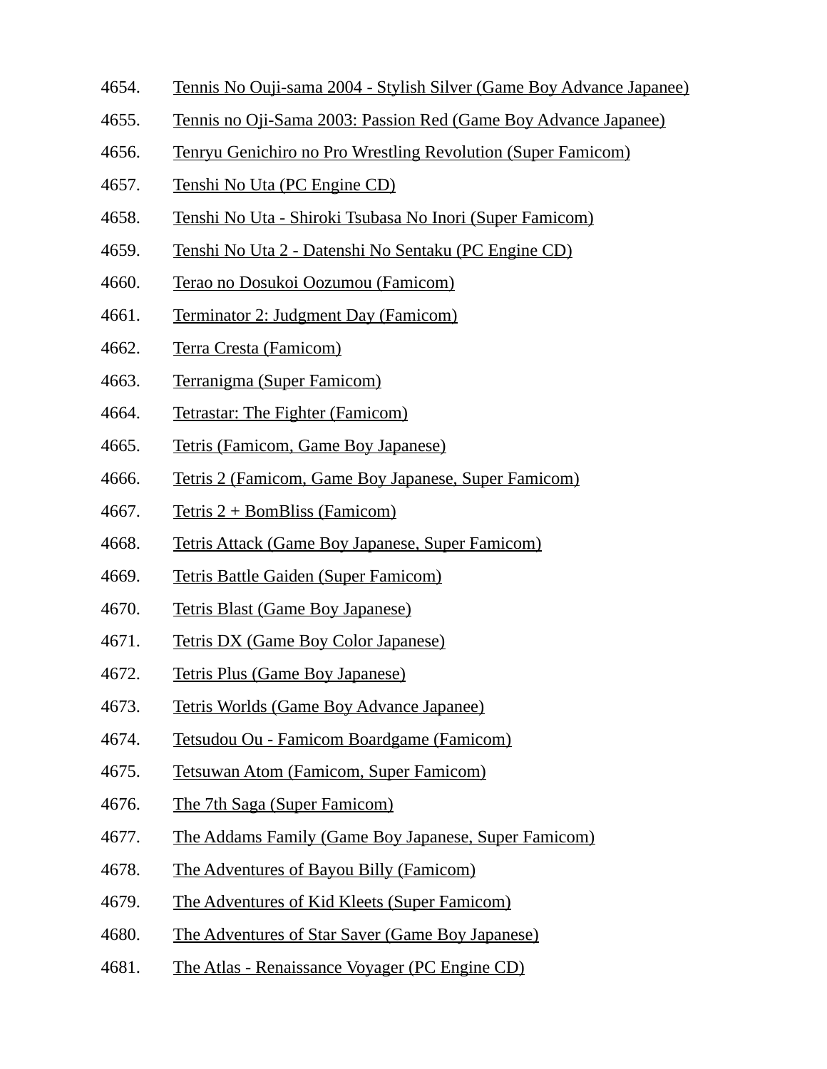4654. Tennis No Ouji-sama 2004 - Stylish Silver (Game Boy Advance Japanee)
4655. Tennis no Oji-Sama 2003: Passion Red (Game Boy Advance Japanee)
4656. Tenryu Genichiro no Pro Wrestling Revolution (Super Famicom)
4657. Tenshi No Uta (PC Engine CD)
4658. Tenshi No Uta - Shiroki Tsubasa No Inori (Super Famicom)
4659. Tenshi No Uta 2 - Datenshi No Sentaku (PC Engine CD)
4660. Terao no Dosukoi Oozumou (Famicom)
4661. Terminator 2: Judgment Day (Famicom)
4662. Terra Cresta (Famicom)
4663. Terranigma (Super Famicom)
4664. Tetrastar: The Fighter (Famicom)
4665. Tetris (Famicom, Game Boy Japanese)
4666. Tetris 2 (Famicom, Game Boy Japanese, Super Famicom)
4667. Tetris 2 + BomBliss (Famicom)
4668. Tetris Attack (Game Boy Japanese, Super Famicom)
4669. Tetris Battle Gaiden (Super Famicom)
4670. Tetris Blast (Game Boy Japanese)
4671. Tetris DX (Game Boy Color Japanese)
4672. Tetris Plus (Game Boy Japanese)
4673. Tetris Worlds (Game Boy Advance Japanee)
4674. Tetsudou Ou - Famicom Boardgame (Famicom)
4675. Tetsuwan Atom (Famicom, Super Famicom)
4676. The 7th Saga (Super Famicom)
4677. The Addams Family (Game Boy Japanese, Super Famicom)
4678. The Adventures of Bayou Billy (Famicom)
4679. The Adventures of Kid Kleets (Super Famicom)
4680. The Adventures of Star Saver (Game Boy Japanese)
4681. The Atlas - Renaissance Voyager (PC Engine CD)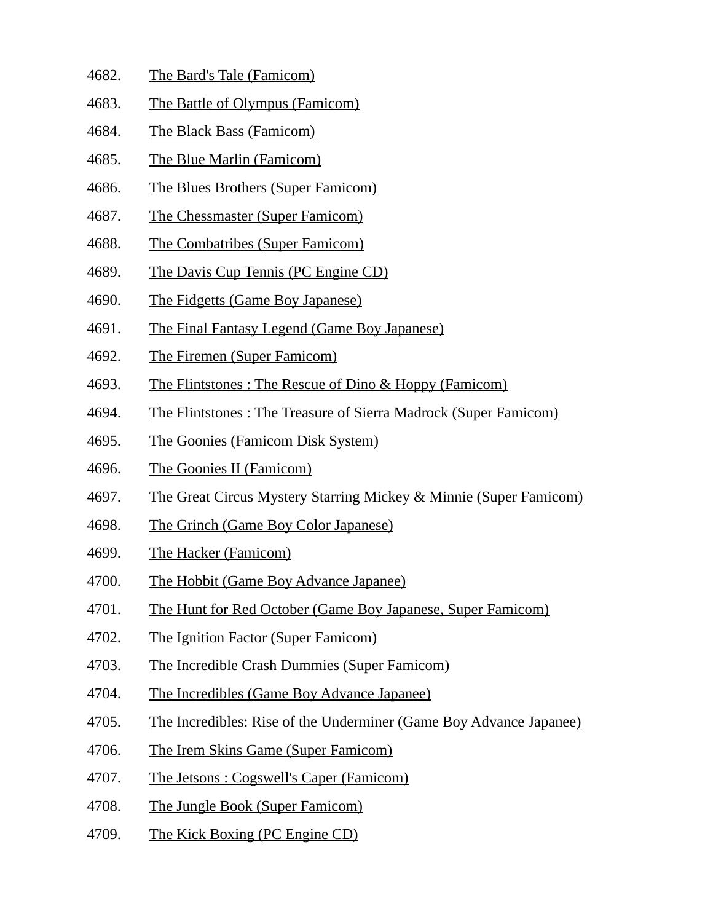4682. The Bard's Tale (Famicom)
4683. The Battle of Olympus (Famicom)
4684. The Black Bass (Famicom)
4685. The Blue Marlin (Famicom)
4686. The Blues Brothers (Super Famicom)
4687. The Chessmaster (Super Famicom)
4688. The Combatribes (Super Famicom)
4689. The Davis Cup Tennis (PC Engine CD)
4690. The Fidgetts (Game Boy Japanese)
4691. The Final Fantasy Legend (Game Boy Japanese)
4692. The Firemen (Super Famicom)
4693. The Flintstones : The Rescue of Dino & Hoppy (Famicom)
4694. The Flintstones : The Treasure of Sierra Madrock (Super Famicom)
4695. The Goonies (Famicom Disk System)
4696. The Goonies II (Famicom)
4697. The Great Circus Mystery Starring Mickey & Minnie (Super Famicom)
4698. The Grinch (Game Boy Color Japanese)
4699. The Hacker (Famicom)
4700. The Hobbit (Game Boy Advance Japanee)
4701. The Hunt for Red October (Game Boy Japanese, Super Famicom)
4702. The Ignition Factor (Super Famicom)
4703. The Incredible Crash Dummies (Super Famicom)
4704. The Incredibles (Game Boy Advance Japanee)
4705. The Incredibles: Rise of the Underminer (Game Boy Advance Japanee)
4706. The Irem Skins Game (Super Famicom)
4707. The Jetsons : Cogswell's Caper (Famicom)
4708. The Jungle Book (Super Famicom)
4709. The Kick Boxing (PC Engine CD)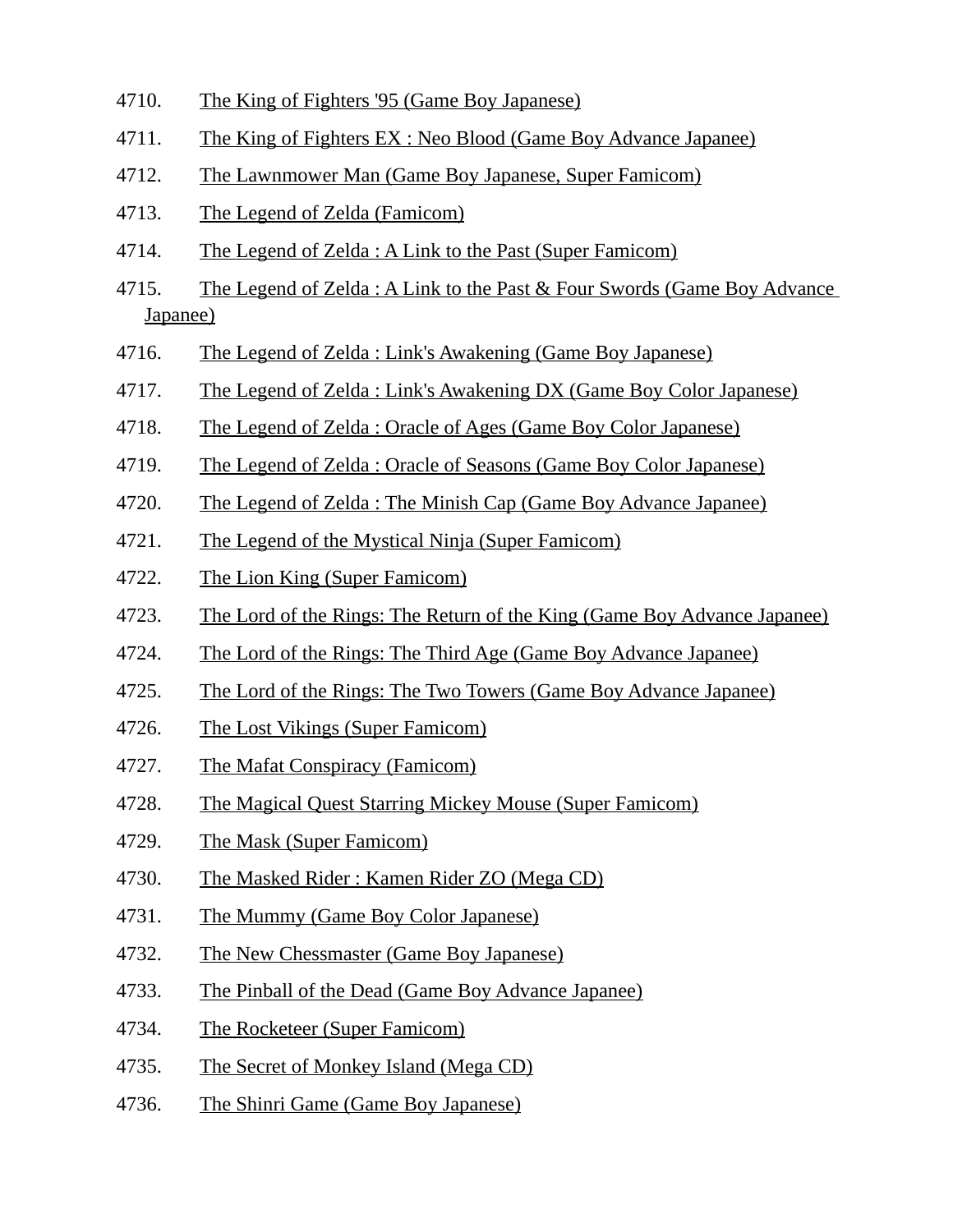4710. The King of Fighters '95 (Game Boy Japanese)

4711. The King of Fighters EX : Neo Blood (Game Boy Advance Japanee)

4712. The Lawnmower Man (Game Boy Japanese, Super Famicom)

4713. The Legend of Zelda (Famicom)

4714. The Legend of Zelda : A Link to the Past (Super Famicom)

4715. The Legend of Zelda : A Link to the Past & Four Swords (Game Boy Advance Japanee)

4716. The Legend of Zelda : Link's Awakening (Game Boy Japanese)

4717. The Legend of Zelda : Link's Awakening DX (Game Boy Color Japanese)

4718. The Legend of Zelda : Oracle of Ages (Game Boy Color Japanese)

4719. The Legend of Zelda : Oracle of Seasons (Game Boy Color Japanese)

4720. The Legend of Zelda : The Minish Cap (Game Boy Advance Japanee)

4721. The Legend of the Mystical Ninja (Super Famicom)

4722. The Lion King (Super Famicom)

4723. The Lord of the Rings: The Return of the King (Game Boy Advance Japanee)

4724. The Lord of the Rings: The Third Age (Game Boy Advance Japanee)

4725. The Lord of the Rings: The Two Towers (Game Boy Advance Japanee)

4726. The Lost Vikings (Super Famicom)

4727. The Mafat Conspiracy (Famicom)

4728. The Magical Quest Starring Mickey Mouse (Super Famicom)

4729. The Mask (Super Famicom)

4730. The Masked Rider : Kamen Rider ZO (Mega CD)

4731. The Mummy (Game Boy Color Japanese)

4732. The New Chessmaster (Game Boy Japanese)

4733. The Pinball of the Dead (Game Boy Advance Japanee)

4734. The Rocketeer (Super Famicom)

4735. The Secret of Monkey Island (Mega CD)

4736. The Shinri Game (Game Boy Japanese)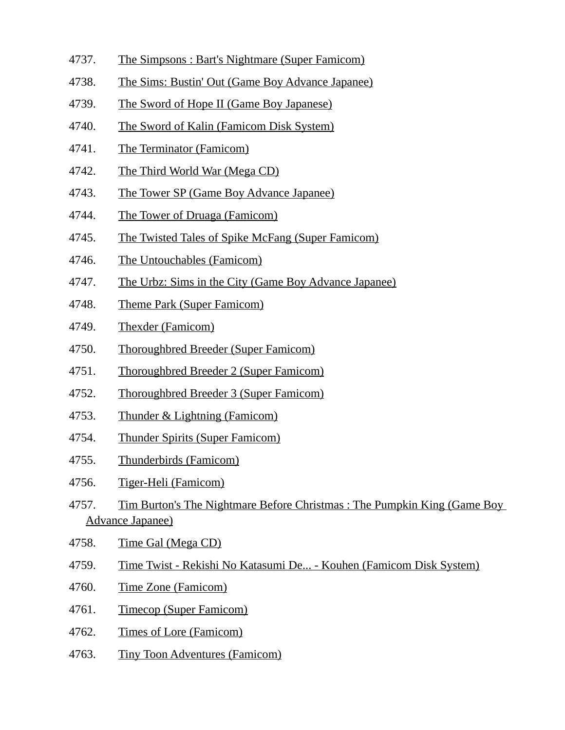4737. The Simpsons : Bart's Nightmare (Super Famicom)

4738. The Sims: Bustin' Out (Game Boy Advance Japanee)

4739. The Sword of Hope II (Game Boy Japanese)

4740. The Sword of Kalin (Famicom Disk System)

4741. The Terminator (Famicom)

4742. The Third World War (Mega CD)

4743. The Tower SP (Game Boy Advance Japanee)

4744. The Tower of Druaga (Famicom)

4745. The Twisted Tales of Spike McFang (Super Famicom)

4746. The Untouchables (Famicom)

4747. The Urbz: Sims in the City (Game Boy Advance Japanee)

4748. Theme Park (Super Famicom)

4749. Thexder (Famicom)

4750. Thoroughbred Breeder (Super Famicom)

4751. Thoroughbred Breeder 2 (Super Famicom)

4752. Thoroughbred Breeder 3 (Super Famicom)

4753. Thunder & Lightning (Famicom)

4754. Thunder Spirits (Super Famicom)

4755. Thunderbirds (Famicom)

4756. Tiger-Heli (Famicom)

4757. Tim Burton's The Nightmare Before Christmas : The Pumpkin King (Game Boy Advance Japanee)

4758. Time Gal (Mega CD)

4759. Time Twist - Rekishi No Katasumi De... - Kouhen (Famicom Disk System)

4760. Time Zone (Famicom)

4761. Timecop (Super Famicom)

4762. Times of Lore (Famicom)

4763. Tiny Toon Adventures (Famicom)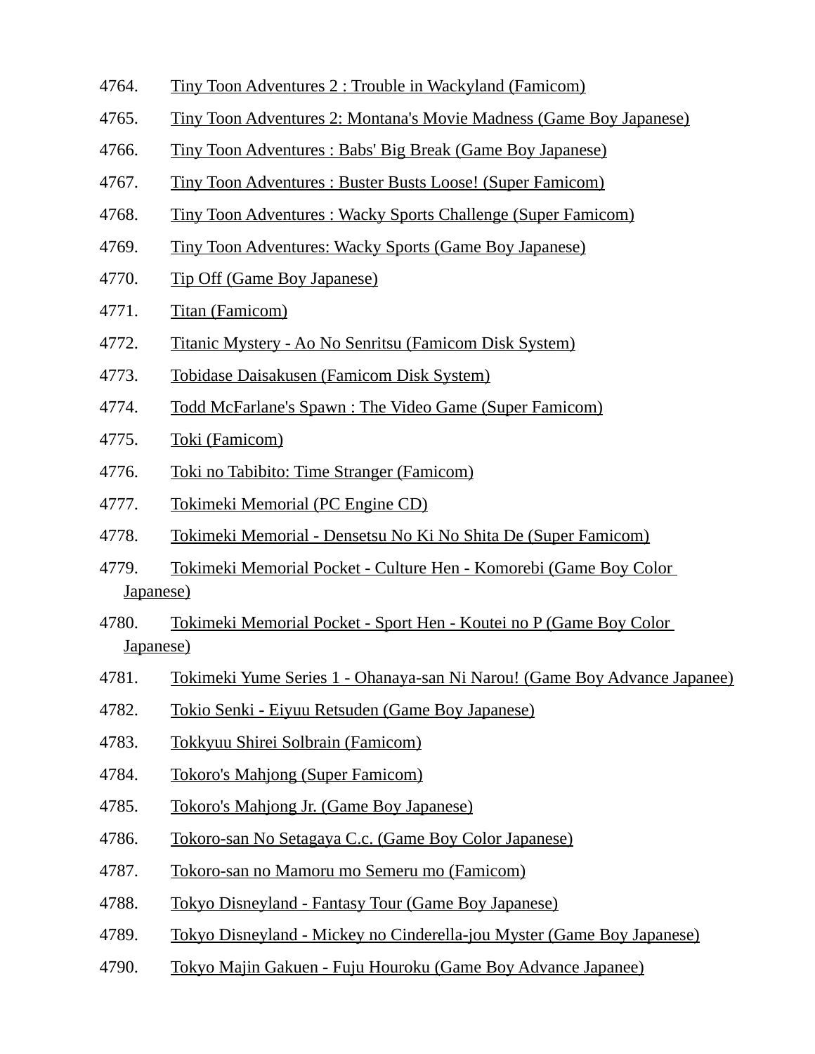4764. Tiny Toon Adventures 2 : Trouble in Wackyland (Famicom)

4765. Tiny Toon Adventures 2: Montana's Movie Madness (Game Boy Japanese)

4766. Tiny Toon Adventures : Babs' Big Break (Game Boy Japanese)

4767. Tiny Toon Adventures : Buster Busts Loose! (Super Famicom)

4768. Tiny Toon Adventures : Wacky Sports Challenge (Super Famicom)

4769. Tiny Toon Adventures: Wacky Sports (Game Boy Japanese)

4770. Tip Off (Game Boy Japanese)

4771. Titan (Famicom)

4772. Titanic Mystery - Ao No Senritsu (Famicom Disk System)

4773. Tobidase Daisakusen (Famicom Disk System)

4774. Todd McFarlane's Spawn : The Video Game (Super Famicom)

4775. Toki (Famicom)

4776. Toki no Tabibito: Time Stranger (Famicom)

4777. Tokimeki Memorial (PC Engine CD)

4778. Tokimeki Memorial - Densetsu No Ki No Shita De (Super Famicom)

4779. Tokimeki Memorial Pocket - Culture Hen - Komorebi (Game Boy Color Japanese)

4780. Tokimeki Memorial Pocket - Sport Hen - Koutei no P (Game Boy Color Japanese)

4781. Tokimeki Yume Series 1 - Ohanaya-san Ni Narou! (Game Boy Advance Japanee)

4782. Tokio Senki - Eiyuu Retsuden (Game Boy Japanese)

4783. Tokkyuu Shirei Solbrain (Famicom)

4784. Tokoro's Mahjong (Super Famicom)

4785. Tokoro's Mahjong Jr. (Game Boy Japanese)

4786. Tokoro-san No Setagaya C.c. (Game Boy Color Japanese)

4787. Tokoro-san no Mamoru mo Semeru mo (Famicom)

4788. Tokyo Disneyland - Fantasy Tour (Game Boy Japanese)

4789. Tokyo Disneyland - Mickey no Cinderella-jou Myster (Game Boy Japanese)

4790. Tokyo Majin Gakuen - Fuju Houroku (Game Boy Advance Japanee)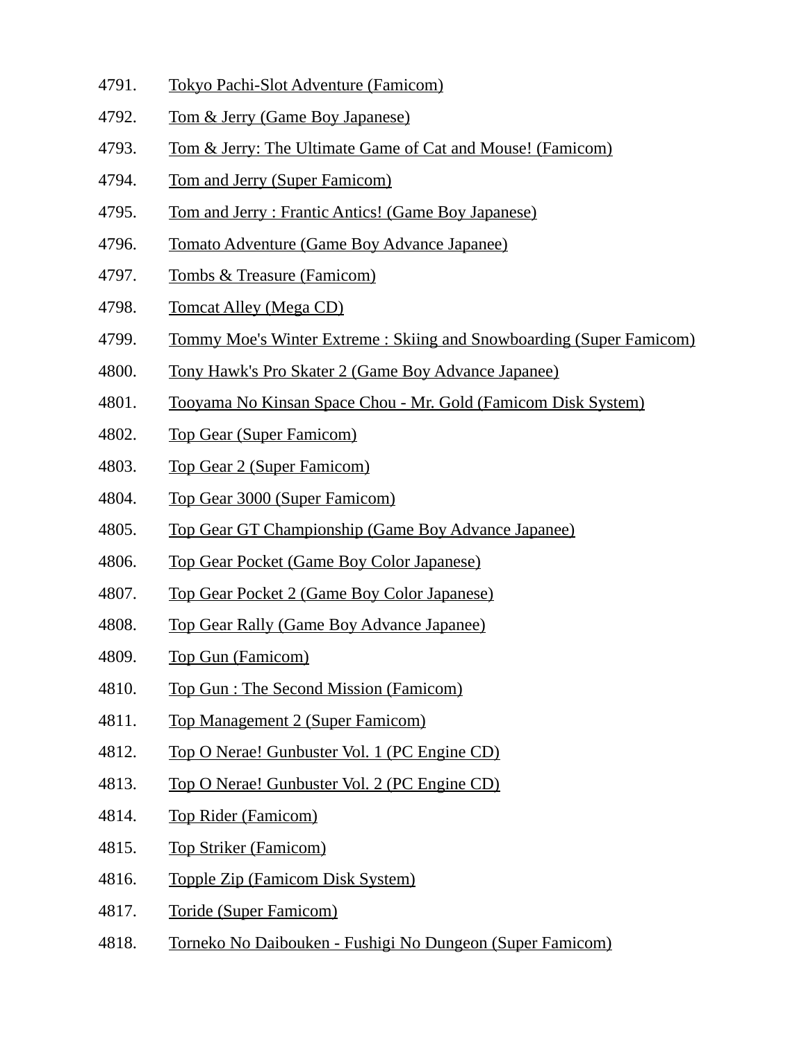4791. Tokyo Pachi-Slot Adventure (Famicom)

4792. Tom & Jerry (Game Boy Japanese)

4793. Tom & Jerry: The Ultimate Game of Cat and Mouse! (Famicom)

4794. Tom and Jerry (Super Famicom)

4795. Tom and Jerry : Frantic Antics! (Game Boy Japanese)

4796. Tomato Adventure (Game Boy Advance Japanee)

4797. Tombs & Treasure (Famicom)

4798. Tomcat Alley (Mega CD)

4799. Tommy Moe's Winter Extreme : Skiing and Snowboarding (Super Famicom)

4800. Tony Hawk's Pro Skater 2 (Game Boy Advance Japanee)

4801. Tooyama No Kinsan Space Chou - Mr. Gold (Famicom Disk System)

4802. Top Gear (Super Famicom)

4803. Top Gear 2 (Super Famicom)

4804. Top Gear 3000 (Super Famicom)

4805. Top Gear GT Championship (Game Boy Advance Japanee)

4806. Top Gear Pocket (Game Boy Color Japanese)

4807. Top Gear Pocket 2 (Game Boy Color Japanese)

4808. Top Gear Rally (Game Boy Advance Japanee)

4809. Top Gun (Famicom)

4810. Top Gun : The Second Mission (Famicom)

4811. Top Management 2 (Super Famicom)

4812. Top O Nerae! Gunbuster Vol. 1 (PC Engine CD)

4813. Top O Nerae! Gunbuster Vol. 2 (PC Engine CD)

4814. Top Rider (Famicom)

4815. Top Striker (Famicom)

4816. Topple Zip (Famicom Disk System)

4817. Toride (Super Famicom)

4818. Torneko No Daibouken - Fushigi No Dungeon (Super Famicom)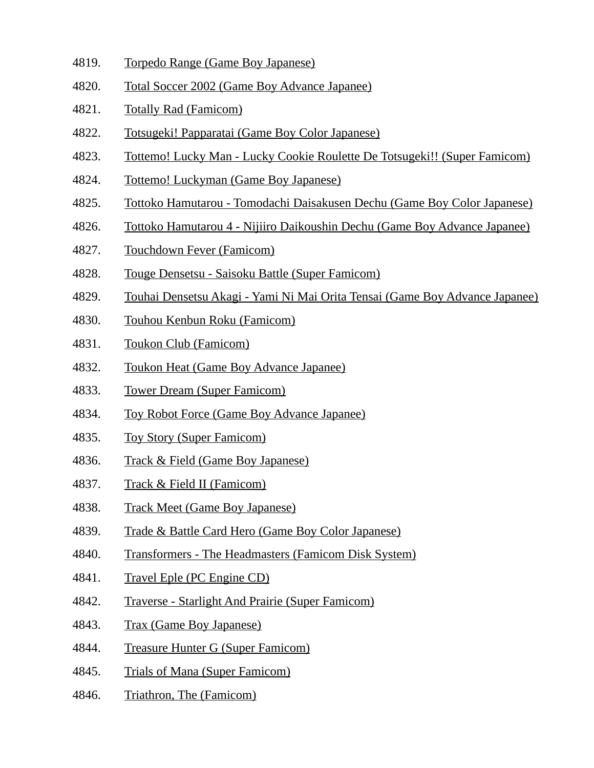4819. Torpedo Range (Game Boy Japanese)
4820. Total Soccer 2002 (Game Boy Advance Japanee)
4821. Totally Rad (Famicom)
4822. Totsugeki! Papparatai (Game Boy Color Japanese)
4823. Tottemo! Lucky Man - Lucky Cookie Roulette De Totsugeki!! (Super Famicom)
4824. Tottemo! Luckyman (Game Boy Japanese)
4825. Tottoko Hamutarou - Tomodachi Daisakusen Dechu (Game Boy Color Japanese)
4826. Tottoko Hamutarou 4 - Nijiiro Daikoushin Dechu (Game Boy Advance Japanee)
4827. Touchdown Fever (Famicom)
4828. Touge Densetsu - Saisoku Battle (Super Famicom)
4829. Touhai Densetsu Akagi - Yami Ni Mai Orita Tensai (Game Boy Advance Japanee)
4830. Touhou Kenbun Roku (Famicom)
4831. Toukon Club (Famicom)
4832. Toukon Heat (Game Boy Advance Japanee)
4833. Tower Dream (Super Famicom)
4834. Toy Robot Force (Game Boy Advance Japanee)
4835. Toy Story (Super Famicom)
4836. Track & Field (Game Boy Japanese)
4837. Track & Field II (Famicom)
4838. Track Meet (Game Boy Japanese)
4839. Trade & Battle Card Hero (Game Boy Color Japanese)
4840. Transformers - The Headmasters (Famicom Disk System)
4841. Travel Eple (PC Engine CD)
4842. Traverse - Starlight And Prairie (Super Famicom)
4843. Trax (Game Boy Japanese)
4844. Treasure Hunter G (Super Famicom)
4845. Trials of Mana (Super Famicom)
4846. Triathron, The (Famicom)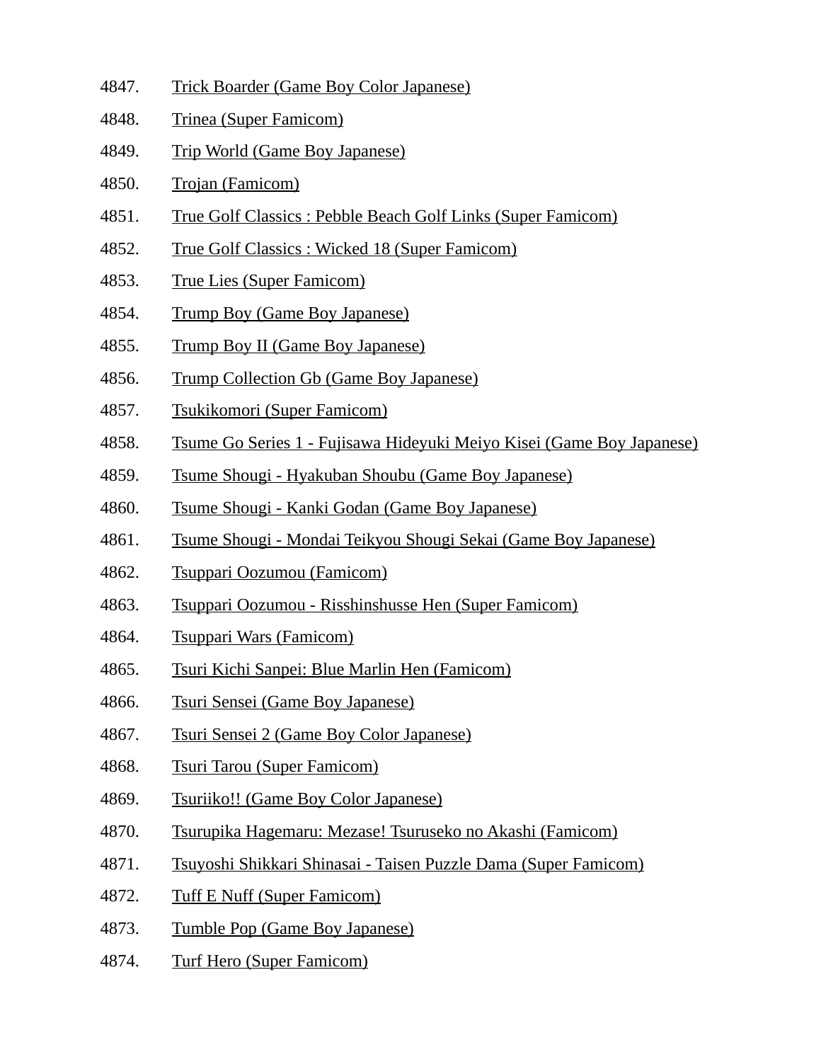4847. Trick Boarder (Game Boy Color Japanese)
4848. Trinea (Super Famicom)
4849. Trip World (Game Boy Japanese)
4850. Trojan (Famicom)
4851. True Golf Classics : Pebble Beach Golf Links (Super Famicom)
4852. True Golf Classics : Wicked 18 (Super Famicom)
4853. True Lies (Super Famicom)
4854. Trump Boy (Game Boy Japanese)
4855. Trump Boy II (Game Boy Japanese)
4856. Trump Collection Gb (Game Boy Japanese)
4857. Tsukikomori (Super Famicom)
4858. Tsume Go Series 1 - Fujisawa Hideyuki Meiyo Kisei (Game Boy Japanese)
4859. Tsume Shougi - Hyakuban Shoubu (Game Boy Japanese)
4860. Tsume Shougi - Kanki Godan (Game Boy Japanese)
4861. Tsume Shougi - Mondai Teikyou Shougi Sekai (Game Boy Japanese)
4862. Tsuppari Oozumou (Famicom)
4863. Tsuppari Oozumou - Risshinshusse Hen (Super Famicom)
4864. Tsuppari Wars (Famicom)
4865. Tsuri Kichi Sanpei: Blue Marlin Hen (Famicom)
4866. Tsuri Sensei (Game Boy Japanese)
4867. Tsuri Sensei 2 (Game Boy Color Japanese)
4868. Tsuri Tarou (Super Famicom)
4869. Tsuriiko!! (Game Boy Color Japanese)
4870. Tsurupika Hagemaru: Mezase! Tsuruseko no Akashi (Famicom)
4871. Tsuyoshi Shikkari Shinasai - Taisen Puzzle Dama (Super Famicom)
4872. Tuff E Nuff (Super Famicom)
4873. Tumble Pop (Game Boy Japanese)
4874. Turf Hero (Super Famicom)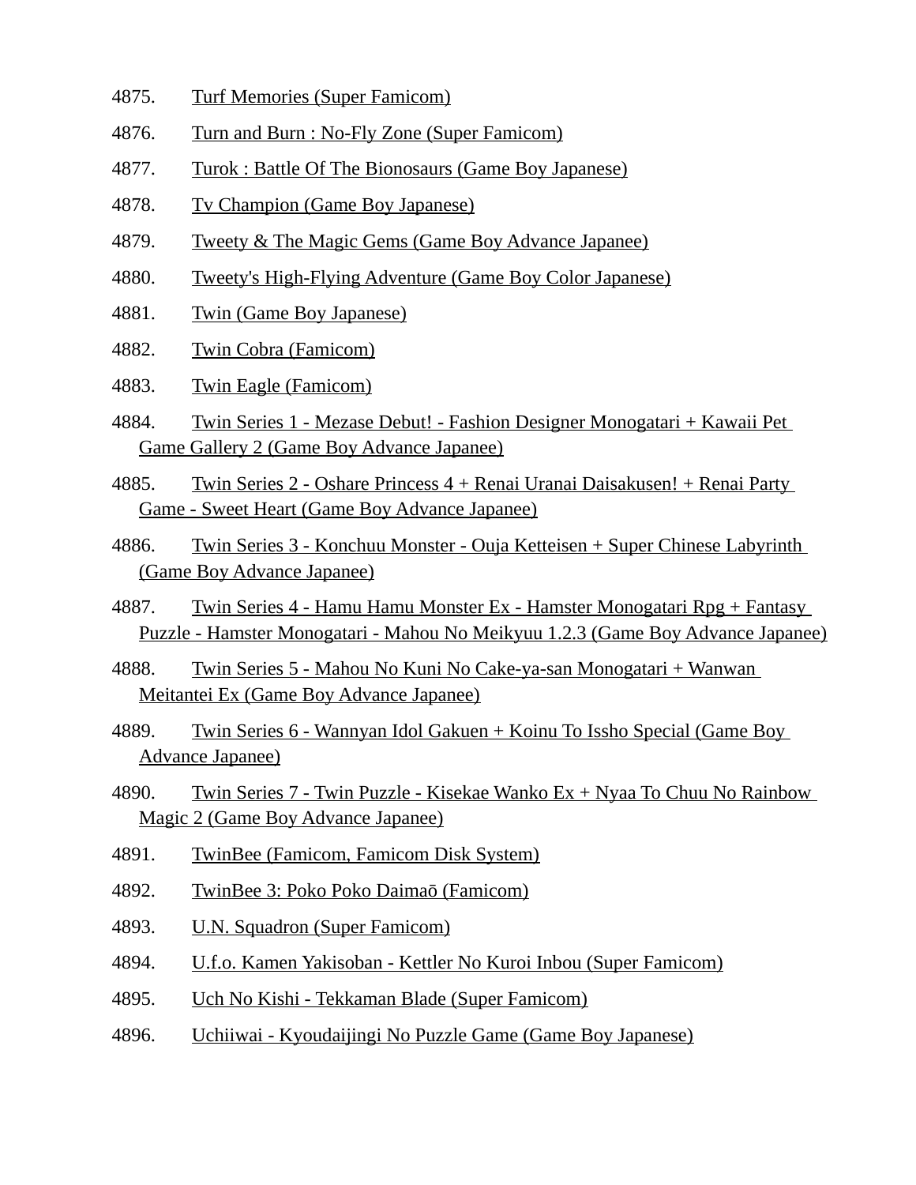4875. Turf Memories (Super Famicom)

4876. Turn and Burn : No-Fly Zone (Super Famicom)

4877. Turok : Battle Of The Bionosaurs (Game Boy Japanese)

4878. Tv Champion (Game Boy Japanese)

4879. Tweety & The Magic Gems (Game Boy Advance Japanee)

4880. Tweety's High-Flying Adventure (Game Boy Color Japanese)

4881. Twin (Game Boy Japanese)

4882. Twin Cobra (Famicom)

4883. Twin Eagle (Famicom)

4884. Twin Series 1 - Mezase Debut! - Fashion Designer Monogatari + Kawaii Pet Game Gallery 2 (Game Boy Advance Japanee)

4885. Twin Series 2 - Oshare Princess 4 + Renai Uranai Daisakusen! + Renai Party Game - Sweet Heart (Game Boy Advance Japanee)

4886. Twin Series 3 - Konchuu Monster - Ouja Ketteisen + Super Chinese Labyrinth (Game Boy Advance Japanee)

4887. Twin Series 4 - Hamu Hamu Monster Ex - Hamster Monogatari Rpg + Fantasy Puzzle - Hamster Monogatari - Mahou No Meikyuu 1.2.3 (Game Boy Advance Japanee)

4888. Twin Series 5 - Mahou No Kuni No Cake-ya-san Monogatari + Wanwan Meitantei Ex (Game Boy Advance Japanee)

4889. Twin Series 6 - Wannyan Idol Gakuen + Koinu To Issho Special (Game Boy Advance Japanee)

4890. Twin Series 7 - Twin Puzzle - Kisekae Wanko Ex + Nyaa To Chuu No Rainbow Magic 2 (Game Boy Advance Japanee)

4891. TwinBee (Famicom, Famicom Disk System)

4892. TwinBee 3: Poko Poko Daimaō (Famicom)

4893. U.N. Squadron (Super Famicom)

4894. U.f.o. Kamen Yakisoban - Kettler No Kuroi Inbou (Super Famicom)

4895. Uch No Kishi - Tekkaman Blade (Super Famicom)

4896. Uchiiwai - Kyoudaijingi No Puzzle Game (Game Boy Japanese)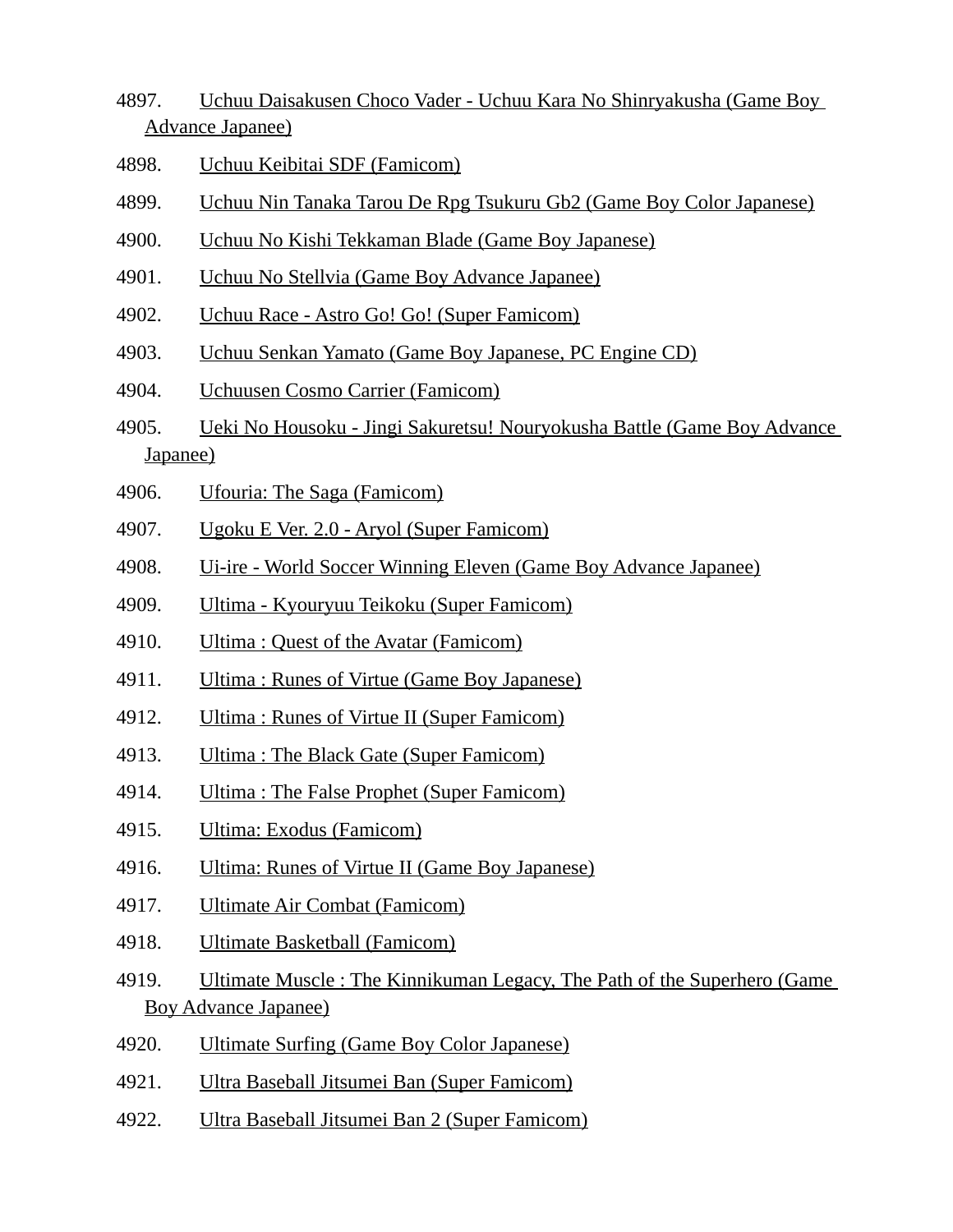4897. Uchuu Daisakusen Choco Vader - Uchuu Kara No Shinryakusha (Game Boy Advance Japanee)

4898. Uchuu Keibitai SDF (Famicom)

4899. Uchuu Nin Tanaka Tarou De Rpg Tsukuru Gb2 (Game Boy Color Japanese)

4900. Uchuu No Kishi Tekkaman Blade (Game Boy Japanese)

4901. Uchuu No Stellvia (Game Boy Advance Japanee)

4902. Uchuu Race - Astro Go! Go! (Super Famicom)

4903. Uchuu Senkan Yamato (Game Boy Japanese, PC Engine CD)

4904. Uchuusen Cosmo Carrier (Famicom)

4905. Ueki No Housoku - Jingi Sakuretsu! Nouryokusha Battle (Game Boy Advance Japanee)

4906. Ufouria: The Saga (Famicom)

4907. Ugoku E Ver. 2.0 - Aryol (Super Famicom)

4908. Ui-ire - World Soccer Winning Eleven (Game Boy Advance Japanee)

4909. Ultima - Kyouryuu Teikoku (Super Famicom)

4910. Ultima : Quest of the Avatar (Famicom)

4911. Ultima : Runes of Virtue (Game Boy Japanese)

4912. Ultima : Runes of Virtue II (Super Famicom)

4913. Ultima : The Black Gate (Super Famicom)

4914. Ultima : The False Prophet (Super Famicom)

4915. Ultima: Exodus (Famicom)

4916. Ultima: Runes of Virtue II (Game Boy Japanese)

4917. Ultimate Air Combat (Famicom)

4918. Ultimate Basketball (Famicom)

4919. Ultimate Muscle : The Kinnikuman Legacy, The Path of the Superhero (Game Boy Advance Japanee)

4920. Ultimate Surfing (Game Boy Color Japanese)

4921. Ultra Baseball Jitsumei Ban (Super Famicom)

4922. Ultra Baseball Jitsumei Ban 2 (Super Famicom)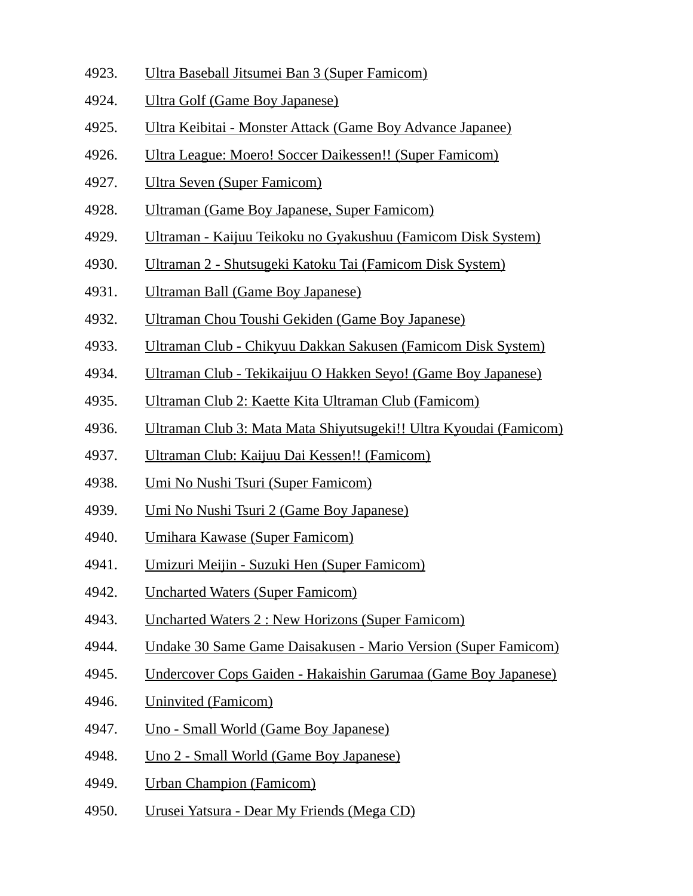4923. Ultra Baseball Jitsumei Ban 3 (Super Famicom)
4924. Ultra Golf (Game Boy Japanese)
4925. Ultra Keibitai - Monster Attack (Game Boy Advance Japanee)
4926. Ultra League: Moero! Soccer Daikessen!! (Super Famicom)
4927. Ultra Seven (Super Famicom)
4928. Ultraman (Game Boy Japanese, Super Famicom)
4929. Ultraman - Kaijuu Teikoku no Gyakushuu (Famicom Disk System)
4930. Ultraman 2 - Shutsugeki Katoku Tai (Famicom Disk System)
4931. Ultraman Ball (Game Boy Japanese)
4932. Ultraman Chou Toushi Gekiden (Game Boy Japanese)
4933. Ultraman Club - Chikyuu Dakkan Sakusen (Famicom Disk System)
4934. Ultraman Club - Tekikaijuu O Hakken Seyo! (Game Boy Japanese)
4935. Ultraman Club 2: Kaette Kita Ultraman Club (Famicom)
4936. Ultraman Club 3: Mata Mata Shiyutsugeki!! Ultra Kyoudai (Famicom)
4937. Ultraman Club: Kaijuu Dai Kessen!! (Famicom)
4938. Umi No Nushi Tsuri (Super Famicom)
4939. Umi No Nushi Tsuri 2 (Game Boy Japanese)
4940. Umihara Kawase (Super Famicom)
4941. Umizuri Meijin - Suzuki Hen (Super Famicom)
4942. Uncharted Waters (Super Famicom)
4943. Uncharted Waters 2 : New Horizons (Super Famicom)
4944. Undake 30 Same Game Daisakusen - Mario Version (Super Famicom)
4945. Undercover Cops Gaiden - Hakaishin Garumaa (Game Boy Japanese)
4946. Uninvited (Famicom)
4947. Uno - Small World (Game Boy Japanese)
4948. Uno 2 - Small World (Game Boy Japanese)
4949. Urban Champion (Famicom)
4950. Urusei Yatsura - Dear My Friends (Mega CD)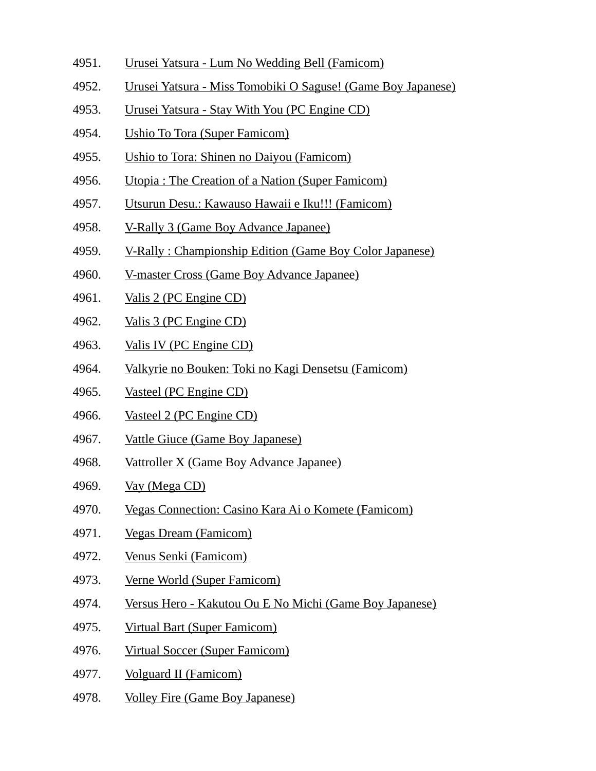4951. Urusei Yatsura - Lum No Wedding Bell (Famicom)
4952. Urusei Yatsura - Miss Tomobiki O Saguse! (Game Boy Japanese)
4953. Urusei Yatsura - Stay With You (PC Engine CD)
4954. Ushio To Tora (Super Famicom)
4955. Ushio to Tora: Shinen no Daiyou (Famicom)
4956. Utopia : The Creation of a Nation (Super Famicom)
4957. Utsurun Desu.: Kawauso Hawaii e Iku!!! (Famicom)
4958. V-Rally 3 (Game Boy Advance Japanee)
4959. V-Rally : Championship Edition (Game Boy Color Japanese)
4960. V-master Cross (Game Boy Advance Japanee)
4961. Valis 2 (PC Engine CD)
4962. Valis 3 (PC Engine CD)
4963. Valis IV (PC Engine CD)
4964. Valkyrie no Bouken: Toki no Kagi Densetsu (Famicom)
4965. Vasteel (PC Engine CD)
4966. Vasteel 2 (PC Engine CD)
4967. Vattle Giuce (Game Boy Japanese)
4968. Vattroller X (Game Boy Advance Japanee)
4969. Vay (Mega CD)
4970. Vegas Connection: Casino Kara Ai o Komete (Famicom)
4971. Vegas Dream (Famicom)
4972. Venus Senki (Famicom)
4973. Verne World (Super Famicom)
4974. Versus Hero - Kakutou Ou E No Michi (Game Boy Japanese)
4975. Virtual Bart (Super Famicom)
4976. Virtual Soccer (Super Famicom)
4977. Volguard II (Famicom)
4978. Volley Fire (Game Boy Japanese)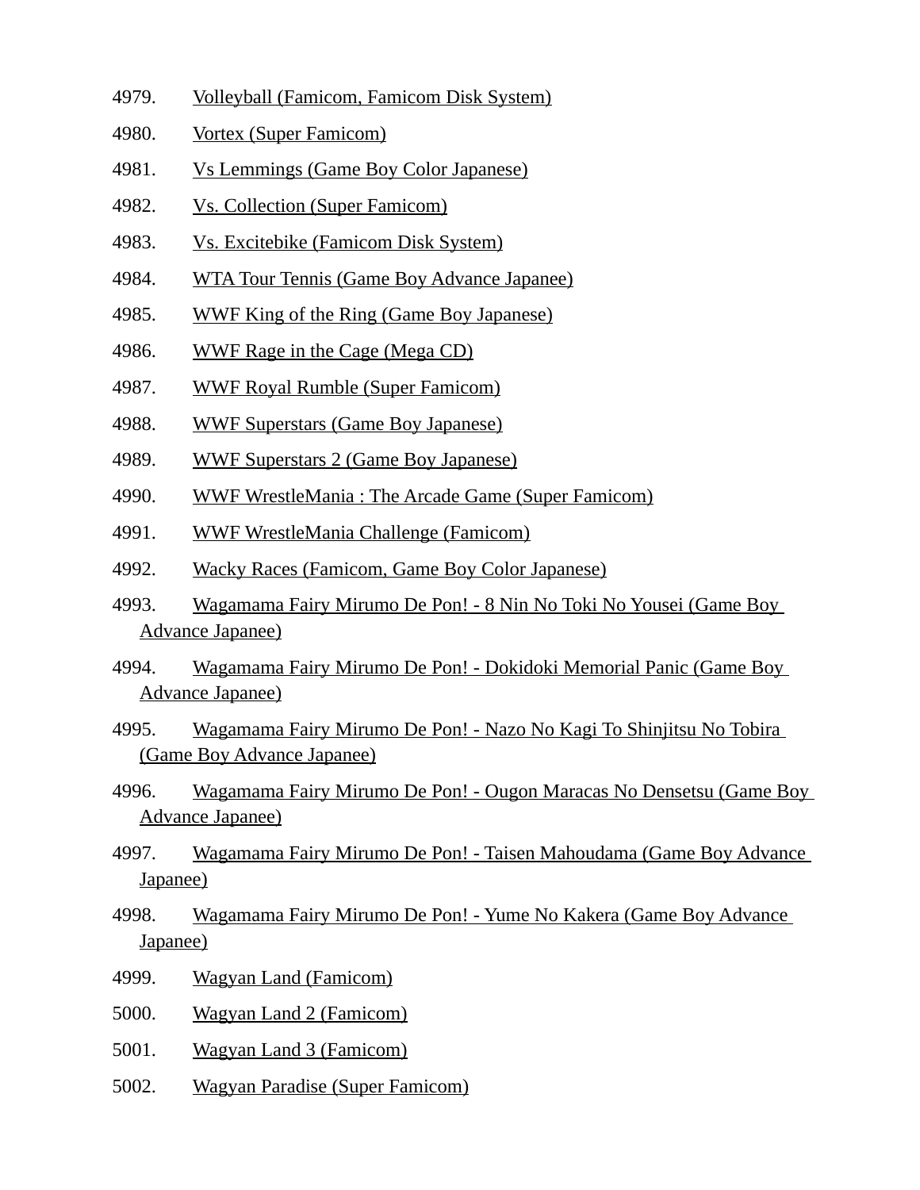4979. Volleyball (Famicom, Famicom Disk System)

4980. Vortex (Super Famicom)

4981. Vs Lemmings (Game Boy Color Japanese)

4982. Vs. Collection (Super Famicom)

4983. Vs. Excitebike (Famicom Disk System)

4984. WTA Tour Tennis (Game Boy Advance Japanee)

4985. WWF King of the Ring (Game Boy Japanese)

4986. WWF Rage in the Cage (Mega CD)

4987. WWF Royal Rumble (Super Famicom)

4988. WWF Superstars (Game Boy Japanese)

4989. WWF Superstars 2 (Game Boy Japanese)

4990. WWF WrestleMania : The Arcade Game (Super Famicom)

4991. WWF WrestleMania Challenge (Famicom)

4992. Wacky Races (Famicom, Game Boy Color Japanese)

4993. Wagamama Fairy Mirumo De Pon! - 8 Nin No Toki No Yousei (Game Boy Advance Japanee)

4994. Wagamama Fairy Mirumo De Pon! - Dokidoki Memorial Panic (Game Boy Advance Japanee)

4995. Wagamama Fairy Mirumo De Pon! - Nazo No Kagi To Shinjitsu No Tobira (Game Boy Advance Japanee)

4996. Wagamama Fairy Mirumo De Pon! - Ougon Maracas No Densetsu (Game Boy Advance Japanee)

4997. Wagamama Fairy Mirumo De Pon! - Taisen Mahoudama (Game Boy Advance Japanee)

4998. Wagamama Fairy Mirumo De Pon! - Yume No Kakera (Game Boy Advance Japanee)

4999. Wagyan Land (Famicom)

5000. Wagyan Land 2 (Famicom)

5001. Wagyan Land 3 (Famicom)

5002. Wagyan Paradise (Super Famicom)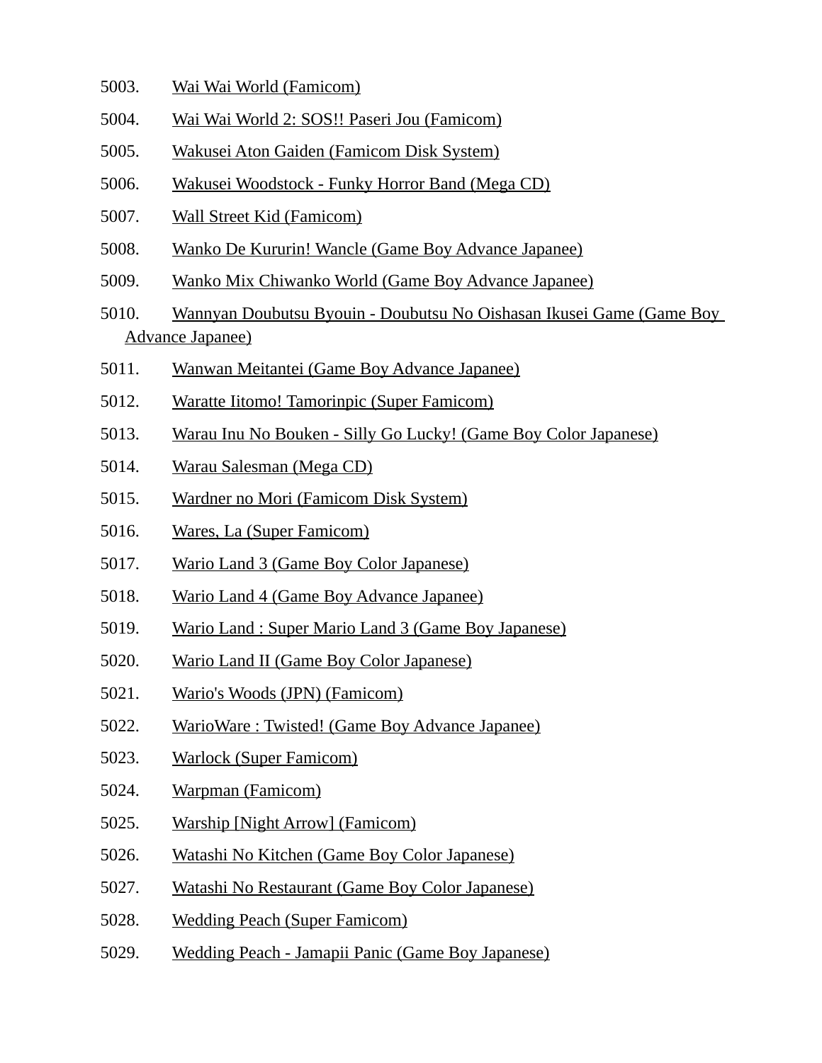5003. Wai Wai World (Famicom)

5004. Wai Wai World 2: SOS!! Paseri Jou (Famicom)

5005. Wakusei Aton Gaiden (Famicom Disk System)

5006. Wakusei Woodstock - Funky Horror Band (Mega CD)

5007. Wall Street Kid (Famicom)

5008. Wanko De Kururin! Wancle (Game Boy Advance Japanee)

5009. Wanko Mix Chiwanko World (Game Boy Advance Japanee)

5010. Wannyan Doubutsu Byouin - Doubutsu No Oishasan Ikusei Game (Game Boy Advance Japanee)

5011. Wanwan Meitantei (Game Boy Advance Japanee)

5012. Waratte Iitomo! Tamorinpic (Super Famicom)

5013. Warau Inu No Bouken - Silly Go Lucky! (Game Boy Color Japanese)

5014. Warau Salesman (Mega CD)

5015. Wardner no Mori (Famicom Disk System)

5016. Wares, La (Super Famicom)

5017. Wario Land 3 (Game Boy Color Japanese)

5018. Wario Land 4 (Game Boy Advance Japanee)

5019. Wario Land : Super Mario Land 3 (Game Boy Japanese)

5020. Wario Land II (Game Boy Color Japanese)

5021. Wario's Woods (JPN) (Famicom)

5022. WarioWare : Twisted! (Game Boy Advance Japanee)

5023. Warlock (Super Famicom)

5024. Warpman (Famicom)

5025. Warship [Night Arrow] (Famicom)

5026. Watashi No Kitchen (Game Boy Color Japanese)

5027. Watashi No Restaurant (Game Boy Color Japanese)

5028. Wedding Peach (Super Famicom)

5029. Wedding Peach - Jamapii Panic (Game Boy Japanese)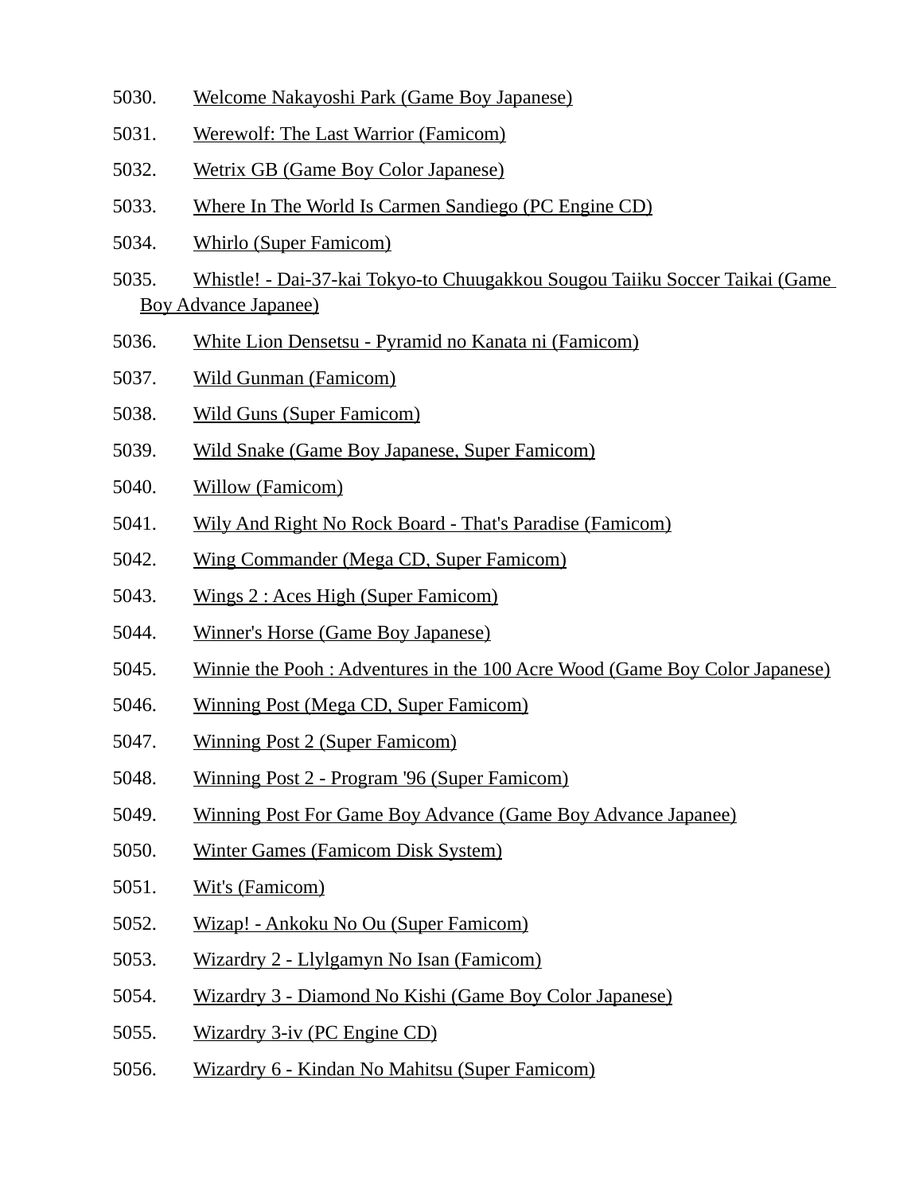5030. Welcome Nakayoshi Park (Game Boy Japanese)
5031. Werewolf: The Last Warrior (Famicom)
5032. Wetrix GB (Game Boy Color Japanese)
5033. Where In The World Is Carmen Sandiego (PC Engine CD)
5034. Whirlo (Super Famicom)
5035. Whistle! - Dai-37-kai Tokyo-to Chuugakkou Sougou Taiiku Soccer Taikai (Game Boy Advance Japanee)
5036. White Lion Densetsu - Pyramid no Kanata ni (Famicom)
5037. Wild Gunman (Famicom)
5038. Wild Guns (Super Famicom)
5039. Wild Snake (Game Boy Japanese, Super Famicom)
5040. Willow (Famicom)
5041. Wily And Right No Rock Board - That's Paradise (Famicom)
5042. Wing Commander (Mega CD, Super Famicom)
5043. Wings 2 : Aces High (Super Famicom)
5044. Winner's Horse (Game Boy Japanese)
5045. Winnie the Pooh : Adventures in the 100 Acre Wood (Game Boy Color Japanese)
5046. Winning Post (Mega CD, Super Famicom)
5047. Winning Post 2 (Super Famicom)
5048. Winning Post 2 - Program '96 (Super Famicom)
5049. Winning Post For Game Boy Advance (Game Boy Advance Japanee)
5050. Winter Games (Famicom Disk System)
5051. Wit's (Famicom)
5052. Wizap! - Ankoku No Ou (Super Famicom)
5053. Wizardry 2 - Llylgamyn No Isan (Famicom)
5054. Wizardry 3 - Diamond No Kishi (Game Boy Color Japanese)
5055. Wizardry 3-iv (PC Engine CD)
5056. Wizardry 6 - Kindan No Mahitsu (Super Famicom)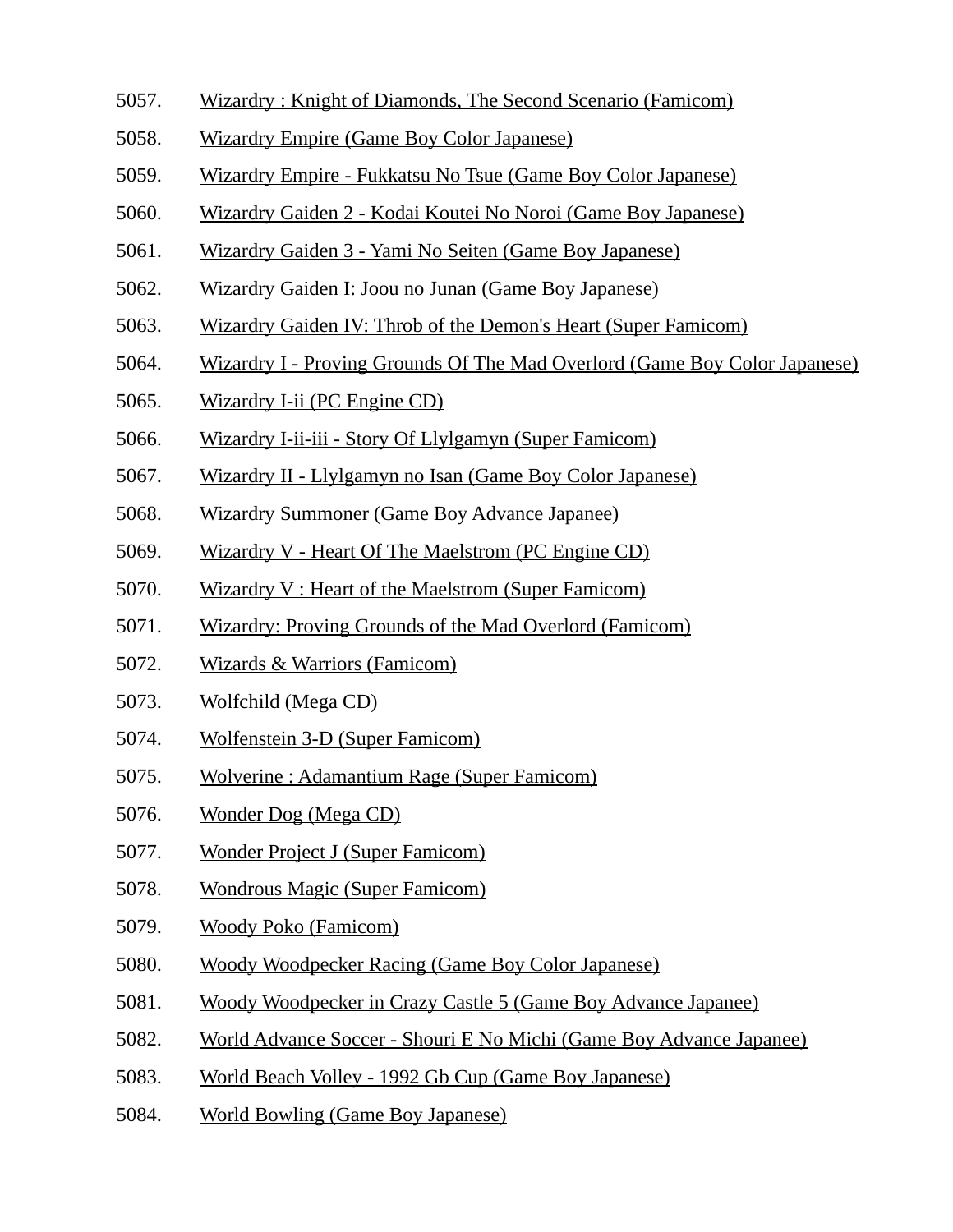5057. Wizardry : Knight of Diamonds, The Second Scenario (Famicom)
5058. Wizardry Empire (Game Boy Color Japanese)
5059. Wizardry Empire - Fukkatsu No Tsue (Game Boy Color Japanese)
5060. Wizardry Gaiden 2 - Kodai Koutei No Noroi (Game Boy Japanese)
5061. Wizardry Gaiden 3 - Yami No Seiten (Game Boy Japanese)
5062. Wizardry Gaiden I: Joou no Junan (Game Boy Japanese)
5063. Wizardry Gaiden IV: Throb of the Demon's Heart (Super Famicom)
5064. Wizardry I - Proving Grounds Of The Mad Overlord (Game Boy Color Japanese)
5065. Wizardry I-ii (PC Engine CD)
5066. Wizardry I-ii-iii - Story Of Llylgamyn (Super Famicom)
5067. Wizardry II - Llylgamyn no Isan (Game Boy Color Japanese)
5068. Wizardry Summoner (Game Boy Advance Japanee)
5069. Wizardry V - Heart Of The Maelstrom (PC Engine CD)
5070. Wizardry V : Heart of the Maelstrom (Super Famicom)
5071. Wizardry: Proving Grounds of the Mad Overlord (Famicom)
5072. Wizards & Warriors (Famicom)
5073. Wolfchild (Mega CD)
5074. Wolfenstein 3-D (Super Famicom)
5075. Wolverine : Adamantium Rage (Super Famicom)
5076. Wonder Dog (Mega CD)
5077. Wonder Project J (Super Famicom)
5078. Wondrous Magic (Super Famicom)
5079. Woody Poko (Famicom)
5080. Woody Woodpecker Racing (Game Boy Color Japanese)
5081. Woody Woodpecker in Crazy Castle 5 (Game Boy Advance Japanee)
5082. World Advance Soccer - Shouri E No Michi (Game Boy Advance Japanee)
5083. World Beach Volley - 1992 Gb Cup (Game Boy Japanese)
5084. World Bowling (Game Boy Japanese)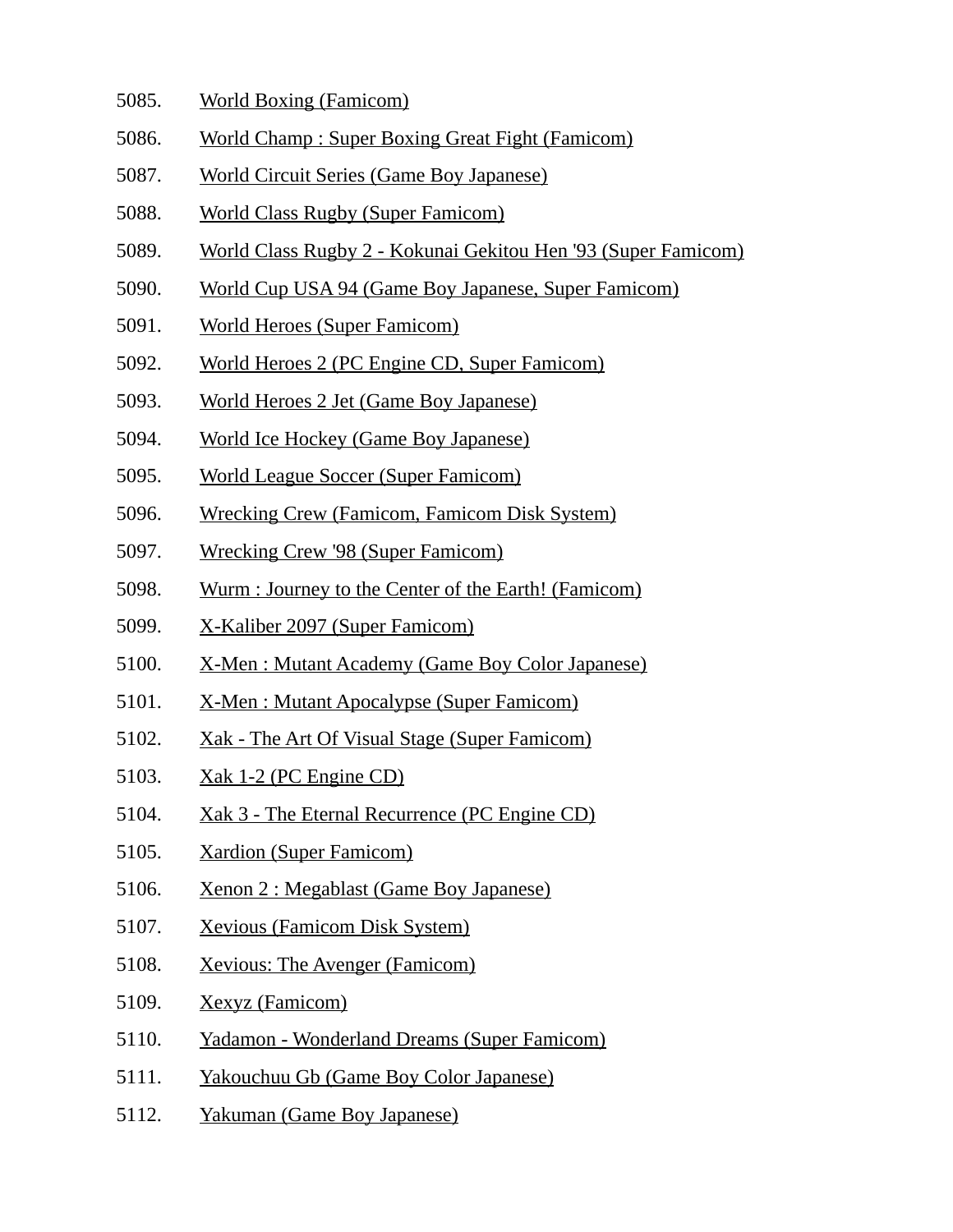5085. World Boxing (Famicom)
5086. World Champ : Super Boxing Great Fight (Famicom)
5087. World Circuit Series (Game Boy Japanese)
5088. World Class Rugby (Super Famicom)
5089. World Class Rugby 2 - Kokunai Gekitou Hen '93 (Super Famicom)
5090. World Cup USA 94 (Game Boy Japanese, Super Famicom)
5091. World Heroes (Super Famicom)
5092. World Heroes 2 (PC Engine CD, Super Famicom)
5093. World Heroes 2 Jet (Game Boy Japanese)
5094. World Ice Hockey (Game Boy Japanese)
5095. World League Soccer (Super Famicom)
5096. Wrecking Crew (Famicom, Famicom Disk System)
5097. Wrecking Crew '98 (Super Famicom)
5098. Wurm : Journey to the Center of the Earth! (Famicom)
5099. X-Kaliber 2097 (Super Famicom)
5100. X-Men : Mutant Academy (Game Boy Color Japanese)
5101. X-Men : Mutant Apocalypse (Super Famicom)
5102. Xak - The Art Of Visual Stage (Super Famicom)
5103. Xak 1-2 (PC Engine CD)
5104. Xak 3 - The Eternal Recurrence (PC Engine CD)
5105. Xardion (Super Famicom)
5106. Xenon 2 : Megablast (Game Boy Japanese)
5107. Xevious (Famicom Disk System)
5108. Xevious: The Avenger (Famicom)
5109. Xexyz (Famicom)
5110. Yadamon - Wonderland Dreams (Super Famicom)
5111. Yakouchuu Gb (Game Boy Color Japanese)
5112. Yakuman (Game Boy Japanese)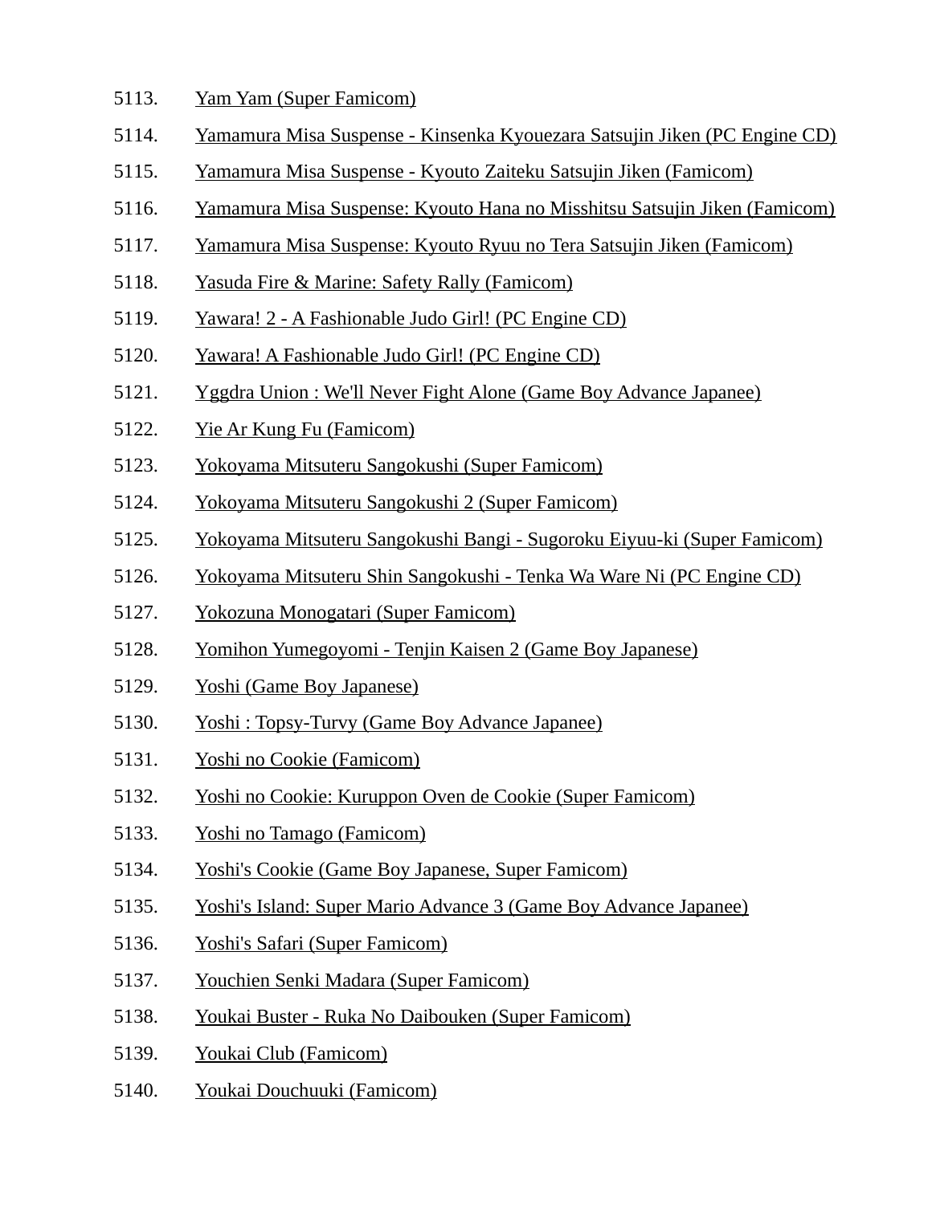5113. Yam Yam (Super Famicom)
5114. Yamamura Misa Suspense - Kinsenka Kyouezara Satsujin Jiken (PC Engine CD)
5115. Yamamura Misa Suspense - Kyouto Zaiteku Satsujin Jiken (Famicom)
5116. Yamamura Misa Suspense: Kyouto Hana no Misshitsu Satsujin Jiken (Famicom)
5117. Yamamura Misa Suspense: Kyouto Ryuu no Tera Satsujin Jiken (Famicom)
5118. Yasuda Fire & Marine: Safety Rally (Famicom)
5119. Yawara! 2 - A Fashionable Judo Girl! (PC Engine CD)
5120. Yawara! A Fashionable Judo Girl! (PC Engine CD)
5121. Yggdra Union : We'll Never Fight Alone (Game Boy Advance Japanee)
5122. Yie Ar Kung Fu (Famicom)
5123. Yokoyama Mitsuteru Sangokushi (Super Famicom)
5124. Yokoyama Mitsuteru Sangokushi 2 (Super Famicom)
5125. Yokoyama Mitsuteru Sangokushi Bangi - Sugoroku Eiyuu-ki (Super Famicom)
5126. Yokoyama Mitsuteru Shin Sangokushi - Tenka Wa Ware Ni (PC Engine CD)
5127. Yokozuna Monogatari (Super Famicom)
5128. Yomihon Yumegoyomi - Tenjin Kaisen 2 (Game Boy Japanese)
5129. Yoshi (Game Boy Japanese)
5130. Yoshi : Topsy-Turvy (Game Boy Advance Japanee)
5131. Yoshi no Cookie (Famicom)
5132. Yoshi no Cookie: Kuruppon Oven de Cookie (Super Famicom)
5133. Yoshi no Tamago (Famicom)
5134. Yoshi's Cookie (Game Boy Japanese, Super Famicom)
5135. Yoshi's Island: Super Mario Advance 3 (Game Boy Advance Japanee)
5136. Yoshi's Safari (Super Famicom)
5137. Youchien Senki Madara (Super Famicom)
5138. Youkai Buster - Ruka No Daibouken (Super Famicom)
5139. Youkai Club (Famicom)
5140. Youkai Douchuuki (Famicom)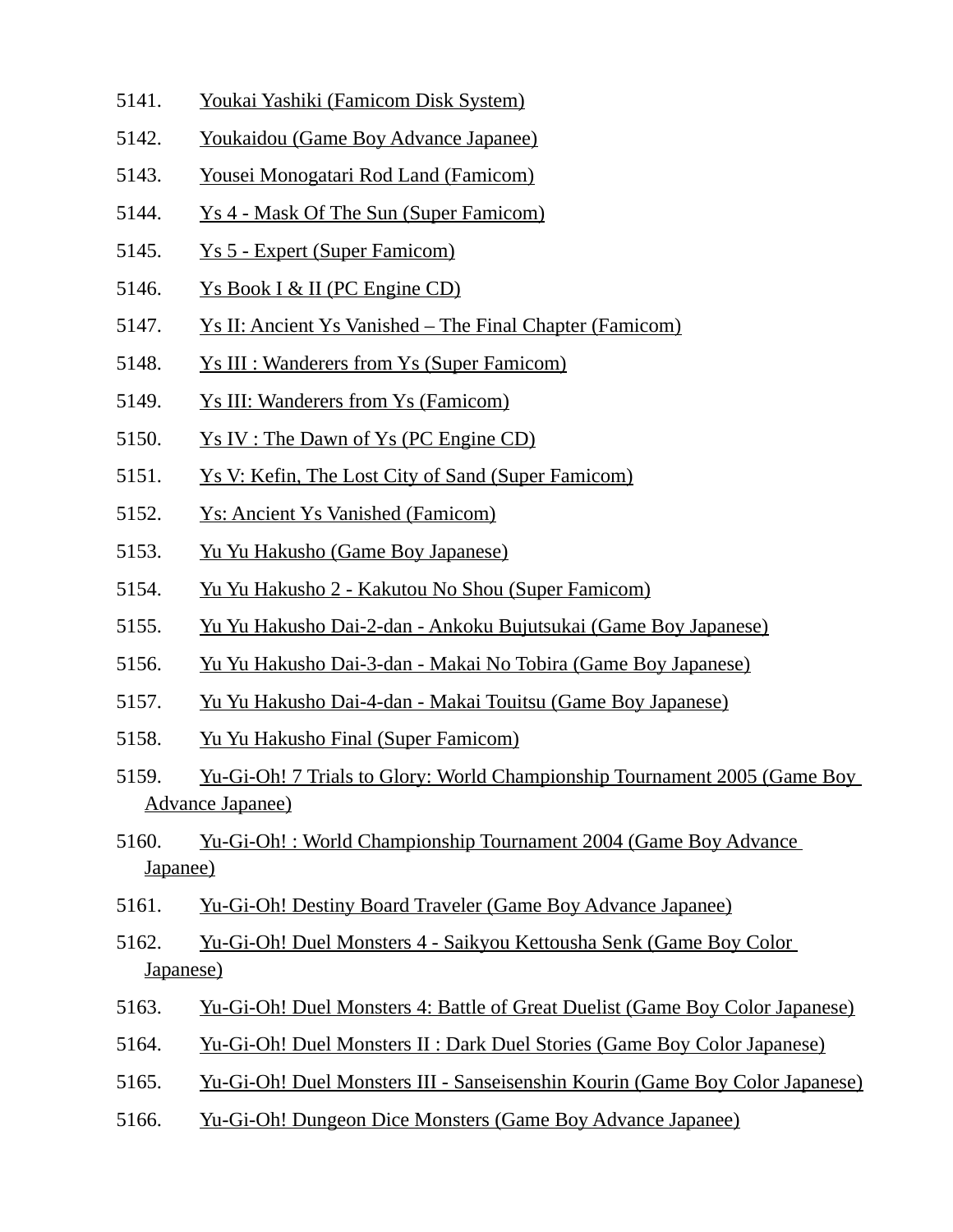5141. Youkai Yashiki (Famicom Disk System)

5142. Youkaidou (Game Boy Advance Japanee)

5143. Yousei Monogatari Rod Land (Famicom)

5144. Ys 4 - Mask Of The Sun (Super Famicom)

5145. Ys 5 - Expert (Super Famicom)

5146. Ys Book I & II (PC Engine CD)

5147. Ys II: Ancient Ys Vanished – The Final Chapter (Famicom)

5148. Ys III : Wanderers from Ys (Super Famicom)

5149. Ys III: Wanderers from Ys (Famicom)

5150. Ys IV : The Dawn of Ys (PC Engine CD)

5151. Ys V: Kefin, The Lost City of Sand (Super Famicom)

5152. Ys: Ancient Ys Vanished (Famicom)

5153. Yu Yu Hakusho (Game Boy Japanese)

5154. Yu Yu Hakusho 2 - Kakutou No Shou (Super Famicom)

5155. Yu Yu Hakusho Dai-2-dan - Ankoku Bujutsukai (Game Boy Japanese)

5156. Yu Yu Hakusho Dai-3-dan - Makai No Tobira (Game Boy Japanese)

5157. Yu Yu Hakusho Dai-4-dan - Makai Touitsu (Game Boy Japanese)

5158. Yu Yu Hakusho Final (Super Famicom)

5159. Yu-Gi-Oh! 7 Trials to Glory: World Championship Tournament 2005 (Game Boy Advance Japanee)

5160. Yu-Gi-Oh! : World Championship Tournament 2004 (Game Boy Advance Japanee)

5161. Yu-Gi-Oh! Destiny Board Traveler (Game Boy Advance Japanee)

5162. Yu-Gi-Oh! Duel Monsters 4 - Saikyou Kettousha Senk (Game Boy Color Japanese)

5163. Yu-Gi-Oh! Duel Monsters 4: Battle of Great Duelist (Game Boy Color Japanese)

5164. Yu-Gi-Oh! Duel Monsters II : Dark Duel Stories (Game Boy Color Japanese)

5165. Yu-Gi-Oh! Duel Monsters III - Sanseisenshin Kourin (Game Boy Color Japanese)

5166. Yu-Gi-Oh! Dungeon Dice Monsters (Game Boy Advance Japanee)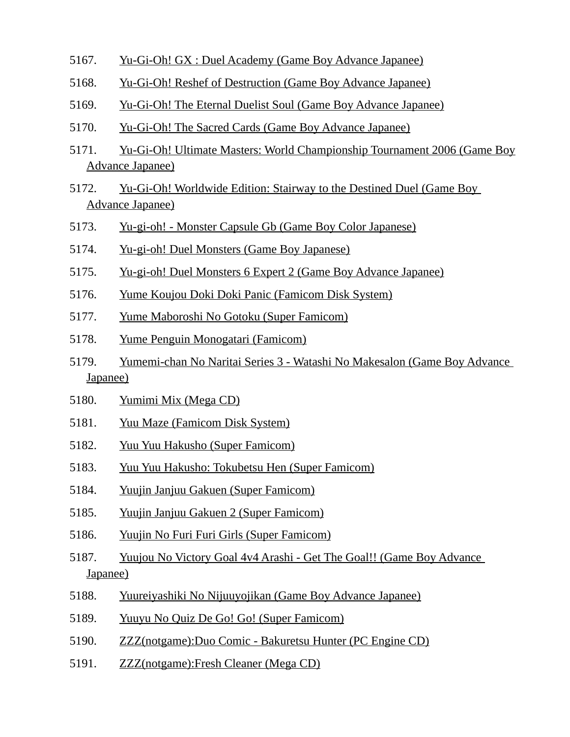5167. Yu-Gi-Oh! GX : Duel Academy (Game Boy Advance Japanee)

5168. Yu-Gi-Oh! Reshef of Destruction (Game Boy Advance Japanee)

5169. Yu-Gi-Oh! The Eternal Duelist Soul (Game Boy Advance Japanee)

5170. Yu-Gi-Oh! The Sacred Cards (Game Boy Advance Japanee)

5171. Yu-Gi-Oh! Ultimate Masters: World Championship Tournament 2006 (Game Boy Advance Japanee)

5172. Yu-Gi-Oh! Worldwide Edition: Stairway to the Destined Duel (Game Boy Advance Japanee)

5173. Yu-gi-oh! - Monster Capsule Gb (Game Boy Color Japanese)

5174. Yu-gi-oh! Duel Monsters (Game Boy Japanese)

5175. Yu-gi-oh! Duel Monsters 6 Expert 2 (Game Boy Advance Japanee)

5176. Yume Koujou Doki Doki Panic (Famicom Disk System)

5177. Yume Maboroshi No Gotoku (Super Famicom)

5178. Yume Penguin Monogatari (Famicom)

5179. Yumemi-chan No Naritai Series 3 - Watashi No Makesalon (Game Boy Advance Japanee)

5180. Yumimi Mix (Mega CD)

5181. Yuu Maze (Famicom Disk System)

5182. Yuu Yuu Hakusho (Super Famicom)

5183. Yuu Yuu Hakusho: Tokubetsu Hen (Super Famicom)

5184. Yuujin Janjuu Gakuen (Super Famicom)

5185. Yuujin Janjuu Gakuen 2 (Super Famicom)

5186. Yuujin No Furi Furi Girls (Super Famicom)

5187. Yuujou No Victory Goal 4v4 Arashi - Get The Goal!! (Game Boy Advance Japanee)

5188. Yuureiyashiki No Nijuuyojikan (Game Boy Advance Japanee)

5189. Yuuyu No Quiz De Go! Go! (Super Famicom)

5190. ZZZ(notgame):Duo Comic - Bakuretsu Hunter (PC Engine CD)

5191. ZZZ(notgame):Fresh Cleaner (Mega CD)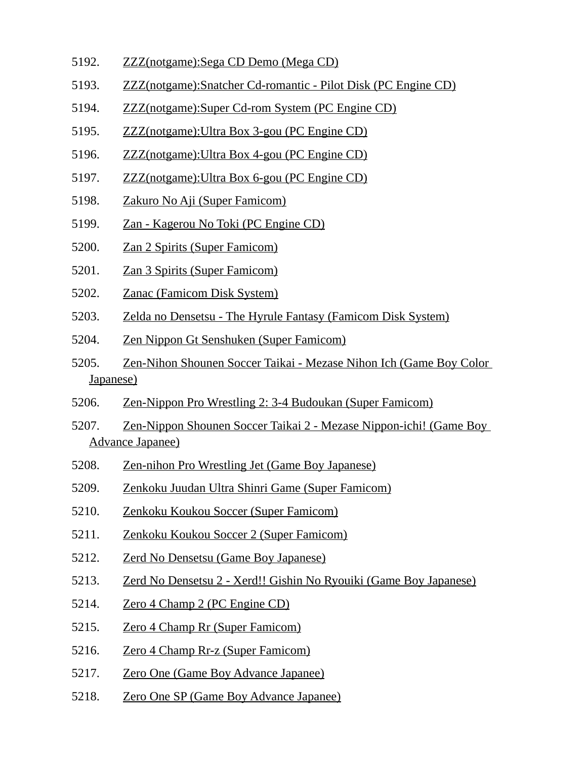5192. ZZZ(notgame):Sega CD Demo (Mega CD)

5193. ZZZ(notgame):Snatcher Cd-romantic - Pilot Disk (PC Engine CD)

5194. ZZZ(notgame):Super Cd-rom System (PC Engine CD)

5195. ZZZ(notgame):Ultra Box 3-gou (PC Engine CD)

5196. ZZZ(notgame):Ultra Box 4-gou (PC Engine CD)

5197. ZZZ(notgame):Ultra Box 6-gou (PC Engine CD)

5198. Zakuro No Aji (Super Famicom)

5199. Zan - Kagerou No Toki (PC Engine CD)

5200. Zan 2 Spirits (Super Famicom)

5201. Zan 3 Spirits (Super Famicom)

5202. Zanac (Famicom Disk System)

5203. Zelda no Densetsu - The Hyrule Fantasy (Famicom Disk System)

5204. Zen Nippon Gt Senshuken (Super Famicom)

5205. Zen-Nihon Shounen Soccer Taikai - Mezase Nihon Ich (Game Boy Color Japanese)

5206. Zen-Nippon Pro Wrestling 2: 3-4 Budoukan (Super Famicom)

5207. Zen-Nippon Shounen Soccer Taikai 2 - Mezase Nippon-ichi! (Game Boy Advance Japanee)

5208. Zen-nihon Pro Wrestling Jet (Game Boy Japanese)

5209. Zenkoku Juudan Ultra Shinri Game (Super Famicom)

5210. Zenkoku Koukou Soccer (Super Famicom)

5211. Zenkoku Koukou Soccer 2 (Super Famicom)

5212. Zerd No Densetsu (Game Boy Japanese)

5213. Zerd No Densetsu 2 - Xerd!! Gishin No Ryouiki (Game Boy Japanese)

5214. Zero 4 Champ 2 (PC Engine CD)

5215. Zero 4 Champ Rr (Super Famicom)

5216. Zero 4 Champ Rr-z (Super Famicom)

5217. Zero One (Game Boy Advance Japanee)

5218. Zero One SP (Game Boy Advance Japanee)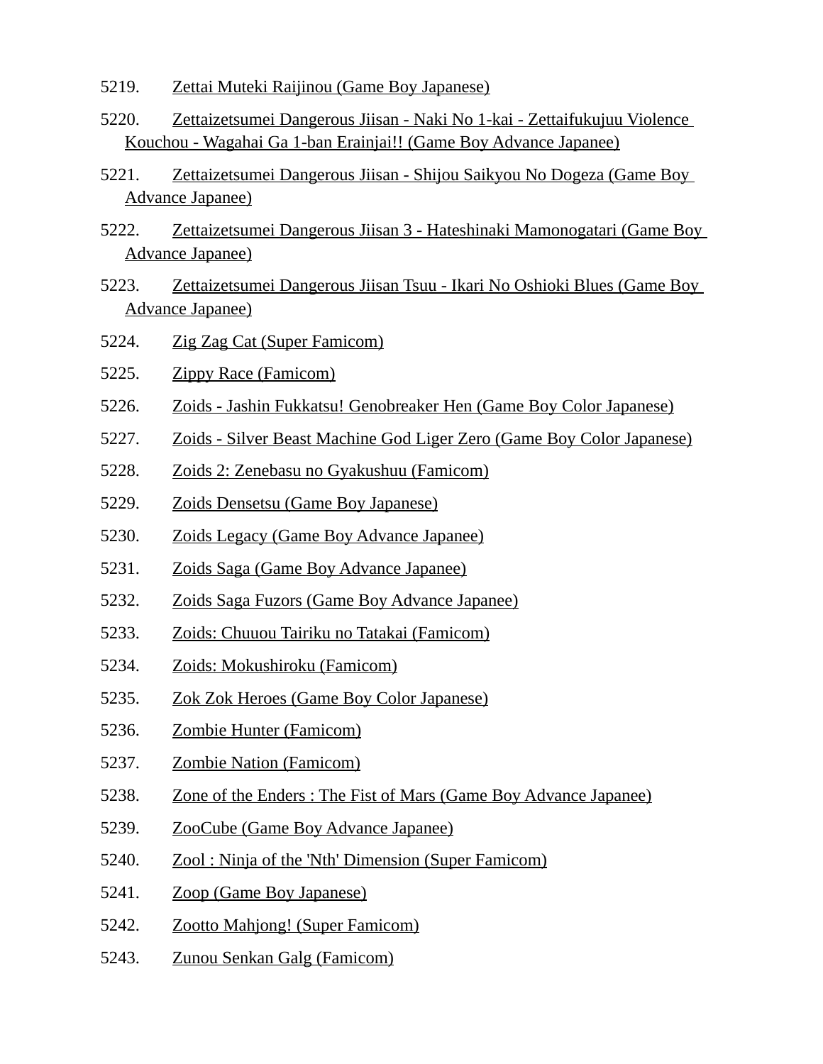5219. Zettai Muteki Raijinou (Game Boy Japanese)

5220. Zettaizetsumei Dangerous Jiisan - Naki No 1-kai - Zettaifukujuu Violence Kouchou - Wagahai Ga 1-ban Erainjai!! (Game Boy Advance Japanee)

5221. Zettaizetsumei Dangerous Jiisan - Shijou Saikyou No Dogeza (Game Boy Advance Japanee)

5222. Zettaizetsumei Dangerous Jiisan 3 - Hateshinaki Mamonogatari (Game Boy Advance Japanee)

5223. Zettaizetsumei Dangerous Jiisan Tsuu - Ikari No Oshioki Blues (Game Boy Advance Japanee)

5224. Zig Zag Cat (Super Famicom)

5225. Zippy Race (Famicom)

5226. Zoids - Jashin Fukkatsu! Genobreaker Hen (Game Boy Color Japanese)

5227. Zoids - Silver Beast Machine God Liger Zero (Game Boy Color Japanese)

5228. Zoids 2: Zenebasu no Gyakushuu (Famicom)

5229. Zoids Densetsu (Game Boy Japanese)

5230. Zoids Legacy (Game Boy Advance Japanee)

5231. Zoids Saga (Game Boy Advance Japanee)

5232. Zoids Saga Fuzors (Game Boy Advance Japanee)

5233. Zoids: Chuuou Tairiku no Tatakai (Famicom)

5234. Zoids: Mokushiroku (Famicom)

5235. Zok Zok Heroes (Game Boy Color Japanese)

5236. Zombie Hunter (Famicom)

5237. Zombie Nation (Famicom)

5238. Zone of the Enders : The Fist of Mars (Game Boy Advance Japanee)

5239. ZooCube (Game Boy Advance Japanee)

5240. Zool : Ninja of the 'Nth' Dimension (Super Famicom)

5241. Zoop (Game Boy Japanese)

5242. Zootto Mahjong! (Super Famicom)

5243. Zunou Senkan Galg (Famicom)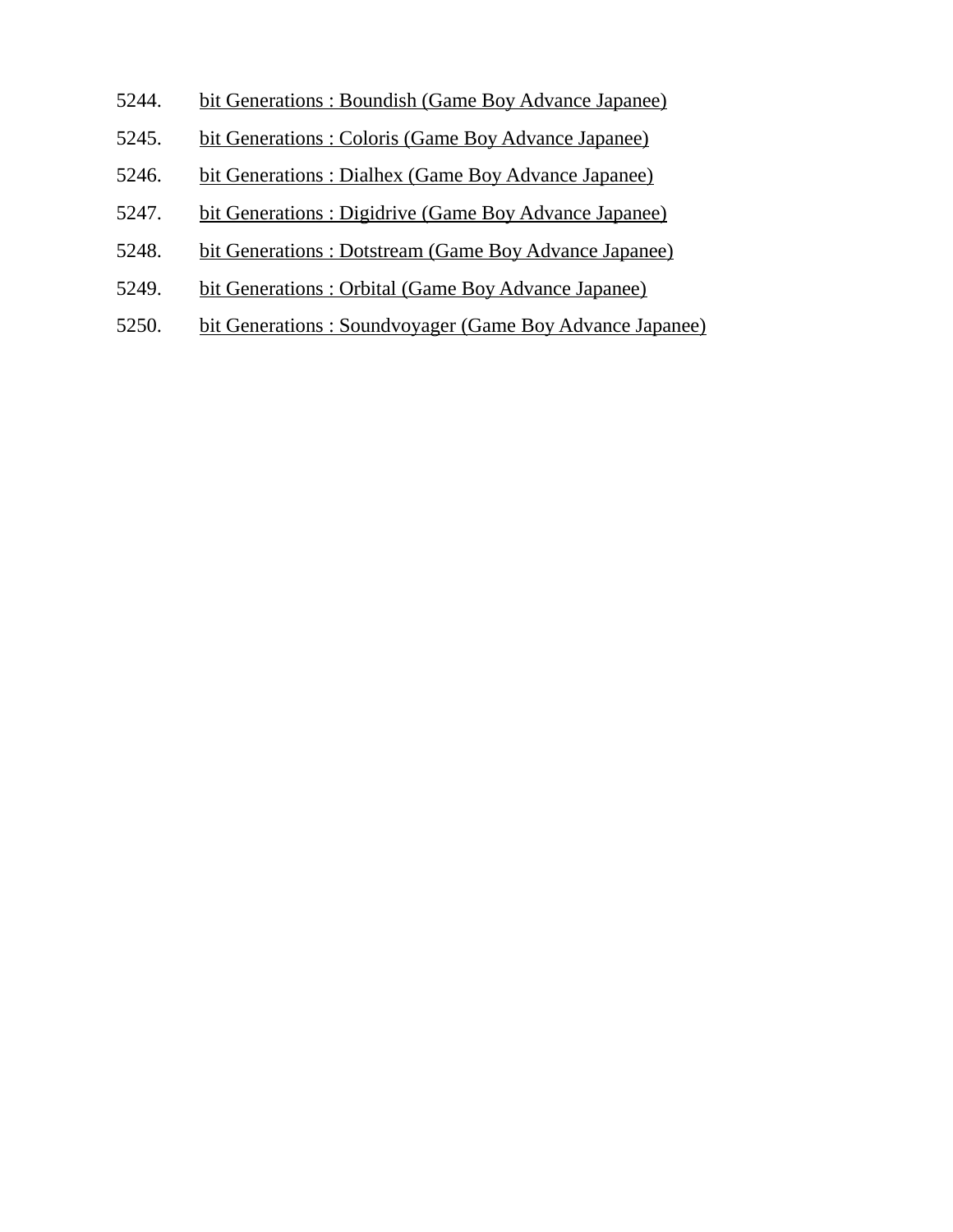5244. bit Generations : Boundish (Game Boy Advance Japanee)

5245. bit Generations : Coloris (Game Boy Advance Japanee)

5246. bit Generations : Dialhex (Game Boy Advance Japanee)

5247. bit Generations : Digidrive (Game Boy Advance Japanee)

5248. bit Generations : Dotstream (Game Boy Advance Japanee)

5249. bit Generations : Orbital (Game Boy Advance Japanee)

5250. bit Generations : Soundvoyager (Game Boy Advance Japanee)